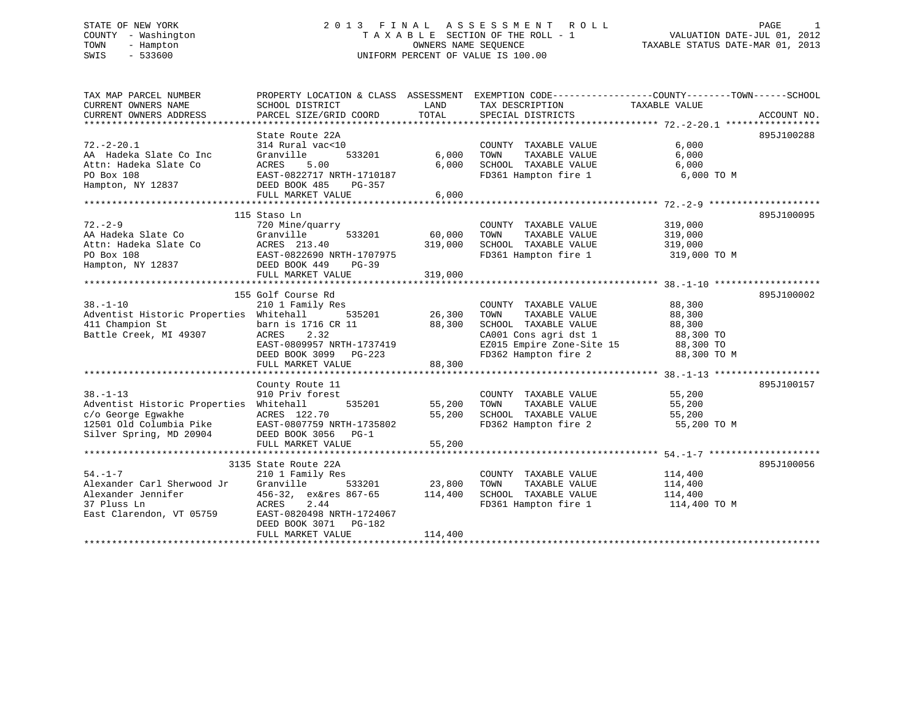STATE OF NEW YORK
COUNTY - Washington
TOWN - Hampton
SWIS - 533600

# 2013 FINAL ASSESSMENT ROLL

TAXABLE SECTION OF THE ROLL - 1
OWNERS NAME SEQUENCE
UNIFORM PERCENT OF VALUE IS 100.00

VALUATION DATE-JUL 01, 2012
TAXABLE STATUS DATE-MAR 01, 2013

| TAX MAP PARCEL NUMBER / CURRENT OWNERS NAME / CURRENT OWNERS ADDRESS | PROPERTY LOCATION & CLASS / SCHOOL DISTRICT / PARCEL SIZE/GRID COORD | ASSESSMENT LAND | TOTAL | EXEMPTION CODE / TAX DESCRIPTION / SPECIAL DISTRICTS | TAXABLE VALUE (COUNTY / TOWN / SCHOOL) | ACCOUNT NO. |
|---|---|---|---|---|---|---|
| 72.-2-20.1 | State Route 22A | | | | | 895J100288 |
| | 314 Rural vac<10 | | | COUNTY TAXABLE VALUE | 6,000 | |
| AA Hadeka Slate Co Inc | Granville 533201 | 6,000 | | TOWN TAXABLE VALUE | 6,000 | |
| Attn: Hadeka Slate Co | ACRES 5.00 | | 6,000 | SCHOOL TAXABLE VALUE | 6,000 | |
| PO Box 108 | EAST-0822717 NRTH-1710187 | | | FD361 Hampton fire 1 | 6,000 TO M | |
| Hampton, NY 12837 | DEED BOOK 485 PG-357 | | | | | |
| | FULL MARKET VALUE | | 6,000 | | | |
| 72.-2-9 | 115 Staso Ln | | | | | 895J100095 |
| | 720 Mine/quarry | | | COUNTY TAXABLE VALUE | 319,000 | |
| AA Hadeka Slate Co | Granville 533201 | 60,000 | | TOWN TAXABLE VALUE | 319,000 | |
| Attn: Hadeka Slate Co | ACRES 213.40 | | 319,000 | SCHOOL TAXABLE VALUE | 319,000 | |
| PO Box 108 | EAST-0822690 NRTH-1707975 | | | FD361 Hampton fire 1 | 319,000 TO M | |
| Hampton, NY 12837 | DEED BOOK 449 PG-39 | | | | | |
| | FULL MARKET VALUE | | 319,000 | | | |
| 38.-1-10 | 155 Golf Course Rd | | | | | 895J100002 |
| | 210 1 Family Res | | | COUNTY TAXABLE VALUE | 88,300 | |
| Adventist Historic Properties | Whitehall 535201 | 26,300 | | TOWN TAXABLE VALUE | 88,300 | |
| 411 Champion St | barn is 1716 CR 11 | | 88,300 | SCHOOL TAXABLE VALUE | 88,300 | |
| Battle Creek, MI 49307 | ACRES 2.32 | | | CA001 Cons agri dst 1 | 88,300 TO | |
| | EAST-0809957 NRTH-1737419 | | | EZ015 Empire Zone-Site 15 | 88,300 TO | |
| | DEED BOOK 3099 PG-223 | | | FD362 Hampton fire 2 | 88,300 TO M | |
| | FULL MARKET VALUE | | 88,300 | | | |
| 38.-1-13 | County Route 11 | | | | | 895J100157 |
| | 910 Priv forest | | | COUNTY TAXABLE VALUE | 55,200 | |
| Adventist Historic Properties | Whitehall 535201 | 55,200 | | TOWN TAXABLE VALUE | 55,200 | |
| c/o George Egwakhe | ACRES 122.70 | | 55,200 | SCHOOL TAXABLE VALUE | 55,200 | |
| 12501 Old Columbia Pike | EAST-0807759 NRTH-1735802 | | | FD362 Hampton fire 2 | 55,200 TO M | |
| Silver Spring, MD 20904 | DEED BOOK 3056 PG-1 | | | | | |
| | FULL MARKET VALUE | | 55,200 | | | |
| 54.-1-7 | 3135 State Route 22A | | | | | 895J100056 |
| | 210 1 Family Res | | | COUNTY TAXABLE VALUE | 114,400 | |
| Alexander Carl Sherwood Jr | Granville 533201 | 23,800 | | TOWN TAXABLE VALUE | 114,400 | |
| Alexander Jennifer | 456-32, ex&res 867-65 | | 114,400 | SCHOOL TAXABLE VALUE | 114,400 | |
| 37 Pluss Ln | ACRES 2.44 | | | FD361 Hampton fire 1 | 114,400 TO M | |
| East Clarendon, VT 05759 | EAST-0820498 NRTH-1724067 | | | | | |
| | DEED BOOK 3071 PG-182 | | | | | |
| | FULL MARKET VALUE | | 114,400 | | | |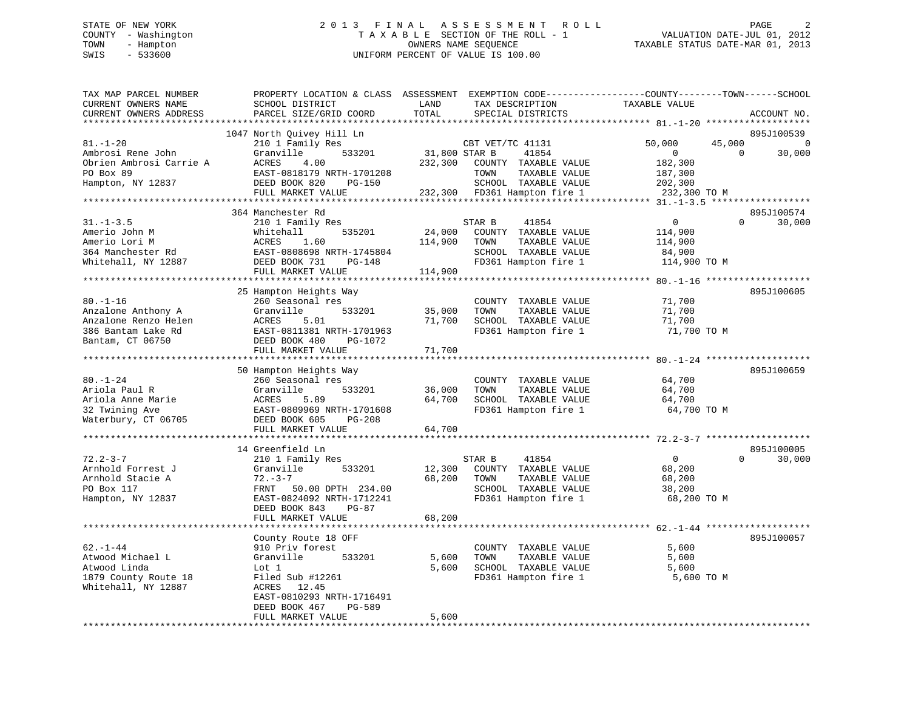STATE OF NEW YORK
COUNTY - Washington
TOWN - Hampton
SWIS - 533600

2013 FINAL ASSESSMENT ROLL
TAXABLE SECTION OF THE ROLL - 1
OWNERS NAME SEQUENCE
UNIFORM PERCENT OF VALUE IS 100.00

VALUATION DATE-JUL 01, 2012
TAXABLE STATUS DATE-MAR 01, 2013

```
TAX MAP PARCEL NUMBER          PROPERTY LOCATION & CLASS  ASSESSMENT  EXEMPTION CODE------------------COUNTY--------TOWN------SCHOOL
CURRENT OWNERS NAME            SCHOOL DISTRICT            LAND        TAX DESCRIPTION              TAXABLE VALUE
CURRENT OWNERS ADDRESS         PARCEL SIZE/GRID COORD     TOTAL       SPECIAL DISTRICTS                                        ACCOUNT NO.
******************************************************************************************************* 81.-1-20 *******************
                               1047 North Quivey Hill Ln                                                                    895J100539
81.-1-20                       210 1 Family Res                 CBT VET/TC 41131             50,000      45,000          0
Ambrosi Rene John              Granville       533201     31,800 STAR B      41854                0           0     30,000
Obrien Ambrosi Carrie A        ACRES    4.00              232,300  COUNTY  TAXABLE VALUE        182,300
PO Box 89                      EAST-0818179 NRTH-1701208           TOWN    TAXABLE VALUE        187,300
Hampton, NY 12837              DEED BOOK 820    PG-150             SCHOOL  TAXABLE VALUE        202,300
                               FULL MARKET VALUE          232,300  FD361 Hampton fire 1          232,300 TO M
******************************************************************************************************* 31.-1-3.5 ******************
                               364 Manchester Rd                                                                            895J100574
31.-1-3.5                      210 1 Family Res                 STAR B      41854                0           0     30,000
Amerio John M                  Whitehall       535201     24,000   COUNTY  TAXABLE VALUE        114,900
Amerio Lori M                  ACRES    1.60              114,900  TOWN    TAXABLE VALUE        114,900
364 Manchester Rd              EAST-0808698 NRTH-1745804           SCHOOL  TAXABLE VALUE         84,900
Whitehall, NY 12887            DEED BOOK 731    PG-148             FD361 Hampton fire 1          114,900 TO M
                               FULL MARKET VALUE          114,900
******************************************************************************************************* 80.-1-16 *******************
                               25 Hampton Heights Way                                                                       895J100605
80.-1-16                       260 Seasonal res                    COUNTY  TAXABLE VALUE         71,700
Anzalone Anthony A             Granville       533201     35,000   TOWN    TAXABLE VALUE         71,700
Anzalone Renzo Helen           ACRES    5.01               71,700  SCHOOL  TAXABLE VALUE         71,700
386 Bantam Lake Rd             EAST-0811381 NRTH-1701963           FD361 Hampton fire 1           71,700 TO M
Bantam, CT 06750               DEED BOOK 480    PG-1072
                               FULL MARKET VALUE           71,700
******************************************************************************************************* 80.-1-24 *******************
                               50 Hampton Heights Way                                                                       895J100659
80.-1-24                       260 Seasonal res                    COUNTY  TAXABLE VALUE         64,700
Ariola Paul R                  Granville       533201     36,000   TOWN    TAXABLE VALUE         64,700
Ariola Anne Marie              ACRES    5.89               64,700  SCHOOL  TAXABLE VALUE         64,700
32 Twining Ave                 EAST-0809969 NRTH-1701608           FD361 Hampton fire 1           64,700 TO M
Waterbury, CT 06705            DEED BOOK 605    PG-208
                               FULL MARKET VALUE           64,700
******************************************************************************************************* 72.2-3-7 *******************
                               14 Greenfield Ln                                                                             895J100005
72.2-3-7                       210 1 Family Res                 STAR B      41854                0           0     30,000
Arnhold Forrest J              Granville       533201     12,300   COUNTY  TAXABLE VALUE         68,200
Arnhold Stacie A               72.-3-7                     68,200  TOWN    TAXABLE VALUE         68,200
PO Box 117                     FRNT   50.00 DPTH 234.00            SCHOOL  TAXABLE VALUE         38,200
Hampton, NY 12837              EAST-0824092 NRTH-1712241           FD361 Hampton fire 1           68,200 TO M
                               DEED BOOK 843    PG-87
                               FULL MARKET VALUE           68,200
******************************************************************************************************* 62.-1-44 *******************
                               County Route 18 OFF                                                                          895J100057
62.-1-44                       910 Priv forest                     COUNTY  TAXABLE VALUE          5,600
Atwood Michael L               Granville       533201      5,600   TOWN    TAXABLE VALUE          5,600
Atwood Linda                   Lot 1                        5,600  SCHOOL  TAXABLE VALUE          5,600
1879 County Route 18           Filed Sub #12261                    FD361 Hampton fire 1            5,600 TO M
Whitehall, NY 12887            ACRES   12.45
                               EAST-0810293 NRTH-1716491
                               DEED BOOK 467    PG-589
                               FULL MARKET VALUE            5,600
************************************************************************************************************************************
```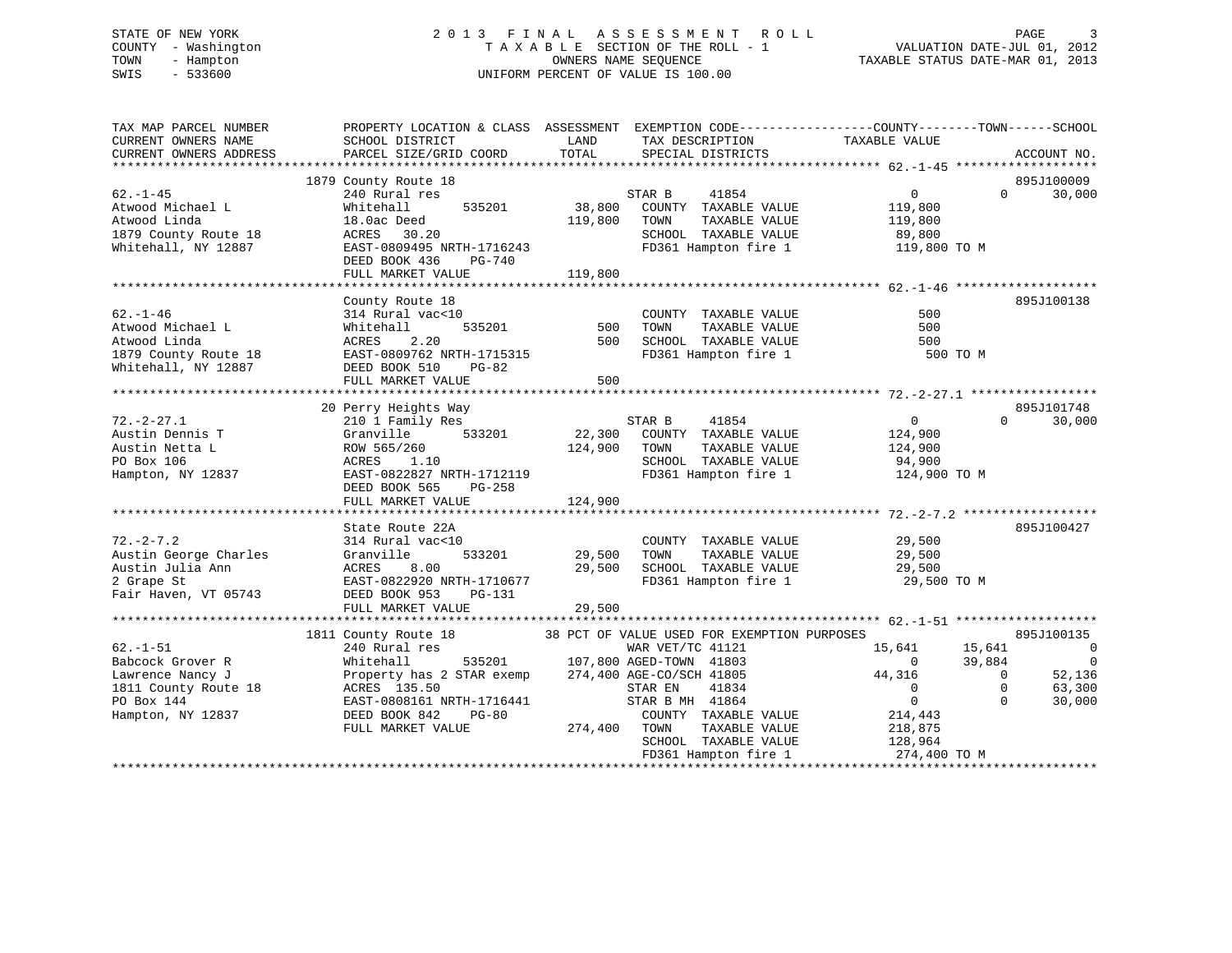STATE OF NEW YORK
COUNTY - Washington
TOWN - Hampton
SWIS - 533600

# 2013 FINAL ASSESSMENT ROLL

TAXABLE SECTION OF THE ROLL - 1
OWNERS NAME SEQUENCE
UNIFORM PERCENT OF VALUE IS 100.00

VALUATION DATE-JUL 01, 2012
TAXABLE STATUS DATE-MAR 01, 2013

| TAX MAP PARCEL NUMBER / CURRENT OWNERS NAME / CURRENT OWNERS ADDRESS | PROPERTY LOCATION & CLASS / SCHOOL DISTRICT / PARCEL SIZE/GRID COORD | ASSESSMENT LAND / TOTAL | EXEMPTION CODE / TAX DESCRIPTION / SPECIAL DISTRICTS | COUNTY TAXABLE VALUE | TOWN | SCHOOL | ACCOUNT NO. |
|---|---|---|---|---|---|---|---|
| 62.-1-45 | 1879 County Route 18 | | | | | | 895J100009 |
| Atwood Michael L | 240 Rural res | | STAR B 41854 | 0 | 0 | 30,000 | |
| Atwood Linda | Whitehall 535201 | 38,800 | COUNTY TAXABLE VALUE | 119,800 | | | |
| 1879 County Route 18 | 18.0ac Deed | 119,800 | TOWN TAXABLE VALUE | 119,800 | | | |
| Whitehall, NY 12887 | ACRES 30.20 | | SCHOOL TAXABLE VALUE | 89,800 | | | |
| | EAST-0809495 NRTH-1716243 | | FD361 Hampton fire 1 | 119,800 TO M | | | |
| | DEED BOOK 436 PG-740 | | | | | | |
| | FULL MARKET VALUE | 119,800 | | | | | |
| 62.-1-46 | County Route 18 | | | | | | 895J100138 |
| Atwood Michael L | 314 Rural vac<10 | | COUNTY TAXABLE VALUE | 500 | | | |
| Atwood Linda | Whitehall 535201 | 500 | TOWN TAXABLE VALUE | 500 | | | |
| 1879 County Route 18 | ACRES 2.20 | 500 | SCHOOL TAXABLE VALUE | 500 | | | |
| Whitehall, NY 12887 | EAST-0809762 NRTH-1715315 | | FD361 Hampton fire 1 | 500 TO M | | | |
| | DEED BOOK 510 PG-82 | | | | | | |
| | FULL MARKET VALUE | 500 | | | | | |
| 72.-2-27.1 | 20 Perry Heights Way | | | | | | 895J101748 |
| Austin Dennis T | 210 1 Family Res | | STAR B 41854 | 0 | 0 | 30,000 | |
| Austin Netta L | Granville 533201 | 22,300 | COUNTY TAXABLE VALUE | 124,900 | | | |
| PO Box 106 | ROW 565/260 | 124,900 | TOWN TAXABLE VALUE | 124,900 | | | |
| Hampton, NY 12837 | ACRES 1.10 | | SCHOOL TAXABLE VALUE | 94,900 | | | |
| | EAST-0822827 NRTH-1712119 | | FD361 Hampton fire 1 | 124,900 TO M | | | |
| | DEED BOOK 565 PG-258 | | | | | | |
| | FULL MARKET VALUE | 124,900 | | | | | |
| 72.-2-7.2 | State Route 22A | | | | | | 895J100427 |
| Austin George Charles | 314 Rural vac<10 | | COUNTY TAXABLE VALUE | 29,500 | | | |
| Austin Julia Ann | Granville 533201 | 29,500 | TOWN TAXABLE VALUE | 29,500 | | | |
| 2 Grape St | ACRES 8.00 | 29,500 | SCHOOL TAXABLE VALUE | 29,500 | | | |
| Fair Haven, VT 05743 | EAST-0822920 NRTH-1710677 | | FD361 Hampton fire 1 | 29,500 TO M | | | |
| | DEED BOOK 953 PG-131 | | | | | | |
| | FULL MARKET VALUE | 29,500 | | | | | |
| 62.-1-51 | 1811 County Route 18 | | 38 PCT OF VALUE USED FOR EXEMPTION PURPOSES | | | | 895J100135 |
| Babcock Grover R | 240 Rural res | | WAR VET/TC 41121 | 15,641 | 15,641 | 0 | |
| Lawrence Nancy J | Whitehall 535201 | 107,800 | AGED-TOWN 41803 | 0 | 39,884 | 0 | |
| 1811 County Route 18 | Property has 2 STAR exemp | 274,400 | AGE-CO/SCH 41805 | 44,316 | 0 | 52,136 | |
| PO Box 144 | ACRES 135.50 | | STAR EN 41834 | 0 | 0 | 63,300 | |
| Hampton, NY 12837 | EAST-0808161 NRTH-1716441 | | STAR B MH 41864 | 0 | 0 | 30,000 | |
| | DEED BOOK 842 PG-80 | | COUNTY TAXABLE VALUE | 214,443 | | | |
| | FULL MARKET VALUE | 274,400 | TOWN TAXABLE VALUE | 218,875 | | | |
| | | | SCHOOL TAXABLE VALUE | 128,964 | | | |
| | | | FD361 Hampton fire 1 | 274,400 TO M | | | |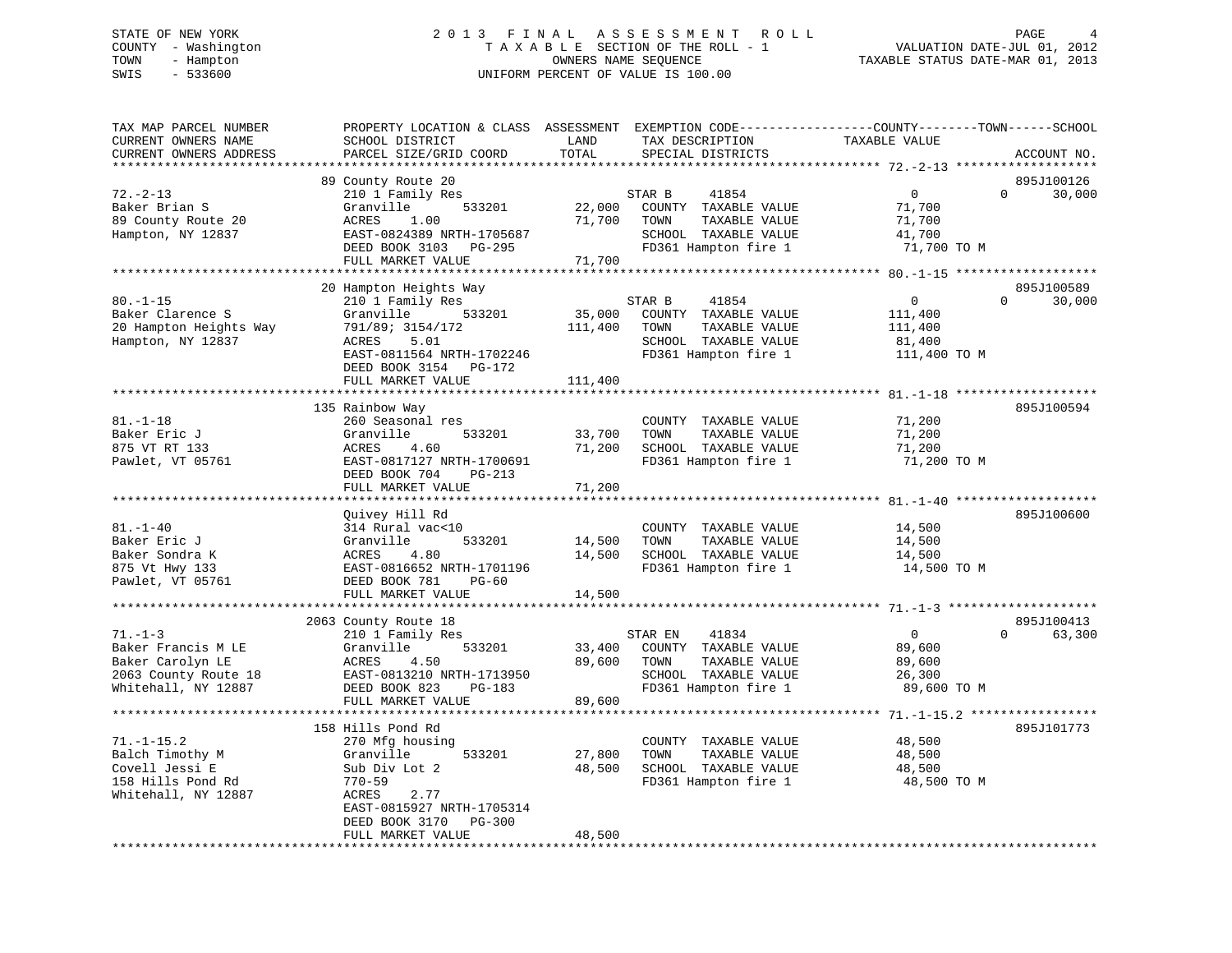STATE OF NEW YORK
COUNTY - Washington
TOWN - Hampton
SWIS - 533600

# 2013 FINAL ASSESSMENT ROLL

TAXABLE SECTION OF THE ROLL - 1
OWNERS NAME SEQUENCE
UNIFORM PERCENT OF VALUE IS 100.00

VALUATION DATE-JUL 01, 2012
TAXABLE STATUS DATE-MAR 01, 2013

| TAX MAP PARCEL NUMBER / CURRENT OWNERS NAME / CURRENT OWNERS ADDRESS | PROPERTY LOCATION & CLASS / SCHOOL DISTRICT / PARCEL SIZE/GRID COORD | ASSESSMENT LAND | TOTAL | EXEMPTION CODE / TAX DESCRIPTION / SPECIAL DISTRICTS | COUNTY TAXABLE VALUE | TOWN | SCHOOL | ACCOUNT NO. |
|---|---|---|---|---|---|---|---|---|
| 72.-2-13 | 89 County Route 20 | | | | | | | 895J100126 |
| 72.-2-13 | 210 1 Family Res | | | STAR B 41854 | 0 | 0 | 30,000 | |
| Baker Brian S | Granville 533201 | 22,000 | | COUNTY TAXABLE VALUE | 71,700 | | | |
| 89 County Route 20 | ACRES 1.00 | | 71,700 | TOWN TAXABLE VALUE | 71,700 | | | |
| Hampton, NY 12837 | EAST-0824389 NRTH-1705687 | | | SCHOOL TAXABLE VALUE | 41,700 | | | |
| | DEED BOOK 3103 PG-295 | | | FD361 Hampton fire 1 | 71,700 TO M | | | |
| | FULL MARKET VALUE | | 71,700 | | | | | |
| 80.-1-15 | 20 Hampton Heights Way | | | | | | | 895J100589 |
| 80.-1-15 | 210 1 Family Res | | | STAR B 41854 | 0 | 0 | 30,000 | |
| Baker Clarence S | Granville 533201 | 35,000 | | COUNTY TAXABLE VALUE | 111,400 | | | |
| 20 Hampton Heights Way | 791/89; 3154/172 | | 111,400 | TOWN TAXABLE VALUE | 111,400 | | | |
| Hampton, NY 12837 | ACRES 5.01 | | | SCHOOL TAXABLE VALUE | 81,400 | | | |
| | EAST-0811564 NRTH-1702246 | | | FD361 Hampton fire 1 | 111,400 TO M | | | |
| | DEED BOOK 3154 PG-172 | | | | | | | |
| | FULL MARKET VALUE | | 111,400 | | | | | |
| 81.-1-18 | 135 Rainbow Way | | | | | | | 895J100594 |
| 81.-1-18 | 260 Seasonal res | | | COUNTY TAXABLE VALUE | 71,200 | | | |
| Baker Eric J | Granville 533201 | 33,700 | | TOWN TAXABLE VALUE | 71,200 | | | |
| 875 VT RT 133 | ACRES 4.60 | | 71,200 | SCHOOL TAXABLE VALUE | 71,200 | | | |
| Pawlet, VT 05761 | EAST-0817127 NRTH-1700691 | | | FD361 Hampton fire 1 | 71,200 TO M | | | |
| | DEED BOOK 704 PG-213 | | | | | | | |
| | FULL MARKET VALUE | | 71,200 | | | | | |
| 81.-1-40 | Quivey Hill Rd | | | | | | | 895J100600 |
| 81.-1-40 | 314 Rural vac<10 | | | COUNTY TAXABLE VALUE | 14,500 | | | |
| Baker Eric J | Granville 533201 | 14,500 | | TOWN TAXABLE VALUE | 14,500 | | | |
| Baker Sondra K | ACRES 4.80 | | 14,500 | SCHOOL TAXABLE VALUE | 14,500 | | | |
| 875 Vt Hwy 133 | EAST-0816652 NRTH-1701196 | | | FD361 Hampton fire 1 | 14,500 TO M | | | |
| Pawlet, VT 05761 | DEED BOOK 781 PG-60 | | | | | | | |
| | FULL MARKET VALUE | | 14,500 | | | | | |
| 71.-1-3 | 2063 County Route 18 | | | | | | | 895J100413 |
| 71.-1-3 | 210 1 Family Res | | | STAR EN 41834 | 0 | 0 | 63,300 | |
| Baker Francis M LE | Granville 533201 | 33,400 | | COUNTY TAXABLE VALUE | 89,600 | | | |
| Baker Carolyn LE | ACRES 4.50 | | 89,600 | TOWN TAXABLE VALUE | 89,600 | | | |
| 2063 County Route 18 | EAST-0813210 NRTH-1713950 | | | SCHOOL TAXABLE VALUE | 26,300 | | | |
| Whitehall, NY 12887 | DEED BOOK 823 PG-183 | | | FD361 Hampton fire 1 | 89,600 TO M | | | |
| | FULL MARKET VALUE | | 89,600 | | | | | |
| 71.-1-15.2 | 158 Hills Pond Rd | | | | | | | 895J101773 |
| 71.-1-15.2 | 270 Mfg housing | | | COUNTY TAXABLE VALUE | 48,500 | | | |
| Balch Timothy M | Granville 533201 | 27,800 | | TOWN TAXABLE VALUE | 48,500 | | | |
| Covell Jessi E | Sub Div Lot 2 | | 48,500 | SCHOOL TAXABLE VALUE | 48,500 | | | |
| 158 Hills Pond Rd | 770-59 | | | FD361 Hampton fire 1 | 48,500 TO M | | | |
| Whitehall, NY 12887 | ACRES 2.77 | | | | | | | |
| | EAST-0815927 NRTH-1705314 | | | | | | | |
| | DEED BOOK 3170 PG-300 | | | | | | | |
| | FULL MARKET VALUE | | 48,500 | | | | | |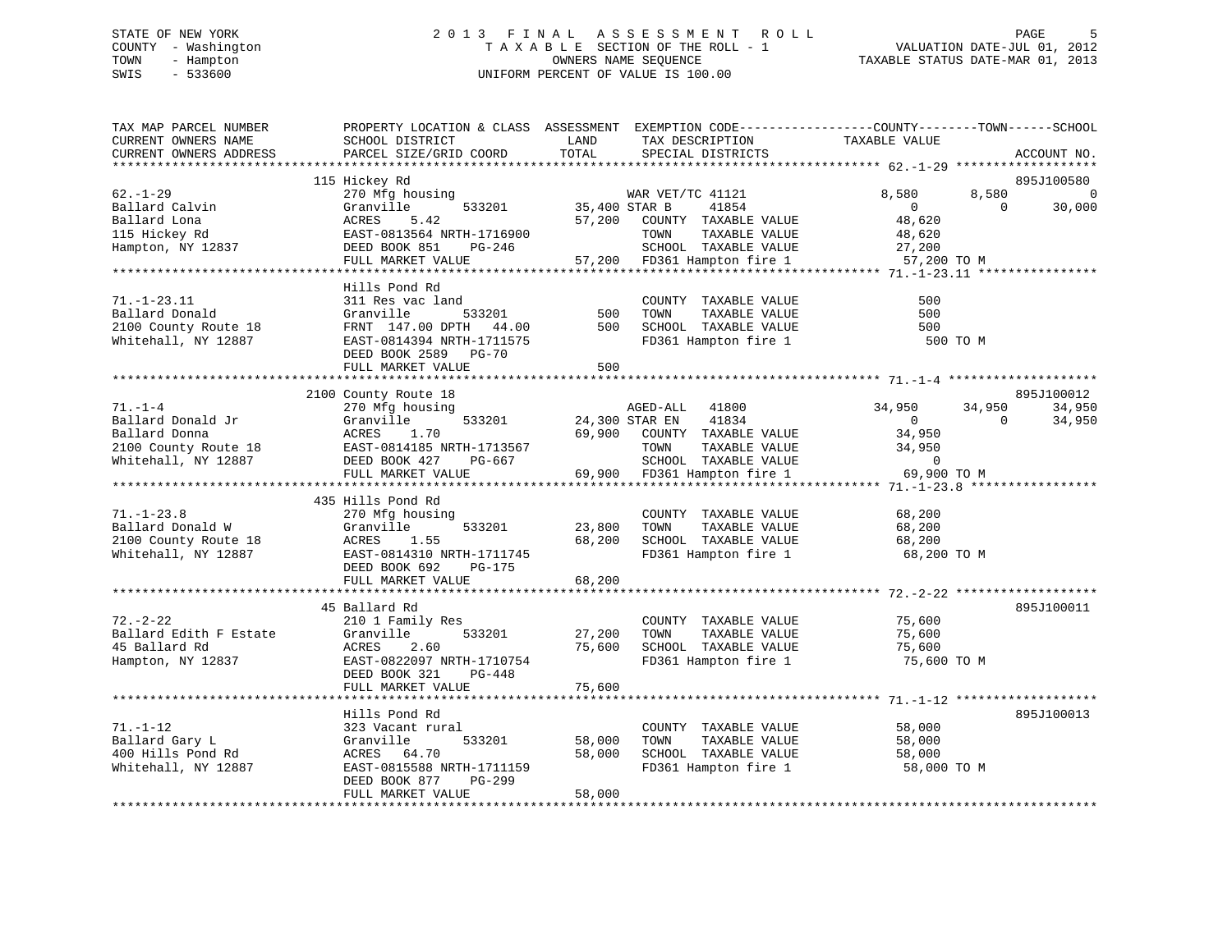STATE OF NEW YORK
COUNTY - Washington
TOWN - Hampton
SWIS - 533600

# 2013 FINAL ASSESSMENT ROLL
TAXABLE SECTION OF THE ROLL - 1
OWNERS NAME SEQUENCE
UNIFORM PERCENT OF VALUE IS 100.00

VALUATION DATE-JUL 01, 2012
TAXABLE STATUS DATE-MAR 01, 2013

```
TAX MAP PARCEL NUMBER          PROPERTY LOCATION & CLASS  ASSESSMENT  EXEMPTION CODE-----------------COUNTY--------TOWN------SCHOOL
CURRENT OWNERS NAME            SCHOOL DISTRICT            LAND        TAX DESCRIPTION              TAXABLE VALUE
CURRENT OWNERS ADDRESS         PARCEL SIZE/GRID COORD     TOTAL       SPECIAL DISTRICTS                                    ACCOUNT NO.
******************************************************************************************************* 62.-1-29 *******************
                               115 Hickey Rd                                                                               895J100580
62.-1-29                       270 Mfg housing                         WAR VET/TC 41121              8,580       8,580          0
Ballard Calvin                 Granville        533201     35,400 STAR B      41854                      0           0     30,000
Ballard Lona                   ACRES    5.42               57,200   COUNTY  TAXABLE VALUE           48,620
115 Hickey Rd                  EAST-0813564 NRTH-1716900            TOWN    TAXABLE VALUE           48,620
Hampton, NY 12837              DEED BOOK 851    PG-246              SCHOOL  TAXABLE VALUE           27,200
                               FULL MARKET VALUE           57,200   FD361 Hampton fire 1             57,200 TO M
******************************************************************************************************* 71.-1-23.11 ****************
                               Hills Pond Rd
71.-1-23.11                    311 Res vac land                     COUNTY  TAXABLE VALUE              500
Ballard Donald                 Granville        533201        500   TOWN    TAXABLE VALUE              500
2100 County Route 18           FRNT 147.00 DPTH  44.00        500   SCHOOL  TAXABLE VALUE              500
Whitehall, NY 12887            EAST-0814394 NRTH-1711575            FD361 Hampton fire 1                 500 TO M
                               DEED BOOK 2589   PG-70
                               FULL MARKET VALUE              500
******************************************************************************************************* 71.-1-4 ********************
                               2100 County Route 18                                                                        895J100012
71.-1-4                        270 Mfg housing                      AGED-ALL   41800                34,950      34,950     34,950
Ballard Donald Jr              Granville        533201     24,300 STAR EN     41834                      0           0     34,950
Ballard Donna                  ACRES    1.70               69,900   COUNTY  TAXABLE VALUE           34,950
2100 County Route 18           EAST-0814185 NRTH-1713567            TOWN    TAXABLE VALUE           34,950
Whitehall, NY 12887            DEED BOOK 427    PG-667              SCHOOL  TAXABLE VALUE                0
                               FULL MARKET VALUE           69,900   FD361 Hampton fire 1             69,900 TO M
******************************************************************************************************* 71.-1-23.8 *****************
                               435 Hills Pond Rd
71.-1-23.8                     270 Mfg housing                      COUNTY  TAXABLE VALUE           68,200
Ballard Donald W               Granville        533201     23,800   TOWN    TAXABLE VALUE           68,200
2100 County Route 18           ACRES    1.55               68,200   SCHOOL  TAXABLE VALUE           68,200
Whitehall, NY 12887            EAST-0814310 NRTH-1711745            FD361 Hampton fire 1             68,200 TO M
                               DEED BOOK 692    PG-175
                               FULL MARKET VALUE           68,200
******************************************************************************************************* 72.-2-22 *******************
                               45 Ballard Rd                                                                               895J100011
72.-2-22                       210 1 Family Res                     COUNTY  TAXABLE VALUE           75,600
Ballard Edith F Estate         Granville        533201     27,200   TOWN    TAXABLE VALUE           75,600
45 Ballard Rd                  ACRES    2.60               75,600   SCHOOL  TAXABLE VALUE           75,600
Hampton, NY 12837              EAST-0822097 NRTH-1710754            FD361 Hampton fire 1             75,600 TO M
                               DEED BOOK 321    PG-448
                               FULL MARKET VALUE           75,600
******************************************************************************************************* 71.-1-12 *******************
                               Hills Pond Rd                                                                               895J100013
71.-1-12                       323 Vacant rural                     COUNTY  TAXABLE VALUE           58,000
Ballard Gary L                 Granville        533201     58,000   TOWN    TAXABLE VALUE           58,000
400 Hills Pond Rd              ACRES   64.70               58,000   SCHOOL  TAXABLE VALUE           58,000
Whitehall, NY 12887            EAST-0815588 NRTH-1711159            FD361 Hampton fire 1             58,000 TO M
                               DEED BOOK 877    PG-299
                               FULL MARKET VALUE           58,000
************************************************************************************************************************************
```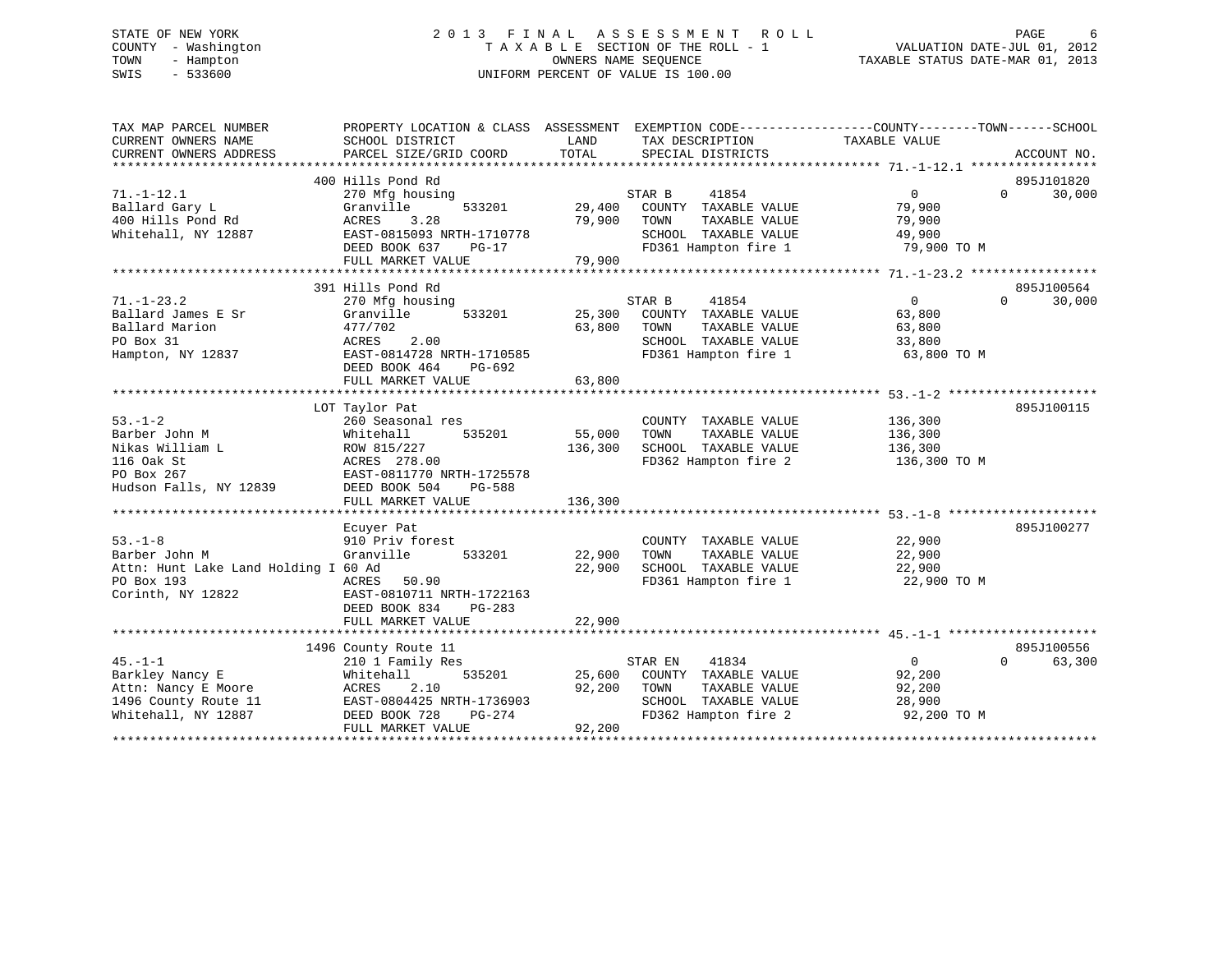STATE OF NEW YORK | 2013 FINAL ASSESSMENT ROLL | VALUATION DATE-JUL 01, 2012
COUNTY - Washington | TAXABLE SECTION OF THE ROLL - 1 | TAXABLE STATUS DATE-MAR 01, 2013
TOWN - Hampton | OWNERS NAME SEQUENCE
SWIS - 533600 | UNIFORM PERCENT OF VALUE IS 100.00

| TAX MAP PARCEL NUMBER / CURRENT OWNERS NAME / CURRENT OWNERS ADDRESS | PROPERTY LOCATION & CLASS / SCHOOL DISTRICT / PARCEL SIZE/GRID COORD | ASSESSMENT LAND / TOTAL | EXEMPTION CODE / TAX DESCRIPTION / SPECIAL DISTRICTS | COUNTY | TOWN | SCHOOL | ACCOUNT NO. |
|---|---|---|---|---|---|---|---|
| **71.-1-12.1** | 400 Hills Pond Rd | | | | | | 895J101820 |
| Ballard Gary L | 270 Mfg housing | | STAR B 41854 | 0 | 0 | 30,000 | |
| 400 Hills Pond Rd | Granville 533201 | 29,400 | COUNTY TAXABLE VALUE | 79,900 | | | |
| Whitehall, NY 12887 | ACRES 3.28 | 79,900 | TOWN TAXABLE VALUE | | 79,900 | | |
| | EAST-0815093 NRTH-1710778 | | SCHOOL TAXABLE VALUE | | | 49,900 | |
| | DEED BOOK 637 PG-17 | | FD361 Hampton fire 1 | 79,900 TO M | | | |
| | FULL MARKET VALUE | 79,900 | | | | | |
| **71.-1-23.2** | 391 Hills Pond Rd | | | | | | 895J100564 |
| Ballard James E Sr | 270 Mfg housing | | STAR B 41854 | 0 | 0 | 30,000 | |
| Ballard Marion | Granville 533201 | 25,300 | COUNTY TAXABLE VALUE | 63,800 | | | |
| PO Box 31 | 477/702 | 63,800 | TOWN TAXABLE VALUE | | 63,800 | | |
| Hampton, NY 12837 | ACRES 2.00 | | SCHOOL TAXABLE VALUE | | | 33,800 | |
| | EAST-0814728 NRTH-1710585 | | FD361 Hampton fire 1 | 63,800 TO M | | | |
| | DEED BOOK 464 PG-692 | | | | | | |
| | FULL MARKET VALUE | 63,800 | | | | | |
| **53.-1-2** | LOT Taylor Pat | | | | | | 895J100115 |
| Barber John M | 260 Seasonal res | | COUNTY TAXABLE VALUE | 136,300 | | | |
| Nikas William L | Whitehall 535201 | 55,000 | TOWN TAXABLE VALUE | | 136,300 | | |
| 116 Oak St | ROW 815/227 | 136,300 | SCHOOL TAXABLE VALUE | | | 136,300 | |
| PO Box 267 | ACRES 278.00 | | FD362 Hampton fire 2 | 136,300 TO M | | | |
| Hudson Falls, NY 12839 | EAST-0811770 NRTH-1725578 | | | | | | |
| | DEED BOOK 504 PG-588 | | | | | | |
| | FULL MARKET VALUE | 136,300 | | | | | |
| **53.-1-8** | Ecuyer Pat | | | | | | 895J100277 |
| Barber John M | 910 Priv forest | | COUNTY TAXABLE VALUE | 22,900 | | | |
| Attn: Hunt Lake Land Holding I | Granville 533201 | 22,900 | TOWN TAXABLE VALUE | | 22,900 | | |
| PO Box 193 | 60 Ad | 22,900 | SCHOOL TAXABLE VALUE | | | 22,900 | |
| Corinth, NY 12822 | ACRES 50.90 | | FD361 Hampton fire 1 | 22,900 TO M | | | |
| | EAST-0810711 NRTH-1722163 | | | | | | |
| | DEED BOOK 834 PG-283 | | | | | | |
| | FULL MARKET VALUE | 22,900 | | | | | |
| **45.-1-1** | 1496 County Route 11 | | | | | | 895J100556 |
| Barkley Nancy E | 210 1 Family Res | | STAR EN 41834 | 0 | 0 | 63,300 | |
| Attn: Nancy E Moore | Whitehall 535201 | 25,600 | COUNTY TAXABLE VALUE | 92,200 | | | |
| 1496 County Route 11 | ACRES 2.10 | 92,200 | TOWN TAXABLE VALUE | | 92,200 | | |
| Whitehall, NY 12887 | EAST-0804425 NRTH-1736903 | | SCHOOL TAXABLE VALUE | | | 28,900 | |
| | DEED BOOK 728 PG-274 | | FD362 Hampton fire 2 | 92,200 TO M | | | |
| | FULL MARKET VALUE | 92,200 | | | | | |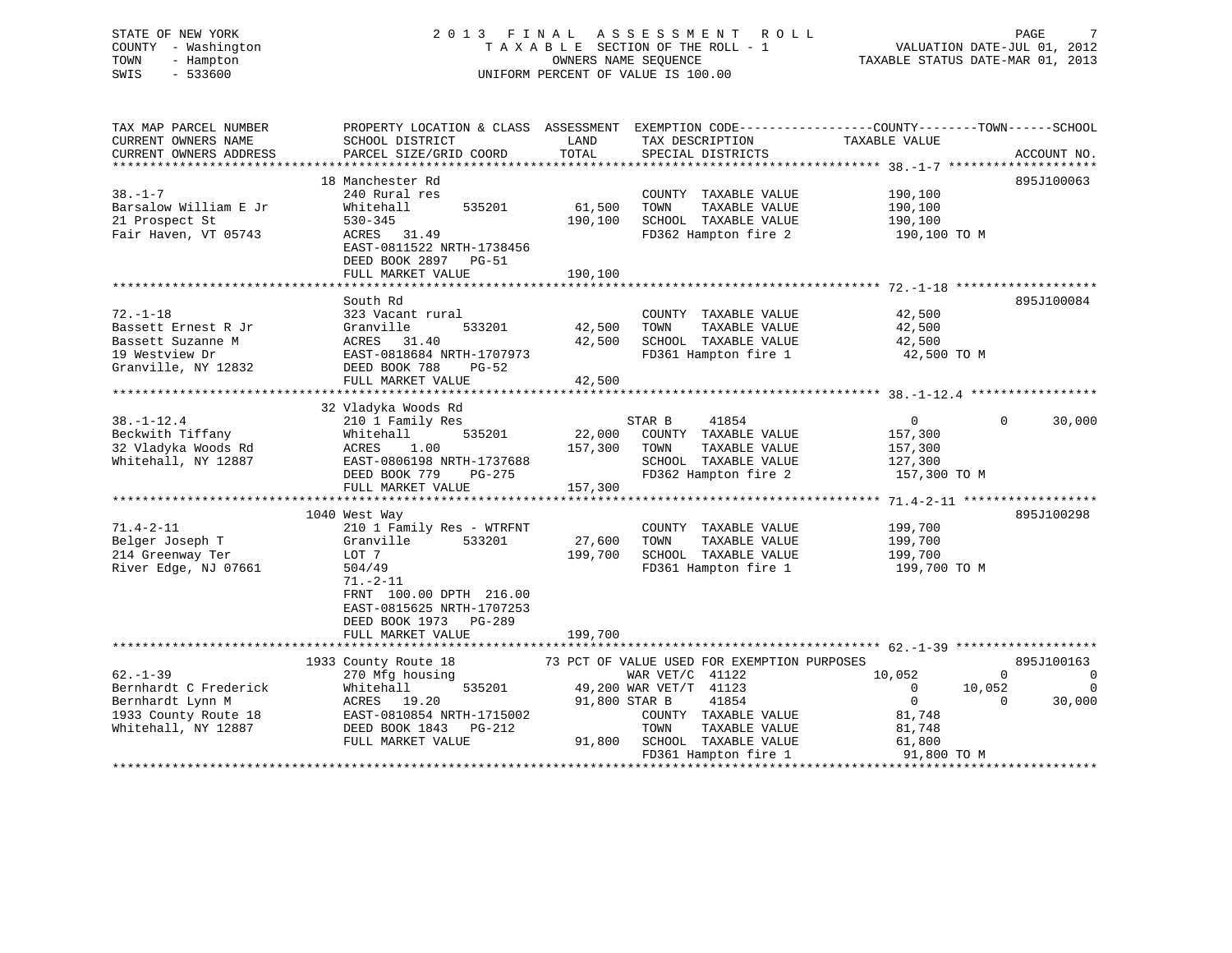STATE OF NEW YORK
COUNTY - Washington
TOWN - Hampton
SWIS - 533600

2 0 1 3 F I N A L A S S E S S M E N T R O L L
T A X A B L E SECTION OF THE ROLL - 1
OWNERS NAME SEQUENCE
UNIFORM PERCENT OF VALUE IS 100.00

VALUATION DATE-JUL 01, 2012
TAXABLE STATUS DATE-MAR 01, 2013

```
TAX MAP PARCEL NUMBER          PROPERTY LOCATION & CLASS  ASSESSMENT  EXEMPTION CODE-----------------COUNTY--------TOWN------SCHOOL
CURRENT OWNERS NAME            SCHOOL DISTRICT              LAND      TAX DESCRIPTION            TAXABLE VALUE
CURRENT OWNERS ADDRESS         PARCEL SIZE/GRID COORD      TOTAL      SPECIAL DISTRICTS                                    ACCOUNT NO.
******************************************************************************************************* 38.-1-7 ********************
                               18 Manchester Rd                                                                         895J100063
38.-1-7                        240 Rural res                           COUNTY  TAXABLE VALUE           190,100
Barsalow William E Jr          Whitehall       535201      61,500      TOWN    TAXABLE VALUE           190,100
21 Prospect St                 530-345                    190,100      SCHOOL  TAXABLE VALUE           190,100
Fair Haven, VT 05743           ACRES   31.49                           FD362 Hampton fire 2             190,100 TO M
                               EAST-0811522 NRTH-1738456
                               DEED BOOK 2897   PG-51
                               FULL MARKET VALUE          190,100
******************************************************************************************************* 72.-1-18 *******************
                               South Rd                                                                                 895J100084
72.-1-18                       323 Vacant rural                        COUNTY  TAXABLE VALUE            42,500
Bassett Ernest R Jr            Granville       533201      42,500      TOWN    TAXABLE VALUE            42,500
Bassett Suzanne M              ACRES   31.40               42,500      SCHOOL  TAXABLE VALUE            42,500
19 Westview Dr                 EAST-0818684 NRTH-1707973               FD361 Hampton fire 1              42,500 TO M
Granville, NY 12832            DEED BOOK 788    PG-52
                               FULL MARKET VALUE           42,500
******************************************************************************************************* 38.-1-12.4 *****************
                               32 Vladyka Woods Rd
38.-1-12.4                     210 1 Family Res                        STAR B     41854                  0           0      30,000
Beckwith Tiffany               Whitehall       535201      22,000      COUNTY  TAXABLE VALUE           157,300
32 Vladyka Woods Rd            ACRES    1.00              157,300      TOWN    TAXABLE VALUE           157,300
Whitehall, NY 12887            EAST-0806198 NRTH-1737688               SCHOOL  TAXABLE VALUE           127,300
                               DEED BOOK 779    PG-275                 FD362 Hampton fire 2             157,300 TO M
                               FULL MARKET VALUE          157,300
******************************************************************************************************* 71.4-2-11 ******************
                               1040 West Way                                                                            895J100298
71.4-2-11                      210 1 Family Res - WTRFNT               COUNTY  TAXABLE VALUE           199,700
Belger Joseph T                Granville       533201      27,600      TOWN    TAXABLE VALUE           199,700
214 Greenway Ter               LOT 7                      199,700      SCHOOL  TAXABLE VALUE           199,700
River Edge, NJ 07661           504/49                                  FD361 Hampton fire 1             199,700 TO M
                               71.-2-11
                               FRNT 100.00 DPTH 216.00
                               EAST-0815625 NRTH-1707253
                               DEED BOOK 1973   PG-289
                               FULL MARKET VALUE          199,700
******************************************************************************************************* 62.-1-39 *******************
                               1933 County Route 18        73 PCT OF VALUE USED FOR EXEMPTION PURPOSES                  895J100163
62.-1-39                       270 Mfg housing                         WAR VET/C  41122             10,052           0           0
Bernhardt C Frederick          Whitehall       535201      49,200 WAR VET/T  41123                   0      10,052           0
Bernhardt Lynn M               ACRES   19.20               91,800 STAR B     41854                   0           0      30,000
1933 County Route 18           EAST-0810854 NRTH-1715002               COUNTY  TAXABLE VALUE            81,748
Whitehall, NY 12887            DEED BOOK 1843   PG-212                 TOWN    TAXABLE VALUE            81,748
                               FULL MARKET VALUE           91,800      SCHOOL  TAXABLE VALUE            61,800
                                                                       FD361 Hampton fire 1              91,800 TO M
************************************************************************************************************************************
```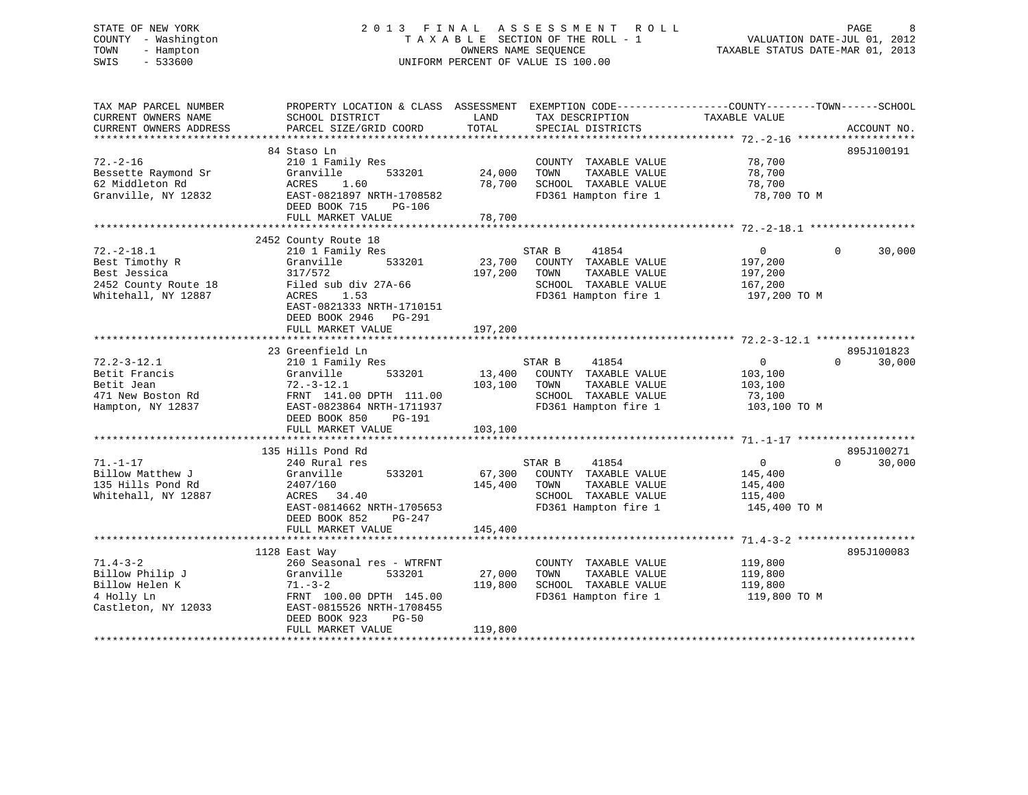STATE OF NEW YORK
COUNTY - Washington
TOWN - Hampton
SWIS - 533600

# 2013 FINAL ASSESSMENT ROLL

TAXABLE SECTION OF THE ROLL - 1
OWNERS NAME SEQUENCE
UNIFORM PERCENT OF VALUE IS 100.00

VALUATION DATE-JUL 01, 2012
TAXABLE STATUS DATE-MAR 01, 2013

| TAX MAP PARCEL NUMBER / CURRENT OWNERS NAME / CURRENT OWNERS ADDRESS | PROPERTY LOCATION & CLASS / SCHOOL DISTRICT / PARCEL SIZE/GRID COORD | ASSESSMENT LAND | ASSESSMENT TOTAL | EXEMPTION CODE / TAX DESCRIPTION / SPECIAL DISTRICTS | COUNTY TAXABLE VALUE | TOWN | SCHOOL | ACCOUNT NO. |
|---|---|---|---|---|---|---|---|---|
| 72.-2-16 | 84 Staso Ln | | | | | | | 895J100191 |
| Bessette Raymond Sr | 210 1 Family Res | | | COUNTY TAXABLE VALUE | 78,700 | | | |
| 62 Middleton Rd | Granville 533201 | 24,000 | | TOWN TAXABLE VALUE | 78,700 | | | |
| Granville, NY 12832 | ACRES 1.60 | | 78,700 | SCHOOL TAXABLE VALUE | 78,700 | | | |
| | EAST-0821897 NRTH-1708582 | | | FD361 Hampton fire 1 | 78,700 TO M | | | |
| | DEED BOOK 715 PG-106 | | | | | | | |
| | FULL MARKET VALUE | | 78,700 | | | | | |
| 72.-2-18.1 | 2452 County Route 18 | | | | | | | |
| Best Timothy R | 210 1 Family Res | | | STAR B 41854 | 0 | 0 | 30,000 | |
| Best Jessica | Granville 533201 | 23,700 | | COUNTY TAXABLE VALUE | 197,200 | | | |
| 2452 County Route 18 | 317/572 | | 197,200 | TOWN TAXABLE VALUE | 197,200 | | | |
| Whitehall, NY 12887 | Filed sub div 27A-66 | | | SCHOOL TAXABLE VALUE | 167,200 | | | |
| | ACRES 1.53 | | | FD361 Hampton fire 1 | 197,200 TO M | | | |
| | EAST-0821333 NRTH-1710151 | | | | | | | |
| | DEED BOOK 2946 PG-291 | | | | | | | |
| | FULL MARKET VALUE | | 197,200 | | | | | |
| 72.2-3-12.1 | 23 Greenfield Ln | | | | | | | 895J101823 |
| Betit Francis | 210 1 Family Res | | | STAR B 41854 | 0 | 0 | 30,000 | |
| Betit Jean | Granville 533201 | 13,400 | | COUNTY TAXABLE VALUE | 103,100 | | | |
| 471 New Boston Rd | 72.-3-12.1 | | 103,100 | TOWN TAXABLE VALUE | 103,100 | | | |
| Hampton, NY 12837 | FRNT 141.00 DPTH 111.00 | | | SCHOOL TAXABLE VALUE | 73,100 | | | |
| | EAST-0823864 NRTH-1711937 | | | FD361 Hampton fire 1 | 103,100 TO M | | | |
| | DEED BOOK 850 PG-191 | | | | | | | |
| | FULL MARKET VALUE | | 103,100 | | | | | |
| 71.-1-17 | 135 Hills Pond Rd | | | | | | | 895J100271 |
| Billow Matthew J | 240 Rural res | | | STAR B 41854 | 0 | 0 | 30,000 | |
| 135 Hills Pond Rd | Granville 533201 | 67,300 | | COUNTY TAXABLE VALUE | 145,400 | | | |
| Whitehall, NY 12887 | 2407/160 | | 145,400 | TOWN TAXABLE VALUE | 145,400 | | | |
| | ACRES 34.40 | | | SCHOOL TAXABLE VALUE | 115,400 | | | |
| | EAST-0814662 NRTH-1705653 | | | FD361 Hampton fire 1 | 145,400 TO M | | | |
| | DEED BOOK 852 PG-247 | | | | | | | |
| | FULL MARKET VALUE | | 145,400 | | | | | |
| 71.4-3-2 | 1128 East Way | | | | | | | 895J100083 |
| Billow Philip J | 260 Seasonal res - WTRFNT | | | COUNTY TAXABLE VALUE | 119,800 | | | |
| Billow Helen K | Granville 533201 | 27,000 | | TOWN TAXABLE VALUE | 119,800 | | | |
| 4 Holly Ln | 71.-3-2 | | 119,800 | SCHOOL TAXABLE VALUE | 119,800 | | | |
| Castleton, NY 12033 | FRNT 100.00 DPTH 145.00 | | | FD361 Hampton fire 1 | 119,800 TO M | | | |
| | EAST-0815526 NRTH-1708455 | | | | | | | |
| | DEED BOOK 923 PG-50 | | | | | | | |
| | FULL MARKET VALUE | | 119,800 | | | | | |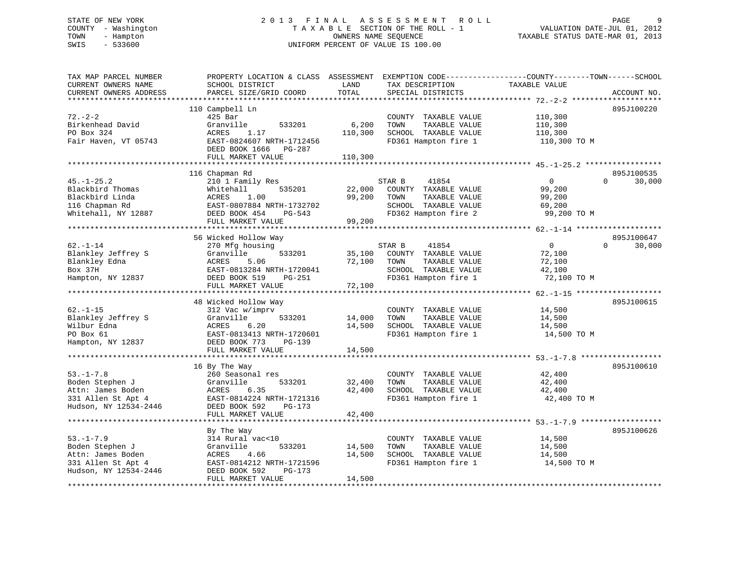STATE OF NEW YORK — COUNTY - Washington — TOWN - Hampton — SWIS - 533600

# 2013 FINAL ASSESSMENT ROLL

TAXABLE SECTION OF THE ROLL - 1
OWNERS NAME SEQUENCE
UNIFORM PERCENT OF VALUE IS 100.00

VALUATION DATE-JUL 01, 2012
TAXABLE STATUS DATE-MAR 01, 2013

| TAX MAP PARCEL NUMBER / CURRENT OWNERS NAME / CURRENT OWNERS ADDRESS | PROPERTY LOCATION & CLASS / SCHOOL DISTRICT / PARCEL SIZE/GRID COORD | ASSESSMENT LAND | ASSESSMENT TOTAL | EXEMPTION CODE / TAX DESCRIPTION / SPECIAL DISTRICTS | COUNTY TAXABLE VALUE | TOWN | SCHOOL | ACCOUNT NO. |
|---|---|---|---|---|---|---|---|---|
| 72.-2-2 | 110 Campbell Ln | | | | | | | 895J100220 |
| | 425 Bar | | | COUNTY TAXABLE VALUE | 110,300 | | | |
| Birkenhead David | Granville 533201 | 6,200 | | TOWN TAXABLE VALUE | 110,300 | | | |
| PO Box 324 | ACRES 1.17 | | 110,300 | SCHOOL TAXABLE VALUE | 110,300 | | | |
| Fair Haven, VT 05743 | EAST-0824607 NRTH-1712456 | | | FD361 Hampton fire 1 | 110,300 TO M | | | |
| | DEED BOOK 1666 PG-287 | | | | | | | |
| | FULL MARKET VALUE | | 110,300 | | | | | |
| 45.-1-25.2 | 116 Chapman Rd | | | | | | | 895J100535 |
| | 210 1 Family Res | | | STAR B 41854 | 0 | 0 | 30,000 | |
| Blackbird Thomas | Whitehall 535201 | 22,000 | | COUNTY TAXABLE VALUE | 99,200 | | | |
| Blackbird Linda | ACRES 1.00 | | 99,200 | TOWN TAXABLE VALUE | 99,200 | | | |
| 116 Chapman Rd | EAST-0807884 NRTH-1732702 | | | SCHOOL TAXABLE VALUE | 69,200 | | | |
| Whitehall, NY 12887 | DEED BOOK 454 PG-543 | | | FD362 Hampton fire 2 | 99,200 TO M | | | |
| | FULL MARKET VALUE | | 99,200 | | | | | |
| 62.-1-14 | 56 Wicked Hollow Way | | | | | | | 895J100647 |
| | 270 Mfg housing | | | STAR B 41854 | 0 | 0 | 30,000 | |
| Blankley Jeffrey S | Granville 533201 | 35,100 | | COUNTY TAXABLE VALUE | 72,100 | | | |
| Blankley Edna | ACRES 5.06 | | 72,100 | TOWN TAXABLE VALUE | 72,100 | | | |
| Box 37H | EAST-0813284 NRTH-1720041 | | | SCHOOL TAXABLE VALUE | 42,100 | | | |
| Hampton, NY 12837 | DEED BOOK 519 PG-251 | | | FD361 Hampton fire 1 | 72,100 TO M | | | |
| | FULL MARKET VALUE | | 72,100 | | | | | |
| 62.-1-15 | 48 Wicked Hollow Way | | | | | | | 895J100615 |
| | 312 Vac w/imprv | | | COUNTY TAXABLE VALUE | 14,500 | | | |
| Blankley Jeffrey S | Granville 533201 | 14,000 | | TOWN TAXABLE VALUE | 14,500 | | | |
| Wilbur Edna | ACRES 6.20 | | 14,500 | SCHOOL TAXABLE VALUE | 14,500 | | | |
| PO Box 61 | EAST-0813413 NRTH-1720601 | | | FD361 Hampton fire 1 | 14,500 TO M | | | |
| Hampton, NY 12837 | DEED BOOK 773 PG-139 | | | | | | | |
| | FULL MARKET VALUE | | 14,500 | | | | | |
| 53.-1-7.8 | 16 By The Way | | | | | | | 895J100610 |
| | 260 Seasonal res | | | COUNTY TAXABLE VALUE | 42,400 | | | |
| Boden Stephen J | Granville 533201 | 32,400 | | TOWN TAXABLE VALUE | 42,400 | | | |
| Attn: James Boden | ACRES 6.35 | | 42,400 | SCHOOL TAXABLE VALUE | 42,400 | | | |
| 331 Allen St Apt 4 | EAST-0814224 NRTH-1721316 | | | FD361 Hampton fire 1 | 42,400 TO M | | | |
| Hudson, NY 12534-2446 | DEED BOOK 592 PG-173 | | | | | | | |
| | FULL MARKET VALUE | | 42,400 | | | | | |
| 53.-1-7.9 | By The Way | | | | | | | 895J100626 |
| | 314 Rural vac<10 | | | COUNTY TAXABLE VALUE | 14,500 | | | |
| Boden Stephen J | Granville 533201 | 14,500 | | TOWN TAXABLE VALUE | 14,500 | | | |
| Attn: James Boden | ACRES 4.66 | | 14,500 | SCHOOL TAXABLE VALUE | 14,500 | | | |
| 331 Allen St Apt 4 | EAST-0814212 NRTH-1721596 | | | FD361 Hampton fire 1 | 14,500 TO M | | | |
| Hudson, NY 12534-2446 | DEED BOOK 592 PG-173 | | | | | | | |
| | FULL MARKET VALUE | | 14,500 | | | | | |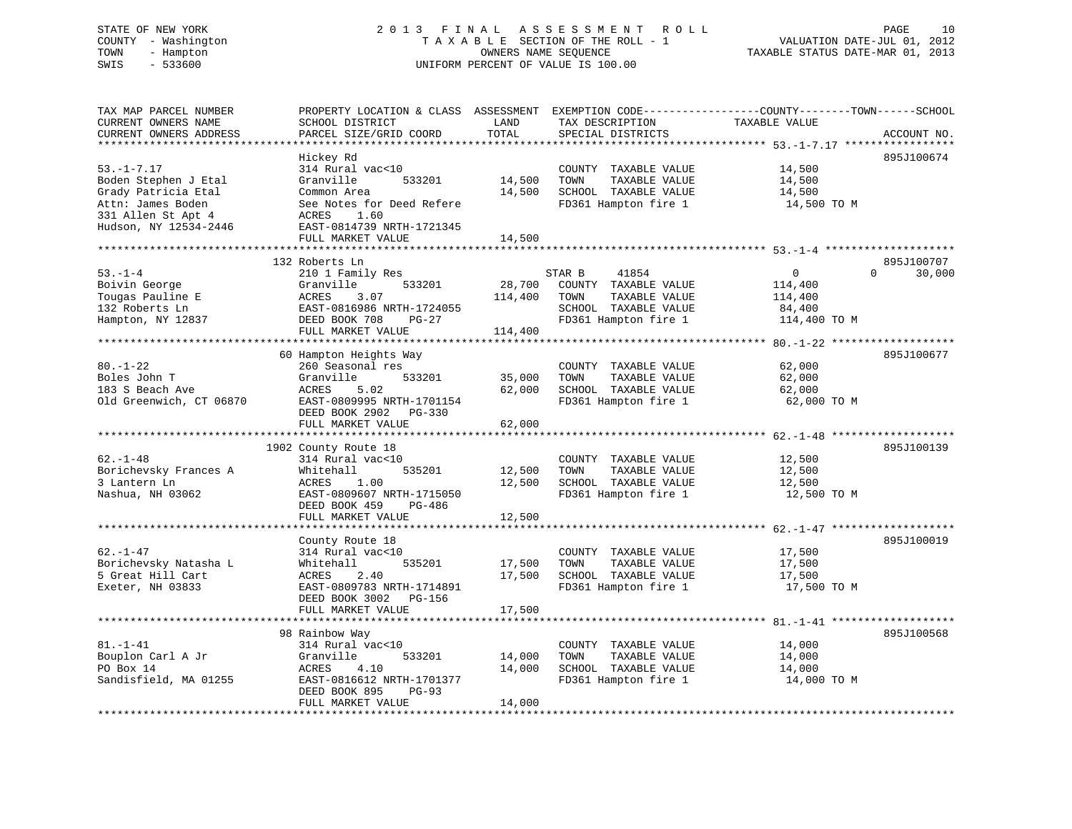STATE OF NEW YORK
COUNTY - Washington
TOWN - Hampton
SWIS - 533600

# 2013 FINAL ASSESSMENT ROLL

TAXABLE SECTION OF THE ROLL - 1
OWNERS NAME SEQUENCE
UNIFORM PERCENT OF VALUE IS 100.00

VALUATION DATE-JUL 01, 2012
TAXABLE STATUS DATE-MAR 01, 2013

| TAX MAP PARCEL NUMBER / CURRENT OWNERS NAME / CURRENT OWNERS ADDRESS | PROPERTY LOCATION & CLASS / SCHOOL DISTRICT / PARCEL SIZE/GRID COORD | ASSESSMENT LAND | ASSESSMENT TOTAL | EXEMPTION CODE / TAX DESCRIPTION / SPECIAL DISTRICTS | COUNTY | TOWN | SCHOOL | ACCOUNT NO. |
|---|---|---|---|---|---|---|---|---|
| **53.-1-7.17** | Hickey Rd | | | | | | | 895J100674 |
| 53.-1-7.17 | 314 Rural vac<10 | | | COUNTY TAXABLE VALUE | 14,500 | | | |
| Boden Stephen J Etal | Granville 533201 | 14,500 | | TOWN TAXABLE VALUE | | 14,500 | | |
| Grady Patricia Etal | Common Area | | 14,500 | SCHOOL TAXABLE VALUE | | | 14,500 | |
| Attn: James Boden | See Notes for Deed Refere | | | FD361 Hampton fire 1 | 14,500 TO M | | | |
| 331 Allen St Apt 4 | ACRES 1.60 | | | | | | | |
| Hudson, NY 12534-2446 | EAST-0814739 NRTH-1721345 | | | | | | | |
| | FULL MARKET VALUE | | 14,500 | | | | | |
| **53.-1-4** | 132 Roberts Ln | | | | | | | 895J100707 |
| 53.-1-4 | 210 1 Family Res | | | STAR B 41854 | 0 | 0 | 30,000 | |
| Boivin George | Granville 533201 | 28,700 | | COUNTY TAXABLE VALUE | 114,400 | | | |
| Tougas Pauline E | ACRES 3.07 | | 114,400 | TOWN TAXABLE VALUE | | 114,400 | | |
| 132 Roberts Ln | EAST-0816986 NRTH-1724055 | | | SCHOOL TAXABLE VALUE | | | 84,400 | |
| Hampton, NY 12837 | DEED BOOK 708 PG-27 | | | FD361 Hampton fire 1 | 114,400 TO M | | | |
| | FULL MARKET VALUE | | 114,400 | | | | | |
| **80.-1-22** | 60 Hampton Heights Way | | | | | | | 895J100677 |
| 80.-1-22 | 260 Seasonal res | | | COUNTY TAXABLE VALUE | 62,000 | | | |
| Boles John T | Granville 533201 | 35,000 | | TOWN TAXABLE VALUE | | 62,000 | | |
| 183 S Beach Ave | ACRES 5.02 | | 62,000 | SCHOOL TAXABLE VALUE | | | 62,000 | |
| Old Greenwich, CT 06870 | EAST-0809995 NRTH-1701154 | | | FD361 Hampton fire 1 | 62,000 TO M | | | |
| | DEED BOOK 2902 PG-330 | | | | | | | |
| | FULL MARKET VALUE | | 62,000 | | | | | |
| **62.-1-48** | 1902 County Route 18 | | | | | | | 895J100139 |
| 62.-1-48 | 314 Rural vac<10 | | | COUNTY TAXABLE VALUE | 12,500 | | | |
| Borichevsky Frances A | Whitehall 535201 | 12,500 | | TOWN TAXABLE VALUE | | 12,500 | | |
| 3 Lantern Ln | ACRES 1.00 | | 12,500 | SCHOOL TAXABLE VALUE | | | 12,500 | |
| Nashua, NH 03062 | EAST-0809607 NRTH-1715050 | | | FD361 Hampton fire 1 | 12,500 TO M | | | |
| | DEED BOOK 459 PG-486 | | | | | | | |
| | FULL MARKET VALUE | | 12,500 | | | | | |
| **62.-1-47** | County Route 18 | | | | | | | 895J100019 |
| 62.-1-47 | 314 Rural vac<10 | | | COUNTY TAXABLE VALUE | 17,500 | | | |
| Borichevsky Natasha L | Whitehall 535201 | 17,500 | | TOWN TAXABLE VALUE | | 17,500 | | |
| 5 Great Hill Cart | ACRES 2.40 | | 17,500 | SCHOOL TAXABLE VALUE | | | 17,500 | |
| Exeter, NH 03833 | EAST-0809783 NRTH-1714891 | | | FD361 Hampton fire 1 | 17,500 TO M | | | |
| | DEED BOOK 3002 PG-156 | | | | | | | |
| | FULL MARKET VALUE | | 17,500 | | | | | |
| **81.-1-41** | 98 Rainbow Way | | | | | | | 895J100568 |
| 81.-1-41 | 314 Rural vac<10 | | | COUNTY TAXABLE VALUE | 14,000 | | | |
| Bouplon Carl A Jr | Granville 533201 | 14,000 | | TOWN TAXABLE VALUE | | 14,000 | | |
| PO Box 14 | ACRES 4.10 | | 14,000 | SCHOOL TAXABLE VALUE | | | 14,000 | |
| Sandisfield, MA 01255 | EAST-0816612 NRTH-1701377 | | | FD361 Hampton fire 1 | 14,000 TO M | | | |
| | DEED BOOK 895 PG-93 | | | | | | | |
| | FULL MARKET VALUE | | 14,000 | | | | | |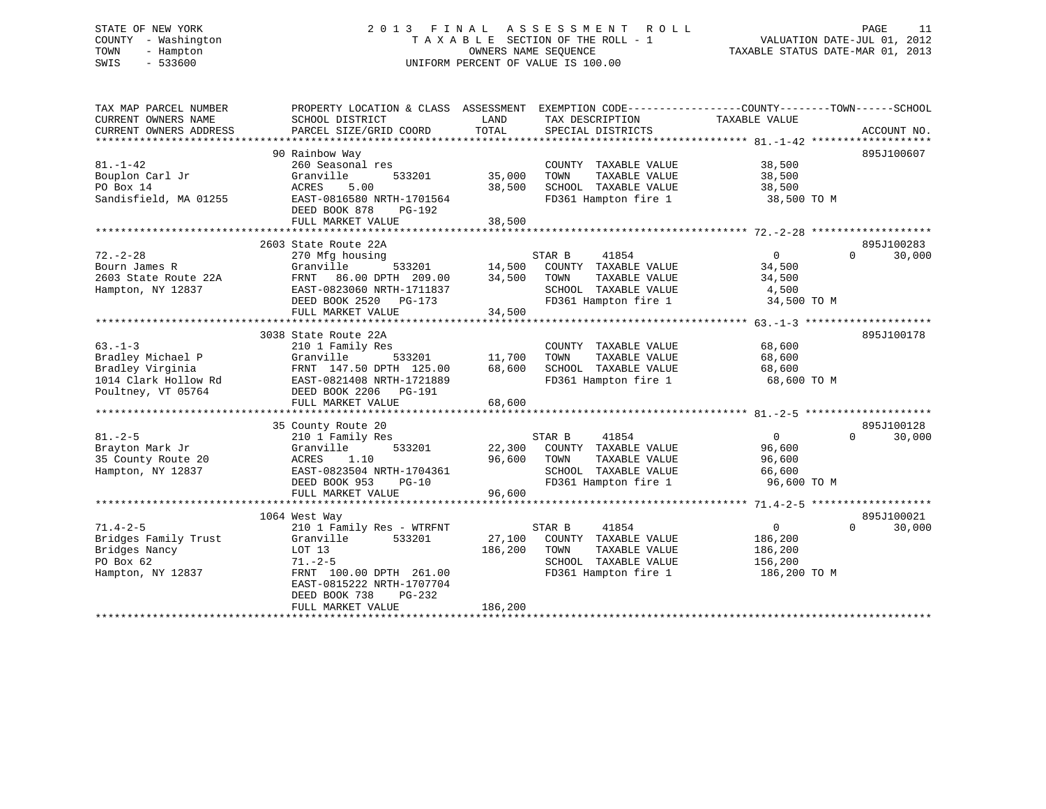STATE OF NEW YORK
COUNTY - Washington
TOWN - Hampton
SWIS - 533600

# 2013 FINAL ASSESSMENT ROLL

TAXABLE SECTION OF THE ROLL - 1
OWNERS NAME SEQUENCE
UNIFORM PERCENT OF VALUE IS 100.00

VALUATION DATE-JUL 01, 2012
TAXABLE STATUS DATE-MAR 01, 2013

| TAX MAP PARCEL NUMBER / CURRENT OWNERS NAME / CURRENT OWNERS ADDRESS | PROPERTY LOCATION & CLASS / SCHOOL DISTRICT / PARCEL SIZE/GRID COORD | ASSESSMENT LAND / TOTAL | EXEMPTION CODE / TAX DESCRIPTION / SPECIAL DISTRICTS | COUNTY / TOWN / SCHOOL TAXABLE VALUE | ACCOUNT NO. |
|---|---|---|---|---|---|
| **81.-1-42** | 90 Rainbow Way | | | | 895J100607 |
| Bouplon Carl Jr | 260 Seasonal res | | COUNTY TAXABLE VALUE | 38,500 | |
| PO Box 14 | Granville 533201 | 35,000 | TOWN TAXABLE VALUE | 38,500 | |
| Sandisfield, MA 01255 | ACRES 5.00 | 38,500 | SCHOOL TAXABLE VALUE | 38,500 | |
| | EAST-0816580 NRTH-1701564 | | FD361 Hampton fire 1 | 38,500 TO M | |
| | DEED BOOK 878 PG-192 | | | | |
| | FULL MARKET VALUE | 38,500 | | | |
| **72.-2-28** | 2603 State Route 22A | | | | 895J100283 |
| Bourn James R | 270 Mfg housing | | STAR B 41854 | 0 / 0 / 30,000 | |
| 2603 State Route 22A | Granville 533201 | 14,500 | COUNTY TAXABLE VALUE | 34,500 | |
| Hampton, NY 12837 | FRNT 86.00 DPTH 209.00 | 34,500 | TOWN TAXABLE VALUE | 34,500 | |
| | EAST-0823060 NRTH-1711837 | | SCHOOL TAXABLE VALUE | 4,500 | |
| | DEED BOOK 2520 PG-173 | | FD361 Hampton fire 1 | 34,500 TO M | |
| | FULL MARKET VALUE | 34,500 | | | |
| **63.-1-3** | 3038 State Route 22A | | | | 895J100178 |
| Bradley Michael P | 210 1 Family Res | | COUNTY TAXABLE VALUE | 68,600 | |
| Bradley Virginia | Granville 533201 | 11,700 | TOWN TAXABLE VALUE | 68,600 | |
| 1014 Clark Hollow Rd | FRNT 147.50 DPTH 125.00 | 68,600 | SCHOOL TAXABLE VALUE | 68,600 | |
| Poultney, VT 05764 | EAST-0821408 NRTH-1721889 | | FD361 Hampton fire 1 | 68,600 TO M | |
| | DEED BOOK 2206 PG-191 | | | | |
| | FULL MARKET VALUE | 68,600 | | | |
| **81.-2-5** | 35 County Route 20 | | | | 895J100128 |
| Brayton Mark Jr | 210 1 Family Res | | STAR B 41854 | 0 / 0 / 30,000 | |
| 35 County Route 20 | Granville 533201 | 22,300 | COUNTY TAXABLE VALUE | 96,600 | |
| Hampton, NY 12837 | ACRES 1.10 | 96,600 | TOWN TAXABLE VALUE | 96,600 | |
| | EAST-0823504 NRTH-1704361 | | SCHOOL TAXABLE VALUE | 66,600 | |
| | DEED BOOK 953 PG-10 | | FD361 Hampton fire 1 | 96,600 TO M | |
| | FULL MARKET VALUE | 96,600 | | | |
| **71.4-2-5** | 1064 West Way | | | | 895J100021 |
| Bridges Family Trust | 210 1 Family Res - WTRFNT | | STAR B 41854 | 0 / 0 / 30,000 | |
| Bridges Nancy | Granville 533201 | 27,100 | COUNTY TAXABLE VALUE | 186,200 | |
| PO Box 62 | LOT 13 | 186,200 | TOWN TAXABLE VALUE | 186,200 | |
| Hampton, NY 12837 | 71.-2-5 | | SCHOOL TAXABLE VALUE | 156,200 | |
| | FRNT 100.00 DPTH 261.00 | | FD361 Hampton fire 1 | 186,200 TO M | |
| | EAST-0815222 NRTH-1707704 | | | | |
| | DEED BOOK 738 PG-232 | | | | |
| | FULL MARKET VALUE | 186,200 | | | |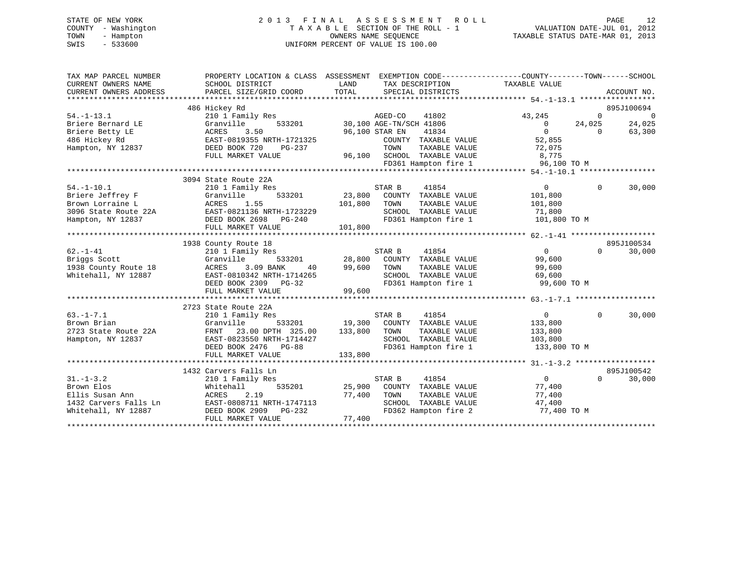STATE OF NEW YORK
COUNTY - Washington
TOWN - Hampton
SWIS - 533600

# 2013 FINAL ASSESSMENT ROLL

TAXABLE SECTION OF THE ROLL - 1
OWNERS NAME SEQUENCE
UNIFORM PERCENT OF VALUE IS 100.00

VALUATION DATE-JUL 01, 2012
TAXABLE STATUS DATE-MAR 01, 2013

```
TAX MAP PARCEL NUMBER      PROPERTY LOCATION & CLASS  ASSESSMENT  EXEMPTION CODE------------------COUNTY--------TOWN------SCHOOL
CURRENT OWNERS NAME        SCHOOL DISTRICT             LAND        TAX DESCRIPTION              TAXABLE VALUE
CURRENT OWNERS ADDRESS     PARCEL SIZE/GRID COORD      TOTAL       SPECIAL DISTRICTS                                      ACCOUNT NO.
******************************************************************************************************* 54.-1-13.1 *****************
                         486 Hickey Rd                                                                                 895J100694
54.-1-13.1                 210 1 Family Res                        AGED-CO     41802             43,245           0            0
Briere Bernard LE          Granville     533201       30,100 AGE-TN/SCH 41806                     0        24,025       24,025
Briere Betty LE            ACRES    3.50              96,100 STAR EN     41834                     0             0       63,300
486 Hickey Rd              EAST-0819355 NRTH-1721325              COUNTY  TAXABLE VALUE           52,855
Hampton, NY 12837          DEED BOOK 720    PG-237                TOWN    TAXABLE VALUE           72,075
                           FULL MARKET VALUE           96,100     SCHOOL  TAXABLE VALUE            8,775
                                                                  FD361 Hampton fire 1            96,100 TO M
******************************************************************************************************* 54.-1-10.1 *****************
                         3094 State Route 22A
54.-1-10.1                 210 1 Family Res                        STAR B      41854                  0             0       30,000
Briere Jeffrey F           Granville     533201       23,800       COUNTY  TAXABLE VALUE        101,800
Brown Lorraine L           ACRES    1.55             101,800       TOWN    TAXABLE VALUE        101,800
3096 State Route 22A       EAST-0821136 NRTH-1723229               SCHOOL  TAXABLE VALUE         71,800
Hampton, NY 12837          DEED BOOK 2698   PG-240                 FD361 Hampton fire 1          101,800 TO M
                           FULL MARKET VALUE          101,800
******************************************************************************************************* 62.-1-41 *******************
                         1938 County Route 18                                                                          895J100534
62.-1-41                   210 1 Family Res                        STAR B      41854                  0             0       30,000
Briggs Scott               Granville     533201       28,800       COUNTY  TAXABLE VALUE         99,600
1938 County Route 18       ACRES    3.09 BANK     40  99,600       TOWN    TAXABLE VALUE         99,600
Whitehall, NY 12887        EAST-0810342 NRTH-1714265               SCHOOL  TAXABLE VALUE         69,600
                           DEED BOOK 2309   PG-32                  FD361 Hampton fire 1           99,600 TO M
                           FULL MARKET VALUE           99,600
******************************************************************************************************* 63.-1-7.1 ******************
                         2723 State Route 22A
63.-1-7.1                  210 1 Family Res                        STAR B      41854                  0             0       30,000
Brown Brian                Granville     533201       19,300       COUNTY  TAXABLE VALUE        133,800
2723 State Route 22A       FRNT   23.00 DPTH 325.00  133,800       TOWN    TAXABLE VALUE        133,800
Hampton, NY 12837          EAST-0823550 NRTH-1714427               SCHOOL  TAXABLE VALUE        103,800
                           DEED BOOK 2476   PG-88                  FD361 Hampton fire 1          133,800 TO M
                           FULL MARKET VALUE          133,800
******************************************************************************************************* 31.-1-3.2 ******************
                         1432 Carvers Falls Ln                                                                         895J100542
31.-1-3.2                  210 1 Family Res                        STAR B      41854                  0             0       30,000
Brown Elos                 Whitehall     535201       25,900       COUNTY  TAXABLE VALUE         77,400
Ellis Susan Ann            ACRES    2.19              77,400       TOWN    TAXABLE VALUE         77,400
1432 Carvers Falls Ln      EAST-0808711 NRTH-1747113               SCHOOL  TAXABLE VALUE         47,400
Whitehall, NY 12887        DEED BOOK 2909   PG-232                 FD362 Hampton fire 2           77,400 TO M
                           FULL MARKET VALUE           77,400
************************************************************************************************************************************
```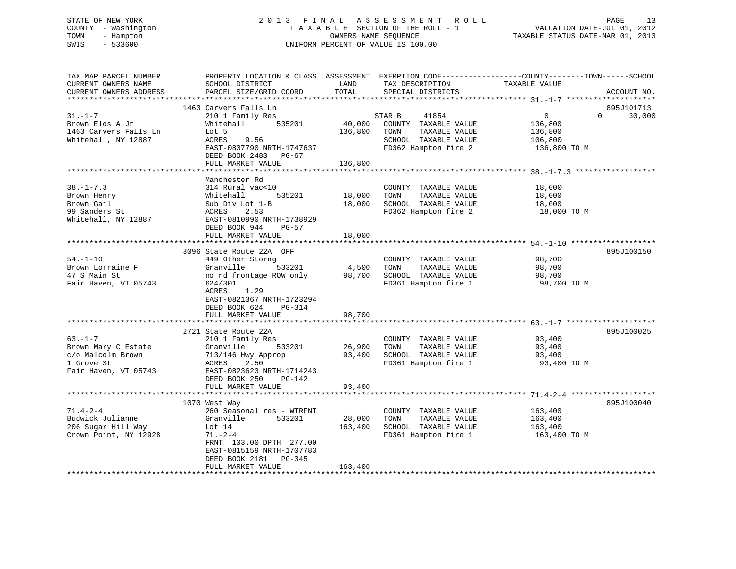STATE OF NEW YORK
COUNTY - Washington
TOWN - Hampton
SWIS - 533600

2013 FINAL ASSESSMENT ROLL
TAXABLE SECTION OF THE ROLL - 1
OWNERS NAME SEQUENCE
UNIFORM PERCENT OF VALUE IS 100.00

VALUATION DATE-JUL 01, 2012
TAXABLE STATUS DATE-MAR 01, 2013

| TAX MAP PARCEL NUMBER / CURRENT OWNERS NAME / CURRENT OWNERS ADDRESS | PROPERTY LOCATION & CLASS / SCHOOL DISTRICT / PARCEL SIZE/GRID COORD | ASSESSMENT LAND / TOTAL | EXEMPTION CODE / TAX DESCRIPTION / SPECIAL DISTRICTS | COUNTY / TOWN / SCHOOL TAXABLE VALUE | ACCOUNT NO. |
|---|---|---|---|---|---|
| 31.-1-7 | 1463 Carvers Falls Ln | | | | 895J101713 |
| Brown Elos A Jr | 210 1 Family Res | | STAR B 41854 | 0 0 30,000 | |
| 1463 Carvers Falls Ln | Whitehall 535201 | 40,000 | COUNTY TAXABLE VALUE | 136,800 | |
| Whitehall, NY 12887 | Lot 5 | 136,800 | TOWN TAXABLE VALUE | 136,800 | |
| | ACRES 9.56 | | SCHOOL TAXABLE VALUE | 106,800 | |
| | EAST-0807790 NRTH-1747637 | | FD362 Hampton fire 2 | 136,800 TO M | |
| | DEED BOOK 2483 PG-67 | | | | |
| | FULL MARKET VALUE | 136,800 | | | |
| 38.-1-7.3 | Manchester Rd | | | | |
| Brown Henry | 314 Rural vac<10 | | COUNTY TAXABLE VALUE | 18,000 | |
| Brown Gail | Whitehall 535201 | 18,000 | TOWN TAXABLE VALUE | 18,000 | |
| 99 Sanders St | Sub Div Lot 1-B | 18,000 | SCHOOL TAXABLE VALUE | 18,000 | |
| Whitehall, NY 12887 | ACRES 2.53 | | FD362 Hampton fire 2 | 18,000 TO M | |
| | EAST-0810990 NRTH-1738929 | | | | |
| | DEED BOOK 944 PG-57 | | | | |
| | FULL MARKET VALUE | 18,000 | | | |
| 54.-1-10 | 3096 State Route 22A OFF | | | | 895J100150 |
| Brown Lorraine F | 449 Other Storag | | COUNTY TAXABLE VALUE | 98,700 | |
| 47 S Main St | Granville 533201 | 4,500 | TOWN TAXABLE VALUE | 98,700 | |
| Fair Haven, VT 05743 | no rd frontage ROW only | 98,700 | SCHOOL TAXABLE VALUE | 98,700 | |
| | 624/301 | | FD361 Hampton fire 1 | 98,700 TO M | |
| | ACRES 1.29 | | | | |
| | EAST-0821367 NRTH-1723294 | | | | |
| | DEED BOOK 624 PG-314 | | | | |
| | FULL MARKET VALUE | 98,700 | | | |
| 63.-1-7 | 2721 State Route 22A | | | | 895J100025 |
| Brown Mary C Estate | 210 1 Family Res | | COUNTY TAXABLE VALUE | 93,400 | |
| c/o Malcolm Brown | Granville 533201 | 26,900 | TOWN TAXABLE VALUE | 93,400 | |
| 1 Grove St | 713/146 Hwy Approp | 93,400 | SCHOOL TAXABLE VALUE | 93,400 | |
| Fair Haven, VT 05743 | ACRES 2.50 | | FD361 Hampton fire 1 | 93,400 TO M | |
| | EAST-0823623 NRTH-1714243 | | | | |
| | DEED BOOK 250 PG-142 | | | | |
| | FULL MARKET VALUE | 93,400 | | | |
| 71.4-2-4 | 1070 West Way | | | | 895J100040 |
| Budwick Julianne | 260 Seasonal res - WTRFNT | | COUNTY TAXABLE VALUE | 163,400 | |
| 206 Sugar Hill Way | Granville 533201 | 28,000 | TOWN TAXABLE VALUE | 163,400 | |
| Crown Point, NY 12928 | Lot 14 | 163,400 | SCHOOL TAXABLE VALUE | 163,400 | |
| | 71.-2-4 | | FD361 Hampton fire 1 | 163,400 TO M | |
| | FRNT 103.00 DPTH 277.00 | | | | |
| | EAST-0815159 NRTH-1707783 | | | | |
| | DEED BOOK 2181 PG-345 | | | | |
| | FULL MARKET VALUE | 163,400 | | | |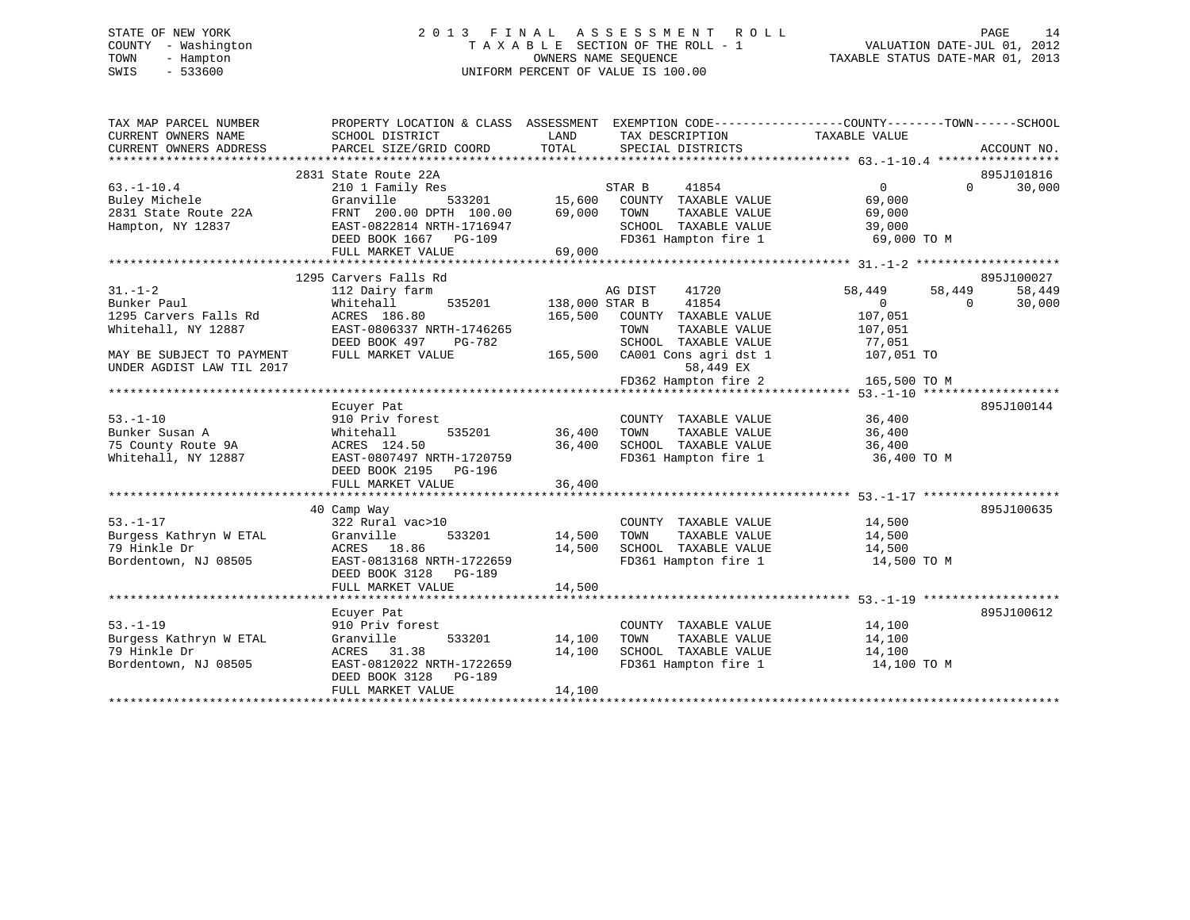STATE OF NEW YORK
COUNTY - Washington
TOWN - Hampton
SWIS - 533600

# 2013 FINAL ASSESSMENT ROLL
TAXABLE SECTION OF THE ROLL - 1
OWNERS NAME SEQUENCE
UNIFORM PERCENT OF VALUE IS 100.00

VALUATION DATE-JUL 01, 2012
TAXABLE STATUS DATE-MAR 01, 2013

```
TAX MAP PARCEL NUMBER          PROPERTY LOCATION & CLASS  ASSESSMENT  EXEMPTION CODE------------------COUNTY--------TOWN------SCHOOL
CURRENT OWNERS NAME            SCHOOL DISTRICT              LAND      TAX DESCRIPTION              TAXABLE VALUE
CURRENT OWNERS ADDRESS         PARCEL SIZE/GRID COORD       TOTAL     SPECIAL DISTRICTS                                    ACCOUNT NO.
******************************************************************************************************* 63.-1-10.4 *****************
                          2831 State Route 22A                                                                          895J101816
63.-1-10.4                 210 1 Family Res                  STAR B    41854                    0             0      30,000
Buley Michele              Granville       533201     15,600   COUNTY  TAXABLE VALUE           69,000
2831 State Route 22A       FRNT 200.00 DPTH 100.00   69,000   TOWN    TAXABLE VALUE           69,000
Hampton, NY 12837          EAST-0822814 NRTH-1716947           SCHOOL  TAXABLE VALUE           39,000
                           DEED BOOK 1667   PG-109             FD361 Hampton fire 1             69,000 TO M
                           FULL MARKET VALUE          69,000
******************************************************************************************************* 31.-1-2 ********************
                          1295 Carvers Falls Rd                                                                         895J100027
31.-1-2                    112 Dairy farm                      AG DIST    41720           58,449       58,449      58,449
Bunker Paul                Whitehall       535201    138,000 STAR B    41854                    0             0      30,000
1295 Carvers Falls Rd      ACRES 186.80             165,500   COUNTY  TAXABLE VALUE          107,051
Whitehall, NY 12887        EAST-0806337 NRTH-1746265           TOWN    TAXABLE VALUE          107,051
                           DEED BOOK 497    PG-782             SCHOOL  TAXABLE VALUE           77,051
MAY BE SUBJECT TO PAYMENT  FULL MARKET VALUE         165,500   CA001 Cons agri dst 1          107,051 TO
UNDER AGDIST LAW TIL 2017                                             58,449 EX
                                                               FD362 Hampton fire 2            165,500 TO M
******************************************************************************************************* 53.-1-10 *******************
                           Ecuyer Pat                                                                                   895J100144
53.-1-10                   910 Priv forest                     COUNTY  TAXABLE VALUE           36,400
Bunker Susan A             Whitehall       535201     36,400   TOWN    TAXABLE VALUE           36,400
75 County Route 9A         ACRES 124.50               36,400   SCHOOL  TAXABLE VALUE           36,400
Whitehall, NY 12887        EAST-0807497 NRTH-1720759           FD361 Hampton fire 1             36,400 TO M
                           DEED BOOK 2195   PG-196
                           FULL MARKET VALUE          36,400
******************************************************************************************************* 53.-1-17 *******************
                           40 Camp Way                                                                                  895J100635
53.-1-17                   322 Rural vac>10                    COUNTY  TAXABLE VALUE           14,500
Burgess Kathryn W ETAL     Granville       533201     14,500   TOWN    TAXABLE VALUE           14,500
79 Hinkle Dr               ACRES  18.86               14,500   SCHOOL  TAXABLE VALUE           14,500
Bordentown, NJ 08505       EAST-0813168 NRTH-1722659           FD361 Hampton fire 1             14,500 TO M
                           DEED BOOK 3128   PG-189
                           FULL MARKET VALUE          14,500
******************************************************************************************************* 53.-1-19 *******************
                           Ecuyer Pat                                                                                   895J100612
53.-1-19                   910 Priv forest                     COUNTY  TAXABLE VALUE           14,100
Burgess Kathryn W ETAL     Granville       533201     14,100   TOWN    TAXABLE VALUE           14,100
79 Hinkle Dr               ACRES  31.38               14,100   SCHOOL  TAXABLE VALUE           14,100
Bordentown, NJ 08505       EAST-0812022 NRTH-1722659           FD361 Hampton fire 1             14,100 TO M
                           DEED BOOK 3128   PG-189
                           FULL MARKET VALUE          14,100
************************************************************************************************************************************
```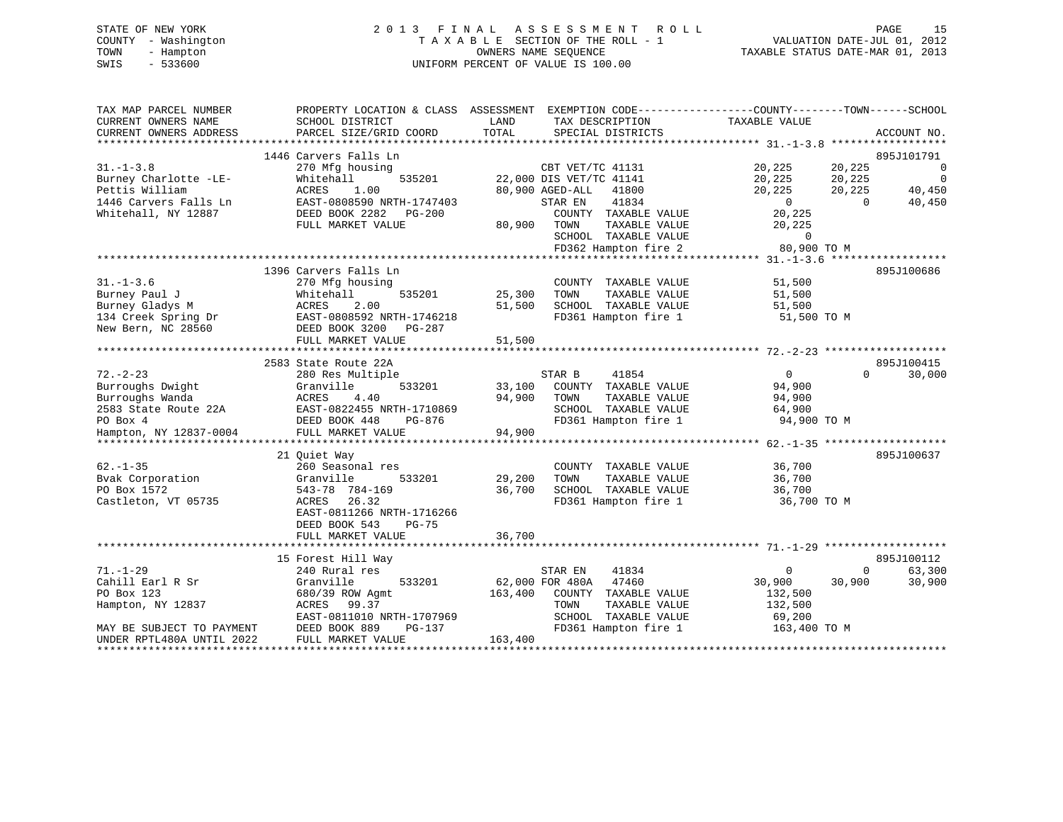STATE OF NEW YORK
COUNTY - Washington
TOWN - Hampton
SWIS - 533600

# 2013 FINAL ASSESSMENT ROLL

TAXABLE SECTION OF THE ROLL - 1
OWNERS NAME SEQUENCE
UNIFORM PERCENT OF VALUE IS 100.00

VALUATION DATE-JUL 01, 2012
TAXABLE STATUS DATE-MAR 01, 2013

```
TAX MAP PARCEL NUMBER          PROPERTY LOCATION & CLASS  ASSESSMENT  EXEMPTION CODE-----------------COUNTY--------TOWN------SCHOOL
CURRENT OWNERS NAME            SCHOOL DISTRICT               LAND      TAX DESCRIPTION            TAXABLE VALUE
CURRENT OWNERS ADDRESS         PARCEL SIZE/GRID COORD        TOTAL     SPECIAL DISTRICTS                                   ACCOUNT NO.
******************************************************************************************************* 31.-1-3.8 ******************
                               1446 Carvers Falls Ln                                                                        895J101791
31.-1-3.8                      270 Mfg housing                         CBT VET/TC 41131          20,225      20,225            0
Burney Charlotte -LE-          Whitehall        535201       22,000 DIS VET/TC 41141             20,225      20,225            0
Pettis William                 ACRES    1.00                 80,900 AGED-ALL    41800            20,225      20,225       40,450
1446 Carvers Falls Ln          EAST-0808590 NRTH-1747403               STAR EN     41834                 0           0       40,450
Whitehall, NY 12887            DEED BOOK 2282   PG-200                 COUNTY  TAXABLE VALUE         20,225
                               FULL MARKET VALUE             80,900    TOWN    TAXABLE VALUE         20,225
                                                                       SCHOOL  TAXABLE VALUE              0
                                                                       FD362 Hampton fire 2          80,900 TO M
******************************************************************************************************* 31.-1-3.6 ******************
                               1396 Carvers Falls Ln                                                                        895J100686
31.-1-3.6                      270 Mfg housing                         COUNTY  TAXABLE VALUE         51,500
Burney Paul J                  Whitehall        535201       25,300    TOWN    TAXABLE VALUE         51,500
Burney Gladys M                ACRES    2.00                 51,500    SCHOOL  TAXABLE VALUE         51,500
134 Creek Spring Dr            EAST-0808592 NRTH-1746218               FD361 Hampton fire 1          51,500 TO M
New Bern, NC 28560             DEED BOOK 3200   PG-287
                               FULL MARKET VALUE             51,500
******************************************************************************************************* 72.-2-23 *******************
                               2583 State Route 22A                                                                         895J100415
72.-2-23                       280 Res Multiple                        STAR B      41854                 0           0       30,000
Burroughs Dwight               Granville        533201       33,100    COUNTY  TAXABLE VALUE         94,900
Burroughs Wanda                ACRES    4.40                 94,900    TOWN    TAXABLE VALUE         94,900
2583 State Route 22A           EAST-0822455 NRTH-1710869               SCHOOL  TAXABLE VALUE         64,900
PO Box 4                       DEED BOOK 448    PG-876                 FD361 Hampton fire 1          94,900 TO M
Hampton, NY 12837-0004         FULL MARKET VALUE             94,900
******************************************************************************************************* 62.-1-35 *******************
                               21 Quiet Way                                                                                 895J100637
62.-1-35                       260 Seasonal res                        COUNTY  TAXABLE VALUE         36,700
Bvak Corporation               Granville        533201       29,200    TOWN    TAXABLE VALUE         36,700
PO Box 1572                    543-78  784-169               36,700    SCHOOL  TAXABLE VALUE         36,700
Castleton, VT 05735            ACRES   26.32                           FD361 Hampton fire 1          36,700 TO M
                               EAST-0811266 NRTH-1716266
                               DEED BOOK 543    PG-75
                               FULL MARKET VALUE             36,700
******************************************************************************************************* 71.-1-29 *******************
                               15 Forest Hill Way                                                                           895J100112
71.-1-29                       240 Rural res                           STAR EN     41834                 0           0       63,300
Cahill Earl R Sr               Granville        533201       62,000 FOR 480A    47460            30,900      30,900       30,900
PO Box 123                     680/39 ROW Agmt              163,400    COUNTY  TAXABLE VALUE        132,500
Hampton, NY 12837              ACRES   99.37                           TOWN    TAXABLE VALUE        132,500
                               EAST-0811010 NRTH-1707969               SCHOOL  TAXABLE VALUE         69,200
MAY BE SUBJECT TO PAYMENT      DEED BOOK 889    PG-137                 FD361 Hampton fire 1         163,400 TO M
UNDER RPTL480A UNTIL 2022      FULL MARKET VALUE            163,400
************************************************************************************************************************************
```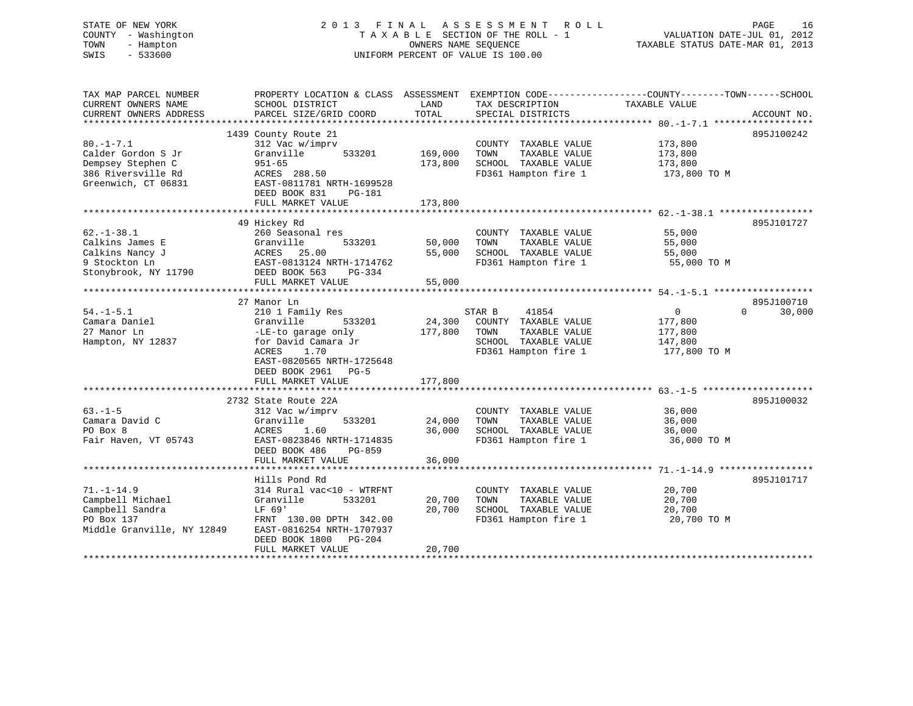STATE OF NEW YORK
COUNTY - Washington
TOWN - Hampton
SWIS - 533600

# 2013 FINAL ASSESSMENT ROLL

TAXABLE SECTION OF THE ROLL - 1
OWNERS NAME SEQUENCE
UNIFORM PERCENT OF VALUE IS 100.00

VALUATION DATE-JUL 01, 2012
TAXABLE STATUS DATE-MAR 01, 2013

| TAX MAP PARCEL NUMBER / CURRENT OWNERS NAME / CURRENT OWNERS ADDRESS | PROPERTY LOCATION & CLASS / SCHOOL DISTRICT / PARCEL SIZE/GRID COORD | ASSESSMENT LAND | TOTAL | EXEMPTION CODE / TAX DESCRIPTION / SPECIAL DISTRICTS | COUNTY TAXABLE VALUE | TOWN | SCHOOL | ACCOUNT NO. |
|---|---|---|---|---|---|---|---|---|
| 80.-1-7.1 | 1439 County Route 21 | | | | | | | 895J100242 |
| Calder Gordon S Jr | 312 Vac w/imprv | | | COUNTY TAXABLE VALUE | 173,800 | | | |
| Dempsey Stephen C | Granville 533201 | 169,000 | | TOWN TAXABLE VALUE | 173,800 | | | |
| 386 Riversville Rd | 951-65 | | 173,800 | SCHOOL TAXABLE VALUE | 173,800 | | | |
| Greenwich, CT 06831 | ACRES 288.50 | | | FD361 Hampton fire 1 | 173,800 TO M | | | |
| | EAST-0811781 NRTH-1699528 | | | | | | | |
| | DEED BOOK 831 PG-181 | | | | | | | |
| | FULL MARKET VALUE | | 173,800 | | | | | |
| 62.-1-38.1 | 49 Hickey Rd | | | | | | | 895J101727 |
| Calkins James E | 260 Seasonal res | | | COUNTY TAXABLE VALUE | 55,000 | | | |
| Calkins Nancy J | Granville 533201 | 50,000 | | TOWN TAXABLE VALUE | 55,000 | | | |
| 9 Stockton Ln | ACRES 25.00 | | 55,000 | SCHOOL TAXABLE VALUE | 55,000 | | | |
| Stonybrook, NY 11790 | EAST-0813124 NRTH-1714762 | | | FD361 Hampton fire 1 | 55,000 TO M | | | |
| | DEED BOOK 563 PG-334 | | | | | | | |
| | FULL MARKET VALUE | | 55,000 | | | | | |
| 54.-1-5.1 | 27 Manor Ln | | | | | | | 895J100710 |
| Camara Daniel | 210 1 Family Res | | | STAR B 41854 | 0 | 0 | 30,000 | |
| 27 Manor Ln | Granville 533201 | 24,300 | | COUNTY TAXABLE VALUE | 177,800 | | | |
| Hampton, NY 12837 | -LE-to garage only | | 177,800 | TOWN TAXABLE VALUE | 177,800 | | | |
| | for David Camara Jr | | | SCHOOL TAXABLE VALUE | 147,800 | | | |
| | ACRES 1.70 | | | FD361 Hampton fire 1 | 177,800 TO M | | | |
| | EAST-0820565 NRTH-1725648 | | | | | | | |
| | DEED BOOK 2961 PG-5 | | | | | | | |
| | FULL MARKET VALUE | | 177,800 | | | | | |
| 63.-1-5 | 2732 State Route 22A | | | | | | | 895J100032 |
| Camara David C | 312 Vac w/imprv | | | COUNTY TAXABLE VALUE | 36,000 | | | |
| PO Box 8 | Granville 533201 | 24,000 | | TOWN TAXABLE VALUE | 36,000 | | | |
| Fair Haven, VT 05743 | ACRES 1.60 | | 36,000 | SCHOOL TAXABLE VALUE | 36,000 | | | |
| | EAST-0823846 NRTH-1714835 | | | FD361 Hampton fire 1 | 36,000 TO M | | | |
| | DEED BOOK 486 PG-859 | | | | | | | |
| | FULL MARKET VALUE | | 36,000 | | | | | |
| 71.-1-14.9 | Hills Pond Rd | | | | | | | 895J101717 |
| Campbell Michael | 314 Rural vac<10 - WTRFNT | | | COUNTY TAXABLE VALUE | 20,700 | | | |
| Campbell Sandra | Granville 533201 | 20,700 | | TOWN TAXABLE VALUE | 20,700 | | | |
| PO Box 137 | LF 69' | | 20,700 | SCHOOL TAXABLE VALUE | 20,700 | | | |
| Middle Granville, NY 12849 | FRNT 130.00 DPTH 342.00 | | | FD361 Hampton fire 1 | 20,700 TO M | | | |
| | EAST-0816254 NRTH-1707937 | | | | | | | |
| | DEED BOOK 1800 PG-204 | | | | | | | |
| | FULL MARKET VALUE | | 20,700 | | | | | |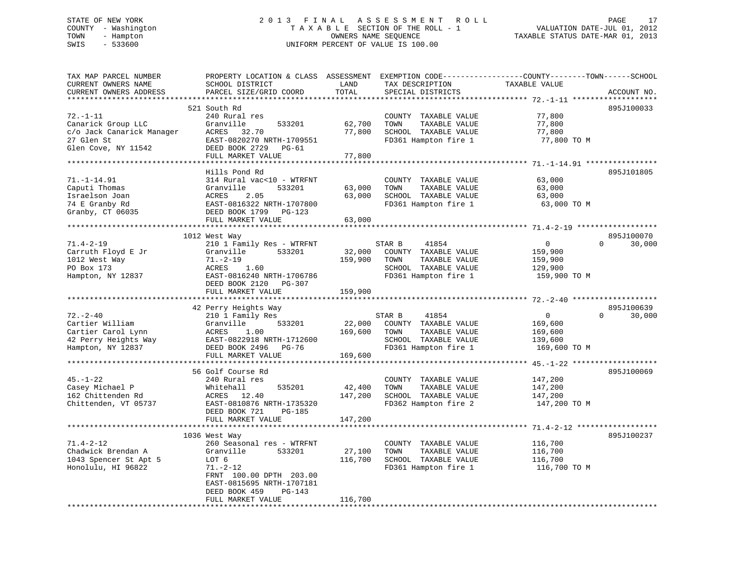STATE OF NEW YORK
COUNTY - Washington
TOWN - Hampton
SWIS - 533600

2013 FINAL ASSESSMENT ROLL
TAXABLE SECTION OF THE ROLL - 1
OWNERS NAME SEQUENCE
UNIFORM PERCENT OF VALUE IS 100.00

VALUATION DATE-JUL 01, 2012
TAXABLE STATUS DATE-MAR 01, 2013

| TAX MAP PARCEL NUMBER / CURRENT OWNERS NAME / CURRENT OWNERS ADDRESS | PROPERTY LOCATION & CLASS / SCHOOL DISTRICT / PARCEL SIZE/GRID COORD | ASSESSMENT LAND | TOTAL | EXEMPTION CODE / TAX DESCRIPTION / SPECIAL DISTRICTS | COUNTY TAXABLE VALUE | TOWN | SCHOOL | ACCOUNT NO. |
|---|---|---|---|---|---|---|---|---|
| 72.-1-11 | 521 South Rd | | | | | | | 895J100033 |
| Canarick Group LLC | 240 Rural res | | | COUNTY TAXABLE VALUE | 77,800 | | | |
| c/o Jack Canarick Manager | Granville 533201 | 62,700 | | TOWN TAXABLE VALUE | 77,800 | | | |
| 27 Glen St | ACRES 32.70 | | 77,800 | SCHOOL TAXABLE VALUE | 77,800 | | | |
| Glen Cove, NY 11542 | EAST-0820270 NRTH-1709551 | | | FD361 Hampton fire 1 | 77,800 TO M | | | |
| | DEED BOOK 2729 PG-61 | | | | | | | |
| | FULL MARKET VALUE | | 77,800 | | | | | |
| 71.-1-14.91 | Hills Pond Rd | | | | | | | 895J101805 |
| Caputi Thomas | 314 Rural vac<10 - WTRFNT | | | COUNTY TAXABLE VALUE | 63,000 | | | |
| Israelson Joan | Granville 533201 | 63,000 | | TOWN TAXABLE VALUE | 63,000 | | | |
| 74 E Granby Rd | ACRES 2.05 | | 63,000 | SCHOOL TAXABLE VALUE | 63,000 | | | |
| Granby, CT 06035 | EAST-0816322 NRTH-1707800 | | | FD361 Hampton fire 1 | 63,000 TO M | | | |
| | DEED BOOK 1799 PG-123 | | | | | | | |
| | FULL MARKET VALUE | | 63,000 | | | | | |
| 71.4-2-19 | 1012 West Way | | | | | | | 895J100070 |
| Carruth Floyd E Jr | 210 1 Family Res - WTRFNT | | | STAR B 41854 | 0 | 0 | 30,000 | |
| 1012 West Way | Granville 533201 | 32,000 | | COUNTY TAXABLE VALUE | 159,900 | | | |
| PO Box 173 | 71.-2-19 | | 159,900 | TOWN TAXABLE VALUE | 159,900 | | | |
| Hampton, NY 12837 | ACRES 1.60 | | | SCHOOL TAXABLE VALUE | 129,900 | | | |
| | EAST-0816240 NRTH-1706786 | | | FD361 Hampton fire 1 | 159,900 TO M | | | |
| | DEED BOOK 2120 PG-307 | | | | | | | |
| | FULL MARKET VALUE | | 159,900 | | | | | |
| 72.-2-40 | 42 Perry Heights Way | | | | | | | 895J100639 |
| Cartier William | 210 1 Family Res | | | STAR B 41854 | 0 | 0 | 30,000 | |
| Cartier Carol Lynn | Granville 533201 | 22,000 | | COUNTY TAXABLE VALUE | 169,600 | | | |
| 42 Perry Heights Way | ACRES 1.00 | | 169,600 | TOWN TAXABLE VALUE | 169,600 | | | |
| Hampton, NY 12837 | EAST-0822918 NRTH-1712600 | | | SCHOOL TAXABLE VALUE | 139,600 | | | |
| | DEED BOOK 2496 PG-76 | | | FD361 Hampton fire 1 | 169,600 TO M | | | |
| | FULL MARKET VALUE | | 169,600 | | | | | |
| 45.-1-22 | 56 Golf Course Rd | | | | | | | 895J100069 |
| Casey Michael P | 240 Rural res | | | COUNTY TAXABLE VALUE | 147,200 | | | |
| 162 Chittenden Rd | Whitehall 535201 | 42,400 | | TOWN TAXABLE VALUE | 147,200 | | | |
| Chittenden, VT 05737 | ACRES 12.40 | | 147,200 | SCHOOL TAXABLE VALUE | 147,200 | | | |
| | EAST-0810876 NRTH-1735320 | | | FD362 Hampton fire 2 | 147,200 TO M | | | |
| | DEED BOOK 721 PG-185 | | | | | | | |
| | FULL MARKET VALUE | | 147,200 | | | | | |
| 71.4-2-12 | 1036 West Way | | | | | | | 895J100237 |
| Chadwick Brendan A | 260 Seasonal res - WTRFNT | | | COUNTY TAXABLE VALUE | 116,700 | | | |
| 1043 Spencer St Apt 5 | Granville 533201 | 27,100 | | TOWN TAXABLE VALUE | 116,700 | | | |
| Honolulu, HI 96822 | LOT 6 | | 116,700 | SCHOOL TAXABLE VALUE | 116,700 | | | |
| | 71.-2-12 | | | FD361 Hampton fire 1 | 116,700 TO M | | | |
| | FRNT 100.00 DPTH 203.00 | | | | | | | |
| | EAST-0815695 NRTH-1707181 | | | | | | | |
| | DEED BOOK 459 PG-143 | | | | | | | |
| | FULL MARKET VALUE | | 116,700 | | | | | |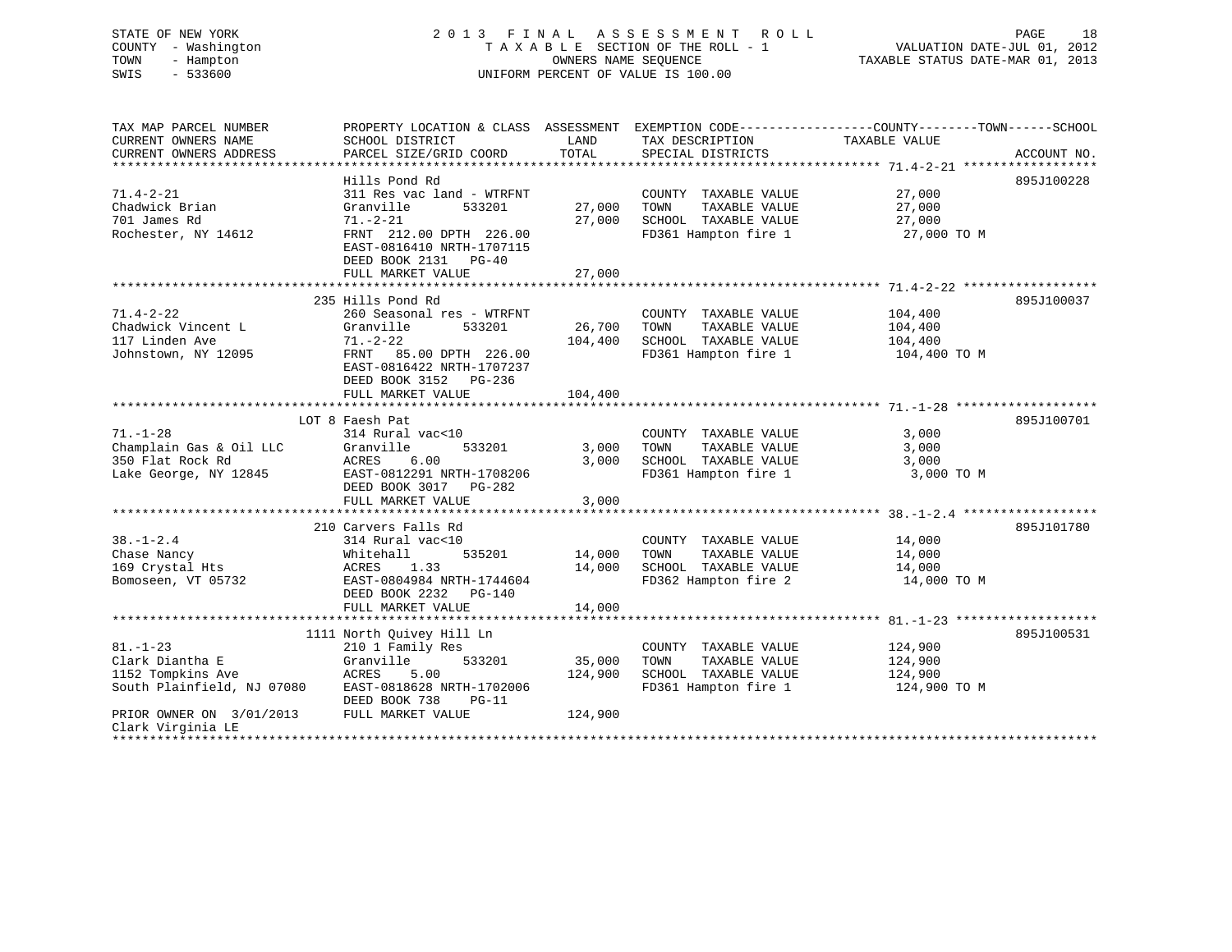STATE OF NEW YORK
COUNTY - Washington
TOWN - Hampton
SWIS - 533600

2 0 1 3 F I N A L A S S E S S M E N T R O L L
T A X A B L E SECTION OF THE ROLL - 1
OWNERS NAME SEQUENCE
UNIFORM PERCENT OF VALUE IS 100.00

VALUATION DATE-JUL 01, 2012
TAXABLE STATUS DATE-MAR 01, 2013

| TAX MAP PARCEL NUMBER / CURRENT OWNERS NAME / CURRENT OWNERS ADDRESS | PROPERTY LOCATION & CLASS / SCHOOL DISTRICT / PARCEL SIZE/GRID COORD | ASSESSMENT LAND / TOTAL | EXEMPTION CODE / TAX DESCRIPTION / SPECIAL DISTRICTS | COUNTY--------TOWN------SCHOOL TAXABLE VALUE | ACCOUNT NO. |
|---|---|---|---|---|---|
| 71.4-2-21 | Hills Pond Rd | | | | 895J100228 |
| | 311 Res vac land - WTRFNT | | COUNTY TAXABLE VALUE | 27,000 | |
| Chadwick Brian | Granville 533201 | 27,000 | TOWN TAXABLE VALUE | 27,000 | |
| 701 James Rd | 71.-2-21 | 27,000 | SCHOOL TAXABLE VALUE | 27,000 | |
| Rochester, NY 14612 | FRNT 212.00 DPTH 226.00 | | FD361 Hampton fire 1 | 27,000 TO M | |
| | EAST-0816410 NRTH-1707115 | | | | |
| | DEED BOOK 2131 PG-40 | | | | |
| | FULL MARKET VALUE | 27,000 | | | |
| 71.4-2-22 | 235 Hills Pond Rd | | | | 895J100037 |
| | 260 Seasonal res - WTRFNT | | COUNTY TAXABLE VALUE | 104,400 | |
| Chadwick Vincent L | Granville 533201 | 26,700 | TOWN TAXABLE VALUE | 104,400 | |
| 117 Linden Ave | 71.-2-22 | 104,400 | SCHOOL TAXABLE VALUE | 104,400 | |
| Johnstown, NY 12095 | FRNT 85.00 DPTH 226.00 | | FD361 Hampton fire 1 | 104,400 TO M | |
| | EAST-0816422 NRTH-1707237 | | | | |
| | DEED BOOK 3152 PG-236 | | | | |
| | FULL MARKET VALUE | 104,400 | | | |
| 71.-1-28 | LOT 8 Faesh Pat | | | | 895J100701 |
| | 314 Rural vac<10 | | COUNTY TAXABLE VALUE | 3,000 | |
| Champlain Gas & Oil LLC | Granville 533201 | 3,000 | TOWN TAXABLE VALUE | 3,000 | |
| 350 Flat Rock Rd | ACRES 6.00 | 3,000 | SCHOOL TAXABLE VALUE | 3,000 | |
| Lake George, NY 12845 | EAST-0812291 NRTH-1708206 | | FD361 Hampton fire 1 | 3,000 TO M | |
| | DEED BOOK 3017 PG-282 | | | | |
| | FULL MARKET VALUE | 3,000 | | | |
| 38.-1-2.4 | 210 Carvers Falls Rd | | | | 895J101780 |
| | 314 Rural vac<10 | | COUNTY TAXABLE VALUE | 14,000 | |
| Chase Nancy | Whitehall 535201 | 14,000 | TOWN TAXABLE VALUE | 14,000 | |
| 169 Crystal Hts | ACRES 1.33 | 14,000 | SCHOOL TAXABLE VALUE | 14,000 | |
| Bomoseen, VT 05732 | EAST-0804984 NRTH-1744604 | | FD362 Hampton fire 2 | 14,000 TO M | |
| | DEED BOOK 2232 PG-140 | | | | |
| | FULL MARKET VALUE | 14,000 | | | |
| 81.-1-23 | 1111 North Quivey Hill Ln | | | | 895J100531 |
| | 210 1 Family Res | | COUNTY TAXABLE VALUE | 124,900 | |
| Clark Diantha E | Granville 533201 | 35,000 | TOWN TAXABLE VALUE | 124,900 | |
| 1152 Tompkins Ave | ACRES 5.00 | 124,900 | SCHOOL TAXABLE VALUE | 124,900 | |
| South Plainfield, NJ 07080 | EAST-0818628 NRTH-1702006 | | FD361 Hampton fire 1 | 124,900 TO M | |
| | DEED BOOK 738 PG-11 | | | | |
| PRIOR OWNER ON 3/01/2013 | FULL MARKET VALUE | 124,900 | | | |
| Clark Virginia LE | | | | | |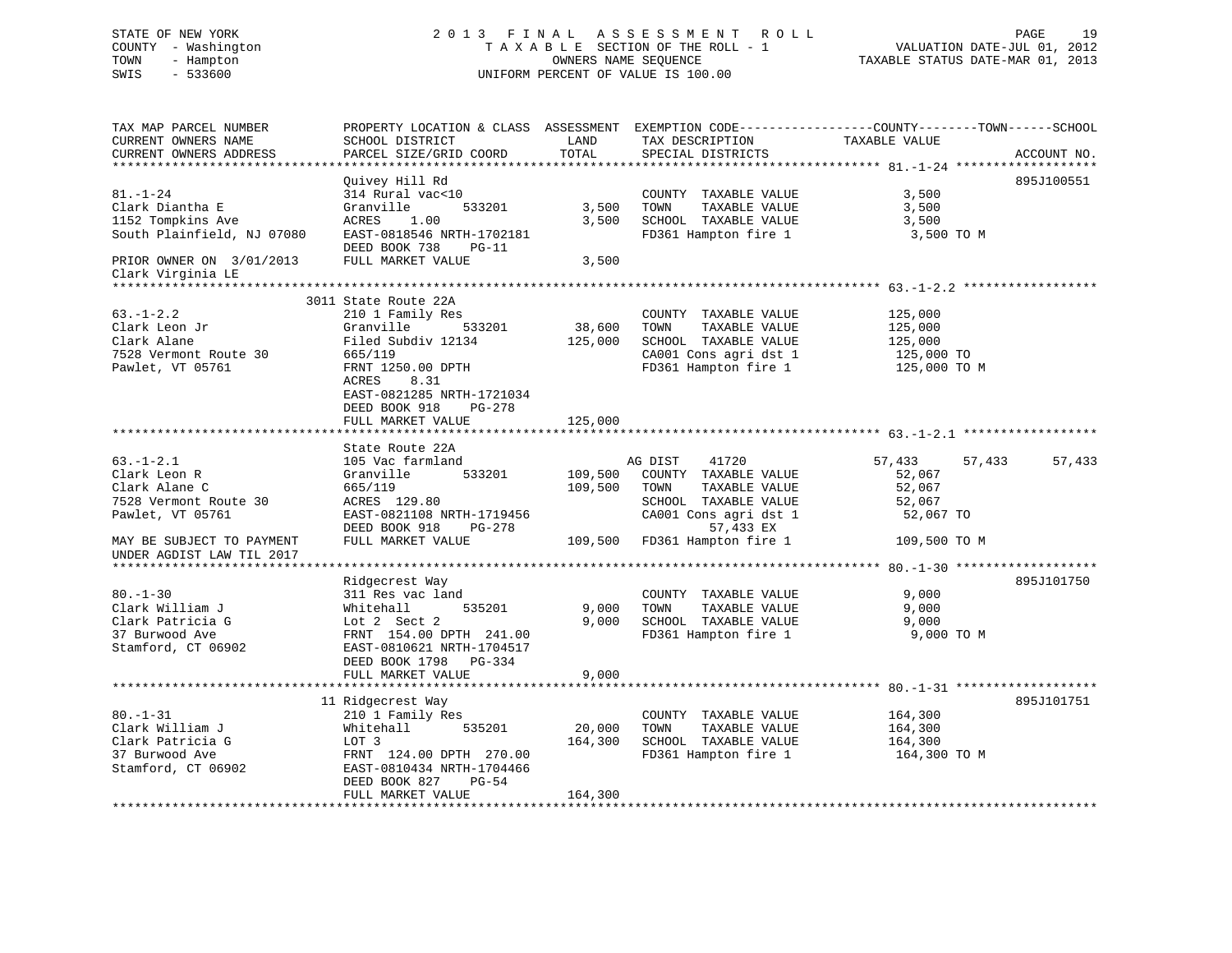STATE OF NEW YORK
COUNTY - Washington
TOWN - Hampton
SWIS - 533600

# 2013 FINAL ASSESSMENT ROLL

TAXABLE SECTION OF THE ROLL - 1
OWNERS NAME SEQUENCE
UNIFORM PERCENT OF VALUE IS 100.00

VALUATION DATE-JUL 01, 2012
TAXABLE STATUS DATE-MAR 01, 2013

| TAX MAP PARCEL NUMBER / CURRENT OWNERS NAME / CURRENT OWNERS ADDRESS | PROPERTY LOCATION & CLASS / SCHOOL DISTRICT / PARCEL SIZE/GRID COORD | ASSESSMENT LAND | TOTAL | EXEMPTION CODE / TAX DESCRIPTION / SPECIAL DISTRICTS | COUNTY TAXABLE VALUE | TOWN | SCHOOL | ACCOUNT NO. |
|---|---|---|---|---|---|---|---|---|
| **81.-1-24** | Quivey Hill Rd | | | | | | | 895J100551 |
| 81.-1-24 | 314 Rural vac<10 | | | COUNTY TAXABLE VALUE | 3,500 | | | |
| Clark Diantha E | Granville 533201 | 3,500 | | TOWN TAXABLE VALUE | 3,500 | | | |
| 1152 Tompkins Ave | ACRES 1.00 | | 3,500 | SCHOOL TAXABLE VALUE | 3,500 | | | |
| South Plainfield, NJ 07080 | EAST-0818546 NRTH-1702181 | | | FD361 Hampton fire 1 | 3,500 TO M | | | |
| | DEED BOOK 738 PG-11 | | | | | | | |
| PRIOR OWNER ON 3/01/2013 | FULL MARKET VALUE | | 3,500 | | | | | |
| Clark Virginia LE | | | | | | | | |
| **63.-1-2.2** | 3011 State Route 22A | | | | | | | |
| 63.-1-2.2 | 210 1 Family Res | | | COUNTY TAXABLE VALUE | 125,000 | | | |
| Clark Leon Jr | Granville 533201 | 38,600 | | TOWN TAXABLE VALUE | 125,000 | | | |
| Clark Alane | Filed Subdiv 12134 | | 125,000 | SCHOOL TAXABLE VALUE | 125,000 | | | |
| 7528 Vermont Route 30 | 665/119 | | | CA001 Cons agri dst 1 | 125,000 TO | | | |
| Pawlet, VT 05761 | FRNT 1250.00 DPTH | | | FD361 Hampton fire 1 | 125,000 TO M | | | |
| | ACRES 8.31 | | | | | | | |
| | EAST-0821285 NRTH-1721034 | | | | | | | |
| | DEED BOOK 918 PG-278 | | | | | | | |
| | FULL MARKET VALUE | | 125,000 | | | | | |
| **63.-1-2.1** | State Route 22A | | | | | | | |
| 63.-1-2.1 | 105 Vac farmland | | | AG DIST 41720 | 57,433 | 57,433 | 57,433 | |
| Clark Leon R | Granville 533201 | 109,500 | | COUNTY TAXABLE VALUE | 52,067 | | | |
| Clark Alane C | 665/119 | | 109,500 | TOWN TAXABLE VALUE | 52,067 | | | |
| 7528 Vermont Route 30 | ACRES 129.80 | | | SCHOOL TAXABLE VALUE | 52,067 | | | |
| Pawlet, VT 05761 | EAST-0821108 NRTH-1719456 | | | CA001 Cons agri dst 1 | 52,067 TO | | | |
| | DEED BOOK 918 PG-278 | | | 57,433 EX | | | | |
| MAY BE SUBJECT TO PAYMENT | FULL MARKET VALUE | | 109,500 | FD361 Hampton fire 1 | 109,500 TO M | | | |
| UNDER AGDIST LAW TIL 2017 | | | | | | | | |
| **80.-1-30** | Ridgecrest Way | | | | | | | 895J101750 |
| 80.-1-30 | 311 Res vac land | | | COUNTY TAXABLE VALUE | 9,000 | | | |
| Clark William J | Whitehall 535201 | 9,000 | | TOWN TAXABLE VALUE | 9,000 | | | |
| Clark Patricia G | Lot 2 Sect 2 | | 9,000 | SCHOOL TAXABLE VALUE | 9,000 | | | |
| 37 Burwood Ave | FRNT 154.00 DPTH 241.00 | | | FD361 Hampton fire 1 | 9,000 TO M | | | |
| Stamford, CT 06902 | EAST-0810621 NRTH-1704517 | | | | | | | |
| | DEED BOOK 1798 PG-334 | | | | | | | |
| | FULL MARKET VALUE | | 9,000 | | | | | |
| **80.-1-31** | 11 Ridgecrest Way | | | | | | | 895J101751 |
| 80.-1-31 | 210 1 Family Res | | | COUNTY TAXABLE VALUE | 164,300 | | | |
| Clark William J | Whitehall 535201 | 20,000 | | TOWN TAXABLE VALUE | 164,300 | | | |
| Clark Patricia G | LOT 3 | | 164,300 | SCHOOL TAXABLE VALUE | 164,300 | | | |
| 37 Burwood Ave | FRNT 124.00 DPTH 270.00 | | | FD361 Hampton fire 1 | 164,300 TO M | | | |
| Stamford, CT 06902 | EAST-0810434 NRTH-1704466 | | | | | | | |
| | DEED BOOK 827 PG-54 | | | | | | | |
| | FULL MARKET VALUE | | 164,300 | | | | | |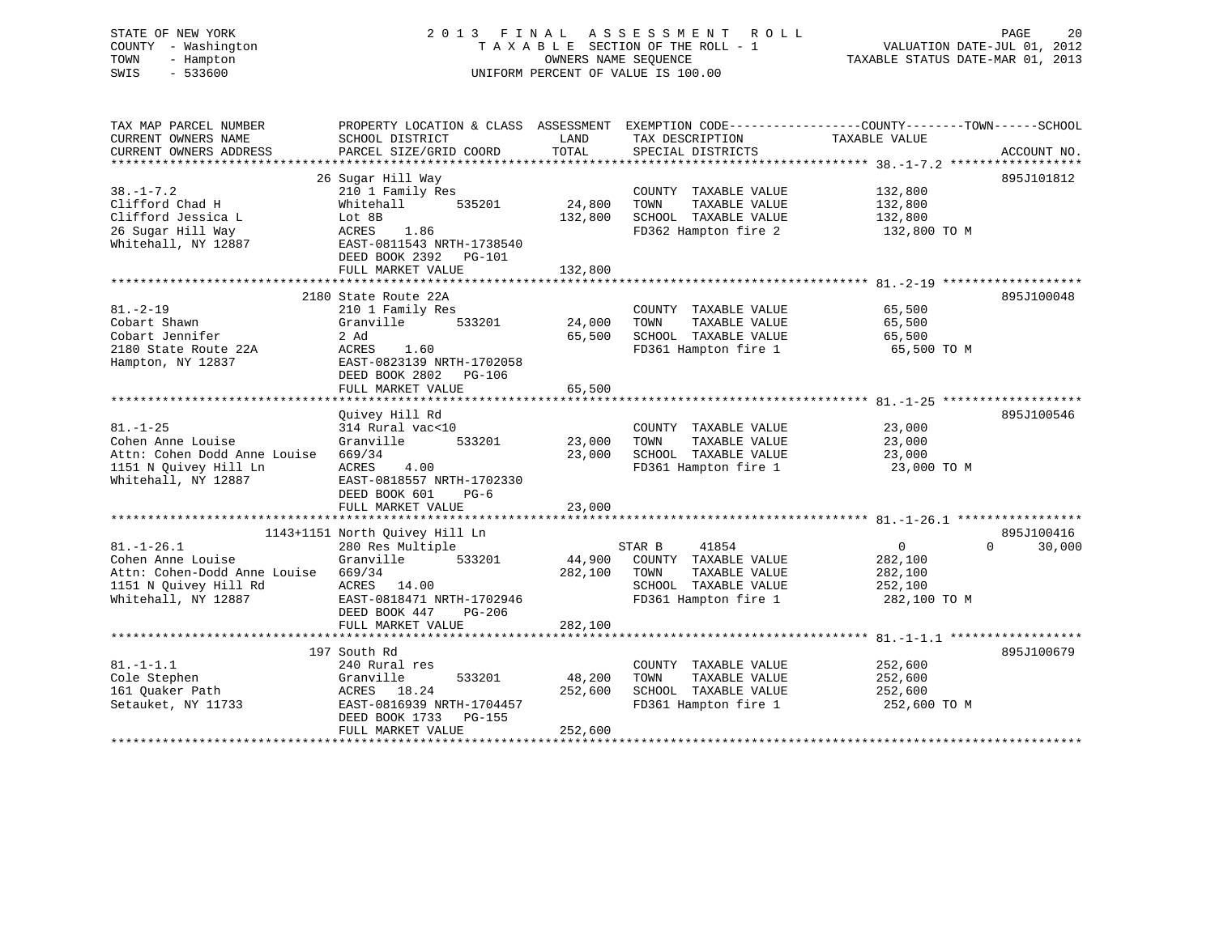STATE OF NEW YORK
COUNTY - Washington
TOWN - Hampton
SWIS - 533600

2013 FINAL ASSESSMENT ROLL
TAXABLE SECTION OF THE ROLL - 1
OWNERS NAME SEQUENCE
UNIFORM PERCENT OF VALUE IS 100.00

VALUATION DATE-JUL 01, 2012
TAXABLE STATUS DATE-MAR 01, 2013

| TAX MAP PARCEL NUMBER / CURRENT OWNERS NAME / CURRENT OWNERS ADDRESS | PROPERTY LOCATION & CLASS / SCHOOL DISTRICT / PARCEL SIZE/GRID COORD | ASSESSMENT LAND / TOTAL | EXEMPTION CODE / TAX DESCRIPTION / SPECIAL DISTRICTS | COUNTY / TOWN / SCHOOL TAXABLE VALUE | ACCOUNT NO. |
|---|---|---|---|---|---|
| 38.-1-7.2 | 26 Sugar Hill Way | | | | 895J101812 |
| Clifford Chad H | 210 1 Family Res | | COUNTY TAXABLE VALUE | 132,800 | |
| Clifford Jessica L | Whitehall 535201 | 24,800 | TOWN TAXABLE VALUE | 132,800 | |
| 26 Sugar Hill Way | Lot 8B | 132,800 | SCHOOL TAXABLE VALUE | 132,800 | |
| Whitehall, NY 12887 | ACRES 1.86 | | FD362 Hampton fire 2 | 132,800 TO M | |
| | EAST-0811543 NRTH-1738540 | | | | |
| | DEED BOOK 2392 PG-101 | | | | |
| | FULL MARKET VALUE | 132,800 | | | |
| 81.-2-19 | 2180 State Route 22A | | | | 895J100048 |
| Cobart Shawn | 210 1 Family Res | | COUNTY TAXABLE VALUE | 65,500 | |
| Cobart Jennifer | Granville 533201 | 24,000 | TOWN TAXABLE VALUE | 65,500 | |
| 2180 State Route 22A | 2 Ad | 65,500 | SCHOOL TAXABLE VALUE | 65,500 | |
| Hampton, NY 12837 | ACRES 1.60 | | FD361 Hampton fire 1 | 65,500 TO M | |
| | EAST-0823139 NRTH-1702058 | | | | |
| | DEED BOOK 2802 PG-106 | | | | |
| | FULL MARKET VALUE | 65,500 | | | |
| 81.-1-25 | Quivey Hill Rd | | | | 895J100546 |
| Cohen Anne Louise | 314 Rural vac<10 | | COUNTY TAXABLE VALUE | 23,000 | |
| Attn: Cohen Dodd Anne Louise | Granville 533201 | 23,000 | TOWN TAXABLE VALUE | 23,000 | |
| 1151 N Quivey Hill Ln | 669/34 | 23,000 | SCHOOL TAXABLE VALUE | 23,000 | |
| Whitehall, NY 12887 | ACRES 4.00 | | FD361 Hampton fire 1 | 23,000 TO M | |
| | EAST-0818557 NRTH-1702330 | | | | |
| | DEED BOOK 601 PG-6 | | | | |
| | FULL MARKET VALUE | 23,000 | | | |
| 81.-1-26.1 | 1143+1151 North Quivey Hill Ln | | | | 895J100416 |
| Cohen Anne Louise | 280 Res Multiple | | STAR B 41854 | 0 0 30,000 | |
| Attn: Cohen-Dodd Anne Louise | Granville 533201 | 44,900 | COUNTY TAXABLE VALUE | 282,100 | |
| 1151 N Quivey Hill Rd | 669/34 | 282,100 | TOWN TAXABLE VALUE | 282,100 | |
| Whitehall, NY 12887 | ACRES 14.00 | | SCHOOL TAXABLE VALUE | 252,100 | |
| | EAST-0818471 NRTH-1702946 | | FD361 Hampton fire 1 | 282,100 TO M | |
| | DEED BOOK 447 PG-206 | | | | |
| | FULL MARKET VALUE | 282,100 | | | |
| 81.-1-1.1 | 197 South Rd | | | | 895J100679 |
| Cole Stephen | 240 Rural res | | COUNTY TAXABLE VALUE | 252,600 | |
| 161 Quaker Path | Granville 533201 | 48,200 | TOWN TAXABLE VALUE | 252,600 | |
| Setauket, NY 11733 | ACRES 18.24 | 252,600 | SCHOOL TAXABLE VALUE | 252,600 | |
| | EAST-0816939 NRTH-1704457 | | FD361 Hampton fire 1 | 252,600 TO M | |
| | DEED BOOK 1733 PG-155 | | | | |
| | FULL MARKET VALUE | 252,600 | | | |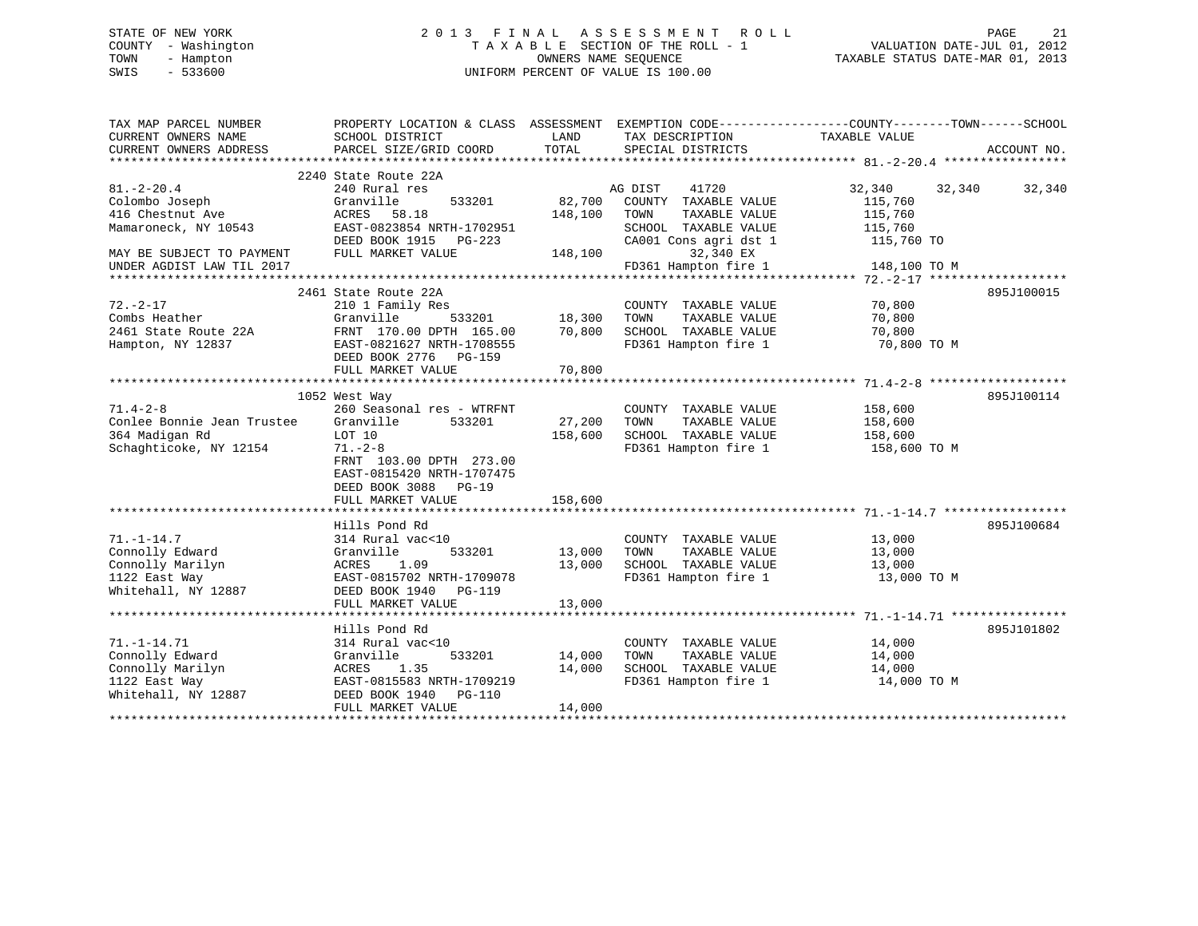STATE OF NEW YORK
COUNTY - Washington
TOWN - Hampton
SWIS - 533600

# 2013 FINAL ASSESSMENT ROLL

TAXABLE SECTION OF THE ROLL - 1
OWNERS NAME SEQUENCE
UNIFORM PERCENT OF VALUE IS 100.00

VALUATION DATE-JUL 01, 2012
TAXABLE STATUS DATE-MAR 01, 2013

| TAX MAP PARCEL NUMBER / CURRENT OWNERS NAME / CURRENT OWNERS ADDRESS | PROPERTY LOCATION & CLASS / SCHOOL DISTRICT / PARCEL SIZE/GRID COORD | ASSESSMENT LAND | TOTAL | EXEMPTION CODE / TAX DESCRIPTION / SPECIAL DISTRICTS | COUNTY TAXABLE VALUE | TOWN | SCHOOL | ACCOUNT NO. |
|---|---|---|---|---|---|---|---|---|
| **81.-2-20.4** | 2240 State Route 22A | | | | | | | |
| 81.-2-20.4 | 240 Rural res | | | AG DIST 41720 | 32,340 | 32,340 | 32,340 | |
| Colombo Joseph | Granville 533201 | 82,700 | | COUNTY TAXABLE VALUE | 115,760 | | | |
| 416 Chestnut Ave | ACRES 58.18 | | 148,100 | TOWN TAXABLE VALUE | 115,760 | | | |
| Mamaroneck, NY 10543 | EAST-0823854 NRTH-1702951 | | | SCHOOL TAXABLE VALUE | 115,760 | | | |
| | DEED BOOK 1915 PG-223 | | | CA001 Cons agri dst 1 | 115,760 TO | | | |
| MAY BE SUBJECT TO PAYMENT | FULL MARKET VALUE | | 148,100 | 32,340 EX | | | | |
| UNDER AGDIST LAW TIL 2017 | | | | FD361 Hampton fire 1 | 148,100 TO M | | | |
| **72.-2-17** | 2461 State Route 22A | | | | | | | 895J100015 |
| 72.-2-17 | 210 1 Family Res | | | COUNTY TAXABLE VALUE | 70,800 | | | |
| Combs Heather | Granville 533201 | 18,300 | | TOWN TAXABLE VALUE | 70,800 | | | |
| 2461 State Route 22A | FRNT 170.00 DPTH 165.00 | | 70,800 | SCHOOL TAXABLE VALUE | 70,800 | | | |
| Hampton, NY 12837 | EAST-0821627 NRTH-1708555 | | | FD361 Hampton fire 1 | 70,800 TO M | | | |
| | DEED BOOK 2776 PG-159 | | | | | | | |
| | FULL MARKET VALUE | | 70,800 | | | | | |
| **71.4-2-8** | 1052 West Way | | | | | | | 895J100114 |
| 71.4-2-8 | 260 Seasonal res - WTRFNT | | | COUNTY TAXABLE VALUE | 158,600 | | | |
| Conlee Bonnie Jean Trustee | Granville 533201 | 27,200 | | TOWN TAXABLE VALUE | 158,600 | | | |
| 364 Madigan Rd | LOT 10 | | 158,600 | SCHOOL TAXABLE VALUE | 158,600 | | | |
| Schaghticoke, NY 12154 | 71.-2-8 | | | FD361 Hampton fire 1 | 158,600 TO M | | | |
| | FRNT 103.00 DPTH 273.00 | | | | | | | |
| | EAST-0815420 NRTH-1707475 | | | | | | | |
| | DEED BOOK 3088 PG-19 | | | | | | | |
| | FULL MARKET VALUE | | 158,600 | | | | | |
| **71.-1-14.7** | Hills Pond Rd | | | | | | | 895J100684 |
| 71.-1-14.7 | 314 Rural vac<10 | | | COUNTY TAXABLE VALUE | 13,000 | | | |
| Connolly Edward | Granville 533201 | 13,000 | | TOWN TAXABLE VALUE | 13,000 | | | |
| Connolly Marilyn | ACRES 1.09 | | 13,000 | SCHOOL TAXABLE VALUE | 13,000 | | | |
| 1122 East Way | EAST-0815702 NRTH-1709078 | | | FD361 Hampton fire 1 | 13,000 TO M | | | |
| Whitehall, NY 12887 | DEED BOOK 1940 PG-119 | | | | | | | |
| | FULL MARKET VALUE | | 13,000 | | | | | |
| **71.-1-14.71** | Hills Pond Rd | | | | | | | 895J101802 |
| 71.-1-14.71 | 314 Rural vac<10 | | | COUNTY TAXABLE VALUE | 14,000 | | | |
| Connolly Edward | Granville 533201 | 14,000 | | TOWN TAXABLE VALUE | 14,000 | | | |
| Connolly Marilyn | ACRES 1.35 | | 14,000 | SCHOOL TAXABLE VALUE | 14,000 | | | |
| 1122 East Way | EAST-0815583 NRTH-1709219 | | | FD361 Hampton fire 1 | 14,000 TO M | | | |
| Whitehall, NY 12887 | DEED BOOK 1940 PG-110 | | | | | | | |
| | FULL MARKET VALUE | | 14,000 | | | | | |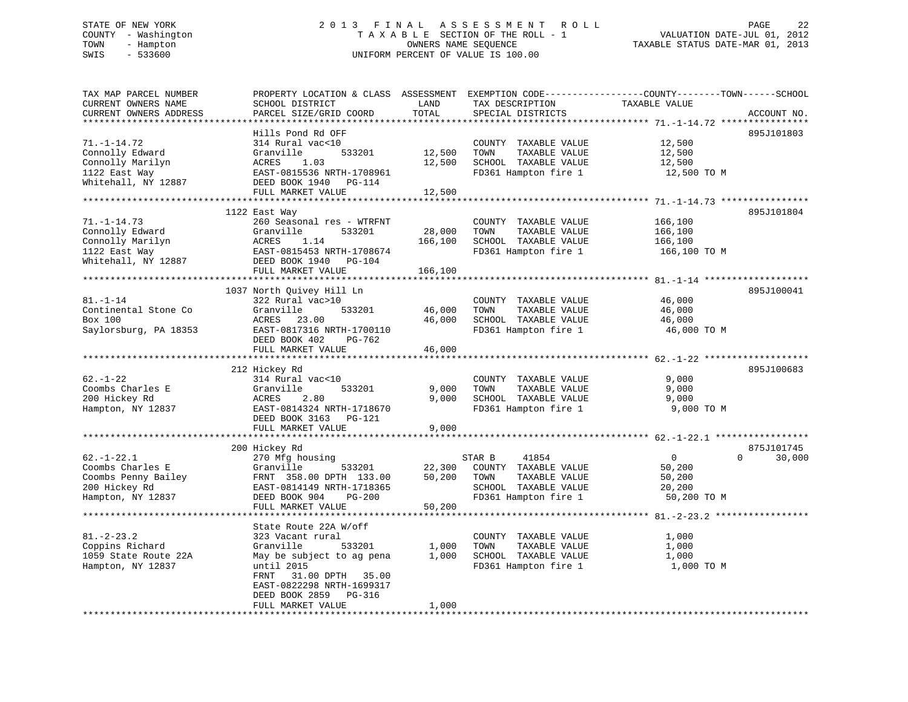STATE OF NEW YORK
COUNTY - Washington
TOWN - Hampton
SWIS - 533600

2 0 1 3 F I N A L A S S E S S M E N T R O L L
T A X A B L E SECTION OF THE ROLL - 1
OWNERS NAME SEQUENCE
UNIFORM PERCENT OF VALUE IS 100.00

VALUATION DATE-JUL 01, 2012
TAXABLE STATUS DATE-MAR 01, 2013

```
TAX MAP PARCEL NUMBER      PROPERTY LOCATION & CLASS  ASSESSMENT  EXEMPTION CODE-----------------COUNTY--------TOWN------SCHOOL
CURRENT OWNERS NAME        SCHOOL DISTRICT              LAND      TAX DESCRIPTION              TAXABLE VALUE
CURRENT OWNERS ADDRESS     PARCEL SIZE/GRID COORD       TOTAL     SPECIAL DISTRICTS                                    ACCOUNT NO.
******************************************************************************************************* 71.-1-14.72 ****************
                           Hills Pond Rd OFF                                                                        895J101803
71.-1-14.72                314 Rural vac<10                        COUNTY  TAXABLE VALUE           12,500
Connolly Edward            Granville        533201       12,500    TOWN    TAXABLE VALUE           12,500
Connolly Marilyn           ACRES    1.03                 12,500    SCHOOL  TAXABLE VALUE           12,500
1122 East Way              EAST-0815536 NRTH-1708961               FD361 Hampton fire 1             12,500 TO M
Whitehall, NY 12887        DEED BOOK 1940   PG-114
                           FULL MARKET VALUE             12,500
******************************************************************************************************* 71.-1-14.73 ****************
                           1122 East Way                                                                            895J101804
71.-1-14.73                260 Seasonal res - WTRFNT               COUNTY  TAXABLE VALUE          166,100
Connolly Edward            Granville        533201       28,000    TOWN    TAXABLE VALUE          166,100
Connolly Marilyn           ACRES    1.14                166,100    SCHOOL  TAXABLE VALUE          166,100
1122 East Way              EAST-0815453 NRTH-1708674               FD361 Hampton fire 1            166,100 TO M
Whitehall, NY 12887        DEED BOOK 1940   PG-104
                           FULL MARKET VALUE            166,100
******************************************************************************************************* 81.-1-14 *******************
                           1037 North Quivey Hill Ln                                                                895J100041
81.-1-14                   322 Rural vac>10                        COUNTY  TAXABLE VALUE           46,000
Continental Stone Co       Granville        533201       46,000    TOWN    TAXABLE VALUE           46,000
Box 100                    ACRES   23.00                 46,000    SCHOOL  TAXABLE VALUE           46,000
Saylorsburg, PA 18353      EAST-0817316 NRTH-1700110               FD361 Hampton fire 1             46,000 TO M
                           DEED BOOK 402    PG-762
                           FULL MARKET VALUE             46,000
******************************************************************************************************* 62.-1-22 *******************
                           212 Hickey Rd                                                                            895J100683
62.-1-22                   314 Rural vac<10                        COUNTY  TAXABLE VALUE            9,000
Coombs Charles E           Granville        533201        9,000    TOWN    TAXABLE VALUE            9,000
200 Hickey Rd              ACRES    2.80                  9,000    SCHOOL  TAXABLE VALUE            9,000
Hampton, NY 12837          EAST-0814324 NRTH-1718670               FD361 Hampton fire 1              9,000 TO M
                           DEED BOOK 3163   PG-121
                           FULL MARKET VALUE              9,000
******************************************************************************************************* 62.-1-22.1 *****************
                           200 Hickey Rd                                                                            875J101745
62.-1-22.1                 270 Mfg housing                         STAR B     41854                   0            0      30,000
Coombs Charles E           Granville        533201       22,300    COUNTY  TAXABLE VALUE           50,200
Coombs Penny Bailey        FRNT  358.00 DPTH  133.00     50,200    TOWN    TAXABLE VALUE           50,200
200 Hickey Rd              EAST-0814149 NRTH-1718365               SCHOOL  TAXABLE VALUE           20,200
Hampton, NY 12837          DEED BOOK 904    PG-200                 FD361 Hampton fire 1             50,200 TO M
                           FULL MARKET VALUE             50,200
******************************************************************************************************* 81.-2-23.2 *****************
                           State Route 22A W/off
81.-2-23.2                 323 Vacant rural                        COUNTY  TAXABLE VALUE            1,000
Coppins Richard            Granville        533201        1,000    TOWN    TAXABLE VALUE            1,000
1059 State Route 22A       May be subject to ag pena      1,000    SCHOOL  TAXABLE VALUE            1,000
Hampton, NY 12837          until 2015                              FD361 Hampton fire 1              1,000 TO M
                           FRNT   31.00 DPTH   35.00
                           EAST-0822298 NRTH-1699317
                           DEED BOOK 2859   PG-316
                           FULL MARKET VALUE              1,000
************************************************************************************************************************************
```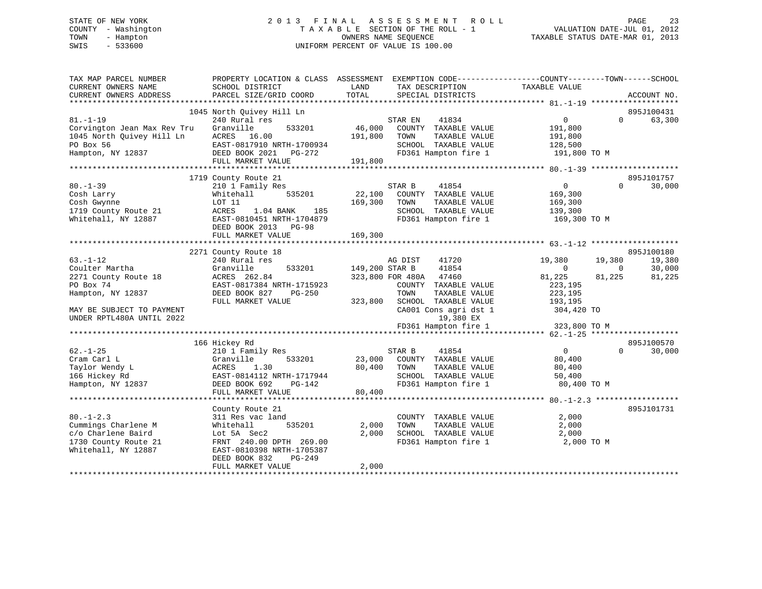STATE OF NEW YORK
COUNTY - Washington
TOWN - Hampton
SWIS - 533600

2 0 1 3 F I N A L A S S E S S M E N T R O L L
T A X A B L E SECTION OF THE ROLL - 1
OWNERS NAME SEQUENCE
UNIFORM PERCENT OF VALUE IS 100.00

VALUATION DATE-JUL 01, 2012
TAXABLE STATUS DATE-MAR 01, 2013

```
TAX MAP PARCEL NUMBER          PROPERTY LOCATION & CLASS  ASSESSMENT  EXEMPTION CODE-----------------COUNTY--------TOWN------SCHOOL
CURRENT OWNERS NAME            SCHOOL DISTRICT               LAND      TAX DESCRIPTION            TAXABLE VALUE
CURRENT OWNERS ADDRESS         PARCEL SIZE/GRID COORD        TOTAL     SPECIAL DISTRICTS                                   ACCOUNT NO.
******************************************************************************************************* 81.-1-19 *******************
                         1045 North Quivey Hill Ln                                                                     895J100431
81.-1-19                      240 Rural res                       STAR EN    41834              0          0     63,300
Corvington Jean Max Rev Tru   Granville       533201       46,000   COUNTY  TAXABLE VALUE         191,800
1045 North Quivey Hill Ln     ACRES  16.00                191,800   TOWN    TAXABLE VALUE         191,800
PO Box 56                     EAST-0817910 NRTH-1700934             SCHOOL  TAXABLE VALUE         128,500
Hampton, NY 12837             DEED BOOK 2021   PG-272               FD361 Hampton fire 1           191,800 TO M
                              FULL MARKET VALUE           191,800
******************************************************************************************************* 80.-1-39 *******************
                         1719 County Route 21                                                                          895J101757
80.-1-39                      210 1 Family Res                    STAR B     41854              0          0     30,000
Cosh Larry                    Whitehall       535201       22,100   COUNTY  TAXABLE VALUE         169,300
Cosh Gwynne                   LOT 11                      169,300   TOWN    TAXABLE VALUE         169,300
1719 County Route 21          ACRES    1.04 BANK    185             SCHOOL  TAXABLE VALUE         139,300
Whitehall, NY 12887           EAST-0810451 NRTH-1704879             FD361 Hampton fire 1           169,300 TO M
                              DEED BOOK 2013   PG-98
                              FULL MARKET VALUE           169,300
******************************************************************************************************* 63.-1-12 *******************
                         2271 County Route 18                                                                          895J100180
63.-1-12                      240 Rural res                       AG DIST    41720          19,380     19,380     19,380
Coulter Martha                Granville       533201      149,200 STAR B     41854              0          0     30,000
2271 County Route 18          ACRES 262.84                323,800 FOR 480A   47460          81,225     81,225     81,225
PO Box 74                     EAST-0817384 NRTH-1715923             COUNTY  TAXABLE VALUE         223,195
Hampton, NY 12837             DEED BOOK 827    PG-250               TOWN    TAXABLE VALUE         223,195
                              FULL MARKET VALUE           323,800   SCHOOL  TAXABLE VALUE         193,195
MAY BE SUBJECT TO PAYMENT                                           CA001 Cons agri dst 1          304,420 TO
UNDER RPTL480A UNTIL 2022                                                  19,380 EX
                                                                    FD361 Hampton fire 1           323,800 TO M
******************************************************************************************************* 62.-1-25 *******************
                         166 Hickey Rd                                                                                 895J100570
62.-1-25                      210 1 Family Res                    STAR B     41854              0          0     30,000
Cram Carl L                   Granville       533201       23,000   COUNTY  TAXABLE VALUE          80,400
Taylor Wendy L                ACRES    1.30                80,400   TOWN    TAXABLE VALUE          80,400
166 Hickey Rd                 EAST-0814112 NRTH-1717944             SCHOOL  TAXABLE VALUE          50,400
Hampton, NY 12837             DEED BOOK 692    PG-142               FD361 Hampton fire 1            80,400 TO M
                              FULL MARKET VALUE            80,400
******************************************************************************************************* 80.-1-2.3 ******************
                              County Route 21                                                                          895J101731
80.-1-2.3                     311 Res vac land                      COUNTY  TAXABLE VALUE           2,000
Cummings Charlene M           Whitehall       535201        2,000   TOWN    TAXABLE VALUE           2,000
c/o Charlene Baird            Lot 5A  Sec2                  2,000   SCHOOL  TAXABLE VALUE           2,000
1730 County Route 21          FRNT 240.00 DPTH 269.00               FD361 Hampton fire 1             2,000 TO M
Whitehall, NY 12887           EAST-0810398 NRTH-1705387
                              DEED BOOK 832    PG-249
                              FULL MARKET VALUE             2,000
************************************************************************************************************************************
```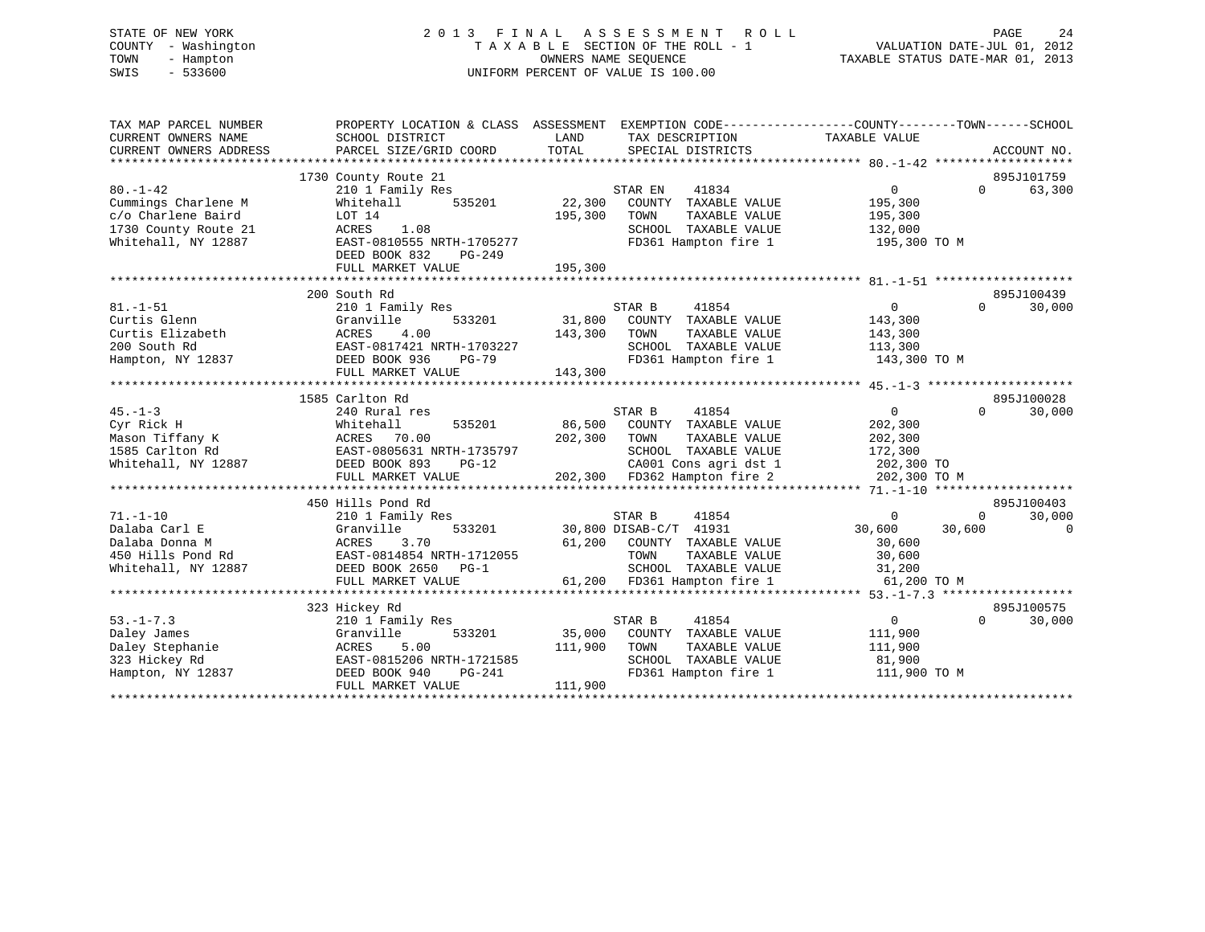STATE OF NEW YORK
COUNTY - Washington
TOWN - Hampton
SWIS - 533600

# 2013 FINAL ASSESSMENT ROLL

TAXABLE SECTION OF THE ROLL - 1
OWNERS NAME SEQUENCE
UNIFORM PERCENT OF VALUE IS 100.00

VALUATION DATE-JUL 01, 2012
TAXABLE STATUS DATE-MAR 01, 2013

| TAX MAP PARCEL NUMBER / CURRENT OWNERS NAME / CURRENT OWNERS ADDRESS | PROPERTY LOCATION & CLASS / SCHOOL DISTRICT / PARCEL SIZE/GRID COORD | ASSESSMENT LAND / TOTAL | EXEMPTION CODE / TAX DESCRIPTION / SPECIAL DISTRICTS | COUNTY TAXABLE VALUE | TOWN | SCHOOL | ACCOUNT NO. |
|---|---|---|---|---|---|---|---|
| 80.-1-42 | 1730 County Route 21 | | | | | | 895J101759 |
| Cummings Charlene M | 210 1 Family Res | | STAR EN 41834 | 0 | 0 | 63,300 | |
| c/o Charlene Baird | Whitehall 535201 | 22,300 | COUNTY TAXABLE VALUE | 195,300 | | | |
| 1730 County Route 21 | LOT 14 | 195,300 | TOWN TAXABLE VALUE | 195,300 | | | |
| Whitehall, NY 12887 | ACRES 1.08 | | SCHOOL TAXABLE VALUE | 132,000 | | | |
| | EAST-0810555 NRTH-1705277 | | FD361 Hampton fire 1 | 195,300 TO M | | | |
| | DEED BOOK 832 PG-249 | | | | | | |
| | FULL MARKET VALUE | 195,300 | | | | | |
| 81.-1-51 | 200 South Rd | | | | | | 895J100439 |
| Curtis Glenn | 210 1 Family Res | | STAR B 41854 | 0 | 0 | 30,000 | |
| Curtis Elizabeth | Granville 533201 | 31,800 | COUNTY TAXABLE VALUE | 143,300 | | | |
| 200 South Rd | ACRES 4.00 | 143,300 | TOWN TAXABLE VALUE | 143,300 | | | |
| Hampton, NY 12837 | EAST-0817421 NRTH-1703227 | | SCHOOL TAXABLE VALUE | 113,300 | | | |
| | DEED BOOK 936 PG-79 | | FD361 Hampton fire 1 | 143,300 TO M | | | |
| | FULL MARKET VALUE | 143,300 | | | | | |
| 45.-1-3 | 1585 Carlton Rd | | | | | | 895J100028 |
| Cyr Rick H | 240 Rural res | | STAR B 41854 | 0 | 0 | 30,000 | |
| Mason Tiffany K | Whitehall 535201 | 86,500 | COUNTY TAXABLE VALUE | 202,300 | | | |
| 1585 Carlton Rd | ACRES 70.00 | 202,300 | TOWN TAXABLE VALUE | 202,300 | | | |
| Whitehall, NY 12887 | EAST-0805631 NRTH-1735797 | | SCHOOL TAXABLE VALUE | 172,300 | | | |
| | DEED BOOK 893 PG-12 | | CA001 Cons agri dst 1 | 202,300 TO | | | |
| | FULL MARKET VALUE | 202,300 | FD362 Hampton fire 2 | 202,300 TO M | | | |
| 71.-1-10 | 450 Hills Pond Rd | | | | | | 895J100403 |
| Dalaba Carl E | 210 1 Family Res | | STAR B 41854 | 0 | 0 | 30,000 | |
| Dalaba Donna M | Granville 533201 | 30,800 | DISAB-C/T 41931 | 30,600 | 30,600 | 0 | |
| 450 Hills Pond Rd | ACRES 3.70 | 61,200 | COUNTY TAXABLE VALUE | 30,600 | | | |
| Whitehall, NY 12887 | EAST-0814854 NRTH-1712055 | | TOWN TAXABLE VALUE | 30,600 | | | |
| | DEED BOOK 2650 PG-1 | | SCHOOL TAXABLE VALUE | 31,200 | | | |
| | FULL MARKET VALUE | 61,200 | FD361 Hampton fire 1 | 61,200 TO M | | | |
| 53.-1-7.3 | 323 Hickey Rd | | | | | | 895J100575 |
| Daley James | 210 1 Family Res | | STAR B 41854 | 0 | 0 | 30,000 | |
| Daley Stephanie | Granville 533201 | 35,000 | COUNTY TAXABLE VALUE | 111,900 | | | |
| 323 Hickey Rd | ACRES 5.00 | 111,900 | TOWN TAXABLE VALUE | 111,900 | | | |
| Hampton, NY 12837 | EAST-0815206 NRTH-1721585 | | SCHOOL TAXABLE VALUE | 81,900 | | | |
| | DEED BOOK 940 PG-241 | | FD361 Hampton fire 1 | 111,900 TO M | | | |
| | FULL MARKET VALUE | 111,900 | | | | | |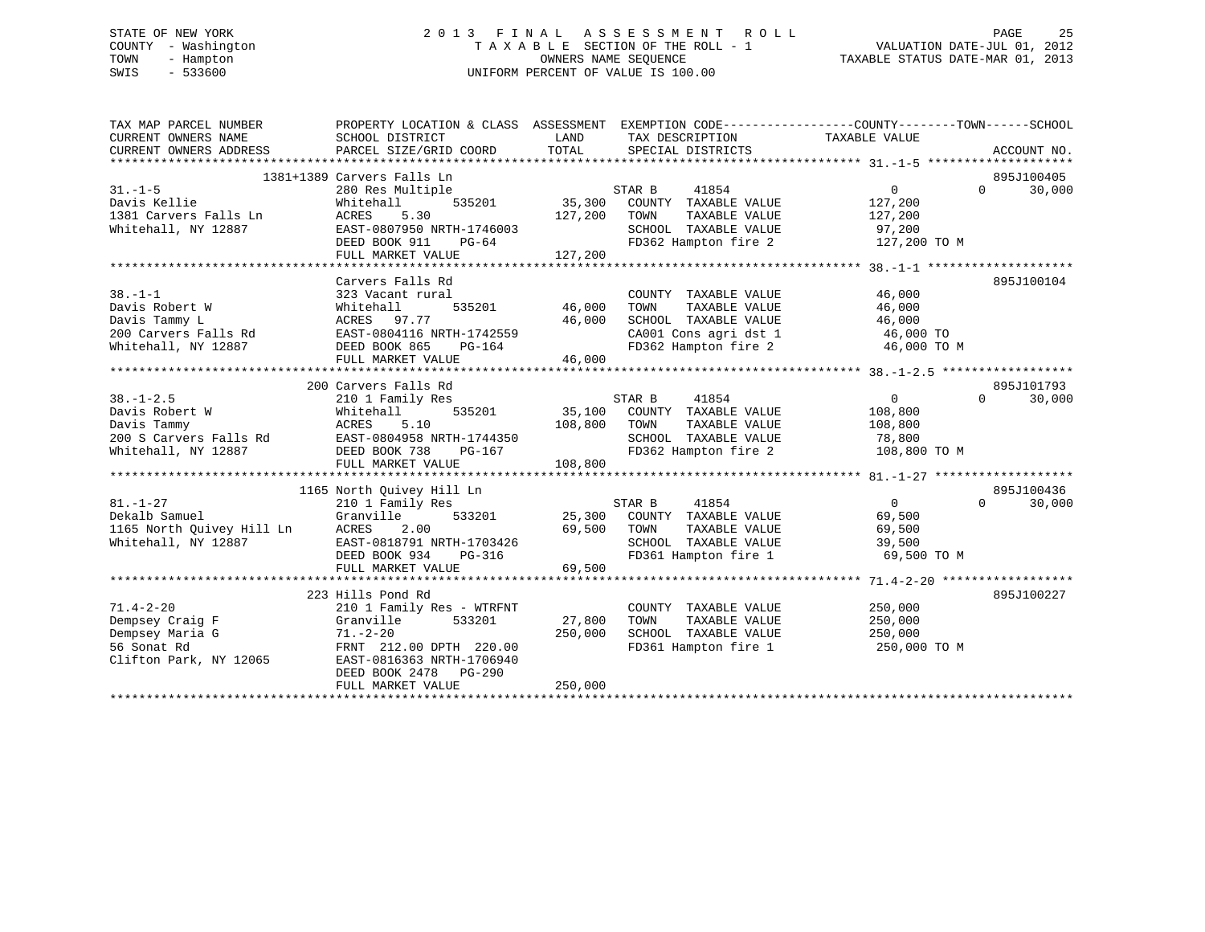STATE OF NEW YORK
COUNTY - Washington
TOWN - Hampton
SWIS - 533600

# 2013 FINAL ASSESSMENT ROLL

TAXABLE SECTION OF THE ROLL - 1
OWNERS NAME SEQUENCE
UNIFORM PERCENT OF VALUE IS 100.00

VALUATION DATE-JUL 01, 2012
TAXABLE STATUS DATE-MAR 01, 2013

| TAX MAP PARCEL NUMBER / CURRENT OWNERS NAME / CURRENT OWNERS ADDRESS | PROPERTY LOCATION & CLASS / SCHOOL DISTRICT / PARCEL SIZE/GRID COORD | ASSESSMENT LAND | TOTAL | EXEMPTION CODE / TAX DESCRIPTION / SPECIAL DISTRICTS | COUNTY TAXABLE VALUE | TOWN | SCHOOL | ACCOUNT NO. |
|---|---|---|---|---|---|---|---|---|
| 31.-1-5 | 1381+1389 Carvers Falls Ln | | | | | | | 895J100405 |
| Davis Kellie | 280 Res Multiple | | | STAR B 41854 | 0 | 0 | 30,000 | |
| 1381 Carvers Falls Ln | Whitehall 535201 | 35,300 | | COUNTY TAXABLE VALUE | 127,200 | | | |
| Whitehall, NY 12887 | ACRES 5.30 | | 127,200 | TOWN TAXABLE VALUE | 127,200 | | | |
| | EAST-0807950 NRTH-1746003 | | | SCHOOL TAXABLE VALUE | 97,200 | | | |
| | DEED BOOK 911 PG-64 | | | FD362 Hampton fire 2 | 127,200 TO M | | | |
| | FULL MARKET VALUE | | 127,200 | | | | | |
| 38.-1-1 | Carvers Falls Rd | | | | | | | 895J100104 |
| Davis Robert W | 323 Vacant rural | | | COUNTY TAXABLE VALUE | 46,000 | | | |
| Davis Tammy L | Whitehall 535201 | 46,000 | | TOWN TAXABLE VALUE | 46,000 | | | |
| 200 Carvers Falls Rd | ACRES 97.77 | | 46,000 | SCHOOL TAXABLE VALUE | 46,000 | | | |
| Whitehall, NY 12887 | EAST-0804116 NRTH-1742559 | | | CA001 Cons agri dst 1 | 46,000 TO | | | |
| | DEED BOOK 865 PG-164 | | | FD362 Hampton fire 2 | 46,000 TO M | | | |
| | FULL MARKET VALUE | | 46,000 | | | | | |
| 38.-1-2.5 | 200 Carvers Falls Rd | | | | | | | 895J101793 |
| Davis Robert W | 210 1 Family Res | | | STAR B 41854 | 0 | 0 | 30,000 | |
| Davis Tammy | Whitehall 535201 | 35,100 | | COUNTY TAXABLE VALUE | 108,800 | | | |
| 200 S Carvers Falls Rd | ACRES 5.10 | | 108,800 | TOWN TAXABLE VALUE | 108,800 | | | |
| Whitehall, NY 12887 | EAST-0804958 NRTH-1744350 | | | SCHOOL TAXABLE VALUE | 78,800 | | | |
| | DEED BOOK 738 PG-167 | | | FD362 Hampton fire 2 | 108,800 TO M | | | |
| | FULL MARKET VALUE | | 108,800 | | | | | |
| 81.-1-27 | 1165 North Quivey Hill Ln | | | | | | | 895J100436 |
| Dekalb Samuel | 210 1 Family Res | | | STAR B 41854 | 0 | 0 | 30,000 | |
| 1165 North Quivey Hill Ln | Granville 533201 | 25,300 | | COUNTY TAXABLE VALUE | 69,500 | | | |
| Whitehall, NY 12887 | ACRES 2.00 | | 69,500 | TOWN TAXABLE VALUE | 69,500 | | | |
| | EAST-0818791 NRTH-1703426 | | | SCHOOL TAXABLE VALUE | 39,500 | | | |
| | DEED BOOK 934 PG-316 | | | FD361 Hampton fire 1 | 69,500 TO M | | | |
| | FULL MARKET VALUE | | 69,500 | | | | | |
| 71.4-2-20 | 223 Hills Pond Rd | | | | | | | 895J100227 |
| Dempsey Craig F | 210 1 Family Res - WTRFNT | | | COUNTY TAXABLE VALUE | 250,000 | | | |
| Dempsey Maria G | Granville 533201 | 27,800 | | TOWN TAXABLE VALUE | 250,000 | | | |
| 56 Sonat Rd | 71.-2-20 | | 250,000 | SCHOOL TAXABLE VALUE | 250,000 | | | |
| Clifton Park, NY 12065 | FRNT 212.00 DPTH 220.00 | | | FD361 Hampton fire 1 | 250,000 TO M | | | |
| | EAST-0816363 NRTH-1706940 | | | | | | | |
| | DEED BOOK 2478 PG-290 | | | | | | | |
| | FULL MARKET VALUE | | 250,000 | | | | | |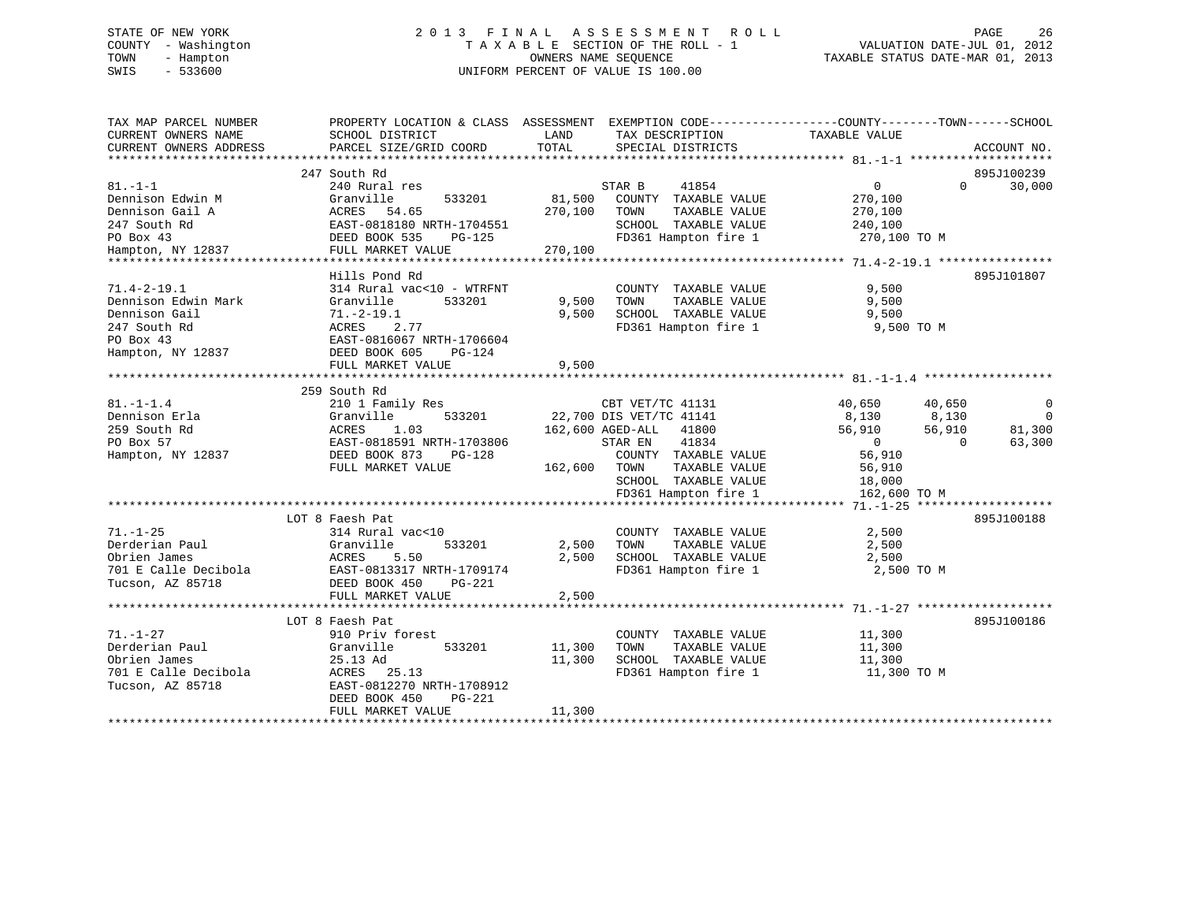STATE OF NEW YORK
COUNTY - Washington
TOWN - Hampton
SWIS - 533600

2 0 1 3 F I N A L A S S E S S M E N T R O L L
T A X A B L E SECTION OF THE ROLL - 1
OWNERS NAME SEQUENCE
UNIFORM PERCENT OF VALUE IS 100.00

VALUATION DATE-JUL 01, 2012
TAXABLE STATUS DATE-MAR 01, 2013

| TAX MAP PARCEL NUMBER<br>CURRENT OWNERS NAME<br>CURRENT OWNERS ADDRESS | PROPERTY LOCATION & CLASS<br>SCHOOL DISTRICT<br>PARCEL SIZE/GRID COORD | ASSESSMENT<br>LAND<br>TOTAL | EXEMPTION CODE<br>TAX DESCRIPTION<br>SPECIAL DISTRICTS | COUNTY<br>TAXABLE VALUE | TOWN | SCHOOL<br>ACCOUNT NO. |
|---|---|---|---|---|---|---|
| **81.-1-1** | 247 South Rd | | | | | 895J100239 |
| 81.-1-1 | 240 Rural res | | STAR B 41854 | 0 | 0 | 30,000 |
| Dennison Edwin M | Granville 533201 | 81,500 | COUNTY TAXABLE VALUE | 270,100 | | |
| Dennison Gail A | ACRES 54.65 | 270,100 | TOWN TAXABLE VALUE | 270,100 | | |
| 247 South Rd | EAST-0818180 NRTH-1704551 | | SCHOOL TAXABLE VALUE | 240,100 | | |
| PO Box 43 | DEED BOOK 535 PG-125 | | FD361 Hampton fire 1 | 270,100 TO M | | |
| Hampton, NY 12837 | FULL MARKET VALUE | 270,100 | | | | |
| **71.4-2-19.1** | Hills Pond Rd | | | | | 895J101807 |
| 71.4-2-19.1 | 314 Rural vac<10 - WTRFNT | | COUNTY TAXABLE VALUE | 9,500 | | |
| Dennison Edwin Mark | Granville 533201 | 9,500 | TOWN TAXABLE VALUE | 9,500 | | |
| Dennison Gail | 71.-2-19.1 | 9,500 | SCHOOL TAXABLE VALUE | 9,500 | | |
| 247 South Rd | ACRES 2.77 | | FD361 Hampton fire 1 | 9,500 TO M | | |
| PO Box 43 | EAST-0816067 NRTH-1706604 | | | | | |
| Hampton, NY 12837 | DEED BOOK 605 PG-124 | | | | | |
| | FULL MARKET VALUE | 9,500 | | | | |
| **81.-1-1.4** | 259 South Rd | | | | | |
| 81.-1-1.4 | 210 1 Family Res | | CBT VET/TC 41131 | 40,650 | 40,650 | 0 |
| Dennison Erla | Granville 533201 | 22,700 | DIS VET/TC 41141 | 8,130 | 8,130 | 0 |
| 259 South Rd | ACRES 1.03 | 162,600 | AGED-ALL 41800 | 56,910 | 56,910 | 81,300 |
| PO Box 57 | EAST-0818591 NRTH-1703806 | | STAR EN 41834 | 0 | 0 | 63,300 |
| Hampton, NY 12837 | DEED BOOK 873 PG-128 | | COUNTY TAXABLE VALUE | 56,910 | | |
| | FULL MARKET VALUE | 162,600 | TOWN TAXABLE VALUE | 56,910 | | |
| | | | SCHOOL TAXABLE VALUE | 18,000 | | |
| | | | FD361 Hampton fire 1 | 162,600 TO M | | |
| **71.-1-25** | LOT 8 Faesh Pat | | | | | 895J100188 |
| 71.-1-25 | 314 Rural vac<10 | | COUNTY TAXABLE VALUE | 2,500 | | |
| Derderian Paul | Granville 533201 | 2,500 | TOWN TAXABLE VALUE | 2,500 | | |
| Obrien James | ACRES 5.50 | 2,500 | SCHOOL TAXABLE VALUE | 2,500 | | |
| 701 E Calle Decibola | EAST-0813317 NRTH-1709174 | | FD361 Hampton fire 1 | 2,500 TO M | | |
| Tucson, AZ 85718 | DEED BOOK 450 PG-221 | | | | | |
| | FULL MARKET VALUE | 2,500 | | | | |
| **71.-1-27** | LOT 8 Faesh Pat | | | | | 895J100186 |
| 71.-1-27 | 910 Priv forest | | COUNTY TAXABLE VALUE | 11,300 | | |
| Derderian Paul | Granville 533201 | 11,300 | TOWN TAXABLE VALUE | 11,300 | | |
| Obrien James | 25.13 Ad | 11,300 | SCHOOL TAXABLE VALUE | 11,300 | | |
| 701 E Calle Decibola | ACRES 25.13 | | FD361 Hampton fire 1 | 11,300 TO M | | |
| Tucson, AZ 85718 | EAST-0812270 NRTH-1708912 | | | | | |
| | DEED BOOK 450 PG-221 | | | | | |
| | FULL MARKET VALUE | 11,300 | | | | |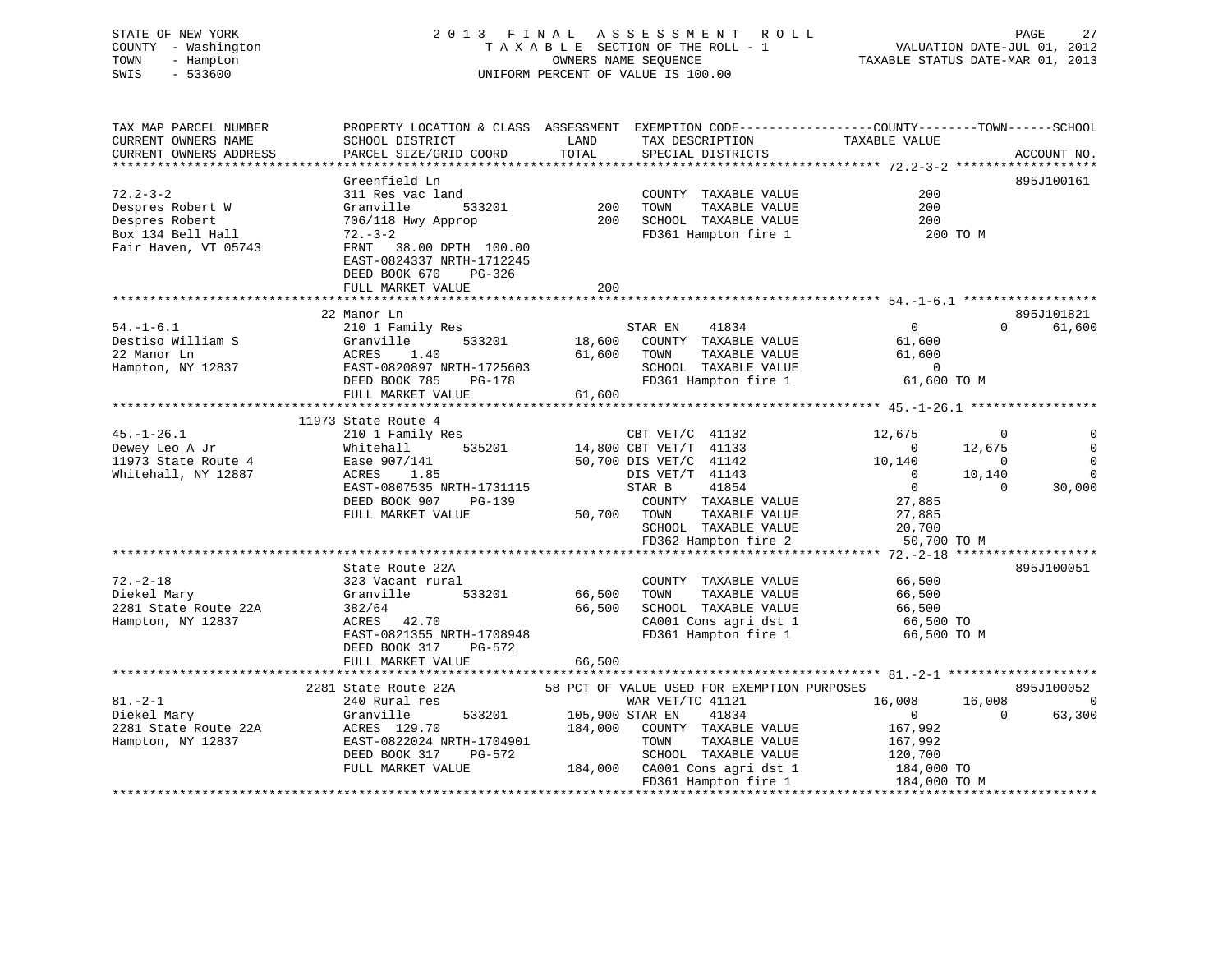STATE OF NEW YORK
COUNTY - Washington
TOWN - Hampton
SWIS - 533600

# 2013 FINAL ASSESSMENT ROLL
TAXABLE SECTION OF THE ROLL - 1
OWNERS NAME SEQUENCE
UNIFORM PERCENT OF VALUE IS 100.00

VALUATION DATE-JUL 01, 2012
TAXABLE STATUS DATE-MAR 01, 2013

```
TAX MAP PARCEL NUMBER       PROPERTY LOCATION & CLASS  ASSESSMENT  EXEMPTION CODE-----------------COUNTY--------TOWN------SCHOOL
CURRENT OWNERS NAME         SCHOOL DISTRICT              LAND      TAX DESCRIPTION             TAXABLE VALUE
CURRENT OWNERS ADDRESS      PARCEL SIZE/GRID COORD       TOTAL     SPECIAL DISTRICTS                                      ACCOUNT NO.
******************************************************************************************************* 72.2-3-2 *******************
                            Greenfield Ln                                                                              895J100161
72.2-3-2                    311 Res vac land                       COUNTY  TAXABLE VALUE                200
Despres Robert W            Granville       533201         200     TOWN    TAXABLE VALUE                200
Despres Robert              706/118 Hwy Approp             200     SCHOOL  TAXABLE VALUE                200
Box 134 Bell Hall           72.-3-2                                FD361 Hampton fire 1                 200 TO M
Fair Haven, VT 05743        FRNT   38.00 DPTH 100.00
                            EAST-0824337 NRTH-1712245
                            DEED BOOK 670    PG-326
                            FULL MARKET VALUE              200
******************************************************************************************************* 54.-1-6.1 ******************
                         22 Manor Ln                                                                                   895J101821
54.-1-6.1                   210 1 Family Res                       STAR EN    41834                0              0     61,600
Destiso William S           Granville       533201      18,600     COUNTY  TAXABLE VALUE             61,600
22 Manor Ln                 ACRES    1.40               61,600     TOWN    TAXABLE VALUE             61,600
Hampton, NY 12837           EAST-0820897 NRTH-1725603              SCHOOL  TAXABLE VALUE                  0
                            DEED BOOK 785    PG-178                FD361 Hampton fire 1              61,600 TO M
                            FULL MARKET VALUE           61,600
******************************************************************************************************* 45.-1-26.1 *****************
                      11973 State Route 4
45.-1-26.1                  210 1 Family Res                       CBT VET/C  41132           12,675              0          0
Dewey Leo A Jr              Whitehall       535201      14,800 CBT VET/T  41133                0         12,675          0
11973 State Route 4         Ease 907/141                50,700 DIS VET/C  41142           10,140              0          0
Whitehall, NY 12887         ACRES    1.85                      DIS VET/T  41143                0         10,140          0
                            EAST-0807535 NRTH-1731115          STAR B     41854                0              0     30,000
                            DEED BOOK 907    PG-139                COUNTY  TAXABLE VALUE             27,885
                            FULL MARKET VALUE           50,700     TOWN    TAXABLE VALUE             27,885
                                                                   SCHOOL  TAXABLE VALUE             20,700
                                                                   FD362 Hampton fire 2              50,700 TO M
******************************************************************************************************* 72.-2-18 *******************
                            State Route 22A                                                                            895J100051
72.-2-18                    323 Vacant rural                       COUNTY  TAXABLE VALUE             66,500
Diekel Mary                 Granville       533201      66,500     TOWN    TAXABLE VALUE             66,500
2281 State Route 22A        382/64                      66,500     SCHOOL  TAXABLE VALUE             66,500
Hampton, NY 12837           ACRES   42.70                          CA001 Cons agri dst 1             66,500 TO
                            EAST-0821355 NRTH-1708948              FD361 Hampton fire 1              66,500 TO M
                            DEED BOOK 317    PG-572
                            FULL MARKET VALUE           66,500
******************************************************************************************************* 81.-2-1 ********************
                       2281 State Route 22A         58 PCT OF VALUE USED FOR EXEMPTION PURPOSES                        895J100052
81.-2-1                     240 Rural res                          WAR VET/TC 41121           16,008         16,008          0
Diekel Mary                 Granville       533201     105,900 STAR EN    41834                0              0     63,300
2281 State Route 22A        ACRES  129.70              184,000     COUNTY  TAXABLE VALUE            167,992
Hampton, NY 12837           EAST-0822024 NRTH-1704901              TOWN    TAXABLE VALUE            167,992
                            DEED BOOK 317    PG-572                SCHOOL  TAXABLE VALUE            120,700
                            FULL MARKET VALUE          184,000     CA001 Cons agri dst 1            184,000 TO
                                                                   FD361 Hampton fire 1             184,000 TO M
************************************************************************************************************************************
```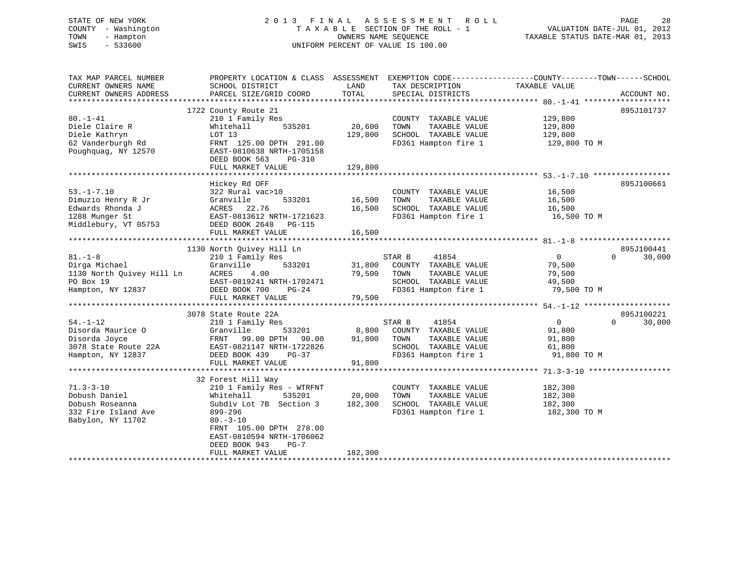STATE OF NEW YORK — COUNTY - Washington — TOWN - Hampton — SWIS - 533600

2 0 1 3 F I N A L A S S E S S M E N T R O L L
T A X A B L E SECTION OF THE ROLL - 1
OWNERS NAME SEQUENCE
UNIFORM PERCENT OF VALUE IS 100.00

VALUATION DATE-JUL 01, 2012
TAXABLE STATUS DATE-MAR 01, 2013

| TAX MAP PARCEL NUMBER / CURRENT OWNERS NAME / CURRENT OWNERS ADDRESS | PROPERTY LOCATION & CLASS / SCHOOL DISTRICT / PARCEL SIZE/GRID COORD | ASSESSMENT LAND | TOTAL | EXEMPTION CODE / TAX DESCRIPTION / SPECIAL DISTRICTS | COUNTY / TAXABLE VALUE | TOWN | SCHOOL | ACCOUNT NO. |
|---|---|---|---|---|---|---|---|---|
| 80.-1-41 | 1722 County Route 21 | | | | | | | 895J101737 |
| | 210 1 Family Res | | | COUNTY TAXABLE VALUE | 129,800 | | | |
| Diele Claire R | Whitehall 535201 | 20,600 | | TOWN TAXABLE VALUE | 129,800 | | | |
| Diele Kathryn | LOT 13 | | 129,800 | SCHOOL TAXABLE VALUE | 129,800 | | | |
| 62 Vanderburgh Rd | FRNT 125.00 DPTH 291.00 | | | FD361 Hampton fire 1 | 129,800 TO M | | | |
| Poughquag, NY 12570 | EAST-0810638 NRTH-1705158 | | | | | | | |
| | DEED BOOK 563 PG-310 | | | | | | | |
| | FULL MARKET VALUE | | 129,800 | | | | | |
| 53.-1-7.10 | Hickey Rd OFF | | | | | | | 895J100661 |
| | 322 Rural vac>10 | | | COUNTY TAXABLE VALUE | 16,500 | | | |
| Dimuzio Henry R Jr | Granville 533201 | 16,500 | | TOWN TAXABLE VALUE | 16,500 | | | |
| Edwards Rhonda J | ACRES 22.76 | | 16,500 | SCHOOL TAXABLE VALUE | 16,500 | | | |
| 1288 Munger St | EAST-0813612 NRTH-1721623 | | | FD361 Hampton fire 1 | 16,500 TO M | | | |
| Middlebury, VT 05753 | DEED BOOK 2648 PG-115 | | | | | | | |
| | FULL MARKET VALUE | | 16,500 | | | | | |
| 81.-1-8 | 1130 North Quivey Hill Ln | | | | | | | 895J100441 |
| | 210 1 Family Res | | | STAR B 41854 | 0 | 0 | 30,000 | |
| Dirga Michael | Granville 533201 | 31,800 | | COUNTY TAXABLE VALUE | 79,500 | | | |
| 1130 North Quivey Hill Ln | ACRES 4.00 | | 79,500 | TOWN TAXABLE VALUE | 79,500 | | | |
| PO Box 19 | EAST-0819241 NRTH-1702471 | | | SCHOOL TAXABLE VALUE | 49,500 | | | |
| Hampton, NY 12837 | DEED BOOK 700 PG-24 | | | FD361 Hampton fire 1 | 79,500 TO M | | | |
| | FULL MARKET VALUE | | 79,500 | | | | | |
| 54.-1-12 | 3078 State Route 22A | | | | | | | 895J100221 |
| | 210 1 Family Res | | | STAR B 41854 | 0 | 0 | 30,000 | |
| Disorda Maurice O | Granville 533201 | 8,800 | | COUNTY TAXABLE VALUE | 91,800 | | | |
| Disorda Joyce | FRNT 99.00 DPTH 90.00 | | 91,800 | TOWN TAXABLE VALUE | 91,800 | | | |
| 3078 State Route 22A | EAST-0821147 NRTH-1722826 | | | SCHOOL TAXABLE VALUE | 61,800 | | | |
| Hampton, NY 12837 | DEED BOOK 439 PG-37 | | | FD361 Hampton fire 1 | 91,800 TO M | | | |
| | FULL MARKET VALUE | | 91,800 | | | | | |
| 71.3-3-10 | 32 Forest Hill Way | | | | | | | |
| | 210 1 Family Res - WTRFNT | | | COUNTY TAXABLE VALUE | 182,300 | | | |
| Dobush Daniel | Whitehall 535201 | 20,000 | | TOWN TAXABLE VALUE | 182,300 | | | |
| Dobush Roseanna | Subdiv Lot 7B Section 3 | | 182,300 | SCHOOL TAXABLE VALUE | 182,300 | | | |
| 332 Fire Island Ave | 899-296 | | | FD361 Hampton fire 1 | 182,300 TO M | | | |
| Babylon, NY 11702 | 80.-3-10 | | | | | | | |
| | FRNT 105.00 DPTH 278.00 | | | | | | | |
| | EAST-0810594 NRTH-1706062 | | | | | | | |
| | DEED BOOK 943 PG-7 | | | | | | | |
| | FULL MARKET VALUE | | 182,300 | | | | | |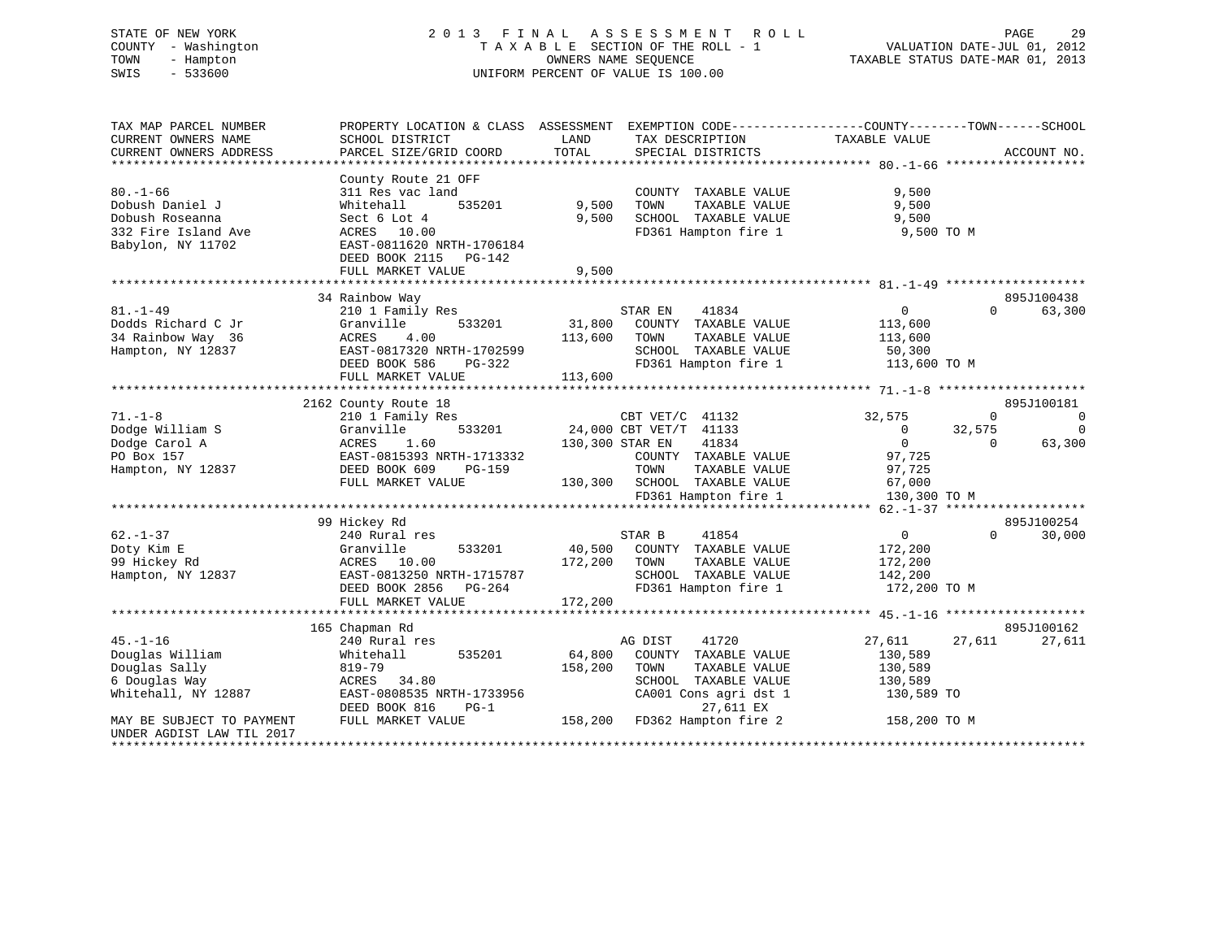STATE OF NEW YORK
COUNTY - Washington
TOWN - Hampton
SWIS - 533600

# 2013 FINAL ASSESSMENT ROLL

TAXABLE SECTION OF THE ROLL - 1
OWNERS NAME SEQUENCE
UNIFORM PERCENT OF VALUE IS 100.00

VALUATION DATE-JUL 01, 2012
TAXABLE STATUS DATE-MAR 01, 2013

```
TAX MAP PARCEL NUMBER          PROPERTY LOCATION & CLASS  ASSESSMENT  EXEMPTION CODE------------------COUNTY--------TOWN------SCHOOL
CURRENT OWNERS NAME            SCHOOL DISTRICT               LAND      TAX DESCRIPTION            TAXABLE VALUE
CURRENT OWNERS ADDRESS         PARCEL SIZE/GRID COORD        TOTAL     SPECIAL DISTRICTS                                    ACCOUNT NO.
*********************************************************************************************** 80.-1-66 *******************
                               County Route 21 OFF
80.-1-66                       311 Res vac land                        COUNTY  TAXABLE VALUE            9,500
Dobush Daniel J                Whitehall        535201        9,500    TOWN    TAXABLE VALUE            9,500
Dobush Roseanna                Sect 6 Lot 4                   9,500    SCHOOL  TAXABLE VALUE            9,500
332 Fire Island Ave            ACRES  10.00                            FD361 Hampton fire 1              9,500 TO M
Babylon, NY 11702              EAST-0811620 NRTH-1706184
                               DEED BOOK 2115   PG-142
                               FULL MARKET VALUE              9,500
*********************************************************************************************** 81.-1-49 *******************
                               34 Rainbow Way                                                                       895J100438
81.-1-49                       210 1 Family Res                        STAR EN     41834                  0          0     63,300
Dodds Richard C Jr             Granville        533201       31,800    COUNTY  TAXABLE VALUE          113,600
34 Rainbow Way  36             ACRES    4.00               113,600     TOWN    TAXABLE VALUE          113,600
Hampton, NY 12837              EAST-0817320 NRTH-1702599               SCHOOL  TAXABLE VALUE           50,300
                               DEED BOOK 586    PG-322                 FD361 Hampton fire 1            113,600 TO M
                               FULL MARKET VALUE            113,600
*********************************************************************************************** 71.-1-8 ********************
                               2162 County Route 18                                                                 895J100181
71.-1-8                        210 1 Family Res                        CBT VET/C  41132              32,575          0          0
Dodge William S                Granville        533201       24,000 CBT VET/T  41133                  0     32,575          0
Dodge Carol A                  ACRES    1.60               130,300 STAR EN    41834                  0          0     63,300
PO Box 157                     EAST-0815393 NRTH-1713332               COUNTY  TAXABLE VALUE           97,725
Hampton, NY 12837              DEED BOOK 609    PG-159                 TOWN    TAXABLE VALUE           97,725
                               FULL MARKET VALUE            130,300    SCHOOL  TAXABLE VALUE           67,000
                                                                       FD361 Hampton fire 1            130,300 TO M
*********************************************************************************************** 62.-1-37 *******************
                               99 Hickey Rd                                                                         895J100254
62.-1-37                       240 Rural res                           STAR B      41854                  0          0     30,000
Doty Kim E                     Granville        533201       40,500    COUNTY  TAXABLE VALUE          172,200
99 Hickey Rd                   ACRES   10.00               172,200     TOWN    TAXABLE VALUE          172,200
Hampton, NY 12837              EAST-0813250 NRTH-1715787               SCHOOL  TAXABLE VALUE          142,200
                               DEED BOOK 2856   PG-264                 FD361 Hampton fire 1            172,200 TO M
                               FULL MARKET VALUE            172,200
*********************************************************************************************** 45.-1-16 *******************
                               165 Chapman Rd                                                                       895J100162
45.-1-16                       240 Rural res                           AG DIST     41720              27,611     27,611     27,611
Douglas William                Whitehall        535201       64,800    COUNTY  TAXABLE VALUE          130,589
Douglas Sally                  819-79                      158,200     TOWN    TAXABLE VALUE          130,589
6 Douglas Way                  ACRES   34.80                           SCHOOL  TAXABLE VALUE          130,589
Whitehall, NY 12887            EAST-0808535 NRTH-1733956               CA001 Cons agri dst 1           130,589 TO
                               DEED BOOK 816    PG-1                        27,611 EX
MAY BE SUBJECT TO PAYMENT      FULL MARKET VALUE            158,200    FD362 Hampton fire 2            158,200 TO M
UNDER AGDIST LAW TIL 2017
****************************************************************************************************************************
```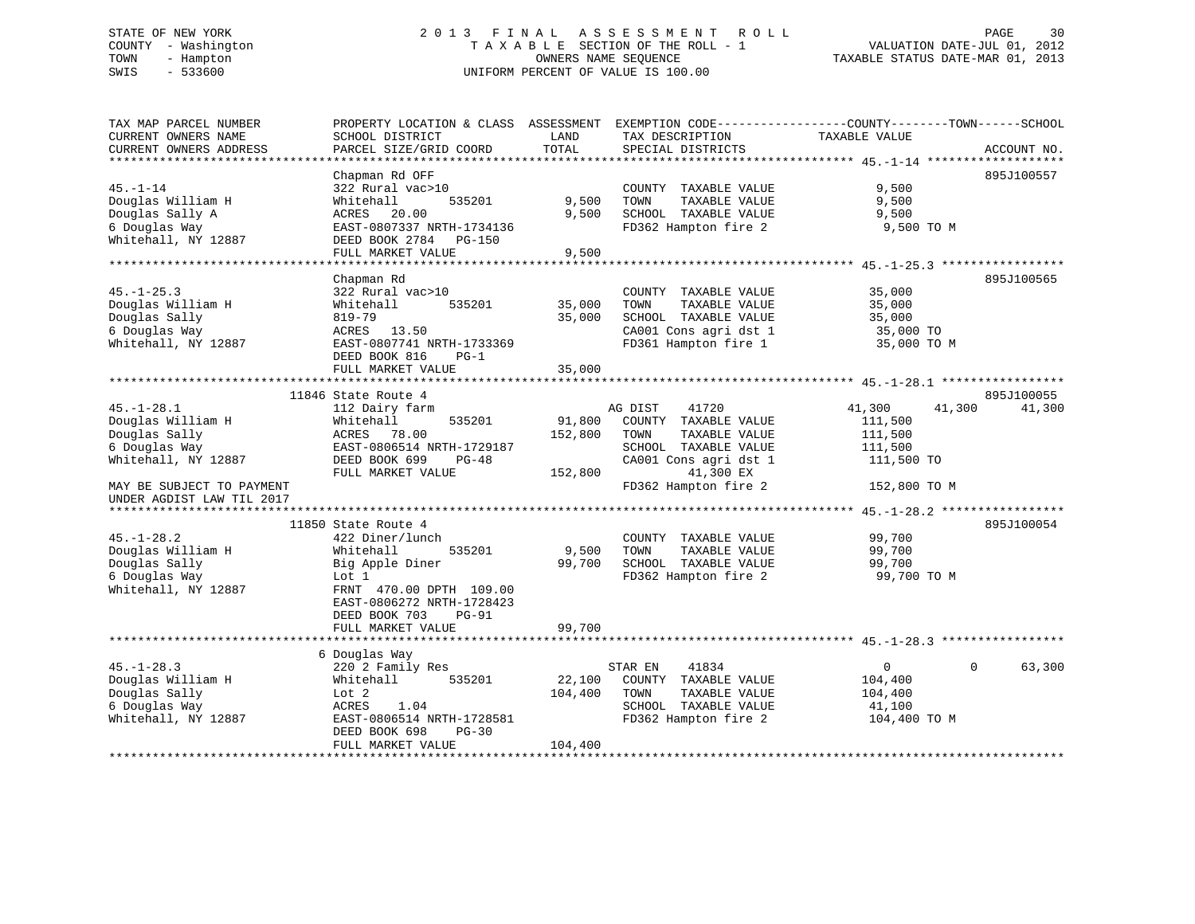STATE OF NEW YORK
COUNTY - Washington
TOWN - Hampton
SWIS - 533600

2013 FINAL ASSESSMENT ROLL
TAXABLE SECTION OF THE ROLL - 1
OWNERS NAME SEQUENCE
UNIFORM PERCENT OF VALUE IS 100.00

VALUATION DATE-JUL 01, 2012
TAXABLE STATUS DATE-MAR 01, 2013

```
TAX MAP PARCEL NUMBER      PROPERTY LOCATION & CLASS  ASSESSMENT  EXEMPTION CODE------------------COUNTY--------TOWN------SCHOOL
CURRENT OWNERS NAME        SCHOOL DISTRICT               LAND      TAX DESCRIPTION            TAXABLE VALUE
CURRENT OWNERS ADDRESS     PARCEL SIZE/GRID COORD        TOTAL     SPECIAL DISTRICTS                                     ACCOUNT NO.
******************************************************************************************************* 45.-1-14 *******************
                           Chapman Rd OFF                                                                              895J100557
45.-1-14                   322 Rural vac>10                          COUNTY  TAXABLE VALUE              9,500
Douglas William H          Whitehall         535201        9,500     TOWN    TAXABLE VALUE              9,500
Douglas Sally A            ACRES   20.00                   9,500     SCHOOL  TAXABLE VALUE              9,500
6 Douglas Way              EAST-0807337 NRTH-1734136                 FD362 Hampton fire 2                 9,500 TO M
Whitehall, NY 12887        DEED BOOK 2784   PG-150
                           FULL MARKET VALUE               9,500
******************************************************************************************************* 45.-1-25.3 *****************
                           Chapman Rd                                                                                  895J100565
45.-1-25.3                 322 Rural vac>10                          COUNTY  TAXABLE VALUE             35,000
Douglas William H          Whitehall         535201       35,000     TOWN    TAXABLE VALUE             35,000
Douglas Sally              819-79                         35,000     SCHOOL  TAXABLE VALUE             35,000
6 Douglas Way              ACRES   13.50                             CA001 Cons agri dst 1               35,000 TO
Whitehall, NY 12887        EAST-0807741 NRTH-1733369                 FD361 Hampton fire 1                35,000 TO M
                           DEED BOOK 816    PG-1
                           FULL MARKET VALUE              35,000
******************************************************************************************************* 45.-1-28.1 *****************
                     11846 State Route 4                                                                               895J100055
45.-1-28.1                 112 Dairy farm                            AG DIST    41720             41,300     41,300     41,300
Douglas William H          Whitehall         535201       91,800     COUNTY  TAXABLE VALUE            111,500
Douglas Sally              ACRES   78.00                 152,800     TOWN    TAXABLE VALUE            111,500
6 Douglas Way              EAST-0806514 NRTH-1729187                 SCHOOL  TAXABLE VALUE            111,500
Whitehall, NY 12887        DEED BOOK 699    PG-48                    CA001 Cons agri dst 1              111,500 TO
                           FULL MARKET VALUE             152,800             41,300 EX
MAY BE SUBJECT TO PAYMENT                                            FD362 Hampton fire 2               152,800 TO M
UNDER AGDIST LAW TIL 2017
******************************************************************************************************* 45.-1-28.2 *****************
                     11850 State Route 4                                                                               895J100054
45.-1-28.2                 422 Diner/lunch                           COUNTY  TAXABLE VALUE             99,700
Douglas William H          Whitehall         535201        9,500     TOWN    TAXABLE VALUE             99,700
Douglas Sally              Big Apple Diner                99,700     SCHOOL  TAXABLE VALUE             99,700
6 Douglas Way              Lot 1                                     FD362 Hampton fire 2                99,700 TO M
Whitehall, NY 12887        FRNT 470.00 DPTH 109.00
                           EAST-0806272 NRTH-1728423
                           DEED BOOK 703    PG-91
                           FULL MARKET VALUE              99,700
******************************************************************************************************* 45.-1-28.3 *****************
                       6 Douglas Way
45.-1-28.3                 220 2 Family Res                          STAR EN    41834                  0          0     63,300
Douglas William H          Whitehall         535201       22,100     COUNTY  TAXABLE VALUE            104,400
Douglas Sally              Lot 2                         104,400     TOWN    TAXABLE VALUE            104,400
6 Douglas Way              ACRES    1.04                             SCHOOL  TAXABLE VALUE             41,100
Whitehall, NY 12887        EAST-0806514 NRTH-1728581                 FD362 Hampton fire 2               104,400 TO M
                           DEED BOOK 698    PG-30
                           FULL MARKET VALUE             104,400
************************************************************************************************************************************
```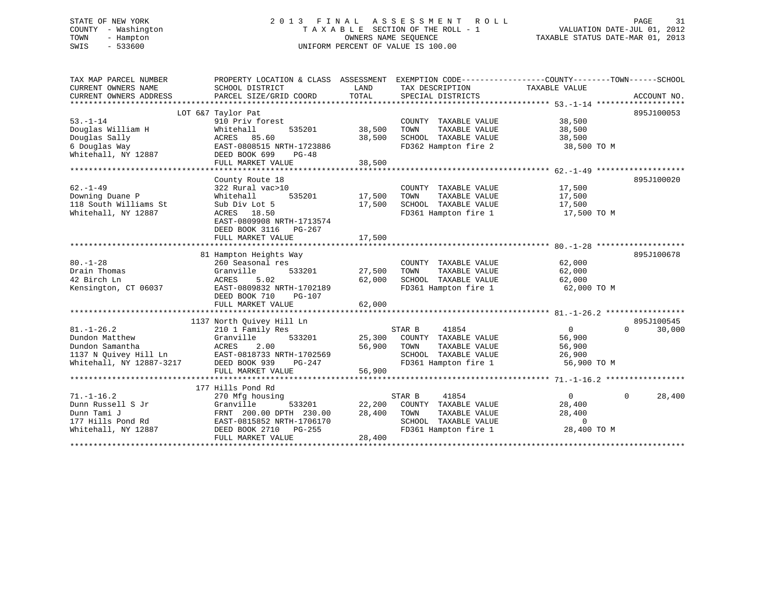STATE OF NEW YORK
COUNTY - Washington
TOWN - Hampton
SWIS - 533600

# 2013 FINAL ASSESSMENT ROLL
TAXABLE SECTION OF THE ROLL - 1
OWNERS NAME SEQUENCE
UNIFORM PERCENT OF VALUE IS 100.00

VALUATION DATE-JUL 01, 2012
TAXABLE STATUS DATE-MAR 01, 2013

| TAX MAP PARCEL NUMBER / CURRENT OWNERS NAME / CURRENT OWNERS ADDRESS | PROPERTY LOCATION & CLASS / SCHOOL DISTRICT / PARCEL SIZE/GRID COORD | ASSESSMENT LAND | TOTAL | EXEMPTION CODE / TAX DESCRIPTION / SPECIAL DISTRICTS | COUNTY TAXABLE VALUE | TOWN | SCHOOL | ACCOUNT NO. |
|---|---|---|---|---|---|---|---|---|
| **53.-1-14** | LOT 6&7 Taylor Pat | | | | | | | 895J100053 |
| Douglas William H | 910 Priv forest | | | COUNTY TAXABLE VALUE | 38,500 | | | |
| Douglas Sally | Whitehall 535201 | 38,500 | | TOWN TAXABLE VALUE | 38,500 | | | |
| 6 Douglas Way | ACRES 85.60 | | 38,500 | SCHOOL TAXABLE VALUE | 38,500 | | | |
| Whitehall, NY 12887 | EAST-0808515 NRTH-1723886 | | | FD362 Hampton fire 2 | 38,500 TO M | | | |
| | DEED BOOK 699 PG-48 | | | | | | | |
| | FULL MARKET VALUE | | 38,500 | | | | | |
| **62.-1-49** | County Route 18 | | | | | | | 895J100020 |
| Downing Duane P | 322 Rural vac>10 | | | COUNTY TAXABLE VALUE | 17,500 | | | |
| 118 South Williams St | Whitehall 535201 | 17,500 | | TOWN TAXABLE VALUE | 17,500 | | | |
| Whitehall, NY 12887 | Sub Div Lot 5 | | 17,500 | SCHOOL TAXABLE VALUE | 17,500 | | | |
| | ACRES 18.50 | | | FD361 Hampton fire 1 | 17,500 TO M | | | |
| | EAST-0809908 NRTH-1713574 | | | | | | | |
| | DEED BOOK 3116 PG-267 | | | | | | | |
| | FULL MARKET VALUE | | 17,500 | | | | | |
| **80.-1-28** | 81 Hampton Heights Way | | | | | | | 895J100678 |
| Drain Thomas | 260 Seasonal res | | | COUNTY TAXABLE VALUE | 62,000 | | | |
| 42 Birch Ln | Granville 533201 | 27,500 | | TOWN TAXABLE VALUE | 62,000 | | | |
| Kensington, CT 06037 | ACRES 5.02 | | 62,000 | SCHOOL TAXABLE VALUE | 62,000 | | | |
| | EAST-0809832 NRTH-1702189 | | | FD361 Hampton fire 1 | 62,000 TO M | | | |
| | DEED BOOK 710 PG-107 | | | | | | | |
| | FULL MARKET VALUE | | 62,000 | | | | | |
| **81.-1-26.2** | 1137 North Quivey Hill Ln | | | | | | | 895J100545 |
| Dundon Matthew | 210 1 Family Res | | | STAR B 41854 | 0 | 0 | 30,000 | |
| Dundon Samantha | Granville 533201 | 25,300 | | COUNTY TAXABLE VALUE | 56,900 | | | |
| 1137 N Quivey Hill Ln | ACRES 2.00 | | 56,900 | TOWN TAXABLE VALUE | 56,900 | | | |
| Whitehall, NY 12887-3217 | EAST-0818733 NRTH-1702569 | | | SCHOOL TAXABLE VALUE | 26,900 | | | |
| | DEED BOOK 939 PG-247 | | | FD361 Hampton fire 1 | 56,900 TO M | | | |
| | FULL MARKET VALUE | | 56,900 | | | | | |
| **71.-1-16.2** | 177 Hills Pond Rd | | | | | | | |
| Dunn Russell S Jr | 270 Mfg housing | | | STAR B 41854 | 0 | 0 | 28,400 | |
| Dunn Tami J | Granville 533201 | 22,200 | | COUNTY TAXABLE VALUE | 28,400 | | | |
| 177 Hills Pond Rd | FRNT 200.00 DPTH 230.00 | | 28,400 | TOWN TAXABLE VALUE | 28,400 | | | |
| Whitehall, NY 12887 | EAST-0815852 NRTH-1706170 | | | SCHOOL TAXABLE VALUE | 0 | | | |
| | DEED BOOK 2710 PG-255 | | | FD361 Hampton fire 1 | 28,400 TO M | | | |
| | FULL MARKET VALUE | | 28,400 | | | | | |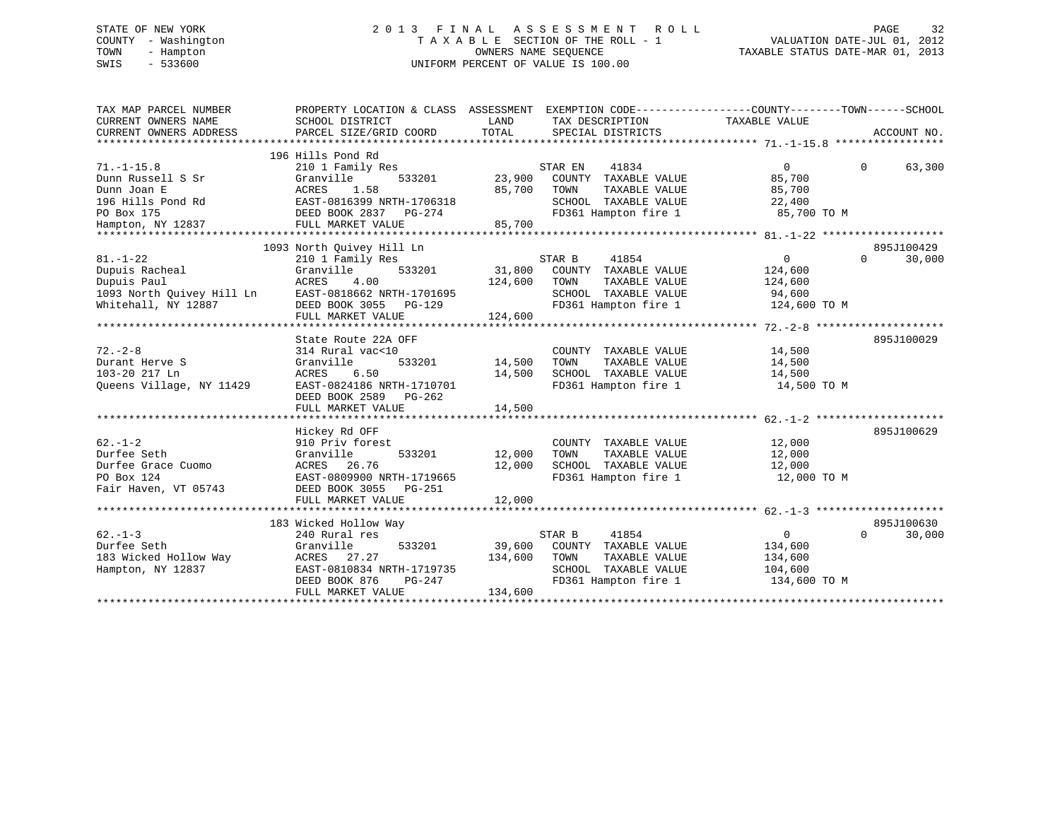STATE OF NEW YORK
COUNTY - Washington
TOWN - Hampton
SWIS - 533600

# 2013 FINAL ASSESSMENT ROLL
TAXABLE SECTION OF THE ROLL - 1
OWNERS NAME SEQUENCE
UNIFORM PERCENT OF VALUE IS 100.00

VALUATION DATE-JUL 01, 2012
TAXABLE STATUS DATE-MAR 01, 2013

```
TAX MAP PARCEL NUMBER          PROPERTY LOCATION & CLASS  ASSESSMENT  EXEMPTION CODE------------------COUNTY--------TOWN------SCHOOL
CURRENT OWNERS NAME            SCHOOL DISTRICT               LAND      TAX DESCRIPTION             TAXABLE VALUE
CURRENT OWNERS ADDRESS         PARCEL SIZE/GRID COORD        TOTAL     SPECIAL DISTRICTS                                   ACCOUNT NO.
******************************************************************************************************* 71.-1-15.8 *****************
                               196 Hills Pond Rd
71.-1-15.8                     210 1 Family Res                     STAR EN    41834                 0           0       63,300
Dunn Russell S Sr              Granville         533201      23,900   COUNTY  TAXABLE VALUE           85,700
Dunn Joan E                    ACRES    1.58                 85,700   TOWN    TAXABLE VALUE           85,700
196 Hills Pond Rd              EAST-0816399 NRTH-1706318              SCHOOL  TAXABLE VALUE           22,400
PO Box 175                     DEED BOOK 2837   PG-274                FD361 Hampton fire 1             85,700 TO M
Hampton, NY 12837              FULL MARKET VALUE             85,700
******************************************************************************************************* 81.-1-22 *******************
                               1093 North Quivey Hill Ln                                                               895J100429
81.-1-22                       210 1 Family Res                     STAR B     41854                 0           0       30,000
Dupuis Racheal                 Granville         533201      31,800   COUNTY  TAXABLE VALUE          124,600
Dupuis Paul                    ACRES    4.00                124,600   TOWN    TAXABLE VALUE          124,600
1093 North Quivey Hill Ln      EAST-0818662 NRTH-1701695              SCHOOL  TAXABLE VALUE           94,600
Whitehall, NY 12887            DEED BOOK 3055   PG-129                FD361 Hampton fire 1            124,600 TO M
                               FULL MARKET VALUE            124,600
******************************************************************************************************* 72.-2-8 ********************
                               State Route 22A OFF                                                                     895J100029
72.-2-8                        314 Rural vac<10                       COUNTY  TAXABLE VALUE           14,500
Durant Herve S                 Granville         533201      14,500   TOWN    TAXABLE VALUE           14,500
103-20 217 Ln                  ACRES    6.50                 14,500   SCHOOL  TAXABLE VALUE           14,500
Queens Village, NY 11429       EAST-0824186 NRTH-1710701              FD361 Hampton fire 1             14,500 TO M
                               DEED BOOK 2589   PG-262
                               FULL MARKET VALUE             14,500
******************************************************************************************************* 62.-1-2 ********************
                               Hickey Rd OFF                                                                           895J100629
62.-1-2                        910 Priv forest                        COUNTY  TAXABLE VALUE           12,000
Durfee Seth                    Granville         533201      12,000   TOWN    TAXABLE VALUE           12,000
Durfee Grace Cuomo             ACRES   26.76                 12,000   SCHOOL  TAXABLE VALUE           12,000
PO Box 124                     EAST-0809900 NRTH-1719665              FD361 Hampton fire 1             12,000 TO M
Fair Haven, VT 05743           DEED BOOK 3055   PG-251
                               FULL MARKET VALUE             12,000
******************************************************************************************************* 62.-1-3 ********************
                               183 Wicked Hollow Way                                                                   895J100630
62.-1-3                        240 Rural res                        STAR B     41854                 0           0       30,000
Durfee Seth                    Granville         533201      39,600   COUNTY  TAXABLE VALUE          134,600
183 Wicked Hollow Way          ACRES   27.27                134,600   TOWN    TAXABLE VALUE          134,600
Hampton, NY 12837              EAST-0810834 NRTH-1719735              SCHOOL  TAXABLE VALUE          104,600
                               DEED BOOK 876    PG-247                FD361 Hampton fire 1            134,600 TO M
                               FULL MARKET VALUE            134,600
************************************************************************************************************************************
```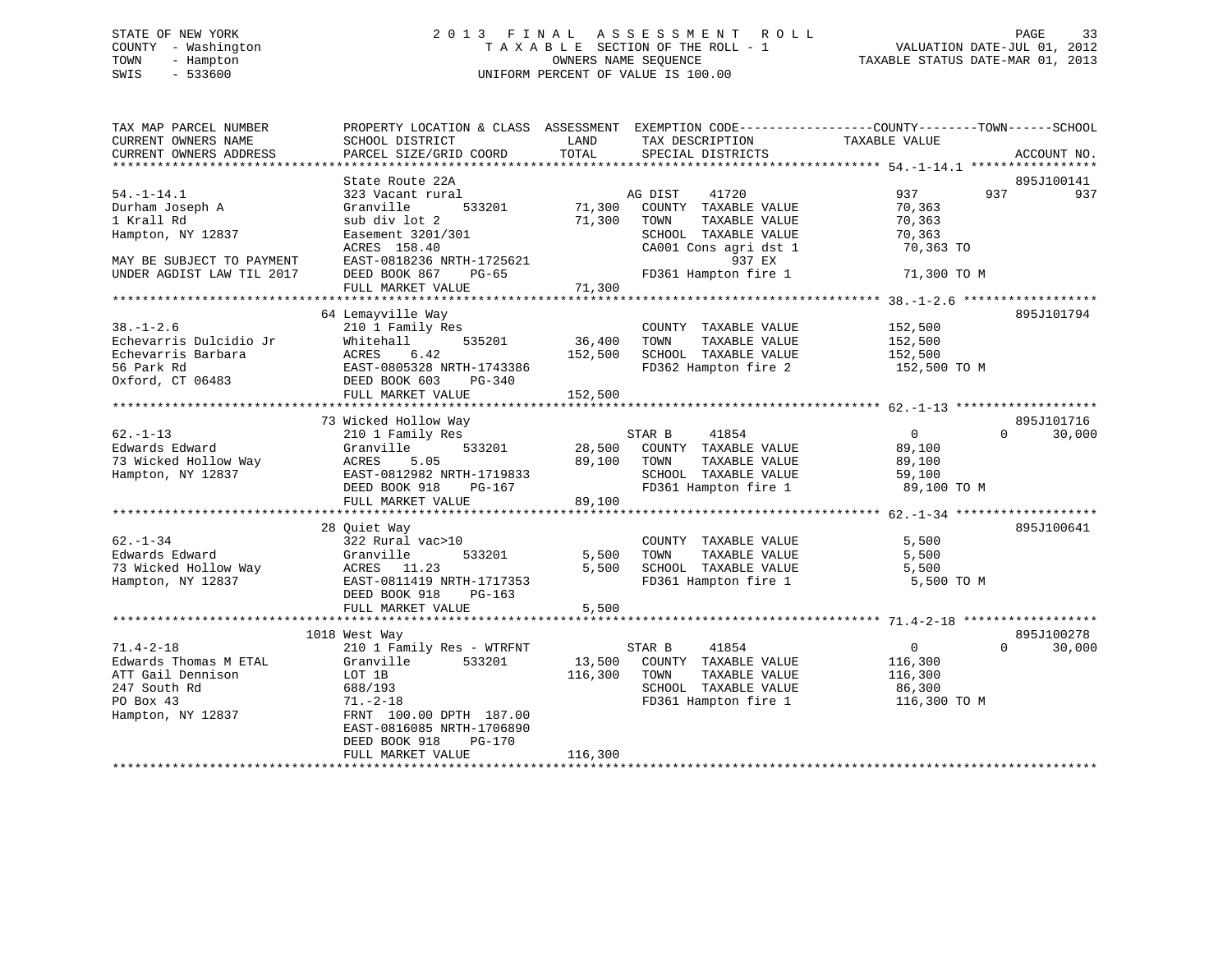STATE OF NEW YORK
COUNTY - Washington
TOWN - Hampton
SWIS - 533600

# 2013 FINAL ASSESSMENT ROLL
TAXABLE SECTION OF THE ROLL - 1
OWNERS NAME SEQUENCE
UNIFORM PERCENT OF VALUE IS 100.00

VALUATION DATE-JUL 01, 2012
TAXABLE STATUS DATE-MAR 01, 2013

```
TAX MAP PARCEL NUMBER          PROPERTY LOCATION & CLASS  ASSESSMENT  EXEMPTION CODE-----------------COUNTY--------TOWN------SCHOOL
CURRENT OWNERS NAME            SCHOOL DISTRICT              LAND      TAX DESCRIPTION            TAXABLE VALUE
CURRENT OWNERS ADDRESS         PARCEL SIZE/GRID COORD       TOTAL     SPECIAL DISTRICTS                                  ACCOUNT NO.
******************************************************************************************************* 54.-1-14.1 *****************
                               State Route 22A                                                                            895J100141
54.-1-14.1                     323 Vacant rural                      AG DIST     41720              937          937          937
Durham Joseph A                Granville       533201      71,300    COUNTY  TAXABLE VALUE          70,363
1 Krall Rd                     sub div lot 2               71,300    TOWN    TAXABLE VALUE          70,363
Hampton, NY 12837              Easement 3201/301                     SCHOOL  TAXABLE VALUE          70,363
                               ACRES  158.40                         CA001 Cons agri dst 1           70,363 TO
MAY BE SUBJECT TO PAYMENT      EAST-0818236 NRTH-1725621                          937 EX
UNDER AGDIST LAW TIL 2017      DEED BOOK 867    PG-65                FD361 Hampton fire 1            71,300 TO M
                               FULL MARKET VALUE           71,300
******************************************************************************************************* 38.-1-2.6 ******************
                               64 Lemayville Way                                                                          895J101794
38.-1-2.6                      210 1 Family Res                      COUNTY  TAXABLE VALUE         152,500
Echevarris Dulcidio Jr         Whitehall       535201      36,400    TOWN    TAXABLE VALUE         152,500
Echevarris Barbara             ACRES    6.42              152,500    SCHOOL  TAXABLE VALUE         152,500
56 Park Rd                     EAST-0805328 NRTH-1743386             FD362 Hampton fire 2           152,500 TO M
Oxford, CT 06483               DEED BOOK 603    PG-340
                               FULL MARKET VALUE          152,500
******************************************************************************************************* 62.-1-13 *******************
                               73 Wicked Hollow Way                                                                       895J101716
62.-1-13                       210 1 Family Res                      STAR B      41854                0            0       30,000
Edwards Edward                 Granville       533201      28,500    COUNTY  TAXABLE VALUE          89,100
73 Wicked Hollow Way           ACRES    5.05               89,100    TOWN    TAXABLE VALUE          89,100
Hampton, NY 12837              EAST-0812982 NRTH-1719833             SCHOOL  TAXABLE VALUE          59,100
                               DEED BOOK 918    PG-167               FD361 Hampton fire 1            89,100 TO M
                               FULL MARKET VALUE           89,100
******************************************************************************************************* 62.-1-34 *******************
                               28 Quiet Way                                                                               895J100641
62.-1-34                       322 Rural vac>10                      COUNTY  TAXABLE VALUE           5,500
Edwards Edward                 Granville       533201       5,500    TOWN    TAXABLE VALUE           5,500
73 Wicked Hollow Way           ACRES   11.23                5,500    SCHOOL  TAXABLE VALUE           5,500
Hampton, NY 12837              EAST-0811419 NRTH-1717353             FD361 Hampton fire 1             5,500 TO M
                               DEED BOOK 918    PG-163
                               FULL MARKET VALUE            5,500
******************************************************************************************************* 71.4-2-18 ******************
                               1018 West Way                                                                              895J100278
71.4-2-18                      210 1 Family Res - WTRFNT             STAR B      41854                0            0       30,000
Edwards Thomas M ETAL          Granville       533201      13,500    COUNTY  TAXABLE VALUE         116,300
ATT Gail Dennison              LOT 1B                     116,300    TOWN    TAXABLE VALUE         116,300
247 South Rd                   688/193                               SCHOOL  TAXABLE VALUE          86,300
PO Box 43                      71.-2-18                              FD361 Hampton fire 1           116,300 TO M
Hampton, NY 12837              FRNT 100.00 DPTH 187.00
                               EAST-0816085 NRTH-1706890
                               DEED BOOK 918    PG-170
                               FULL MARKET VALUE          116,300
************************************************************************************************************************************
```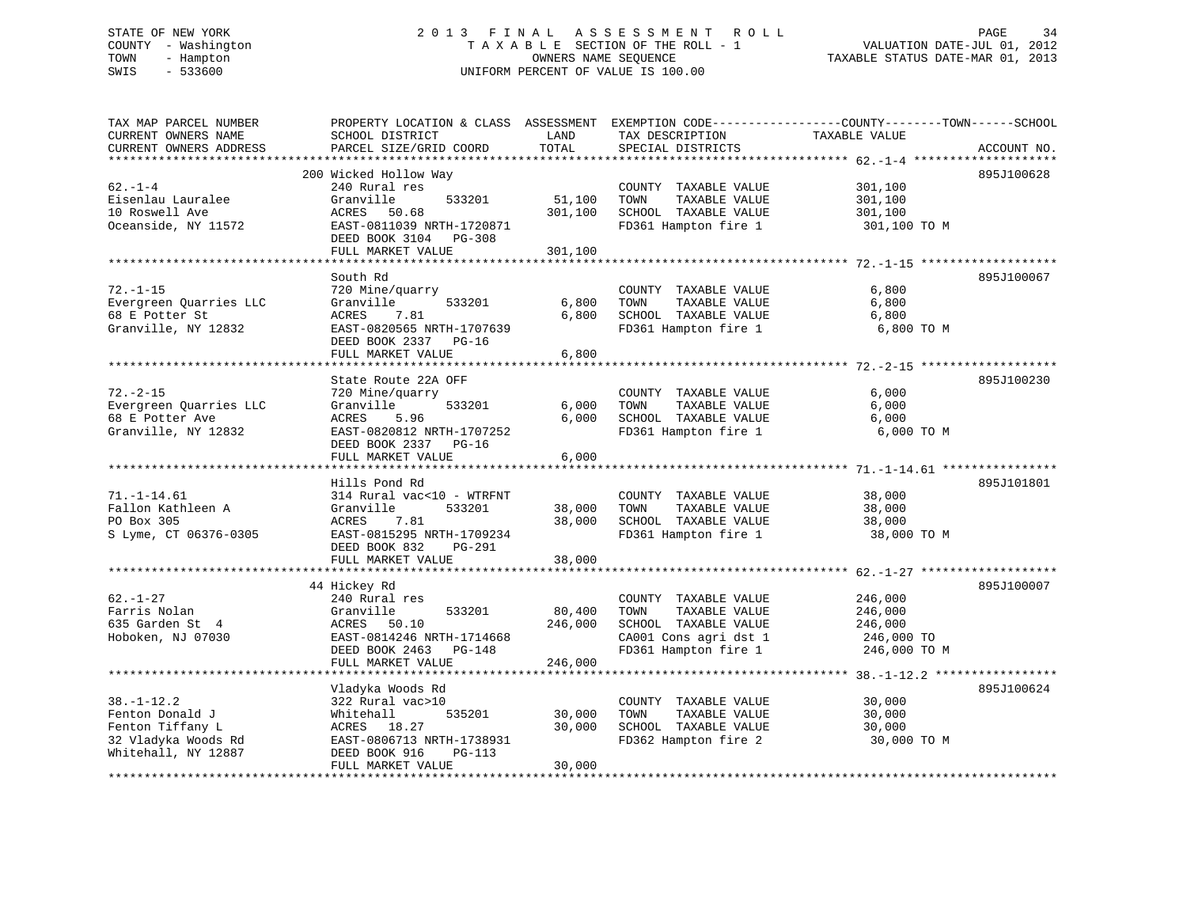STATE OF NEW YORK
COUNTY - Washington
TOWN - Hampton
SWIS - 533600

# 2013 FINAL ASSESSMENT ROLL
TAXABLE SECTION OF THE ROLL - 1
OWNERS NAME SEQUENCE
UNIFORM PERCENT OF VALUE IS 100.00

VALUATION DATE-JUL 01, 2012
TAXABLE STATUS DATE-MAR 01, 2013

| TAX MAP PARCEL NUMBER / CURRENT OWNERS NAME / CURRENT OWNERS ADDRESS | PROPERTY LOCATION & CLASS / SCHOOL DISTRICT / PARCEL SIZE/GRID COORD | ASSESSMENT LAND | TOTAL | EXEMPTION CODE / TAX DESCRIPTION / SPECIAL DISTRICTS | COUNTY--------TOWN------SCHOOL TAXABLE VALUE | ACCOUNT NO. |
|---|---|---|---|---|---|---|
| 62.-1-4 | 200 Wicked Hollow Way | | | | | 895J100628 |
| Eisenlau Lauralee | 240 Rural res | | | COUNTY TAXABLE VALUE | 301,100 | |
| 10 Roswell Ave | Granville 533201 | 51,100 | | TOWN TAXABLE VALUE | 301,100 | |
| Oceanside, NY 11572 | ACRES 50.68 | | 301,100 | SCHOOL TAXABLE VALUE | 301,100 | |
| | EAST-0811039 NRTH-1720871 | | | FD361 Hampton fire 1 | 301,100 TO M | |
| | DEED BOOK 3104 PG-308 | | | | | |
| | FULL MARKET VALUE | | 301,100 | | | |
| 72.-1-15 | South Rd | | | | | 895J100067 |
| Evergreen Quarries LLC | 720 Mine/quarry | | | COUNTY TAXABLE VALUE | 6,800 | |
| 68 E Potter St | Granville 533201 | 6,800 | | TOWN TAXABLE VALUE | 6,800 | |
| Granville, NY 12832 | ACRES 7.81 | | 6,800 | SCHOOL TAXABLE VALUE | 6,800 | |
| | EAST-0820565 NRTH-1707639 | | | FD361 Hampton fire 1 | 6,800 TO M | |
| | DEED BOOK 2337 PG-16 | | | | | |
| | FULL MARKET VALUE | | 6,800 | | | |
| 72.-2-15 | State Route 22A OFF | | | | | 895J100230 |
| Evergreen Quarries LLC | 720 Mine/quarry | | | COUNTY TAXABLE VALUE | 6,000 | |
| 68 E Potter Ave | Granville 533201 | 6,000 | | TOWN TAXABLE VALUE | 6,000 | |
| Granville, NY 12832 | ACRES 5.96 | | 6,000 | SCHOOL TAXABLE VALUE | 6,000 | |
| | EAST-0820812 NRTH-1707252 | | | FD361 Hampton fire 1 | 6,000 TO M | |
| | DEED BOOK 2337 PG-16 | | | | | |
| | FULL MARKET VALUE | | 6,000 | | | |
| 71.-1-14.61 | Hills Pond Rd | | | | | 895J101801 |
| Fallon Kathleen A | 314 Rural vac<10 - WTRFNT | | | COUNTY TAXABLE VALUE | 38,000 | |
| PO Box 305 | Granville 533201 | 38,000 | | TOWN TAXABLE VALUE | 38,000 | |
| S Lyme, CT 06376-0305 | ACRES 7.81 | | 38,000 | SCHOOL TAXABLE VALUE | 38,000 | |
| | EAST-0815295 NRTH-1709234 | | | FD361 Hampton fire 1 | 38,000 TO M | |
| | DEED BOOK 832 PG-291 | | | | | |
| | FULL MARKET VALUE | | 38,000 | | | |
| 62.-1-27 | 44 Hickey Rd | | | | | 895J100007 |
| Farris Nolan | 240 Rural res | | | COUNTY TAXABLE VALUE | 246,000 | |
| 635 Garden St 4 | Granville 533201 | 80,400 | | TOWN TAXABLE VALUE | 246,000 | |
| Hoboken, NJ 07030 | ACRES 50.10 | | 246,000 | SCHOOL TAXABLE VALUE | 246,000 | |
| | EAST-0814246 NRTH-1714668 | | | CA001 Cons agri dst 1 | 246,000 TO | |
| | DEED BOOK 2463 PG-148 | | | FD361 Hampton fire 1 | 246,000 TO M | |
| | FULL MARKET VALUE | | 246,000 | | | |
| 38.-1-12.2 | Vladyka Woods Rd | | | | | 895J100624 |
| Fenton Donald J | 322 Rural vac>10 | | | COUNTY TAXABLE VALUE | 30,000 | |
| Fenton Tiffany L | Whitehall 535201 | 30,000 | | TOWN TAXABLE VALUE | 30,000 | |
| 32 Vladyka Woods Rd | ACRES 18.27 | | 30,000 | SCHOOL TAXABLE VALUE | 30,000 | |
| Whitehall, NY 12887 | EAST-0806713 NRTH-1738931 | | | FD362 Hampton fire 2 | 30,000 TO M | |
| | DEED BOOK 916 PG-113 | | | | | |
| | FULL MARKET VALUE | | 30,000 | | | |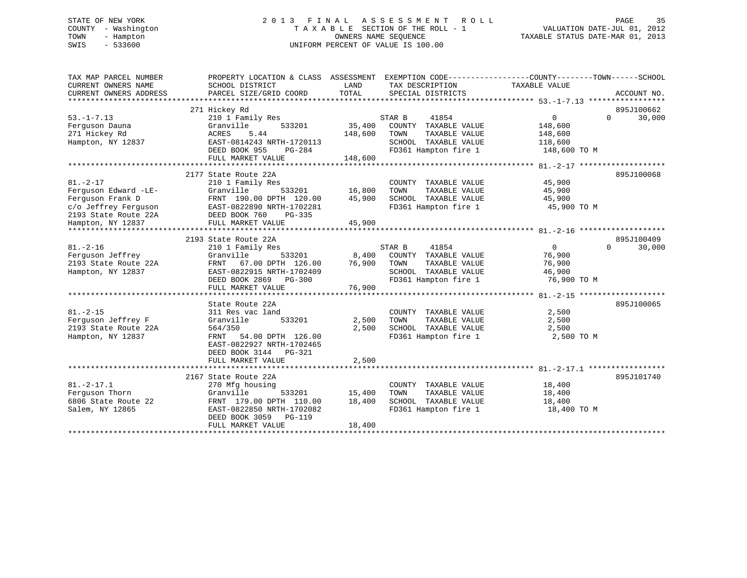STATE OF NEW YORK
COUNTY - Washington
TOWN - Hampton
SWIS - 533600

# 2013 FINAL ASSESSMENT ROLL

TAXABLE SECTION OF THE ROLL - 1
OWNERS NAME SEQUENCE
UNIFORM PERCENT OF VALUE IS 100.00

VALUATION DATE-JUL 01, 2012
TAXABLE STATUS DATE-MAR 01, 2013

| TAX MAP PARCEL NUMBER / CURRENT OWNERS NAME / CURRENT OWNERS ADDRESS | PROPERTY LOCATION & CLASS / SCHOOL DISTRICT / PARCEL SIZE/GRID COORD | ASSESSMENT LAND | TOTAL | EXEMPTION CODE / TAX DESCRIPTION / SPECIAL DISTRICTS | COUNTY / TOWN TAXABLE VALUE | SCHOOL | ACCOUNT NO. |
|---|---|---|---|---|---|---|---|
| 53.-1-7.13 | 271 Hickey Rd | | | | | | 895J100662 |
| Ferguson Dauna | 210 1 Family Res | | | STAR B 41854 | 0 | 0 | 30,000 |
| 271 Hickey Rd | Granville 533201 | 35,400 | | COUNTY TAXABLE VALUE | 148,600 | | |
| Hampton, NY 12837 | ACRES 5.44 | | 148,600 | TOWN TAXABLE VALUE | 148,600 | | |
| | EAST-0814243 NRTH-1720113 | | | SCHOOL TAXABLE VALUE | 118,600 | | |
| | DEED BOOK 955 PG-284 | | | FD361 Hampton fire 1 | 148,600 TO M | | |
| | FULL MARKET VALUE | | 148,600 | | | | |
| 81.-2-17 | 2177 State Route 22A | | | | | | 895J100068 |
| Ferguson Edward -LE- | 210 1 Family Res | | | COUNTY TAXABLE VALUE | 45,900 | | |
| Ferguson Frank D | Granville 533201 | 16,800 | | TOWN TAXABLE VALUE | 45,900 | | |
| c/o Jeffrey Ferguson | FRNT 190.00 DPTH 120.00 | | 45,900 | SCHOOL TAXABLE VALUE | 45,900 | | |
| 2193 State Route 22A | EAST-0822890 NRTH-1702281 | | | FD361 Hampton fire 1 | 45,900 TO M | | |
| Hampton, NY 12837 | DEED BOOK 760 PG-335 | | | | | | |
| | FULL MARKET VALUE | | 45,900 | | | | |
| 81.-2-16 | 2193 State Route 22A | | | | | | 895J100409 |
| Ferguson Jeffrey | 210 1 Family Res | | | STAR B 41854 | 0 | 0 | 30,000 |
| 2193 State Route 22A | Granville 533201 | 8,400 | | COUNTY TAXABLE VALUE | 76,900 | | |
| Hampton, NY 12837 | FRNT 67.00 DPTH 126.00 | | 76,900 | TOWN TAXABLE VALUE | 76,900 | | |
| | EAST-0822915 NRTH-1702409 | | | SCHOOL TAXABLE VALUE | 46,900 | | |
| | DEED BOOK 2869 PG-300 | | | FD361 Hampton fire 1 | 76,900 TO M | | |
| | FULL MARKET VALUE | | 76,900 | | | | |
| 81.-2-15 | State Route 22A | | | | | | 895J100065 |
| Ferguson Jeffrey F | 311 Res vac land | | | COUNTY TAXABLE VALUE | 2,500 | | |
| 2193 State Route 22A | Granville 533201 | 2,500 | | TOWN TAXABLE VALUE | 2,500 | | |
| Hampton, NY 12837 | 564/350 | | 2,500 | SCHOOL TAXABLE VALUE | 2,500 | | |
| | FRNT 54.00 DPTH 126.00 | | | FD361 Hampton fire 1 | 2,500 TO M | | |
| | EAST-0822927 NRTH-1702465 | | | | | | |
| | DEED BOOK 3144 PG-321 | | | | | | |
| | FULL MARKET VALUE | | 2,500 | | | | |
| 81.-2-17.1 | 2167 State Route 22A | | | | | | 895J101740 |
| Ferguson Thorn | 270 Mfg housing | | | COUNTY TAXABLE VALUE | 18,400 | | |
| 6806 State Route 22 | Granville 533201 | 15,400 | | TOWN TAXABLE VALUE | 18,400 | | |
| Salem, NY 12865 | FRNT 179.00 DPTH 110.00 | | 18,400 | SCHOOL TAXABLE VALUE | 18,400 | | |
| | EAST-0822850 NRTH-1702082 | | | FD361 Hampton fire 1 | 18,400 TO M | | |
| | DEED BOOK 3059 PG-119 | | | | | | |
| | FULL MARKET VALUE | | 18,400 | | | | |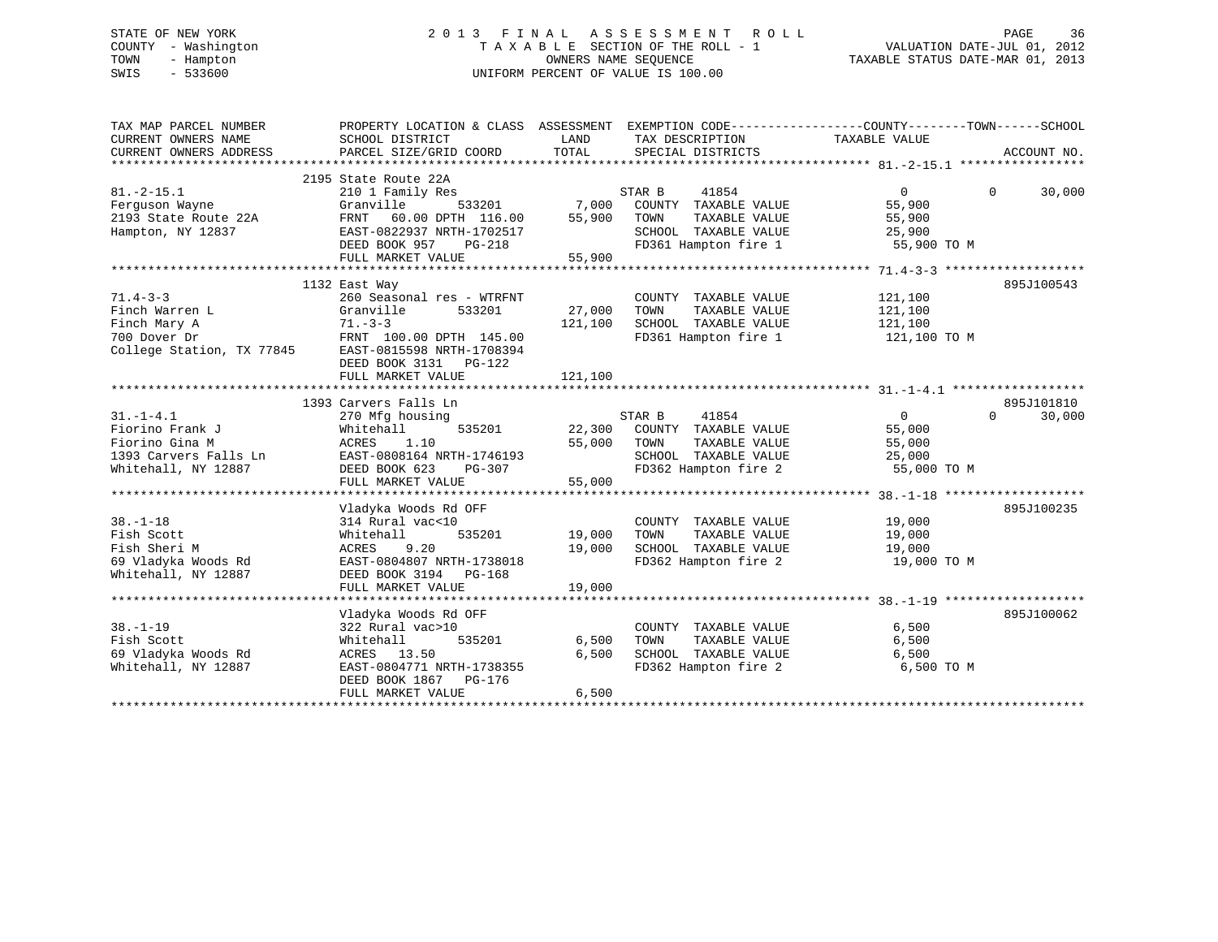STATE OF NEW YORK
COUNTY - Washington
TOWN - Hampton
SWIS - 533600

2 0 1 3 F I N A L A S S E S S M E N T R O L L
T A X A B L E SECTION OF THE ROLL - 1
OWNERS NAME SEQUENCE
UNIFORM PERCENT OF VALUE IS 100.00

VALUATION DATE-JUL 01, 2012
TAXABLE STATUS DATE-MAR 01, 2013

```
TAX MAP PARCEL NUMBER          PROPERTY LOCATION & CLASS  ASSESSMENT  EXEMPTION CODE------------------COUNTY--------TOWN------SCHOOL
CURRENT OWNERS NAME            SCHOOL DISTRICT               LAND      TAX DESCRIPTION              TAXABLE VALUE
CURRENT OWNERS ADDRESS         PARCEL SIZE/GRID COORD        TOTAL     SPECIAL DISTRICTS                                       ACCOUNT NO.
******************************************************************************************************* 81.-2-15.1 *****************
                      2195 State Route 22A
81.-2-15.1                     210 1 Family Res                    STAR B     41854                  0            0       30,000
Ferguson Wayne                 Granville         533201      7,000   COUNTY  TAXABLE VALUE          55,900
2193 State Route 22A           FRNT   60.00 DPTH 116.00     55,900   TOWN    TAXABLE VALUE          55,900
Hampton, NY 12837              EAST-0822937 NRTH-1702517             SCHOOL  TAXABLE VALUE          25,900
                               DEED BOOK 957    PG-218               FD361 Hampton fire 1            55,900 TO M
                               FULL MARKET VALUE            55,900
******************************************************************************************************* 71.4-3-3 *******************
                      1132 East Way                                                                                 895J100543
71.4-3-3                       260 Seasonal res - WTRFNT             COUNTY  TAXABLE VALUE         121,100
Finch Warren L                 Granville         533201     27,000   TOWN    TAXABLE VALUE         121,100
Finch Mary A                   71.-3-3                     121,100   SCHOOL  TAXABLE VALUE         121,100
700 Dover Dr                   FRNT  100.00 DPTH 145.00              FD361 Hampton fire 1           121,100 TO M
College Station, TX 77845      EAST-0815598 NRTH-1708394
                               DEED BOOK 3131   PG-122
                               FULL MARKET VALUE           121,100
******************************************************************************************************* 31.-1-4.1 ******************
                      1393 Carvers Falls Ln                                                                         895J101810
31.-1-4.1                      270 Mfg housing                     STAR B     41854                  0            0       30,000
Fiorino Frank J                Whitehall         535201     22,300   COUNTY  TAXABLE VALUE          55,000
Fiorino Gina M                 ACRES    1.10                55,000   TOWN    TAXABLE VALUE          55,000
1393 Carvers Falls Ln          EAST-0808164 NRTH-1746193             SCHOOL  TAXABLE VALUE          25,000
Whitehall, NY 12887            DEED BOOK 623    PG-307               FD362 Hampton fire 2            55,000 TO M
                               FULL MARKET VALUE            55,000
******************************************************************************************************* 38.-1-18 *******************
                      Vladyka Woods Rd OFF                                                                          895J100235
38.-1-18                       314 Rural vac<10                      COUNTY  TAXABLE VALUE          19,000
Fish Scott                     Whitehall         535201     19,000   TOWN    TAXABLE VALUE          19,000
Fish Sheri M                   ACRES    9.20                19,000   SCHOOL  TAXABLE VALUE          19,000
69 Vladyka Woods Rd            EAST-0804807 NRTH-1738018             FD362 Hampton fire 2            19,000 TO M
Whitehall, NY 12887            DEED BOOK 3194   PG-168
                               FULL MARKET VALUE            19,000
******************************************************************************************************* 38.-1-19 *******************
                      Vladyka Woods Rd OFF                                                                          895J100062
38.-1-19                       322 Rural vac>10                      COUNTY  TAXABLE VALUE           6,500
Fish Scott                     Whitehall         535201      6,500   TOWN    TAXABLE VALUE           6,500
69 Vladyka Woods Rd            ACRES   13.50                 6,500   SCHOOL  TAXABLE VALUE           6,500
Whitehall, NY 12887            EAST-0804771 NRTH-1738355             FD362 Hampton fire 2             6,500 TO M
                               DEED BOOK 1867   PG-176
                               FULL MARKET VALUE             6,500
************************************************************************************************************************************
```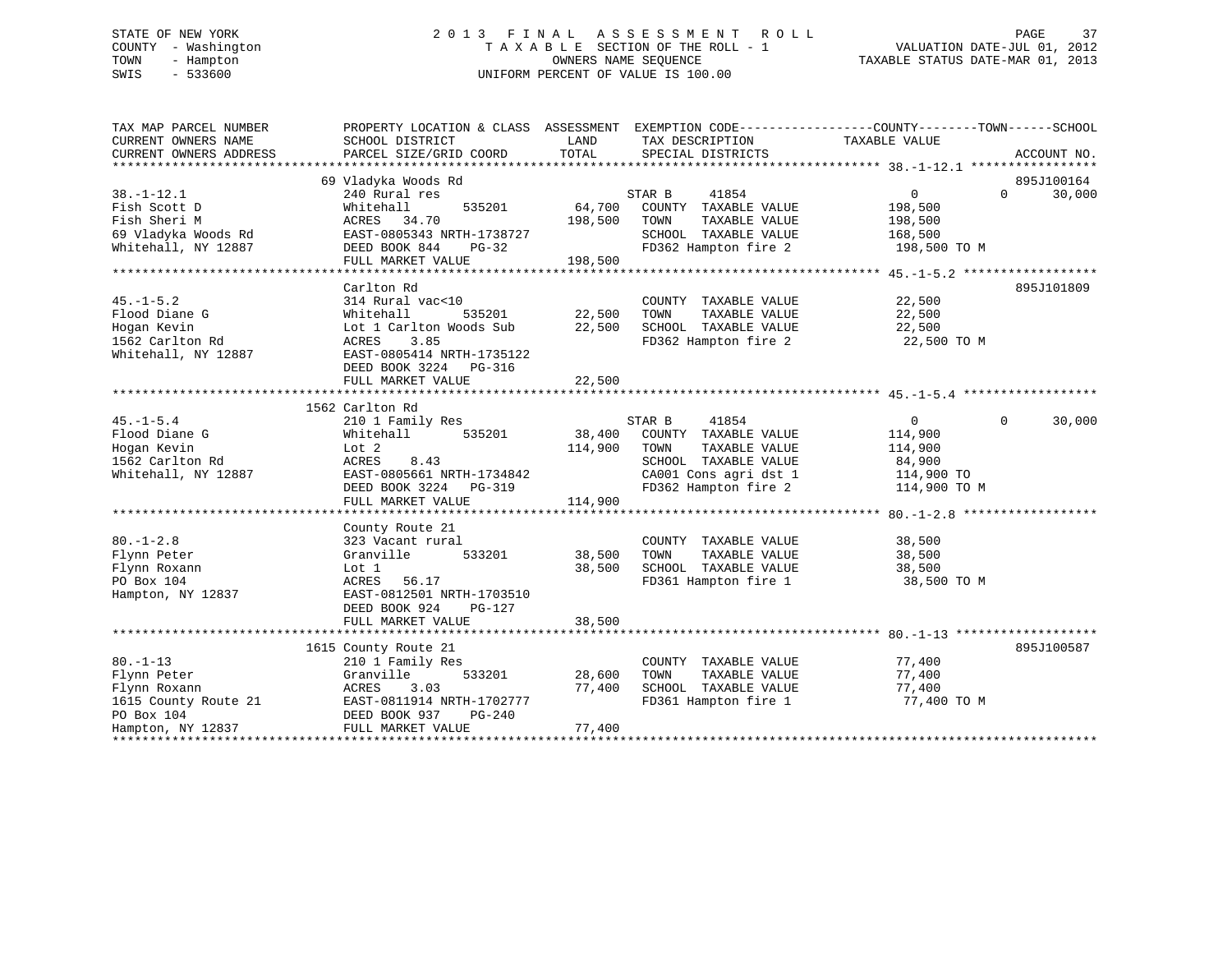STATE OF NEW YORK
COUNTY - Washington
TOWN - Hampton
SWIS - 533600

# 2013 FINAL ASSESSMENT ROLL

TAXABLE SECTION OF THE ROLL - 1
OWNERS NAME SEQUENCE
UNIFORM PERCENT OF VALUE IS 100.00

VALUATION DATE-JUL 01, 2012
TAXABLE STATUS DATE-MAR 01, 2013

| TAX MAP PARCEL NUMBER / CURRENT OWNERS NAME / CURRENT OWNERS ADDRESS | PROPERTY LOCATION & CLASS / SCHOOL DISTRICT / PARCEL SIZE/GRID COORD | ASSESSMENT LAND / TOTAL | EXEMPTION CODE / TAX DESCRIPTION / SPECIAL DISTRICTS | COUNTY TAXABLE VALUE | TOWN | SCHOOL | ACCOUNT NO. |
|---|---|---|---|---|---|---|---|
| 38.-1-12.1 | 69 Vladyka Woods Rd | | | | | | 895J100164 |
| Fish Scott D | 240 Rural res | | STAR B 41854 | 0 | 0 | 30,000 | |
| Fish Sheri M | Whitehall 535201 | 64,700 | COUNTY TAXABLE VALUE | 198,500 | | | |
| 69 Vladyka Woods Rd | ACRES 34.70 | 198,500 | TOWN TAXABLE VALUE | 198,500 | | | |
| Whitehall, NY 12887 | EAST-0805343 NRTH-1738727 | | SCHOOL TAXABLE VALUE | 168,500 | | | |
| | DEED BOOK 844 PG-32 | | FD362 Hampton fire 2 | 198,500 TO M | | | |
| | FULL MARKET VALUE | 198,500 | | | | | |
| 45.-1-5.2 | Carlton Rd | | | | | | 895J101809 |
| Flood Diane G | 314 Rural vac<10 | | COUNTY TAXABLE VALUE | 22,500 | | | |
| Hogan Kevin | Whitehall 535201 | 22,500 | TOWN TAXABLE VALUE | 22,500 | | | |
| 1562 Carlton Rd | Lot 1 Carlton Woods Sub | 22,500 | SCHOOL TAXABLE VALUE | 22,500 | | | |
| Whitehall, NY 12887 | ACRES 3.85 | | FD362 Hampton fire 2 | 22,500 TO M | | | |
| | EAST-0805414 NRTH-1735122 | | | | | | |
| | DEED BOOK 3224 PG-316 | | | | | | |
| | FULL MARKET VALUE | 22,500 | | | | | |
| 45.-1-5.4 | 1562 Carlton Rd | | | | | | |
| Flood Diane G | 210 1 Family Res | | STAR B 41854 | 0 | 0 | 30,000 | |
| Hogan Kevin | Whitehall 535201 | 38,400 | COUNTY TAXABLE VALUE | 114,900 | | | |
| 1562 Carlton Rd | Lot 2 | 114,900 | TOWN TAXABLE VALUE | 114,900 | | | |
| Whitehall, NY 12887 | ACRES 8.43 | | SCHOOL TAXABLE VALUE | 84,900 | | | |
| | EAST-0805661 NRTH-1734842 | | CA001 Cons agri dst 1 | 114,900 TO | | | |
| | DEED BOOK 3224 PG-319 | | FD362 Hampton fire 2 | 114,900 TO M | | | |
| | FULL MARKET VALUE | 114,900 | | | | | |
| 80.-1-2.8 | County Route 21 | | | | | | |
| Flynn Peter | 323 Vacant rural | | COUNTY TAXABLE VALUE | 38,500 | | | |
| Flynn Roxann | Granville 533201 | 38,500 | TOWN TAXABLE VALUE | 38,500 | | | |
| PO Box 104 | Lot 1 | 38,500 | SCHOOL TAXABLE VALUE | 38,500 | | | |
| Hampton, NY 12837 | ACRES 56.17 | | FD361 Hampton fire 1 | 38,500 TO M | | | |
| | EAST-0812501 NRTH-1703510 | | | | | | |
| | DEED BOOK 924 PG-127 | | | | | | |
| | FULL MARKET VALUE | 38,500 | | | | | |
| 80.-1-13 | 1615 County Route 21 | | | | | | 895J100587 |
| Flynn Peter | 210 1 Family Res | | COUNTY TAXABLE VALUE | 77,400 | | | |
| Flynn Roxann | Granville 533201 | 28,600 | TOWN TAXABLE VALUE | 77,400 | | | |
| 1615 County Route 21 | ACRES 3.03 | 77,400 | SCHOOL TAXABLE VALUE | 77,400 | | | |
| PO Box 104 | EAST-0811914 NRTH-1702777 | | FD361 Hampton fire 1 | 77,400 TO M | | | |
| Hampton, NY 12837 | DEED BOOK 937 PG-240 | | | | | | |
| | FULL MARKET VALUE | 77,400 | | | | | |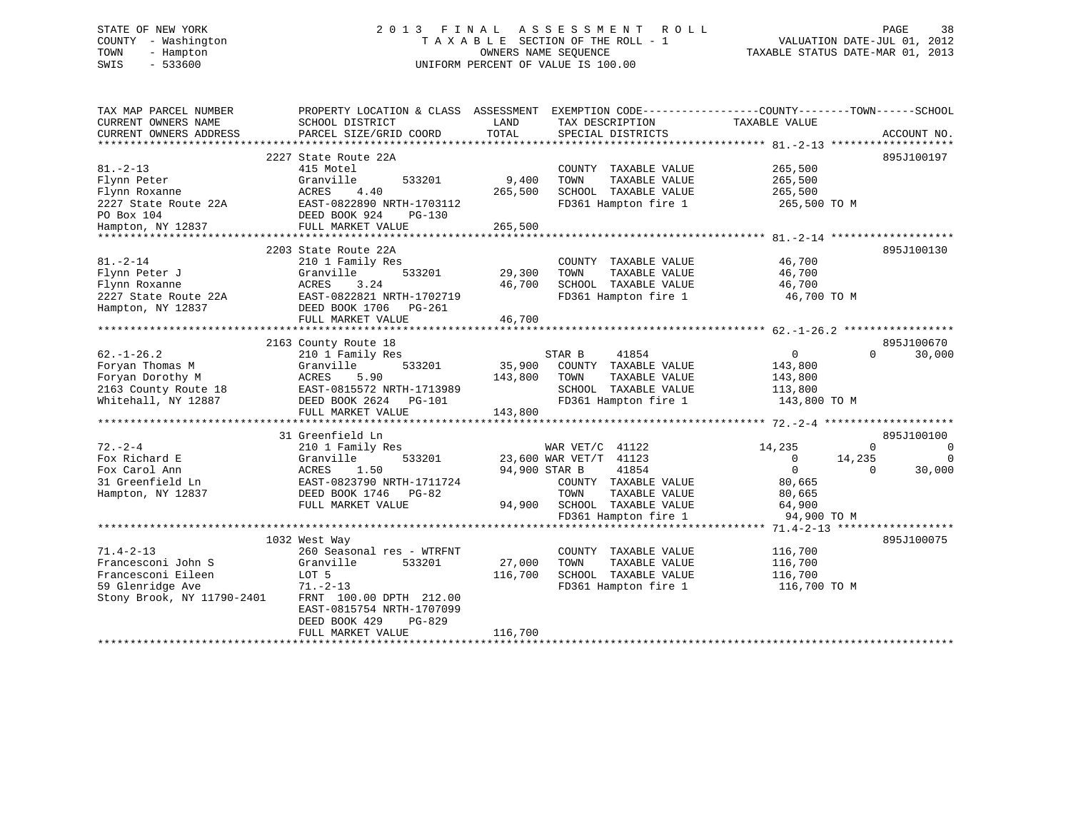STATE OF NEW YORK
COUNTY - Washington
TOWN - Hampton
SWIS - 533600

2 0 1 3 F I N A L A S S E S S M E N T R O L L
T A X A B L E SECTION OF THE ROLL - 1
OWNERS NAME SEQUENCE
UNIFORM PERCENT OF VALUE IS 100.00

VALUATION DATE-JUL 01, 2012
TAXABLE STATUS DATE-MAR 01, 2013

```
TAX MAP PARCEL NUMBER          PROPERTY LOCATION & CLASS  ASSESSMENT  EXEMPTION CODE------------------COUNTY--------TOWN------SCHOOL
CURRENT OWNERS NAME            SCHOOL DISTRICT               LAND      TAX DESCRIPTION            TAXABLE VALUE
CURRENT OWNERS ADDRESS         PARCEL SIZE/GRID COORD        TOTAL     SPECIAL DISTRICTS                                    ACCOUNT NO.
****************************************************************************************************** 81.-2-13 *******************
                               2227 State Route 22A                                                                      895J100197
81.-2-13                       415 Motel                               COUNTY  TAXABLE VALUE            265,500
Flynn Peter                    Granville        533201       9,400     TOWN    TAXABLE VALUE            265,500
Flynn Roxanne                  ACRES    4.40               265,500     SCHOOL  TAXABLE VALUE            265,500
2227 State Route 22A           EAST-0822890 NRTH-1703112               FD361 Hampton fire 1              265,500 TO M
PO Box 104                     DEED BOOK 924    PG-130
Hampton, NY 12837              FULL MARKET VALUE           265,500
****************************************************************************************************** 81.-2-14 *******************
                               2203 State Route 22A                                                                      895J100130
81.-2-14                       210 1 Family Res                        COUNTY  TAXABLE VALUE             46,700
Flynn Peter J                  Granville        533201      29,300     TOWN    TAXABLE VALUE             46,700
Flynn Roxanne                  ACRES    3.24                46,700     SCHOOL  TAXABLE VALUE             46,700
2227 State Route 22A           EAST-0822821 NRTH-1702719               FD361 Hampton fire 1               46,700 TO M
Hampton, NY 12837              DEED BOOK 1706   PG-261
                               FULL MARKET VALUE            46,700
****************************************************************************************************** 62.-1-26.2 *****************
                               2163 County Route 18                                                                      895J100670
62.-1-26.2                     210 1 Family Res                        STAR B      41854                  0           0      30,000
Foryan Thomas M                Granville        533201      35,900     COUNTY  TAXABLE VALUE            143,800
Foryan Dorothy M               ACRES    5.90               143,800     TOWN    TAXABLE VALUE            143,800
2163 County Route 18           EAST-0815572 NRTH-1713989               SCHOOL  TAXABLE VALUE            113,800
Whitehall, NY 12887            DEED BOOK 2624   PG-101                 FD361 Hampton fire 1              143,800 TO M
                               FULL MARKET VALUE           143,800
****************************************************************************************************** 72.-2-4 ********************
                               31 Greenfield Ln                                                                          895J100100
72.-2-4                        210 1 Family Res                        WAR VET/C  41122              14,235           0           0
Fox Richard E                  Granville        533201      23,600 WAR VET/T  41123                   0      14,235           0
Fox Carol Ann                  ACRES    1.50                94,900 STAR B     41854                   0           0      30,000
31 Greenfield Ln               EAST-0823790 NRTH-1711724               COUNTY  TAXABLE VALUE             80,665
Hampton, NY 12837              DEED BOOK 1746   PG-82                  TOWN    TAXABLE VALUE             80,665
                               FULL MARKET VALUE            94,900     SCHOOL  TAXABLE VALUE             64,900
                                                                       FD361 Hampton fire 1               94,900 TO M
****************************************************************************************************** 71.4-2-13 ******************
                               1032 West Way                                                                             895J100075
71.4-2-13                      260 Seasonal res - WTRFNT               COUNTY  TAXABLE VALUE            116,700
Francesconi John S             Granville        533201      27,000     TOWN    TAXABLE VALUE            116,700
Francesconi Eileen             LOT 5                       116,700     SCHOOL  TAXABLE VALUE            116,700
59 Glenridge Ave               71.-2-13                                FD361 Hampton fire 1              116,700 TO M
Stony Brook, NY 11790-2401     FRNT 100.00 DPTH 212.00
                               EAST-0815754 NRTH-1707099
                               DEED BOOK 429    PG-829
                               FULL MARKET VALUE           116,700
************************************************************************************************************************************
```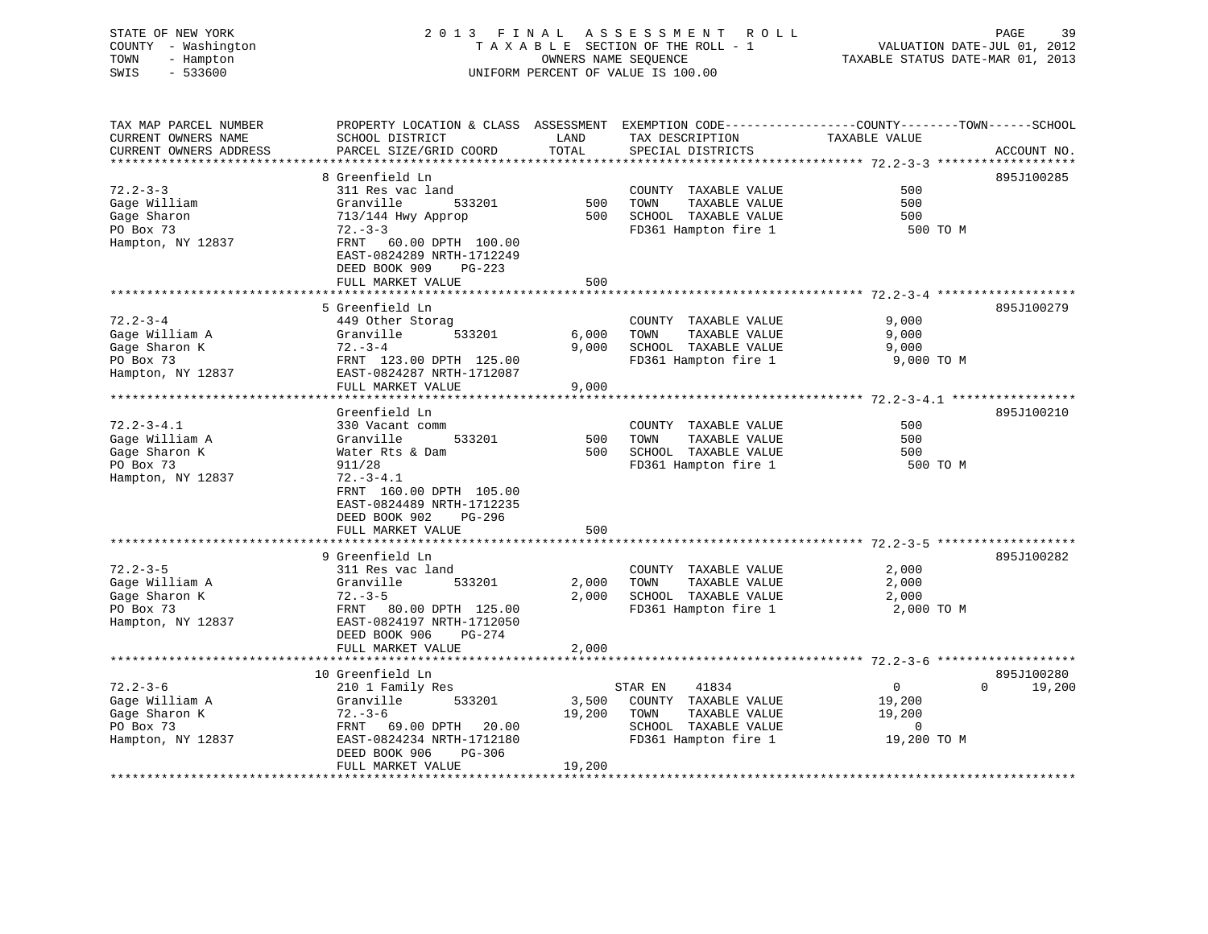STATE OF NEW YORK
COUNTY - Washington
TOWN - Hampton
SWIS - 533600

# 2013 FINAL ASSESSMENT ROLL
TAXABLE SECTION OF THE ROLL - 1
OWNERS NAME SEQUENCE
UNIFORM PERCENT OF VALUE IS 100.00

VALUATION DATE-JUL 01, 2012
TAXABLE STATUS DATE-MAR 01, 2013

| TAX MAP PARCEL NUMBER / CURRENT OWNERS NAME / CURRENT OWNERS ADDRESS | PROPERTY LOCATION & CLASS / SCHOOL DISTRICT / PARCEL SIZE/GRID COORD | ASSESSMENT LAND | TOTAL | EXEMPTION CODE / TAX DESCRIPTION / SPECIAL DISTRICTS | COUNTY / TOWN TAXABLE VALUE | SCHOOL | ACCOUNT NO. |
|---|---|---|---|---|---|---|---|
| **72.2-3-3** | 8 Greenfield Ln | | | | | | 895J100285 |
| 72.2-3-3 | 311 Res vac land | | | COUNTY TAXABLE VALUE | 500 | | |
| Gage William | Granville 533201 | 500 | | TOWN TAXABLE VALUE | 500 | | |
| Gage Sharon | 713/144 Hwy Approp | | 500 | SCHOOL TAXABLE VALUE | 500 | | |
| PO Box 73 | 72.-3-3 | | | FD361 Hampton fire 1 | 500 TO M | | |
| Hampton, NY 12837 | FRNT 60.00 DPTH 100.00 | | | | | | |
| | EAST-0824289 NRTH-1712249 | | | | | | |
| | DEED BOOK 909 PG-223 | | | | | | |
| | FULL MARKET VALUE | | 500 | | | | |
| **72.2-3-4** | 5 Greenfield Ln | | | | | | 895J100279 |
| 72.2-3-4 | 449 Other Storag | | | COUNTY TAXABLE VALUE | 9,000 | | |
| Gage William A | Granville 533201 | 6,000 | | TOWN TAXABLE VALUE | 9,000 | | |
| Gage Sharon K | 72.-3-4 | | 9,000 | SCHOOL TAXABLE VALUE | 9,000 | | |
| PO Box 73 | FRNT 123.00 DPTH 125.00 | | | FD361 Hampton fire 1 | 9,000 TO M | | |
| Hampton, NY 12837 | EAST-0824287 NRTH-1712087 | | | | | | |
| | FULL MARKET VALUE | | 9,000 | | | | |
| **72.2-3-4.1** | Greenfield Ln | | | | | | 895J100210 |
| 72.2-3-4.1 | 330 Vacant comm | | | COUNTY TAXABLE VALUE | 500 | | |
| Gage William A | Granville 533201 | 500 | | TOWN TAXABLE VALUE | 500 | | |
| Gage Sharon K | Water Rts & Dam | | 500 | SCHOOL TAXABLE VALUE | 500 | | |
| PO Box 73 | 911/28 | | | FD361 Hampton fire 1 | 500 TO M | | |
| Hampton, NY 12837 | 72.-3-4.1 | | | | | | |
| | FRNT 160.00 DPTH 105.00 | | | | | | |
| | EAST-0824489 NRTH-1712235 | | | | | | |
| | DEED BOOK 902 PG-296 | | | | | | |
| | FULL MARKET VALUE | | 500 | | | | |
| **72.2-3-5** | 9 Greenfield Ln | | | | | | 895J100282 |
| 72.2-3-5 | 311 Res vac land | | | COUNTY TAXABLE VALUE | 2,000 | | |
| Gage William A | Granville 533201 | 2,000 | | TOWN TAXABLE VALUE | 2,000 | | |
| Gage Sharon K | 72.-3-5 | | 2,000 | SCHOOL TAXABLE VALUE | 2,000 | | |
| PO Box 73 | FRNT 80.00 DPTH 125.00 | | | FD361 Hampton fire 1 | 2,000 TO M | | |
| Hampton, NY 12837 | EAST-0824197 NRTH-1712050 | | | | | | |
| | DEED BOOK 906 PG-274 | | | | | | |
| | FULL MARKET VALUE | | 2,000 | | | | |
| **72.2-3-6** | 10 Greenfield Ln | | | | | | 895J100280 |
| 72.2-3-6 | 210 1 Family Res | | | STAR EN 41834 | 0 / 0 | 19,200 | |
| Gage William A | Granville 533201 | 3,500 | | COUNTY TAXABLE VALUE | 19,200 | | |
| Gage Sharon K | 72.-3-6 | | 19,200 | TOWN TAXABLE VALUE | 19,200 | | |
| PO Box 73 | FRNT 69.00 DPTH 20.00 | | | SCHOOL TAXABLE VALUE | 0 | | |
| Hampton, NY 12837 | EAST-0824234 NRTH-1712180 | | | FD361 Hampton fire 1 | 19,200 TO M | | |
| | DEED BOOK 906 PG-306 | | | | | | |
| | FULL MARKET VALUE | | 19,200 | | | | |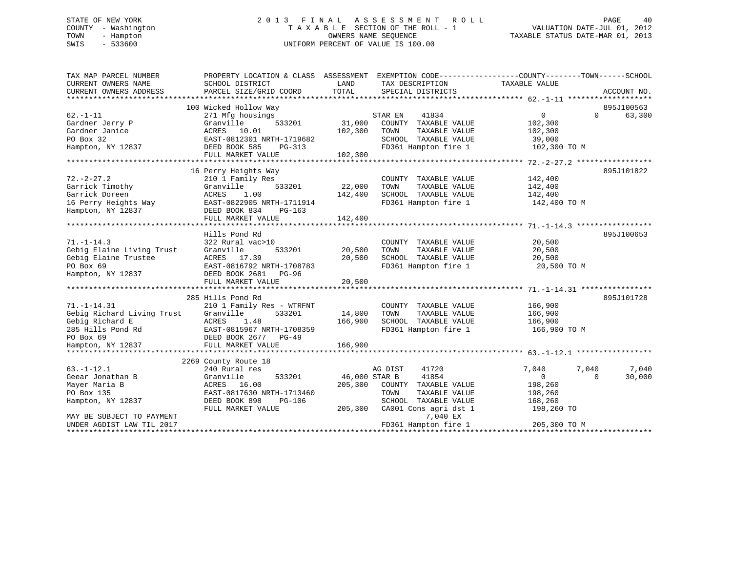STATE OF NEW YORK
COUNTY - Washington
TOWN - Hampton
SWIS - 533600

2 0 1 3 F I N A L A S S E S S M E N T R O L L
T A X A B L E SECTION OF THE ROLL - 1
OWNERS NAME SEQUENCE
UNIFORM PERCENT OF VALUE IS 100.00

VALUATION DATE-JUL 01, 2012
TAXABLE STATUS DATE-MAR 01, 2013

```
TAX MAP PARCEL NUMBER          PROPERTY LOCATION & CLASS  ASSESSMENT  EXEMPTION CODE------------------COUNTY--------TOWN------SCHOOL
CURRENT OWNERS NAME            SCHOOL DISTRICT               LAND       TAX DESCRIPTION             TAXABLE VALUE
CURRENT OWNERS ADDRESS         PARCEL SIZE/GRID COORD        TOTAL      SPECIAL DISTRICTS                                   ACCOUNT NO.
*********************************************************************************************************** 62.-1-11 *******************
                               100 Wicked Hollow Way                                                                        895J100563
62.-1-11                       271 Mfg housings                          STAR EN     41834                  0           0       63,300
Gardner Jerry P                Granville         533201       31,000     COUNTY  TAXABLE VALUE         102,300
Gardner Janice                 ACRES   10.01                 102,300     TOWN    TAXABLE VALUE         102,300
PO Box 32                      EAST-0812301 NRTH-1719682                 SCHOOL  TAXABLE VALUE          39,000
Hampton, NY 12837              DEED BOOK 585     PG-313                  FD361 Hampton fire 1           102,300 TO M
                               FULL MARKET VALUE             102,300
*********************************************************************************************************** 72.-2-27.2 *****************
                               16 Perry Heights Way                                                                         895J101822
72.-2-27.2                     210 1 Family Res                          COUNTY  TAXABLE VALUE         142,400
Garrick Timothy                Granville         533201       22,000     TOWN    TAXABLE VALUE         142,400
Garrick Doreen                 ACRES    1.00                 142,400     SCHOOL  TAXABLE VALUE         142,400
16 Perry Heights Way           EAST-0822905 NRTH-1711914                 FD361 Hampton fire 1           142,400 TO M
Hampton, NY 12837              DEED BOOK 834     PG-163
                               FULL MARKET VALUE             142,400
*********************************************************************************************************** 71.-1-14.3 *****************
                               Hills Pond Rd                                                                                895J100653
71.-1-14.3                     322 Rural vac>10                          COUNTY  TAXABLE VALUE          20,500
Gebig Elaine Living Trust      Granville         533201       20,500     TOWN    TAXABLE VALUE          20,500
Gebig Elaine Trustee           ACRES   17.39                  20,500     SCHOOL  TAXABLE VALUE          20,500
PO Box 69                      EAST-0816792 NRTH-1708783                 FD361 Hampton fire 1            20,500 TO M
Hampton, NY 12837              DEED BOOK 2681    PG-96
                               FULL MARKET VALUE              20,500
*********************************************************************************************************** 71.-1-14.31 ****************
                               285 Hills Pond Rd                                                                            895J101728
71.-1-14.31                    210 1 Family Res - WTRFNT                 COUNTY  TAXABLE VALUE         166,900
Gebig Richard Living Trust     Granville         533201       14,800     TOWN    TAXABLE VALUE         166,900
Gebig Richard E                ACRES    1.48                 166,900     SCHOOL  TAXABLE VALUE         166,900
285 Hills Pond Rd              EAST-0815967 NRTH-1708359                 FD361 Hampton fire 1           166,900 TO M
PO Box 69                      DEED BOOK 2677    PG-49
Hampton, NY 12837              FULL MARKET VALUE             166,900
*********************************************************************************************************** 63.-1-12.1 *****************
                               2269 County Route 18
63.-1-12.1                     240 Rural res                             AG DIST     41720              7,040       7,040        7,040
Geear Jonathan B               Granville         533201       46,000 STAR B      41854                  0           0       30,000
Mayer Maria B                  ACRES   16.00                 205,300     COUNTY  TAXABLE VALUE         198,260
PO Box 135                     EAST-0817630 NRTH-1713460                 TOWN    TAXABLE VALUE         198,260
Hampton, NY 12837              DEED BOOK 898     PG-106                  SCHOOL  TAXABLE VALUE         168,260
                               FULL MARKET VALUE             205,300     CA001 Cons agri dst 1          198,260 TO
MAY BE SUBJECT TO PAYMENT                                                       7,040 EX
UNDER AGDIST LAW TIL 2017                                                FD361 Hampton fire 1           205,300 TO M
****************************************************************************************************************************************
```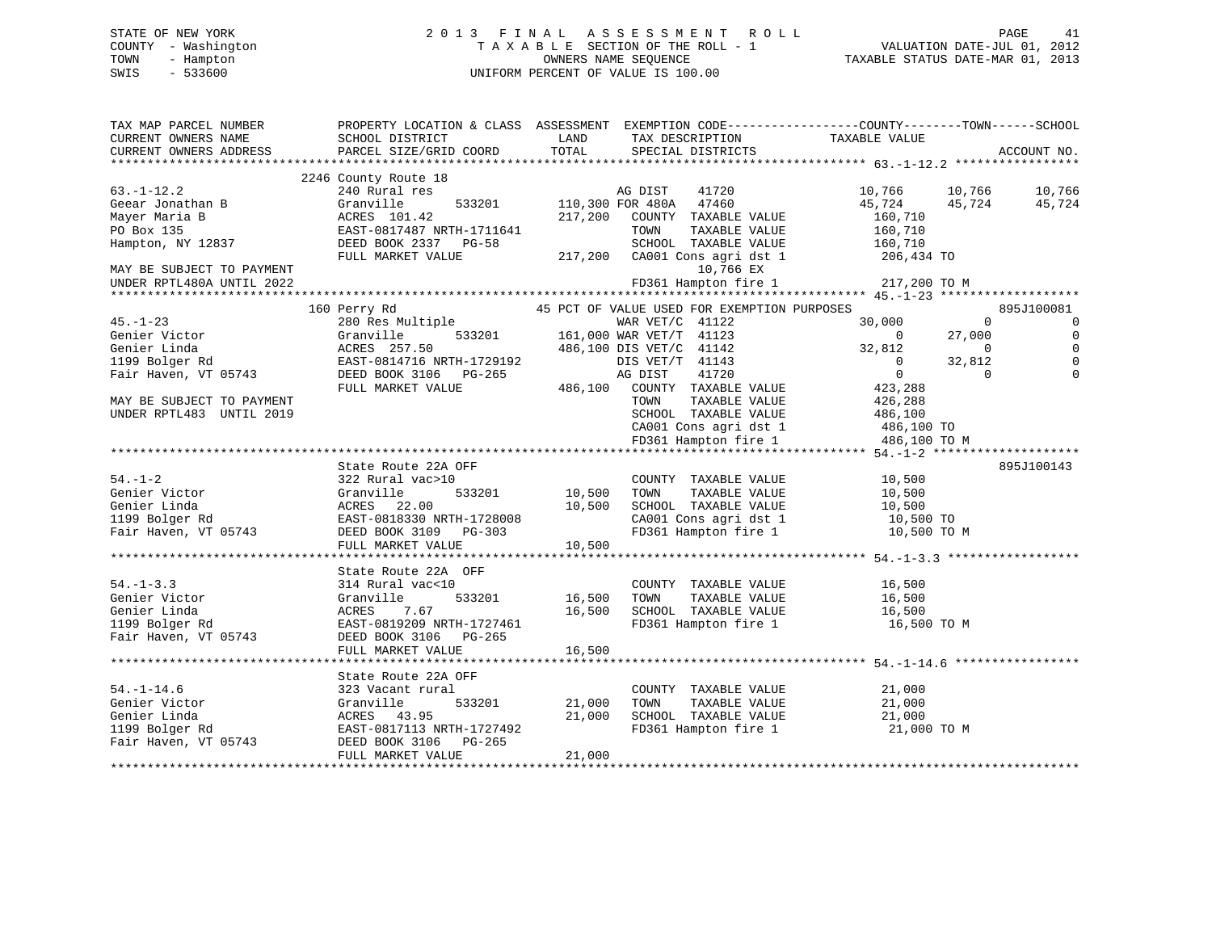STATE OF NEW YORK
COUNTY - Washington
TOWN - Hampton
SWIS - 533600

2 0 1 3 F I N A L A S S E S S M E N T R O L L
T A X A B L E SECTION OF THE ROLL - 1
OWNERS NAME SEQUENCE
UNIFORM PERCENT OF VALUE IS 100.00

VALUATION DATE-JUL 01, 2012
TAXABLE STATUS DATE-MAR 01, 2013

```
TAX MAP PARCEL NUMBER          PROPERTY LOCATION & CLASS  ASSESSMENT  EXEMPTION CODE------------------COUNTY--------TOWN------SCHOOL
CURRENT OWNERS NAME            SCHOOL DISTRICT              LAND      TAX DESCRIPTION            TAXABLE VALUE
CURRENT OWNERS ADDRESS         PARCEL SIZE/GRID COORD       TOTAL     SPECIAL DISTRICTS                                    ACCOUNT NO.
************************************************************************************************ 63.-1-12.2 *****************
                               2246 County Route 18
63.-1-12.2                     240 Rural res                          AG DIST     41720              10,766      10,766      10,766
Geear Jonathan B               Granville       533201     110,300 FOR 480A    47460              45,724      45,724      45,724
Mayer Maria B                  ACRES 101.42               217,200  COUNTY  TAXABLE VALUE          160,710
PO Box 135                     EAST-0817487 NRTH-1711641           TOWN    TAXABLE VALUE          160,710
Hampton, NY 12837              DEED BOOK 2337   PG-58              SCHOOL  TAXABLE VALUE          160,710
                               FULL MARKET VALUE          217,200  CA001 Cons agri dst 1           206,434 TO
MAY BE SUBJECT TO PAYMENT                                                 10,766 EX
UNDER RPTL480A UNTIL 2022                                          FD361 Hampton fire 1            217,200 TO M
************************************************************************************************ 45.-1-23 *******************
                               160 Perry Rd                   45 PCT OF VALUE USED FOR EXEMPTION PURPOSES                    895J100081
45.-1-23                       280 Res Multiple                     WAR VET/C  41122              30,000           0           0
Genier Victor                  Granville       533201     161,000 WAR VET/T  41123                   0      27,000           0
Genier Linda                   ACRES 257.50               486,100 DIS VET/C  41142              32,812           0           0
1199 Bolger Rd                 EAST-0814716 NRTH-1729192           DIS VET/T  41143                   0      32,812           0
Fair Haven, VT 05743           DEED BOOK 3106   PG-265             AG DIST    41720                   0           0           0
                               FULL MARKET VALUE          486,100  COUNTY  TAXABLE VALUE          423,288
MAY BE SUBJECT TO PAYMENT                                          TOWN    TAXABLE VALUE          426,288
UNDER RPTL483  UNTIL 2019                                          SCHOOL  TAXABLE VALUE          486,100
                                                                   CA001 Cons agri dst 1           486,100 TO
                                                                   FD361 Hampton fire 1            486,100 TO M
************************************************************************************************ 54.-1-2 ********************
                               State Route 22A OFF                                                                895J100143
54.-1-2                        322 Rural vac>10                    COUNTY  TAXABLE VALUE           10,500
Genier Victor                  Granville       533201      10,500  TOWN    TAXABLE VALUE           10,500
Genier Linda                   ACRES  22.00                10,500  SCHOOL  TAXABLE VALUE           10,500
1199 Bolger Rd                 EAST-0818330 NRTH-1728008           CA001 Cons agri dst 1            10,500 TO
Fair Haven, VT 05743           DEED BOOK 3109   PG-303             FD361 Hampton fire 1             10,500 TO M
                               FULL MARKET VALUE           10,500
************************************************************************************************ 54.-1-3.3 ******************
                               State Route 22A  OFF
54.-1-3.3                      314 Rural vac<10                    COUNTY  TAXABLE VALUE           16,500
Genier Victor                  Granville       533201      16,500  TOWN    TAXABLE VALUE           16,500
Genier Linda                   ACRES   7.67                16,500  SCHOOL  TAXABLE VALUE           16,500
1199 Bolger Rd                 EAST-0819209 NRTH-1727461           FD361 Hampton fire 1             16,500 TO M
Fair Haven, VT 05743           DEED BOOK 3106   PG-265
                               FULL MARKET VALUE           16,500
************************************************************************************************ 54.-1-14.6 *****************
                               State Route 22A OFF
54.-1-14.6                     323 Vacant rural                    COUNTY  TAXABLE VALUE           21,000
Genier Victor                  Granville       533201      21,000  TOWN    TAXABLE VALUE           21,000
Genier Linda                   ACRES  43.95                21,000  SCHOOL  TAXABLE VALUE           21,000
1199 Bolger Rd                 EAST-0817113 NRTH-1727492           FD361 Hampton fire 1             21,000 TO M
Fair Haven, VT 05743           DEED BOOK 3106   PG-265
                               FULL MARKET VALUE           21,000
******************************************************************************************************************************
```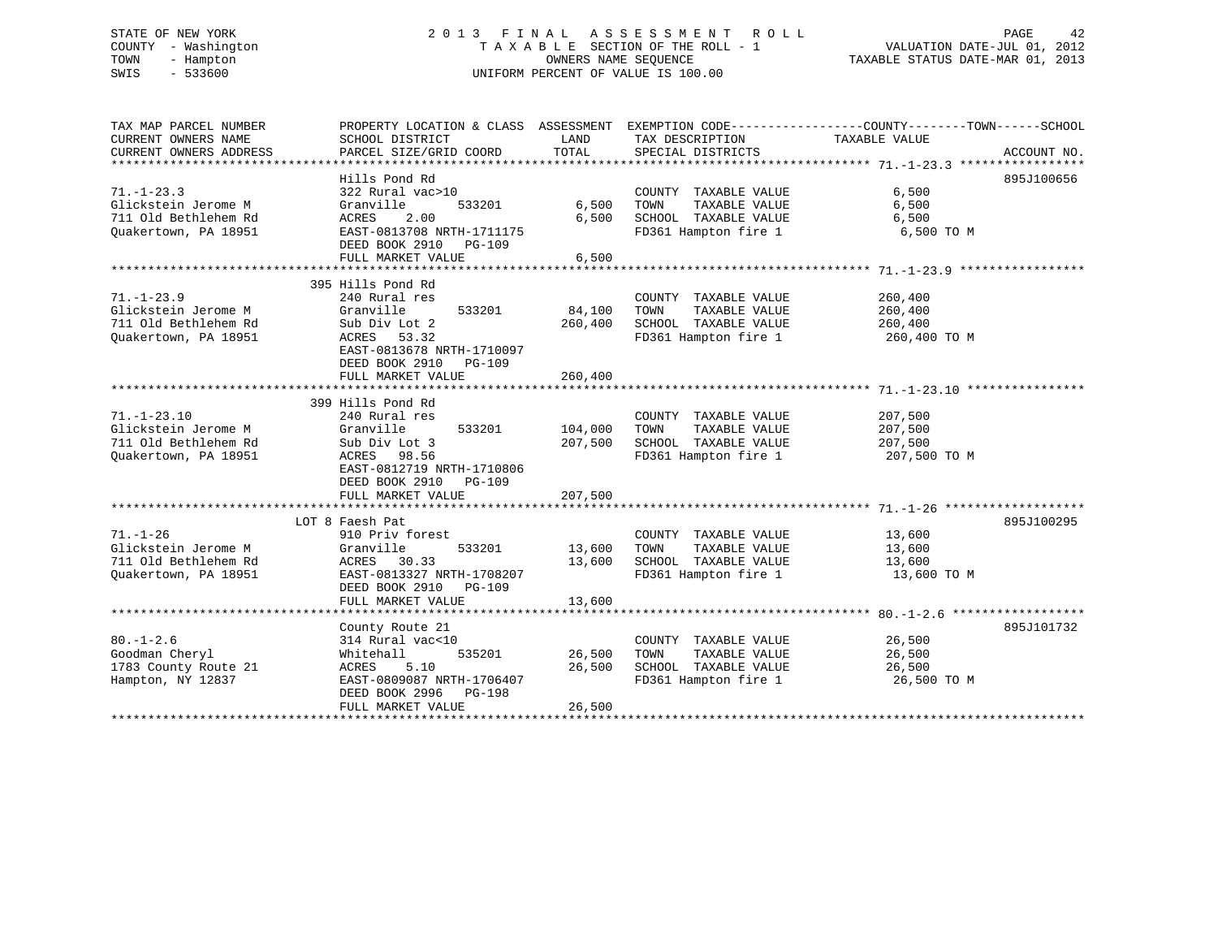STATE OF NEW YORK
COUNTY - Washington
TOWN - Hampton
SWIS - 533600

# 2013 FINAL ASSESSMENT ROLL
TAXABLE SECTION OF THE ROLL - 1
OWNERS NAME SEQUENCE
UNIFORM PERCENT OF VALUE IS 100.00

VALUATION DATE-JUL 01, 2012
TAXABLE STATUS DATE-MAR 01, 2013

| TAX MAP PARCEL NUMBER / CURRENT OWNERS NAME / CURRENT OWNERS ADDRESS | PROPERTY LOCATION & CLASS / SCHOOL DISTRICT / PARCEL SIZE/GRID COORD | ASSESSMENT LAND / TOTAL | EXEMPTION CODE / TAX DESCRIPTION / SPECIAL DISTRICTS | TAXABLE VALUE (COUNTY / TOWN / SCHOOL) | ACCOUNT NO. |
|---|---|---|---|---|---|
| 71.-1-23.3 | Hills Pond Rd | | | | 895J100656 |
| | 322 Rural vac>10 | | COUNTY TAXABLE VALUE | 6,500 | |
| Glickstein Jerome M | Granville 533201 | 6,500 | TOWN TAXABLE VALUE | 6,500 | |
| 711 Old Bethlehem Rd | ACRES 2.00 | 6,500 | SCHOOL TAXABLE VALUE | 6,500 | |
| Quakertown, PA 18951 | EAST-0813708 NRTH-1711175 | | FD361 Hampton fire 1 | 6,500 TO M | |
| | DEED BOOK 2910 PG-109 | | | | |
| | FULL MARKET VALUE | 6,500 | | | |
| 71.-1-23.9 | 395 Hills Pond Rd | | | | |
| | 240 Rural res | | COUNTY TAXABLE VALUE | 260,400 | |
| Glickstein Jerome M | Granville 533201 | 84,100 | TOWN TAXABLE VALUE | 260,400 | |
| 711 Old Bethlehem Rd | Sub Div Lot 2 | 260,400 | SCHOOL TAXABLE VALUE | 260,400 | |
| Quakertown, PA 18951 | ACRES 53.32 | | FD361 Hampton fire 1 | 260,400 TO M | |
| | EAST-0813678 NRTH-1710097 | | | | |
| | DEED BOOK 2910 PG-109 | | | | |
| | FULL MARKET VALUE | 260,400 | | | |
| 71.-1-23.10 | 399 Hills Pond Rd | | | | |
| | 240 Rural res | | COUNTY TAXABLE VALUE | 207,500 | |
| Glickstein Jerome M | Granville 533201 | 104,000 | TOWN TAXABLE VALUE | 207,500 | |
| 711 Old Bethlehem Rd | Sub Div Lot 3 | 207,500 | SCHOOL TAXABLE VALUE | 207,500 | |
| Quakertown, PA 18951 | ACRES 98.56 | | FD361 Hampton fire 1 | 207,500 TO M | |
| | EAST-0812719 NRTH-1710806 | | | | |
| | DEED BOOK 2910 PG-109 | | | | |
| | FULL MARKET VALUE | 207,500 | | | |
| 71.-1-26 | LOT 8 Faesh Pat | | | | 895J100295 |
| | 910 Priv forest | | COUNTY TAXABLE VALUE | 13,600 | |
| Glickstein Jerome M | Granville 533201 | 13,600 | TOWN TAXABLE VALUE | 13,600 | |
| 711 Old Bethlehem Rd | ACRES 30.33 | 13,600 | SCHOOL TAXABLE VALUE | 13,600 | |
| Quakertown, PA 18951 | EAST-0813327 NRTH-1708207 | | FD361 Hampton fire 1 | 13,600 TO M | |
| | DEED BOOK 2910 PG-109 | | | | |
| | FULL MARKET VALUE | 13,600 | | | |
| 80.-1-2.6 | County Route 21 | | | | 895J101732 |
| | 314 Rural vac<10 | | COUNTY TAXABLE VALUE | 26,500 | |
| Goodman Cheryl | Whitehall 535201 | 26,500 | TOWN TAXABLE VALUE | 26,500 | |
| 1783 County Route 21 | ACRES 5.10 | 26,500 | SCHOOL TAXABLE VALUE | 26,500 | |
| Hampton, NY 12837 | EAST-0809087 NRTH-1706407 | | FD361 Hampton fire 1 | 26,500 TO M | |
| | DEED BOOK 2996 PG-198 | | | | |
| | FULL MARKET VALUE | 26,500 | | | |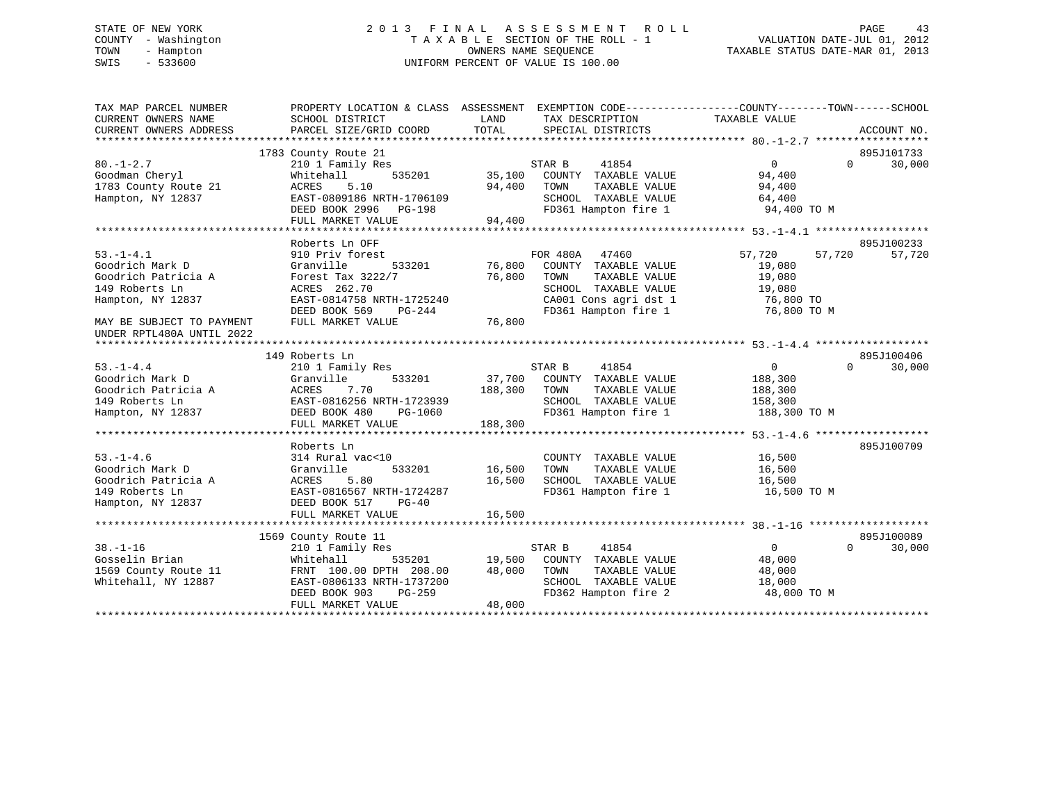STATE OF NEW YORK
COUNTY - Washington
TOWN - Hampton
SWIS - 533600

# 2013 FINAL ASSESSMENT ROLL
TAXABLE SECTION OF THE ROLL - 1
OWNERS NAME SEQUENCE
UNIFORM PERCENT OF VALUE IS 100.00

VALUATION DATE-JUL 01, 2012
TAXABLE STATUS DATE-MAR 01, 2013

```
TAX MAP PARCEL NUMBER          PROPERTY LOCATION & CLASS  ASSESSMENT  EXEMPTION CODE------------------COUNTY--------TOWN------SCHOOL
CURRENT OWNERS NAME            SCHOOL DISTRICT            LAND        TAX DESCRIPTION                 TAXABLE VALUE
CURRENT OWNERS ADDRESS         PARCEL SIZE/GRID COORD     TOTAL       SPECIAL DISTRICTS                                       ACCOUNT NO.
******************************************************************************************************* 80.-1-2.7 ******************
                       1783 County Route 21                                                                            895J101733
80.-1-2.7                      210 1 Family Res                     STAR B      41854              0           0      30,000
Goodman Cheryl                 Whitehall        535201       35,100   COUNTY  TAXABLE VALUE          94,400
1783 County Route 21           ACRES     5.10                94,400   TOWN    TAXABLE VALUE          94,400
Hampton, NY 12837              EAST-0809186 NRTH-1706109              SCHOOL  TAXABLE VALUE          64,400
                               DEED BOOK 2996   PG-198                FD361 Hampton fire 1            94,400 TO M
                               FULL MARKET VALUE              94,400
******************************************************************************************************* 53.-1-4.1 ******************
                          Roberts Ln OFF                                                                               895J100233
53.-1-4.1                      910 Priv forest                      FOR 480A    47460         57,720      57,720      57,720
Goodrich Mark D                Granville        533201       76,800   COUNTY  TAXABLE VALUE          19,080
Goodrich Patricia A            Forest Tax 3222/7             76,800   TOWN    TAXABLE VALUE          19,080
149 Roberts Ln                 ACRES   262.70                         SCHOOL  TAXABLE VALUE          19,080
Hampton, NY 12837              EAST-0814758 NRTH-1725240              CA001 Cons agri dst 1           76,800 TO
                               DEED BOOK 569    PG-244                FD361 Hampton fire 1            76,800 TO M
MAY BE SUBJECT TO PAYMENT      FULL MARKET VALUE              76,800
UNDER RPTL480A UNTIL 2022
******************************************************************************************************* 53.-1-4.4 ******************
                        149 Roberts Ln                                                                                 895J100406
53.-1-4.4                      210 1 Family Res                     STAR B      41854              0           0      30,000
Goodrich Mark D                Granville        533201       37,700   COUNTY  TAXABLE VALUE         188,300
Goodrich Patricia A            ACRES     7.70               188,300   TOWN    TAXABLE VALUE         188,300
149 Roberts Ln                 EAST-0816256 NRTH-1723939              SCHOOL  TAXABLE VALUE         158,300
Hampton, NY 12837              DEED BOOK 480    PG-1060               FD361 Hampton fire 1           188,300 TO M
                               FULL MARKET VALUE             188,300
******************************************************************************************************* 53.-1-4.6 ******************
                          Roberts Ln                                                                                   895J100709
53.-1-4.6                      314 Rural vac<10                       COUNTY  TAXABLE VALUE          16,500
Goodrich Mark D                Granville        533201       16,500   TOWN    TAXABLE VALUE          16,500
Goodrich Patricia A            ACRES     5.80                16,500   SCHOOL  TAXABLE VALUE          16,500
149 Roberts Ln                 EAST-0816567 NRTH-1724287              FD361 Hampton fire 1            16,500 TO M
Hampton, NY 12837              DEED BOOK 517    PG-40
                               FULL MARKET VALUE              16,500
******************************************************************************************************* 38.-1-16 *******************
                       1569 County Route 11                                                                            895J100089
38.-1-16                       210 1 Family Res                     STAR B      41854              0           0      30,000
Gosselin Brian                 Whitehall        535201       19,500   COUNTY  TAXABLE VALUE          48,000
1569 County Route 11           FRNT 100.00 DPTH 208.00       48,000   TOWN    TAXABLE VALUE          48,000
Whitehall, NY 12887            EAST-0806133 NRTH-1737200              SCHOOL  TAXABLE VALUE          18,000
                               DEED BOOK 903    PG-259                FD362 Hampton fire 2            48,000 TO M
                               FULL MARKET VALUE              48,000
************************************************************************************************************************************
```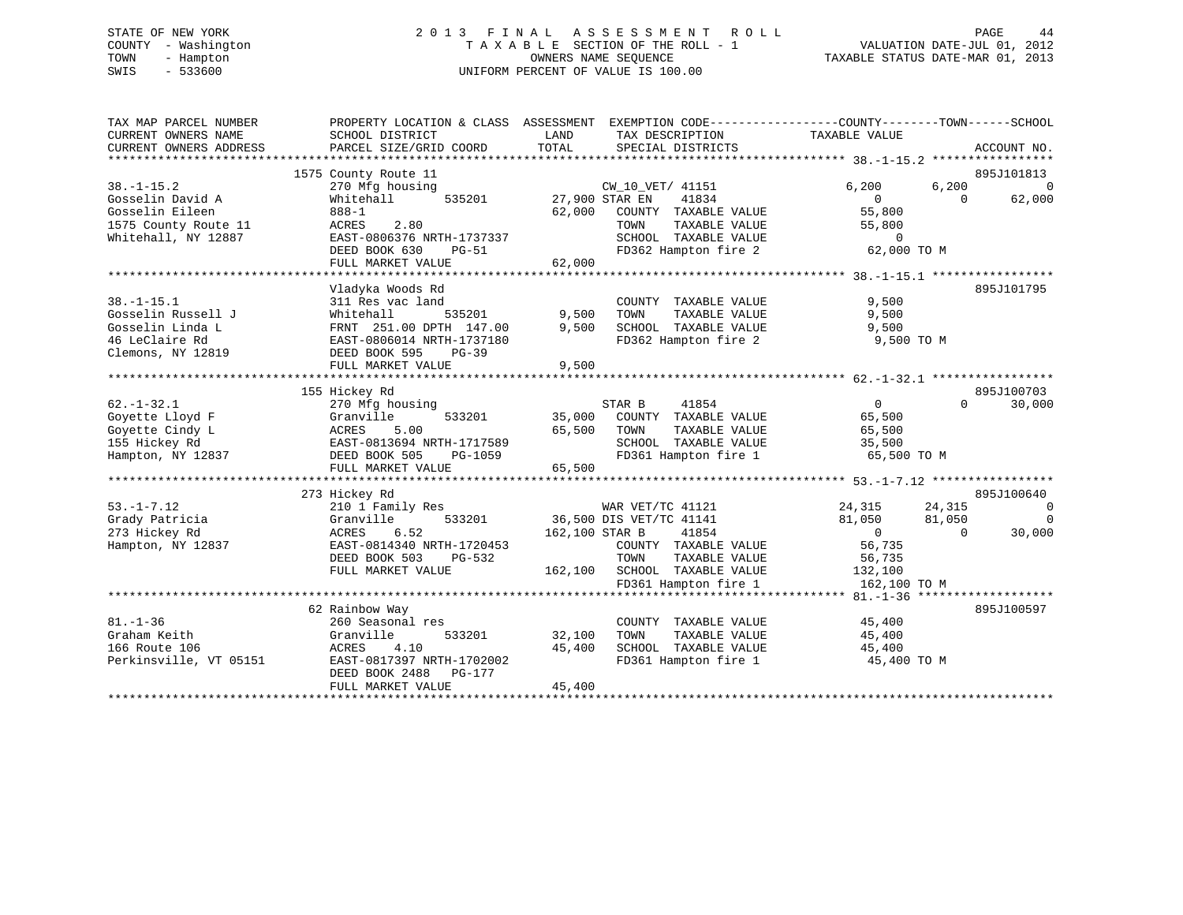STATE OF NEW YORK
COUNTY - Washington
TOWN - Hampton
SWIS - 533600

2013 FINAL ASSESSMENT ROLL
TAXABLE SECTION OF THE ROLL - 1
OWNERS NAME SEQUENCE
UNIFORM PERCENT OF VALUE IS 100.00

VALUATION DATE-JUL 01, 2012
TAXABLE STATUS DATE-MAR 01, 2013

| TAX MAP PARCEL NUMBER / CURRENT OWNERS NAME / CURRENT OWNERS ADDRESS | PROPERTY LOCATION & CLASS / SCHOOL DISTRICT / PARCEL SIZE/GRID COORD | ASSESSMENT LAND / TOTAL | EXEMPTION CODE / TAX DESCRIPTION / SPECIAL DISTRICTS | COUNTY TAXABLE VALUE | TOWN | SCHOOL | ACCOUNT NO. |
|---|---|---|---|---|---|---|---|
| **38.-1-15.2** | 1575 County Route 11 | | | | | | 895J101813 |
| Gosselin David A | 270 Mfg housing | | CW_10_VET/ 41151 | 6,200 | 6,200 | 0 | |
| Gosselin Eileen | Whitehall 535201 | 27,900 | STAR EN 41834 | 0 | 0 | 62,000 | |
| 1575 County Route 11 | 888-1 | 62,000 | COUNTY TAXABLE VALUE | 55,800 | | | |
| Whitehall, NY 12887 | ACRES 2.80 | | TOWN TAXABLE VALUE | 55,800 | | | |
| | EAST-0806376 NRTH-1737337 | | SCHOOL TAXABLE VALUE | 0 | | | |
| | DEED BOOK 630 PG-51 | | FD362 Hampton fire 2 | 62,000 TO M | | | |
| | FULL MARKET VALUE | 62,000 | | | | | |
| **38.-1-15.1** | Vladyka Woods Rd | | | | | | 895J101795 |
| Gosselin Russell J | 311 Res vac land | | COUNTY TAXABLE VALUE | 9,500 | | | |
| Gosselin Linda L | Whitehall 535201 | 9,500 | TOWN TAXABLE VALUE | 9,500 | | | |
| 46 LeClaire Rd | FRNT 251.00 DPTH 147.00 | 9,500 | SCHOOL TAXABLE VALUE | 9,500 | | | |
| Clemons, NY 12819 | EAST-0806014 NRTH-1737180 | | FD362 Hampton fire 2 | 9,500 TO M | | | |
| | DEED BOOK 595 PG-39 | | | | | | |
| | FULL MARKET VALUE | 9,500 | | | | | |
| **62.-1-32.1** | 155 Hickey Rd | | | | | | 895J100703 |
| Goyette Lloyd F | 270 Mfg housing | | STAR B 41854 | 0 | 0 | 30,000 | |
| Goyette Cindy L | Granville 533201 | 35,000 | COUNTY TAXABLE VALUE | 65,500 | | | |
| 155 Hickey Rd | ACRES 5.00 | 65,500 | TOWN TAXABLE VALUE | 65,500 | | | |
| Hampton, NY 12837 | EAST-0813694 NRTH-1717589 | | SCHOOL TAXABLE VALUE | 35,500 | | | |
| | DEED BOOK 505 PG-1059 | | FD361 Hampton fire 1 | 65,500 TO M | | | |
| | FULL MARKET VALUE | 65,500 | | | | | |
| **53.-1-7.12** | 273 Hickey Rd | | | | | | 895J100640 |
| Grady Patricia | 210 1 Family Res | | WAR VET/TC 41121 | 24,315 | 24,315 | 0 | |
| 273 Hickey Rd | Granville 533201 | 36,500 | DIS VET/TC 41141 | 81,050 | 81,050 | 0 | |
| Hampton, NY 12837 | ACRES 6.52 | 162,100 | STAR B 41854 | 0 | 0 | 30,000 | |
| | EAST-0814340 NRTH-1720453 | | COUNTY TAXABLE VALUE | 56,735 | | | |
| | DEED BOOK 503 PG-532 | | TOWN TAXABLE VALUE | 56,735 | | | |
| | FULL MARKET VALUE | 162,100 | SCHOOL TAXABLE VALUE | 132,100 | | | |
| | | | FD361 Hampton fire 1 | 162,100 TO M | | | |
| **81.-1-36** | 62 Rainbow Way | | | | | | 895J100597 |
| Graham Keith | 260 Seasonal res | | COUNTY TAXABLE VALUE | 45,400 | | | |
| 166 Route 106 | Granville 533201 | 32,100 | TOWN TAXABLE VALUE | 45,400 | | | |
| Perkinsville, VT 05151 | ACRES 4.10 | 45,400 | SCHOOL TAXABLE VALUE | 45,400 | | | |
| | EAST-0817397 NRTH-1702002 | | FD361 Hampton fire 1 | 45,400 TO M | | | |
| | DEED BOOK 2488 PG-177 | | | | | | |
| | FULL MARKET VALUE | 45,400 | | | | | |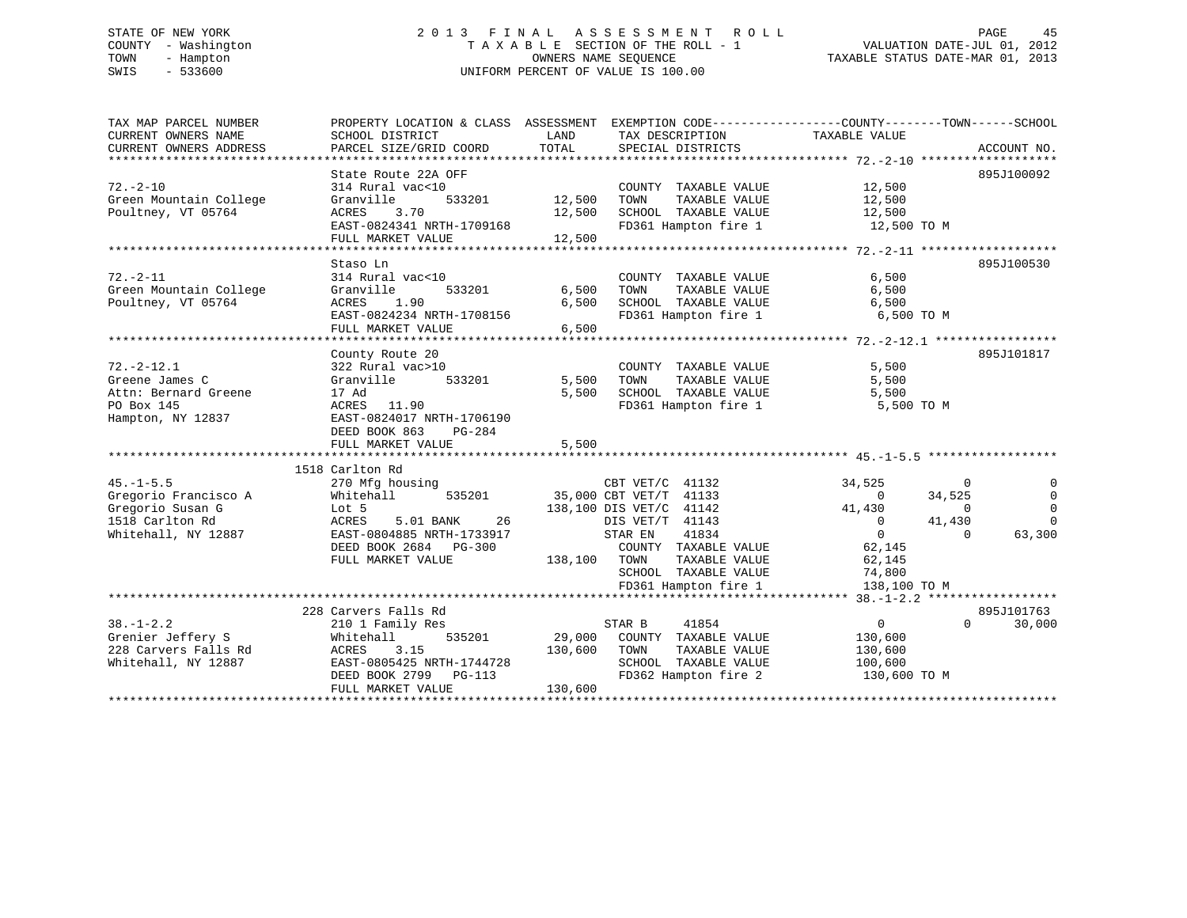STATE OF NEW YORK
COUNTY - Washington
TOWN - Hampton
SWIS - 533600

# 2013 FINAL ASSESSMENT ROLL

TAXABLE SECTION OF THE ROLL - 1
OWNERS NAME SEQUENCE
UNIFORM PERCENT OF VALUE IS 100.00

VALUATION DATE-JUL 01, 2012
TAXABLE STATUS DATE-MAR 01, 2013

| TAX MAP PARCEL NUMBER / CURRENT OWNERS NAME / CURRENT OWNERS ADDRESS | PROPERTY LOCATION & CLASS / SCHOOL DISTRICT / PARCEL SIZE/GRID COORD | ASSESSMENT LAND | TOTAL | EXEMPTION CODE / TAX DESCRIPTION / SPECIAL DISTRICTS | COUNTY TAXABLE VALUE | TOWN | SCHOOL | ACCOUNT NO. |
|---|---|---|---|---|---|---|---|---|
| 72.-2-10 | State Route 22A OFF | | | | | | | 895J100092 |
| Green Mountain College | 314 Rural vac<10 | | | COUNTY TAXABLE VALUE | 12,500 | | | |
| Poultney, VT 05764 | Granville 533201 | 12,500 | | TOWN TAXABLE VALUE | 12,500 | | | |
| | ACRES 3.70 | | 12,500 | SCHOOL TAXABLE VALUE | 12,500 | | | |
| | EAST-0824341 NRTH-1709168 | | | FD361 Hampton fire 1 | 12,500 TO M | | | |
| | FULL MARKET VALUE | | 12,500 | | | | | |
| 72.-2-11 | Staso Ln | | | | | | | 895J100530 |
| Green Mountain College | 314 Rural vac<10 | | | COUNTY TAXABLE VALUE | 6,500 | | | |
| Poultney, VT 05764 | Granville 533201 | 6,500 | | TOWN TAXABLE VALUE | 6,500 | | | |
| | ACRES 1.90 | | 6,500 | SCHOOL TAXABLE VALUE | 6,500 | | | |
| | EAST-0824234 NRTH-1708156 | | | FD361 Hampton fire 1 | 6,500 TO M | | | |
| | FULL MARKET VALUE | | 6,500 | | | | | |
| 72.-2-12.1 | County Route 20 | | | | | | | 895J101817 |
| Greene James C | 322 Rural vac>10 | | | COUNTY TAXABLE VALUE | 5,500 | | | |
| Attn: Bernard Greene | Granville 533201 | 5,500 | | TOWN TAXABLE VALUE | 5,500 | | | |
| PO Box 145 | 17 Ad | | 5,500 | SCHOOL TAXABLE VALUE | 5,500 | | | |
| Hampton, NY 12837 | ACRES 11.90 | | | FD361 Hampton fire 1 | 5,500 TO M | | | |
| | EAST-0824017 NRTH-1706190 | | | | | | | |
| | DEED BOOK 863 PG-284 | | | | | | | |
| | FULL MARKET VALUE | | 5,500 | | | | | |
| 45.-1-5.5 | 1518 Carlton Rd | | | | | | | |
| Gregorio Francisco A | 270 Mfg housing | | | CBT VET/C 41132 | 34,525 | 0 | 0 | |
| Gregorio Susan G | Whitehall 535201 | 35,000 | | CBT VET/T 41133 | 0 | 34,525 | 0 | |
| 1518 Carlton Rd | Lot 5 | | 138,100 | DIS VET/C 41142 | 41,430 | 0 | 0 | |
| Whitehall, NY 12887 | ACRES 5.01 BANK 26 | | | DIS VET/T 41143 | 0 | 41,430 | 0 | |
| | EAST-0804885 NRTH-1733917 | | | STAR EN 41834 | 0 | 0 | 63,300 | |
| | DEED BOOK 2684 PG-300 | | | COUNTY TAXABLE VALUE | 62,145 | | | |
| | FULL MARKET VALUE | | 138,100 | TOWN TAXABLE VALUE | 62,145 | | | |
| | | | | SCHOOL TAXABLE VALUE | 74,800 | | | |
| | | | | FD361 Hampton fire 1 | 138,100 TO M | | | |
| 38.-1-2.2 | 228 Carvers Falls Rd | | | | | | | 895J101763 |
| Grenier Jeffery S | 210 1 Family Res | | | STAR B 41854 | 0 | 0 | 30,000 | |
| 228 Carvers Falls Rd | Whitehall 535201 | 29,000 | | COUNTY TAXABLE VALUE | 130,600 | | | |
| Whitehall, NY 12887 | ACRES 3.15 | | 130,600 | TOWN TAXABLE VALUE | 130,600 | | | |
| | EAST-0805425 NRTH-1744728 | | | SCHOOL TAXABLE VALUE | 100,600 | | | |
| | DEED BOOK 2799 PG-113 | | | FD362 Hampton fire 2 | 130,600 TO M | | | |
| | FULL MARKET VALUE | | 130,600 | | | | | |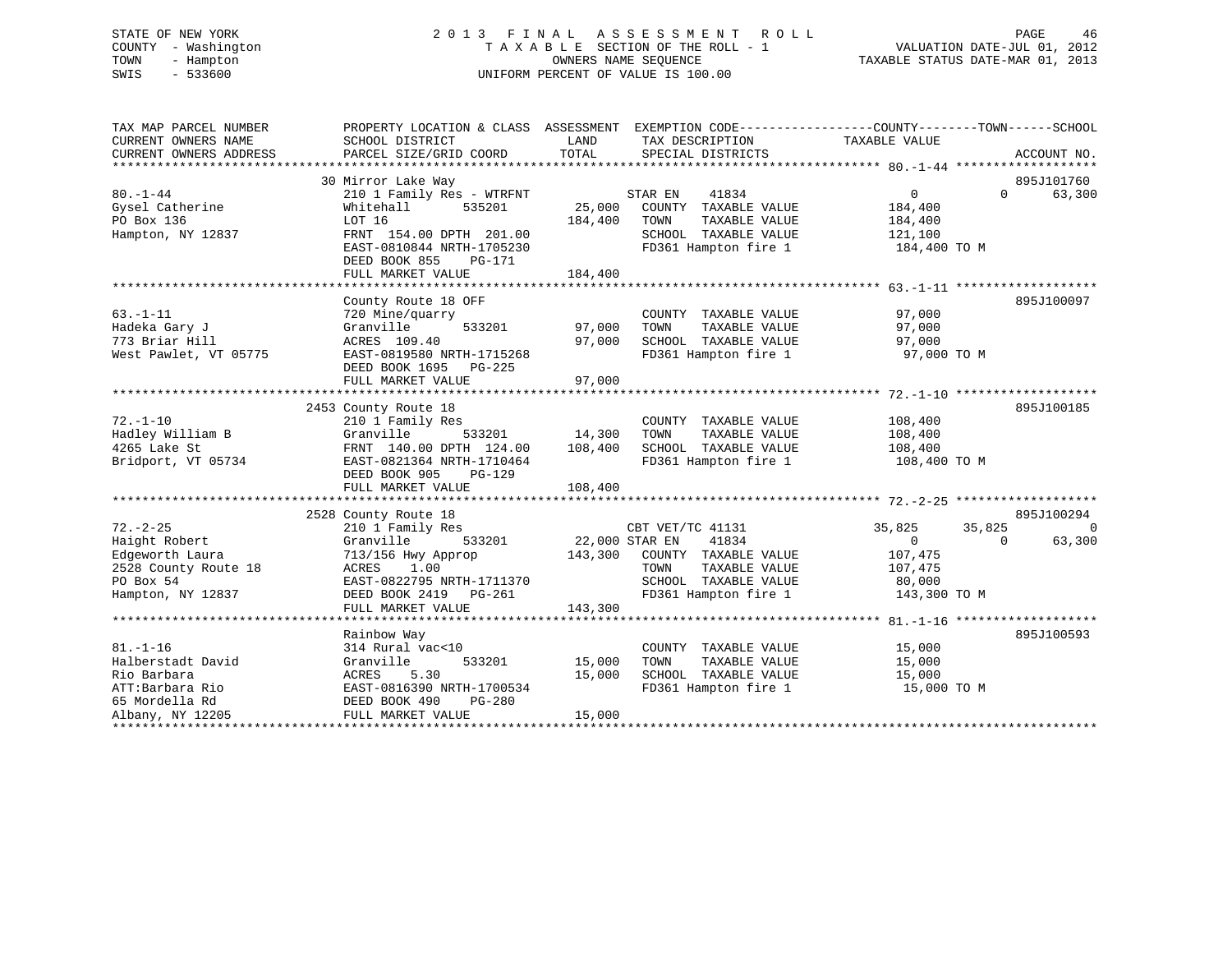STATE OF NEW YORK
COUNTY - Washington
TOWN - Hampton
SWIS - 533600

2013 FINAL ASSESSMENT ROLL
TAXABLE SECTION OF THE ROLL - 1
OWNERS NAME SEQUENCE
UNIFORM PERCENT OF VALUE IS 100.00

VALUATION DATE-JUL 01, 2012
TAXABLE STATUS DATE-MAR 01, 2013

| TAX MAP PARCEL NUMBER / CURRENT OWNERS NAME / CURRENT OWNERS ADDRESS | PROPERTY LOCATION & CLASS / SCHOOL DISTRICT / PARCEL SIZE/GRID COORD | ASSESSMENT LAND / TOTAL | EXEMPTION CODE / TAX DESCRIPTION / SPECIAL DISTRICTS | COUNTY TAXABLE VALUE | TOWN | SCHOOL / ACCOUNT NO. |
|---|---|---|---|---|---|---|
| **80.-1-44** | 30 Mirror Lake Way | | | | | 895J101760 |
| Gysel Catherine | 210 1 Family Res - WTRFNT | | STAR EN 41834 | 0 | 0 | 63,300 |
| PO Box 136 | Whitehall 535201 | 25,000 | COUNTY TAXABLE VALUE | 184,400 | | |
| Hampton, NY 12837 | LOT 16 | 184,400 | TOWN TAXABLE VALUE | 184,400 | | |
| | FRNT 154.00 DPTH 201.00 | | SCHOOL TAXABLE VALUE | 121,100 | | |
| | EAST-0810844 NRTH-1705230 | | FD361 Hampton fire 1 | 184,400 TO M | | |
| | DEED BOOK 855 PG-171 | | | | | |
| | FULL MARKET VALUE | 184,400 | | | | |
| **63.-1-11** | County Route 18 OFF | | | | | 895J100097 |
| Hadeka Gary J | 720 Mine/quarry | | COUNTY TAXABLE VALUE | 97,000 | | |
| 773 Briar Hill | Granville 533201 | 97,000 | TOWN TAXABLE VALUE | 97,000 | | |
| West Pawlet, VT 05775 | ACRES 109.40 | 97,000 | SCHOOL TAXABLE VALUE | 97,000 | | |
| | EAST-0819580 NRTH-1715268 | | FD361 Hampton fire 1 | 97,000 TO M | | |
| | DEED BOOK 1695 PG-225 | | | | | |
| | FULL MARKET VALUE | 97,000 | | | | |
| **72.-1-10** | 2453 County Route 18 | | | | | 895J100185 |
| Hadley William B | 210 1 Family Res | | COUNTY TAXABLE VALUE | 108,400 | | |
| 4265 Lake St | Granville 533201 | 14,300 | TOWN TAXABLE VALUE | 108,400 | | |
| Bridport, VT 05734 | FRNT 140.00 DPTH 124.00 | 108,400 | SCHOOL TAXABLE VALUE | 108,400 | | |
| | EAST-0821364 NRTH-1710464 | | FD361 Hampton fire 1 | 108,400 TO M | | |
| | DEED BOOK 905 PG-129 | | | | | |
| | FULL MARKET VALUE | 108,400 | | | | |
| **72.-2-25** | 2528 County Route 18 | | | | | 895J100294 |
| Haight Robert | 210 1 Family Res | | CBT VET/TC 41131 | 35,825 | 35,825 | 0 |
| Edgeworth Laura | Granville 533201 | 22,000 | STAR EN 41834 | 0 | 0 | 63,300 |
| 2528 County Route 18 | 713/156 Hwy Approp | 143,300 | COUNTY TAXABLE VALUE | 107,475 | | |
| PO Box 54 | ACRES 1.00 | | TOWN TAXABLE VALUE | 107,475 | | |
| Hampton, NY 12837 | EAST-0822795 NRTH-1711370 | | SCHOOL TAXABLE VALUE | 80,000 | | |
| | DEED BOOK 2419 PG-261 | | FD361 Hampton fire 1 | 143,300 TO M | | |
| | FULL MARKET VALUE | 143,300 | | | | |
| **81.-1-16** | Rainbow Way | | | | | 895J100593 |
| Halberstadt David | 314 Rural vac<10 | | COUNTY TAXABLE VALUE | 15,000 | | |
| Rio Barbara | Granville 533201 | 15,000 | TOWN TAXABLE VALUE | 15,000 | | |
| ATT:Barbara Rio | ACRES 5.30 | 15,000 | SCHOOL TAXABLE VALUE | 15,000 | | |
| 65 Mordella Rd | EAST-0816390 NRTH-1700534 | | FD361 Hampton fire 1 | 15,000 TO M | | |
| Albany, NY 12205 | DEED BOOK 490 PG-280 | | | | | |
| | FULL MARKET VALUE | 15,000 | | | | |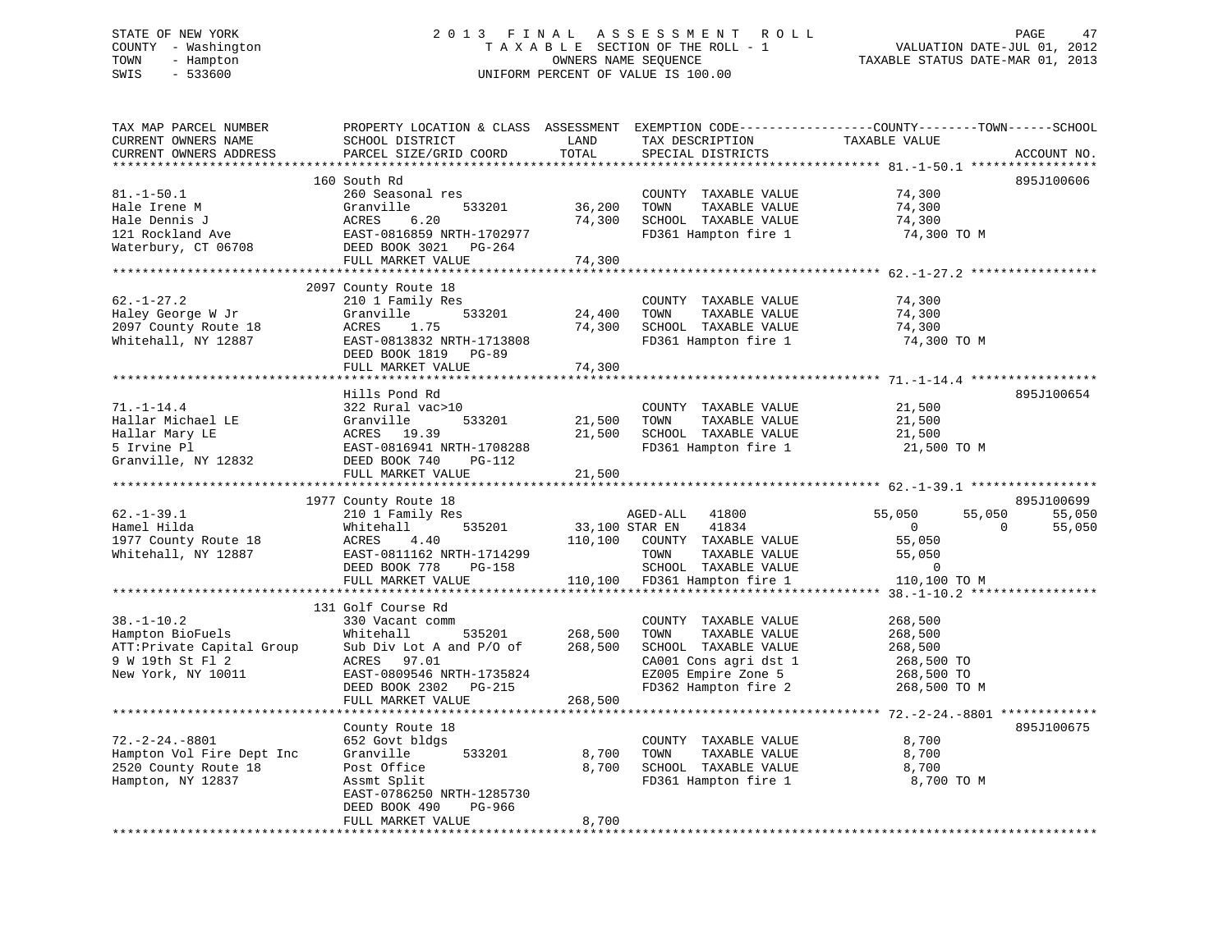STATE OF NEW YORK
COUNTY - Washington
TOWN - Hampton
SWIS - 533600

# 2013 FINAL ASSESSMENT ROLL

TAXABLE SECTION OF THE ROLL - 1
OWNERS NAME SEQUENCE
UNIFORM PERCENT OF VALUE IS 100.00

VALUATION DATE-JUL 01, 2012
TAXABLE STATUS DATE-MAR 01, 2013

```
TAX MAP PARCEL NUMBER          PROPERTY LOCATION & CLASS  ASSESSMENT  EXEMPTION CODE------------------COUNTY--------TOWN------SCHOOL
CURRENT OWNERS NAME            SCHOOL DISTRICT               LAND      TAX DESCRIPTION                TAXABLE VALUE
CURRENT OWNERS ADDRESS         PARCEL SIZE/GRID COORD        TOTAL     SPECIAL DISTRICTS                                    ACCOUNT NO.
******************************************************************************************************* 81.-1-50.1 *****************
                              160 South Rd                                                                               895J100606
81.-1-50.1                     260 Seasonal res                       COUNTY  TAXABLE VALUE              74,300
Hale Irene M                   Granville      533201        36,200    TOWN    TAXABLE VALUE              74,300
Hale Dennis J                  ACRES    6.20                74,300    SCHOOL  TAXABLE VALUE              74,300
121 Rockland Ave               EAST-0816859 NRTH-1702977              FD361 Hampton fire 1                74,300 TO M
Waterbury, CT 06708            DEED BOOK 3021   PG-264
                               FULL MARKET VALUE            74,300
******************************************************************************************************* 62.-1-27.2 *****************
                              2097 County Route 18
62.-1-27.2                     210 1 Family Res                       COUNTY  TAXABLE VALUE              74,300
Haley George W Jr              Granville      533201        24,400    TOWN    TAXABLE VALUE              74,300
2097 County Route 18           ACRES    1.75                74,300    SCHOOL  TAXABLE VALUE              74,300
Whitehall, NY 12887            EAST-0813832 NRTH-1713808              FD361 Hampton fire 1                74,300 TO M
                               DEED BOOK 1819   PG-89
                               FULL MARKET VALUE            74,300
******************************************************************************************************* 71.-1-14.4 *****************
                               Hills Pond Rd                                                                             895J100654
71.-1-14.4                     322 Rural vac>10                       COUNTY  TAXABLE VALUE              21,500
Hallar Michael LE              Granville      533201        21,500    TOWN    TAXABLE VALUE              21,500
Hallar Mary LE                 ACRES   19.39                21,500    SCHOOL  TAXABLE VALUE              21,500
5 Irvine Pl                    EAST-0816941 NRTH-1708288              FD361 Hampton fire 1                21,500 TO M
Granville, NY 12832            DEED BOOK 740    PG-112
                               FULL MARKET VALUE            21,500
******************************************************************************************************* 62.-1-39.1 *****************
                              1977 County Route 18                                                                       895J100699
62.-1-39.1                     210 1 Family Res                  AGED-ALL    41800            55,050       55,050        55,050
Hamel Hilda                    Whitehall      535201        33,100 STAR EN     41834                 0            0        55,050
1977 County Route 18           ACRES    4.40               110,100    COUNTY  TAXABLE VALUE              55,050
Whitehall, NY 12887            EAST-0811162 NRTH-1714299              TOWN    TAXABLE VALUE              55,050
                               DEED BOOK 778    PG-158                SCHOOL  TAXABLE VALUE                   0
                               FULL MARKET VALUE           110,100    FD361 Hampton fire 1               110,100 TO M
******************************************************************************************************* 38.-1-10.2 *****************
                              131 Golf Course Rd
38.-1-10.2                     330 Vacant comm                        COUNTY  TAXABLE VALUE             268,500
Hampton BioFuels               Whitehall      535201       268,500    TOWN    TAXABLE VALUE             268,500
ATT:Private Capital Group      Sub Div Lot A and P/O of    268,500    SCHOOL  TAXABLE VALUE             268,500
9 W 19th St Fl 2               ACRES   97.01                          CA001 Cons agri dst 1              268,500 TO
New York, NY 10011             EAST-0809546 NRTH-1735824              EZ005 Empire Zone 5                268,500 TO
                               DEED BOOK 2302   PG-215                FD362 Hampton fire 2               268,500 TO M
                               FULL MARKET VALUE           268,500
******************************************************************************************************* 72.-2-24.-8801 *************
                               County Route 18                                                                           895J100675
72.-2-24.-8801                 652 Govt bldgs                         COUNTY  TAXABLE VALUE               8,700
Hampton Vol Fire Dept Inc      Granville      533201         8,700    TOWN    TAXABLE VALUE               8,700
2520 County Route 18           Post Office                   8,700    SCHOOL  TAXABLE VALUE               8,700
Hampton, NY 12837              Assmt Split                            FD361 Hampton fire 1                 8,700 TO M
                               EAST-0786250 NRTH-1285730
                               DEED BOOK 490    PG-966
                               FULL MARKET VALUE             8,700
************************************************************************************************************************************
```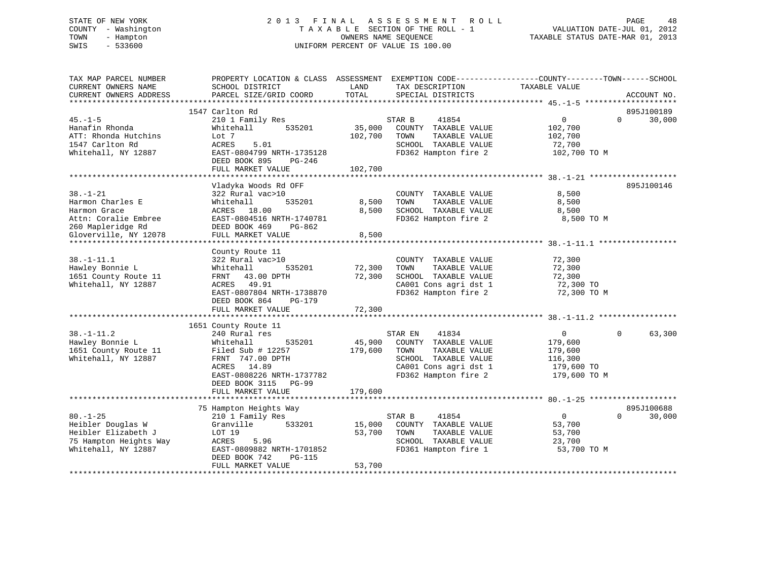STATE OF NEW YORK
COUNTY - Washington
TOWN - Hampton
SWIS - 533600

# 2013 FINAL ASSESSMENT ROLL
TAXABLE SECTION OF THE ROLL - 1
OWNERS NAME SEQUENCE
UNIFORM PERCENT OF VALUE IS 100.00

VALUATION DATE-JUL 01, 2012
TAXABLE STATUS DATE-MAR 01, 2013

```
TAX MAP PARCEL NUMBER          PROPERTY LOCATION & CLASS  ASSESSMENT  EXEMPTION CODE------------------COUNTY--------TOWN------SCHOOL
CURRENT OWNERS NAME            SCHOOL DISTRICT               LAND      TAX DESCRIPTION            TAXABLE VALUE
CURRENT OWNERS ADDRESS         PARCEL SIZE/GRID COORD        TOTAL     SPECIAL DISTRICTS                                    ACCOUNT NO.
******************************************************************************************************* 45.-1-5 ********************
                          1547 Carlton Rd                                                                                  895J100189
45.-1-5                        210 1 Family Res                     STAR B    41854                0            0       30,000
Hanafin Rhonda                 Whitehall        535201        35,000   COUNTY  TAXABLE VALUE          102,700
ATT: Rhonda Hutchins           Lot 7                         102,700   TOWN    TAXABLE VALUE          102,700
1547 Carlton Rd                ACRES    5.01                           SCHOOL  TAXABLE VALUE           72,700
Whitehall, NY 12887            EAST-0804799 NRTH-1735128               FD362 Hampton fire 2           102,700 TO M
                               DEED BOOK 895    PG-246
                               FULL MARKET VALUE             102,700
******************************************************************************************************* 38.-1-21 *******************
                               Vladyka Woods Rd OFF                                                                        895J100146
38.-1-21                       322 Rural vac>10                        COUNTY  TAXABLE VALUE            8,500
Harmon Charles E               Whitehall        535201         8,500   TOWN    TAXABLE VALUE            8,500
Harmon Grace                   ACRES   18.00                   8,500   SCHOOL  TAXABLE VALUE            8,500
Attn: Coralie Embree           EAST-0804516 NRTH-1740781               FD362 Hampton fire 2             8,500 TO M
260 Mapleridge Rd              DEED BOOK 469    PG-862
Gloverville, NY 12078          FULL MARKET VALUE               8,500
******************************************************************************************************* 38.-1-11.1 *****************
                               County Route 11
38.-1-11.1                     322 Rural vac>10                        COUNTY  TAXABLE VALUE           72,300
Hawley Bonnie L                Whitehall        535201        72,300   TOWN    TAXABLE VALUE           72,300
1651 County Route 11           FRNT   43.00 DPTH              72,300   SCHOOL  TAXABLE VALUE           72,300
Whitehall, NY 12887            ACRES   49.91                           CA001 Cons agri dst 1           72,300 TO
                               EAST-0807804 NRTH-1738870               FD362 Hampton fire 2            72,300 TO M
                               DEED BOOK 864    PG-179
                               FULL MARKET VALUE              72,300
******************************************************************************************************* 38.-1-11.2 *****************
                          1651 County Route 11
38.-1-11.2                     240 Rural res                        STAR EN   41834                0            0       63,300
Hawley Bonnie L                Whitehall        535201        45,900   COUNTY  TAXABLE VALUE          179,600
1651 County Route 11           Filed Sub # 12257             179,600   TOWN    TAXABLE VALUE          179,600
Whitehall, NY 12887            FRNT  747.00 DPTH                       SCHOOL  TAXABLE VALUE          116,300
                               ACRES   14.89                           CA001 Cons agri dst 1          179,600 TO
                               EAST-0808226 NRTH-1737782               FD362 Hampton fire 2           179,600 TO M
                               DEED BOOK 3115   PG-99
                               FULL MARKET VALUE             179,600
******************************************************************************************************* 80.-1-25 *******************
                            75 Hampton Heights Way                                                                         895J100688
80.-1-25                       210 1 Family Res                     STAR B    41854                0            0       30,000
Heibler Douglas W              Granville        533201        15,000   COUNTY  TAXABLE VALUE           53,700
Heibler Elizabeth J            LOT 19                         53,700   TOWN    TAXABLE VALUE           53,700
75 Hampton Heights Way         ACRES    5.96                           SCHOOL  TAXABLE VALUE           23,700
Whitehall, NY 12887            EAST-0809882 NRTH-1701852               FD361 Hampton fire 1            53,700 TO M
                               DEED BOOK 742    PG-115
                               FULL MARKET VALUE              53,700
************************************************************************************************************************************
```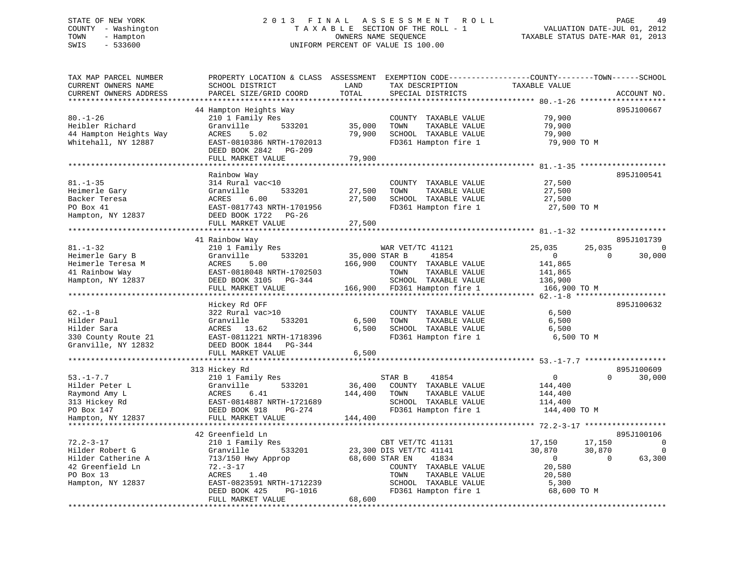STATE OF NEW YORK
COUNTY - Washington
TOWN - Hampton
SWIS - 533600

2013 FINAL ASSESSMENT ROLL
TAXABLE SECTION OF THE ROLL - 1
OWNERS NAME SEQUENCE
UNIFORM PERCENT OF VALUE IS 100.00

VALUATION DATE-JUL 01, 2012
TAXABLE STATUS DATE-MAR 01, 2013

| TAX MAP PARCEL NUMBER / CURRENT OWNERS NAME / CURRENT OWNERS ADDRESS | PROPERTY LOCATION & CLASS / SCHOOL DISTRICT / PARCEL SIZE/GRID COORD | ASSESSMENT LAND / TOTAL | EXEMPTION CODE / TAX DESCRIPTION / SPECIAL DISTRICTS | COUNTY TAXABLE VALUE | TOWN | SCHOOL | ACCOUNT NO. |
|---|---|---|---|---|---|---|---|
| **80.-1-26** | 44 Hampton Heights Way | | | | | | 895J100667 |
| 80.-1-26 | 210 1 Family Res | | COUNTY TAXABLE VALUE | 79,900 | | | |
| Heibler Richard | Granville 533201 | 35,000 | TOWN TAXABLE VALUE | 79,900 | | | |
| 44 Hampton Heights Way | ACRES 5.02 | 79,900 | SCHOOL TAXABLE VALUE | 79,900 | | | |
| Whitehall, NY 12887 | EAST-0810386 NRTH-1702013 | | FD361 Hampton fire 1 | 79,900 TO M | | | |
| | DEED BOOK 2842 PG-209 | | | | | | |
| | FULL MARKET VALUE | 79,900 | | | | | |
| **81.-1-35** | Rainbow Way | | | | | | 895J100541 |
| 81.-1-35 | 314 Rural vac<10 | | COUNTY TAXABLE VALUE | 27,500 | | | |
| Heimerle Gary | Granville 533201 | 27,500 | TOWN TAXABLE VALUE | 27,500 | | | |
| Backer Teresa | ACRES 6.00 | 27,500 | SCHOOL TAXABLE VALUE | 27,500 | | | |
| PO Box 41 | EAST-0817743 NRTH-1701956 | | FD361 Hampton fire 1 | 27,500 TO M | | | |
| Hampton, NY 12837 | DEED BOOK 1722 PG-26 | | | | | | |
| | FULL MARKET VALUE | 27,500 | | | | | |
| **81.-1-32** | 41 Rainbow Way | | | | | | 895J101739 |
| 81.-1-32 | 210 1 Family Res | | WAR VET/TC 41121 | 25,035 | 25,035 | 0 | |
| Heimerle Gary B | Granville 533201 | 35,000 | STAR B 41854 | 0 | 0 | 30,000 | |
| Heimerle Teresa M | ACRES 5.00 | 166,900 | COUNTY TAXABLE VALUE | 141,865 | | | |
| 41 Rainbow Way | EAST-0818048 NRTH-1702503 | | TOWN TAXABLE VALUE | 141,865 | | | |
| Hampton, NY 12837 | DEED BOOK 3105 PG-344 | | SCHOOL TAXABLE VALUE | 136,900 | | | |
| | FULL MARKET VALUE | 166,900 | FD361 Hampton fire 1 | 166,900 TO M | | | |
| **62.-1-8** | Hickey Rd OFF | | | | | | 895J100632 |
| 62.-1-8 | 322 Rural vac>10 | | COUNTY TAXABLE VALUE | 6,500 | | | |
| Hilder Paul | Granville 533201 | 6,500 | TOWN TAXABLE VALUE | 6,500 | | | |
| Hilder Sara | ACRES 13.62 | 6,500 | SCHOOL TAXABLE VALUE | 6,500 | | | |
| 330 County Route 21 | EAST-0811221 NRTH-1718396 | | FD361 Hampton fire 1 | 6,500 TO M | | | |
| Granville, NY 12832 | DEED BOOK 1844 PG-344 | | | | | | |
| | FULL MARKET VALUE | 6,500 | | | | | |
| **53.-1-7.7** | 313 Hickey Rd | | | | | | 895J100609 |
| 53.-1-7.7 | 210 1 Family Res | | STAR B 41854 | 0 | 0 | 30,000 | |
| Hilder Peter L | Granville 533201 | 36,400 | COUNTY TAXABLE VALUE | 144,400 | | | |
| Raymond Amy L | ACRES 6.41 | 144,400 | TOWN TAXABLE VALUE | 144,400 | | | |
| 313 Hickey Rd | EAST-0814887 NRTH-1721689 | | SCHOOL TAXABLE VALUE | 114,400 | | | |
| PO Box 147 | DEED BOOK 918 PG-274 | | FD361 Hampton fire 1 | 144,400 TO M | | | |
| Hampton, NY 12837 | FULL MARKET VALUE | 144,400 | | | | | |
| **72.2-3-17** | 42 Greenfield Ln | | | | | | 895J100106 |
| 72.2-3-17 | 210 1 Family Res | | CBT VET/TC 41131 | 17,150 | 17,150 | 0 | |
| Hilder Robert G | Granville 533201 | 23,300 | DIS VET/TC 41141 | 30,870 | 30,870 | 0 | |
| Hilder Catherine A | 713/150 Hwy Approp | 68,600 | STAR EN 41834 | 0 | 0 | 63,300 | |
| 42 Greenfield Ln | 72.-3-17 | | COUNTY TAXABLE VALUE | 20,580 | | | |
| PO Box 13 | ACRES 1.40 | | TOWN TAXABLE VALUE | 20,580 | | | |
| Hampton, NY 12837 | EAST-0823591 NRTH-1712239 | | SCHOOL TAXABLE VALUE | 5,300 | | | |
| | DEED BOOK 425 PG-1016 | | FD361 Hampton fire 1 | 68,600 TO M | | | |
| | FULL MARKET VALUE | 68,600 | | | | | |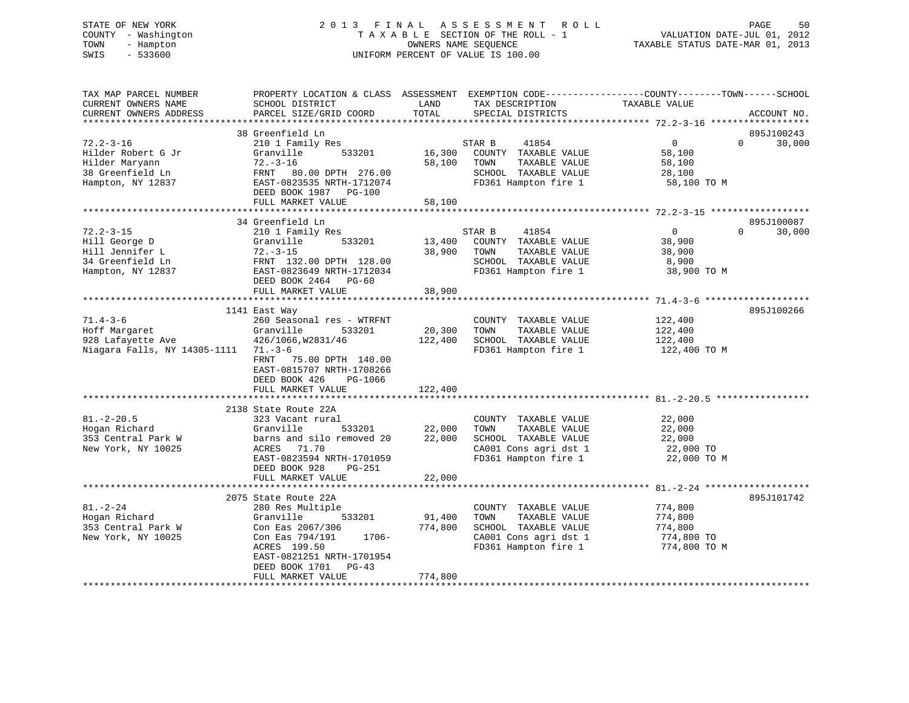STATE OF NEW YORK
COUNTY - Washington
TOWN - Hampton
SWIS - 533600

2 0 1 3 F I N A L A S S E S S M E N T R O L L
T A X A B L E SECTION OF THE ROLL - 1
OWNERS NAME SEQUENCE
UNIFORM PERCENT OF VALUE IS 100.00

VALUATION DATE-JUL 01, 2012
TAXABLE STATUS DATE-MAR 01, 2013

| TAX MAP PARCEL NUMBER / CURRENT OWNERS NAME / CURRENT OWNERS ADDRESS | PROPERTY LOCATION & CLASS / SCHOOL DISTRICT / PARCEL SIZE/GRID COORD | ASSESSMENT LAND | TOTAL | EXEMPTION CODE / TAX DESCRIPTION / SPECIAL DISTRICTS | COUNTY TAXABLE VALUE | TOWN | SCHOOL | ACCOUNT NO. |
|---|---|---|---|---|---|---|---|---|
| **72.2-3-16** | 38 Greenfield Ln | | | | | | | 895J100243 |
| 72.2-3-16 | 210 1 Family Res | | | STAR B 41854 | 0 | 0 | 30,000 | |
| Hilder Robert G Jr | Granville 533201 | 16,300 | | COUNTY TAXABLE VALUE | 58,100 | | | |
| Hilder Maryann | 72.-3-16 | | 58,100 | TOWN TAXABLE VALUE | 58,100 | | | |
| 38 Greenfield Ln | FRNT 80.00 DPTH 276.00 | | | SCHOOL TAXABLE VALUE | 28,100 | | | |
| Hampton, NY 12837 | EAST-0823535 NRTH-1712074 | | | FD361 Hampton fire 1 | 58,100 TO M | | | |
| | DEED BOOK 1987 PG-100 | | | | | | | |
| | FULL MARKET VALUE | | 58,100 | | | | | |
| **72.2-3-15** | 34 Greenfield Ln | | | | | | | 895J100087 |
| 72.2-3-15 | 210 1 Family Res | | | STAR B 41854 | 0 | 0 | 30,000 | |
| Hill George D | Granville 533201 | 13,400 | | COUNTY TAXABLE VALUE | 38,900 | | | |
| Hill Jennifer L | 72.-3-15 | | 38,900 | TOWN TAXABLE VALUE | 38,900 | | | |
| 34 Greenfield Ln | FRNT 132.00 DPTH 128.00 | | | SCHOOL TAXABLE VALUE | 8,900 | | | |
| Hampton, NY 12837 | EAST-0823649 NRTH-1712034 | | | FD361 Hampton fire 1 | 38,900 TO M | | | |
| | DEED BOOK 2464 PG-60 | | | | | | | |
| | FULL MARKET VALUE | | 38,900 | | | | | |
| **71.4-3-6** | 1141 East Way | | | | | | | 895J100266 |
| 71.4-3-6 | 260 Seasonal res - WTRFNT | | | COUNTY TAXABLE VALUE | 122,400 | | | |
| Hoff Margaret | Granville 533201 | 20,300 | | TOWN TAXABLE VALUE | 122,400 | | | |
| 928 Lafayette Ave | 426/1066,W2831/46 | | 122,400 | SCHOOL TAXABLE VALUE | 122,400 | | | |
| Niagara Falls, NY 14305-1111 | 71.-3-6 | | | FD361 Hampton fire 1 | 122,400 TO M | | | |
| | FRNT 75.00 DPTH 140.00 | | | | | | | |
| | EAST-0815707 NRTH-1708266 | | | | | | | |
| | DEED BOOK 426 PG-1066 | | | | | | | |
| | FULL MARKET VALUE | | 122,400 | | | | | |
| **81.-2-20.5** | 2138 State Route 22A | | | | | | | |
| 81.-2-20.5 | 323 Vacant rural | | | COUNTY TAXABLE VALUE | 22,000 | | | |
| Hogan Richard | Granville 533201 | 22,000 | | TOWN TAXABLE VALUE | 22,000 | | | |
| 353 Central Park W | barns and silo removed 20 | | 22,000 | SCHOOL TAXABLE VALUE | 22,000 | | | |
| New York, NY 10025 | ACRES 71.70 | | | CA001 Cons agri dst 1 | 22,000 TO | | | |
| | EAST-0823594 NRTH-1701059 | | | FD361 Hampton fire 1 | 22,000 TO M | | | |
| | DEED BOOK 928 PG-251 | | | | | | | |
| | FULL MARKET VALUE | | 22,000 | | | | | |
| **81.-2-24** | 2075 State Route 22A | | | | | | | 895J101742 |
| 81.-2-24 | 280 Res Multiple | | | COUNTY TAXABLE VALUE | 774,800 | | | |
| Hogan Richard | Granville 533201 | 91,400 | | TOWN TAXABLE VALUE | 774,800 | | | |
| 353 Central Park W | Con Eas 2067/306 | | 774,800 | SCHOOL TAXABLE VALUE | 774,800 | | | |
| New York, NY 10025 | Con Eas 794/191 1706- | | | CA001 Cons agri dst 1 | 774,800 TO | | | |
| | ACRES 199.50 | | | FD361 Hampton fire 1 | 774,800 TO M | | | |
| | EAST-0821251 NRTH-1701954 | | | | | | | |
| | DEED BOOK 1701 PG-43 | | | | | | | |
| | FULL MARKET VALUE | | 774,800 | | | | | |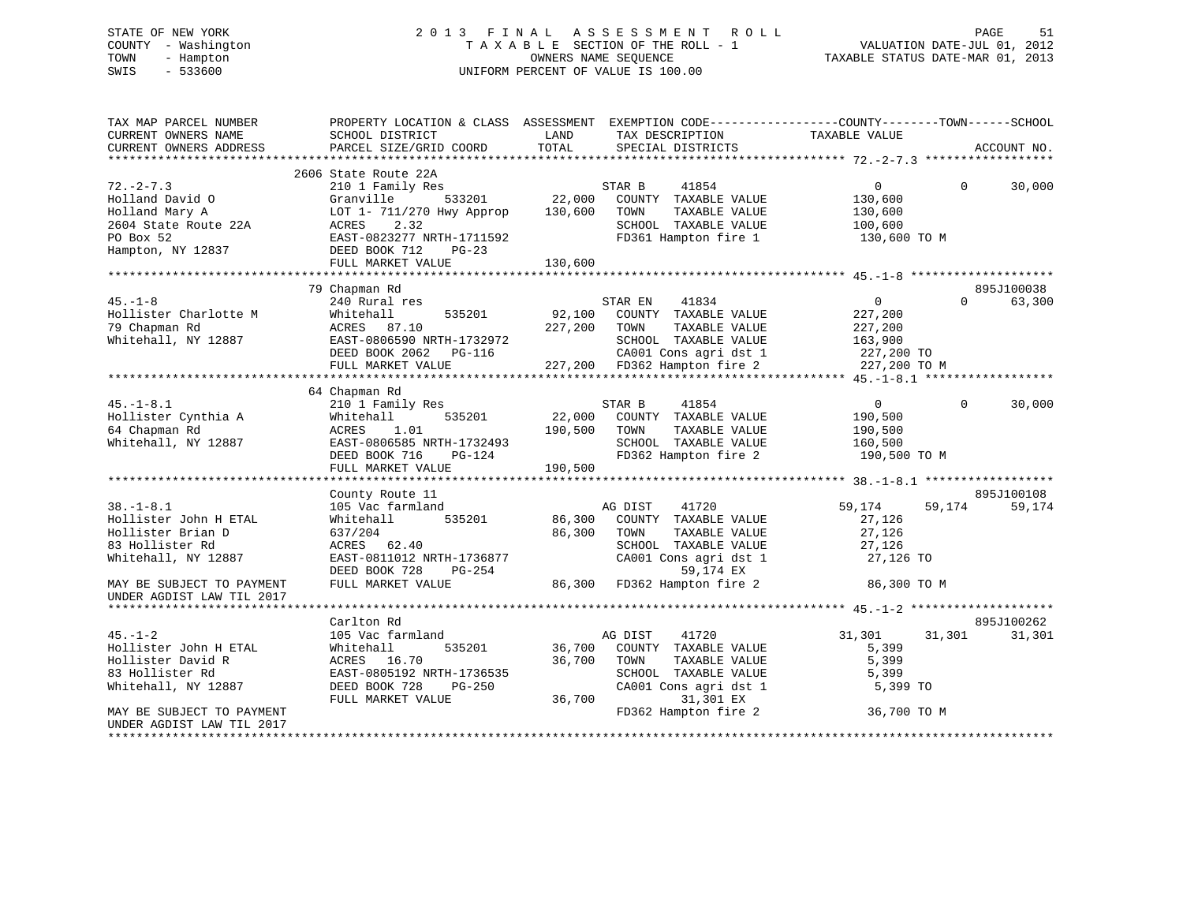STATE OF NEW YORK — COUNTY - Washington — TOWN - Hampton — SWIS - 533600

2013 FINAL ASSESSMENT ROLL
TAXABLE SECTION OF THE ROLL - 1
OWNERS NAME SEQUENCE
UNIFORM PERCENT OF VALUE IS 100.00

VALUATION DATE-JUL 01, 2012
TAXABLE STATUS DATE-MAR 01, 2013

| TAX MAP PARCEL NUMBER / CURRENT OWNERS NAME / CURRENT OWNERS ADDRESS | PROPERTY LOCATION & CLASS / SCHOOL DISTRICT / PARCEL SIZE/GRID COORD | ASSESSMENT LAND / TOTAL | EXEMPTION CODE / TAX DESCRIPTION / SPECIAL DISTRICTS | COUNTY TAXABLE VALUE | TOWN | SCHOOL / ACCOUNT NO. |
|---|---|---|---|---|---|---|
| **72.-2-7.3** | 2606 State Route 22A | | | | | |
| 72.-2-7.3 | 210 1 Family Res | | STAR B 41854 | 0 | 0 | 30,000 |
| Holland David O | Granville 533201 | 22,000 | COUNTY TAXABLE VALUE | 130,600 | | |
| Holland Mary A | LOT 1- 711/270 Hwy Approp | 130,600 | TOWN TAXABLE VALUE | 130,600 | | |
| 2604 State Route 22A | ACRES 2.32 | | SCHOOL TAXABLE VALUE | 100,600 | | |
| PO Box 52 | EAST-0823277 NRTH-1711592 | | FD361 Hampton fire 1 | 130,600 TO M | | |
| Hampton, NY 12837 | DEED BOOK 712 PG-23 | | | | | |
| | FULL MARKET VALUE | 130,600 | | | | |
| **45.-1-8** | 79 Chapman Rd | | | | | 895J100038 |
| 45.-1-8 | 240 Rural res | | STAR EN 41834 | 0 | 0 | 63,300 |
| Hollister Charlotte M | Whitehall 535201 | 92,100 | COUNTY TAXABLE VALUE | 227,200 | | |
| 79 Chapman Rd | ACRES 87.10 | 227,200 | TOWN TAXABLE VALUE | 227,200 | | |
| Whitehall, NY 12887 | EAST-0806590 NRTH-1732972 | | SCHOOL TAXABLE VALUE | 163,900 | | |
| | DEED BOOK 2062 PG-116 | | CA001 Cons agri dst 1 | 227,200 TO | | |
| | FULL MARKET VALUE | 227,200 | FD362 Hampton fire 2 | 227,200 TO M | | |
| **45.-1-8.1** | 64 Chapman Rd | | | | | |
| 45.-1-8.1 | 210 1 Family Res | | STAR B 41854 | 0 | 0 | 30,000 |
| Hollister Cynthia A | Whitehall 535201 | 22,000 | COUNTY TAXABLE VALUE | 190,500 | | |
| 64 Chapman Rd | ACRES 1.01 | 190,500 | TOWN TAXABLE VALUE | 190,500 | | |
| Whitehall, NY 12887 | EAST-0806585 NRTH-1732493 | | SCHOOL TAXABLE VALUE | 160,500 | | |
| | DEED BOOK 716 PG-124 | | FD362 Hampton fire 2 | 190,500 TO M | | |
| | FULL MARKET VALUE | 190,500 | | | | |
| **38.-1-8.1** | County Route 11 | | | | | 895J100108 |
| 38.-1-8.1 | 105 Vac farmland | | AG DIST 41720 | 59,174 | 59,174 | 59,174 |
| Hollister John H ETAL | Whitehall 535201 | 86,300 | COUNTY TAXABLE VALUE | 27,126 | | |
| Hollister Brian D | 637/204 | 86,300 | TOWN TAXABLE VALUE | 27,126 | | |
| 83 Hollister Rd | ACRES 62.40 | | SCHOOL TAXABLE VALUE | 27,126 | | |
| Whitehall, NY 12887 | EAST-0811012 NRTH-1736877 | | CA001 Cons agri dst 1 | 27,126 TO | | |
| | DEED BOOK 728 PG-254 | | 59,174 EX | | | |
| MAY BE SUBJECT TO PAYMENT | FULL MARKET VALUE | 86,300 | FD362 Hampton fire 2 | 86,300 TO M | | |
| UNDER AGDIST LAW TIL 2017 | | | | | | |
| **45.-1-2** | Carlton Rd | | | | | 895J100262 |
| 45.-1-2 | 105 Vac farmland | | AG DIST 41720 | 31,301 | 31,301 | 31,301 |
| Hollister John H ETAL | Whitehall 535201 | 36,700 | COUNTY TAXABLE VALUE | 5,399 | | |
| Hollister David R | ACRES 16.70 | 36,700 | TOWN TAXABLE VALUE | 5,399 | | |
| 83 Hollister Rd | EAST-0805192 NRTH-1736535 | | SCHOOL TAXABLE VALUE | 5,399 | | |
| Whitehall, NY 12887 | DEED BOOK 728 PG-250 | | CA001 Cons agri dst 1 | 5,399 TO | | |
| | FULL MARKET VALUE | 36,700 | 31,301 EX | | | |
| MAY BE SUBJECT TO PAYMENT | | | FD362 Hampton fire 2 | 36,700 TO M | | |
| UNDER AGDIST LAW TIL 2017 | | | | | | |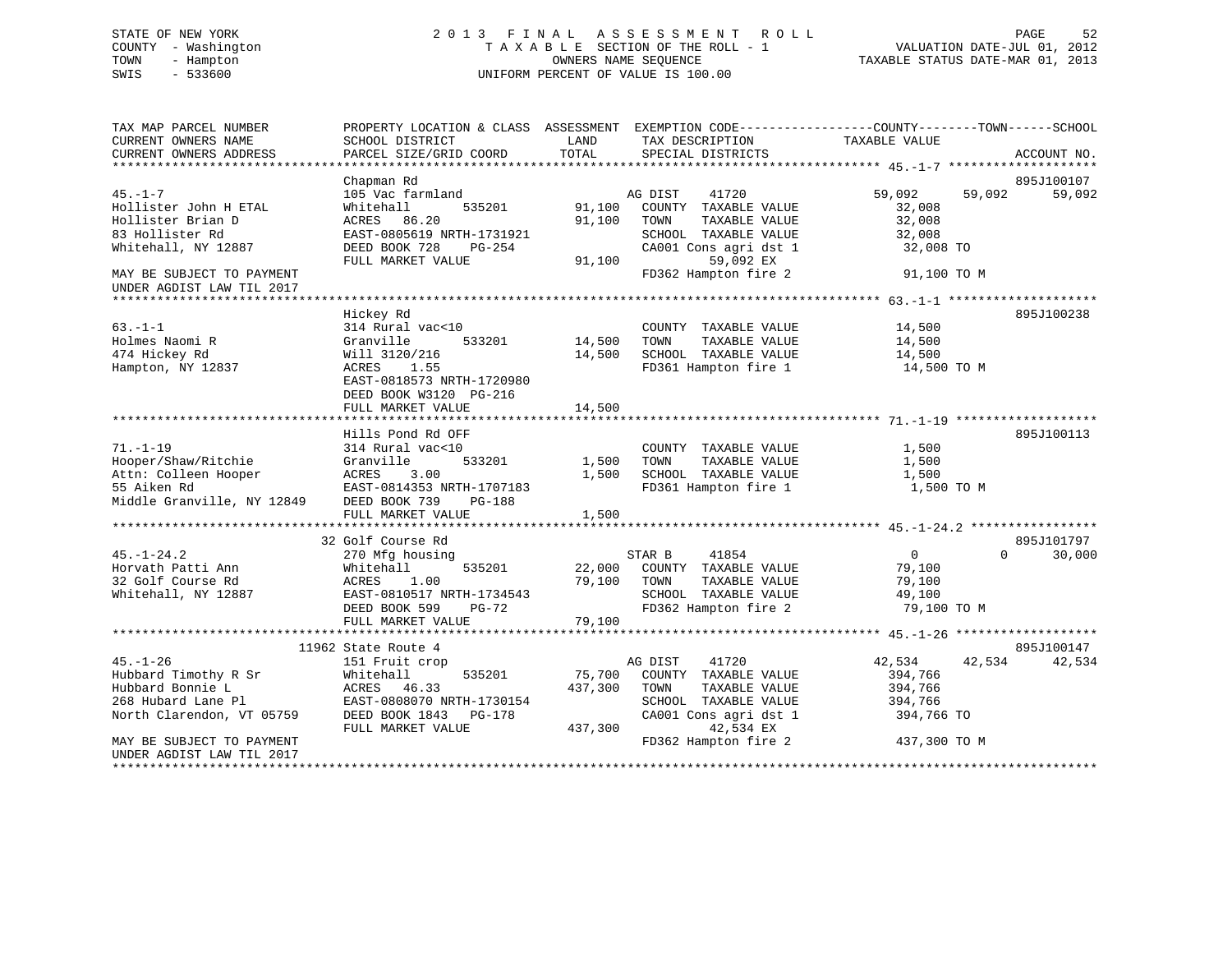STATE OF NEW YORK — 2013 FINAL ASSESSMENT ROLL
COUNTY - Washington — TAXABLE SECTION OF THE ROLL - 1 — VALUATION DATE-JUL 01, 2012
TOWN - Hampton — OWNERS NAME SEQUENCE — TAXABLE STATUS DATE-MAR 01, 2013
SWIS - 533600 — UNIFORM PERCENT OF VALUE IS 100.00

```
TAX MAP PARCEL NUMBER          PROPERTY LOCATION & CLASS  ASSESSMENT  EXEMPTION CODE------------------COUNTY--------TOWN------SCHOOL
CURRENT OWNERS NAME            SCHOOL DISTRICT              LAND      TAX DESCRIPTION             TAXABLE VALUE
CURRENT OWNERS ADDRESS         PARCEL SIZE/GRID COORD       TOTAL     SPECIAL DISTRICTS                                    ACCOUNT NO.
******************************************************************************************************* 45.-1-7 ********************
                               Chapman Rd                                                                                 895J100107
45.-1-7                        105 Vac farmland                       AG DIST     41720              59,092      59,092      59,092
Hollister John H ETAL          Whitehall         535201      91,100   COUNTY  TAXABLE VALUE           32,008
Hollister Brian D              ACRES   86.20                 91,100   TOWN    TAXABLE VALUE           32,008
83 Hollister Rd                EAST-0805619 NRTH-1731921              SCHOOL  TAXABLE VALUE           32,008
Whitehall, NY 12887            DEED BOOK 728    PG-254                CA001 Cons agri dst 1            32,008 TO
                               FULL MARKET VALUE             91,100          59,092 EX
MAY BE SUBJECT TO PAYMENT                                             FD362 Hampton fire 2             91,100 TO M
UNDER AGDIST LAW TIL 2017
******************************************************************************************************* 63.-1-1 ********************
                               Hickey Rd                                                                                  895J100238
63.-1-1                        314 Rural vac<10                       COUNTY  TAXABLE VALUE           14,500
Holmes Naomi R                 Granville         533201      14,500   TOWN    TAXABLE VALUE           14,500
474 Hickey Rd                  Will 3120/216                 14,500   SCHOOL  TAXABLE VALUE           14,500
Hampton, NY 12837              ACRES    1.55                          FD361 Hampton fire 1             14,500 TO M
                               EAST-0818573 NRTH-1720980
                               DEED BOOK W3120  PG-216
                               FULL MARKET VALUE             14,500
******************************************************************************************************* 71.-1-19 *******************
                               Hills Pond Rd OFF                                                                          895J100113
71.-1-19                       314 Rural vac<10                       COUNTY  TAXABLE VALUE            1,500
Hooper/Shaw/Ritchie            Granville         533201       1,500   TOWN    TAXABLE VALUE            1,500
Attn: Colleen Hooper           ACRES    3.00                  1,500   SCHOOL  TAXABLE VALUE            1,500
55 Aiken Rd                    EAST-0814353 NRTH-1707183              FD361 Hampton fire 1              1,500 TO M
Middle Granville, NY 12849     DEED BOOK 739    PG-188
                               FULL MARKET VALUE              1,500
******************************************************************************************************* 45.-1-24.2 *****************
                            32 Golf Course Rd                                                                             895J101797
45.-1-24.2                     270 Mfg housing                        STAR B      41854                   0           0      30,000
Horvath Patti Ann              Whitehall         535201      22,000   COUNTY  TAXABLE VALUE           79,100
32 Golf Course Rd              ACRES    1.00                 79,100   TOWN    TAXABLE VALUE           79,100
Whitehall, NY 12887            EAST-0810517 NRTH-1734543              SCHOOL  TAXABLE VALUE           49,100
                               DEED BOOK 599    PG-72                 FD362 Hampton fire 2             79,100 TO M
                               FULL MARKET VALUE             79,100
******************************************************************************************************* 45.-1-26 *******************
                         11962 State Route 4                                                                              895J100147
45.-1-26                       151 Fruit crop                         AG DIST     41720              42,534      42,534      42,534
Hubbard Timothy R Sr           Whitehall         535201      75,700   COUNTY  TAXABLE VALUE          394,766
Hubbard Bonnie L               ACRES   46.33                437,300   TOWN    TAXABLE VALUE          394,766
268 Hubard Lane Pl             EAST-0808070 NRTH-1730154              SCHOOL  TAXABLE VALUE          394,766
North Clarendon, VT 05759      DEED BOOK 1843   PG-178                CA001 Cons agri dst 1           394,766 TO
                               FULL MARKET VALUE            437,300          42,534 EX
MAY BE SUBJECT TO PAYMENT                                             FD362 Hampton fire 2            437,300 TO M
UNDER AGDIST LAW TIL 2017
************************************************************************************************************************************
```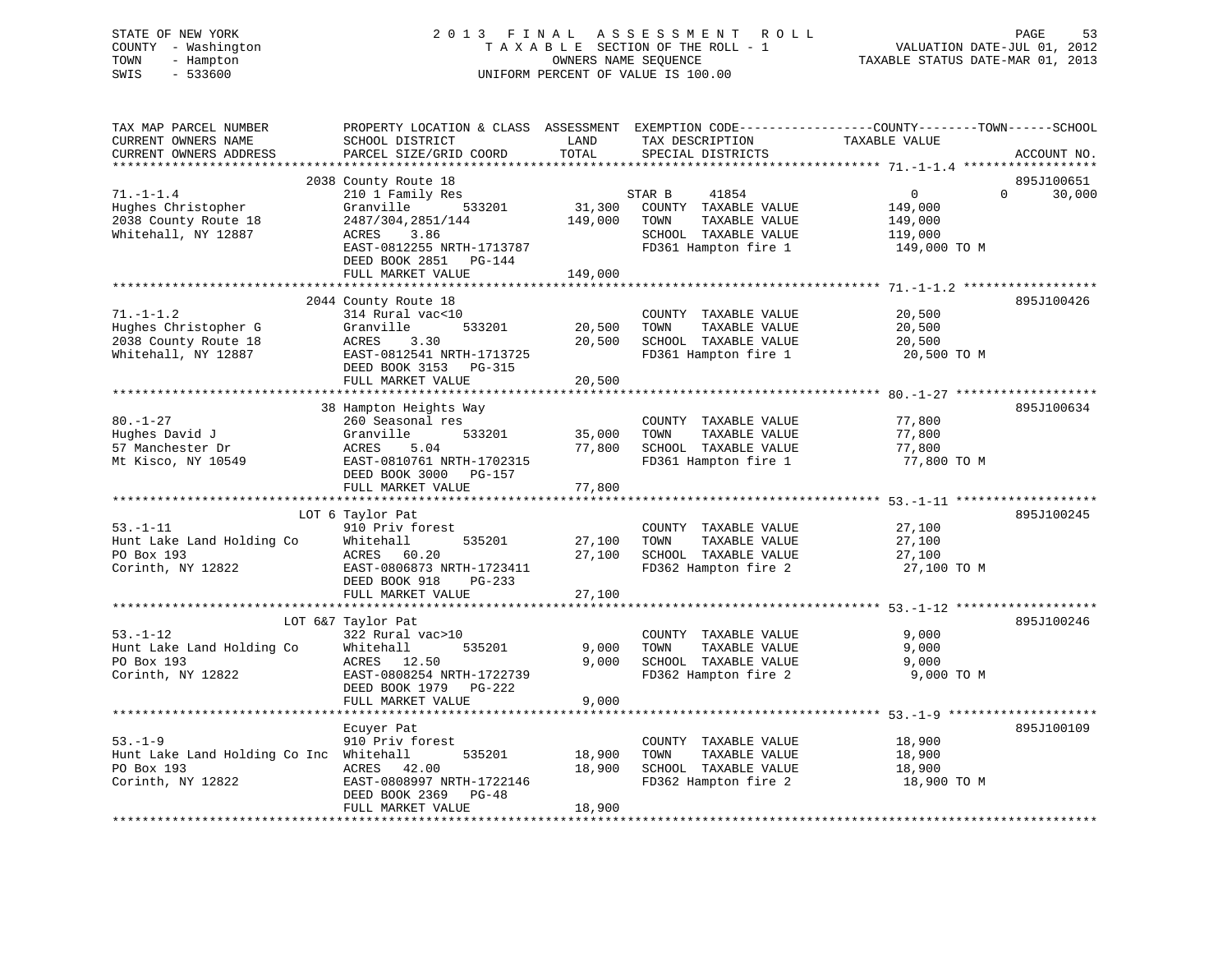STATE OF NEW YORK
COUNTY - Washington
TOWN - Hampton
SWIS - 533600

# 2013 FINAL ASSESSMENT ROLL

TAXABLE SECTION OF THE ROLL - 1
OWNERS NAME SEQUENCE
UNIFORM PERCENT OF VALUE IS 100.00

VALUATION DATE-JUL 01, 2012
TAXABLE STATUS DATE-MAR 01, 2013

| TAX MAP PARCEL NUMBER / CURRENT OWNERS NAME / CURRENT OWNERS ADDRESS | PROPERTY LOCATION & CLASS / SCHOOL DISTRICT / PARCEL SIZE/GRID COORD | ASSESSMENT LAND | TOTAL | EXEMPTION CODE / TAX DESCRIPTION / SPECIAL DISTRICTS | COUNTY | TOWN | SCHOOL / TAXABLE VALUE | ACCOUNT NO. |
|---|---|---|---|---|---|---|---|---|
| 71.-1-1.4 | 2038 County Route 18 | | | | | | | 895J100651 |
| Hughes Christopher | 210 1 Family Res | | | STAR B 41854 | 0 | 0 | 30,000 | |
| 2038 County Route 18 | Granville 533201 | 31,300 | | COUNTY TAXABLE VALUE | 149,000 | | | |
| Whitehall, NY 12887 | 2487/304,2851/144 | | 149,000 | TOWN TAXABLE VALUE | | 149,000 | | |
| | ACRES 3.86 | | | SCHOOL TAXABLE VALUE | | | 119,000 | |
| | EAST-0812255 NRTH-1713787 | | | FD361 Hampton fire 1 | | | 149,000 TO M | |
| | DEED BOOK 2851 PG-144 | | | | | | | |
| | FULL MARKET VALUE | | 149,000 | | | | | |
| 71.-1-1.2 | 2044 County Route 18 | | | | | | | 895J100426 |
| Hughes Christopher G | 314 Rural vac<10 | | | COUNTY TAXABLE VALUE | 20,500 | | | |
| 2038 County Route 18 | Granville 533201 | 20,500 | | TOWN TAXABLE VALUE | | 20,500 | | |
| Whitehall, NY 12887 | ACRES 3.30 | | 20,500 | SCHOOL TAXABLE VALUE | | | 20,500 | |
| | EAST-0812541 NRTH-1713725 | | | FD361 Hampton fire 1 | | | 20,500 TO M | |
| | DEED BOOK 3153 PG-315 | | | | | | | |
| | FULL MARKET VALUE | | 20,500 | | | | | |
| 80.-1-27 | 38 Hampton Heights Way | | | | | | | 895J100634 |
| Hughes David J | 260 Seasonal res | | | COUNTY TAXABLE VALUE | 77,800 | | | |
| 57 Manchester Dr | Granville 533201 | 35,000 | | TOWN TAXABLE VALUE | | 77,800 | | |
| Mt Kisco, NY 10549 | ACRES 5.04 | | 77,800 | SCHOOL TAXABLE VALUE | | | 77,800 | |
| | EAST-0810761 NRTH-1702315 | | | FD361 Hampton fire 1 | | | 77,800 TO M | |
| | DEED BOOK 3000 PG-157 | | | | | | | |
| | FULL MARKET VALUE | | 77,800 | | | | | |
| 53.-1-11 | LOT 6 Taylor Pat | | | | | | | 895J100245 |
| Hunt Lake Land Holding Co | 910 Priv forest | | | COUNTY TAXABLE VALUE | 27,100 | | | |
| PO Box 193 | Whitehall 535201 | 27,100 | | TOWN TAXABLE VALUE | | 27,100 | | |
| Corinth, NY 12822 | ACRES 60.20 | | 27,100 | SCHOOL TAXABLE VALUE | | | 27,100 | |
| | EAST-0806873 NRTH-1723411 | | | FD362 Hampton fire 2 | | | 27,100 TO M | |
| | DEED BOOK 918 PG-233 | | | | | | | |
| | FULL MARKET VALUE | | 27,100 | | | | | |
| 53.-1-12 | LOT 6&7 Taylor Pat | | | | | | | 895J100246 |
| Hunt Lake Land Holding Co | 322 Rural vac>10 | | | COUNTY TAXABLE VALUE | 9,000 | | | |
| PO Box 193 | Whitehall 535201 | 9,000 | | TOWN TAXABLE VALUE | | 9,000 | | |
| Corinth, NY 12822 | ACRES 12.50 | | 9,000 | SCHOOL TAXABLE VALUE | | | 9,000 | |
| | EAST-0808254 NRTH-1722739 | | | FD362 Hampton fire 2 | | | 9,000 TO M | |
| | DEED BOOK 1979 PG-222 | | | | | | | |
| | FULL MARKET VALUE | | 9,000 | | | | | |
| 53.-1-9 | Ecuyer Pat | | | | | | | 895J100109 |
| Hunt Lake Land Holding Co Inc | 910 Priv forest | | | COUNTY TAXABLE VALUE | 18,900 | | | |
| PO Box 193 | Whitehall 535201 | 18,900 | | TOWN TAXABLE VALUE | | 18,900 | | |
| Corinth, NY 12822 | ACRES 42.00 | | 18,900 | SCHOOL TAXABLE VALUE | | | 18,900 | |
| | EAST-0808997 NRTH-1722146 | | | FD362 Hampton fire 2 | | | 18,900 TO M | |
| | DEED BOOK 2369 PG-48 | | | | | | | |
| | FULL MARKET VALUE | | 18,900 | | | | | |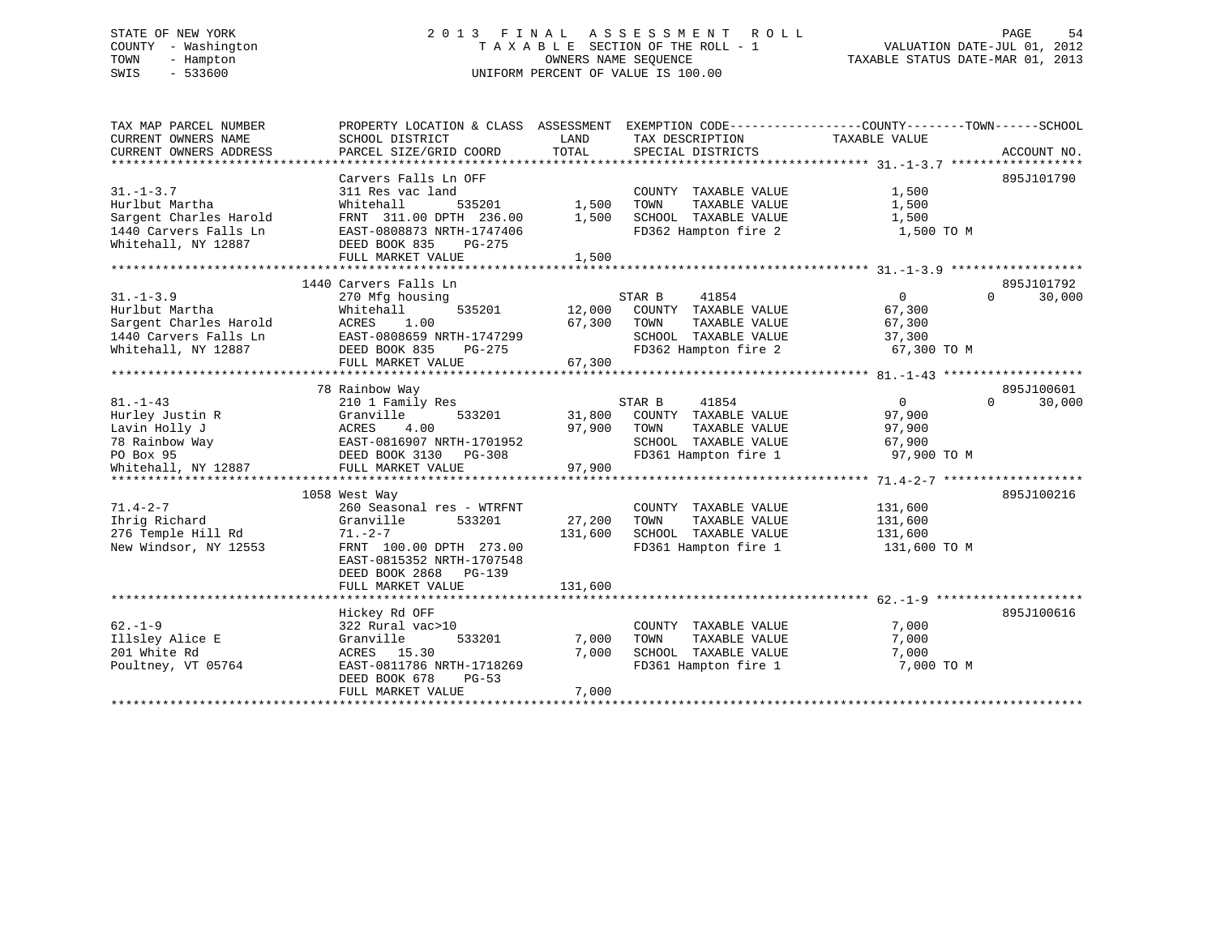STATE OF NEW YORK
COUNTY - Washington
TOWN - Hampton
SWIS - 533600

# 2013 FINAL ASSESSMENT ROLL
TAXABLE SECTION OF THE ROLL - 1
OWNERS NAME SEQUENCE
UNIFORM PERCENT OF VALUE IS 100.00

VALUATION DATE-JUL 01, 2012
TAXABLE STATUS DATE-MAR 01, 2013

```
TAX MAP PARCEL NUMBER          PROPERTY LOCATION & CLASS  ASSESSMENT  EXEMPTION CODE------------------COUNTY--------TOWN------SCHOOL
CURRENT OWNERS NAME            SCHOOL DISTRICT              LAND      TAX DESCRIPTION             TAXABLE VALUE
CURRENT OWNERS ADDRESS         PARCEL SIZE/GRID COORD      TOTAL      SPECIAL DISTRICTS                                      ACCOUNT NO.
******************************************************************************************************* 31.-1-3.7 ******************
                               Carvers Falls Ln OFF                                                                           895J101790
31.-1-3.7                      311 Res vac land                        COUNTY  TAXABLE VALUE             1,500
Hurlbut Martha                 Whitehall        535201       1,500     TOWN    TAXABLE VALUE             1,500
Sargent Charles Harold         FRNT 311.00 DPTH 236.00       1,500     SCHOOL  TAXABLE VALUE             1,500
1440 Carvers Falls Ln          EAST-0808873 NRTH-1747406               FD362 Hampton fire 2               1,500 TO M
Whitehall, NY 12887            DEED BOOK 835    PG-275
                               FULL MARKET VALUE             1,500
******************************************************************************************************* 31.-1-3.9 ******************
                               1440 Carvers Falls Ln                                                                          895J101792
31.-1-3.9                      270 Mfg housing                         STAR B     41854                  0            0      30,000
Hurlbut Martha                 Whitehall        535201      12,000     COUNTY  TAXABLE VALUE            67,300
Sargent Charles Harold         ACRES    1.00                67,300     TOWN    TAXABLE VALUE            67,300
1440 Carvers Falls Ln          EAST-0808659 NRTH-1747299               SCHOOL  TAXABLE VALUE            37,300
Whitehall, NY 12887            DEED BOOK 835    PG-275                 FD362 Hampton fire 2              67,300 TO M
                               FULL MARKET VALUE            67,300
******************************************************************************************************* 81.-1-43 *******************
                               78 Rainbow Way                                                                                 895J100601
81.-1-43                       210 1 Family Res                        STAR B     41854                  0            0      30,000
Hurley Justin R                Granville        533201      31,800     COUNTY  TAXABLE VALUE            97,900
Lavin Holly J                  ACRES    4.00                97,900     TOWN    TAXABLE VALUE            97,900
78 Rainbow Way                 EAST-0816907 NRTH-1701952               SCHOOL  TAXABLE VALUE            67,900
PO Box 95                      DEED BOOK 3130   PG-308                 FD361 Hampton fire 1              97,900 TO M
Whitehall, NY 12887            FULL MARKET VALUE            97,900
******************************************************************************************************* 71.4-2-7 *******************
                               1058 West Way                                                                                  895J100216
71.4-2-7                       260 Seasonal res - WTRFNT               COUNTY  TAXABLE VALUE           131,600
Ihrig Richard                  Granville        533201      27,200     TOWN    TAXABLE VALUE           131,600
276 Temple Hill Rd             71.-2-7                     131,600     SCHOOL  TAXABLE VALUE           131,600
New Windsor, NY 12553          FRNT 100.00 DPTH 273.00                 FD361 Hampton fire 1             131,600 TO M
                               EAST-0815352 NRTH-1707548
                               DEED BOOK 2868   PG-139
                               FULL MARKET VALUE           131,600
******************************************************************************************************* 62.-1-9 ********************
                               Hickey Rd OFF                                                                                  895J100616
62.-1-9                        322 Rural vac>10                        COUNTY  TAXABLE VALUE             7,000
Illsley Alice E                Granville        533201       7,000     TOWN    TAXABLE VALUE             7,000
201 White Rd                   ACRES   15.30                 7,000     SCHOOL  TAXABLE VALUE             7,000
Poultney, VT 05764             EAST-0811786 NRTH-1718269               FD361 Hampton fire 1               7,000 TO M
                               DEED BOOK 678    PG-53
                               FULL MARKET VALUE             7,000
************************************************************************************************************************************
```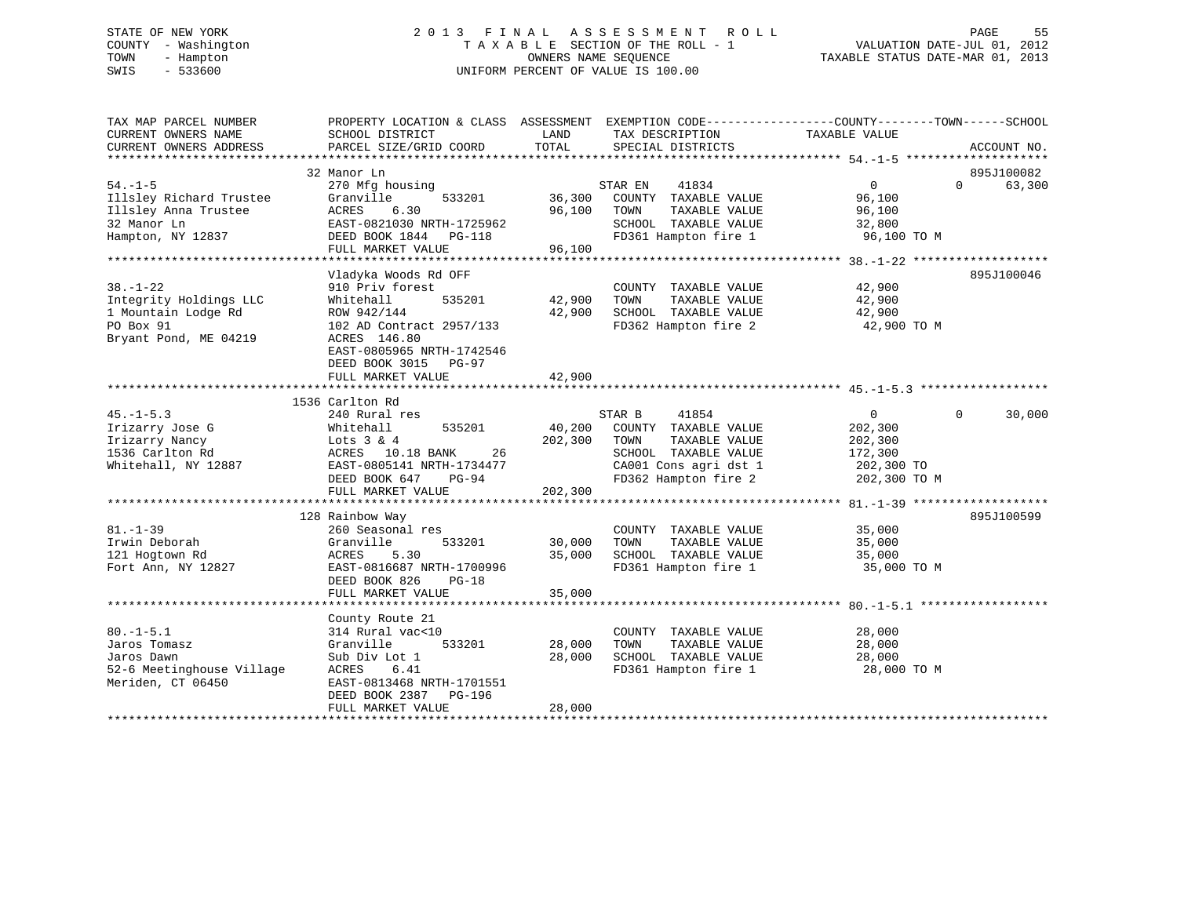STATE OF NEW YORK
COUNTY - Washington
TOWN - Hampton
SWIS - 533600

# 2013 FINAL ASSESSMENT ROLL
TAXABLE SECTION OF THE ROLL - 1
OWNERS NAME SEQUENCE
UNIFORM PERCENT OF VALUE IS 100.00

VALUATION DATE-JUL 01, 2012
TAXABLE STATUS DATE-MAR 01, 2013

| TAX MAP PARCEL NUMBER / CURRENT OWNERS NAME / CURRENT OWNERS ADDRESS | PROPERTY LOCATION & CLASS / SCHOOL DISTRICT / PARCEL SIZE/GRID COORD | ASSESSMENT LAND / TOTAL | EXEMPTION CODE / TAX DESCRIPTION / SPECIAL DISTRICTS | COUNTY TAXABLE VALUE | TOWN | SCHOOL | ACCOUNT NO. |
|---|---|---|---|---|---|---|---|
| 54.-1-5 | 32 Manor Ln | | | | | | 895J100082 |
| Illsley Richard Trustee | 270 Mfg housing | | STAR EN 41834 | 0 | 0 | 63,300 | |
| Illsley Anna Trustee | Granville 533201 | 36,300 | COUNTY TAXABLE VALUE | 96,100 | | | |
| 32 Manor Ln | ACRES 6.30 | 96,100 | TOWN TAXABLE VALUE | 96,100 | | | |
| Hampton, NY 12837 | EAST-0821030 NRTH-1725962 | | SCHOOL TAXABLE VALUE | 32,800 | | | |
| | DEED BOOK 1844 PG-118 | | FD361 Hampton fire 1 | 96,100 TO M | | | |
| | FULL MARKET VALUE | 96,100 | | | | | |
| 38.-1-22 | Vladyka Woods Rd OFF | | | | | | 895J100046 |
| Integrity Holdings LLC | 910 Priv forest | | COUNTY TAXABLE VALUE | 42,900 | | | |
| 1 Mountain Lodge Rd | Whitehall 535201 | 42,900 | TOWN TAXABLE VALUE | 42,900 | | | |
| PO Box 91 | ROW 942/144 | 42,900 | SCHOOL TAXABLE VALUE | 42,900 | | | |
| Bryant Pond, ME 04219 | 102 AD Contract 2957/133 | | FD362 Hampton fire 2 | 42,900 TO M | | | |
| | ACRES 146.80 | | | | | | |
| | EAST-0805965 NRTH-1742546 | | | | | | |
| | DEED BOOK 3015 PG-97 | | | | | | |
| | FULL MARKET VALUE | 42,900 | | | | | |
| 45.-1-5.3 | 1536 Carlton Rd | | | | | | |
| Irizarry Jose G | 240 Rural res | | STAR B 41854 | 0 | 0 | 30,000 | |
| Irizarry Nancy | Whitehall 535201 | 40,200 | COUNTY TAXABLE VALUE | 202,300 | | | |
| 1536 Carlton Rd | Lots 3 & 4 | 202,300 | TOWN TAXABLE VALUE | 202,300 | | | |
| Whitehall, NY 12887 | ACRES 10.18 BANK 26 | | SCHOOL TAXABLE VALUE | 172,300 | | | |
| | EAST-0805141 NRTH-1734477 | | CA001 Cons agri dst 1 | 202,300 TO | | | |
| | DEED BOOK 647 PG-94 | | FD362 Hampton fire 2 | 202,300 TO M | | | |
| | FULL MARKET VALUE | 202,300 | | | | | |
| 81.-1-39 | 128 Rainbow Way | | | | | | 895J100599 |
| Irwin Deborah | 260 Seasonal res | | COUNTY TAXABLE VALUE | 35,000 | | | |
| 121 Hogtown Rd | Granville 533201 | 30,000 | TOWN TAXABLE VALUE | 35,000 | | | |
| Fort Ann, NY 12827 | ACRES 5.30 | 35,000 | SCHOOL TAXABLE VALUE | 35,000 | | | |
| | EAST-0816687 NRTH-1700996 | | FD361 Hampton fire 1 | 35,000 TO M | | | |
| | DEED BOOK 826 PG-18 | | | | | | |
| | FULL MARKET VALUE | 35,000 | | | | | |
| 80.-1-5.1 | County Route 21 | | | | | | |
| Jaros Tomasz | 314 Rural vac<10 | | COUNTY TAXABLE VALUE | 28,000 | | | |
| Jaros Dawn | Granville 533201 | 28,000 | TOWN TAXABLE VALUE | 28,000 | | | |
| 52-6 Meetinghouse Village | Sub Div Lot 1 | 28,000 | SCHOOL TAXABLE VALUE | 28,000 | | | |
| Meriden, CT 06450 | ACRES 6.41 | | FD361 Hampton fire 1 | 28,000 TO M | | | |
| | EAST-0813468 NRTH-1701551 | | | | | | |
| | DEED BOOK 2387 PG-196 | | | | | | |
| | FULL MARKET VALUE | 28,000 | | | | | |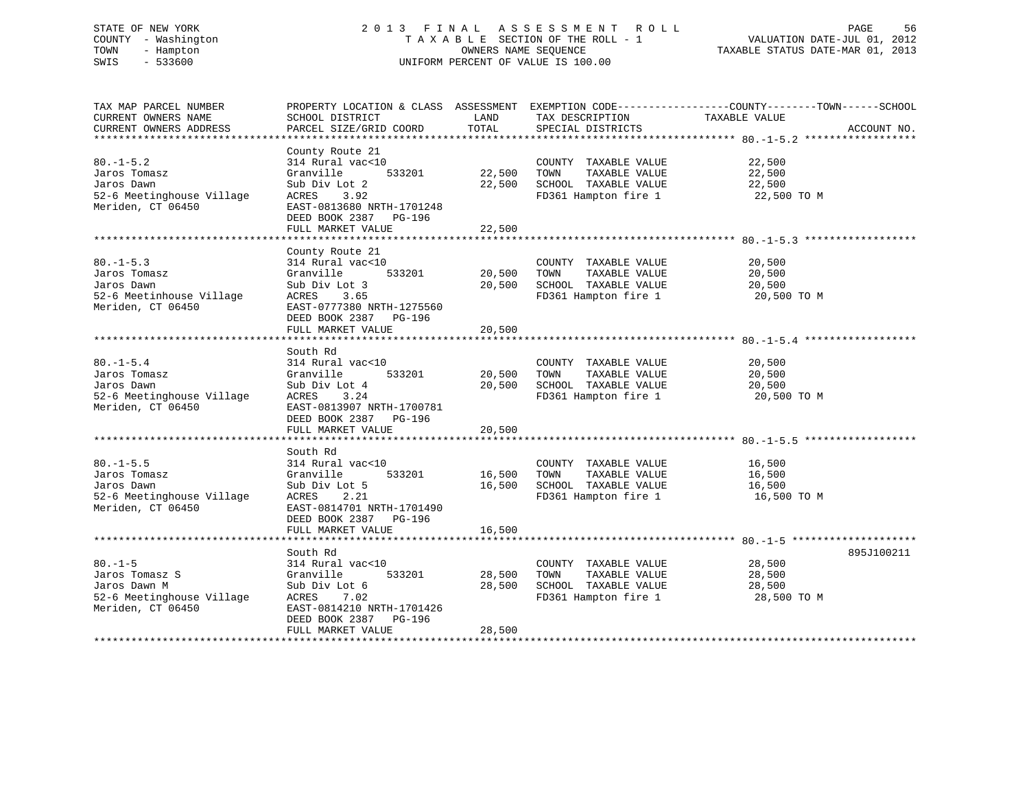STATE OF NEW YORK
COUNTY - Washington
TOWN - Hampton
SWIS - 533600

2013 FINAL ASSESSMENT ROLL
TAXABLE SECTION OF THE ROLL - 1
OWNERS NAME SEQUENCE
UNIFORM PERCENT OF VALUE IS 100.00

VALUATION DATE-JUL 01, 2012
TAXABLE STATUS DATE-MAR 01, 2013

| TAX MAP PARCEL NUMBER / CURRENT OWNERS NAME / CURRENT OWNERS ADDRESS | PROPERTY LOCATION & CLASS / SCHOOL DISTRICT / PARCEL SIZE/GRID COORD | ASSESSMENT LAND / TOTAL | EXEMPTION CODE / TAX DESCRIPTION / SPECIAL DISTRICTS | COUNTY--------TOWN------SCHOOL TAXABLE VALUE | ACCOUNT NO. |
|---|---|---|---|---|---|
| 80.-1-5.2 | County Route 21 | | | | |
| | 314 Rural vac<10 | | COUNTY TAXABLE VALUE | 22,500 | |
| Jaros Tomasz | Granville 533201 | 22,500 | TOWN TAXABLE VALUE | 22,500 | |
| Jaros Dawn | Sub Div Lot 2 | 22,500 | SCHOOL TAXABLE VALUE | 22,500 | |
| 52-6 Meetinghouse Village | ACRES 3.92 | | FD361 Hampton fire 1 | 22,500 TO M | |
| Meriden, CT 06450 | EAST-0813680 NRTH-1701248 | | | | |
| | DEED BOOK 2387 PG-196 | | | | |
| | FULL MARKET VALUE | 22,500 | | | |
| 80.-1-5.3 | County Route 21 | | | | |
| | 314 Rural vac<10 | | COUNTY TAXABLE VALUE | 20,500 | |
| Jaros Tomasz | Granville 533201 | 20,500 | TOWN TAXABLE VALUE | 20,500 | |
| Jaros Dawn | Sub Div Lot 3 | 20,500 | SCHOOL TAXABLE VALUE | 20,500 | |
| 52-6 Meetinhouse Village | ACRES 3.65 | | FD361 Hampton fire 1 | 20,500 TO M | |
| Meriden, CT 06450 | EAST-0777380 NRTH-1275560 | | | | |
| | DEED BOOK 2387 PG-196 | | | | |
| | FULL MARKET VALUE | 20,500 | | | |
| 80.-1-5.4 | South Rd | | | | |
| | 314 Rural vac<10 | | COUNTY TAXABLE VALUE | 20,500 | |
| Jaros Tomasz | Granville 533201 | 20,500 | TOWN TAXABLE VALUE | 20,500 | |
| Jaros Dawn | Sub Div Lot 4 | 20,500 | SCHOOL TAXABLE VALUE | 20,500 | |
| 52-6 Meetinghouse Village | ACRES 3.24 | | FD361 Hampton fire 1 | 20,500 TO M | |
| Meriden, CT 06450 | EAST-0813907 NRTH-1700781 | | | | |
| | DEED BOOK 2387 PG-196 | | | | |
| | FULL MARKET VALUE | 20,500 | | | |
| 80.-1-5.5 | South Rd | | | | |
| | 314 Rural vac<10 | | COUNTY TAXABLE VALUE | 16,500 | |
| Jaros Tomasz | Granville 533201 | 16,500 | TOWN TAXABLE VALUE | 16,500 | |
| Jaros Dawn | Sub Div Lot 5 | 16,500 | SCHOOL TAXABLE VALUE | 16,500 | |
| 52-6 Meetinghouse Village | ACRES 2.21 | | FD361 Hampton fire 1 | 16,500 TO M | |
| Meriden, CT 06450 | EAST-0814701 NRTH-1701490 | | | | |
| | DEED BOOK 2387 PG-196 | | | | |
| | FULL MARKET VALUE | 16,500 | | | |
| 80.-1-5 | South Rd | | | | 895J100211 |
| | 314 Rural vac<10 | | COUNTY TAXABLE VALUE | 28,500 | |
| Jaros Tomasz S | Granville 533201 | 28,500 | TOWN TAXABLE VALUE | 28,500 | |
| Jaros Dawn M | Sub Div Lot 6 | 28,500 | SCHOOL TAXABLE VALUE | 28,500 | |
| 52-6 Meetinghouse Village | ACRES 7.02 | | FD361 Hampton fire 1 | 28,500 TO M | |
| Meriden, CT 06450 | EAST-0814210 NRTH-1701426 | | | | |
| | DEED BOOK 2387 PG-196 | | | | |
| | FULL MARKET VALUE | 28,500 | | | |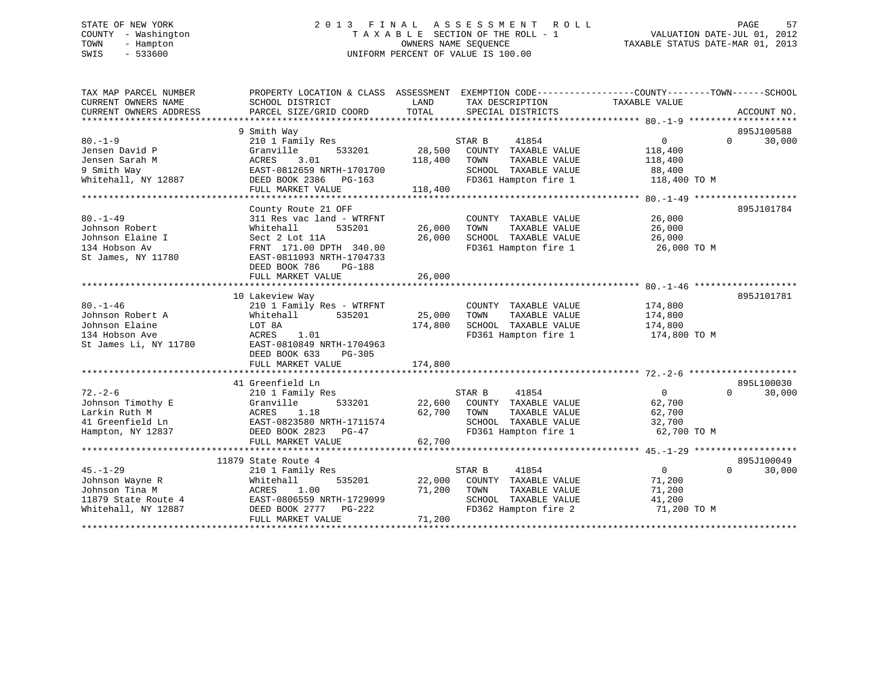STATE OF NEW YORK — COUNTY - Washington — TOWN - Hampton — SWIS - 533600

# 2013 FINAL ASSESSMENT ROLL

TAXABLE SECTION OF THE ROLL - 1
OWNERS NAME SEQUENCE
UNIFORM PERCENT OF VALUE IS 100.00

VALUATION DATE-JUL 01, 2012
TAXABLE STATUS DATE-MAR 01, 2013

| TAX MAP PARCEL NUMBER / CURRENT OWNERS NAME / CURRENT OWNERS ADDRESS | PROPERTY LOCATION & CLASS / SCHOOL DISTRICT / PARCEL SIZE/GRID COORD | ASSESSMENT LAND | ASSESSMENT TOTAL | EXEMPTION CODE / TAX DESCRIPTION / SPECIAL DISTRICTS | COUNTY / TOWN TAXABLE VALUE | SCHOOL | ACCOUNT NO. |
|---|---|---|---|---|---|---|---|
| 80.-1-9 | 9 Smith Way | | | | | | 895J100588 |
| Jensen David P | 210 1 Family Res | | | STAR B 41854 | 0 | 0 | 30,000 |
| Jensen Sarah M | Granville 533201 | 28,500 | | COUNTY TAXABLE VALUE | 118,400 | | |
| 9 Smith Way | ACRES 3.01 | | 118,400 | TOWN TAXABLE VALUE | 118,400 | | |
| Whitehall, NY 12887 | EAST-0812659 NRTH-1701700 | | | SCHOOL TAXABLE VALUE | 88,400 | | |
| | DEED BOOK 2386 PG-163 | | | FD361 Hampton fire 1 | 118,400 TO M | | |
| | FULL MARKET VALUE | | 118,400 | | | | |
| 80.-1-49 | County Route 21 OFF | | | | | | 895J101784 |
| Johnson Robert | 311 Res vac land - WTRFNT | | | COUNTY TAXABLE VALUE | 26,000 | | |
| Johnson Elaine I | Whitehall 535201 | 26,000 | | TOWN TAXABLE VALUE | 26,000 | | |
| 134 Hobson Av | Sect 2 Lot 11A | | 26,000 | SCHOOL TAXABLE VALUE | 26,000 | | |
| St James, NY 11780 | FRNT 171.00 DPTH 340.00 | | | FD361 Hampton fire 1 | 26,000 TO M | | |
| | EAST-0811093 NRTH-1704733 | | | | | | |
| | DEED BOOK 786 PG-188 | | | | | | |
| | FULL MARKET VALUE | | 26,000 | | | | |
| 80.-1-46 | 10 Lakeview Way | | | | | | 895J101781 |
| Johnson Robert A | 210 1 Family Res - WTRFNT | | | COUNTY TAXABLE VALUE | 174,800 | | |
| Johnson Elaine | Whitehall 535201 | 25,000 | | TOWN TAXABLE VALUE | 174,800 | | |
| 134 Hobson Ave | LOT 8A | | 174,800 | SCHOOL TAXABLE VALUE | 174,800 | | |
| St James Li, NY 11780 | ACRES 1.01 | | | FD361 Hampton fire 1 | 174,800 TO M | | |
| | EAST-0810849 NRTH-1704963 | | | | | | |
| | DEED BOOK 633 PG-305 | | | | | | |
| | FULL MARKET VALUE | | 174,800 | | | | |
| 72.-2-6 | 41 Greenfield Ln | | | | | | 895L100030 |
| Johnson Timothy E | 210 1 Family Res | | | STAR B 41854 | 0 | 0 | 30,000 |
| Larkin Ruth M | Granville 533201 | 22,600 | | COUNTY TAXABLE VALUE | 62,700 | | |
| 41 Greenfield Ln | ACRES 1.18 | | 62,700 | TOWN TAXABLE VALUE | 62,700 | | |
| Hampton, NY 12837 | EAST-0823580 NRTH-1711574 | | | SCHOOL TAXABLE VALUE | 32,700 | | |
| | DEED BOOK 2823 PG-47 | | | FD361 Hampton fire 1 | 62,700 TO M | | |
| | FULL MARKET VALUE | | 62,700 | | | | |
| 45.-1-29 | 11879 State Route 4 | | | | | | 895J100049 |
| Johnson Wayne R | 210 1 Family Res | | | STAR B 41854 | 0 | 0 | 30,000 |
| Johnson Tina M | Whitehall 535201 | 22,000 | | COUNTY TAXABLE VALUE | 71,200 | | |
| 11879 State Route 4 | ACRES 1.00 | | 71,200 | TOWN TAXABLE VALUE | 71,200 | | |
| Whitehall, NY 12887 | EAST-0806559 NRTH-1729099 | | | SCHOOL TAXABLE VALUE | 41,200 | | |
| | DEED BOOK 2777 PG-222 | | | FD362 Hampton fire 2 | 71,200 TO M | | |
| | FULL MARKET VALUE | | 71,200 | | | | |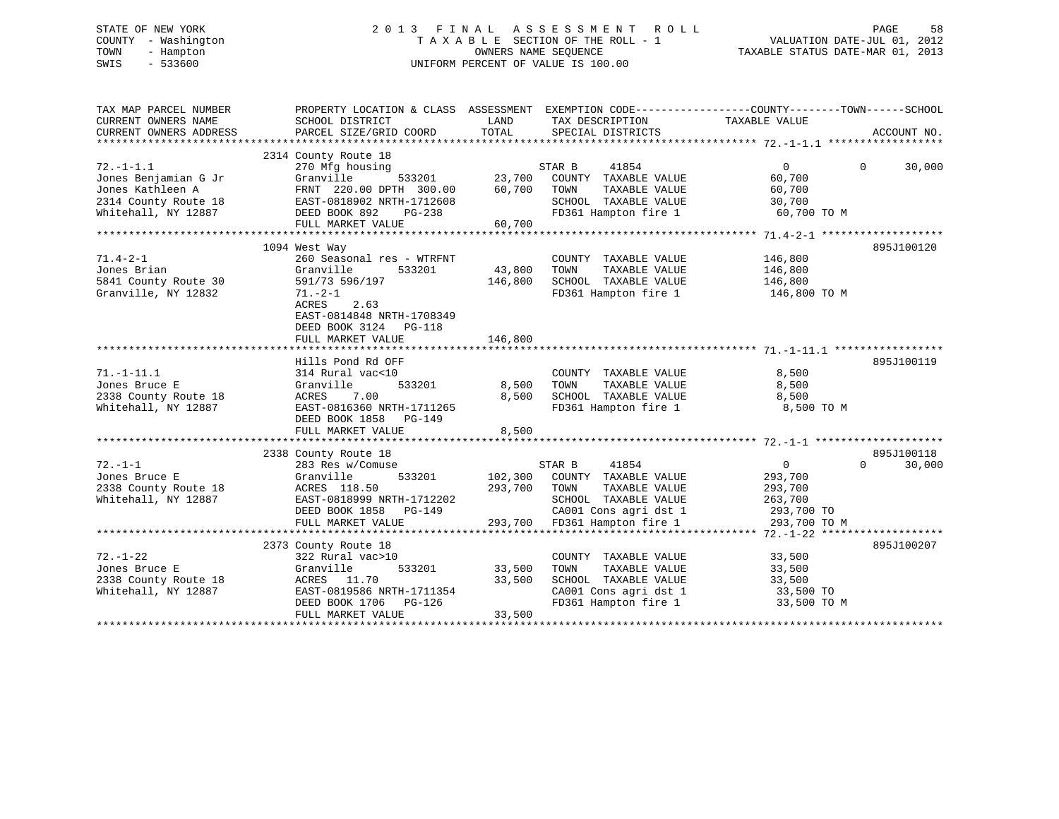STATE OF NEW YORK
COUNTY - Washington
TOWN - Hampton
SWIS - 533600

# 2 0 1 3 F I N A L A S S E S S M E N T R O L L

T A X A B L E SECTION OF THE ROLL - 1
OWNERS NAME SEQUENCE
UNIFORM PERCENT OF VALUE IS 100.00

VALUATION DATE-JUL 01, 2012
TAXABLE STATUS DATE-MAR 01, 2013

```
TAX MAP PARCEL NUMBER          PROPERTY LOCATION & CLASS  ASSESSMENT  EXEMPTION CODE------------------COUNTY--------TOWN------SCHOOL
CURRENT OWNERS NAME            SCHOOL DISTRICT             LAND        TAX DESCRIPTION             TAXABLE VALUE
CURRENT OWNERS ADDRESS         PARCEL SIZE/GRID COORD      TOTAL       SPECIAL DISTRICTS                                     ACCOUNT NO.
******************************************************************************************************* 72.-1-1.1 ******************
                               2314 County Route 18
72.-1-1.1                      270 Mfg housing                         STAR B     41854              0            0        30,000
Jones Benjamian G Jr           Granville       533201       23,700    COUNTY  TAXABLE VALUE         60,700
Jones Kathleen A               FRNT 220.00 DPTH 300.00      60,700    TOWN    TAXABLE VALUE         60,700
2314 County Route 18           EAST-0818902 NRTH-1712608              SCHOOL  TAXABLE VALUE         30,700
Whitehall, NY 12887            DEED BOOK 892    PG-238                FD361 Hampton fire 1          60,700 TO M
                               FULL MARKET VALUE            60,700
******************************************************************************************************* 71.4-2-1 *******************
                               1094 West Way                                                                          895J100120
71.4-2-1                       260 Seasonal res - WTRFNT               COUNTY  TAXABLE VALUE         146,800
Jones Brian                    Granville       533201       43,800    TOWN    TAXABLE VALUE         146,800
5841 County Route 30           591/73 596/197              146,800    SCHOOL  TAXABLE VALUE         146,800
Granville, NY 12832            71.-2-1                                FD361 Hampton fire 1          146,800 TO M
                               ACRES    2.63
                               EAST-0814848 NRTH-1708349
                               DEED BOOK 3124   PG-118
                               FULL MARKET VALUE           146,800
******************************************************************************************************* 71.-1-11.1 *****************
                               Hills Pond Rd OFF                                                                      895J100119
71.-1-11.1                     314 Rural vac<10                        COUNTY  TAXABLE VALUE         8,500
Jones Bruce E                  Granville       533201        8,500    TOWN    TAXABLE VALUE         8,500
2338 County Route 18           ACRES    7.00                 8,500    SCHOOL  TAXABLE VALUE         8,500
Whitehall, NY 12887            EAST-0816360 NRTH-1711265              FD361 Hampton fire 1          8,500 TO M
                               DEED BOOK 1858   PG-149
                               FULL MARKET VALUE             8,500
******************************************************************************************************* 72.-1-1 ********************
                               2338 County Route 18                                                                   895J100118
72.-1-1                        283 Res w/Comuse                        STAR B     41854              0            0        30,000
Jones Bruce E                  Granville       533201      102,300    COUNTY  TAXABLE VALUE         293,700
2338 County Route 18           ACRES  118.50               293,700    TOWN    TAXABLE VALUE         293,700
Whitehall, NY 12887            EAST-0818999 NRTH-1712202              SCHOOL  TAXABLE VALUE         263,700
                               DEED BOOK 1858   PG-149                CA001 Cons agri dst 1         293,700 TO
                               FULL MARKET VALUE           293,700    FD361 Hampton fire 1          293,700 TO M
******************************************************************************************************* 72.-1-22 *******************
                               2373 County Route 18                                                                   895J100207
72.-1-22                       322 Rural vac>10                        COUNTY  TAXABLE VALUE         33,500
Jones Bruce E                  Granville       533201       33,500    TOWN    TAXABLE VALUE         33,500
2338 County Route 18           ACRES   11.70                33,500    SCHOOL  TAXABLE VALUE         33,500
Whitehall, NY 12887            EAST-0819586 NRTH-1711354              CA001 Cons agri dst 1         33,500 TO
                               DEED BOOK 1706   PG-126                FD361 Hampton fire 1          33,500 TO M
                               FULL MARKET VALUE            33,500
************************************************************************************************************************************
```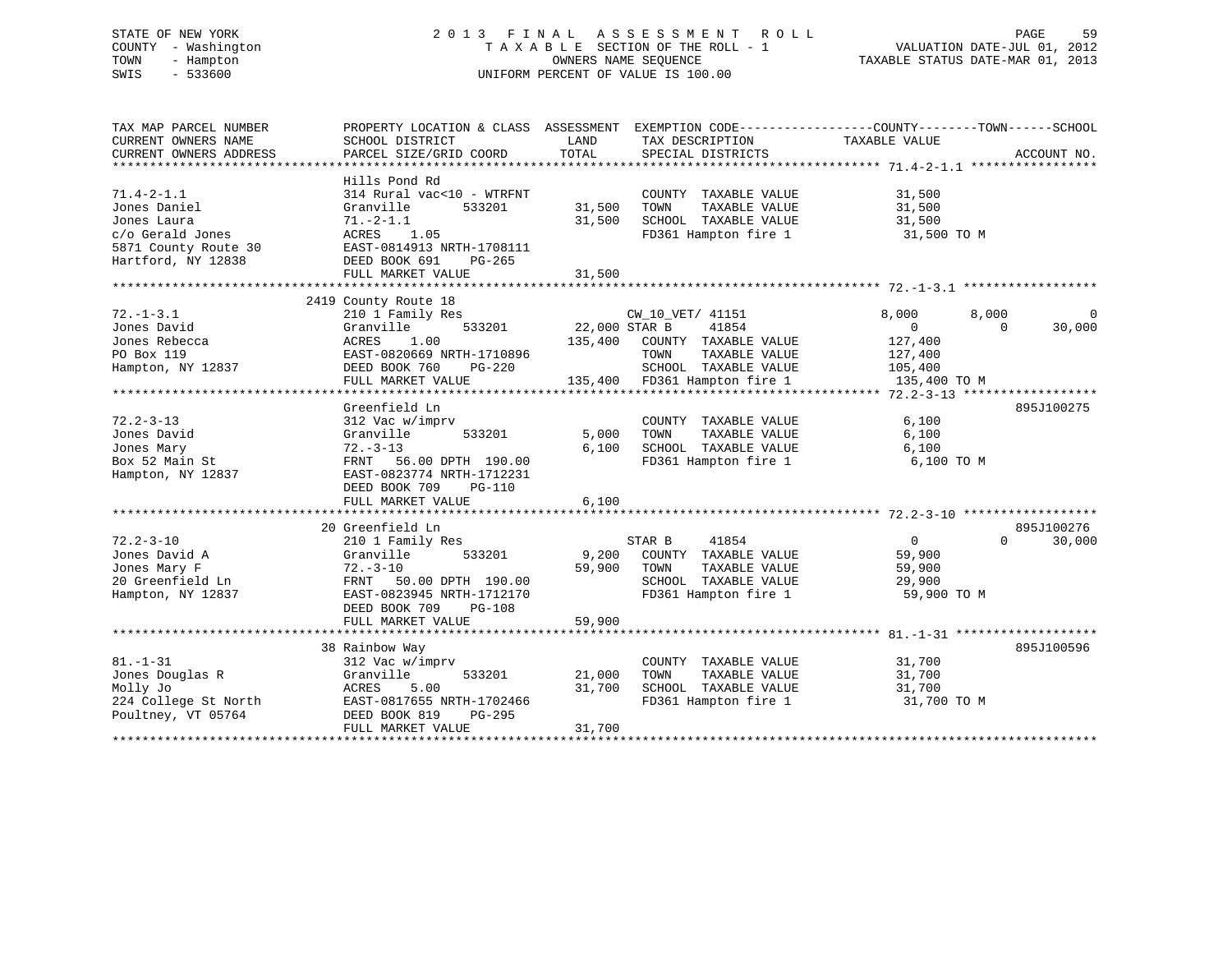STATE OF NEW YORK
COUNTY - Washington
TOWN - Hampton
SWIS - 533600

2013 FINAL ASSESSMENT ROLL
TAXABLE SECTION OF THE ROLL - 1
OWNERS NAME SEQUENCE
UNIFORM PERCENT OF VALUE IS 100.00

VALUATION DATE-JUL 01, 2012
TAXABLE STATUS DATE-MAR 01, 2013

```
TAX MAP PARCEL NUMBER          PROPERTY LOCATION & CLASS  ASSESSMENT  EXEMPTION CODE------------------COUNTY--------TOWN------SCHOOL
CURRENT OWNERS NAME            SCHOOL DISTRICT              LAND      TAX DESCRIPTION            TAXABLE VALUE
CURRENT OWNERS ADDRESS         PARCEL SIZE/GRID COORD       TOTAL     SPECIAL DISTRICTS                                      ACCOUNT NO.
****************************************************************************************************** 71.4-2-1.1 *****************
                               Hills Pond Rd
71.4-2-1.1                     314 Rural vac<10 - WTRFNT              COUNTY  TAXABLE VALUE          31,500
Jones Daniel                   Granville       533201       31,500    TOWN    TAXABLE VALUE          31,500
Jones Laura                    71.-2-1.1                    31,500    SCHOOL  TAXABLE VALUE          31,500
c/o Gerald Jones               ACRES    1.05                          FD361 Hampton fire 1            31,500 TO M
5871 County Route 30           EAST-0814913 NRTH-1708111
Hartford, NY 12838             DEED BOOK 691    PG-265
                               FULL MARKET VALUE            31,500
****************************************************************************************************** 72.-1-3.1 ******************
                            2419 County Route 18
72.-1-3.1                      210 1 Family Res                 CW_10_VET/ 41151            8,000      8,000          0
Jones David                    Granville       533201       22,000 STAR B     41854                  0          0     30,000
Jones Rebecca                  ACRES    1.00               135,400    COUNTY  TAXABLE VALUE         127,400
PO Box 119                     EAST-0820669 NRTH-1710896              TOWN    TAXABLE VALUE         127,400
Hampton, NY 12837              DEED BOOK 760    PG-220                SCHOOL  TAXABLE VALUE         105,400
                               FULL MARKET VALUE           135,400    FD361 Hampton fire 1           135,400 TO M
****************************************************************************************************** 72.2-3-13 ******************
                               Greenfield Ln                                                                          895J100275
72.2-3-13                      312 Vac w/imprv                        COUNTY  TAXABLE VALUE           6,100
Jones David                    Granville       533201        5,000    TOWN    TAXABLE VALUE           6,100
Jones Mary                     72.-3-13                      6,100    SCHOOL  TAXABLE VALUE           6,100
Box 52 Main St                 FRNT   56.00 DPTH 190.00               FD361 Hampton fire 1              6,100 TO M
Hampton, NY 12837              EAST-0823774 NRTH-1712231
                               DEED BOOK 709    PG-110
                               FULL MARKET VALUE             6,100
****************************************************************************************************** 72.2-3-10 ******************
                            20 Greenfield Ln                                                                          895J100276
72.2-3-10                      210 1 Family Res                 STAR B     41854                     0          0     30,000
Jones David A                  Granville       533201        9,200    COUNTY  TAXABLE VALUE          59,900
Jones Mary F                   72.-3-10                     59,900    TOWN    TAXABLE VALUE          59,900
20 Greenfield Ln               FRNT   50.00 DPTH 190.00               SCHOOL  TAXABLE VALUE          29,900
Hampton, NY 12837              EAST-0823945 NRTH-1712170              FD361 Hampton fire 1             59,900 TO M
                               DEED BOOK 709    PG-108
                               FULL MARKET VALUE            59,900
****************************************************************************************************** 81.-1-31 *******************
                            38 Rainbow Way                                                                            895J100596
81.-1-31                       312 Vac w/imprv                        COUNTY  TAXABLE VALUE          31,700
Jones Douglas R                Granville       533201       21,000    TOWN    TAXABLE VALUE          31,700
Molly Jo                       ACRES    5.00                31,700    SCHOOL  TAXABLE VALUE          31,700
224 College St North           EAST-0817655 NRTH-1702466              FD361 Hampton fire 1             31,700 TO M
Poultney, VT 05764             DEED BOOK 819    PG-295
                               FULL MARKET VALUE            31,700
************************************************************************************************************************************
```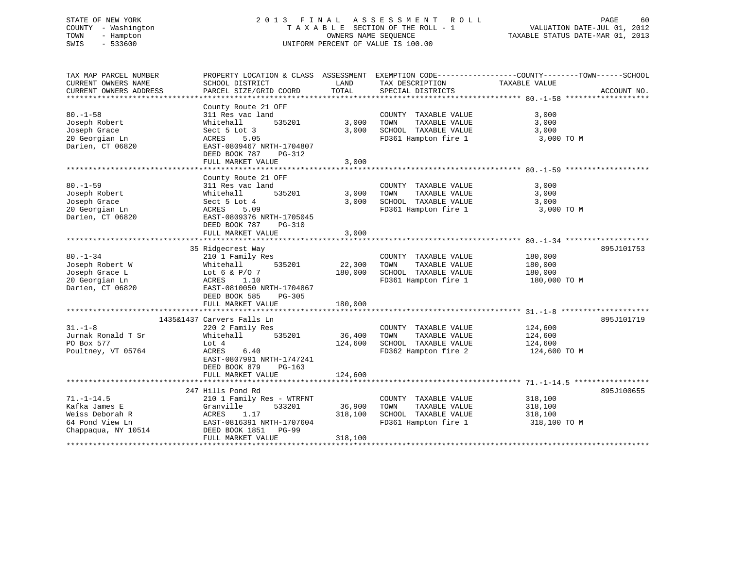STATE OF NEW YORK
COUNTY - Washington
TOWN - Hampton
SWIS - 533600

2 0 1 3 F I N A L A S S E S S M E N T R O L L
T A X A B L E SECTION OF THE ROLL - 1
OWNERS NAME SEQUENCE
UNIFORM PERCENT OF VALUE IS 100.00

VALUATION DATE-JUL 01, 2012
TAXABLE STATUS DATE-MAR 01, 2013

| TAX MAP PARCEL NUMBER / CURRENT OWNERS NAME / CURRENT OWNERS ADDRESS | PROPERTY LOCATION & CLASS / SCHOOL DISTRICT / PARCEL SIZE/GRID COORD | ASSESSMENT LAND | TOTAL | EXEMPTION CODE / TAX DESCRIPTION / SPECIAL DISTRICTS | COUNTY--TOWN--SCHOOL TAXABLE VALUE | ACCOUNT NO. |
|---|---|---|---|---|---|---|
| 80.-1-58 | County Route 21 OFF | | | | | |
| | 311 Res vac land | | | COUNTY TAXABLE VALUE | 3,000 | |
| Joseph Robert | Whitehall 535201 | 3,000 | | TOWN TAXABLE VALUE | 3,000 | |
| Joseph Grace | Sect 5 Lot 3 | | 3,000 | SCHOOL TAXABLE VALUE | 3,000 | |
| 20 Georgian Ln | ACRES 5.05 | | | FD361 Hampton fire 1 | 3,000 TO M | |
| Darien, CT 06820 | EAST-0809467 NRTH-1704807 | | | | | |
| | DEED BOOK 787 PG-312 | | | | | |
| | FULL MARKET VALUE | | 3,000 | | | |
| 80.-1-59 | County Route 21 OFF | | | | | |
| | 311 Res vac land | | | COUNTY TAXABLE VALUE | 3,000 | |
| Joseph Robert | Whitehall 535201 | 3,000 | | TOWN TAXABLE VALUE | 3,000 | |
| Joseph Grace | Sect 5 Lot 4 | | 3,000 | SCHOOL TAXABLE VALUE | 3,000 | |
| 20 Georgian Ln | ACRES 5.09 | | | FD361 Hampton fire 1 | 3,000 TO M | |
| Darien, CT 06820 | EAST-0809376 NRTH-1705045 | | | | | |
| | DEED BOOK 787 PG-310 | | | | | |
| | FULL MARKET VALUE | | 3,000 | | | |
| 80.-1-34 | 35 Ridgecrest Way | | | | | 895J101753 |
| | 210 1 Family Res | | | COUNTY TAXABLE VALUE | 180,000 | |
| Joseph Robert W | Whitehall 535201 | 22,300 | | TOWN TAXABLE VALUE | 180,000 | |
| Joseph Grace L | Lot 6 & P/O 7 | | 180,000 | SCHOOL TAXABLE VALUE | 180,000 | |
| 20 Georgian Ln | ACRES 1.10 | | | FD361 Hampton fire 1 | 180,000 TO M | |
| Darien, CT 06820 | EAST-0810050 NRTH-1704867 | | | | | |
| | DEED BOOK 585 PG-305 | | | | | |
| | FULL MARKET VALUE | | 180,000 | | | |
| 31.-1-8 | 1435&1437 Carvers Falls Ln | | | | | 895J101719 |
| | 220 2 Family Res | | | COUNTY TAXABLE VALUE | 124,600 | |
| Jurnak Ronald T Sr | Whitehall 535201 | 36,400 | | TOWN TAXABLE VALUE | 124,600 | |
| PO Box 577 | Lot 4 | | 124,600 | SCHOOL TAXABLE VALUE | 124,600 | |
| Poultney, VT 05764 | ACRES 6.40 | | | FD362 Hampton fire 2 | 124,600 TO M | |
| | EAST-0807991 NRTH-1747241 | | | | | |
| | DEED BOOK 879 PG-163 | | | | | |
| | FULL MARKET VALUE | | 124,600 | | | |
| 71.-1-14.5 | 247 Hills Pond Rd | | | | | 895J100655 |
| | 210 1 Family Res - WTRFNT | | | COUNTY TAXABLE VALUE | 318,100 | |
| Kafka James E | Granville 533201 | 36,900 | | TOWN TAXABLE VALUE | 318,100 | |
| Weiss Deborah R | ACRES 1.17 | | 318,100 | SCHOOL TAXABLE VALUE | 318,100 | |
| 64 Pond View Ln | EAST-0816391 NRTH-1707604 | | | FD361 Hampton fire 1 | 318,100 TO M | |
| Chappaqua, NY 10514 | DEED BOOK 1851 PG-99 | | | | | |
| | FULL MARKET VALUE | | 318,100 | | | |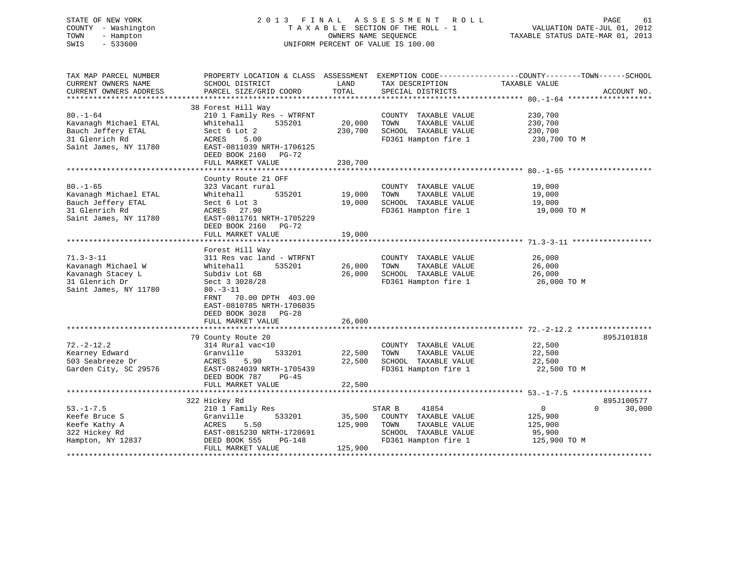STATE OF NEW YORK
COUNTY - Washington
TOWN - Hampton
SWIS - 533600

2013 FINAL ASSESSMENT ROLL
TAXABLE SECTION OF THE ROLL - 1
OWNERS NAME SEQUENCE
UNIFORM PERCENT OF VALUE IS 100.00

VALUATION DATE-JUL 01, 2012
TAXABLE STATUS DATE-MAR 01, 2013

| TAX MAP PARCEL NUMBER / CURRENT OWNERS NAME / CURRENT OWNERS ADDRESS | PROPERTY LOCATION & CLASS / SCHOOL DISTRICT / PARCEL SIZE/GRID COORD | ASSESSMENT LAND | TOTAL | EXEMPTION CODE / TAX DESCRIPTION / SPECIAL DISTRICTS | COUNTY / TOWN / SCHOOL TAXABLE VALUE | ACCOUNT NO. |
|---|---|---|---|---|---|---|
| **80.-1-64** | 38 Forest Hill Way | | | | | |
| 80.-1-64 | 210 1 Family Res - WTRFNT | | | COUNTY TAXABLE VALUE | 230,700 | |
| Kavanagh Michael ETAL | Whitehall 535201 | 20,000 | | TOWN TAXABLE VALUE | 230,700 | |
| Bauch Jeffery ETAL | Sect 6 Lot 2 | | 230,700 | SCHOOL TAXABLE VALUE | 230,700 | |
| 31 Glenrich Rd | ACRES 5.00 | | | FD361 Hampton fire 1 | 230,700 TO M | |
| Saint James, NY 11780 | EAST-0811039 NRTH-1706125 | | | | | |
| | DEED BOOK 2160 PG-72 | | | | | |
| | FULL MARKET VALUE | | 230,700 | | | |
| **80.-1-65** | County Route 21 OFF | | | | | |
| 80.-1-65 | 323 Vacant rural | | | COUNTY TAXABLE VALUE | 19,000 | |
| Kavanagh Michael ETAL | Whitehall 535201 | 19,000 | | TOWN TAXABLE VALUE | 19,000 | |
| Bauch Jeffery ETAL | Sect 6 Lot 3 | | 19,000 | SCHOOL TAXABLE VALUE | 19,000 | |
| 31 Glenrich Rd | ACRES 27.90 | | | FD361 Hampton fire 1 | 19,000 TO M | |
| Saint James, NY 11780 | EAST-0811761 NRTH-1705229 | | | | | |
| | DEED BOOK 2160 PG-72 | | | | | |
| | FULL MARKET VALUE | | 19,000 | | | |
| **71.3-3-11** | Forest Hill Way | | | | | |
| 71.3-3-11 | 311 Res vac land - WTRFNT | | | COUNTY TAXABLE VALUE | 26,000 | |
| Kavanagh Michael W | Whitehall 535201 | 26,000 | | TOWN TAXABLE VALUE | 26,000 | |
| Kavanagh Stacey L | Subdiv Lot 6B | | 26,000 | SCHOOL TAXABLE VALUE | 26,000 | |
| 31 Glenrich Dr | Sect 3 3028/28 | | | FD361 Hampton fire 1 | 26,000 TO M | |
| Saint James, NY 11780 | 80.-3-11 | | | | | |
| | FRNT 70.00 DPTH 403.00 | | | | | |
| | EAST-0810785 NRTH-1706035 | | | | | |
| | DEED BOOK 3028 PG-28 | | | | | |
| | FULL MARKET VALUE | | 26,000 | | | |
| **72.-2-12.2** | 79 County Route 20 | | | | | 895J101818 |
| 72.-2-12.2 | 314 Rural vac<10 | | | COUNTY TAXABLE VALUE | 22,500 | |
| Kearney Edward | Granville 533201 | 22,500 | | TOWN TAXABLE VALUE | 22,500 | |
| 503 Seabreeze Dr | ACRES 5.90 | | 22,500 | SCHOOL TAXABLE VALUE | 22,500 | |
| Garden City, SC 29576 | EAST-0824039 NRTH-1705439 | | | FD361 Hampton fire 1 | 22,500 TO M | |
| | DEED BOOK 787 PG-45 | | | | | |
| | FULL MARKET VALUE | | 22,500 | | | |
| **53.-1-7.5** | 322 Hickey Rd | | | | | 895J100577 |
| 53.-1-7.5 | 210 1 Family Res | | | STAR B 41854 | 0 0 30,000 | |
| Keefe Bruce S | Granville 533201 | 35,500 | | COUNTY TAXABLE VALUE | 125,900 | |
| Keefe Kathy A | ACRES 5.50 | | 125,900 | TOWN TAXABLE VALUE | 125,900 | |
| 322 Hickey Rd | EAST-0815230 NRTH-1720691 | | | SCHOOL TAXABLE VALUE | 95,900 | |
| Hampton, NY 12837 | DEED BOOK 555 PG-148 | | | FD361 Hampton fire 1 | 125,900 TO M | |
| | FULL MARKET VALUE | | 125,900 | | | |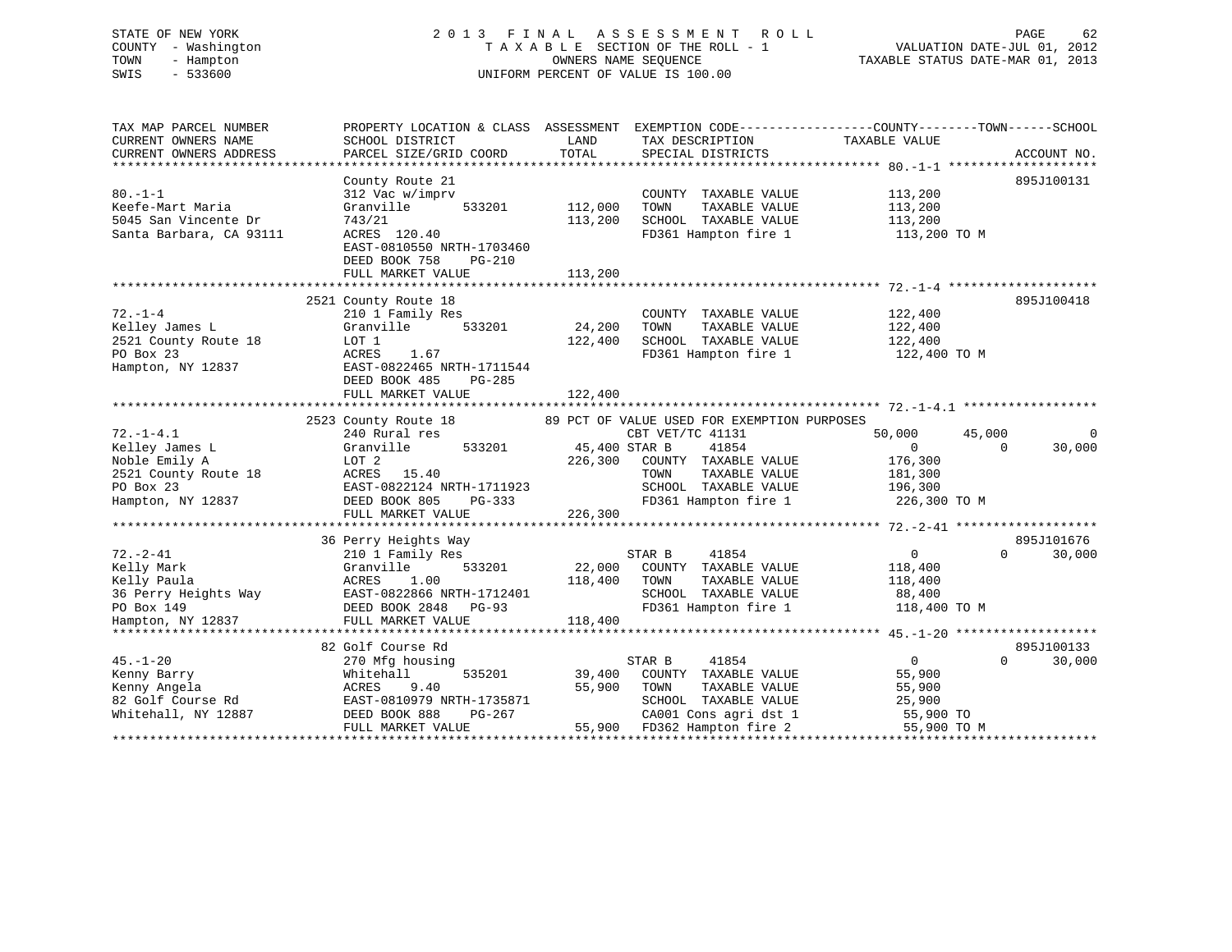STATE OF NEW YORK
COUNTY - Washington
TOWN - Hampton
SWIS - 533600

# 2013 FINAL ASSESSMENT ROLL

TAXABLE SECTION OF THE ROLL - 1
OWNERS NAME SEQUENCE
UNIFORM PERCENT OF VALUE IS 100.00

VALUATION DATE-JUL 01, 2012
TAXABLE STATUS DATE-MAR 01, 2013

```
TAX MAP PARCEL NUMBER          PROPERTY LOCATION & CLASS  ASSESSMENT  EXEMPTION CODE-----------------COUNTY--------TOWN------SCHOOL
CURRENT OWNERS NAME            SCHOOL DISTRICT               LAND      TAX DESCRIPTION             TAXABLE VALUE
CURRENT OWNERS ADDRESS         PARCEL SIZE/GRID COORD        TOTAL     SPECIAL DISTRICTS                                     ACCOUNT NO.
*********************************************************************************************** 80.-1-1 ********************
                               County Route 21                                                                          895J100131
80.-1-1                        312 Vac w/imprv                         COUNTY  TAXABLE VALUE          113,200
Keefe-Mart Maria               Granville       533201      112,000    TOWN    TAXABLE VALUE          113,200
5045 San Vincente Dr           743/21                      113,200    SCHOOL  TAXABLE VALUE          113,200
Santa Barbara, CA 93111        ACRES 120.40                            FD361 Hampton fire 1            113,200 TO M
                               EAST-0810550 NRTH-1703460
                               DEED BOOK 758    PG-210
                               FULL MARKET VALUE           113,200
*********************************************************************************************** 72.-1-4 ********************
                               2521 County Route 18                                                                     895J100418
72.-1-4                        210 1 Family Res                        COUNTY  TAXABLE VALUE          122,400
Kelley James L                 Granville       533201       24,200    TOWN    TAXABLE VALUE          122,400
2521 County Route 18           LOT 1                       122,400    SCHOOL  TAXABLE VALUE          122,400
PO Box 23                      ACRES    1.67                           FD361 Hampton fire 1            122,400 TO M
Hampton, NY 12837              EAST-0822465 NRTH-1711544
                               DEED BOOK 485    PG-285
                               FULL MARKET VALUE           122,400
*********************************************************************************************** 72.-1-4.1 ******************
                               2523 County Route 18         89 PCT OF VALUE USED FOR EXEMPTION PURPOSES
72.-1-4.1                      240 Rural res                           CBT VET/TC 41131               50,000      45,000           0
Kelley James L                 Granville       533201       45,400 STAR B      41854                      0           0      30,000
Noble Emily A                  LOT 2                       226,300    COUNTY  TAXABLE VALUE          176,300
2521 County Route 18           ACRES   15.40                           TOWN    TAXABLE VALUE          181,300
PO Box 23                      EAST-0822124 NRTH-1711923               SCHOOL  TAXABLE VALUE          196,300
Hampton, NY 12837              DEED BOOK 805    PG-333                 FD361 Hampton fire 1            226,300 TO M
                               FULL MARKET VALUE           226,300
*********************************************************************************************** 72.-2-41 *******************
                               36 Perry Heights Way                                                                     895J101676
72.-2-41                       210 1 Family Res                        STAR B      41854                  0           0      30,000
Kelly Mark                     Granville       533201       22,000    COUNTY  TAXABLE VALUE          118,400
Kelly Paula                    ACRES    1.00               118,400    TOWN    TAXABLE VALUE          118,400
36 Perry Heights Way           EAST-0822866 NRTH-1712401               SCHOOL  TAXABLE VALUE           88,400
PO Box 149                     DEED BOOK 2848   PG-93                  FD361 Hampton fire 1            118,400 TO M
Hampton, NY 12837              FULL MARKET VALUE           118,400
*********************************************************************************************** 45.-1-20 *******************
                               82 Golf Course Rd                                                                        895J100133
45.-1-20                       270 Mfg housing                         STAR B      41854                  0           0      30,000
Kenny Barry                    Whitehall       535201       39,400    COUNTY  TAXABLE VALUE           55,900
Kenny Angela                   ACRES    9.40                55,900    TOWN    TAXABLE VALUE           55,900
82 Golf Course Rd              EAST-0810979 NRTH-1735871               SCHOOL  TAXABLE VALUE           25,900
Whitehall, NY 12887            DEED BOOK 888    PG-267                 CA001 Cons agri dst 1            55,900 TO
                               FULL MARKET VALUE            55,900    FD362 Hampton fire 2             55,900 TO M
********************************************************************************************************************************
```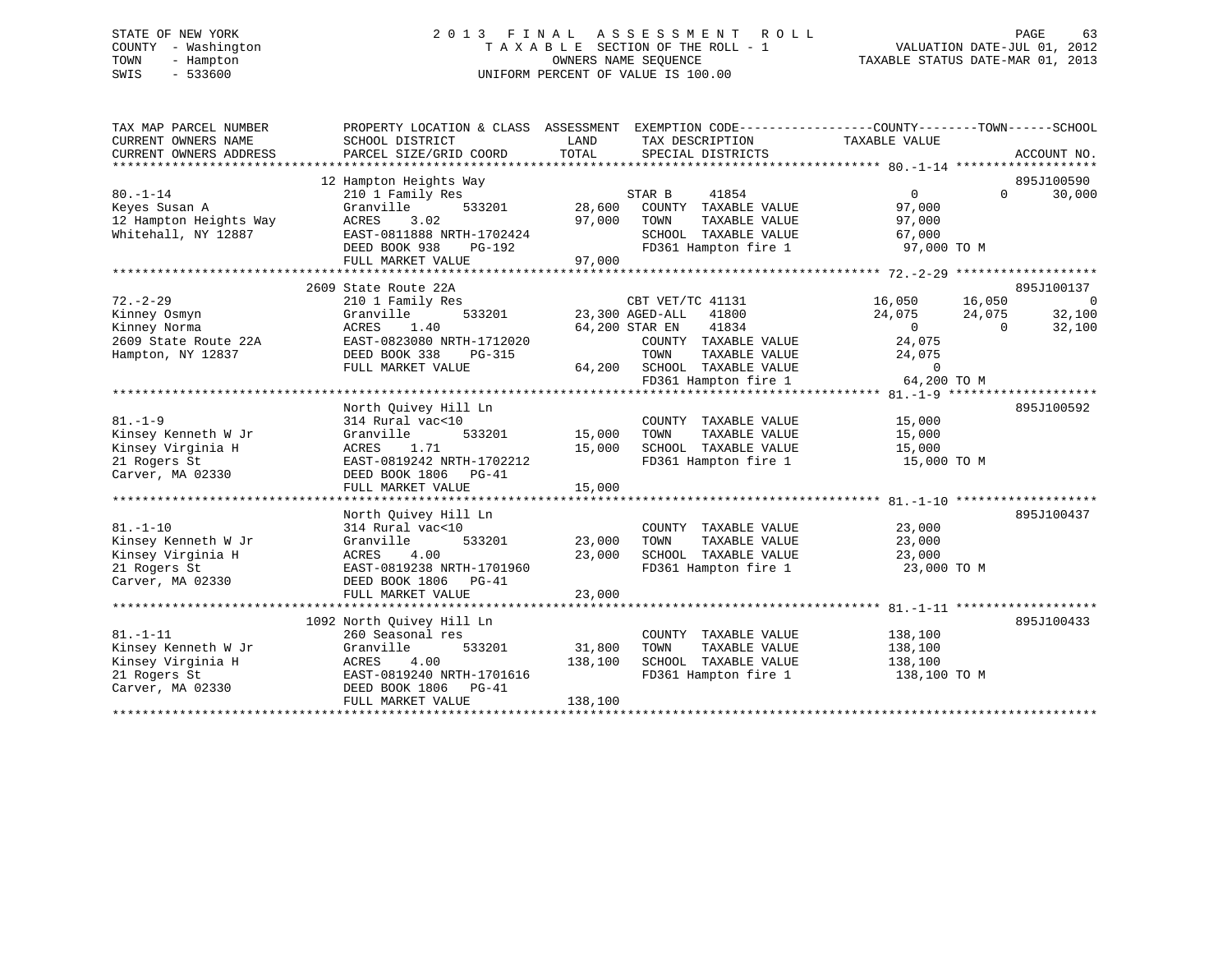STATE OF NEW YORK
COUNTY - Washington
TOWN - Hampton
SWIS - 533600

2 0 1 3 F I N A L A S S E S S M E N T R O L L
T A X A B L E SECTION OF THE ROLL - 1
OWNERS NAME SEQUENCE
UNIFORM PERCENT OF VALUE IS 100.00

VALUATION DATE-JUL 01, 2012
TAXABLE STATUS DATE-MAR 01, 2013

```
TAX MAP PARCEL NUMBER        PROPERTY LOCATION & CLASS  ASSESSMENT  EXEMPTION CODE------------------COUNTY--------TOWN------SCHOOL
CURRENT OWNERS NAME          SCHOOL DISTRICT               LAND      TAX DESCRIPTION              TAXABLE VALUE
CURRENT OWNERS ADDRESS       PARCEL SIZE/GRID COORD        TOTAL     SPECIAL DISTRICTS                                    ACCOUNT NO.
******************************************************************************************************* 80.-1-14 *******************
                             12 Hampton Heights Way                                                                       895J100590
80.-1-14                     210 1 Family Res                        STAR B      41854                  0            0      30,000
Keyes Susan A                Granville        533201      28,600      COUNTY  TAXABLE VALUE          97,000
12 Hampton Heights Way       ACRES    3.02                 97,000     TOWN    TAXABLE VALUE          97,000
Whitehall, NY 12887          EAST-0811888 NRTH-1702424                SCHOOL  TAXABLE VALUE          67,000
                             DEED BOOK 938    PG-192                  FD361 Hampton fire 1            97,000 TO M
                             FULL MARKET VALUE             97,000
******************************************************************************************************* 72.-2-29 *******************
                             2609 State Route 22A                                                                         895J100137
72.-2-29                     210 1 Family Res                        CBT VET/TC 41131             16,050       16,050            0
Kinney Osmyn                 Granville        533201      23,300 AGED-ALL    41800               24,075       24,075       32,100
Kinney Norma                 ACRES    1.40                 64,200 STAR EN     41834                   0            0       32,100
2609 State Route 22A         EAST-0823080 NRTH-1712020                COUNTY  TAXABLE VALUE          24,075
Hampton, NY 12837            DEED BOOK 338    PG-315                  TOWN    TAXABLE VALUE          24,075
                             FULL MARKET VALUE             64,200     SCHOOL  TAXABLE VALUE               0
                                                                      FD361 Hampton fire 1            64,200 TO M
******************************************************************************************************* 81.-1-9 ********************
                             North Quivey Hill Ln                                                                         895J100592
81.-1-9                      314 Rural vac<10                         COUNTY  TAXABLE VALUE          15,000
Kinsey Kenneth W Jr          Granville        533201      15,000      TOWN    TAXABLE VALUE          15,000
Kinsey Virginia H            ACRES    1.71                 15,000     SCHOOL  TAXABLE VALUE          15,000
21 Rogers St                 EAST-0819242 NRTH-1702212                FD361 Hampton fire 1            15,000 TO M
Carver, MA 02330             DEED BOOK 1806   PG-41
                             FULL MARKET VALUE             15,000
******************************************************************************************************* 81.-1-10 *******************
                             North Quivey Hill Ln                                                                         895J100437
81.-1-10                     314 Rural vac<10                         COUNTY  TAXABLE VALUE          23,000
Kinsey Kenneth W Jr          Granville        533201      23,000      TOWN    TAXABLE VALUE          23,000
Kinsey Virginia H            ACRES    4.00                 23,000     SCHOOL  TAXABLE VALUE          23,000
21 Rogers St                 EAST-0819238 NRTH-1701960                FD361 Hampton fire 1            23,000 TO M
Carver, MA 02330             DEED BOOK 1806   PG-41
                             FULL MARKET VALUE             23,000
******************************************************************************************************* 81.-1-11 *******************
                             1092 North Quivey Hill Ln                                                                    895J100433
81.-1-11                     260 Seasonal res                         COUNTY  TAXABLE VALUE         138,100
Kinsey Kenneth W Jr          Granville        533201      31,800      TOWN    TAXABLE VALUE         138,100
Kinsey Virginia H            ACRES    4.00                138,100     SCHOOL  TAXABLE VALUE         138,100
21 Rogers St                 EAST-0819240 NRTH-1701616                FD361 Hampton fire 1           138,100 TO M
Carver, MA 02330             DEED BOOK 1806   PG-41
                             FULL MARKET VALUE            138,100
************************************************************************************************************************************
```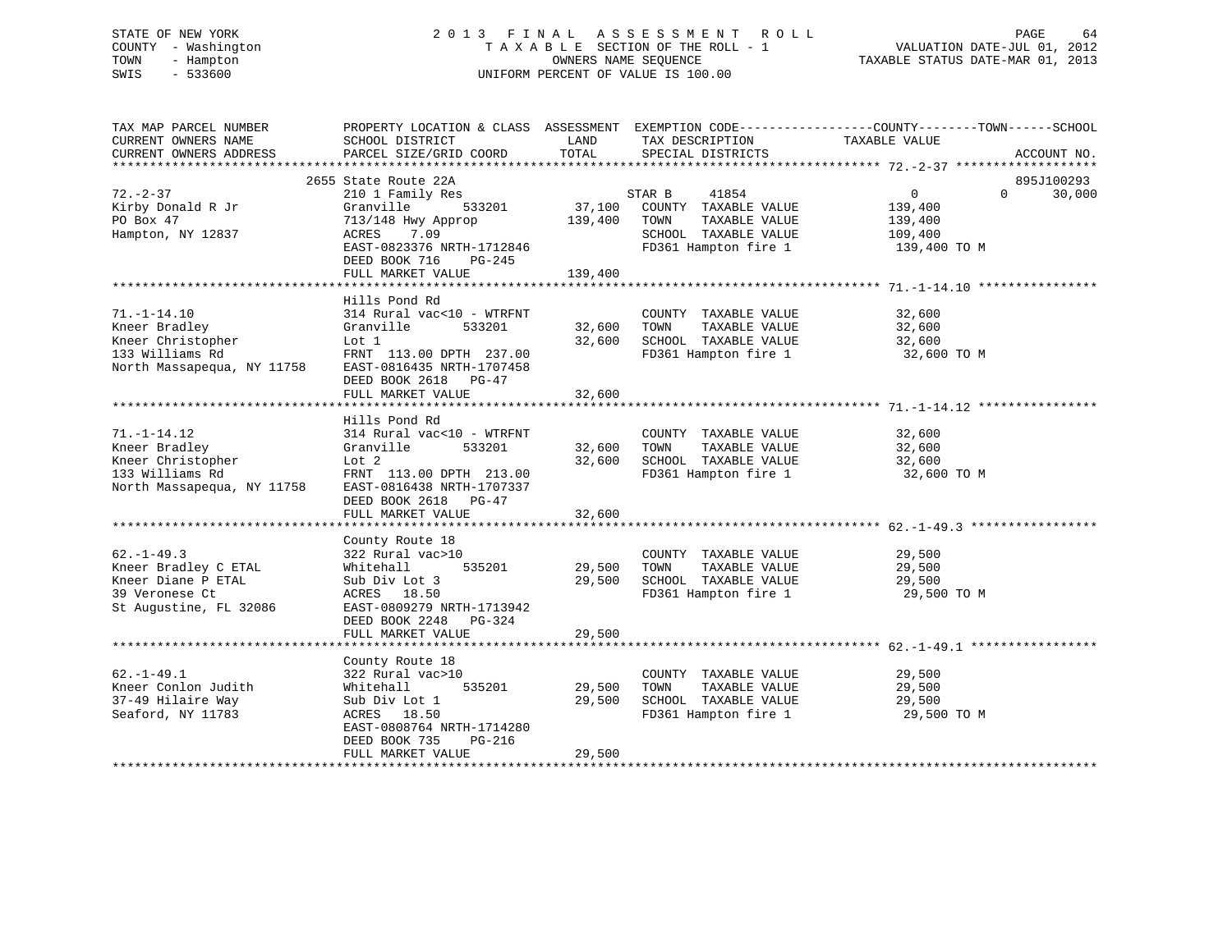STATE OF NEW YORK
COUNTY - Washington
TOWN - Hampton
SWIS - 533600

2013 FINAL ASSESSMENT ROLL
TAXABLE SECTION OF THE ROLL - 1
OWNERS NAME SEQUENCE
UNIFORM PERCENT OF VALUE IS 100.00

VALUATION DATE-JUL 01, 2012
TAXABLE STATUS DATE-MAR 01, 2013

| TAX MAP PARCEL NUMBER / CURRENT OWNERS NAME / CURRENT OWNERS ADDRESS | PROPERTY LOCATION & CLASS / SCHOOL DISTRICT / PARCEL SIZE/GRID COORD | ASSESSMENT LAND | ASSESSMENT TOTAL | EXEMPTION CODE / TAX DESCRIPTION / SPECIAL DISTRICTS | COUNTY TAXABLE VALUE | TOWN | SCHOOL | ACCOUNT NO. |
|---|---|---|---|---|---|---|---|---|
| 72.-2-37 | 2655 State Route 22A | | | | | | | 895J100293 |
| Kirby Donald R Jr | 210 1 Family Res | | | STAR B 41854 | 0 | 0 | 30,000 | |
| PO Box 47 | Granville 533201 | 37,100 | | COUNTY TAXABLE VALUE | 139,400 | | | |
| Hampton, NY 12837 | 713/148 Hwy Approp | | 139,400 | TOWN TAXABLE VALUE | 139,400 | | | |
| | ACRES 7.09 | | | SCHOOL TAXABLE VALUE | 109,400 | | | |
| | EAST-0823376 NRTH-1712846 | | | FD361 Hampton fire 1 | 139,400 TO M | | | |
| | DEED BOOK 716 PG-245 | | | | | | | |
| | FULL MARKET VALUE | | 139,400 | | | | | |
| 71.-1-14.10 | Hills Pond Rd | | | | | | | |
| Kneer Bradley | 314 Rural vac<10 - WTRFNT | | | COUNTY TAXABLE VALUE | 32,600 | | | |
| Kneer Christopher | Granville 533201 | 32,600 | | TOWN TAXABLE VALUE | 32,600 | | | |
| 133 Williams Rd | Lot 1 | | 32,600 | SCHOOL TAXABLE VALUE | 32,600 | | | |
| North Massapequa, NY 11758 | FRNT 113.00 DPTH 237.00 | | | FD361 Hampton fire 1 | 32,600 TO M | | | |
| | EAST-0816435 NRTH-1707458 | | | | | | | |
| | DEED BOOK 2618 PG-47 | | | | | | | |
| | FULL MARKET VALUE | | 32,600 | | | | | |
| 71.-1-14.12 | Hills Pond Rd | | | | | | | |
| Kneer Bradley | 314 Rural vac<10 - WTRFNT | | | COUNTY TAXABLE VALUE | 32,600 | | | |
| Kneer Christopher | Granville 533201 | 32,600 | | TOWN TAXABLE VALUE | 32,600 | | | |
| 133 Williams Rd | Lot 2 | | 32,600 | SCHOOL TAXABLE VALUE | 32,600 | | | |
| North Massapequa, NY 11758 | FRNT 113.00 DPTH 213.00 | | | FD361 Hampton fire 1 | 32,600 TO M | | | |
| | EAST-0816438 NRTH-1707337 | | | | | | | |
| | DEED BOOK 2618 PG-47 | | | | | | | |
| | FULL MARKET VALUE | | 32,600 | | | | | |
| 62.-1-49.3 | County Route 18 | | | | | | | |
| Kneer Bradley C ETAL | 322 Rural vac>10 | | | COUNTY TAXABLE VALUE | 29,500 | | | |
| Kneer Diane P ETAL | Whitehall 535201 | 29,500 | | TOWN TAXABLE VALUE | 29,500 | | | |
| 39 Veronese Ct | Sub Div Lot 3 | | 29,500 | SCHOOL TAXABLE VALUE | 29,500 | | | |
| St Augustine, FL 32086 | ACRES 18.50 | | | FD361 Hampton fire 1 | 29,500 TO M | | | |
| | EAST-0809279 NRTH-1713942 | | | | | | | |
| | DEED BOOK 2248 PG-324 | | | | | | | |
| | FULL MARKET VALUE | | 29,500 | | | | | |
| 62.-1-49.1 | County Route 18 | | | | | | | |
| Kneer Conlon Judith | 322 Rural vac>10 | | | COUNTY TAXABLE VALUE | 29,500 | | | |
| 37-49 Hilaire Way | Whitehall 535201 | 29,500 | | TOWN TAXABLE VALUE | 29,500 | | | |
| Seaford, NY 11783 | Sub Div Lot 1 | | 29,500 | SCHOOL TAXABLE VALUE | 29,500 | | | |
| | ACRES 18.50 | | | FD361 Hampton fire 1 | 29,500 TO M | | | |
| | EAST-0808764 NRTH-1714280 | | | | | | | |
| | DEED BOOK 735 PG-216 | | | | | | | |
| | FULL MARKET VALUE | | 29,500 | | | | | |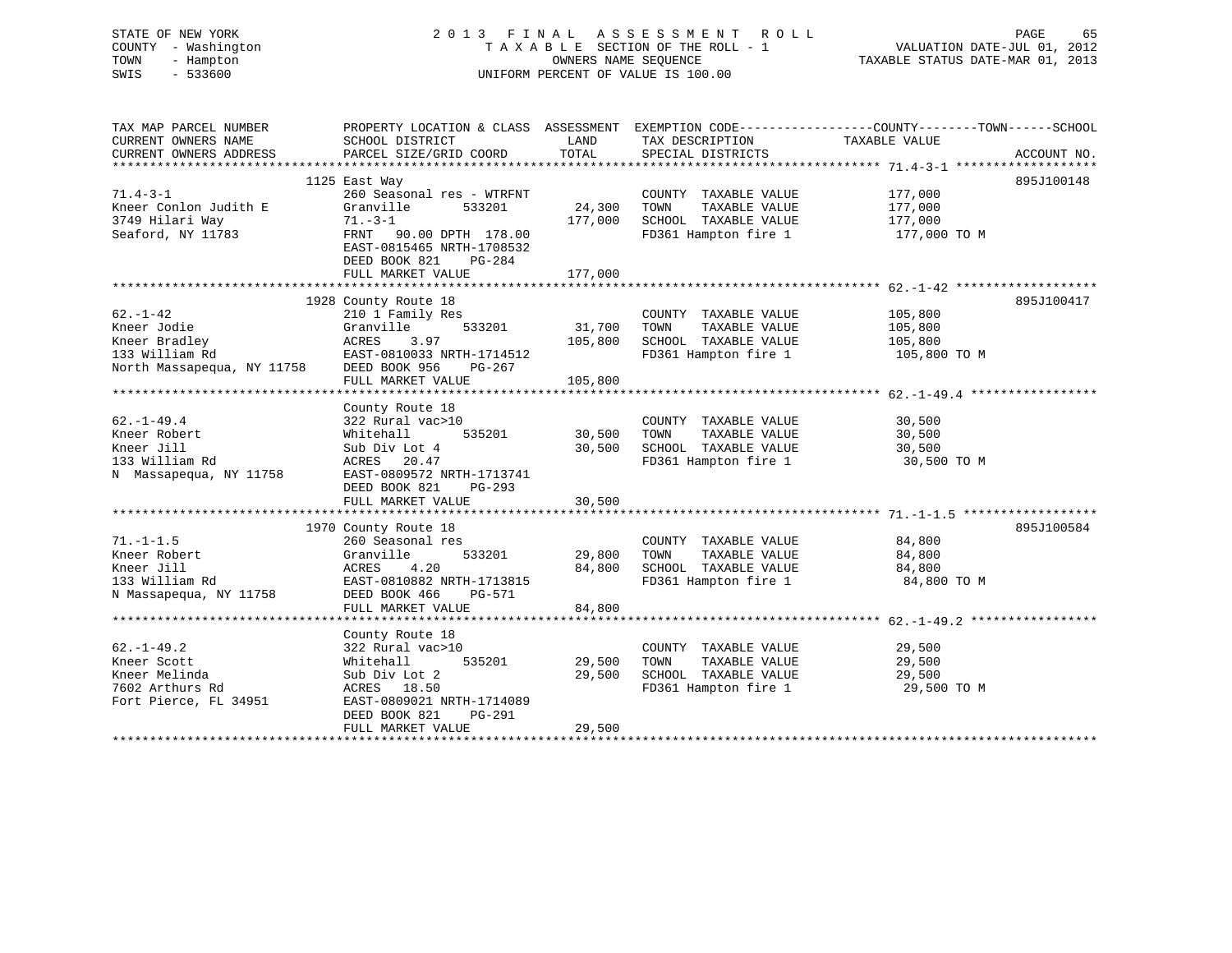STATE OF NEW YORK
COUNTY - Washington
TOWN - Hampton
SWIS - 533600

# 2013 FINAL ASSESSMENT ROLL
TAXABLE SECTION OF THE ROLL - 1
OWNERS NAME SEQUENCE
UNIFORM PERCENT OF VALUE IS 100.00

VALUATION DATE-JUL 01, 2012
TAXABLE STATUS DATE-MAR 01, 2013

| TAX MAP PARCEL NUMBER / CURRENT OWNERS NAME / CURRENT OWNERS ADDRESS | PROPERTY LOCATION & CLASS / SCHOOL DISTRICT / PARCEL SIZE/GRID COORD | ASSESSMENT LAND | TOTAL | EXEMPTION CODE / TAX DESCRIPTION / SPECIAL DISTRICTS | TAXABLE VALUE | ACCOUNT NO. |
|---|---|---|---|---|---|---|
| | 1125 East Way | | | | | 895J100148 |
| 71.4-3-1 | 260 Seasonal res - WTRFNT | | | COUNTY TAXABLE VALUE | 177,000 | |
| Kneer Conlon Judith E | Granville 533201 | 24,300 | | TOWN TAXABLE VALUE | 177,000 | |
| 3749 Hilari Way | 71.-3-1 | | 177,000 | SCHOOL TAXABLE VALUE | 177,000 | |
| Seaford, NY 11783 | FRNT 90.00 DPTH 178.00 | | | FD361 Hampton fire 1 | 177,000 TO M | |
| | EAST-0815465 NRTH-1708532 | | | | | |
| | DEED BOOK 821 PG-284 | | | | | |
| | FULL MARKET VALUE | | 177,000 | | | |
| | 1928 County Route 18 | | | | | 895J100417 |
| 62.-1-42 | 210 1 Family Res | | | COUNTY TAXABLE VALUE | 105,800 | |
| Kneer Jodie | Granville 533201 | 31,700 | | TOWN TAXABLE VALUE | 105,800 | |
| Kneer Bradley | ACRES 3.97 | | 105,800 | SCHOOL TAXABLE VALUE | 105,800 | |
| 133 William Rd | EAST-0810033 NRTH-1714512 | | | FD361 Hampton fire 1 | 105,800 TO M | |
| North Massapequa, NY 11758 | DEED BOOK 956 PG-267 | | | | | |
| | FULL MARKET VALUE | | 105,800 | | | |
| | County Route 18 | | | | | |
| 62.-1-49.4 | 322 Rural vac>10 | | | COUNTY TAXABLE VALUE | 30,500 | |
| Kneer Robert | Whitehall 535201 | 30,500 | | TOWN TAXABLE VALUE | 30,500 | |
| Kneer Jill | Sub Div Lot 4 | | 30,500 | SCHOOL TAXABLE VALUE | 30,500 | |
| 133 William Rd | ACRES 20.47 | | | FD361 Hampton fire 1 | 30,500 TO M | |
| N Massapequa, NY 11758 | EAST-0809572 NRTH-1713741 | | | | | |
| | DEED BOOK 821 PG-293 | | | | | |
| | FULL MARKET VALUE | | 30,500 | | | |
| | 1970 County Route 18 | | | | | 895J100584 |
| 71.-1-1.5 | 260 Seasonal res | | | COUNTY TAXABLE VALUE | 84,800 | |
| Kneer Robert | Granville 533201 | 29,800 | | TOWN TAXABLE VALUE | 84,800 | |
| Kneer Jill | ACRES 4.20 | | 84,800 | SCHOOL TAXABLE VALUE | 84,800 | |
| 133 William Rd | EAST-0810882 NRTH-1713815 | | | FD361 Hampton fire 1 | 84,800 TO M | |
| N Massapequa, NY 11758 | DEED BOOK 466 PG-571 | | | | | |
| | FULL MARKET VALUE | | 84,800 | | | |
| | County Route 18 | | | | | |
| 62.-1-49.2 | 322 Rural vac>10 | | | COUNTY TAXABLE VALUE | 29,500 | |
| Kneer Scott | Whitehall 535201 | 29,500 | | TOWN TAXABLE VALUE | 29,500 | |
| Kneer Melinda | Sub Div Lot 2 | | 29,500 | SCHOOL TAXABLE VALUE | 29,500 | |
| 7602 Arthurs Rd | ACRES 18.50 | | | FD361 Hampton fire 1 | 29,500 TO M | |
| Fort Pierce, FL 34951 | EAST-0809021 NRTH-1714089 | | | | | |
| | DEED BOOK 821 PG-291 | | | | | |
| | FULL MARKET VALUE | | 29,500 | | | |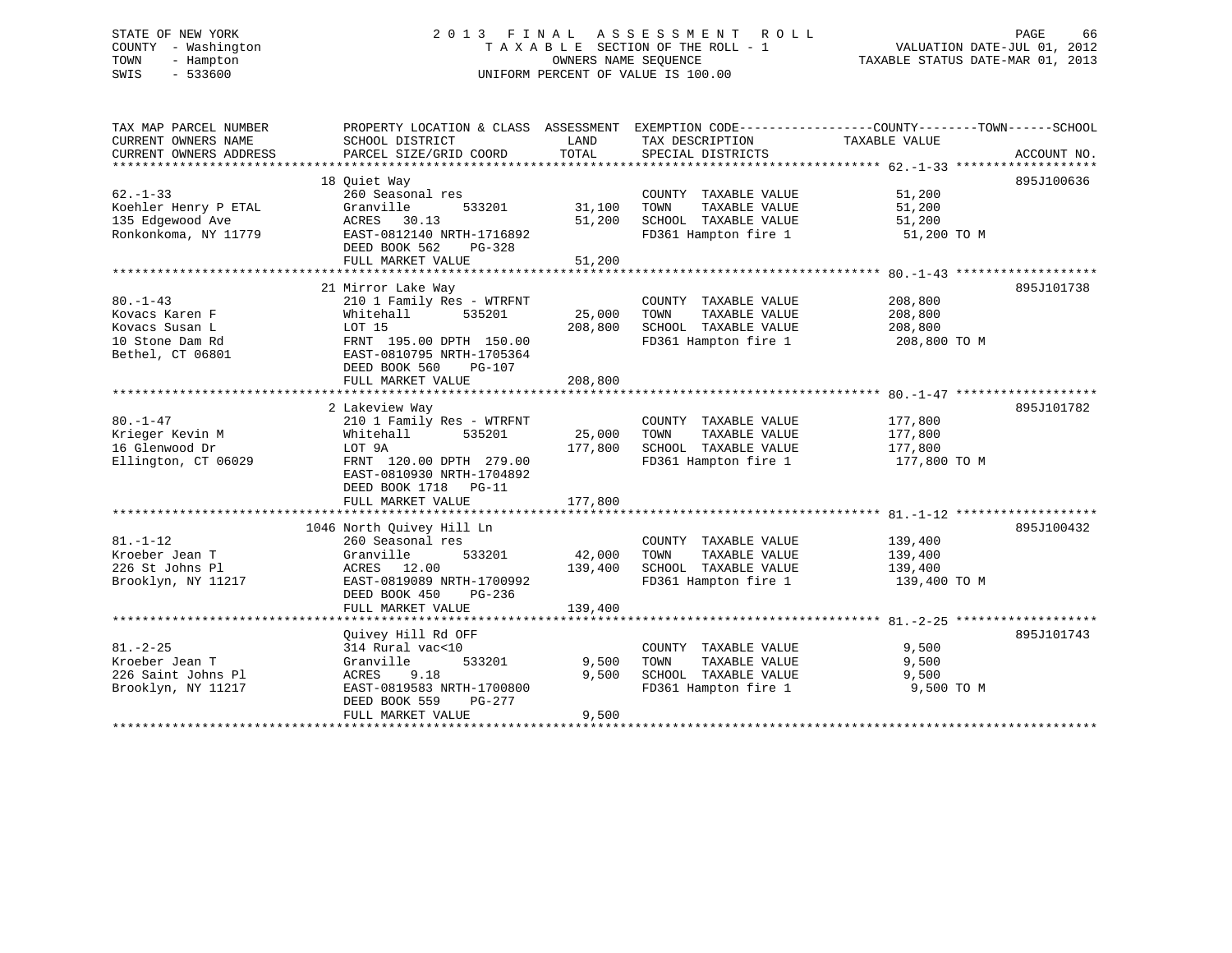STATE OF NEW YORK
COUNTY - Washington
TOWN - Hampton
SWIS - 533600

# 2013 FINAL ASSESSMENT ROLL

TAXABLE SECTION OF THE ROLL - 1
OWNERS NAME SEQUENCE
UNIFORM PERCENT OF VALUE IS 100.00

VALUATION DATE-JUL 01, 2012
TAXABLE STATUS DATE-MAR 01, 2013

| TAX MAP PARCEL NUMBER / CURRENT OWNERS NAME / CURRENT OWNERS ADDRESS | PROPERTY LOCATION & CLASS / SCHOOL DISTRICT / PARCEL SIZE/GRID COORD | ASSESSMENT LAND / TOTAL | EXEMPTION CODE / TAX DESCRIPTION / SPECIAL DISTRICTS | COUNTY--------TOWN------SCHOOL TAXABLE VALUE | ACCOUNT NO. |
|---|---|---|---|---|---|
| 62.-1-33 | 18 Quiet Way | | | | 895J100636 |
| Koehler Henry P ETAL | 260 Seasonal res | | COUNTY TAXABLE VALUE | 51,200 | |
| 135 Edgewood Ave | Granville 533201 | 31,100 | TOWN TAXABLE VALUE | 51,200 | |
| Ronkonkoma, NY 11779 | ACRES 30.13 | 51,200 | SCHOOL TAXABLE VALUE | 51,200 | |
| | EAST-0812140 NRTH-1716892 | | FD361 Hampton fire 1 | 51,200 TO M | |
| | DEED BOOK 562 PG-328 | | | | |
| | FULL MARKET VALUE | 51,200 | | | |
| 80.-1-43 | 21 Mirror Lake Way | | | | 895J101738 |
| Kovacs Karen F | 210 1 Family Res - WTRFNT | | COUNTY TAXABLE VALUE | 208,800 | |
| Kovacs Susan L | Whitehall 535201 | 25,000 | TOWN TAXABLE VALUE | 208,800 | |
| 10 Stone Dam Rd | LOT 15 | 208,800 | SCHOOL TAXABLE VALUE | 208,800 | |
| Bethel, CT 06801 | FRNT 195.00 DPTH 150.00 | | FD361 Hampton fire 1 | 208,800 TO M | |
| | EAST-0810795 NRTH-1705364 | | | | |
| | DEED BOOK 560 PG-107 | | | | |
| | FULL MARKET VALUE | 208,800 | | | |
| 80.-1-47 | 2 Lakeview Way | | | | 895J101782 |
| Krieger Kevin M | 210 1 Family Res - WTRFNT | | COUNTY TAXABLE VALUE | 177,800 | |
| 16 Glenwood Dr | Whitehall 535201 | 25,000 | TOWN TAXABLE VALUE | 177,800 | |
| Ellington, CT 06029 | LOT 9A | 177,800 | SCHOOL TAXABLE VALUE | 177,800 | |
| | FRNT 120.00 DPTH 279.00 | | FD361 Hampton fire 1 | 177,800 TO M | |
| | EAST-0810930 NRTH-1704892 | | | | |
| | DEED BOOK 1718 PG-11 | | | | |
| | FULL MARKET VALUE | 177,800 | | | |
| 81.-1-12 | 1046 North Quivey Hill Ln | | | | 895J100432 |
| Kroeber Jean T | 260 Seasonal res | | COUNTY TAXABLE VALUE | 139,400 | |
| 226 St Johns Pl | Granville 533201 | 42,000 | TOWN TAXABLE VALUE | 139,400 | |
| Brooklyn, NY 11217 | ACRES 12.00 | 139,400 | SCHOOL TAXABLE VALUE | 139,400 | |
| | EAST-0819089 NRTH-1700992 | | FD361 Hampton fire 1 | 139,400 TO M | |
| | DEED BOOK 450 PG-236 | | | | |
| | FULL MARKET VALUE | 139,400 | | | |
| 81.-2-25 | Quivey Hill Rd OFF | | | | 895J101743 |
| Kroeber Jean T | 314 Rural vac<10 | | COUNTY TAXABLE VALUE | 9,500 | |
| 226 Saint Johns Pl | Granville 533201 | 9,500 | TOWN TAXABLE VALUE | 9,500 | |
| Brooklyn, NY 11217 | ACRES 9.18 | 9,500 | SCHOOL TAXABLE VALUE | 9,500 | |
| | EAST-0819583 NRTH-1700800 | | FD361 Hampton fire 1 | 9,500 TO M | |
| | DEED BOOK 559 PG-277 | | | | |
| | FULL MARKET VALUE | 9,500 | | | |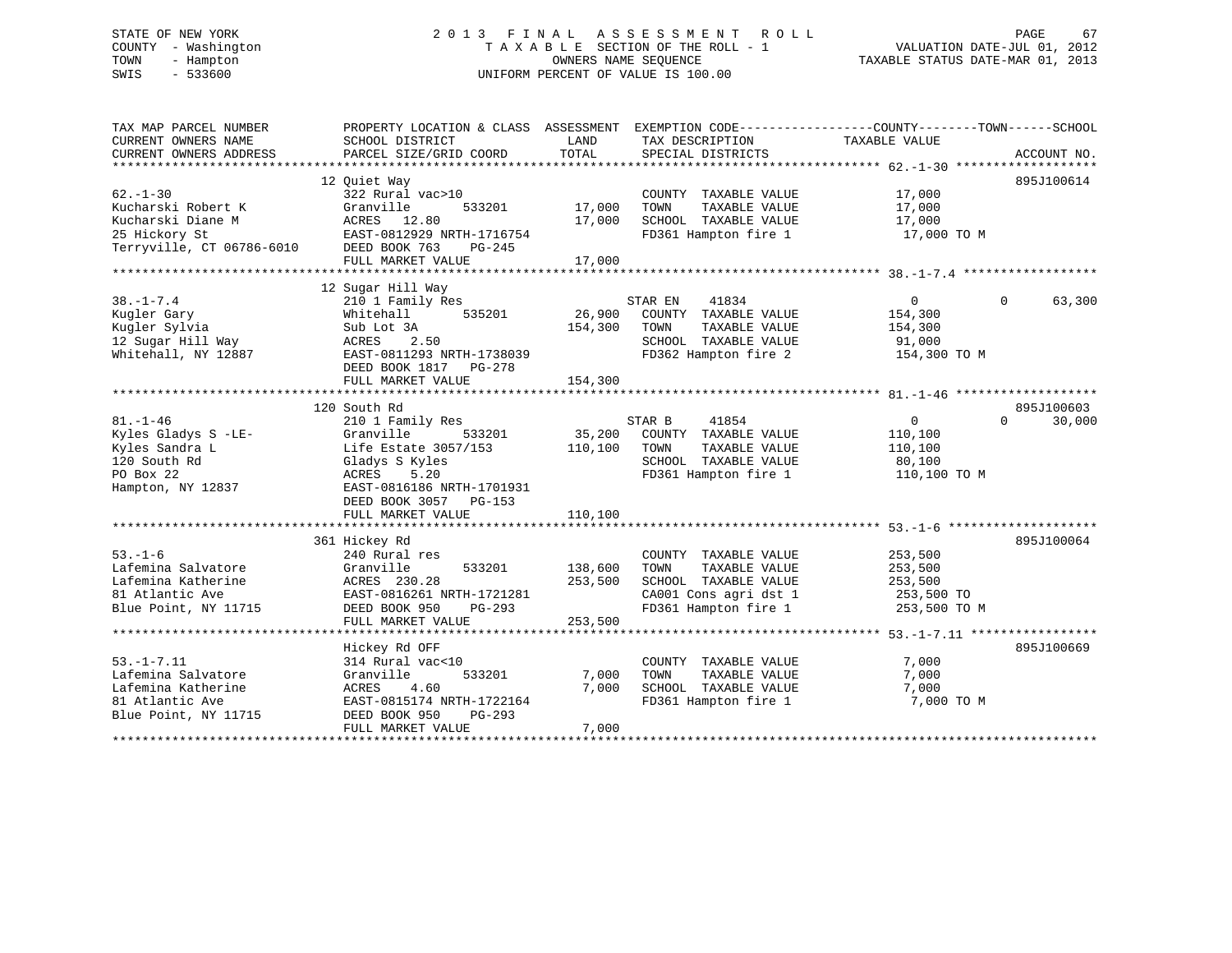STATE OF NEW YORK
COUNTY - Washington
TOWN - Hampton
SWIS - 533600

# 2013 FINAL ASSESSMENT ROLL

TAXABLE SECTION OF THE ROLL - 1
OWNERS NAME SEQUENCE
UNIFORM PERCENT OF VALUE IS 100.00

VALUATION DATE-JUL 01, 2012
TAXABLE STATUS DATE-MAR 01, 2013

| TAX MAP PARCEL NUMBER<br>CURRENT OWNERS NAME<br>CURRENT OWNERS ADDRESS | PROPERTY LOCATION & CLASS<br>SCHOOL DISTRICT<br>PARCEL SIZE/GRID COORD | ASSESSMENT LAND | ASSESSMENT TOTAL | EXEMPTION CODE / TAX DESCRIPTION / SPECIAL DISTRICTS | COUNTY / TOWN TAXABLE VALUE | SCHOOL | ACCOUNT NO. |
|---|---|---|---|---|---|---|---|
| 62.-1-30 | 12 Quiet Way | | | | | | 895J100614 |
| Kucharski Robert K | 322 Rural vac>10 | | | COUNTY TAXABLE VALUE | 17,000 | | |
| Kucharski Diane M | Granville 533201 | 17,000 | | TOWN TAXABLE VALUE | 17,000 | | |
| 25 Hickory St | ACRES 12.80 | | 17,000 | SCHOOL TAXABLE VALUE | 17,000 | | |
| Terryville, CT 06786-6010 | EAST-0812929 NRTH-1716754 | | | FD361 Hampton fire 1 | 17,000 TO M | | |
| | DEED BOOK 763 PG-245 | | | | | | |
| | FULL MARKET VALUE | | 17,000 | | | | |
| 38.-1-7.4 | 12 Sugar Hill Way | | | | | | |
| Kugler Gary | 210 1 Family Res | | | STAR EN 41834 | 0 | 0 63,300 | |
| Kugler Sylvia | Whitehall 535201 | 26,900 | | COUNTY TAXABLE VALUE | 154,300 | | |
| 12 Sugar Hill Way | Sub Lot 3A | | 154,300 | TOWN TAXABLE VALUE | 154,300 | | |
| Whitehall, NY 12887 | ACRES 2.50 | | | SCHOOL TAXABLE VALUE | 91,000 | | |
| | EAST-0811293 NRTH-1738039 | | | FD362 Hampton fire 2 | 154,300 TO M | | |
| | DEED BOOK 1817 PG-278 | | | | | | |
| | FULL MARKET VALUE | | 154,300 | | | | |
| 81.-1-46 | 120 South Rd | | | | | | 895J100603 |
| Kyles Gladys S -LE- | 210 1 Family Res | | | STAR B 41854 | 0 | 0 30,000 | |
| Kyles Sandra L | Granville 533201 | 35,200 | | COUNTY TAXABLE VALUE | 110,100 | | |
| 120 South Rd | Life Estate 3057/153 | | 110,100 | TOWN TAXABLE VALUE | 110,100 | | |
| PO Box 22 | Gladys S Kyles | | | SCHOOL TAXABLE VALUE | 80,100 | | |
| Hampton, NY 12837 | ACRES 5.20 | | | FD361 Hampton fire 1 | 110,100 TO M | | |
| | EAST-0816186 NRTH-1701931 | | | | | | |
| | DEED BOOK 3057 PG-153 | | | | | | |
| | FULL MARKET VALUE | | 110,100 | | | | |
| 53.-1-6 | 361 Hickey Rd | | | | | | 895J100064 |
| Lafemina Salvatore | 240 Rural res | | | COUNTY TAXABLE VALUE | 253,500 | | |
| Lafemina Katherine | Granville 533201 | 138,600 | | TOWN TAXABLE VALUE | 253,500 | | |
| 81 Atlantic Ave | ACRES 230.28 | | 253,500 | SCHOOL TAXABLE VALUE | 253,500 | | |
| Blue Point, NY 11715 | EAST-0816261 NRTH-1721281 | | | CA001 Cons agri dst 1 | 253,500 TO | | |
| | DEED BOOK 950 PG-293 | | | FD361 Hampton fire 1 | 253,500 TO M | | |
| | FULL MARKET VALUE | | 253,500 | | | | |
| 53.-1-7.11 | Hickey Rd OFF | | | | | | 895J100669 |
| Lafemina Salvatore | 314 Rural vac<10 | | | COUNTY TAXABLE VALUE | 7,000 | | |
| Lafemina Katherine | Granville 533201 | 7,000 | | TOWN TAXABLE VALUE | 7,000 | | |
| 81 Atlantic Ave | ACRES 4.60 | | 7,000 | SCHOOL TAXABLE VALUE | 7,000 | | |
| Blue Point, NY 11715 | EAST-0815174 NRTH-1722164 | | | FD361 Hampton fire 1 | 7,000 TO M | | |
| | DEED BOOK 950 PG-293 | | | | | | |
| | FULL MARKET VALUE | | 7,000 | | | | |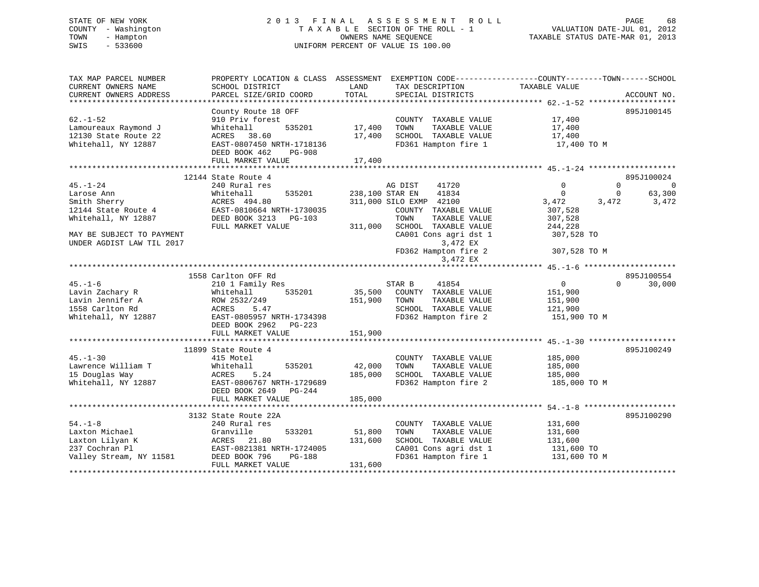STATE OF NEW YORK
COUNTY - Washington
TOWN - Hampton
SWIS - 533600

2013 FINAL ASSESSMENT ROLL
TAXABLE SECTION OF THE ROLL - 1
OWNERS NAME SEQUENCE
UNIFORM PERCENT OF VALUE IS 100.00

VALUATION DATE-JUL 01, 2012
TAXABLE STATUS DATE-MAR 01, 2013

```
TAX MAP PARCEL NUMBER          PROPERTY LOCATION & CLASS  ASSESSMENT  EXEMPTION CODE------------------COUNTY--------TOWN------SCHOOL
CURRENT OWNERS NAME            SCHOOL DISTRICT               LAND      TAX DESCRIPTION              TAXABLE VALUE
CURRENT OWNERS ADDRESS         PARCEL SIZE/GRID COORD        TOTAL     SPECIAL DISTRICTS                                     ACCOUNT NO.
******************************************************************************************************** 62.-1-52 *******************
                               County Route 18 OFF                                                                        895J100145
62.-1-52                       910 Priv forest                         COUNTY  TAXABLE VALUE            17,400
Lamoureaux Raymond J           Whitehall        535201      17,400     TOWN    TAXABLE VALUE            17,400
12130 State Route 22           ACRES   38.60                17,400     SCHOOL  TAXABLE VALUE            17,400
Whitehall, NY 12887            EAST-0807450 NRTH-1718136               FD361 Hampton fire 1              17,400 TO M
                               DEED BOOK 462    PG-908
                               FULL MARKET VALUE            17,400
******************************************************************************************************** 45.-1-24 *******************
                               12144 State Route 4                                                                        895J100024
45.-1-24                       240 Rural res                           AG DIST     41720                      0         0           0
Larose Ann                     Whitehall        535201     238,100 STAR EN     41834                      0         0      63,300
Smith Sherry                   ACRES  494.80               311,000 SILO EXMP 42100                    3,472     3,472       3,472
12144 State Route 4            EAST-0810664 NRTH-1730035               COUNTY  TAXABLE VALUE           307,528
Whitehall, NY 12887            DEED BOOK 3213   PG-103                 TOWN    TAXABLE VALUE           307,528
                               FULL MARKET VALUE           311,000     SCHOOL  TAXABLE VALUE           244,228
MAY BE SUBJECT TO PAYMENT                                              CA001 Cons agri dst 1            307,528 TO
UNDER AGDIST LAW TIL 2017                                                      3,472 EX
                                                                       FD362 Hampton fire 2             307,528 TO M
                                                                               3,472 EX
******************************************************************************************************** 45.-1-6 ********************
                               1558 Carlton OFF Rd                                                                        895J100554
45.-1-6                        210 1 Family Res                        STAR B      41854                      0         0      30,000
Lavin Zachary R                Whitehall        535201      35,500     COUNTY  TAXABLE VALUE           151,900
Lavin Jennifer A               ROW 2532/249                151,900     TOWN    TAXABLE VALUE           151,900
1558 Carlton Rd                ACRES    5.47                           SCHOOL  TAXABLE VALUE           121,900
Whitehall, NY 12887            EAST-0805957 NRTH-1734398               FD362 Hampton fire 2             151,900 TO M
                               DEED BOOK 2962   PG-223
                               FULL MARKET VALUE           151,900
******************************************************************************************************** 45.-1-30 *******************
                               11899 State Route 4                                                                        895J100249
45.-1-30                       415 Motel                               COUNTY  TAXABLE VALUE           185,000
Lawrence William T             Whitehall        535201      42,000     TOWN    TAXABLE VALUE           185,000
15 Douglas Way                 ACRES    5.24               185,000     SCHOOL  TAXABLE VALUE           185,000
Whitehall, NY 12887            EAST-0806767 NRTH-1729689               FD362 Hampton fire 2             185,000 TO M
                               DEED BOOK 2649   PG-244
                               FULL MARKET VALUE           185,000
******************************************************************************************************** 54.-1-8 ********************
                               3132 State Route 22A                                                                       895J100290
54.-1-8                        240 Rural res                           COUNTY  TAXABLE VALUE           131,600
Laxton Michael                 Granville        533201      51,800     TOWN    TAXABLE VALUE           131,600
Laxton Lilyan K                ACRES   21.80               131,600     SCHOOL  TAXABLE VALUE           131,600
237 Cochran Pl                 EAST-0821381 NRTH-1724005               CA001 Cons agri dst 1            131,600 TO
Valley Stream, NY 11581        DEED BOOK 796    PG-188                 FD361 Hampton fire 1             131,600 TO M
                               FULL MARKET VALUE           131,600
************************************************************************************************************************************
```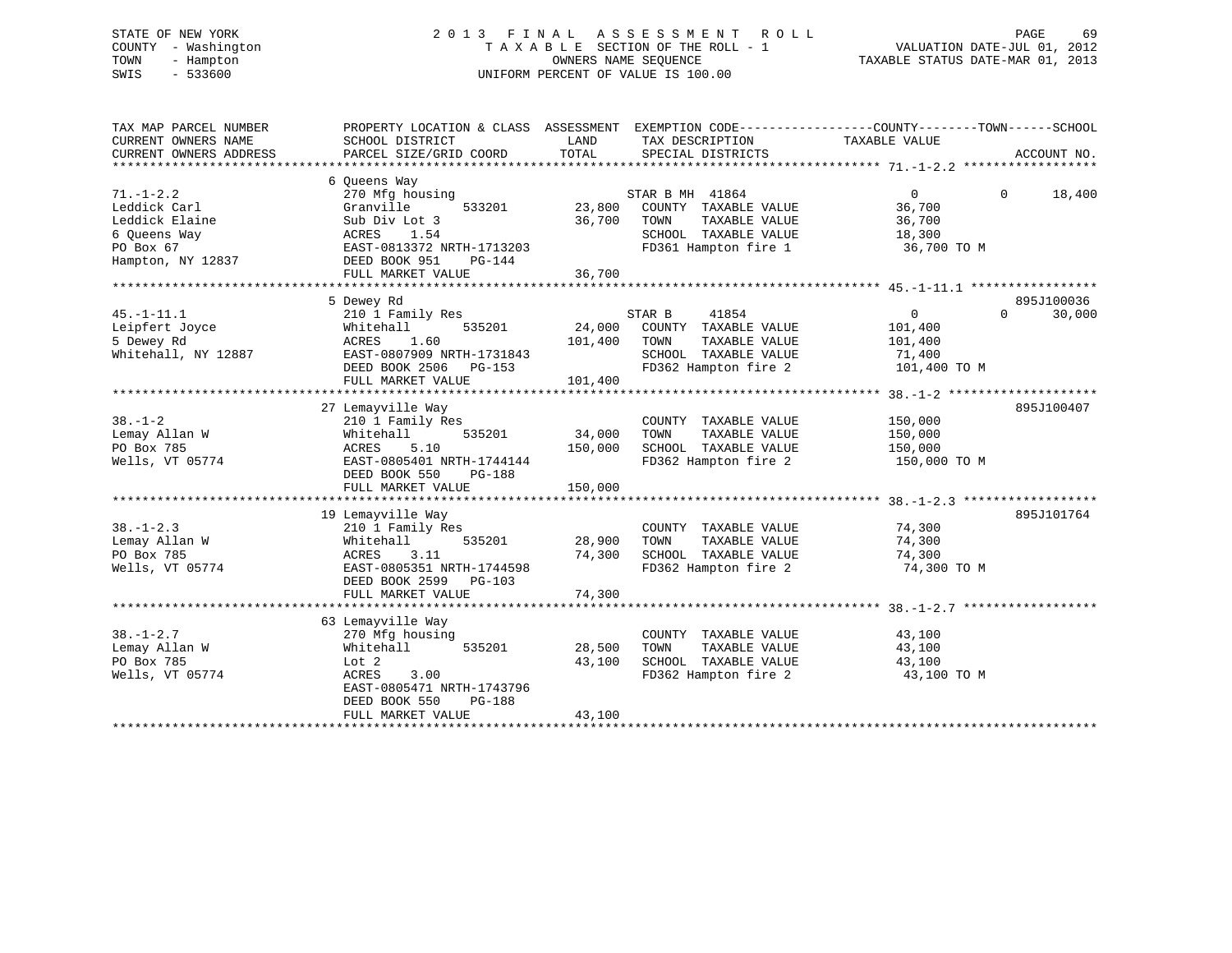STATE OF NEW YORK
COUNTY - Washington
TOWN - Hampton
SWIS - 533600

# 2013 FINAL ASSESSMENT ROLL
TAXABLE SECTION OF THE ROLL - 1
OWNERS NAME SEQUENCE
UNIFORM PERCENT OF VALUE IS 100.00

VALUATION DATE-JUL 01, 2012
TAXABLE STATUS DATE-MAR 01, 2013

| TAX MAP PARCEL NUMBER / CURRENT OWNERS NAME / CURRENT OWNERS ADDRESS | PROPERTY LOCATION & CLASS / SCHOOL DISTRICT / PARCEL SIZE/GRID COORD | ASSESSMENT LAND / TOTAL | EXEMPTION CODE / TAX DESCRIPTION / SPECIAL DISTRICTS | COUNTY TAXABLE VALUE | TOWN | SCHOOL | ACCOUNT NO. |
|---|---|---|---|---|---|---|---|
| **71.-1-2.2** | 6 Queens Way | | | | | | |
| 71.-1-2.2 | 270 Mfg housing | | STAR B MH 41864 | 0 | 0 | 18,400 | |
| Leddick Carl | Granville 533201 | 23,800 | COUNTY TAXABLE VALUE | 36,700 | | | |
| Leddick Elaine | Sub Div Lot 3 | 36,700 | TOWN TAXABLE VALUE | 36,700 | | | |
| 6 Queens Way | ACRES 1.54 | | SCHOOL TAXABLE VALUE | 18,300 | | | |
| PO Box 67 | EAST-0813372 NRTH-1713203 | | FD361 Hampton fire 1 | 36,700 TO M | | | |
| Hampton, NY 12837 | DEED BOOK 951 PG-144 | | | | | | |
| | FULL MARKET VALUE | 36,700 | | | | | |
| **45.-1-11.1** | 5 Dewey Rd | | | | | | 895J100036 |
| 45.-1-11.1 | 210 1 Family Res | | STAR B 41854 | 0 | 0 | 30,000 | |
| Leipfert Joyce | Whitehall 535201 | 24,000 | COUNTY TAXABLE VALUE | 101,400 | | | |
| 5 Dewey Rd | ACRES 1.60 | 101,400 | TOWN TAXABLE VALUE | 101,400 | | | |
| Whitehall, NY 12887 | EAST-0807909 NRTH-1731843 | | SCHOOL TAXABLE VALUE | 71,400 | | | |
| | DEED BOOK 2506 PG-153 | | FD362 Hampton fire 2 | 101,400 TO M | | | |
| | FULL MARKET VALUE | 101,400 | | | | | |
| **38.-1-2** | 27 Lemayville Way | | | | | | 895J100407 |
| 38.-1-2 | 210 1 Family Res | | COUNTY TAXABLE VALUE | 150,000 | | | |
| Lemay Allan W | Whitehall 535201 | 34,000 | TOWN TAXABLE VALUE | 150,000 | | | |
| PO Box 785 | ACRES 5.10 | 150,000 | SCHOOL TAXABLE VALUE | 150,000 | | | |
| Wells, VT 05774 | EAST-0805401 NRTH-1744144 | | FD362 Hampton fire 2 | 150,000 TO M | | | |
| | DEED BOOK 550 PG-188 | | | | | | |
| | FULL MARKET VALUE | 150,000 | | | | | |
| **38.-1-2.3** | 19 Lemayville Way | | | | | | 895J101764 |
| 38.-1-2.3 | 210 1 Family Res | | COUNTY TAXABLE VALUE | 74,300 | | | |
| Lemay Allan W | Whitehall 535201 | 28,900 | TOWN TAXABLE VALUE | 74,300 | | | |
| PO Box 785 | ACRES 3.11 | 74,300 | SCHOOL TAXABLE VALUE | 74,300 | | | |
| Wells, VT 05774 | EAST-0805351 NRTH-1744598 | | FD362 Hampton fire 2 | 74,300 TO M | | | |
| | DEED BOOK 2599 PG-103 | | | | | | |
| | FULL MARKET VALUE | 74,300 | | | | | |
| **38.-1-2.7** | 63 Lemayville Way | | | | | | |
| 38.-1-2.7 | 270 Mfg housing | | COUNTY TAXABLE VALUE | 43,100 | | | |
| Lemay Allan W | Whitehall 535201 | 28,500 | TOWN TAXABLE VALUE | 43,100 | | | |
| PO Box 785 | Lot 2 | 43,100 | SCHOOL TAXABLE VALUE | 43,100 | | | |
| Wells, VT 05774 | ACRES 3.00 | | FD362 Hampton fire 2 | 43,100 TO M | | | |
| | EAST-0805471 NRTH-1743796 | | | | | | |
| | DEED BOOK 550 PG-188 | | | | | | |
| | FULL MARKET VALUE | 43,100 | | | | | |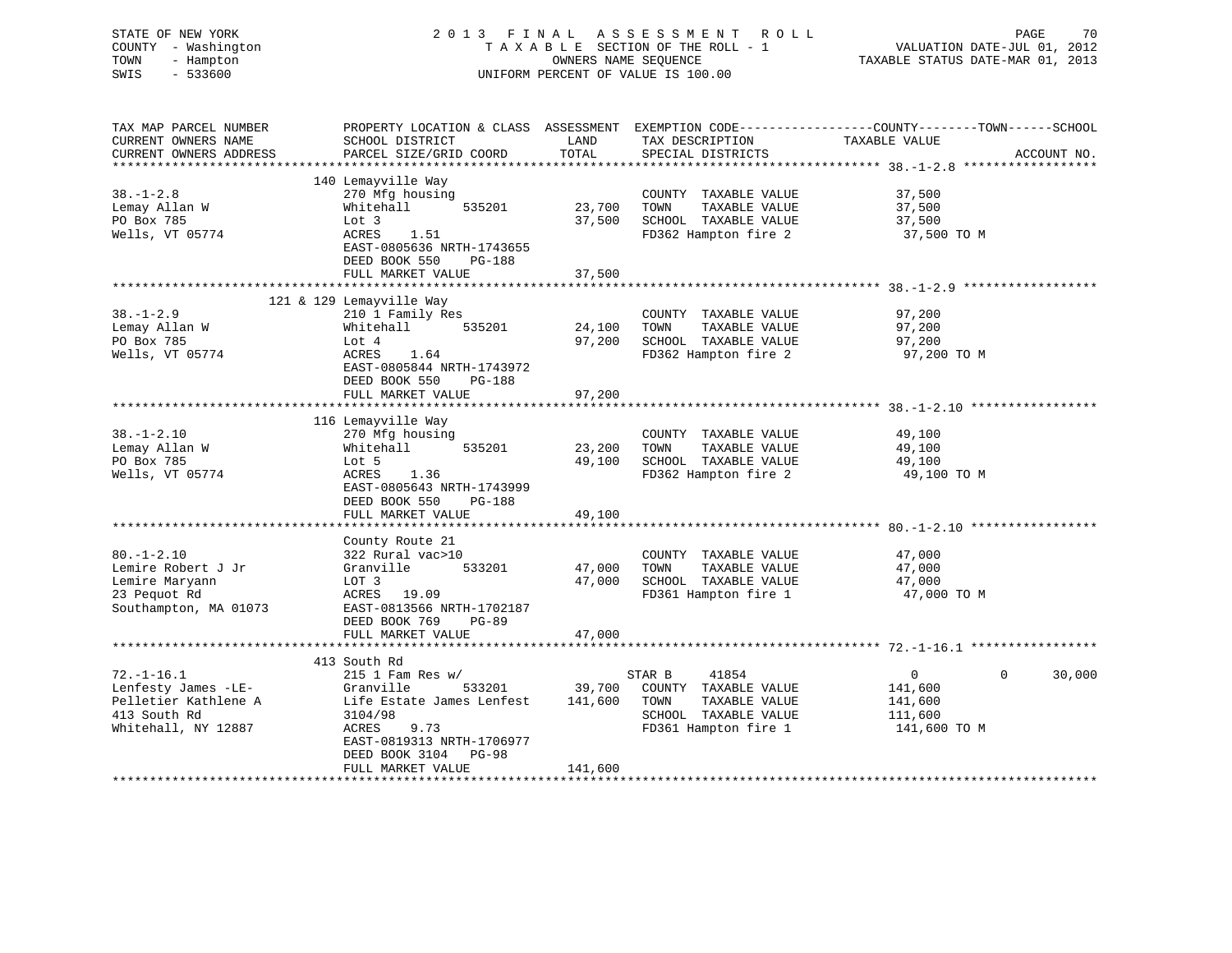STATE OF NEW YORK
COUNTY - Washington
TOWN - Hampton
SWIS - 533600

2013 FINAL ASSESSMENT ROLL
TAXABLE SECTION OF THE ROLL - 1
OWNERS NAME SEQUENCE
UNIFORM PERCENT OF VALUE IS 100.00

VALUATION DATE-JUL 01, 2012
TAXABLE STATUS DATE-MAR 01, 2013

```
TAX MAP PARCEL NUMBER          PROPERTY LOCATION & CLASS  ASSESSMENT  EXEMPTION CODE------------------COUNTY--------TOWN------SCHOOL
CURRENT OWNERS NAME            SCHOOL DISTRICT               LAND      TAX DESCRIPTION            TAXABLE VALUE
CURRENT OWNERS ADDRESS         PARCEL SIZE/GRID COORD        TOTAL     SPECIAL DISTRICTS                                      ACCOUNT NO.
******************************************************************************************************* 38.-1-2.8 ******************
                          140 Lemayville Way
38.-1-2.8                      270 Mfg housing                         COUNTY  TAXABLE VALUE          37,500
Lemay Allan W                  Whitehall       535201       23,700     TOWN    TAXABLE VALUE          37,500
PO Box 785                     Lot 3                        37,500     SCHOOL  TAXABLE VALUE          37,500
Wells, VT 05774                ACRES    1.51                           FD362 Hampton fire 2            37,500 TO M
                               EAST-0805636 NRTH-1743655
                               DEED BOOK 550    PG-188
                               FULL MARKET VALUE            37,500
******************************************************************************************************* 38.-1-2.9 ******************
                          121 & 129 Lemayville Way
38.-1-2.9                      210 1 Family Res                        COUNTY  TAXABLE VALUE          97,200
Lemay Allan W                  Whitehall       535201       24,100     TOWN    TAXABLE VALUE          97,200
PO Box 785                     Lot 4                        97,200     SCHOOL  TAXABLE VALUE          97,200
Wells, VT 05774                ACRES    1.64                           FD362 Hampton fire 2            97,200 TO M
                               EAST-0805844 NRTH-1743972
                               DEED BOOK 550    PG-188
                               FULL MARKET VALUE            97,200
******************************************************************************************************* 38.-1-2.10 *****************
                          116 Lemayville Way
38.-1-2.10                     270 Mfg housing                         COUNTY  TAXABLE VALUE          49,100
Lemay Allan W                  Whitehall       535201       23,200     TOWN    TAXABLE VALUE          49,100
PO Box 785                     Lot 5                        49,100     SCHOOL  TAXABLE VALUE          49,100
Wells, VT 05774                ACRES    1.36                           FD362 Hampton fire 2            49,100 TO M
                               EAST-0805643 NRTH-1743999
                               DEED BOOK 550    PG-188
                               FULL MARKET VALUE            49,100
******************************************************************************************************* 80.-1-2.10 *****************
                               County Route 21
80.-1-2.10                     322 Rural vac>10                        COUNTY  TAXABLE VALUE          47,000
Lemire Robert J Jr             Granville       533201       47,000     TOWN    TAXABLE VALUE          47,000
Lemire Maryann                 LOT 3                        47,000     SCHOOL  TAXABLE VALUE          47,000
23 Pequot Rd                   ACRES   19.09                           FD361 Hampton fire 1            47,000 TO M
Southampton, MA 01073          EAST-0813566 NRTH-1702187
                               DEED BOOK 769    PG-89
                               FULL MARKET VALUE            47,000
******************************************************************************************************* 72.-1-16.1 *****************
                          413 South Rd
72.-1-16.1                     215 1 Fam Res w/                     STAR B     41854                   0           0       30,000
Lenfesty James -LE-            Granville       533201       39,700     COUNTY  TAXABLE VALUE         141,600
Pelletier Kathlene A           Life Estate James Lenfest   141,600     TOWN    TAXABLE VALUE         141,600
413 South Rd                   3104/98                                 SCHOOL  TAXABLE VALUE         111,600
Whitehall, NY 12887            ACRES    9.73                           FD361 Hampton fire 1           141,600 TO M
                               EAST-0819313 NRTH-1706977
                               DEED BOOK 3104   PG-98
                               FULL MARKET VALUE           141,600
************************************************************************************************************************************
```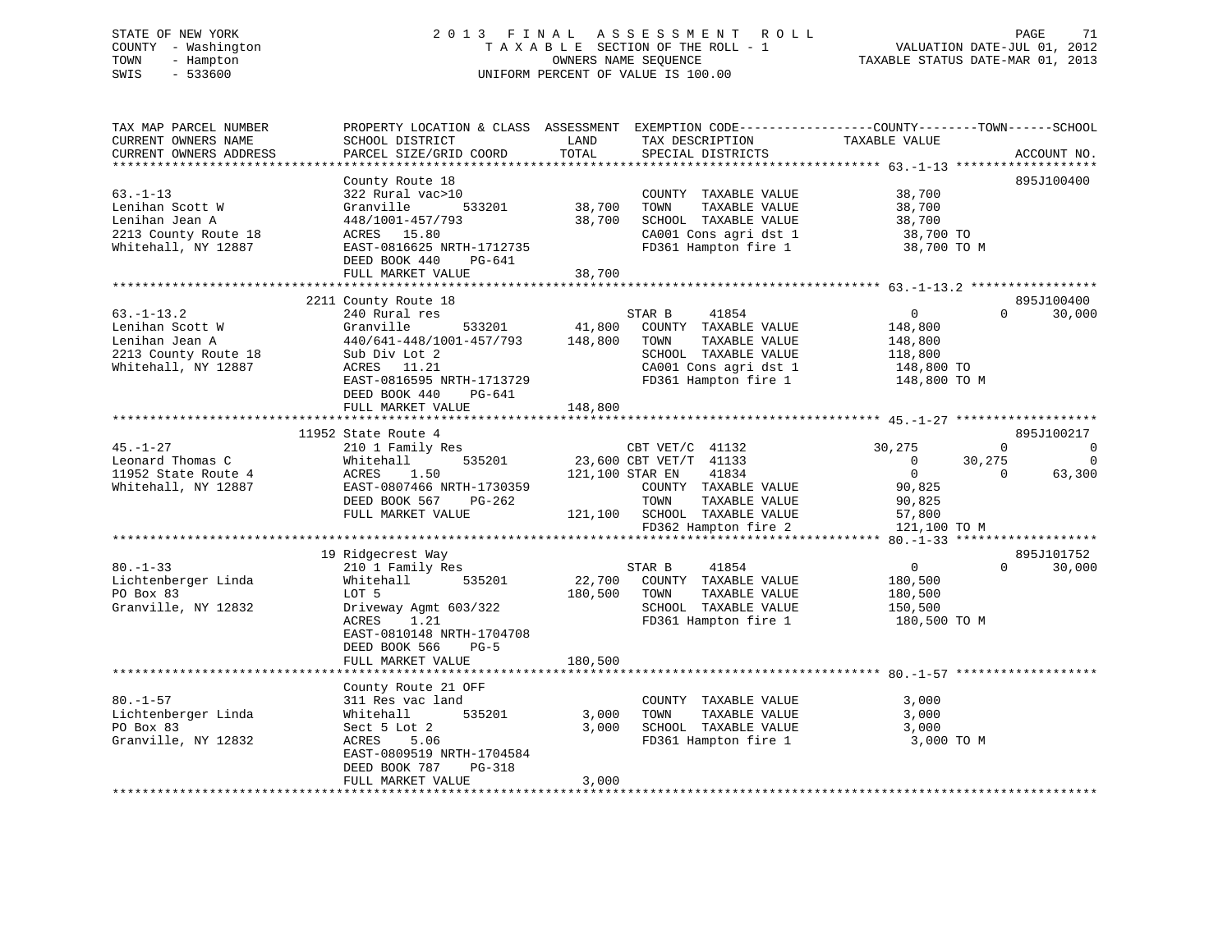STATE OF NEW YORK — 2013 FINAL ASSESSMENT ROLL — TAXABLE SECTION OF THE ROLL - 1
COUNTY - Washington — OWNERS NAME SEQUENCE — VALUATION DATE-JUL 01, 2012
TOWN - Hampton — UNIFORM PERCENT OF VALUE IS 100.00 — TAXABLE STATUS DATE-MAR 01, 2013
SWIS - 533600

| TAX MAP PARCEL NUMBER / CURRENT OWNERS NAME / CURRENT OWNERS ADDRESS | PROPERTY LOCATION & CLASS / SCHOOL DISTRICT / PARCEL SIZE/GRID COORD | ASSESSMENT LAND / TOTAL | EXEMPTION CODE / TAX DESCRIPTION / SPECIAL DISTRICTS | COUNTY TAXABLE VALUE | TOWN | SCHOOL | ACCOUNT NO. |
|---|---|---|---|---|---|---|---|
| **63.-1-13** | County Route 18 | | | | | | 895J100400 |
| Lenihan Scott W | 322 Rural vac>10 | | COUNTY TAXABLE VALUE | 38,700 | | | |
| Lenihan Jean A | Granville 533201 | 38,700 | TOWN TAXABLE VALUE | 38,700 | | | |
| 2213 County Route 18 | 448/1001-457/793 | 38,700 | SCHOOL TAXABLE VALUE | 38,700 | | | |
| Whitehall, NY 12887 | ACRES 15.80 | | CA001 Cons agri dst 1 | 38,700 TO | | | |
| | EAST-0816625 NRTH-1712735 | | FD361 Hampton fire 1 | 38,700 TO M | | | |
| | DEED BOOK 440 PG-641 | | | | | | |
| | FULL MARKET VALUE | 38,700 | | | | | |
| **63.-1-13.2** | 2211 County Route 18 | | | | | | 895J100400 |
| Lenihan Scott W | 240 Rural res | | STAR B 41854 | 0 | 0 | 30,000 | |
| Lenihan Jean A | Granville 533201 | 41,800 | COUNTY TAXABLE VALUE | 148,800 | | | |
| 2213 County Route 18 | 440/641-448/1001-457/793 | 148,800 | TOWN TAXABLE VALUE | 148,800 | | | |
| Whitehall, NY 12887 | Sub Div Lot 2 | | SCHOOL TAXABLE VALUE | 118,800 | | | |
| | ACRES 11.21 | | CA001 Cons agri dst 1 | 148,800 TO | | | |
| | EAST-0816595 NRTH-1713729 | | FD361 Hampton fire 1 | 148,800 TO M | | | |
| | DEED BOOK 440 PG-641 | | | | | | |
| | FULL MARKET VALUE | 148,800 | | | | | |
| **45.-1-27** | 11952 State Route 4 | | | | | | 895J100217 |
| Leonard Thomas C | 210 1 Family Res | | CBT VET/C 41132 | 30,275 | 0 | 0 | |
| 11952 State Route 4 | Whitehall 535201 | 23,600 | CBT VET/T 41133 | 0 | 30,275 | 0 | |
| Whitehall, NY 12887 | ACRES 1.50 | 121,100 | STAR EN 41834 | 0 | 0 | 63,300 | |
| | EAST-0807466 NRTH-1730359 | | COUNTY TAXABLE VALUE | 90,825 | | | |
| | DEED BOOK 567 PG-262 | | TOWN TAXABLE VALUE | 90,825 | | | |
| | FULL MARKET VALUE | 121,100 | SCHOOL TAXABLE VALUE | 57,800 | | | |
| | | | FD362 Hampton fire 2 | 121,100 TO M | | | |
| **80.-1-33** | 19 Ridgecrest Way | | | | | | 895J101752 |
| Lichtenberger Linda | 210 1 Family Res | | STAR B 41854 | 0 | 0 | 30,000 | |
| PO Box 83 | Whitehall 535201 | 22,700 | COUNTY TAXABLE VALUE | 180,500 | | | |
| Granville, NY 12832 | LOT 5 | 180,500 | TOWN TAXABLE VALUE | 180,500 | | | |
| | Driveway Agmt 603/322 | | SCHOOL TAXABLE VALUE | 150,500 | | | |
| | ACRES 1.21 | | FD361 Hampton fire 1 | 180,500 TO M | | | |
| | EAST-0810148 NRTH-1704708 | | | | | | |
| | DEED BOOK 566 PG-5 | | | | | | |
| | FULL MARKET VALUE | 180,500 | | | | | |
| **80.-1-57** | County Route 21 OFF | | | | | | |
| Lichtenberger Linda | 311 Res vac land | | COUNTY TAXABLE VALUE | 3,000 | | | |
| PO Box 83 | Whitehall 535201 | 3,000 | TOWN TAXABLE VALUE | 3,000 | | | |
| Granville, NY 12832 | Sect 5 Lot 2 | 3,000 | SCHOOL TAXABLE VALUE | 3,000 | | | |
| | ACRES 5.06 | | FD361 Hampton fire 1 | 3,000 TO M | | | |
| | EAST-0809519 NRTH-1704584 | | | | | | |
| | DEED BOOK 787 PG-318 | | | | | | |
| | FULL MARKET VALUE | 3,000 | | | | | |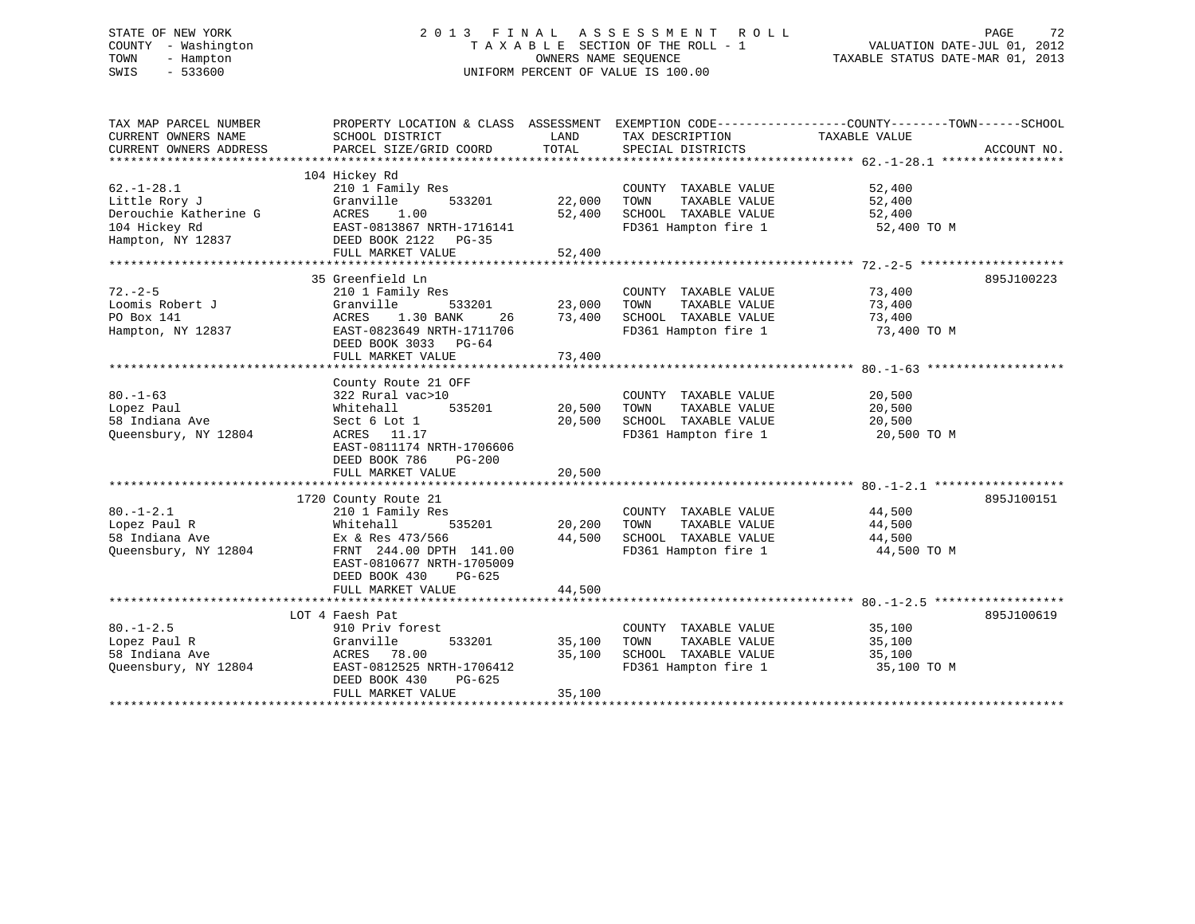STATE OF NEW YORK
COUNTY - Washington
TOWN - Hampton
SWIS - 533600

# 2013 FINAL ASSESSMENT ROLL

TAXABLE SECTION OF THE ROLL - 1
OWNERS NAME SEQUENCE
UNIFORM PERCENT OF VALUE IS 100.00

VALUATION DATE-JUL 01, 2012
TAXABLE STATUS DATE-MAR 01, 2013

| TAX MAP PARCEL NUMBER / CURRENT OWNERS NAME / CURRENT OWNERS ADDRESS | PROPERTY LOCATION & CLASS / SCHOOL DISTRICT / PARCEL SIZE/GRID COORD | ASSESSMENT LAND / TOTAL | EXEMPTION CODE / TAX DESCRIPTION / SPECIAL DISTRICTS | COUNTY--------TOWN------SCHOOL TAXABLE VALUE | ACCOUNT NO. |
|---|---|---|---|---|---|
| 62.-1-28.1 | 104 Hickey Rd | | | | |
| | 210 1 Family Res | | COUNTY TAXABLE VALUE | 52,400 | |
| Little Rory J | Granville 533201 | 22,000 | TOWN TAXABLE VALUE | 52,400 | |
| Derouchie Katherine G | ACRES 1.00 | 52,400 | SCHOOL TAXABLE VALUE | 52,400 | |
| 104 Hickey Rd | EAST-0813867 NRTH-1716141 | | FD361 Hampton fire 1 | 52,400 TO M | |
| Hampton, NY 12837 | DEED BOOK 2122 PG-35 | | | | |
| | FULL MARKET VALUE | 52,400 | | | |
| 72.-2-5 | 35 Greenfield Ln | | | | 895J100223 |
| | 210 1 Family Res | | COUNTY TAXABLE VALUE | 73,400 | |
| Loomis Robert J | Granville 533201 | 23,000 | TOWN TAXABLE VALUE | 73,400 | |
| PO Box 141 | ACRES 1.30 BANK 26 | 73,400 | SCHOOL TAXABLE VALUE | 73,400 | |
| Hampton, NY 12837 | EAST-0823649 NRTH-1711706 | | FD361 Hampton fire 1 | 73,400 TO M | |
| | DEED BOOK 3033 PG-64 | | | | |
| | FULL MARKET VALUE | 73,400 | | | |
| 80.-1-63 | County Route 21 OFF | | | | |
| | 322 Rural vac>10 | | COUNTY TAXABLE VALUE | 20,500 | |
| Lopez Paul | Whitehall 535201 | 20,500 | TOWN TAXABLE VALUE | 20,500 | |
| 58 Indiana Ave | Sect 6 Lot 1 | 20,500 | SCHOOL TAXABLE VALUE | 20,500 | |
| Queensbury, NY 12804 | ACRES 11.17 | | FD361 Hampton fire 1 | 20,500 TO M | |
| | EAST-0811174 NRTH-1706606 | | | | |
| | DEED BOOK 786 PG-200 | | | | |
| | FULL MARKET VALUE | 20,500 | | | |
| 80.-1-2.1 | 1720 County Route 21 | | | | 895J100151 |
| | 210 1 Family Res | | COUNTY TAXABLE VALUE | 44,500 | |
| Lopez Paul R | Whitehall 535201 | 20,200 | TOWN TAXABLE VALUE | 44,500 | |
| 58 Indiana Ave | Ex & Res 473/566 | 44,500 | SCHOOL TAXABLE VALUE | 44,500 | |
| Queensbury, NY 12804 | FRNT 244.00 DPTH 141.00 | | FD361 Hampton fire 1 | 44,500 TO M | |
| | EAST-0810677 NRTH-1705009 | | | | |
| | DEED BOOK 430 PG-625 | | | | |
| | FULL MARKET VALUE | 44,500 | | | |
| 80.-1-2.5 | LOT 4 Faesh Pat | | | | 895J100619 |
| | 910 Priv forest | | COUNTY TAXABLE VALUE | 35,100 | |
| Lopez Paul R | Granville 533201 | 35,100 | TOWN TAXABLE VALUE | 35,100 | |
| 58 Indiana Ave | ACRES 78.00 | 35,100 | SCHOOL TAXABLE VALUE | 35,100 | |
| Queensbury, NY 12804 | EAST-0812525 NRTH-1706412 | | FD361 Hampton fire 1 | 35,100 TO M | |
| | DEED BOOK 430 PG-625 | | | | |
| | FULL MARKET VALUE | 35,100 | | | |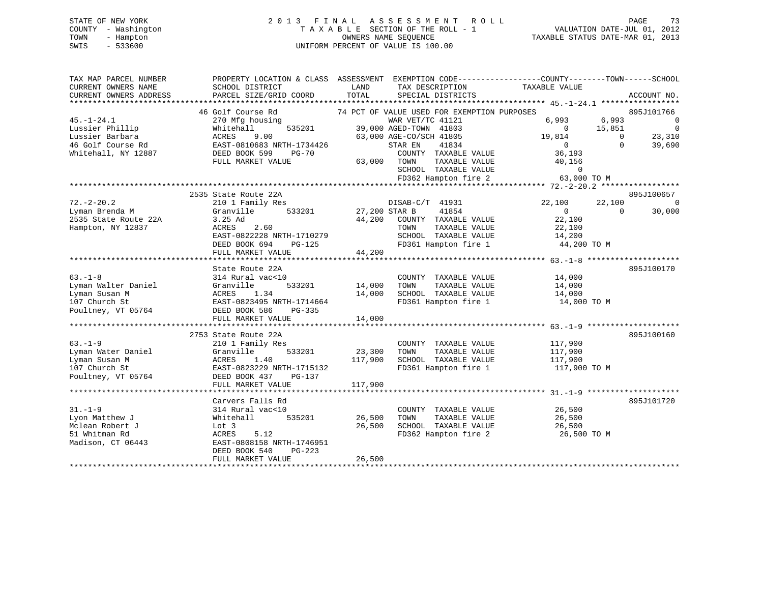STATE OF NEW YORK — 2013 FINAL ASSESSMENT ROLL — PAGE 73
COUNTY - Washington — TAXABLE SECTION OF THE ROLL - 1 — VALUATION DATE-JUL 01, 2012
TOWN - Hampton — OWNERS NAME SEQUENCE — TAXABLE STATUS DATE-MAR 01, 2013
SWIS - 533600 — UNIFORM PERCENT OF VALUE IS 100.00

```
TAX MAP PARCEL NUMBER          PROPERTY LOCATION & CLASS  ASSESSMENT  EXEMPTION CODE------------------COUNTY--------TOWN------SCHOOL
CURRENT OWNERS NAME            SCHOOL DISTRICT               LAND      TAX DESCRIPTION             TAXABLE VALUE
CURRENT OWNERS ADDRESS         PARCEL SIZE/GRID COORD        TOTAL     SPECIAL DISTRICTS                                  ACCOUNT NO.
******************************************************************************************************* 45.-1-24.1 *****************
                               46 Golf Course Rd          74 PCT OF VALUE USED FOR EXEMPTION PURPOSES                   895J101766
45.-1-24.1                     270 Mfg housing                     WAR VET/TC 41121            6,993       6,993            0
Lussier Phillip                Whitehall      535201      39,000 AGED-TOWN  41803                  0      15,851            0
Lussier Barbara                ACRES    9.00              63,000 AGE-CO/SCH 41805             19,814           0       23,310
46 Golf Course Rd              EAST-0810683 NRTH-1734426           STAR EN    41834                  0           0       39,690
Whitehall, NY 12887            DEED BOOK 599    PG-70               COUNTY  TAXABLE VALUE       36,193
                               FULL MARKET VALUE          63,000    TOWN    TAXABLE VALUE       40,156
                                                                    SCHOOL  TAXABLE VALUE            0
                                                                    FD362 Hampton fire 2         63,000 TO M
******************************************************************************************************* 72.-2-20.2 *****************
                               2535 State Route 22A                                                                     895J100657
72.-2-20.2                     210 1 Family Res                    DISAB-C/T  41931           22,100      22,100            0
Lyman Brenda M                 Granville      533201      27,200 STAR B     41854                  0           0       30,000
2535 State Route 22A           3.25 Ad                    44,200    COUNTY  TAXABLE VALUE       22,100
Hampton, NY 12837              ACRES    2.60                        TOWN    TAXABLE VALUE       22,100
                               EAST-0822228 NRTH-1710279            SCHOOL  TAXABLE VALUE       14,200
                               DEED BOOK 694    PG-125              FD361 Hampton fire 1         44,200 TO M
                               FULL MARKET VALUE          44,200
******************************************************************************************************* 63.-1-8 ********************
                               State Route 22A                                                                          895J100170
63.-1-8                        314 Rural vac<10                     COUNTY  TAXABLE VALUE       14,000
Lyman Walter Daniel            Granville      533201      14,000    TOWN    TAXABLE VALUE       14,000
Lyman Susan M                  ACRES    1.34              14,000    SCHOOL  TAXABLE VALUE       14,000
107 Church St                  EAST-0823495 NRTH-1714664            FD361 Hampton fire 1         14,000 TO M
Poultney, VT 05764             DEED BOOK 586    PG-335
                               FULL MARKET VALUE          14,000
******************************************************************************************************* 63.-1-9 ********************
                               2753 State Route 22A                                                                     895J100160
63.-1-9                        210 1 Family Res                     COUNTY  TAXABLE VALUE      117,900
Lyman Water Daniel             Granville      533201      23,300    TOWN    TAXABLE VALUE      117,900
Lyman Susan M                  ACRES    1.40             117,900    SCHOOL  TAXABLE VALUE      117,900
107 Church St                  EAST-0823229 NRTH-1715132            FD361 Hampton fire 1        117,900 TO M
Poultney, VT 05764             DEED BOOK 437    PG-137
                               FULL MARKET VALUE         117,900
******************************************************************************************************* 31.-1-9 ********************
                               Carvers Falls Rd                                                                         895J101720
31.-1-9                        314 Rural vac<10                     COUNTY  TAXABLE VALUE       26,500
Lyon Matthew J                 Whitehall      535201      26,500    TOWN    TAXABLE VALUE       26,500
Mclean Robert J                Lot 3                      26,500    SCHOOL  TAXABLE VALUE       26,500
51 Whitman Rd                  ACRES    5.12                        FD362 Hampton fire 2         26,500 TO M
Madison, CT 06443              EAST-0808158 NRTH-1746951
                               DEED BOOK 540    PG-223
                               FULL MARKET VALUE          26,500
************************************************************************************************************************************
```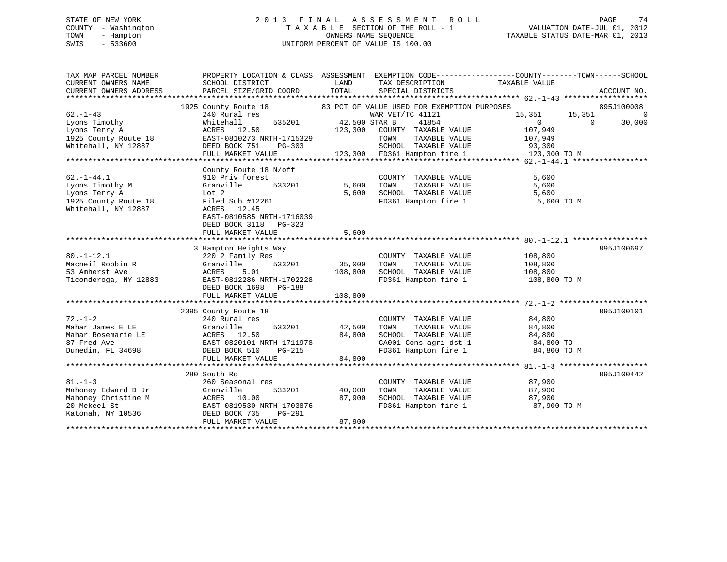STATE OF NEW YORK
COUNTY - Washington
TOWN - Hampton
SWIS - 533600

2 0 1 3 F I N A L A S S E S S M E N T R O L L
T A X A B L E SECTION OF THE ROLL - 1
OWNERS NAME SEQUENCE
UNIFORM PERCENT OF VALUE IS 100.00

VALUATION DATE-JUL 01, 2012
TAXABLE STATUS DATE-MAR 01, 2013

```
TAX MAP PARCEL NUMBER          PROPERTY LOCATION & CLASS  ASSESSMENT  EXEMPTION CODE------------------COUNTY--------TOWN------SCHOOL
CURRENT OWNERS NAME            SCHOOL DISTRICT               LAND      TAX DESCRIPTION              TAXABLE VALUE
CURRENT OWNERS ADDRESS         PARCEL SIZE/GRID COORD        TOTAL     SPECIAL DISTRICTS                                       ACCOUNT NO.
******************************************************************************************************* 62.-1-43 *******************
                   1925 County Route 18          83 PCT OF VALUE USED FOR EXEMPTION PURPOSES                               895J100008
62.-1-43                     240 Rural res                         WAR VET/TC 41121               15,351       15,351            0
Lyons Timothy                Whitehall       535201        42,500 STAR B      41854                 0            0         30,000
Lyons Terry A                ACRES  12.50                 123,300   COUNTY  TAXABLE VALUE          107,949
1925 County Route 18         EAST-0810273 NRTH-1715329              TOWN    TAXABLE VALUE          107,949
Whitehall, NY 12887          DEED BOOK 751     PG-303               SCHOOL  TAXABLE VALUE           93,300
                             FULL MARKET VALUE            123,300   FD361 Hampton fire 1          123,300 TO M
******************************************************************************************************* 62.-1-44.1 *****************
                   County Route 18 N/off
62.-1-44.1                   910 Priv forest                        COUNTY  TAXABLE VALUE            5,600
Lyons Timothy M              Granville       533201         5,600   TOWN    TAXABLE VALUE            5,600
Lyons Terry A                Lot 2                          5,600   SCHOOL  TAXABLE VALUE            5,600
1925 County Route 18         Filed Sub #12261                       FD361 Hampton fire 1             5,600 TO M
Whitehall, NY 12887          ACRES  12.45
                             EAST-0810585 NRTH-1716039
                             DEED BOOK 3118   PG-323
                             FULL MARKET VALUE              5,600
******************************************************************************************************* 80.-1-12.1 *****************
                   3 Hampton Heights Way                                                                                 895J100697
80.-1-12.1                   220 2 Family Res                       COUNTY  TAXABLE VALUE          108,800
Macneil Robbin R             Granville       533201        35,000   TOWN    TAXABLE VALUE          108,800
53 Amherst Ave               ACRES   5.01                 108,800   SCHOOL  TAXABLE VALUE          108,800
Ticonderoga, NY 12883        EAST-0812286 NRTH-1702228              FD361 Hampton fire 1          108,800 TO M
                             DEED BOOK 1698   PG-188
                             FULL MARKET VALUE            108,800
******************************************************************************************************* 72.-1-2 ********************
                   2395 County Route 18                                                                                  895J100101
72.-1-2                      240 Rural res                          COUNTY  TAXABLE VALUE           84,800
Mahar James E LE             Granville       533201        42,500   TOWN    TAXABLE VALUE           84,800
Mahar Rosemarie LE           ACRES  12.50                  84,800   SCHOOL  TAXABLE VALUE           84,800
87 Fred Ave                  EAST-0820101 NRTH-1711978              CA001 Cons agri dst 1           84,800 TO
Dunedin, FL 34698            DEED BOOK 510     PG-215               FD361 Hampton fire 1            84,800 TO M
                             FULL MARKET VALUE             84,800
******************************************************************************************************* 81.-1-3 ********************
                   280 South Rd                                                                                          895J100442
81.-1-3                      260 Seasonal res                       COUNTY  TAXABLE VALUE           87,900
Mahoney Edward D Jr          Granville       533201        40,000   TOWN    TAXABLE VALUE           87,900
Mahoney Christine M          ACRES  10.00                  87,900   SCHOOL  TAXABLE VALUE           87,900
20 Mekeel St                 EAST-0819530 NRTH-1703876              FD361 Hampton fire 1            87,900 TO M
Katonah, NY 10536            DEED BOOK 735     PG-291
                             FULL MARKET VALUE             87,900
************************************************************************************************************************************
```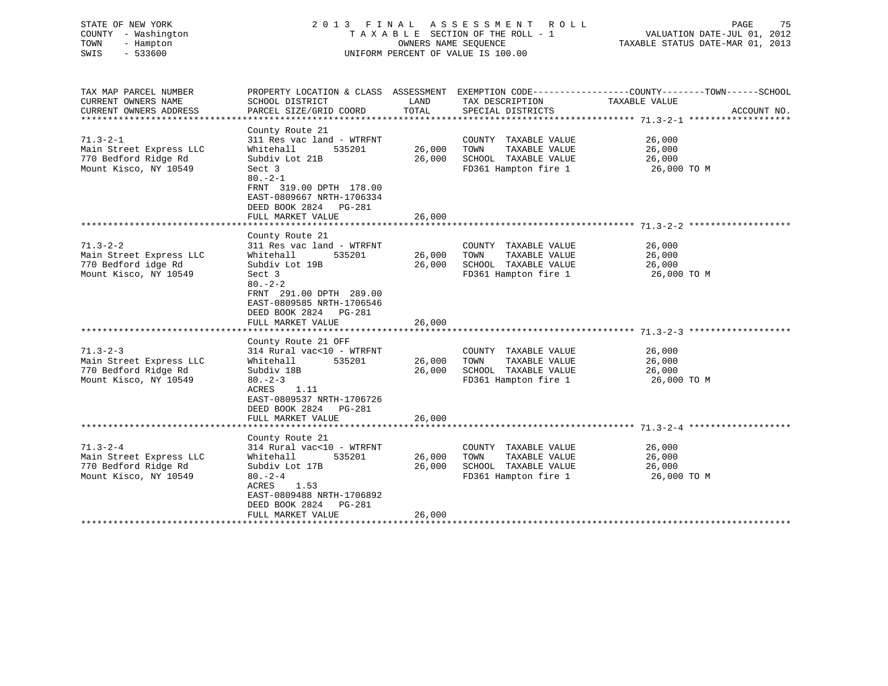STATE OF NEW YORK
COUNTY - Washington
TOWN - Hampton
SWIS - 533600

2013 FINAL ASSESSMENT ROLL
TAXABLE SECTION OF THE ROLL - 1
OWNERS NAME SEQUENCE
UNIFORM PERCENT OF VALUE IS 100.00

VALUATION DATE-JUL 01, 2012
TAXABLE STATUS DATE-MAR 01, 2013

| TAX MAP PARCEL NUMBER / CURRENT OWNERS NAME / CURRENT OWNERS ADDRESS | PROPERTY LOCATION & CLASS / SCHOOL DISTRICT / PARCEL SIZE/GRID COORD | ASSESSMENT LAND / TOTAL | EXEMPTION CODE / TAX DESCRIPTION / SPECIAL DISTRICTS | COUNTY--------TOWN------SCHOOL TAXABLE VALUE | ACCOUNT NO. |
|---|---|---|---|---|---|
| **71.3-2-1** | County Route 21 | | | | |
| 71.3-2-1 | 311 Res vac land - WTRFNT | | COUNTY TAXABLE VALUE | 26,000 | |
| Main Street Express LLC | Whitehall 535201 | 26,000 | TOWN TAXABLE VALUE | 26,000 | |
| 770 Bedford Ridge Rd | Subdiv Lot 21B | 26,000 | SCHOOL TAXABLE VALUE | 26,000 | |
| Mount Kisco, NY 10549 | Sect 3 | | FD361 Hampton fire 1 | 26,000 TO M | |
| | 80.-2-1 | | | | |
| | FRNT 319.00 DPTH 178.00 | | | | |
| | EAST-0809667 NRTH-1706334 | | | | |
| | DEED BOOK 2824 PG-281 | | | | |
| | FULL MARKET VALUE | 26,000 | | | |
| **71.3-2-2** | County Route 21 | | | | |
| 71.3-2-2 | 311 Res vac land - WTRFNT | | COUNTY TAXABLE VALUE | 26,000 | |
| Main Street Express LLC | Whitehall 535201 | 26,000 | TOWN TAXABLE VALUE | 26,000 | |
| 770 Bedford idge Rd | Subdiv Lot 19B | 26,000 | SCHOOL TAXABLE VALUE | 26,000 | |
| Mount Kisco, NY 10549 | Sect 3 | | FD361 Hampton fire 1 | 26,000 TO M | |
| | 80.-2-2 | | | | |
| | FRNT 291.00 DPTH 289.00 | | | | |
| | EAST-0809585 NRTH-1706546 | | | | |
| | DEED BOOK 2824 PG-281 | | | | |
| | FULL MARKET VALUE | 26,000 | | | |
| **71.3-2-3** | County Route 21 OFF | | | | |
| 71.3-2-3 | 314 Rural vac<10 - WTRFNT | | COUNTY TAXABLE VALUE | 26,000 | |
| Main Street Express LLC | Whitehall 535201 | 26,000 | TOWN TAXABLE VALUE | 26,000 | |
| 770 Bedford Ridge Rd | Subdiv 18B | 26,000 | SCHOOL TAXABLE VALUE | 26,000 | |
| Mount Kisco, NY 10549 | 80.-2-3 | | FD361 Hampton fire 1 | 26,000 TO M | |
| | ACRES 1.11 | | | | |
| | EAST-0809537 NRTH-1706726 | | | | |
| | DEED BOOK 2824 PG-281 | | | | |
| | FULL MARKET VALUE | 26,000 | | | |
| **71.3-2-4** | County Route 21 | | | | |
| 71.3-2-4 | 314 Rural vac<10 - WTRFNT | | COUNTY TAXABLE VALUE | 26,000 | |
| Main Street Express LLC | Whitehall 535201 | 26,000 | TOWN TAXABLE VALUE | 26,000 | |
| 770 Bedford Ridge Rd | Subdiv Lot 17B | 26,000 | SCHOOL TAXABLE VALUE | 26,000 | |
| Mount Kisco, NY 10549 | 80.-2-4 | | FD361 Hampton fire 1 | 26,000 TO M | |
| | ACRES 1.53 | | | | |
| | EAST-0809488 NRTH-1706892 | | | | |
| | DEED BOOK 2824 PG-281 | | | | |
| | FULL MARKET VALUE | 26,000 | | | |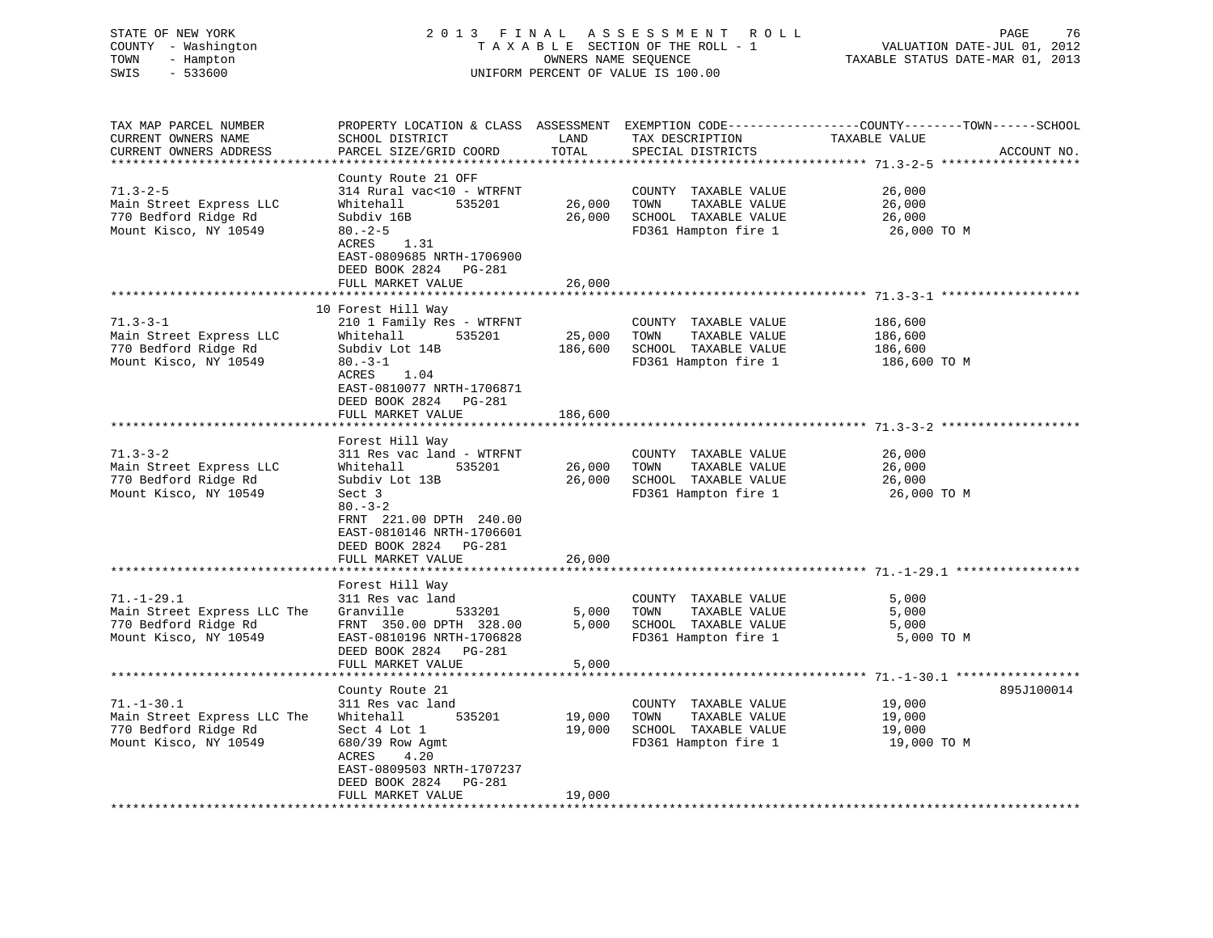STATE OF NEW YORK
COUNTY - Washington
TOWN - Hampton
SWIS - 533600

# 2013 FINAL ASSESSMENT ROLL

TAXABLE SECTION OF THE ROLL - 1
OWNERS NAME SEQUENCE
UNIFORM PERCENT OF VALUE IS 100.00

VALUATION DATE-JUL 01, 2012
TAXABLE STATUS DATE-MAR 01, 2013

| TAX MAP PARCEL NUMBER / CURRENT OWNERS NAME / CURRENT OWNERS ADDRESS | PROPERTY LOCATION & CLASS / SCHOOL DISTRICT / PARCEL SIZE/GRID COORD | ASSESSMENT LAND | TOTAL | EXEMPTION CODE / TAX DESCRIPTION / SPECIAL DISTRICTS | COUNTY--------TOWN------SCHOOL TAXABLE VALUE | ACCOUNT NO. |
|---|---|---|---|---|---|---|
| **71.3-2-5** | County Route 21 OFF | | | | | |
| 71.3-2-5 | 314 Rural vac<10 - WTRFNT | | | COUNTY TAXABLE VALUE | 26,000 | |
| Main Street Express LLC | Whitehall 535201 | 26,000 | | TOWN TAXABLE VALUE | 26,000 | |
| 770 Bedford Ridge Rd | Subdiv 16B | | 26,000 | SCHOOL TAXABLE VALUE | 26,000 | |
| Mount Kisco, NY 10549 | 80.-2-5 | | | FD361 Hampton fire 1 | 26,000 TO M | |
| | ACRES 1.31 | | | | | |
| | EAST-0809685 NRTH-1706900 | | | | | |
| | DEED BOOK 2824 PG-281 | | | | | |
| | FULL MARKET VALUE | | 26,000 | | | |
| **71.3-3-1** | 10 Forest Hill Way | | | | | |
| 71.3-3-1 | 210 1 Family Res - WTRFNT | | | COUNTY TAXABLE VALUE | 186,600 | |
| Main Street Express LLC | Whitehall 535201 | 25,000 | | TOWN TAXABLE VALUE | 186,600 | |
| 770 Bedford Ridge Rd | Subdiv Lot 14B | | 186,600 | SCHOOL TAXABLE VALUE | 186,600 | |
| Mount Kisco, NY 10549 | 80.-3-1 | | | FD361 Hampton fire 1 | 186,600 TO M | |
| | ACRES 1.04 | | | | | |
| | EAST-0810077 NRTH-1706871 | | | | | |
| | DEED BOOK 2824 PG-281 | | | | | |
| | FULL MARKET VALUE | | 186,600 | | | |
| **71.3-3-2** | Forest Hill Way | | | | | |
| 71.3-3-2 | 311 Res vac land - WTRFNT | | | COUNTY TAXABLE VALUE | 26,000 | |
| Main Street Express LLC | Whitehall 535201 | 26,000 | | TOWN TAXABLE VALUE | 26,000 | |
| 770 Bedford Ridge Rd | Subdiv Lot 13B | | 26,000 | SCHOOL TAXABLE VALUE | 26,000 | |
| Mount Kisco, NY 10549 | Sect 3 | | | FD361 Hampton fire 1 | 26,000 TO M | |
| | 80.-3-2 | | | | | |
| | FRNT 221.00 DPTH 240.00 | | | | | |
| | EAST-0810146 NRTH-1706601 | | | | | |
| | DEED BOOK 2824 PG-281 | | | | | |
| | FULL MARKET VALUE | | 26,000 | | | |
| **71.-1-29.1** | Forest Hill Way | | | | | |
| 71.-1-29.1 | 311 Res vac land | | | COUNTY TAXABLE VALUE | 5,000 | |
| Main Street Express LLC The | Granville 533201 | 5,000 | | TOWN TAXABLE VALUE | 5,000 | |
| 770 Bedford Ridge Rd | FRNT 350.00 DPTH 328.00 | | 5,000 | SCHOOL TAXABLE VALUE | 5,000 | |
| Mount Kisco, NY 10549 | EAST-0810196 NRTH-1706828 | | | FD361 Hampton fire 1 | 5,000 TO M | |
| | DEED BOOK 2824 PG-281 | | | | | |
| | FULL MARKET VALUE | | 5,000 | | | |
| **71.-1-30.1** | County Route 21 | | | | | 895J100014 |
| 71.-1-30.1 | 311 Res vac land | | | COUNTY TAXABLE VALUE | 19,000 | |
| Main Street Express LLC The | Whitehall 535201 | 19,000 | | TOWN TAXABLE VALUE | 19,000 | |
| 770 Bedford Ridge Rd | Sect 4 Lot 1 | | 19,000 | SCHOOL TAXABLE VALUE | 19,000 | |
| Mount Kisco, NY 10549 | 680/39 Row Agmt | | | FD361 Hampton fire 1 | 19,000 TO M | |
| | ACRES 4.20 | | | | | |
| | EAST-0809503 NRTH-1707237 | | | | | |
| | DEED BOOK 2824 PG-281 | | | | | |
| | FULL MARKET VALUE | | 19,000 | | | |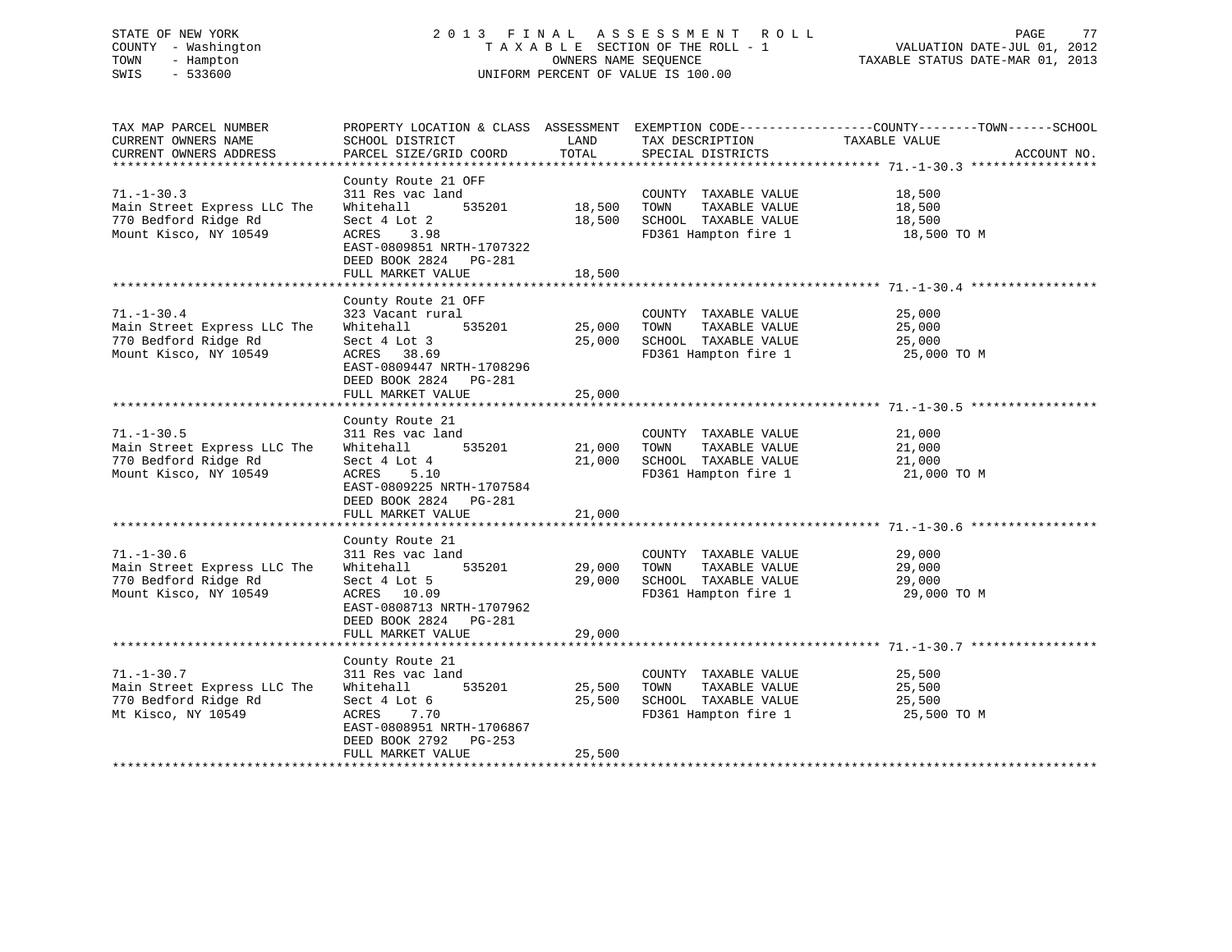STATE OF NEW YORK
COUNTY - Washington
TOWN - Hampton
SWIS - 533600

# 2013 FINAL ASSESSMENT ROLL

TAXABLE SECTION OF THE ROLL - 1
OWNERS NAME SEQUENCE
UNIFORM PERCENT OF VALUE IS 100.00

VALUATION DATE-JUL 01, 2012
TAXABLE STATUS DATE-MAR 01, 2013

| TAX MAP PARCEL NUMBER / CURRENT OWNERS NAME / CURRENT OWNERS ADDRESS | PROPERTY LOCATION & CLASS / SCHOOL DISTRICT / PARCEL SIZE/GRID COORD | ASSESSMENT LAND | TOTAL | EXEMPTION CODE / TAX DESCRIPTION / SPECIAL DISTRICTS | TAXABLE VALUE (COUNTY / TOWN / SCHOOL) | ACCOUNT NO. |
|---|---|---|---|---|---|---|
| **71.-1-30.3** | County Route 21 OFF | | | | | |
| 71.-1-30.3 | 311 Res vac land | | | COUNTY TAXABLE VALUE | 18,500 | |
| Main Street Express LLC The | Whitehall 535201 | 18,500 | | TOWN TAXABLE VALUE | 18,500 | |
| 770 Bedford Ridge Rd | Sect 4 Lot 2 | | 18,500 | SCHOOL TAXABLE VALUE | 18,500 | |
| Mount Kisco, NY 10549 | ACRES 3.98 | | | FD361 Hampton fire 1 | 18,500 TO M | |
| | EAST-0809851 NRTH-1707322 | | | | | |
| | DEED BOOK 2824 PG-281 | | | | | |
| | FULL MARKET VALUE | | 18,500 | | | |
| **71.-1-30.4** | County Route 21 OFF | | | | | |
| 71.-1-30.4 | 323 Vacant rural | | | COUNTY TAXABLE VALUE | 25,000 | |
| Main Street Express LLC The | Whitehall 535201 | 25,000 | | TOWN TAXABLE VALUE | 25,000 | |
| 770 Bedford Ridge Rd | Sect 4 Lot 3 | | 25,000 | SCHOOL TAXABLE VALUE | 25,000 | |
| Mount Kisco, NY 10549 | ACRES 38.69 | | | FD361 Hampton fire 1 | 25,000 TO M | |
| | EAST-0809447 NRTH-1708296 | | | | | |
| | DEED BOOK 2824 PG-281 | | | | | |
| | FULL MARKET VALUE | | 25,000 | | | |
| **71.-1-30.5** | County Route 21 | | | | | |
| 71.-1-30.5 | 311 Res vac land | | | COUNTY TAXABLE VALUE | 21,000 | |
| Main Street Express LLC The | Whitehall 535201 | 21,000 | | TOWN TAXABLE VALUE | 21,000 | |
| 770 Bedford Ridge Rd | Sect 4 Lot 4 | | 21,000 | SCHOOL TAXABLE VALUE | 21,000 | |
| Mount Kisco, NY 10549 | ACRES 5.10 | | | FD361 Hampton fire 1 | 21,000 TO M | |
| | EAST-0809225 NRTH-1707584 | | | | | |
| | DEED BOOK 2824 PG-281 | | | | | |
| | FULL MARKET VALUE | | 21,000 | | | |
| **71.-1-30.6** | County Route 21 | | | | | |
| 71.-1-30.6 | 311 Res vac land | | | COUNTY TAXABLE VALUE | 29,000 | |
| Main Street Express LLC The | Whitehall 535201 | 29,000 | | TOWN TAXABLE VALUE | 29,000 | |
| 770 Bedford Ridge Rd | Sect 4 Lot 5 | | 29,000 | SCHOOL TAXABLE VALUE | 29,000 | |
| Mount Kisco, NY 10549 | ACRES 10.09 | | | FD361 Hampton fire 1 | 29,000 TO M | |
| | EAST-0808713 NRTH-1707962 | | | | | |
| | DEED BOOK 2824 PG-281 | | | | | |
| | FULL MARKET VALUE | | 29,000 | | | |
| **71.-1-30.7** | County Route 21 | | | | | |
| 71.-1-30.7 | 311 Res vac land | | | COUNTY TAXABLE VALUE | 25,500 | |
| Main Street Express LLC The | Whitehall 535201 | 25,500 | | TOWN TAXABLE VALUE | 25,500 | |
| 770 Bedford Ridge Rd | Sect 4 Lot 6 | | 25,500 | SCHOOL TAXABLE VALUE | 25,500 | |
| Mt Kisco, NY 10549 | ACRES 7.70 | | | FD361 Hampton fire 1 | 25,500 TO M | |
| | EAST-0808951 NRTH-1706867 | | | | | |
| | DEED BOOK 2792 PG-253 | | | | | |
| | FULL MARKET VALUE | | 25,500 | | | |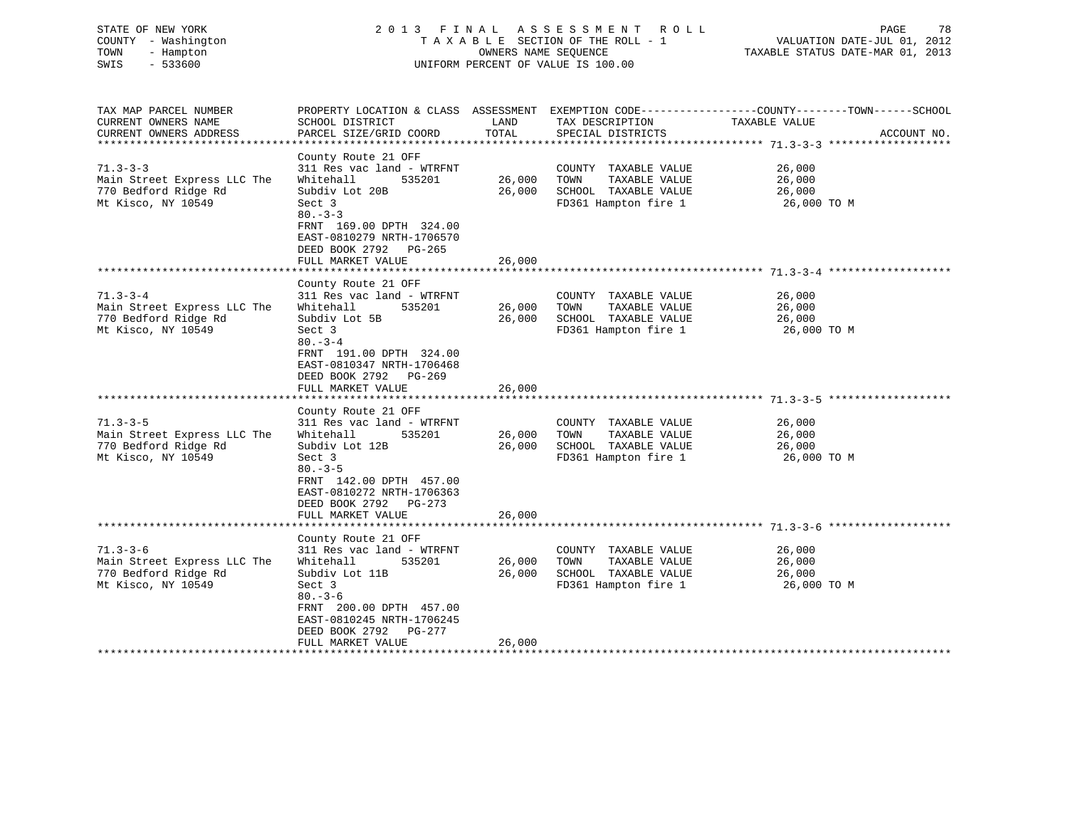STATE OF NEW YORK
COUNTY - Washington
TOWN - Hampton
SWIS - 533600

2013 FINAL ASSESSMENT ROLL
TAXABLE SECTION OF THE ROLL - 1
OWNERS NAME SEQUENCE
UNIFORM PERCENT OF VALUE IS 100.00

VALUATION DATE-JUL 01, 2012
TAXABLE STATUS DATE-MAR 01, 2013

| TAX MAP PARCEL NUMBER / CURRENT OWNERS NAME / CURRENT OWNERS ADDRESS | PROPERTY LOCATION & CLASS / SCHOOL DISTRICT / PARCEL SIZE/GRID COORD | ASSESSMENT LAND / TOTAL | EXEMPTION CODE / TAX DESCRIPTION / SPECIAL DISTRICTS | COUNTY--------TOWN------SCHOOL TAXABLE VALUE | ACCOUNT NO. |
|---|---|---|---|---|---|
| 71.3-3-3 | County Route 21 OFF | | | | |
| | 311 Res vac land - WTRFNT | | COUNTY TAXABLE VALUE | 26,000 | |
| Main Street Express LLC The | Whitehall 535201 | 26,000 | TOWN TAXABLE VALUE | 26,000 | |
| 770 Bedford Ridge Rd | Subdiv Lot 20B | 26,000 | SCHOOL TAXABLE VALUE | 26,000 | |
| Mt Kisco, NY 10549 | Sect 3 | | FD361 Hampton fire 1 | 26,000 TO M | |
| | 80.-3-3 | | | | |
| | FRNT 169.00 DPTH 324.00 | | | | |
| | EAST-0810279 NRTH-1706570 | | | | |
| | DEED BOOK 2792 PG-265 | | | | |
| | FULL MARKET VALUE | 26,000 | | | |
| 71.3-3-4 | County Route 21 OFF | | | | |
| | 311 Res vac land - WTRFNT | | COUNTY TAXABLE VALUE | 26,000 | |
| Main Street Express LLC The | Whitehall 535201 | 26,000 | TOWN TAXABLE VALUE | 26,000 | |
| 770 Bedford Ridge Rd | Subdiv Lot 5B | 26,000 | SCHOOL TAXABLE VALUE | 26,000 | |
| Mt Kisco, NY 10549 | Sect 3 | | FD361 Hampton fire 1 | 26,000 TO M | |
| | 80.-3-4 | | | | |
| | FRNT 191.00 DPTH 324.00 | | | | |
| | EAST-0810347 NRTH-1706468 | | | | |
| | DEED BOOK 2792 PG-269 | | | | |
| | FULL MARKET VALUE | 26,000 | | | |
| 71.3-3-5 | County Route 21 OFF | | | | |
| | 311 Res vac land - WTRFNT | | COUNTY TAXABLE VALUE | 26,000 | |
| Main Street Express LLC The | Whitehall 535201 | 26,000 | TOWN TAXABLE VALUE | 26,000 | |
| 770 Bedford Ridge Rd | Subdiv Lot 12B | 26,000 | SCHOOL TAXABLE VALUE | 26,000 | |
| Mt Kisco, NY 10549 | Sect 3 | | FD361 Hampton fire 1 | 26,000 TO M | |
| | 80.-3-5 | | | | |
| | FRNT 142.00 DPTH 457.00 | | | | |
| | EAST-0810272 NRTH-1706363 | | | | |
| | DEED BOOK 2792 PG-273 | | | | |
| | FULL MARKET VALUE | 26,000 | | | |
| 71.3-3-6 | County Route 21 OFF | | | | |
| | 311 Res vac land - WTRFNT | | COUNTY TAXABLE VALUE | 26,000 | |
| Main Street Express LLC The | Whitehall 535201 | 26,000 | TOWN TAXABLE VALUE | 26,000 | |
| 770 Bedford Ridge Rd | Subdiv Lot 11B | 26,000 | SCHOOL TAXABLE VALUE | 26,000 | |
| Mt Kisco, NY 10549 | Sect 3 | | FD361 Hampton fire 1 | 26,000 TO M | |
| | 80.-3-6 | | | | |
| | FRNT 200.00 DPTH 457.00 | | | | |
| | EAST-0810245 NRTH-1706245 | | | | |
| | DEED BOOK 2792 PG-277 | | | | |
| | FULL MARKET VALUE | 26,000 | | | |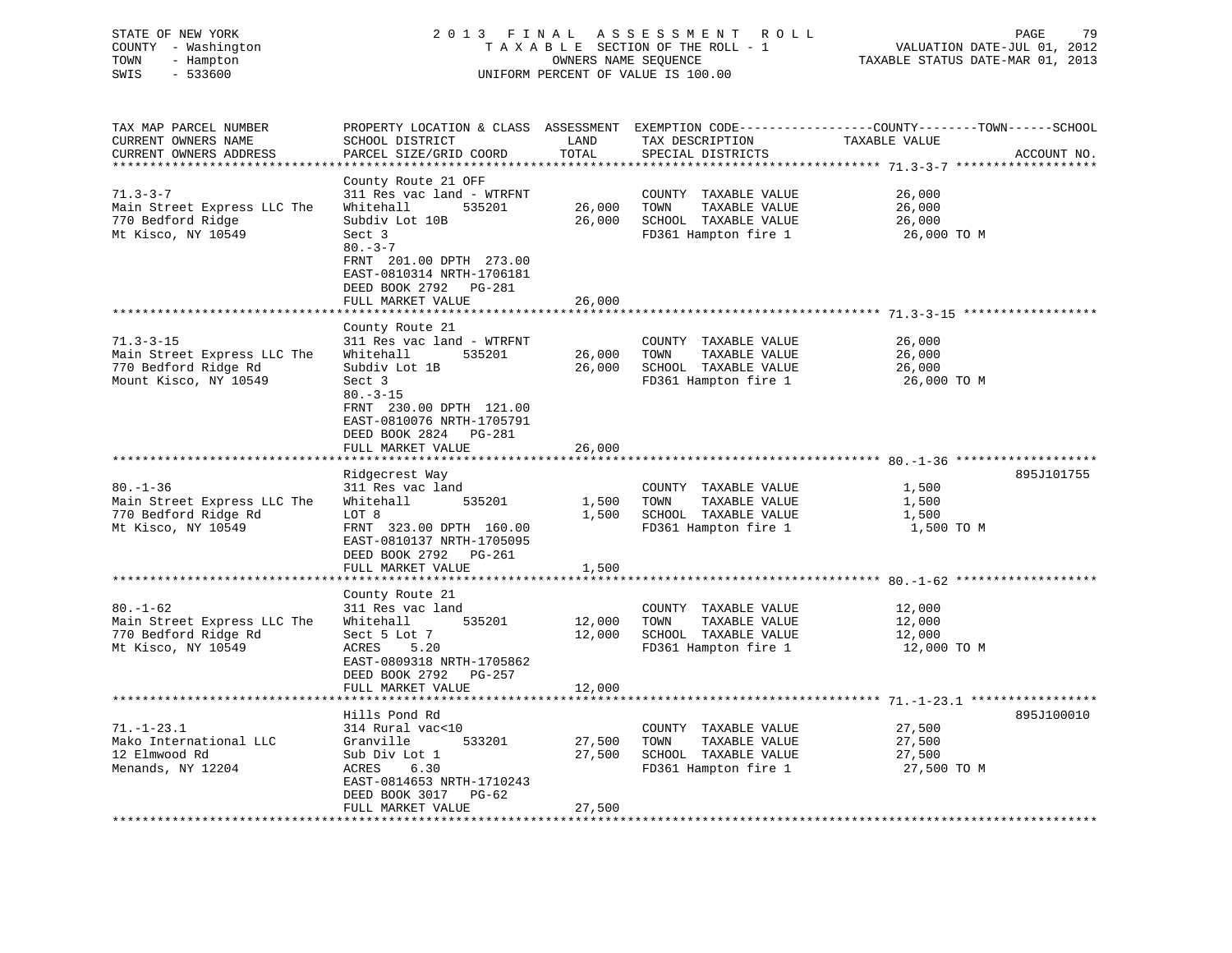STATE OF NEW YORK — COUNTY - Washington — TOWN - Hampton — SWIS - 533600

2013 FINAL ASSESSMENT ROLL
TAXABLE SECTION OF THE ROLL - 1
OWNERS NAME SEQUENCE
UNIFORM PERCENT OF VALUE IS 100.00

VALUATION DATE-JUL 01, 2012
TAXABLE STATUS DATE-MAR 01, 2013

| TAX MAP PARCEL NUMBER / CURRENT OWNERS NAME / CURRENT OWNERS ADDRESS | PROPERTY LOCATION & CLASS / SCHOOL DISTRICT / PARCEL SIZE/GRID COORD | ASSESSMENT LAND | ASSESSMENT TOTAL | EXEMPTION CODE / TAX DESCRIPTION / SPECIAL DISTRICTS | TAXABLE VALUE | ACCOUNT NO. |
|---|---|---|---|---|---|---|
| **71.3-3-7** | County Route 21 OFF | | | | | |
| | 311 Res vac land - WTRFNT | | | COUNTY TAXABLE VALUE | 26,000 | |
| Main Street Express LLC The | Whitehall 535201 | 26,000 | | TOWN TAXABLE VALUE | 26,000 | |
| 770 Bedford Ridge | Subdiv Lot 10B | | 26,000 | SCHOOL TAXABLE VALUE | 26,000 | |
| Mt Kisco, NY 10549 | Sect 3 | | | FD361 Hampton fire 1 | 26,000 TO M | |
| | 80.-3-7 | | | | | |
| | FRNT 201.00 DPTH 273.00 | | | | | |
| | EAST-0810314 NRTH-1706181 | | | | | |
| | DEED BOOK 2792 PG-281 | | | | | |
| | FULL MARKET VALUE | | 26,000 | | | |
| **71.3-3-15** | County Route 21 | | | | | |
| | 311 Res vac land - WTRFNT | | | COUNTY TAXABLE VALUE | 26,000 | |
| Main Street Express LLC The | Whitehall 535201 | 26,000 | | TOWN TAXABLE VALUE | 26,000 | |
| 770 Bedford Ridge Rd | Subdiv Lot 1B | | 26,000 | SCHOOL TAXABLE VALUE | 26,000 | |
| Mount Kisco, NY 10549 | Sect 3 | | | FD361 Hampton fire 1 | 26,000 TO M | |
| | 80.-3-15 | | | | | |
| | FRNT 230.00 DPTH 121.00 | | | | | |
| | EAST-0810076 NRTH-1705791 | | | | | |
| | DEED BOOK 2824 PG-281 | | | | | |
| | FULL MARKET VALUE | | 26,000 | | | |
| **80.-1-36** | Ridgecrest Way | | | | | 895J101755 |
| | 311 Res vac land | | | COUNTY TAXABLE VALUE | 1,500 | |
| Main Street Express LLC The | Whitehall 535201 | 1,500 | | TOWN TAXABLE VALUE | 1,500 | |
| 770 Bedford Ridge Rd | LOT 8 | | 1,500 | SCHOOL TAXABLE VALUE | 1,500 | |
| Mt Kisco, NY 10549 | FRNT 323.00 DPTH 160.00 | | | FD361 Hampton fire 1 | 1,500 TO M | |
| | EAST-0810137 NRTH-1705095 | | | | | |
| | DEED BOOK 2792 PG-261 | | | | | |
| | FULL MARKET VALUE | | 1,500 | | | |
| **80.-1-62** | County Route 21 | | | | | |
| | 311 Res vac land | | | COUNTY TAXABLE VALUE | 12,000 | |
| Main Street Express LLC The | Whitehall 535201 | 12,000 | | TOWN TAXABLE VALUE | 12,000 | |
| 770 Bedford Ridge Rd | Sect 5 Lot 7 | | 12,000 | SCHOOL TAXABLE VALUE | 12,000 | |
| Mt Kisco, NY 10549 | ACRES 5.20 | | | FD361 Hampton fire 1 | 12,000 TO M | |
| | EAST-0809318 NRTH-1705862 | | | | | |
| | DEED BOOK 2792 PG-257 | | | | | |
| | FULL MARKET VALUE | | 12,000 | | | |
| **71.-1-23.1** | Hills Pond Rd | | | | | 895J100010 |
| | 314 Rural vac<10 | | | COUNTY TAXABLE VALUE | 27,500 | |
| Mako International LLC | Granville 533201 | 27,500 | | TOWN TAXABLE VALUE | 27,500 | |
| 12 Elmwood Rd | Sub Div Lot 1 | | 27,500 | SCHOOL TAXABLE VALUE | 27,500 | |
| Menands, NY 12204 | ACRES 6.30 | | | FD361 Hampton fire 1 | 27,500 TO M | |
| | EAST-0814653 NRTH-1710243 | | | | | |
| | DEED BOOK 3017 PG-62 | | | | | |
| | FULL MARKET VALUE | | 27,500 | | | |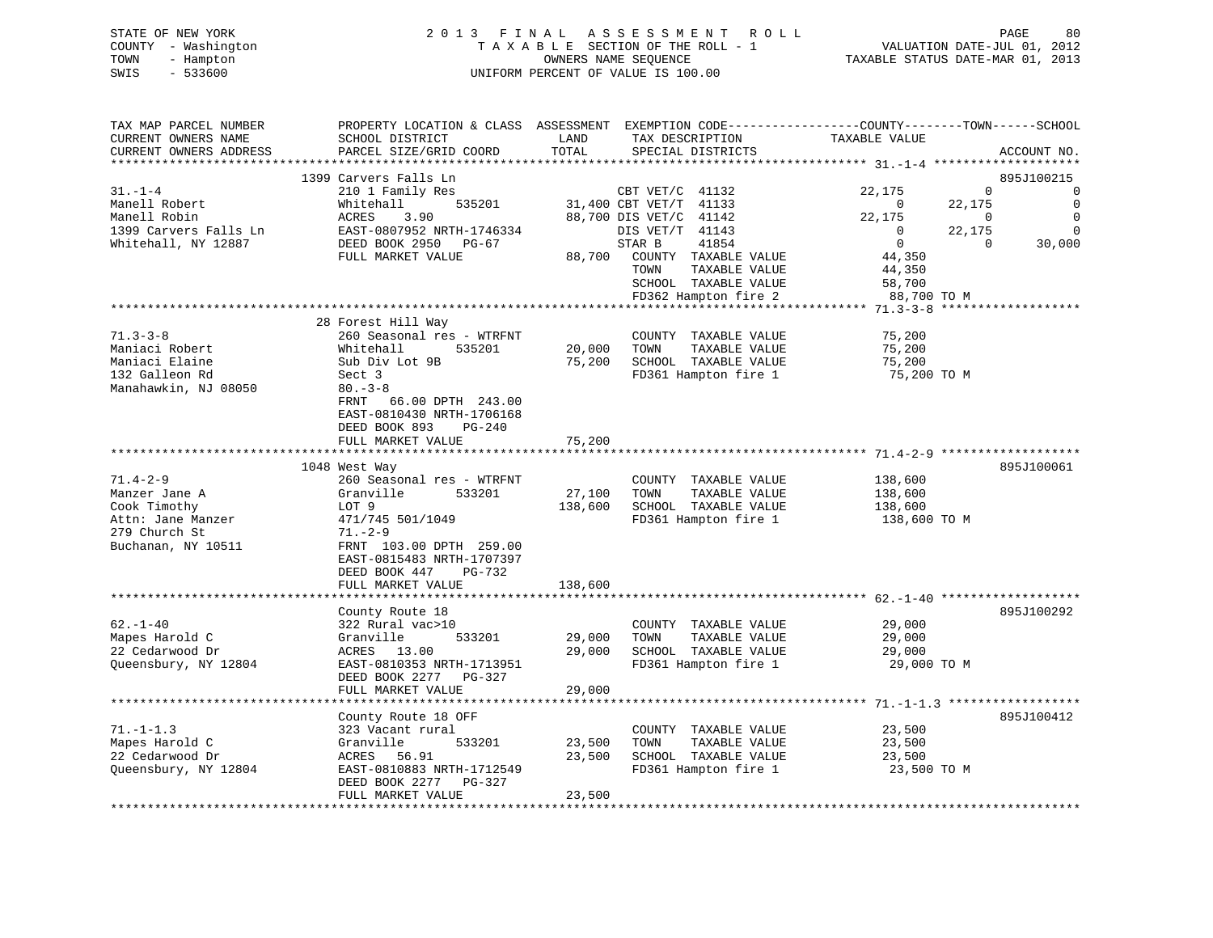STATE OF NEW YORK
COUNTY - Washington
TOWN - Hampton
SWIS - 533600

2 0 1 3 F I N A L A S S E S S M E N T R O L L
T A X A B L E SECTION OF THE ROLL - 1
OWNERS NAME SEQUENCE
UNIFORM PERCENT OF VALUE IS 100.00

VALUATION DATE-JUL 01, 2012
TAXABLE STATUS DATE-MAR 01, 2013

| TAX MAP PARCEL NUMBER / CURRENT OWNERS NAME / CURRENT OWNERS ADDRESS | PROPERTY LOCATION & CLASS / SCHOOL DISTRICT / PARCEL SIZE/GRID COORD | LAND / TOTAL | EXEMPTION CODE / TAX DESCRIPTION / SPECIAL DISTRICTS | COUNTY TAXABLE VALUE | TOWN | SCHOOL | ACCOUNT NO. |
|---|---|---|---|---|---|---|---|
| 31.-1-4 | 1399 Carvers Falls Ln | | | | | | 895J100215 |
| Manell Robert | 210 1 Family Res | | CBT VET/C 41132 | 22,175 | 0 | 0 | |
| Manell Robin | Whitehall 535201 | 31,400 | CBT VET/T 41133 | 0 | 22,175 | 0 | |
| 1399 Carvers Falls Ln | ACRES 3.90 | 88,700 | DIS VET/C 41142 | 22,175 | 0 | 0 | |
| Whitehall, NY 12887 | EAST-0807952 NRTH-1746334 | | DIS VET/T 41143 | 0 | 22,175 | 0 | |
| | DEED BOOK 2950 PG-67 | | STAR B 41854 | 0 | 0 | 30,000 | |
| | FULL MARKET VALUE | 88,700 | COUNTY TAXABLE VALUE | 44,350 | | | |
| | | | TOWN TAXABLE VALUE | 44,350 | | | |
| | | | SCHOOL TAXABLE VALUE | 58,700 | | | |
| | | | FD362 Hampton fire 2 | 88,700 TO M | | | |
| 71.3-3-8 | 28 Forest Hill Way | | | | | | |
| Maniaci Robert | 260 Seasonal res - WTRFNT | | COUNTY TAXABLE VALUE | 75,200 | | | |
| Maniaci Elaine | Whitehall 535201 | 20,000 | TOWN TAXABLE VALUE | 75,200 | | | |
| 132 Galleon Rd | Sub Div Lot 9B | 75,200 | SCHOOL TAXABLE VALUE | 75,200 | | | |
| Manahawkin, NJ 08050 | Sect 3 | | FD361 Hampton fire 1 | 75,200 TO M | | | |
| | 80.-3-8 | | | | | | |
| | FRNT 66.00 DPTH 243.00 | | | | | | |
| | EAST-0810430 NRTH-1706168 | | | | | | |
| | DEED BOOK 893 PG-240 | | | | | | |
| | FULL MARKET VALUE | 75,200 | | | | | |
| 71.4-2-9 | 1048 West Way | | | | | | 895J100061 |
| Manzer Jane A | 260 Seasonal res - WTRFNT | | COUNTY TAXABLE VALUE | 138,600 | | | |
| Cook Timothy | Granville 533201 | 27,100 | TOWN TAXABLE VALUE | 138,600 | | | |
| Attn: Jane Manzer | LOT 9 | 138,600 | SCHOOL TAXABLE VALUE | 138,600 | | | |
| 279 Church St | 471/745 501/1049 | | FD361 Hampton fire 1 | 138,600 TO M | | | |
| Buchanan, NY 10511 | 71.-2-9 | | | | | | |
| | FRNT 103.00 DPTH 259.00 | | | | | | |
| | EAST-0815483 NRTH-1707397 | | | | | | |
| | DEED BOOK 447 PG-732 | | | | | | |
| | FULL MARKET VALUE | 138,600 | | | | | |
| 62.-1-40 | County Route 18 | | | | | | 895J100292 |
| Mapes Harold C | 322 Rural vac>10 | | COUNTY TAXABLE VALUE | 29,000 | | | |
| 22 Cedarwood Dr | Granville 533201 | 29,000 | TOWN TAXABLE VALUE | 29,000 | | | |
| Queensbury, NY 12804 | ACRES 13.00 | 29,000 | SCHOOL TAXABLE VALUE | 29,000 | | | |
| | EAST-0810353 NRTH-1713951 | | FD361 Hampton fire 1 | 29,000 TO M | | | |
| | DEED BOOK 2277 PG-327 | | | | | | |
| | FULL MARKET VALUE | 29,000 | | | | | |
| 71.-1-1.3 | County Route 18 OFF | | | | | | 895J100412 |
| Mapes Harold C | 323 Vacant rural | | COUNTY TAXABLE VALUE | 23,500 | | | |
| 22 Cedarwood Dr | Granville 533201 | 23,500 | TOWN TAXABLE VALUE | 23,500 | | | |
| Queensbury, NY 12804 | ACRES 56.91 | 23,500 | SCHOOL TAXABLE VALUE | 23,500 | | | |
| | EAST-0810883 NRTH-1712549 | | FD361 Hampton fire 1 | 23,500 TO M | | | |
| | DEED BOOK 2277 PG-327 | | | | | | |
| | FULL MARKET VALUE | 23,500 | | | | | |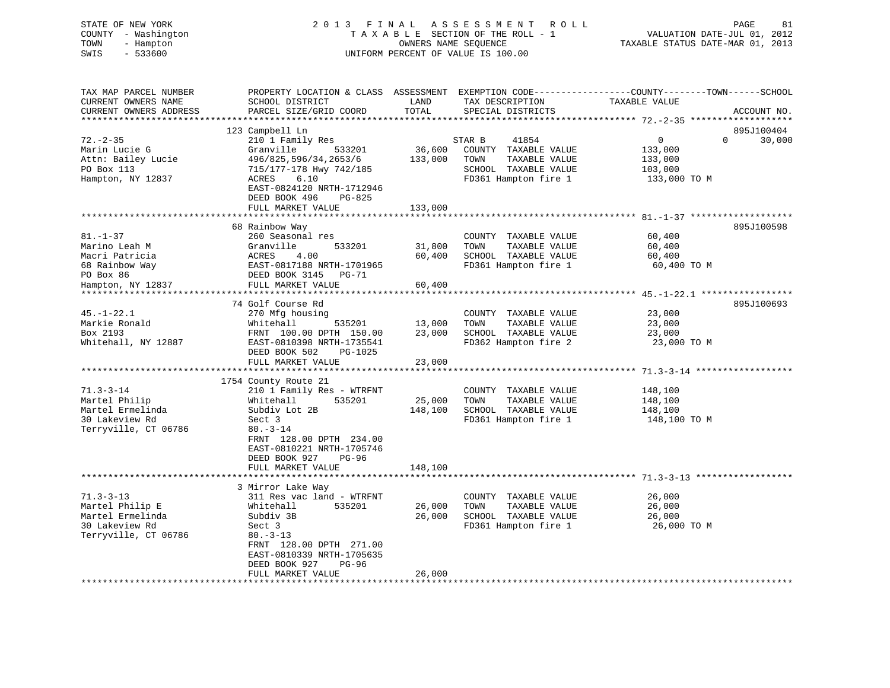STATE OF NEW YORK
COUNTY - Washington
TOWN - Hampton
SWIS - 533600

# 2013 FINAL ASSESSMENT ROLL

TAXABLE SECTION OF THE ROLL - 1
OWNERS NAME SEQUENCE
UNIFORM PERCENT OF VALUE IS 100.00

VALUATION DATE-JUL 01, 2012
TAXABLE STATUS DATE-MAR 01, 2013

```
TAX MAP PARCEL NUMBER          PROPERTY LOCATION & CLASS  ASSESSMENT  EXEMPTION CODE------------------COUNTY--------TOWN------SCHOOL
CURRENT OWNERS NAME            SCHOOL DISTRICT               LAND      TAX DESCRIPTION              TAXABLE VALUE
CURRENT OWNERS ADDRESS         PARCEL SIZE/GRID COORD        TOTAL     SPECIAL DISTRICTS                                     ACCOUNT NO.
******************************************************************************************************* 72.-2-35 *******************
                               123 Campbell Ln                                                                              895J100404
72.-2-35                       210 1 Family Res                     STAR B     41854                0            0      30,000
Marin Lucie G                  Granville        533201      36,600    COUNTY  TAXABLE VALUE          133,000
Attn: Bailey Lucie             496/825,596/34,2653/6       133,000    TOWN    TAXABLE VALUE          133,000
PO Box 113                     715/177-178 Hwy 742/185                SCHOOL  TAXABLE VALUE          103,000
Hampton, NY 12837              ACRES    6.10                          FD361 Hampton fire 1            133,000 TO M
                               EAST-0824120 NRTH-1712946
                               DEED BOOK 496    PG-825
                               FULL MARKET VALUE           133,000
******************************************************************************************************* 81.-1-37 *******************
                               68 Rainbow Way                                                                               895J100598
81.-1-37                       260 Seasonal res                       COUNTY  TAXABLE VALUE           60,400
Marino Leah M                  Granville        533201      31,800    TOWN    TAXABLE VALUE           60,400
Macri Patricia                 ACRES    4.00                60,400    SCHOOL  TAXABLE VALUE           60,400
68 Rainbow Way                 EAST-0817188 NRTH-1701965              FD361 Hampton fire 1             60,400 TO M
PO Box 86                      DEED BOOK 3145   PG-71
Hampton, NY 12837              FULL MARKET VALUE            60,400
******************************************************************************************************* 45.-1-22.1 *****************
                               74 Golf Course Rd                                                                            895J100693
45.-1-22.1                     270 Mfg housing                        COUNTY  TAXABLE VALUE           23,000
Markie Ronald                  Whitehall        535201      13,000    TOWN    TAXABLE VALUE           23,000
Box 2193                       FRNT 100.00 DPTH 150.00      23,000    SCHOOL  TAXABLE VALUE           23,000
Whitehall, NY 12887            EAST-0810398 NRTH-1735541              FD362 Hampton fire 2             23,000 TO M
                               DEED BOOK 502    PG-1025
                               FULL MARKET VALUE            23,000
******************************************************************************************************* 71.3-3-14 ******************
                               1754 County Route 21
71.3-3-14                      210 1 Family Res - WTRFNT              COUNTY  TAXABLE VALUE          148,100
Martel Philip                  Whitehall        535201      25,000    TOWN    TAXABLE VALUE          148,100
Martel Ermelinda               Subdiv Lot 2B               148,100    SCHOOL  TAXABLE VALUE          148,100
30 Lakeview Rd                 Sect 3                                 FD361 Hampton fire 1            148,100 TO M
Terryville, CT 06786           80.-3-14
                               FRNT 128.00 DPTH 234.00
                               EAST-0810221 NRTH-1705746
                               DEED BOOK 927    PG-96
                               FULL MARKET VALUE           148,100
******************************************************************************************************* 71.3-3-13 ******************
                               3 Mirror Lake Way
71.3-3-13                      311 Res vac land - WTRFNT              COUNTY  TAXABLE VALUE           26,000
Martel Philip E                Whitehall        535201      26,000    TOWN    TAXABLE VALUE           26,000
Martel Ermelinda               Subdiv 3B                    26,000    SCHOOL  TAXABLE VALUE           26,000
30 Lakeview Rd                 Sect 3                                 FD361 Hampton fire 1             26,000 TO M
Terryville, CT 06786           80.-3-13
                               FRNT 128.00 DPTH 271.00
                               EAST-0810339 NRTH-1705635
                               DEED BOOK 927    PG-96
                               FULL MARKET VALUE            26,000
************************************************************************************************************************************
```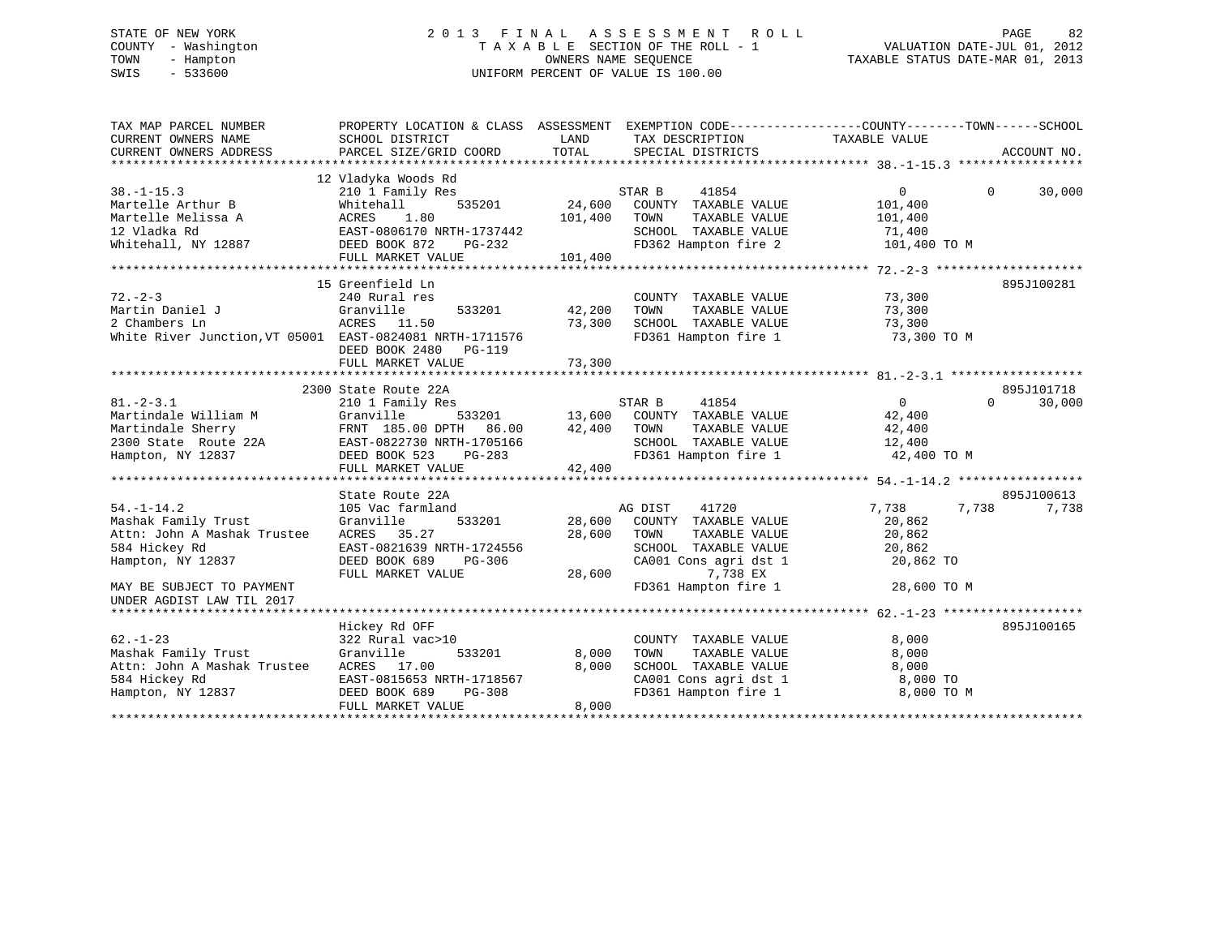STATE OF NEW YORK
COUNTY - Washington
TOWN - Hampton
SWIS - 533600

2 0 1 3 F I N A L A S S E S S M E N T R O L L
T A X A B L E SECTION OF THE ROLL - 1
OWNERS NAME SEQUENCE
UNIFORM PERCENT OF VALUE IS 100.00

VALUATION DATE-JUL 01, 2012
TAXABLE STATUS DATE-MAR 01, 2013

```
TAX MAP PARCEL NUMBER          PROPERTY LOCATION & CLASS  ASSESSMENT  EXEMPTION CODE------------------COUNTY--------TOWN------SCHOOL
CURRENT OWNERS NAME            SCHOOL DISTRICT              LAND      TAX DESCRIPTION              TAXABLE VALUE
CURRENT OWNERS ADDRESS         PARCEL SIZE/GRID COORD      TOTAL      SPECIAL DISTRICTS                                    ACCOUNT NO.
******************************************************************************************************* 38.-1-15.3 *****************
                               12 Vladyka Woods Rd
38.-1-15.3                     210 1 Family Res                        STAR B    41854                 0            0       30,000
Martelle Arthur B              Whitehall       535201      24,600     COUNTY  TAXABLE VALUE        101,400
Martelle Melissa A             ACRES    1.80              101,400     TOWN    TAXABLE VALUE        101,400
12 Vladka Rd                   EAST-0806170 NRTH-1737442              SCHOOL  TAXABLE VALUE         71,400
Whitehall, NY 12887            DEED BOOK 872    PG-232                FD362 Hampton fire 2          101,400 TO M
                               FULL MARKET VALUE          101,400
******************************************************************************************************* 72.-2-3 ********************
                               15 Greenfield Ln                                                                       895J100281
72.-2-3                        240 Rural res                           COUNTY  TAXABLE VALUE         73,300
Martin Daniel J                Granville       533201      42,200     TOWN    TAXABLE VALUE         73,300
2 Chambers Ln                  ACRES   11.50               73,300     SCHOOL  TAXABLE VALUE         73,300
White River Junction,VT 05001  EAST-0824081 NRTH-1711576              FD361 Hampton fire 1           73,300 TO M
                               DEED BOOK 2480   PG-119
                               FULL MARKET VALUE           73,300
******************************************************************************************************* 81.-2-3.1 ******************
                               2300 State Route 22A                                                                   895J101718
81.-2-3.1                      210 1 Family Res                        STAR B    41854                 0            0       30,000
Martindale William M           Granville       533201      13,600     COUNTY  TAXABLE VALUE         42,400
Martindale Sherry              FRNT 185.00 DPTH  86.00     42,400     TOWN    TAXABLE VALUE         42,400
2300 State  Route 22A          EAST-0822730 NRTH-1705166              SCHOOL  TAXABLE VALUE         12,400
Hampton, NY 12837              DEED BOOK 523    PG-283                FD361 Hampton fire 1           42,400 TO M
                               FULL MARKET VALUE           42,400
******************************************************************************************************* 54.-1-14.2 *****************
                               State Route 22A                                                                        895J100613
54.-1-14.2                     105 Vac farmland                        AG DIST   41720              7,738        7,738        7,738
Mashak Family Trust            Granville       533201      28,600     COUNTY  TAXABLE VALUE         20,862
Attn: John A Mashak Trustee    ACRES   35.27               28,600     TOWN    TAXABLE VALUE         20,862
584 Hickey Rd                  EAST-0821639 NRTH-1724556              SCHOOL  TAXABLE VALUE         20,862
Hampton, NY 12837              DEED BOOK 689    PG-306                CA001 Cons agri dst 1          20,862 TO
                               FULL MARKET VALUE           28,600           7,738 EX
MAY BE SUBJECT TO PAYMENT                                             FD361 Hampton fire 1           28,600 TO M
UNDER AGDIST LAW TIL 2017
******************************************************************************************************* 62.-1-23 *******************
                               Hickey Rd OFF                                                                          895J100165
62.-1-23                       322 Rural vac>10                        COUNTY  TAXABLE VALUE          8,000
Mashak Family Trust            Granville       533201       8,000     TOWN    TAXABLE VALUE          8,000
Attn: John A Mashak Trustee    ACRES   17.00                8,000     SCHOOL  TAXABLE VALUE          8,000
584 Hickey Rd                  EAST-0815653 NRTH-1718567              CA001 Cons agri dst 1           8,000 TO
Hampton, NY 12837              DEED BOOK 689    PG-308                FD361 Hampton fire 1            8,000 TO M
                               FULL MARKET VALUE            8,000
************************************************************************************************************************************
```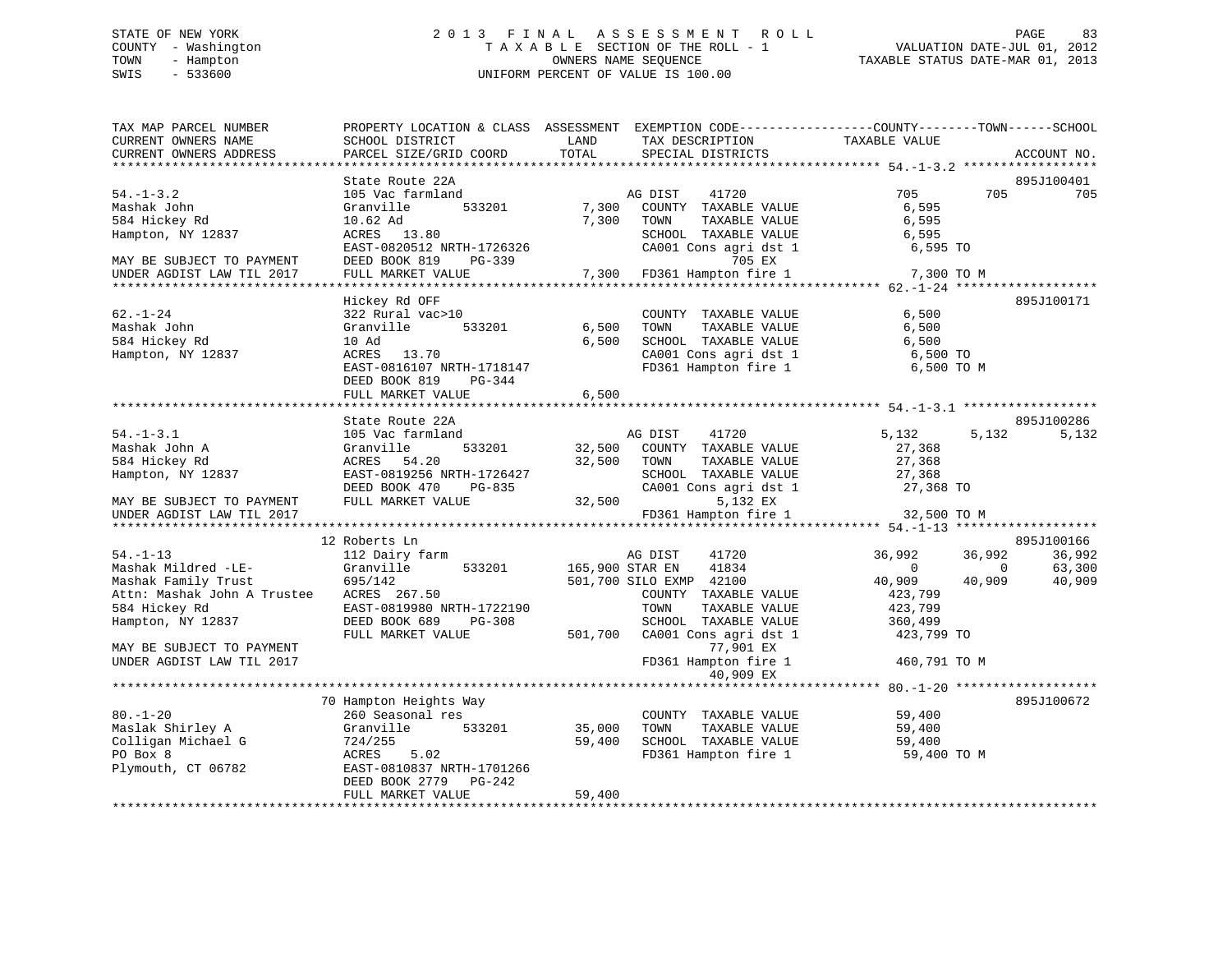STATE OF NEW YORK
COUNTY - Washington
TOWN - Hampton
SWIS - 533600

2 0 1 3 F I N A L A S S E S S M E N T R O L L
T A X A B L E SECTION OF THE ROLL - 1
OWNERS NAME SEQUENCE
UNIFORM PERCENT OF VALUE IS 100.00

VALUATION DATE-JUL 01, 2012
TAXABLE STATUS DATE-MAR 01, 2013

```
TAX MAP PARCEL NUMBER          PROPERTY LOCATION & CLASS  ASSESSMENT  EXEMPTION CODE------------------COUNTY--------TOWN------SCHOOL
CURRENT OWNERS NAME            SCHOOL DISTRICT               LAND      TAX DESCRIPTION              TAXABLE VALUE
CURRENT OWNERS ADDRESS         PARCEL SIZE/GRID COORD       TOTAL      SPECIAL DISTRICTS                                        ACCOUNT NO.
******************************************************************************************************* 54.-1-3.2 ******************
                               State Route 22A                                                                              895J100401
54.-1-3.2                      105 Vac farmland                     AG DIST     41720                705         705          705
Mashak John                    Granville       533201        7,300   COUNTY  TAXABLE VALUE             6,595
584 Hickey Rd                  10.62 Ad                      7,300   TOWN    TAXABLE VALUE             6,595
Hampton, NY 12837              ACRES   13.80                         SCHOOL  TAXABLE VALUE             6,595
                               EAST-0820512 NRTH-1726326             CA001 Cons agri dst 1              6,595 TO
MAY BE SUBJECT TO PAYMENT      DEED BOOK 819    PG-339                         705 EX
UNDER AGDIST LAW TIL 2017      FULL MARKET VALUE             7,300   FD361 Hampton fire 1              7,300 TO M
******************************************************************************************************* 62.-1-24 *******************
                               Hickey Rd OFF                                                                                895J100171
62.-1-24                       322 Rural vac>10                      COUNTY  TAXABLE VALUE             6,500
Mashak John                    Granville       533201        6,500   TOWN    TAXABLE VALUE             6,500
584 Hickey Rd                  10 Ad                         6,500   SCHOOL  TAXABLE VALUE             6,500
Hampton, NY 12837              ACRES   13.70                         CA001 Cons agri dst 1              6,500 TO
                               EAST-0816107 NRTH-1718147             FD361 Hampton fire 1               6,500 TO M
                               DEED BOOK 819    PG-344
                               FULL MARKET VALUE             6,500
******************************************************************************************************* 54.-1-3.1 ******************
                               State Route 22A                                                                              895J100286
54.-1-3.1                      105 Vac farmland                     AG DIST     41720              5,132       5,132        5,132
Mashak John A                  Granville       533201       32,500   COUNTY  TAXABLE VALUE            27,368
584 Hickey Rd                  ACRES   54.20                32,500   TOWN    TAXABLE VALUE            27,368
Hampton, NY 12837              EAST-0819256 NRTH-1726427             SCHOOL  TAXABLE VALUE            27,368
                               DEED BOOK 470    PG-835               CA001 Cons agri dst 1             27,368 TO
MAY BE SUBJECT TO PAYMENT      FULL MARKET VALUE            32,500             5,132 EX
UNDER AGDIST LAW TIL 2017                                            FD361 Hampton fire 1             32,500 TO M
******************************************************************************************************* 54.-1-13 *******************
                               12 Roberts Ln                                                                                895J100166
54.-1-13                       112 Dairy farm                        AG DIST     41720             36,992      36,992       36,992
Mashak Mildred -LE-            Granville       533201      165,900 STAR EN     41834                   0           0       63,300
Mashak Family Trust            695/142                     501,700 SILO EXMP  42100             40,909      40,909       40,909
Attn: Mashak John A Trustee    ACRES  267.50                         COUNTY  TAXABLE VALUE           423,799
584 Hickey Rd                  EAST-0819980 NRTH-1722190             TOWN    TAXABLE VALUE           423,799
Hampton, NY 12837              DEED BOOK 689    PG-308               SCHOOL  TAXABLE VALUE           360,499
                               FULL MARKET VALUE           501,700   CA001 Cons agri dst 1            423,799 TO
MAY BE SUBJECT TO PAYMENT                                                     77,901 EX
UNDER AGDIST LAW TIL 2017                                            FD361 Hampton fire 1            460,791 TO M
                                                                              40,909 EX
******************************************************************************************************* 80.-1-20 *******************
                               70 Hampton Heights Way                                                                       895J100672
80.-1-20                       260 Seasonal res                      COUNTY  TAXABLE VALUE            59,400
Maslak Shirley A               Granville       533201       35,000   TOWN    TAXABLE VALUE            59,400
Colligan Michael G             724/255                      59,400   SCHOOL  TAXABLE VALUE            59,400
PO Box 8                       ACRES    5.02                         FD361 Hampton fire 1             59,400 TO M
Plymouth, CT 06782             EAST-0810837 NRTH-1701266
                               DEED BOOK 2779   PG-242
                               FULL MARKET VALUE            59,400
************************************************************************************************************************************
```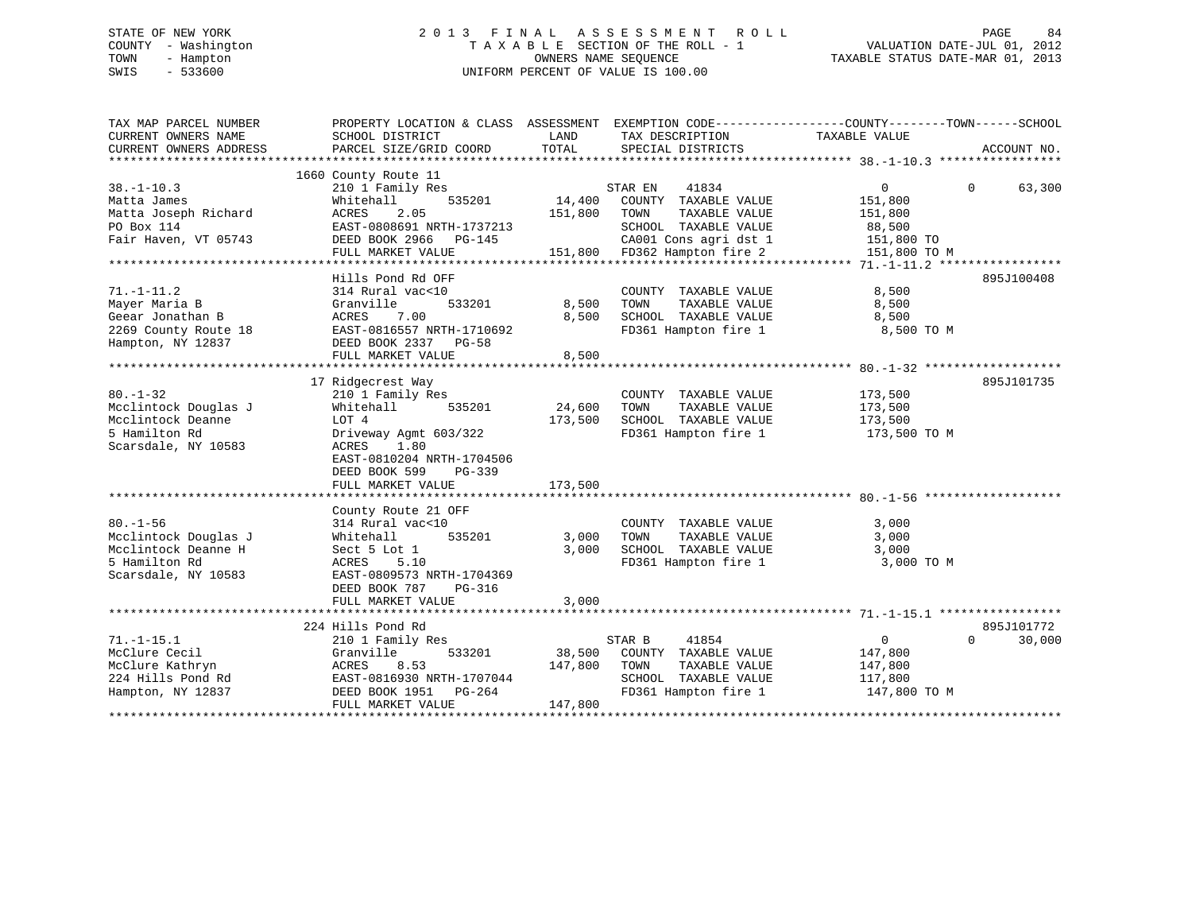STATE OF NEW YORK
COUNTY - Washington
TOWN - Hampton
SWIS - 533600

# 2013 FINAL ASSESSMENT ROLL

TAXABLE SECTION OF THE ROLL - 1
OWNERS NAME SEQUENCE
UNIFORM PERCENT OF VALUE IS 100.00

VALUATION DATE-JUL 01, 2012
TAXABLE STATUS DATE-MAR 01, 2013

| TAX MAP PARCEL NUMBER / CURRENT OWNERS NAME / CURRENT OWNERS ADDRESS | PROPERTY LOCATION & CLASS / SCHOOL DISTRICT / PARCEL SIZE/GRID COORD | ASSESSMENT LAND | TOTAL | EXEMPTION CODE / TAX DESCRIPTION / SPECIAL DISTRICTS | COUNTY TAXABLE VALUE | TOWN | SCHOOL | ACCOUNT NO. |
|---|---|---|---|---|---|---|---|---|
| 38.-1-10.3 | 1660 County Route 11 | | | | | | | |
| Matta James | 210 1 Family Res | | | STAR EN 41834 | 0 | 0 | 63,300 | |
| Matta Joseph Richard | Whitehall 535201 | 14,400 | | COUNTY TAXABLE VALUE | 151,800 | | | |
| PO Box 114 | ACRES 2.05 | | 151,800 | TOWN TAXABLE VALUE | 151,800 | | | |
| Fair Haven, VT 05743 | EAST-0808691 NRTH-1737213 | | | SCHOOL TAXABLE VALUE | 88,500 | | | |
| | DEED BOOK 2966 PG-145 | | | CA001 Cons agri dst 1 | 151,800 TO | | | |
| | FULL MARKET VALUE | | 151,800 | FD362 Hampton fire 2 | 151,800 TO M | | | |
| 71.-1-11.2 | Hills Pond Rd OFF | | | | | | | 895J100408 |
| Mayer Maria B | 314 Rural vac<10 | | | COUNTY TAXABLE VALUE | 8,500 | | | |
| Geear Jonathan B | Granville 533201 | 8,500 | | TOWN TAXABLE VALUE | 8,500 | | | |
| 2269 County Route 18 | ACRES 7.00 | | 8,500 | SCHOOL TAXABLE VALUE | 8,500 | | | |
| Hampton, NY 12837 | EAST-0816557 NRTH-1710692 | | | FD361 Hampton fire 1 | 8,500 TO M | | | |
| | DEED BOOK 2337 PG-58 | | | | | | | |
| | FULL MARKET VALUE | | 8,500 | | | | | |
| 80.-1-32 | 17 Ridgecrest Way | | | | | | | 895J101735 |
| Mcclintock Douglas J | 210 1 Family Res | | | COUNTY TAXABLE VALUE | 173,500 | | | |
| Mcclintock Deanne | Whitehall 535201 | 24,600 | | TOWN TAXABLE VALUE | 173,500 | | | |
| 5 Hamilton Rd | LOT 4 | | 173,500 | SCHOOL TAXABLE VALUE | 173,500 | | | |
| Scarsdale, NY 10583 | Driveway Agmt 603/322 | | | FD361 Hampton fire 1 | 173,500 TO M | | | |
| | ACRES 1.80 | | | | | | | |
| | EAST-0810204 NRTH-1704506 | | | | | | | |
| | DEED BOOK 599 PG-339 | | | | | | | |
| | FULL MARKET VALUE | | 173,500 | | | | | |
| 80.-1-56 | County Route 21 OFF | | | | | | | |
| Mcclintock Douglas J | 314 Rural vac<10 | | | COUNTY TAXABLE VALUE | 3,000 | | | |
| Mcclintock Deanne H | Whitehall 535201 | 3,000 | | TOWN TAXABLE VALUE | 3,000 | | | |
| 5 Hamilton Rd | Sect 5 Lot 1 | | 3,000 | SCHOOL TAXABLE VALUE | 3,000 | | | |
| Scarsdale, NY 10583 | ACRES 5.10 | | | FD361 Hampton fire 1 | 3,000 TO M | | | |
| | EAST-0809573 NRTH-1704369 | | | | | | | |
| | DEED BOOK 787 PG-316 | | | | | | | |
| | FULL MARKET VALUE | | 3,000 | | | | | |
| 71.-1-15.1 | 224 Hills Pond Rd | | | | | | | 895J101772 |
| McClure Cecil | 210 1 Family Res | | | STAR B 41854 | 0 | 0 | 30,000 | |
| McClure Kathryn | Granville 533201 | 38,500 | | COUNTY TAXABLE VALUE | 147,800 | | | |
| 224 Hills Pond Rd | ACRES 8.53 | | 147,800 | TOWN TAXABLE VALUE | 147,800 | | | |
| Hampton, NY 12837 | EAST-0816930 NRTH-1707044 | | | SCHOOL TAXABLE VALUE | 117,800 | | | |
| | DEED BOOK 1951 PG-264 | | | FD361 Hampton fire 1 | 147,800 TO M | | | |
| | FULL MARKET VALUE | | 147,800 | | | | | |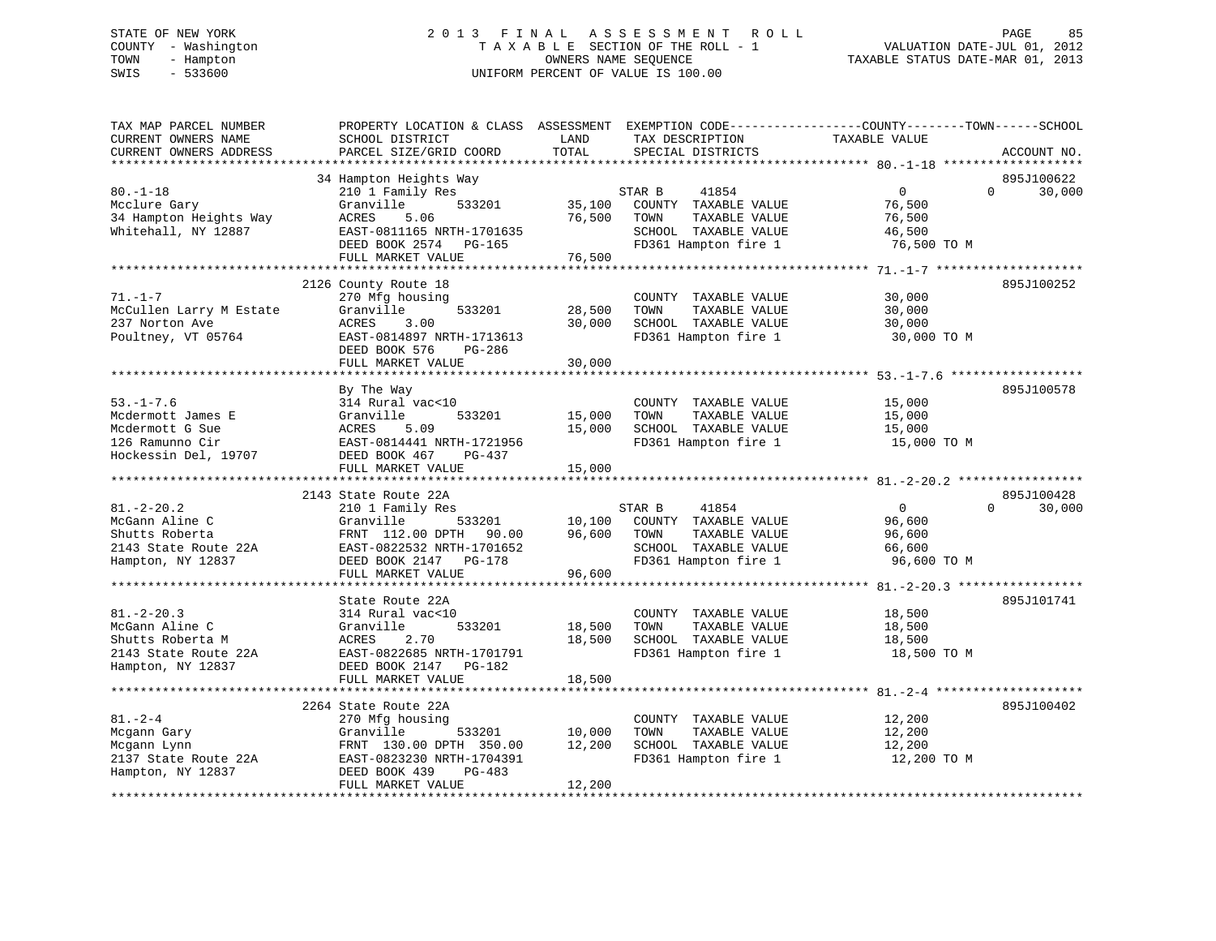STATE OF NEW YORK
COUNTY - Washington
TOWN - Hampton
SWIS - 533600

# 2013 FINAL ASSESSMENT ROLL
TAXABLE SECTION OF THE ROLL - 1
OWNERS NAME SEQUENCE
UNIFORM PERCENT OF VALUE IS 100.00

VALUATION DATE-JUL 01, 2012
TAXABLE STATUS DATE-MAR 01, 2013

| TAX MAP PARCEL NUMBER / CURRENT OWNERS NAME / CURRENT OWNERS ADDRESS | PROPERTY LOCATION & CLASS / SCHOOL DISTRICT / PARCEL SIZE/GRID COORD | ASSESSMENT LAND | TOTAL | EXEMPTION CODE / TAX DESCRIPTION / SPECIAL DISTRICTS | COUNTY TAXABLE VALUE | TOWN | SCHOOL | ACCOUNT NO. |
|---|---|---|---|---|---|---|---|---|
| 80.-1-18 | 34 Hampton Heights Way | | | | | | | 895J100622 |
| Mcclure Gary | 210 1 Family Res | | | STAR B 41854 | 0 | 0 | 30,000 | |
| 34 Hampton Heights Way | Granville 533201 | 35,100 | | COUNTY TAXABLE VALUE | 76,500 | | | |
| Whitehall, NY 12887 | ACRES 5.06 | | 76,500 | TOWN TAXABLE VALUE | 76,500 | | | |
| | EAST-0811165 NRTH-1701635 | | | SCHOOL TAXABLE VALUE | 46,500 | | | |
| | DEED BOOK 2574 PG-165 | | | FD361 Hampton fire 1 | 76,500 TO M | | | |
| | FULL MARKET VALUE | | 76,500 | | | | | |
| 71.-1-7 | 2126 County Route 18 | | | | | | | 895J100252 |
| McCullen Larry M Estate | 270 Mfg housing | | | COUNTY TAXABLE VALUE | 30,000 | | | |
| 237 Norton Ave | Granville 533201 | 28,500 | | TOWN TAXABLE VALUE | 30,000 | | | |
| Poultney, VT 05764 | ACRES 3.00 | | 30,000 | SCHOOL TAXABLE VALUE | 30,000 | | | |
| | EAST-0814897 NRTH-1713613 | | | FD361 Hampton fire 1 | 30,000 TO M | | | |
| | DEED BOOK 576 PG-286 | | | | | | | |
| | FULL MARKET VALUE | | 30,000 | | | | | |
| 53.-1-7.6 | By The Way | | | | | | | 895J100578 |
| Mcdermott James E | 314 Rural vac<10 | | | COUNTY TAXABLE VALUE | 15,000 | | | |
| Mcdermott G Sue | Granville 533201 | 15,000 | | TOWN TAXABLE VALUE | 15,000 | | | |
| 126 Ramunno Cir | ACRES 5.09 | | 15,000 | SCHOOL TAXABLE VALUE | 15,000 | | | |
| Hockessin Del, 19707 | EAST-0814441 NRTH-1721956 | | | FD361 Hampton fire 1 | 15,000 TO M | | | |
| | DEED BOOK 467 PG-437 | | | | | | | |
| | FULL MARKET VALUE | | 15,000 | | | | | |
| 81.-2-20.2 | 2143 State Route 22A | | | | | | | 895J100428 |
| McGann Aline C | 210 1 Family Res | | | STAR B 41854 | 0 | 0 | 30,000 | |
| Shutts Roberta | Granville 533201 | 10,100 | | COUNTY TAXABLE VALUE | 96,600 | | | |
| 2143 State Route 22A | FRNT 112.00 DPTH 90.00 | | 96,600 | TOWN TAXABLE VALUE | 96,600 | | | |
| Hampton, NY 12837 | EAST-0822532 NRTH-1701652 | | | SCHOOL TAXABLE VALUE | 66,600 | | | |
| | DEED BOOK 2147 PG-178 | | | FD361 Hampton fire 1 | 96,600 TO M | | | |
| | FULL MARKET VALUE | | 96,600 | | | | | |
| 81.-2-20.3 | State Route 22A | | | | | | | 895J101741 |
| McGann Aline C | 314 Rural vac<10 | | | COUNTY TAXABLE VALUE | 18,500 | | | |
| Shutts Roberta M | Granville 533201 | 18,500 | | TOWN TAXABLE VALUE | 18,500 | | | |
| 2143 State Route 22A | ACRES 2.70 | | 18,500 | SCHOOL TAXABLE VALUE | 18,500 | | | |
| Hampton, NY 12837 | EAST-0822685 NRTH-1701791 | | | FD361 Hampton fire 1 | 18,500 TO M | | | |
| | DEED BOOK 2147 PG-182 | | | | | | | |
| | FULL MARKET VALUE | | 18,500 | | | | | |
| 81.-2-4 | 2264 State Route 22A | | | | | | | 895J100402 |
| Mcgann Gary | 270 Mfg housing | | | COUNTY TAXABLE VALUE | 12,200 | | | |
| Mcgann Lynn | Granville 533201 | 10,000 | | TOWN TAXABLE VALUE | 12,200 | | | |
| 2137 State Route 22A | FRNT 130.00 DPTH 350.00 | | 12,200 | SCHOOL TAXABLE VALUE | 12,200 | | | |
| Hampton, NY 12837 | EAST-0823230 NRTH-1704391 | | | FD361 Hampton fire 1 | 12,200 TO M | | | |
| | DEED BOOK 439 PG-483 | | | | | | | |
| | FULL MARKET VALUE | | 12,200 | | | | | |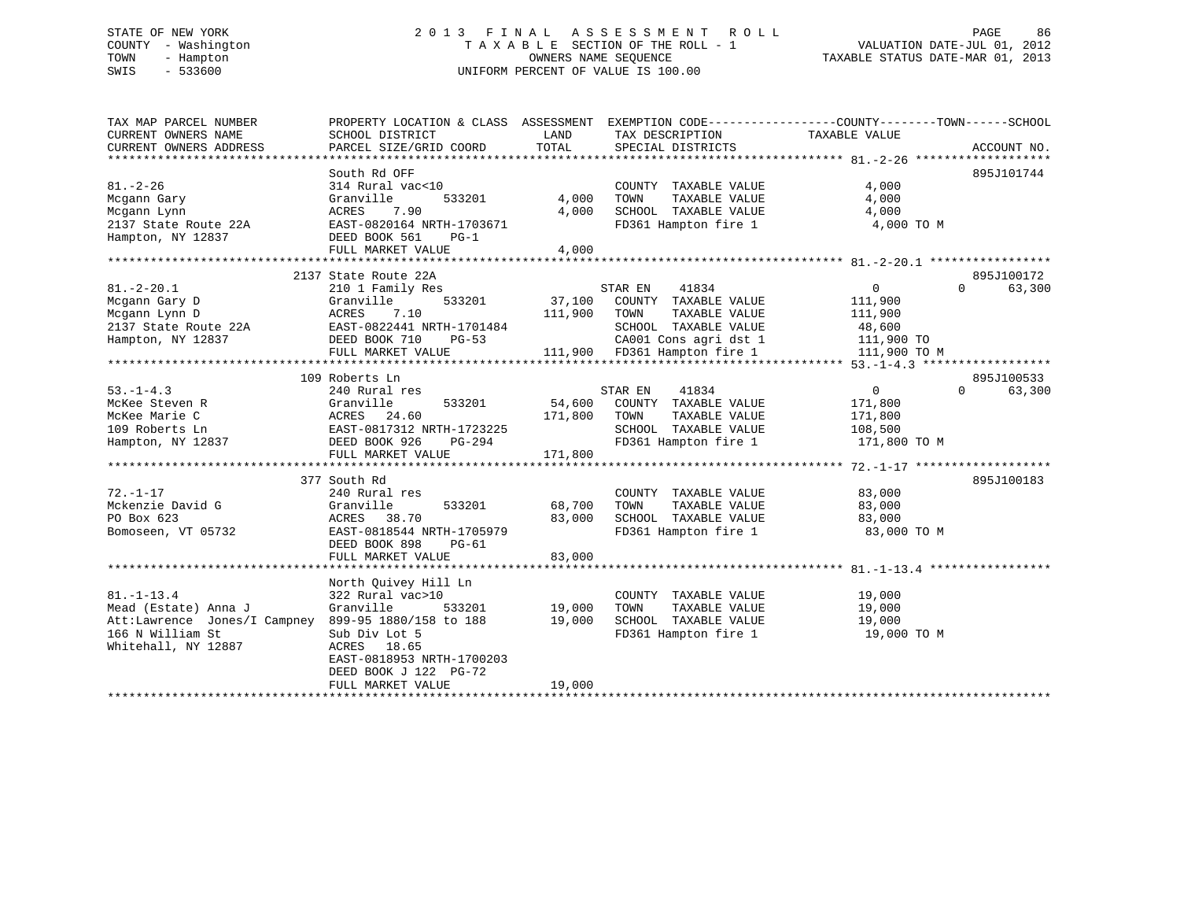STATE OF NEW YORK
COUNTY - Washington
TOWN - Hampton
SWIS - 533600

# 2013 FINAL ASSESSMENT ROLL

TAXABLE SECTION OF THE ROLL - 1
OWNERS NAME SEQUENCE
UNIFORM PERCENT OF VALUE IS 100.00

VALUATION DATE-JUL 01, 2012
TAXABLE STATUS DATE-MAR 01, 2013

```
TAX MAP PARCEL NUMBER          PROPERTY LOCATION & CLASS  ASSESSMENT  EXEMPTION CODE-----------------COUNTY--------TOWN------SCHOOL
CURRENT OWNERS NAME            SCHOOL DISTRICT              LAND       TAX DESCRIPTION            TAXABLE VALUE
CURRENT OWNERS ADDRESS         PARCEL SIZE/GRID COORD       TOTAL      SPECIAL DISTRICTS                                   ACCOUNT NO.
******************************************************************************************************* 81.-2-26 *******************
                               South Rd OFF                                                                           895J101744
81.-2-26                       314 Rural vac<10                        COUNTY  TAXABLE VALUE          4,000
Mcgann Gary                    Granville        533201       4,000     TOWN    TAXABLE VALUE          4,000
Mcgann Lynn                    ACRES    7.90                 4,000     SCHOOL  TAXABLE VALUE          4,000
2137 State Route 22A           EAST-0820164 NRTH-1703671               FD361 Hampton fire 1             4,000 TO M
Hampton, NY 12837              DEED BOOK 561    PG-1
                               FULL MARKET VALUE             4,000
******************************************************************************************************* 81.-2-20.1 *****************
                          2137 State Route 22A                                                                        895J100172
81.-2-20.1                     210 1 Family Res                        STAR EN    41834               0             0      63,300
Mcgann Gary D                  Granville        533201      37,100     COUNTY  TAXABLE VALUE        111,900
Mcgann Lynn D                  ACRES    7.10               111,900     TOWN    TAXABLE VALUE        111,900
2137 State Route 22A           EAST-0822441 NRTH-1701484               SCHOOL  TAXABLE VALUE         48,600
Hampton, NY 12837              DEED BOOK 710    PG-53                  CA001 Cons agri dst 1          111,900 TO
                               FULL MARKET VALUE           111,900     FD361 Hampton fire 1           111,900 TO M
******************************************************************************************************* 53.-1-4.3 ******************
                          109 Roberts Ln                                                                              895J100533
53.-1-4.3                      240 Rural res                           STAR EN    41834               0             0      63,300
McKee Steven R                 Granville        533201      54,600     COUNTY  TAXABLE VALUE        171,800
McKee Marie C                  ACRES   24.60               171,800     TOWN    TAXABLE VALUE        171,800
109 Roberts Ln                 EAST-0817312 NRTH-1723225               SCHOOL  TAXABLE VALUE        108,500
Hampton, NY 12837              DEED BOOK 926    PG-294                 FD361 Hampton fire 1           171,800 TO M
                               FULL MARKET VALUE           171,800
******************************************************************************************************* 72.-1-17 *******************
                          377 South Rd                                                                                895J100183
72.-1-17                       240 Rural res                           COUNTY  TAXABLE VALUE         83,000
Mckenzie David G               Granville        533201      68,700     TOWN    TAXABLE VALUE         83,000
PO Box 623                     ACRES   38.70                83,000     SCHOOL  TAXABLE VALUE         83,000
Bomoseen, VT 05732             EAST-0818544 NRTH-1705979               FD361 Hampton fire 1            83,000 TO M
                               DEED BOOK 898    PG-61
                               FULL MARKET VALUE            83,000
******************************************************************************************************* 81.-1-13.4 *****************
                               North Quivey Hill Ln
81.-1-13.4                     322 Rural vac>10                        COUNTY  TAXABLE VALUE         19,000
Mead (Estate) Anna J           Granville        533201      19,000     TOWN    TAXABLE VALUE         19,000
Att:Lawrence  Jones/I Campney  899-95 1880/158 to 188       19,000     SCHOOL  TAXABLE VALUE         19,000
166 N William St               Sub Div Lot 5                           FD361 Hampton fire 1            19,000 TO M
Whitehall, NY 12887            ACRES   18.65
                               EAST-0818953 NRTH-1700203
                               DEED BOOK J 122  PG-72
                               FULL MARKET VALUE            19,000
************************************************************************************************************************************
```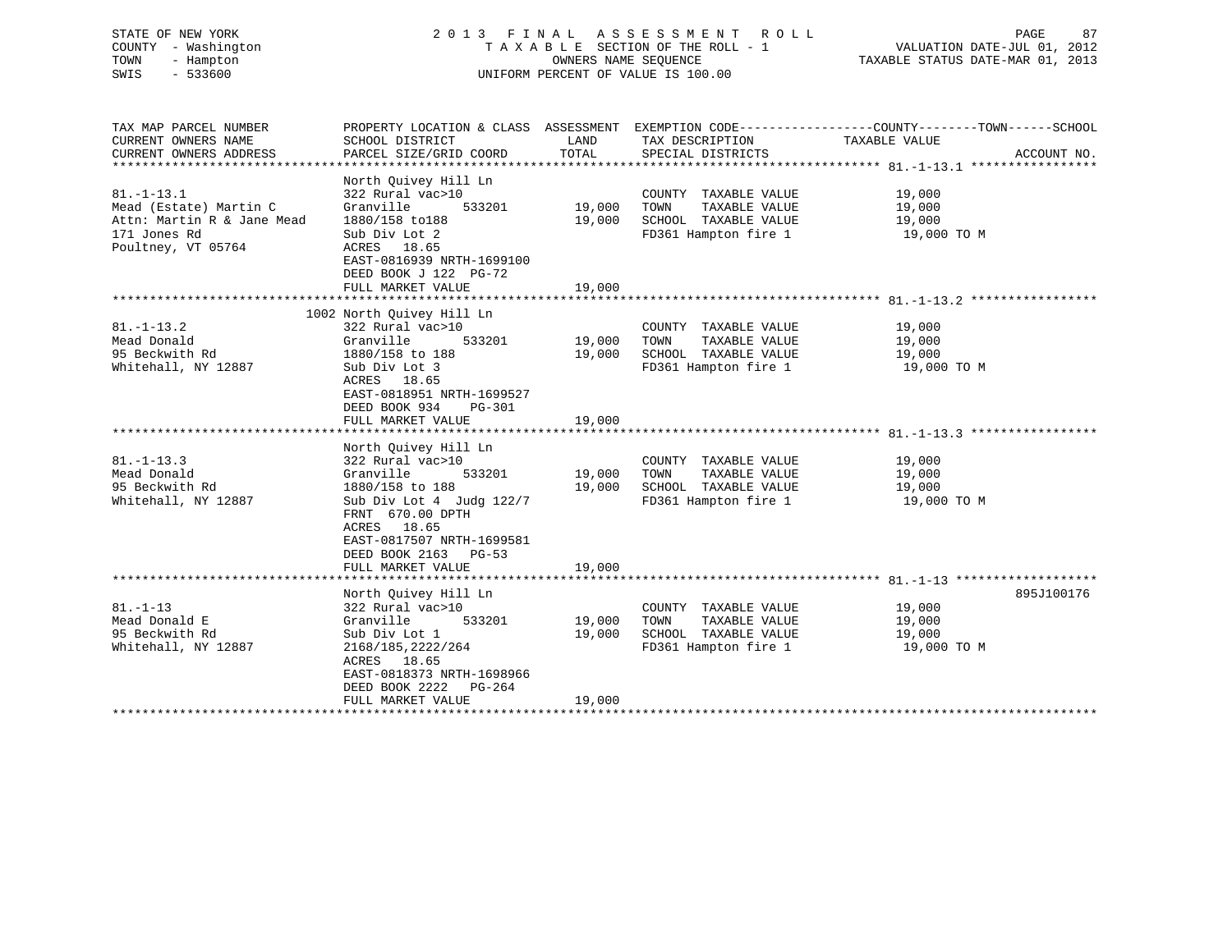STATE OF NEW YORK
COUNTY - Washington
TOWN - Hampton
SWIS - 533600

2013 FINAL ASSESSMENT ROLL
TAXABLE SECTION OF THE ROLL - 1
OWNERS NAME SEQUENCE
UNIFORM PERCENT OF VALUE IS 100.00

VALUATION DATE-JUL 01, 2012
TAXABLE STATUS DATE-MAR 01, 2013

| TAX MAP PARCEL NUMBER / CURRENT OWNERS NAME / CURRENT OWNERS ADDRESS | PROPERTY LOCATION & CLASS / SCHOOL DISTRICT / PARCEL SIZE/GRID COORD | ASSESSMENT LAND / TOTAL | EXEMPTION CODE / TAX DESCRIPTION / SPECIAL DISTRICTS | TAXABLE VALUE (COUNTY / TOWN / SCHOOL) | ACCOUNT NO. |
|---|---|---|---|---|---|
| **81.-1-13.1** | North Quivey Hill Ln | | | | |
| 81.-1-13.1 | 322 Rural vac>10 | | COUNTY TAXABLE VALUE | 19,000 | |
| Mead (Estate) Martin C | Granville 533201 | 19,000 | TOWN TAXABLE VALUE | 19,000 | |
| Attn: Martin R & Jane Mead | 1880/158 to188 | 19,000 | SCHOOL TAXABLE VALUE | 19,000 | |
| 171 Jones Rd | Sub Div Lot 2 | | FD361 Hampton fire 1 | 19,000 TO M | |
| Poultney, VT 05764 | ACRES 18.65 | | | | |
| | EAST-0816939 NRTH-1699100 | | | | |
| | DEED BOOK J 122 PG-72 | | | | |
| | FULL MARKET VALUE | 19,000 | | | |
| **81.-1-13.2** | 1002 North Quivey Hill Ln | | | | |
| 81.-1-13.2 | 322 Rural vac>10 | | COUNTY TAXABLE VALUE | 19,000 | |
| Mead Donald | Granville 533201 | 19,000 | TOWN TAXABLE VALUE | 19,000 | |
| 95 Beckwith Rd | 1880/158 to 188 | 19,000 | SCHOOL TAXABLE VALUE | 19,000 | |
| Whitehall, NY 12887 | Sub Div Lot 3 | | FD361 Hampton fire 1 | 19,000 TO M | |
| | ACRES 18.65 | | | | |
| | EAST-0818951 NRTH-1699527 | | | | |
| | DEED BOOK 934 PG-301 | | | | |
| | FULL MARKET VALUE | 19,000 | | | |
| **81.-1-13.3** | North Quivey Hill Ln | | | | |
| 81.-1-13.3 | 322 Rural vac>10 | | COUNTY TAXABLE VALUE | 19,000 | |
| Mead Donald | Granville 533201 | 19,000 | TOWN TAXABLE VALUE | 19,000 | |
| 95 Beckwith Rd | 1880/158 to 188 | 19,000 | SCHOOL TAXABLE VALUE | 19,000 | |
| Whitehall, NY 12887 | Sub Div Lot 4 Judg 122/7 | | FD361 Hampton fire 1 | 19,000 TO M | |
| | FRNT 670.00 DPTH | | | | |
| | ACRES 18.65 | | | | |
| | EAST-0817507 NRTH-1699581 | | | | |
| | DEED BOOK 2163 PG-53 | | | | |
| | FULL MARKET VALUE | 19,000 | | | |
| **81.-1-13** | North Quivey Hill Ln | | | | 895J100176 |
| 81.-1-13 | 322 Rural vac>10 | | COUNTY TAXABLE VALUE | 19,000 | |
| Mead Donald E | Granville 533201 | 19,000 | TOWN TAXABLE VALUE | 19,000 | |
| 95 Beckwith Rd | Sub Div Lot 1 | 19,000 | SCHOOL TAXABLE VALUE | 19,000 | |
| Whitehall, NY 12887 | 2168/185,2222/264 | | FD361 Hampton fire 1 | 19,000 TO M | |
| | ACRES 18.65 | | | | |
| | EAST-0818373 NRTH-1698966 | | | | |
| | DEED BOOK 2222 PG-264 | | | | |
| | FULL MARKET VALUE | 19,000 | | | |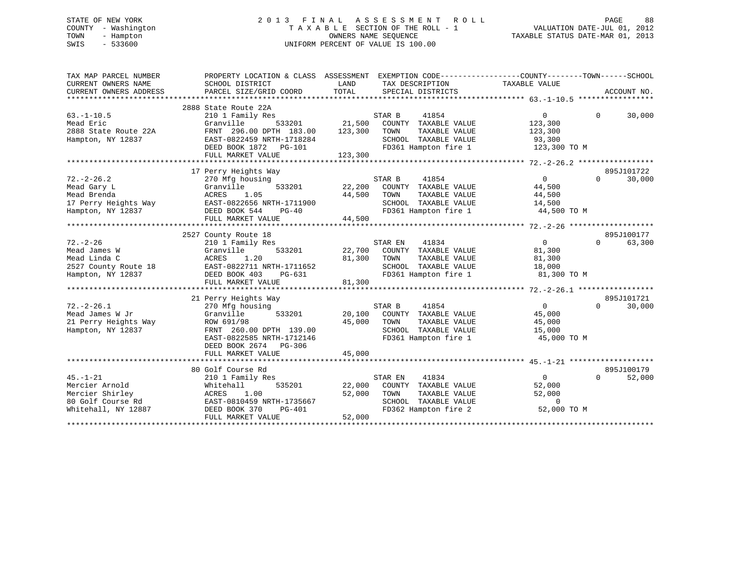STATE OF NEW YORK
COUNTY - Washington
TOWN - Hampton
SWIS - 533600

2 0 1 3 F I N A L A S S E S S M E N T R O L L
T A X A B L E SECTION OF THE ROLL - 1
OWNERS NAME SEQUENCE
UNIFORM PERCENT OF VALUE IS 100.00

VALUATION DATE-JUL 01, 2012
TAXABLE STATUS DATE-MAR 01, 2013

| TAX MAP PARCEL NUMBER / CURRENT OWNERS NAME / CURRENT OWNERS ADDRESS | PROPERTY LOCATION & CLASS / SCHOOL DISTRICT / PARCEL SIZE/GRID COORD | ASSESSMENT LAND | TOTAL | EXEMPTION CODE / TAX DESCRIPTION / SPECIAL DISTRICTS | COUNTY / TOWN TAXABLE VALUE | SCHOOL | ACCOUNT NO. |
|---|---|---|---|---|---|---|---|
| 63.-1-10.5 | 2888 State Route 22A | | | | | | |
| Mead Eric | 210 1 Family Res | | | STAR B 41854 | 0 | 0 30,000 | |
| 2888 State Route 22A | Granville 533201 | 21,500 | | COUNTY TAXABLE VALUE | 123,300 | | |
| Hampton, NY 12837 | FRNT 296.00 DPTH 183.00 | | 123,300 | TOWN TAXABLE VALUE | 123,300 | | |
| | EAST-0822459 NRTH-1718284 | | | SCHOOL TAXABLE VALUE | 93,300 | | |
| | DEED BOOK 1872 PG-101 | | | FD361 Hampton fire 1 | 123,300 TO M | | |
| | FULL MARKET VALUE | | 123,300 | | | | |
| 72.-2-26.2 | 17 Perry Heights Way | | | | | | 895J101722 |
| Mead Gary L | 270 Mfg housing | | | STAR B 41854 | 0 | 0 30,000 | |
| Mead Brenda | Granville 533201 | 22,200 | | COUNTY TAXABLE VALUE | 44,500 | | |
| 17 Perry Heights Way | ACRES 1.05 | | 44,500 | TOWN TAXABLE VALUE | 44,500 | | |
| Hampton, NY 12837 | EAST-0822656 NRTH-1711900 | | | SCHOOL TAXABLE VALUE | 14,500 | | |
| | DEED BOOK 544 PG-40 | | | FD361 Hampton fire 1 | 44,500 TO M | | |
| | FULL MARKET VALUE | | 44,500 | | | | |
| 72.-2-26 | 2527 County Route 18 | | | | | | 895J100177 |
| Mead James W | 210 1 Family Res | | | STAR EN 41834 | 0 | 0 63,300 | |
| Mead Linda C | Granville 533201 | 22,700 | | COUNTY TAXABLE VALUE | 81,300 | | |
| 2527 County Route 18 | ACRES 1.20 | | 81,300 | TOWN TAXABLE VALUE | 81,300 | | |
| Hampton, NY 12837 | EAST-0822711 NRTH-1711652 | | | SCHOOL TAXABLE VALUE | 18,000 | | |
| | DEED BOOK 403 PG-631 | | | FD361 Hampton fire 1 | 81,300 TO M | | |
| | FULL MARKET VALUE | | 81,300 | | | | |
| 72.-2-26.1 | 21 Perry Heights Way | | | | | | 895J101721 |
| Mead James W Jr | 270 Mfg housing | | | STAR B 41854 | 0 | 0 30,000 | |
| 21 Perry Heights Way | Granville 533201 | 20,100 | | COUNTY TAXABLE VALUE | 45,000 | | |
| Hampton, NY 12837 | ROW 691/98 | | 45,000 | TOWN TAXABLE VALUE | 45,000 | | |
| | FRNT 260.00 DPTH 139.00 | | | SCHOOL TAXABLE VALUE | 15,000 | | |
| | EAST-0822585 NRTH-1712146 | | | FD361 Hampton fire 1 | 45,000 TO M | | |
| | DEED BOOK 2674 PG-306 | | | | | | |
| | FULL MARKET VALUE | | 45,000 | | | | |
| 45.-1-21 | 80 Golf Course Rd | | | | | | 895J100179 |
| Mercier Arnold | 210 1 Family Res | | | STAR EN 41834 | 0 | 0 52,000 | |
| Mercier Shirley | Whitehall 535201 | 22,000 | | COUNTY TAXABLE VALUE | 52,000 | | |
| 80 Golf Course Rd | ACRES 1.00 | | 52,000 | TOWN TAXABLE VALUE | 52,000 | | |
| Whitehall, NY 12887 | EAST-0810459 NRTH-1735667 | | | SCHOOL TAXABLE VALUE | 0 | | |
| | DEED BOOK 370 PG-401 | | | FD362 Hampton fire 2 | 52,000 TO M | | |
| | FULL MARKET VALUE | | 52,000 | | | | |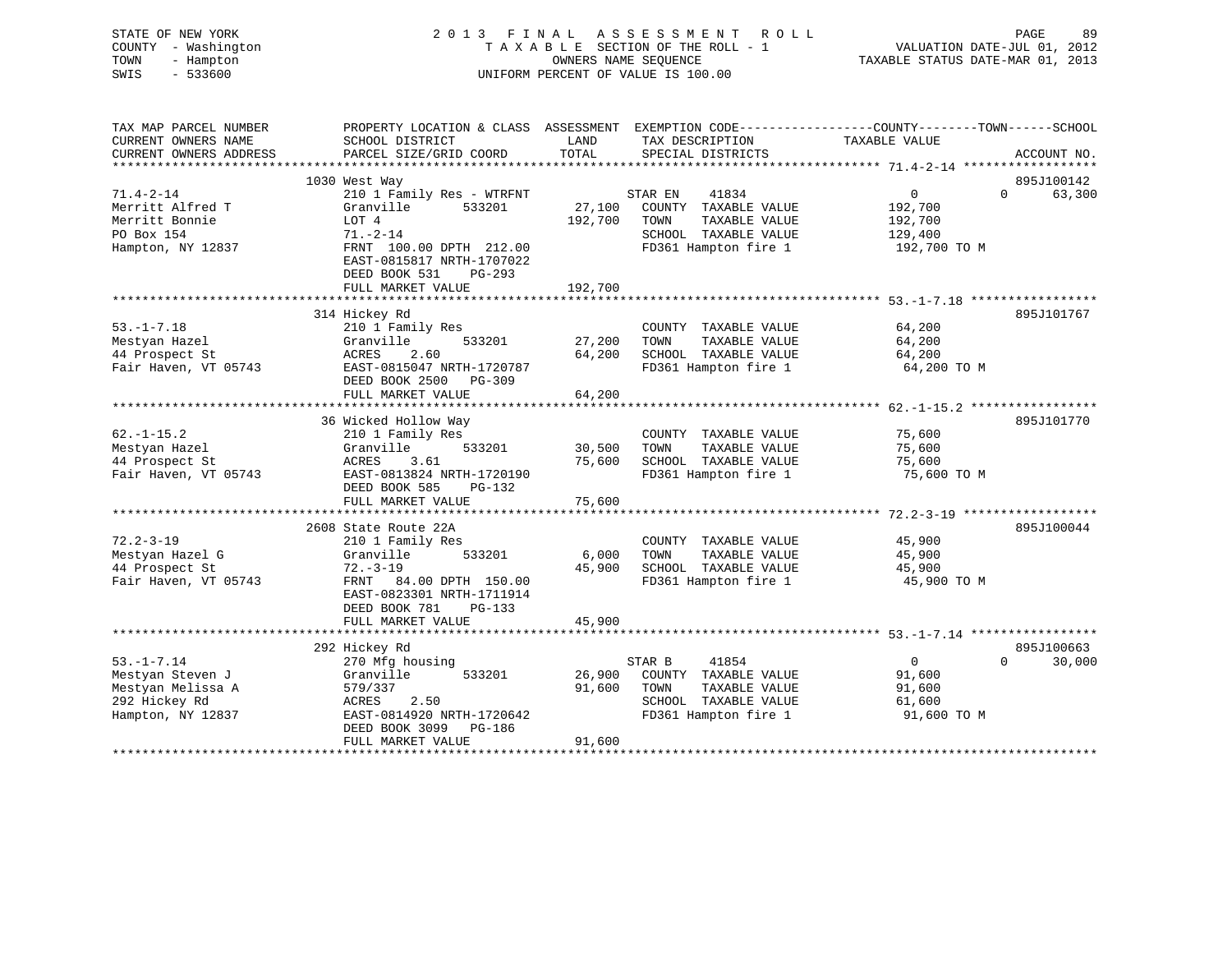STATE OF NEW YORK
COUNTY - Washington
TOWN - Hampton
SWIS - 533600

# 2013 FINAL ASSESSMENT ROLL

TAXABLE SECTION OF THE ROLL - 1
OWNERS NAME SEQUENCE
UNIFORM PERCENT OF VALUE IS 100.00

VALUATION DATE-JUL 01, 2012
TAXABLE STATUS DATE-MAR 01, 2013

| TAX MAP PARCEL NUMBER / CURRENT OWNERS NAME / CURRENT OWNERS ADDRESS | PROPERTY LOCATION & CLASS / SCHOOL DISTRICT / PARCEL SIZE/GRID COORD | ASSESSMENT LAND | TOTAL | EXEMPTION CODE / TAX DESCRIPTION / SPECIAL DISTRICTS | COUNTY / TOWN / SCHOOL TAXABLE VALUE | ACCOUNT NO. |
|---|---|---|---|---|---|---|
| **71.4-2-14** | 1030 West Way | | | | | 895J100142 |
| Merritt Alfred T | 210 1 Family Res - WTRFNT | | | STAR EN 41834 | 0 0 63,300 | |
| Merritt Bonnie | Granville 533201 | 27,100 | | COUNTY TAXABLE VALUE | 192,700 | |
| PO Box 154 | LOT 4 | | 192,700 | TOWN TAXABLE VALUE | 192,700 | |
| Hampton, NY 12837 | 71.-2-14 | | | SCHOOL TAXABLE VALUE | 129,400 | |
| | FRNT 100.00 DPTH 212.00 | | | FD361 Hampton fire 1 | 192,700 TO M | |
| | EAST-0815817 NRTH-1707022 | | | | | |
| | DEED BOOK 531 PG-293 | | | | | |
| | FULL MARKET VALUE | | 192,700 | | | |
| **53.-1-7.18** | 314 Hickey Rd | | | | | 895J101767 |
| Mestyan Hazel | 210 1 Family Res | | | COUNTY TAXABLE VALUE | 64,200 | |
| 44 Prospect St | Granville 533201 | 27,200 | | TOWN TAXABLE VALUE | 64,200 | |
| Fair Haven, VT 05743 | ACRES 2.60 | | 64,200 | SCHOOL TAXABLE VALUE | 64,200 | |
| | EAST-0815047 NRTH-1720787 | | | FD361 Hampton fire 1 | 64,200 TO M | |
| | DEED BOOK 2500 PG-309 | | | | | |
| | FULL MARKET VALUE | | 64,200 | | | |
| **62.-1-15.2** | 36 Wicked Hollow Way | | | | | 895J101770 |
| Mestyan Hazel | 210 1 Family Res | | | COUNTY TAXABLE VALUE | 75,600 | |
| 44 Prospect St | Granville 533201 | 30,500 | | TOWN TAXABLE VALUE | 75,600 | |
| Fair Haven, VT 05743 | ACRES 3.61 | | 75,600 | SCHOOL TAXABLE VALUE | 75,600 | |
| | EAST-0813824 NRTH-1720190 | | | FD361 Hampton fire 1 | 75,600 TO M | |
| | DEED BOOK 585 PG-132 | | | | | |
| | FULL MARKET VALUE | | 75,600 | | | |
| **72.2-3-19** | 2608 State Route 22A | | | | | 895J100044 |
| Mestyan Hazel G | 210 1 Family Res | | | COUNTY TAXABLE VALUE | 45,900 | |
| 44 Prospect St | Granville 533201 | 6,000 | | TOWN TAXABLE VALUE | 45,900 | |
| Fair Haven, VT 05743 | 72.-3-19 | | 45,900 | SCHOOL TAXABLE VALUE | 45,900 | |
| | FRNT 84.00 DPTH 150.00 | | | FD361 Hampton fire 1 | 45,900 TO M | |
| | EAST-0823301 NRTH-1711914 | | | | | |
| | DEED BOOK 781 PG-133 | | | | | |
| | FULL MARKET VALUE | | 45,900 | | | |
| **53.-1-7.14** | 292 Hickey Rd | | | | | 895J100663 |
| Mestyan Steven J | 270 Mfg housing | | | STAR B 41854 | 0 0 30,000 | |
| Mestyan Melissa A | Granville 533201 | 26,900 | | COUNTY TAXABLE VALUE | 91,600 | |
| 292 Hickey Rd | 579/337 | | 91,600 | TOWN TAXABLE VALUE | 91,600 | |
| Hampton, NY 12837 | ACRES 2.50 | | | SCHOOL TAXABLE VALUE | 61,600 | |
| | EAST-0814920 NRTH-1720642 | | | FD361 Hampton fire 1 | 91,600 TO M | |
| | DEED BOOK 3099 PG-186 | | | | | |
| | FULL MARKET VALUE | | 91,600 | | | |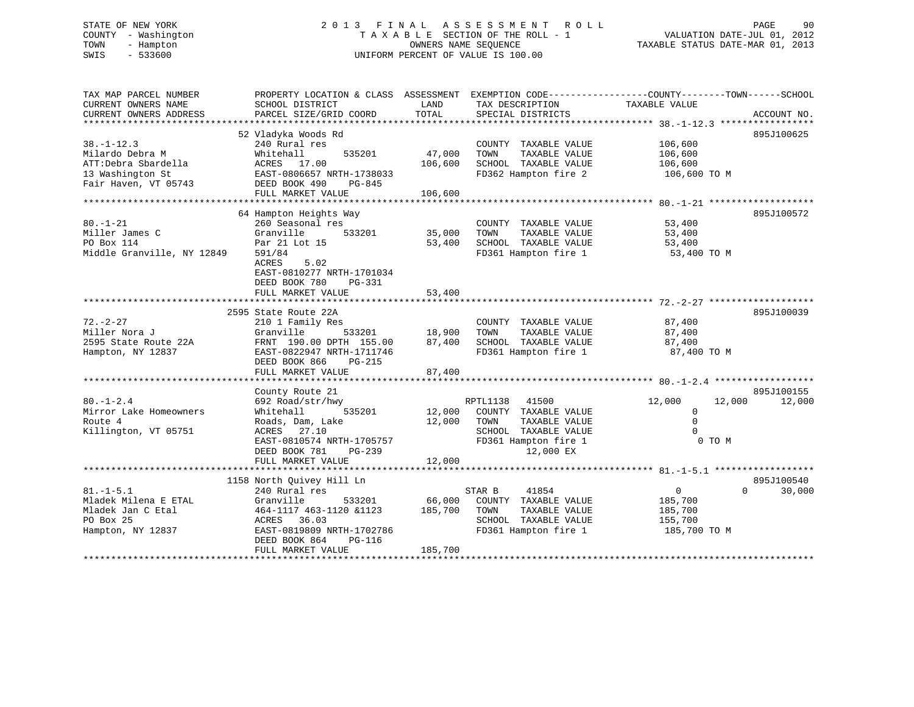STATE OF NEW YORK
COUNTY - Washington
TOWN - Hampton
SWIS - 533600

# 2013 FINAL ASSESSMENT ROLL

TAXABLE SECTION OF THE ROLL - 1
OWNERS NAME SEQUENCE
UNIFORM PERCENT OF VALUE IS 100.00

VALUATION DATE-JUL 01, 2012
TAXABLE STATUS DATE-MAR 01, 2013

| TAX MAP PARCEL NUMBER / CURRENT OWNERS NAME / CURRENT OWNERS ADDRESS | PROPERTY LOCATION & CLASS / SCHOOL DISTRICT / PARCEL SIZE/GRID COORD | ASSESSMENT LAND | TOTAL | EXEMPTION CODE / TAX DESCRIPTION / SPECIAL DISTRICTS | COUNTY TAXABLE VALUE | TOWN | SCHOOL | ACCOUNT NO. |
|---|---|---|---|---|---|---|---|---|
| 38.-1-12.3 | 52 Vladyka Woods Rd | | | | | | | 895J100625 |
| Milardo Debra M | 240 Rural res | | | COUNTY TAXABLE VALUE | 106,600 | | | |
| ATT:Debra Sbardella | Whitehall 535201 | 47,000 | | TOWN TAXABLE VALUE | 106,600 | | | |
| 13 Washington St | ACRES 17.00 | | 106,600 | SCHOOL TAXABLE VALUE | 106,600 | | | |
| Fair Haven, VT 05743 | EAST-0806657 NRTH-1738033 | | | FD362 Hampton fire 2 | 106,600 TO M | | | |
| | DEED BOOK 490 PG-845 | | | | | | | |
| | FULL MARKET VALUE | | 106,600 | | | | | |
| 80.-1-21 | 64 Hampton Heights Way | | | | | | | 895J100572 |
| Miller James C | 260 Seasonal res | | | COUNTY TAXABLE VALUE | 53,400 | | | |
| PO Box 114 | Granville 533201 | 35,000 | | TOWN TAXABLE VALUE | 53,400 | | | |
| Middle Granville, NY 12849 | Par 21 Lot 15 | | 53,400 | SCHOOL TAXABLE VALUE | 53,400 | | | |
| | 591/84 | | | FD361 Hampton fire 1 | 53,400 TO M | | | |
| | ACRES 5.02 | | | | | | | |
| | EAST-0810277 NRTH-1701034 | | | | | | | |
| | DEED BOOK 780 PG-331 | | | | | | | |
| | FULL MARKET VALUE | | 53,400 | | | | | |
| 72.-2-27 | 2595 State Route 22A | | | | | | | 895J100039 |
| Miller Nora J | 210 1 Family Res | | | COUNTY TAXABLE VALUE | 87,400 | | | |
| 2595 State Route 22A | Granville 533201 | 18,900 | | TOWN TAXABLE VALUE | 87,400 | | | |
| Hampton, NY 12837 | FRNT 190.00 DPTH 155.00 | | 87,400 | SCHOOL TAXABLE VALUE | 87,400 | | | |
| | EAST-0822947 NRTH-1711746 | | | FD361 Hampton fire 1 | 87,400 TO M | | | |
| | DEED BOOK 866 PG-215 | | | | | | | |
| | FULL MARKET VALUE | | 87,400 | | | | | |
| 80.-1-2.4 | County Route 21 | | | | | | | 895J100155 |
| Mirror Lake Homeowners | 692 Road/str/hwy | | | RPTL1138 41500 | 12,000 | 12,000 | 12,000 | |
| Route 4 | Whitehall 535201 | 12,000 | | COUNTY TAXABLE VALUE | 0 | | | |
| Killington, VT 05751 | Roads, Dam, Lake | | 12,000 | TOWN TAXABLE VALUE | 0 | | | |
| | ACRES 27.10 | | | SCHOOL TAXABLE VALUE | 0 | | | |
| | EAST-0810574 NRTH-1705757 | | | FD361 Hampton fire 1 | 0 TO M | | | |
| | DEED BOOK 781 PG-239 | | | 12,000 EX | | | | |
| | FULL MARKET VALUE | | 12,000 | | | | | |
| 81.-1-5.1 | 1158 North Quivey Hill Ln | | | | | | | 895J100540 |
| Mladek Milena E ETAL | 240 Rural res | | | STAR B 41854 | 0 | 0 | 30,000 | |
| Mladek Jan C Etal | Granville 533201 | 66,000 | | COUNTY TAXABLE VALUE | 185,700 | | | |
| PO Box 25 | 464-1117 463-1120 &1123 | | 185,700 | TOWN TAXABLE VALUE | 185,700 | | | |
| Hampton, NY 12837 | ACRES 36.03 | | | SCHOOL TAXABLE VALUE | 155,700 | | | |
| | EAST-0819809 NRTH-1702786 | | | FD361 Hampton fire 1 | 185,700 TO M | | | |
| | DEED BOOK 864 PG-116 | | | | | | | |
| | FULL MARKET VALUE | | 185,700 | | | | | |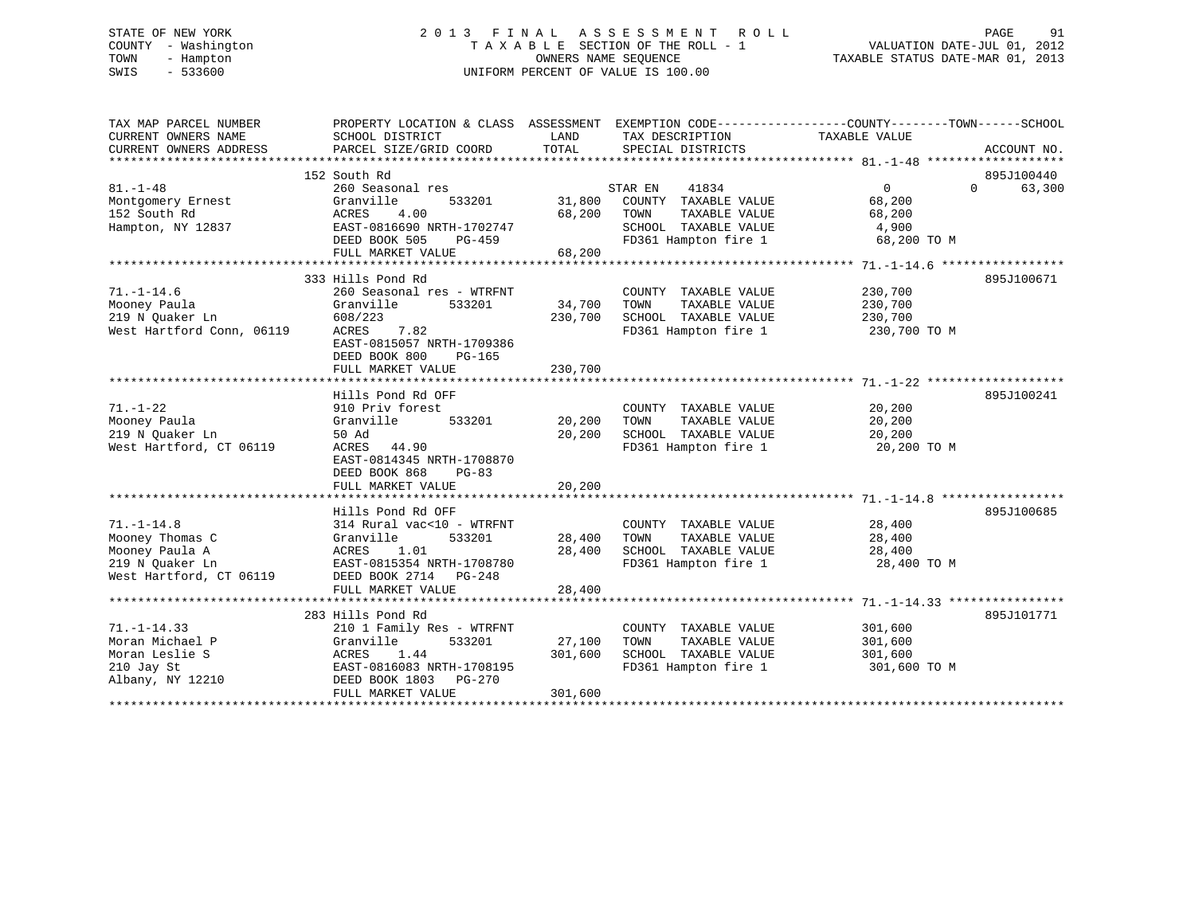STATE OF NEW YORK
COUNTY - Washington
TOWN - Hampton
SWIS - 533600

# 2013 FINAL ASSESSMENT ROLL

TAXABLE SECTION OF THE ROLL - 1
OWNERS NAME SEQUENCE
UNIFORM PERCENT OF VALUE IS 100.00

VALUATION DATE-JUL 01, 2012
TAXABLE STATUS DATE-MAR 01, 2013

| TAX MAP PARCEL NUMBER / CURRENT OWNERS NAME / CURRENT OWNERS ADDRESS | PROPERTY LOCATION & CLASS / SCHOOL DISTRICT / PARCEL SIZE/GRID COORD | ASSESSMENT LAND / TOTAL | EXEMPTION CODE / TAX DESCRIPTION / SPECIAL DISTRICTS | COUNTY TAXABLE VALUE | TOWN | SCHOOL | ACCOUNT NO. |
|---|---|---|---|---|---|---|---|
| 81.-1-48 | 152 South Rd | | | | | | 895J100440 |
| Montgomery Ernest | 260 Seasonal res | | STAR EN 41834 | 0 | 0 | 63,300 | |
| 152 South Rd | Granville 533201 | 31,800 | COUNTY TAXABLE VALUE | 68,200 | | | |
| Hampton, NY 12837 | ACRES 4.00 | 68,200 | TOWN TAXABLE VALUE | 68,200 | | | |
| | EAST-0816690 NRTH-1702747 | | SCHOOL TAXABLE VALUE | 4,900 | | | |
| | DEED BOOK 505 PG-459 | | FD361 Hampton fire 1 | 68,200 TO M | | | |
| | FULL MARKET VALUE | 68,200 | | | | | |
| 71.-1-14.6 | 333 Hills Pond Rd | | | | | | 895J100671 |
| Mooney Paula | 260 Seasonal res - WTRFNT | | COUNTY TAXABLE VALUE | 230,700 | | | |
| 219 N Quaker Ln | Granville 533201 | 34,700 | TOWN TAXABLE VALUE | 230,700 | | | |
| West Hartford Conn, 06119 | 608/223 | 230,700 | SCHOOL TAXABLE VALUE | 230,700 | | | |
| | ACRES 7.82 | | FD361 Hampton fire 1 | 230,700 TO M | | | |
| | EAST-0815057 NRTH-1709386 | | | | | | |
| | DEED BOOK 800 PG-165 | | | | | | |
| | FULL MARKET VALUE | 230,700 | | | | | |
| 71.-1-22 | Hills Pond Rd OFF | | | | | | 895J100241 |
| Mooney Paula | 910 Priv forest | | COUNTY TAXABLE VALUE | 20,200 | | | |
| 219 N Quaker Ln | Granville 533201 | 20,200 | TOWN TAXABLE VALUE | 20,200 | | | |
| West Hartford, CT 06119 | 50 Ad | 20,200 | SCHOOL TAXABLE VALUE | 20,200 | | | |
| | ACRES 44.90 | | FD361 Hampton fire 1 | 20,200 TO M | | | |
| | EAST-0814345 NRTH-1708870 | | | | | | |
| | DEED BOOK 868 PG-83 | | | | | | |
| | FULL MARKET VALUE | 20,200 | | | | | |
| 71.-1-14.8 | Hills Pond Rd OFF | | | | | | 895J100685 |
| Mooney Thomas C | 314 Rural vac<10 - WTRFNT | | COUNTY TAXABLE VALUE | 28,400 | | | |
| Mooney Paula A | Granville 533201 | 28,400 | TOWN TAXABLE VALUE | 28,400 | | | |
| 219 N Quaker Ln | ACRES 1.01 | 28,400 | SCHOOL TAXABLE VALUE | 28,400 | | | |
| West Hartford, CT 06119 | EAST-0815354 NRTH-1708780 | | FD361 Hampton fire 1 | 28,400 TO M | | | |
| | DEED BOOK 2714 PG-248 | | | | | | |
| | FULL MARKET VALUE | 28,400 | | | | | |
| 71.-1-14.33 | 283 Hills Pond Rd | | | | | | 895J101771 |
| Moran Michael P | 210 1 Family Res - WTRFNT | | COUNTY TAXABLE VALUE | 301,600 | | | |
| Moran Leslie S | Granville 533201 | 27,100 | TOWN TAXABLE VALUE | 301,600 | | | |
| 210 Jay St | ACRES 1.44 | 301,600 | SCHOOL TAXABLE VALUE | 301,600 | | | |
| Albany, NY 12210 | EAST-0816083 NRTH-1708195 | | FD361 Hampton fire 1 | 301,600 TO M | | | |
| | DEED BOOK 1803 PG-270 | | | | | | |
| | FULL MARKET VALUE | 301,600 | | | | | |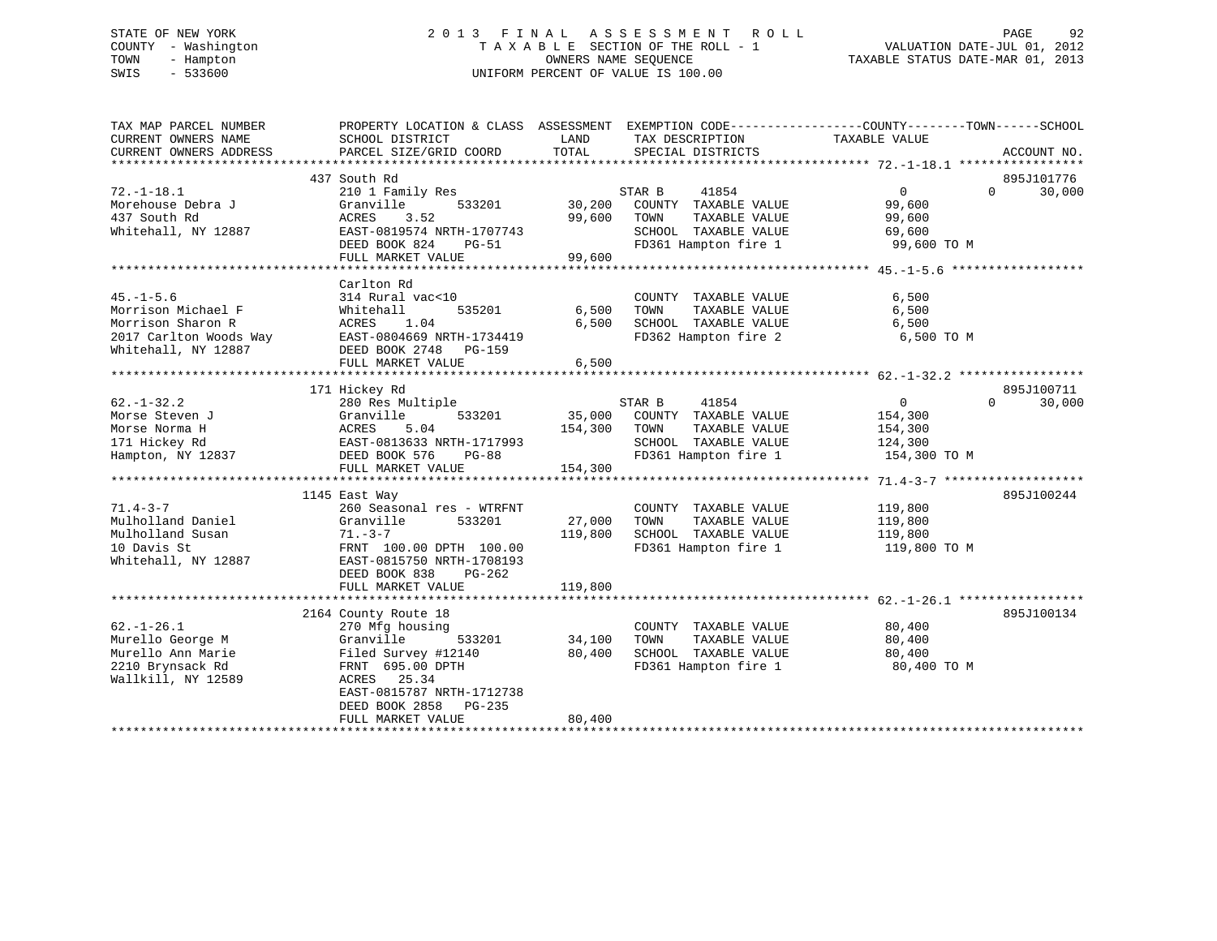STATE OF NEW YORK
COUNTY - Washington
TOWN - Hampton
SWIS - 533600

# 2013 FINAL ASSESSMENT ROLL
TAXABLE SECTION OF THE ROLL - 1
OWNERS NAME SEQUENCE
UNIFORM PERCENT OF VALUE IS 100.00

VALUATION DATE-JUL 01, 2012
TAXABLE STATUS DATE-MAR 01, 2013

| TAX MAP PARCEL NUMBER / CURRENT OWNERS NAME / CURRENT OWNERS ADDRESS | PROPERTY LOCATION & CLASS / SCHOOL DISTRICT / PARCEL SIZE/GRID COORD | ASSESSMENT LAND | TOTAL | EXEMPTION CODE / TAX DESCRIPTION / SPECIAL DISTRICTS | COUNTY TAXABLE VALUE | TOWN | SCHOOL | ACCOUNT NO. |
|---|---|---|---|---|---|---|---|---|
| 72.-1-18.1 | 437 South Rd | | | | | | | 895J101776 |
| Morehouse Debra J | 210 1 Family Res | | | STAR B 41854 | 0 | 0 | 30,000 | |
| 437 South Rd | Granville 533201 | 30,200 | | COUNTY TAXABLE VALUE | 99,600 | | | |
| Whitehall, NY 12887 | ACRES 3.52 | | 99,600 | TOWN TAXABLE VALUE | 99,600 | | | |
| | EAST-0819574 NRTH-1707743 | | | SCHOOL TAXABLE VALUE | 69,600 | | | |
| | DEED BOOK 824 PG-51 | | | FD361 Hampton fire 1 | 99,600 TO M | | | |
| | FULL MARKET VALUE | | 99,600 | | | | | |
| 45.-1-5.6 | Carlton Rd | | | | | | | |
| Morrison Michael F | 314 Rural vac<10 | | | COUNTY TAXABLE VALUE | 6,500 | | | |
| Morrison Sharon R | Whitehall 535201 | 6,500 | | TOWN TAXABLE VALUE | 6,500 | | | |
| 2017 Carlton Woods Way | ACRES 1.04 | | 6,500 | SCHOOL TAXABLE VALUE | 6,500 | | | |
| Whitehall, NY 12887 | EAST-0804669 NRTH-1734419 | | | FD362 Hampton fire 2 | 6,500 TO M | | | |
| | DEED BOOK 2748 PG-159 | | | | | | | |
| | FULL MARKET VALUE | | 6,500 | | | | | |
| 62.-1-32.2 | 171 Hickey Rd | | | | | | | 895J100711 |
| Morse Steven J | 280 Res Multiple | | | STAR B 41854 | 0 | 0 | 30,000 | |
| Morse Norma H | Granville 533201 | 35,000 | | COUNTY TAXABLE VALUE | 154,300 | | | |
| 171 Hickey Rd | ACRES 5.04 | | 154,300 | TOWN TAXABLE VALUE | 154,300 | | | |
| Hampton, NY 12837 | EAST-0813633 NRTH-1717993 | | | SCHOOL TAXABLE VALUE | 124,300 | | | |
| | DEED BOOK 576 PG-88 | | | FD361 Hampton fire 1 | 154,300 TO M | | | |
| | FULL MARKET VALUE | | 154,300 | | | | | |
| 71.4-3-7 | 1145 East Way | | | | | | | 895J100244 |
| Mulholland Daniel | 260 Seasonal res - WTRFNT | | | COUNTY TAXABLE VALUE | 119,800 | | | |
| Mulholland Susan | Granville 533201 | 27,000 | | TOWN TAXABLE VALUE | 119,800 | | | |
| 10 Davis St | 71.-3-7 | | 119,800 | SCHOOL TAXABLE VALUE | 119,800 | | | |
| Whitehall, NY 12887 | FRNT 100.00 DPTH 100.00 | | | FD361 Hampton fire 1 | 119,800 TO M | | | |
| | EAST-0815750 NRTH-1708193 | | | | | | | |
| | DEED BOOK 838 PG-262 | | | | | | | |
| | FULL MARKET VALUE | | 119,800 | | | | | |
| 62.-1-26.1 | 2164 County Route 18 | | | | | | | 895J100134 |
| Murello George M | 270 Mfg housing | | | COUNTY TAXABLE VALUE | 80,400 | | | |
| Murello Ann Marie | Granville 533201 | 34,100 | | TOWN TAXABLE VALUE | 80,400 | | | |
| 2210 Brynsack Rd | Filed Survey #12140 | | 80,400 | SCHOOL TAXABLE VALUE | 80,400 | | | |
| Wallkill, NY 12589 | FRNT 695.00 DPTH | | | FD361 Hampton fire 1 | 80,400 TO M | | | |
| | ACRES 25.34 | | | | | | | |
| | EAST-0815787 NRTH-1712738 | | | | | | | |
| | DEED BOOK 2858 PG-235 | | | | | | | |
| | FULL MARKET VALUE | | 80,400 | | | | | |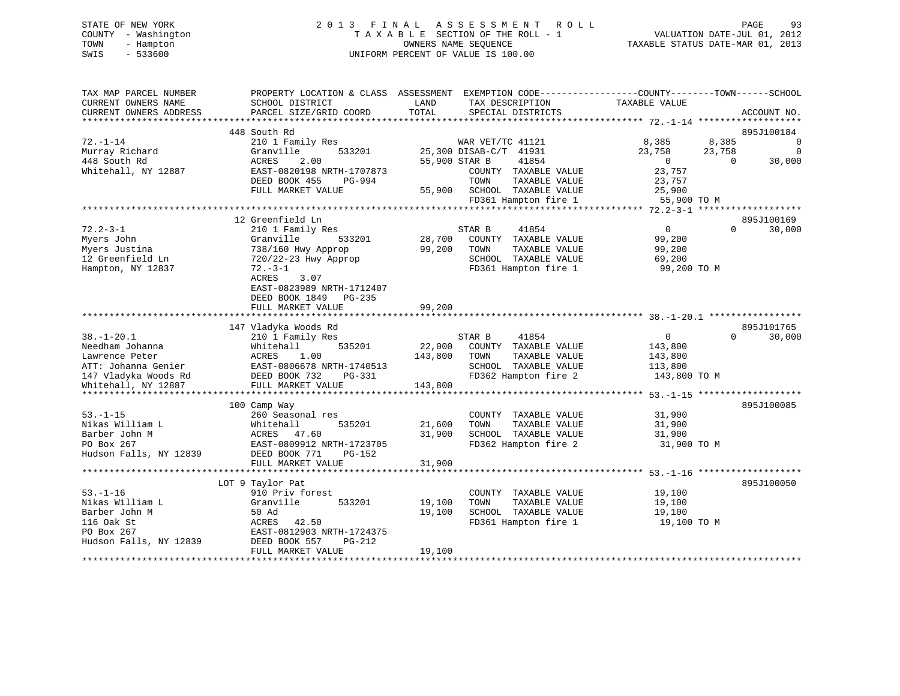STATE OF NEW YORK
COUNTY - Washington
TOWN - Hampton
SWIS - 533600

2013 FINAL ASSESSMENT ROLL
TAXABLE SECTION OF THE ROLL - 1
OWNERS NAME SEQUENCE
UNIFORM PERCENT OF VALUE IS 100.00

VALUATION DATE-JUL 01, 2012
TAXABLE STATUS DATE-MAR 01, 2013

| TAX MAP PARCEL NUMBER / CURRENT OWNERS NAME / CURRENT OWNERS ADDRESS | PROPERTY LOCATION & CLASS / SCHOOL DISTRICT / PARCEL SIZE/GRID COORD | ASSESSMENT LAND | ASSESSMENT TOTAL | EXEMPTION CODE / TAX DESCRIPTION / SPECIAL DISTRICTS | COUNTY TAXABLE VALUE | TOWN | SCHOOL | ACCOUNT NO. |
|---|---|---|---|---|---|---|---|---|
| 72.-1-14 | 448 South Rd | | | | | | | 895J100184 |
| Murray Richard | 210 1 Family Res | | | WAR VET/TC 41121 | 8,385 | 8,385 | 0 | |
| 448 South Rd | Granville 533201 | 25,300 | | DISAB-C/T 41931 | 23,758 | 23,758 | 0 | |
| Whitehall, NY 12887 | ACRES 2.00 | | 55,900 | STAR B 41854 | 0 | 0 | 30,000 | |
| | EAST-0820198 NRTH-1707873 | | | COUNTY TAXABLE VALUE | 23,757 | | | |
| | DEED BOOK 455 PG-994 | | | TOWN TAXABLE VALUE | 23,757 | | | |
| | FULL MARKET VALUE | | 55,900 | SCHOOL TAXABLE VALUE | 25,900 | | | |
| | | | | FD361 Hampton fire 1 | 55,900 TO M | | | |
| 72.2-3-1 | 12 Greenfield Ln | | | | | | | 895J100169 |
| Myers John | 210 1 Family Res | | | STAR B 41854 | 0 | 0 | 30,000 | |
| Myers Justina | Granville 533201 | 28,700 | | COUNTY TAXABLE VALUE | 99,200 | | | |
| 12 Greenfield Ln | 738/160 Hwy Approp | | 99,200 | TOWN TAXABLE VALUE | 99,200 | | | |
| Hampton, NY 12837 | 720/22-23 Hwy Approp | | | SCHOOL TAXABLE VALUE | 69,200 | | | |
| | 72.-3-1 | | | FD361 Hampton fire 1 | 99,200 TO M | | | |
| | ACRES 3.07 | | | | | | | |
| | EAST-0823989 NRTH-1712407 | | | | | | | |
| | DEED BOOK 1849 PG-235 | | | | | | | |
| | FULL MARKET VALUE | | 99,200 | | | | | |
| 38.-1-20.1 | 147 Vladyka Woods Rd | | | | | | | 895J101765 |
| Needham Johanna | 210 1 Family Res | | | STAR B 41854 | 0 | 0 | 30,000 | |
| Lawrence Peter | Whitehall 535201 | 22,000 | | COUNTY TAXABLE VALUE | 143,800 | | | |
| ATT: Johanna Genier | ACRES 1.00 | | 143,800 | TOWN TAXABLE VALUE | 143,800 | | | |
| 147 Vladyka Woods Rd | EAST-0806678 NRTH-1740513 | | | SCHOOL TAXABLE VALUE | 113,800 | | | |
| Whitehall, NY 12887 | DEED BOOK 732 PG-331 | | | FD362 Hampton fire 2 | 143,800 TO M | | | |
| | FULL MARKET VALUE | | 143,800 | | | | | |
| 53.-1-15 | 100 Camp Way | | | | | | | 895J100085 |
| Nikas William L | 260 Seasonal res | | | COUNTY TAXABLE VALUE | 31,900 | | | |
| Barber John M | Whitehall 535201 | 21,600 | | TOWN TAXABLE VALUE | 31,900 | | | |
| PO Box 267 | ACRES 47.60 | | 31,900 | SCHOOL TAXABLE VALUE | 31,900 | | | |
| Hudson Falls, NY 12839 | EAST-0809912 NRTH-1723705 | | | FD362 Hampton fire 2 | 31,900 TO M | | | |
| | DEED BOOK 771 PG-152 | | | | | | | |
| | FULL MARKET VALUE | | 31,900 | | | | | |
| 53.-1-16 | LOT 9 Taylor Pat | | | | | | | 895J100050 |
| Nikas William L | 910 Priv forest | | | COUNTY TAXABLE VALUE | 19,100 | | | |
| Barber John M | Granville 533201 | 19,100 | | TOWN TAXABLE VALUE | 19,100 | | | |
| 116 Oak St | 50 Ad | | 19,100 | SCHOOL TAXABLE VALUE | 19,100 | | | |
| PO Box 267 | ACRES 42.50 | | | FD361 Hampton fire 1 | 19,100 TO M | | | |
| Hudson Falls, NY 12839 | EAST-0812903 NRTH-1724375 | | | | | | | |
| | DEED BOOK 557 PG-212 | | | | | | | |
| | FULL MARKET VALUE | | 19,100 | | | | | |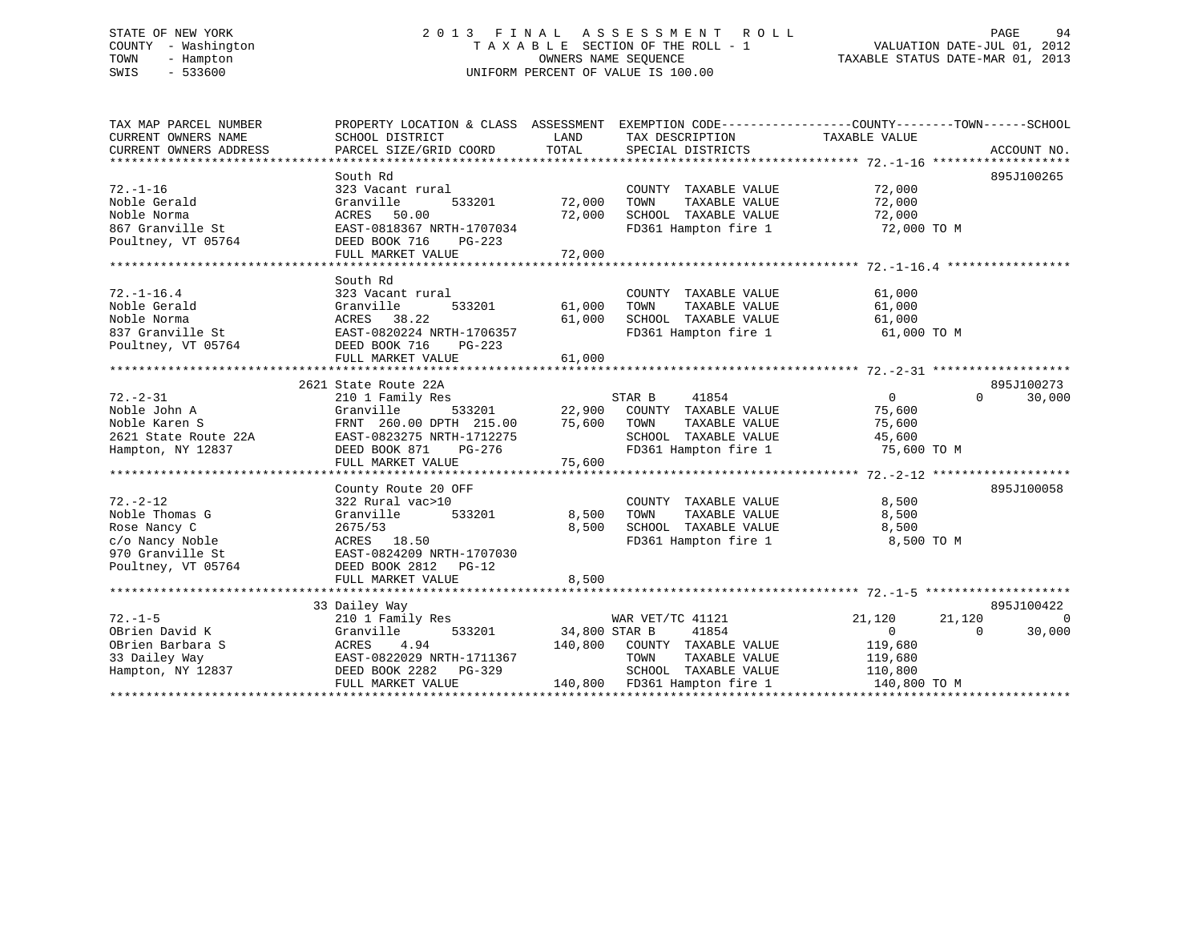STATE OF NEW YORK
COUNTY - Washington
TOWN - Hampton
SWIS - 533600

2 0 1 3 F I N A L A S S E S S M E N T R O L L
T A X A B L E SECTION OF THE ROLL - 1
OWNERS NAME SEQUENCE
UNIFORM PERCENT OF VALUE IS 100.00

VALUATION DATE-JUL 01, 2012
TAXABLE STATUS DATE-MAR 01, 2013

```
TAX MAP PARCEL NUMBER          PROPERTY LOCATION & CLASS  ASSESSMENT  EXEMPTION CODE------------------COUNTY--------TOWN------SCHOOL
CURRENT OWNERS NAME            SCHOOL DISTRICT               LAND      TAX DESCRIPTION             TAXABLE VALUE
CURRENT OWNERS ADDRESS         PARCEL SIZE/GRID COORD        TOTAL     SPECIAL DISTRICTS                                        ACCOUNT NO.
******************************************************************************************************* 72.-1-16 *******************
                               South Rd                                                                                        895J100265
72.-1-16                       323 Vacant rural                        COUNTY  TAXABLE VALUE            72,000
Noble Gerald                   Granville        533201       72,000    TOWN    TAXABLE VALUE            72,000
Noble Norma                    ACRES   50.00                 72,000    SCHOOL  TAXABLE VALUE            72,000
867 Granville St               EAST-0818367 NRTH-1707034               FD361 Hampton fire 1              72,000 TO M
Poultney, VT 05764             DEED BOOK 716    PG-223
                               FULL MARKET VALUE             72,000
******************************************************************************************************* 72.-1-16.4 *****************
                               South Rd
72.-1-16.4                     323 Vacant rural                        COUNTY  TAXABLE VALUE            61,000
Noble Gerald                   Granville        533201       61,000    TOWN    TAXABLE VALUE            61,000
Noble Norma                    ACRES   38.22                 61,000    SCHOOL  TAXABLE VALUE            61,000
837 Granville St               EAST-0820224 NRTH-1706357               FD361 Hampton fire 1              61,000 TO M
Poultney, VT 05764             DEED BOOK 716    PG-223
                               FULL MARKET VALUE             61,000
******************************************************************************************************* 72.-2-31 *******************
                               2621 State Route 22A                                                                            895J100273
72.-2-31                       210 1 Family Res                        STAR B     41854                   0           0       30,000
Noble John A                   Granville        533201       22,900    COUNTY  TAXABLE VALUE            75,600
Noble Karen S                  FRNT 260.00 DPTH 215.00       75,600    TOWN    TAXABLE VALUE            75,600
2621 State Route 22A           EAST-0823275 NRTH-1712275               SCHOOL  TAXABLE VALUE            45,600
Hampton, NY 12837              DEED BOOK 871    PG-276                 FD361 Hampton fire 1              75,600 TO M
                               FULL MARKET VALUE             75,600
******************************************************************************************************* 72.-2-12 *******************
                               County Route 20 OFF                                                                             895J100058
72.-2-12                       322 Rural vac>10                        COUNTY  TAXABLE VALUE             8,500
Noble Thomas G                 Granville        533201        8,500    TOWN    TAXABLE VALUE             8,500
Rose Nancy C                   2675/53                        8,500    SCHOOL  TAXABLE VALUE             8,500
c/o Nancy Noble                ACRES   18.50                           FD361 Hampton fire 1               8,500 TO M
970 Granville St               EAST-0824209 NRTH-1707030
Poultney, VT 05764             DEED BOOK 2812   PG-12
                               FULL MARKET VALUE              8,500
******************************************************************************************************* 72.-1-5 ********************
                               33 Dailey Way                                                                                   895J100422
72.-1-5                        210 1 Family Res                        WAR VET/TC 41121              21,120      21,120            0
OBrien David K                 Granville        533201       34,800 STAR B     41854                      0           0       30,000
OBrien Barbara S               ACRES    4.94                140,800    COUNTY  TAXABLE VALUE           119,680
33 Dailey Way                  EAST-0822029 NRTH-1711367               TOWN    TAXABLE VALUE           119,680
Hampton, NY 12837              DEED BOOK 2282   PG-329                 SCHOOL  TAXABLE VALUE           110,800
                               FULL MARKET VALUE            140,800    FD361 Hampton fire 1             140,800 TO M
************************************************************************************************************************************
```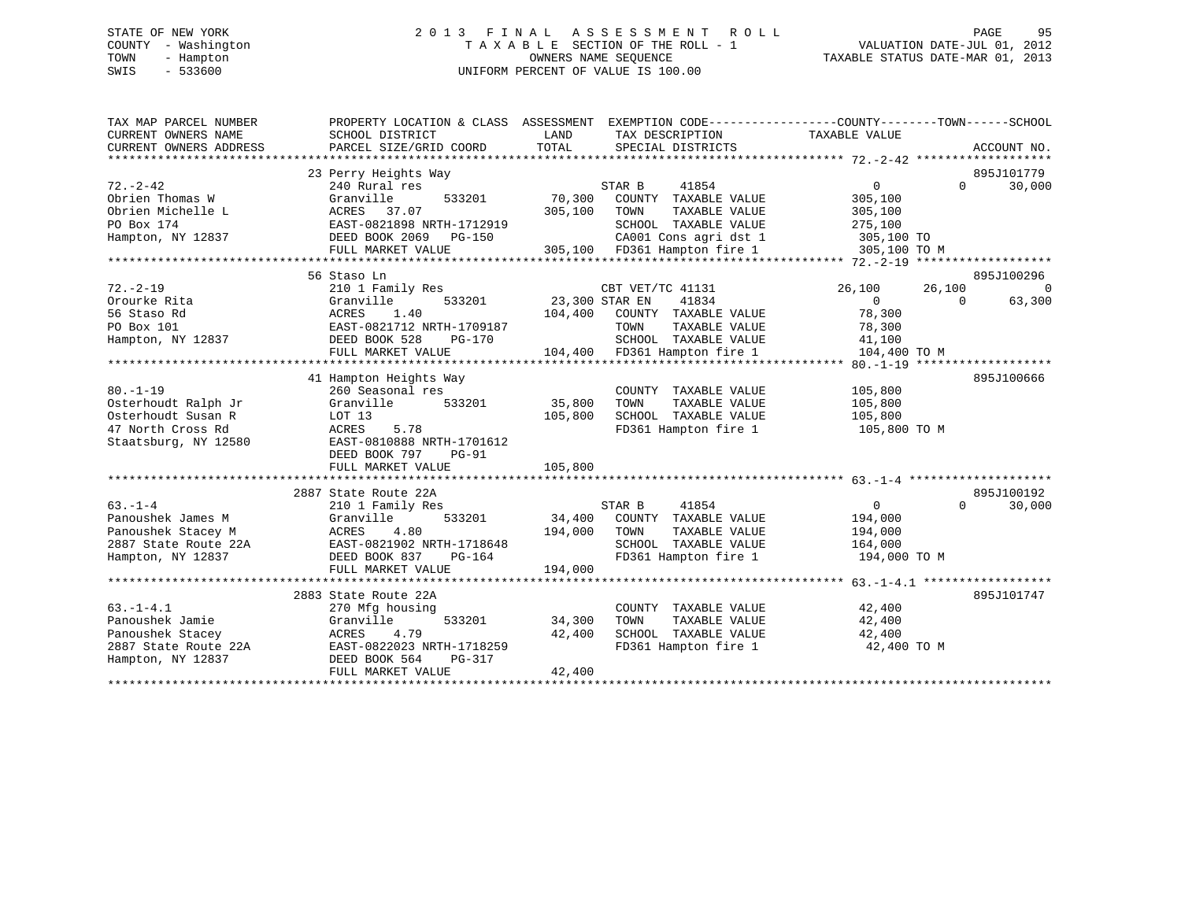STATE OF NEW YORK
COUNTY - Washington
TOWN - Hampton
SWIS - 533600

2013 FINAL ASSESSMENT ROLL
TAXABLE SECTION OF THE ROLL - 1
OWNERS NAME SEQUENCE
UNIFORM PERCENT OF VALUE IS 100.00

VALUATION DATE-JUL 01, 2012
TAXABLE STATUS DATE-MAR 01, 2013

```
TAX MAP PARCEL NUMBER        PROPERTY LOCATION & CLASS  ASSESSMENT  EXEMPTION CODE------------------COUNTY--------TOWN------SCHOOL
CURRENT OWNERS NAME          SCHOOL DISTRICT              LAND      TAX DESCRIPTION              TAXABLE VALUE
CURRENT OWNERS ADDRESS       PARCEL SIZE/GRID COORD       TOTAL     SPECIAL DISTRICTS                                      ACCOUNT NO.
******************************************************************************************************* 72.-2-42 *******************
                             23 Perry Heights Way                                                                       895J101779
72.-2-42                     240 Rural res                          STAR B      41854                  0          0     30,000
Obrien Thomas W              Granville        533201      70,300    COUNTY  TAXABLE VALUE         305,100
Obrien Michelle L            ACRES   37.07               305,100    TOWN    TAXABLE VALUE         305,100
PO Box 174                   EAST-0821898 NRTH-1712919              SCHOOL  TAXABLE VALUE         275,100
Hampton, NY 12837            DEED BOOK 2069   PG-150                CA001 Cons agri dst 1          305,100 TO
                             FULL MARKET VALUE           305,100    FD361 Hampton fire 1           305,100 TO M
******************************************************************************************************* 72.-2-19 *******************
                             56 Staso Ln                                                                                895J100296
72.-2-19                     210 1 Family Res                       CBT VET/TC 41131            26,100     26,100          0
Ororke Rita                  Granville        533201      23,300 STAR EN     41834                  0          0     63,300
56 Staso Rd                  ACRES    1.40               104,400    COUNTY  TAXABLE VALUE          78,300
PO Box 101                   EAST-0821712 NRTH-1709187              TOWN    TAXABLE VALUE          78,300
Hampton, NY 12837            DEED BOOK 528    PG-170                SCHOOL  TAXABLE VALUE          41,100
                             FULL MARKET VALUE           104,400    FD361 Hampton fire 1           104,400 TO M
******************************************************************************************************* 80.-1-19 *******************
                             41 Hampton Heights Way                                                                     895J100666
80.-1-19                     260 Seasonal res                       COUNTY  TAXABLE VALUE         105,800
Osterhoudt Ralph Jr          Granville        533201      35,800    TOWN    TAXABLE VALUE         105,800
Osterhoudt Susan R           LOT 13                      105,800    SCHOOL  TAXABLE VALUE         105,800
47 North Cross Rd            ACRES    5.78                          FD361 Hampton fire 1           105,800 TO M
Staatsburg, NY 12580         EAST-0810888 NRTH-1701612
                             DEED BOOK 797    PG-91
                             FULL MARKET VALUE           105,800
******************************************************************************************************* 63.-1-4 ********************
                             2887 State Route 22A                                                                       895J100192
63.-1-4                      210 1 Family Res                       STAR B      41854                  0          0     30,000
Panoushek James M            Granville        533201      34,400    COUNTY  TAXABLE VALUE         194,000
Panoushek Stacey M           ACRES    4.80               194,000    TOWN    TAXABLE VALUE         194,000
2887 State Route 22A         EAST-0821902 NRTH-1718648              SCHOOL  TAXABLE VALUE         164,000
Hampton, NY 12837            DEED BOOK 837    PG-164                FD361 Hampton fire 1           194,000 TO M
                             FULL MARKET VALUE           194,000
******************************************************************************************************* 63.-1-4.1 ******************
                             2883 State Route 22A                                                                       895J101747
63.-1-4.1                    270 Mfg housing                        COUNTY  TAXABLE VALUE          42,400
Panoushek Jamie              Granville        533201      34,300    TOWN    TAXABLE VALUE          42,400
Panoushek Stacey             ACRES    4.79                42,400    SCHOOL  TAXABLE VALUE          42,400
2887 State Route 22A         EAST-0822023 NRTH-1718259              FD361 Hampton fire 1            42,400 TO M
Hampton, NY 12837            DEED BOOK 564    PG-317
                             FULL MARKET VALUE            42,400
************************************************************************************************************************************
```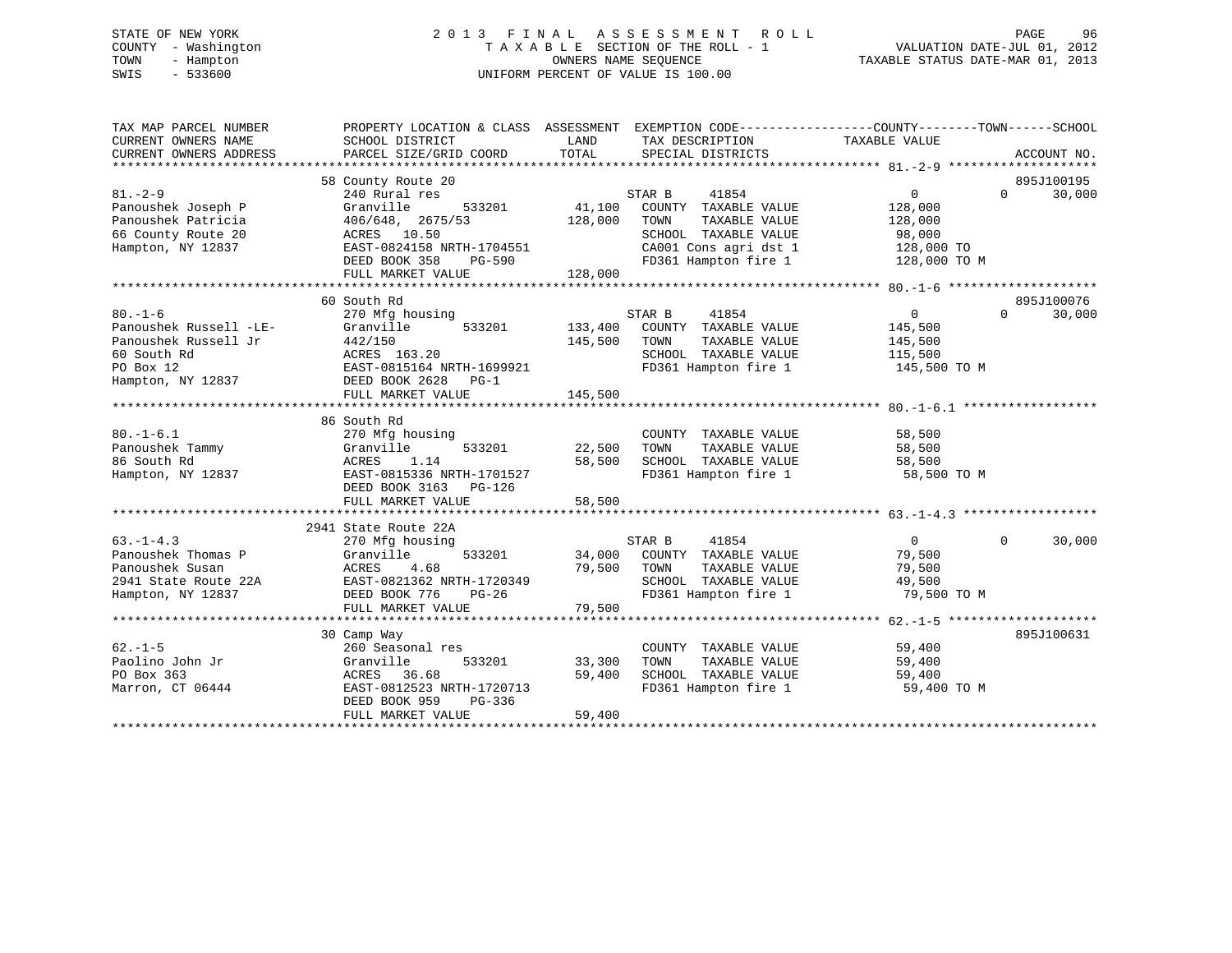STATE OF NEW YORK
COUNTY - Washington
TOWN - Hampton
SWIS - 533600

# 2013 FINAL ASSESSMENT ROLL
TAXABLE SECTION OF THE ROLL - 1
OWNERS NAME SEQUENCE
UNIFORM PERCENT OF VALUE IS 100.00

VALUATION DATE-JUL 01, 2012
TAXABLE STATUS DATE-MAR 01, 2013

```
TAX MAP PARCEL NUMBER          PROPERTY LOCATION & CLASS  ASSESSMENT  EXEMPTION CODE-----------------COUNTY--------TOWN------SCHOOL
CURRENT OWNERS NAME            SCHOOL DISTRICT               LAND      TAX DESCRIPTION            TAXABLE VALUE
CURRENT OWNERS ADDRESS         PARCEL SIZE/GRID COORD        TOTAL     SPECIAL DISTRICTS                                    ACCOUNT NO.
******************************************************************************************************* 81.-2-9 ********************
                               58 County Route 20                                                                       895J100195
81.-2-9                        240 Rural res                           STAR B      41854              0            0      30,000
Panoushek Joseph P             Granville       533201       41,100     COUNTY  TAXABLE VALUE        128,000
Panoushek Patricia             406/648,  2675/53           128,000     TOWN    TAXABLE VALUE        128,000
66 County Route 20             ACRES   10.50                           SCHOOL  TAXABLE VALUE         98,000
Hampton, NY 12837              EAST-0824158 NRTH-1704551               CA001 Cons agri dst 1         128,000 TO
                               DEED BOOK 358    PG-590                 FD361 Hampton fire 1          128,000 TO M
                               FULL MARKET VALUE           128,000
******************************************************************************************************* 80.-1-6 ********************
                               60 South Rd                                                                              895J100076
80.-1-6                        270 Mfg housing                         STAR B      41854              0            0      30,000
Panoushek Russell -LE-         Granville       533201      133,400     COUNTY  TAXABLE VALUE        145,500
Panoushek Russell Jr           442/150                     145,500     TOWN    TAXABLE VALUE        145,500
60 South Rd                    ACRES  163.20                           SCHOOL  TAXABLE VALUE        115,500
PO Box 12                      EAST-0815164 NRTH-1699921               FD361 Hampton fire 1          145,500 TO M
Hampton, NY 12837              DEED BOOK 2628   PG-1
                               FULL MARKET VALUE           145,500
******************************************************************************************************* 80.-1-6.1 ******************
                               86 South Rd
80.-1-6.1                      270 Mfg housing                         COUNTY  TAXABLE VALUE         58,500
Panoushek Tammy                Granville       533201       22,500     TOWN    TAXABLE VALUE         58,500
86 South Rd                    ACRES    1.14                58,500     SCHOOL  TAXABLE VALUE         58,500
Hampton, NY 12837              EAST-0815336 NRTH-1701527               FD361 Hampton fire 1           58,500 TO M
                               DEED BOOK 3163   PG-126
                               FULL MARKET VALUE            58,500
******************************************************************************************************* 63.-1-4.3 ******************
                               2941 State Route 22A
63.-1-4.3                      270 Mfg housing                         STAR B      41854              0            0      30,000
Panoushek Thomas P             Granville       533201       34,000     COUNTY  TAXABLE VALUE         79,500
Panoushek Susan                ACRES    4.68                79,500     TOWN    TAXABLE VALUE         79,500
2941 State Route 22A           EAST-0821362 NRTH-1720349               SCHOOL  TAXABLE VALUE         49,500
Hampton, NY 12837              DEED BOOK 776    PG-26                  FD361 Hampton fire 1           79,500 TO M
                               FULL MARKET VALUE            79,500
******************************************************************************************************* 62.-1-5 ********************
                               30 Camp Way                                                                              895J100631
62.-1-5                        260 Seasonal res                        COUNTY  TAXABLE VALUE         59,400
Paolino John Jr                Granville       533201       33,300     TOWN    TAXABLE VALUE         59,400
PO Box 363                     ACRES   36.68                59,400     SCHOOL  TAXABLE VALUE         59,400
Marron, CT 06444               EAST-0812523 NRTH-1720713               FD361 Hampton fire 1           59,400 TO M
                               DEED BOOK 959    PG-336
                               FULL MARKET VALUE            59,400
************************************************************************************************************************************
```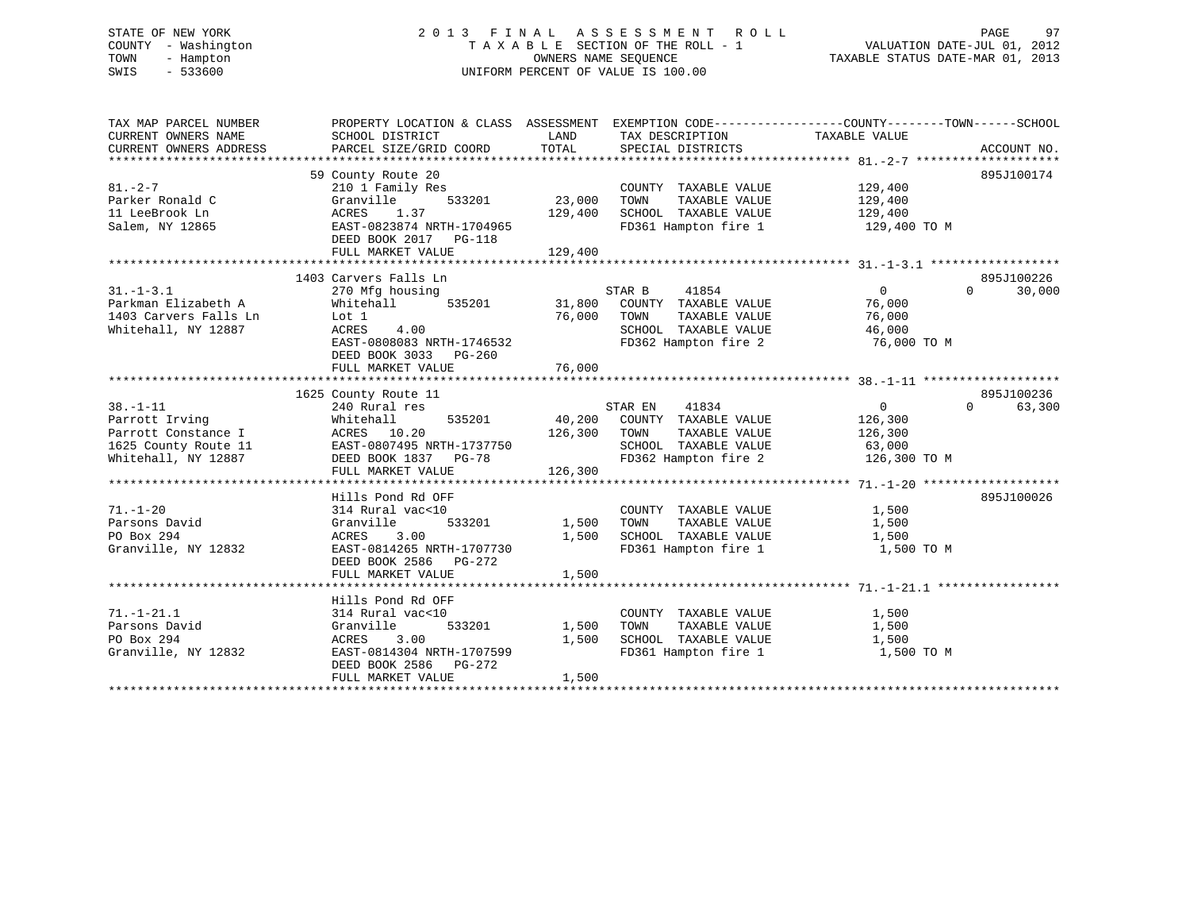STATE OF NEW YORK
COUNTY - Washington
TOWN - Hampton
SWIS - 533600

# 2013 FINAL ASSESSMENT ROLL
TAXABLE SECTION OF THE ROLL - 1
OWNERS NAME SEQUENCE
UNIFORM PERCENT OF VALUE IS 100.00

VALUATION DATE-JUL 01, 2012
TAXABLE STATUS DATE-MAR 01, 2013

```
TAX MAP PARCEL NUMBER          PROPERTY LOCATION & CLASS  ASSESSMENT  EXEMPTION CODE------------------COUNTY--------TOWN------SCHOOL
CURRENT OWNERS NAME            SCHOOL DISTRICT               LAND      TAX DESCRIPTION             TAXABLE VALUE
CURRENT OWNERS ADDRESS         PARCEL SIZE/GRID COORD        TOTAL     SPECIAL DISTRICTS                                    ACCOUNT NO.
******************************************************************************************************* 81.-2-7 ********************
                               59 County Route 20                                                                        895J100174
81.-2-7                        210 1 Family Res                        COUNTY  TAXABLE VALUE           129,400
Parker Ronald C                Granville        533201      23,000     TOWN    TAXABLE VALUE           129,400
11 LeeBrook Ln                 ACRES    1.37               129,400     SCHOOL  TAXABLE VALUE           129,400
Salem, NY 12865                EAST-0823874 NRTH-1704965               FD361 Hampton fire 1             129,400 TO M
                               DEED BOOK 2017   PG-118
                               FULL MARKET VALUE           129,400
******************************************************************************************************* 31.-1-3.1 ******************
                               1403 Carvers Falls Ln                                                                     895J100226
31.-1-3.1                      270 Mfg housing                         STAR B     41854                      0             0     30,000
Parkman Elizabeth A            Whitehall        535201      31,800     COUNTY  TAXABLE VALUE            76,000
1403 Carvers Falls Ln          Lot 1                        76,000     TOWN    TAXABLE VALUE            76,000
Whitehall, NY 12887            ACRES    4.00                           SCHOOL  TAXABLE VALUE            46,000
                               EAST-0808083 NRTH-1746532               FD362 Hampton fire 2              76,000 TO M
                               DEED BOOK 3033   PG-260
                               FULL MARKET VALUE            76,000
******************************************************************************************************* 38.-1-11 *******************
                               1625 County Route 11                                                                      895J100236
38.-1-11                       240 Rural res                           STAR EN    41834                      0             0     63,300
Parrott Irving                 Whitehall        535201      40,200     COUNTY  TAXABLE VALUE           126,300
Parrott Constance I            ACRES   10.20               126,300     TOWN    TAXABLE VALUE           126,300
1625 County Route 11           EAST-0807495 NRTH-1737750               SCHOOL  TAXABLE VALUE            63,000
Whitehall, NY 12887            DEED BOOK 1837   PG-78                  FD362 Hampton fire 2             126,300 TO M
                               FULL MARKET VALUE           126,300
******************************************************************************************************* 71.-1-20 *******************
                               Hills Pond Rd OFF                                                                         895J100026
71.-1-20                       314 Rural vac<10                        COUNTY  TAXABLE VALUE             1,500
Parsons David                  Granville        533201       1,500     TOWN    TAXABLE VALUE             1,500
PO Box 294                     ACRES    3.00                 1,500     SCHOOL  TAXABLE VALUE             1,500
Granville, NY 12832            EAST-0814265 NRTH-1707730               FD361 Hampton fire 1               1,500 TO M
                               DEED BOOK 2586   PG-272
                               FULL MARKET VALUE             1,500
******************************************************************************************************* 71.-1-21.1 *****************
                               Hills Pond Rd OFF
71.-1-21.1                     314 Rural vac<10                        COUNTY  TAXABLE VALUE             1,500
Parsons David                  Granville        533201       1,500     TOWN    TAXABLE VALUE             1,500
PO Box 294                     ACRES    3.00                 1,500     SCHOOL  TAXABLE VALUE             1,500
Granville, NY 12832            EAST-0814304 NRTH-1707599               FD361 Hampton fire 1               1,500 TO M
                               DEED BOOK 2586   PG-272
                               FULL MARKET VALUE             1,500
************************************************************************************************************************************
```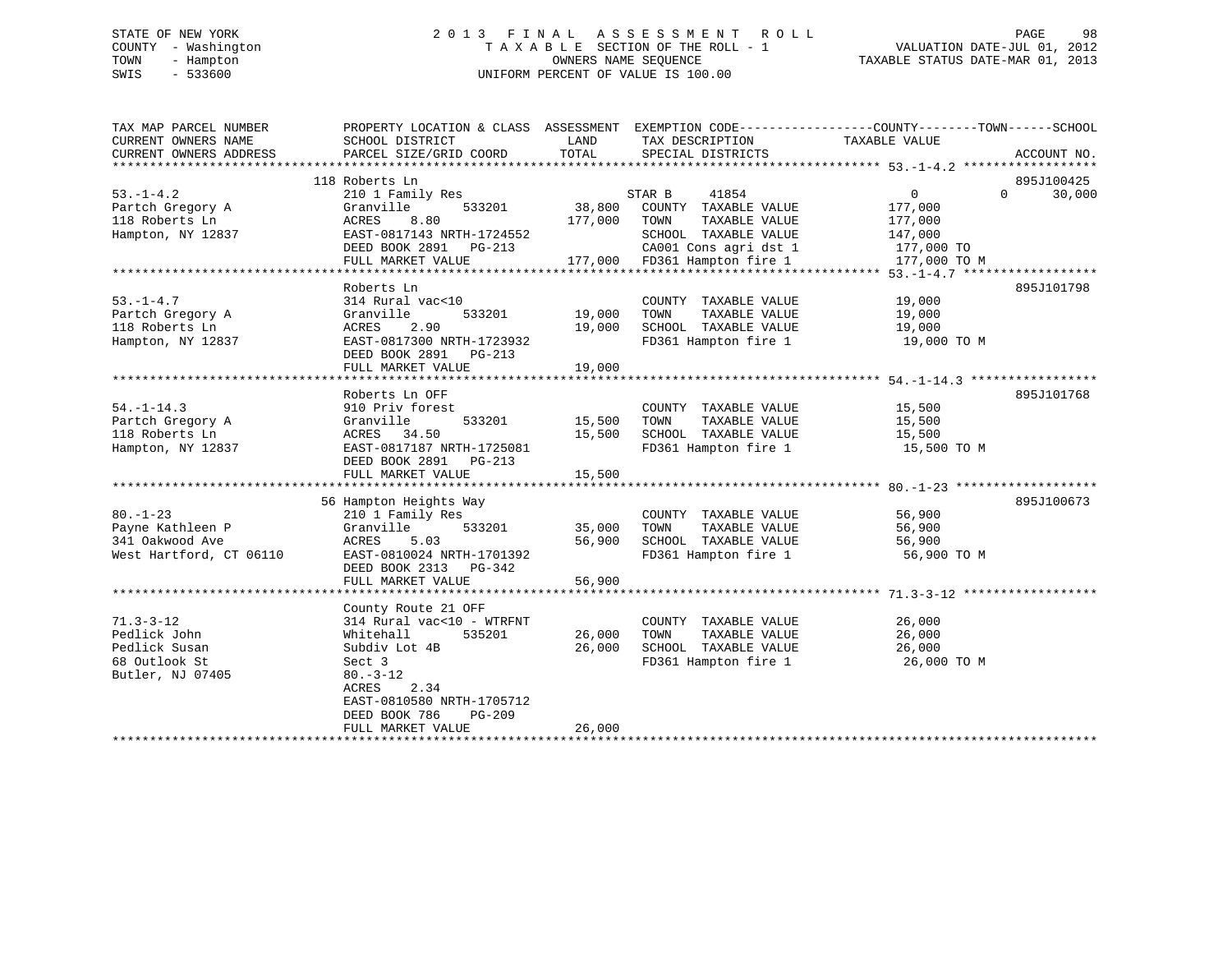STATE OF NEW YORK
COUNTY - Washington
TOWN - Hampton
SWIS - 533600

# 2 0 1 3 F I N A L A S S E S S M E N T R O L L

T A X A B L E SECTION OF THE ROLL - 1
OWNERS NAME SEQUENCE
UNIFORM PERCENT OF VALUE IS 100.00

VALUATION DATE-JUL 01, 2012
TAXABLE STATUS DATE-MAR 01, 2013

| TAX MAP PARCEL NUMBER / CURRENT OWNERS NAME / CURRENT OWNERS ADDRESS | PROPERTY LOCATION & CLASS / SCHOOL DISTRICT / PARCEL SIZE/GRID COORD | ASSESSMENT LAND / TOTAL | EXEMPTION CODE / TAX DESCRIPTION / SPECIAL DISTRICTS | COUNTY / TOWN / SCHOOL TAXABLE VALUE | ACCOUNT NO. |
|---|---|---|---|---|---|
| 53.-1-4.2 | 118 Roberts Ln | | | | 895J100425 |
| | 210 1 Family Res | | STAR B 41854 | 0 0 30,000 | |
| Partch Gregory A | Granville 533201 | 38,800 | COUNTY TAXABLE VALUE | 177,000 | |
| 118 Roberts Ln | ACRES 8.80 | 177,000 | TOWN TAXABLE VALUE | 177,000 | |
| Hampton, NY 12837 | EAST-0817143 NRTH-1724552 | | SCHOOL TAXABLE VALUE | 147,000 | |
| | DEED BOOK 2891 PG-213 | | CA001 Cons agri dst 1 | 177,000 TO | |
| | FULL MARKET VALUE | 177,000 | FD361 Hampton fire 1 | 177,000 TO M | |
| 53.-1-4.7 | Roberts Ln | | | | 895J101798 |
| | 314 Rural vac<10 | | COUNTY TAXABLE VALUE | 19,000 | |
| Partch Gregory A | Granville 533201 | 19,000 | TOWN TAXABLE VALUE | 19,000 | |
| 118 Roberts Ln | ACRES 2.90 | 19,000 | SCHOOL TAXABLE VALUE | 19,000 | |
| Hampton, NY 12837 | EAST-0817300 NRTH-1723932 | | FD361 Hampton fire 1 | 19,000 TO M | |
| | DEED BOOK 2891 PG-213 | | | | |
| | FULL MARKET VALUE | 19,000 | | | |
| 54.-1-14.3 | Roberts Ln OFF | | | | 895J101768 |
| | 910 Priv forest | | COUNTY TAXABLE VALUE | 15,500 | |
| Partch Gregory A | Granville 533201 | 15,500 | TOWN TAXABLE VALUE | 15,500 | |
| 118 Roberts Ln | ACRES 34.50 | 15,500 | SCHOOL TAXABLE VALUE | 15,500 | |
| Hampton, NY 12837 | EAST-0817187 NRTH-1725081 | | FD361 Hampton fire 1 | 15,500 TO M | |
| | DEED BOOK 2891 PG-213 | | | | |
| | FULL MARKET VALUE | 15,500 | | | |
| 80.-1-23 | 56 Hampton Heights Way | | | | 895J100673 |
| | 210 1 Family Res | | COUNTY TAXABLE VALUE | 56,900 | |
| Payne Kathleen P | Granville 533201 | 35,000 | TOWN TAXABLE VALUE | 56,900 | |
| 341 Oakwood Ave | ACRES 5.03 | 56,900 | SCHOOL TAXABLE VALUE | 56,900 | |
| West Hartford, CT 06110 | EAST-0810024 NRTH-1701392 | | FD361 Hampton fire 1 | 56,900 TO M | |
| | DEED BOOK 2313 PG-342 | | | | |
| | FULL MARKET VALUE | 56,900 | | | |
| 71.3-3-12 | County Route 21 OFF | | | | |
| | 314 Rural vac<10 - WTRFNT | | COUNTY TAXABLE VALUE | 26,000 | |
| Pedlick John | Whitehall 535201 | 26,000 | TOWN TAXABLE VALUE | 26,000 | |
| Pedlick Susan | Subdiv Lot 4B | 26,000 | SCHOOL TAXABLE VALUE | 26,000 | |
| 68 Outlook St | Sect 3 | | FD361 Hampton fire 1 | 26,000 TO M | |
| Butler, NJ 07405 | 80.-3-12 | | | | |
| | ACRES 2.34 | | | | |
| | EAST-0810580 NRTH-1705712 | | | | |
| | DEED BOOK 786 PG-209 | | | | |
| | FULL MARKET VALUE | 26,000 | | | |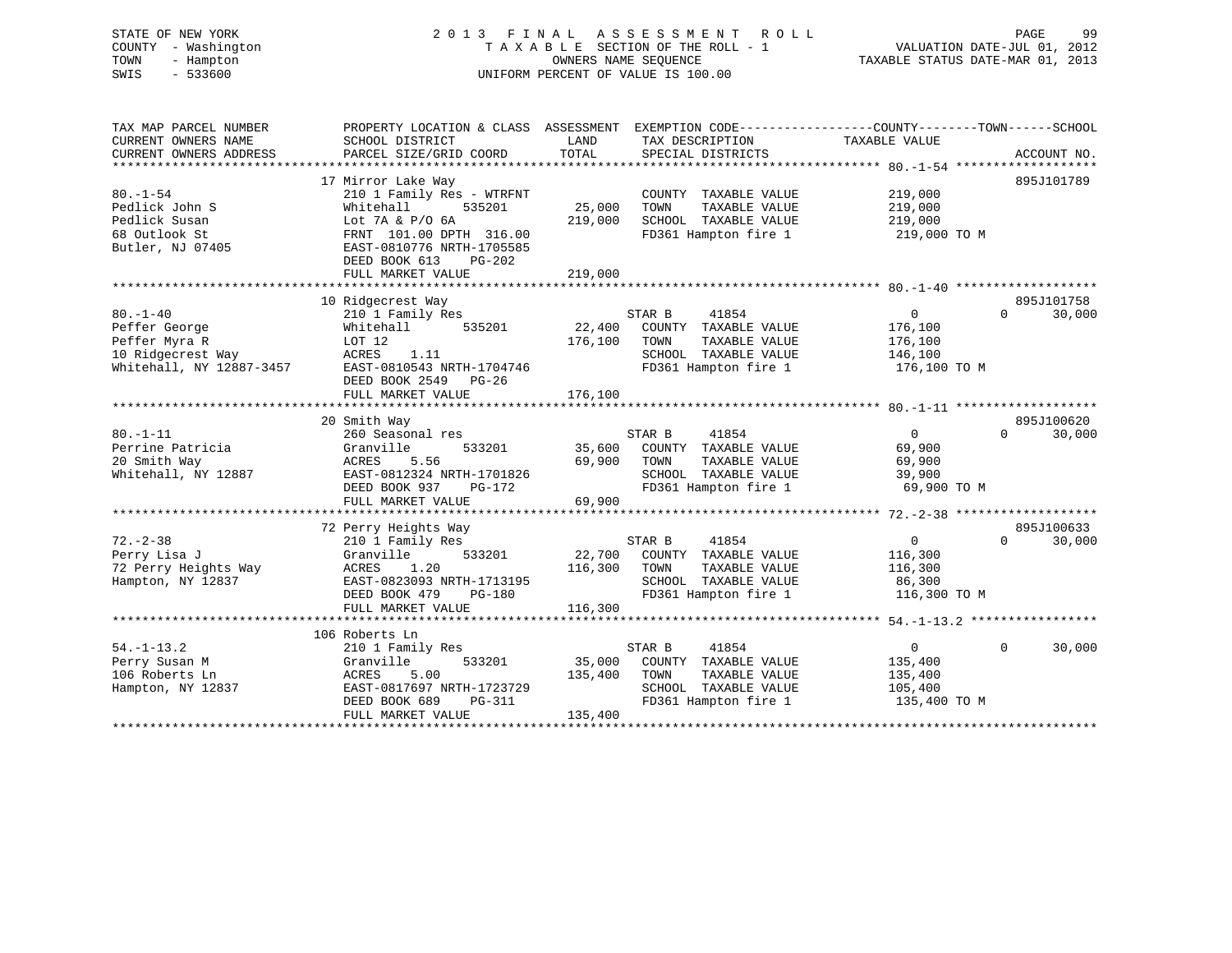STATE OF NEW YORK
COUNTY - Washington
TOWN - Hampton
SWIS - 533600

2013 FINAL ASSESSMENT ROLL
TAXABLE SECTION OF THE ROLL - 1
OWNERS NAME SEQUENCE
UNIFORM PERCENT OF VALUE IS 100.00

VALUATION DATE-JUL 01, 2012
TAXABLE STATUS DATE-MAR 01, 2013

| TAX MAP PARCEL NUMBER / CURRENT OWNERS NAME / CURRENT OWNERS ADDRESS | PROPERTY LOCATION & CLASS / SCHOOL DISTRICT / PARCEL SIZE/GRID COORD | ASSESSMENT LAND / TOTAL | EXEMPTION CODE / TAX DESCRIPTION / SPECIAL DISTRICTS | COUNTY TAXABLE VALUE | TOWN | SCHOOL | ACCOUNT NO. |
|---|---|---|---|---|---|---|---|
| **80.-1-54** | 17 Mirror Lake Way | | | | | | 895J101789 |
| 80.-1-54 | 210 1 Family Res - WTRFNT | | COUNTY TAXABLE VALUE | 219,000 | | | |
| Pedlick John S | Whitehall 535201 | 25,000 | TOWN TAXABLE VALUE | 219,000 | | | |
| Pedlick Susan | Lot 7A & P/O 6A | 219,000 | SCHOOL TAXABLE VALUE | 219,000 | | | |
| 68 Outlook St | FRNT 101.00 DPTH 316.00 | | FD361 Hampton fire 1 | 219,000 TO M | | | |
| Butler, NJ 07405 | EAST-0810776 NRTH-1705585 | | | | | | |
| | DEED BOOK 613 PG-202 | | | | | | |
| | FULL MARKET VALUE | 219,000 | | | | | |
| **80.-1-40** | 10 Ridgecrest Way | | | | | | 895J101758 |
| 80.-1-40 | 210 1 Family Res | | STAR B 41854 | 0 | 0 | 30,000 | |
| Peffer George | Whitehall 535201 | 22,400 | COUNTY TAXABLE VALUE | 176,100 | | | |
| Peffer Myra R | LOT 12 | 176,100 | TOWN TAXABLE VALUE | 176,100 | | | |
| 10 Ridgecrest Way | ACRES 1.11 | | SCHOOL TAXABLE VALUE | 146,100 | | | |
| Whitehall, NY 12887-3457 | EAST-0810543 NRTH-1704746 | | FD361 Hampton fire 1 | 176,100 TO M | | | |
| | DEED BOOK 2549 PG-26 | | | | | | |
| | FULL MARKET VALUE | 176,100 | | | | | |
| **80.-1-11** | 20 Smith Way | | | | | | 895J100620 |
| 80.-1-11 | 260 Seasonal res | | STAR B 41854 | 0 | 0 | 30,000 | |
| Perrine Patricia | Granville 533201 | 35,600 | COUNTY TAXABLE VALUE | 69,900 | | | |
| 20 Smith Way | ACRES 5.56 | 69,900 | TOWN TAXABLE VALUE | 69,900 | | | |
| Whitehall, NY 12887 | EAST-0812324 NRTH-1701826 | | SCHOOL TAXABLE VALUE | 39,900 | | | |
| | DEED BOOK 937 PG-172 | | FD361 Hampton fire 1 | 69,900 TO M | | | |
| | FULL MARKET VALUE | 69,900 | | | | | |
| **72.-2-38** | 72 Perry Heights Way | | | | | | 895J100633 |
| 72.-2-38 | 210 1 Family Res | | STAR B 41854 | 0 | 0 | 30,000 | |
| Perry Lisa J | Granville 533201 | 22,700 | COUNTY TAXABLE VALUE | 116,300 | | | |
| 72 Perry Heights Way | ACRES 1.20 | 116,300 | TOWN TAXABLE VALUE | 116,300 | | | |
| Hampton, NY 12837 | EAST-0823093 NRTH-1713195 | | SCHOOL TAXABLE VALUE | 86,300 | | | |
| | DEED BOOK 479 PG-180 | | FD361 Hampton fire 1 | 116,300 TO M | | | |
| | FULL MARKET VALUE | 116,300 | | | | | |
| **54.-1-13.2** | 106 Roberts Ln | | | | | | |
| 54.-1-13.2 | 210 1 Family Res | | STAR B 41854 | 0 | 0 | 30,000 | |
| Perry Susan M | Granville 533201 | 35,000 | COUNTY TAXABLE VALUE | 135,400 | | | |
| 106 Roberts Ln | ACRES 5.00 | 135,400 | TOWN TAXABLE VALUE | 135,400 | | | |
| Hampton, NY 12837 | EAST-0817697 NRTH-1723729 | | SCHOOL TAXABLE VALUE | 105,400 | | | |
| | DEED BOOK 689 PG-311 | | FD361 Hampton fire 1 | 135,400 TO M | | | |
| | FULL MARKET VALUE | 135,400 | | | | | |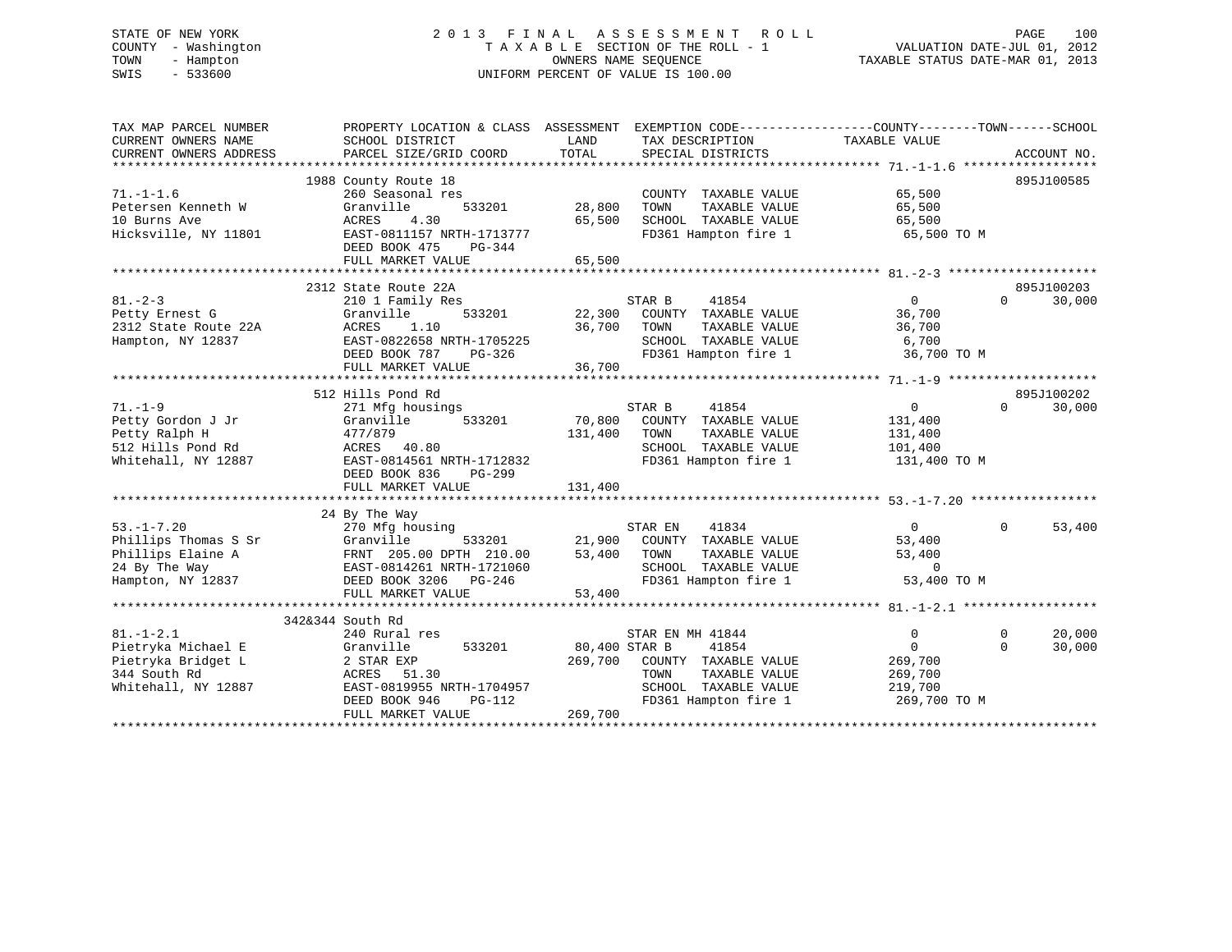STATE OF NEW YORK
COUNTY - Washington
TOWN - Hampton
SWIS - 533600

2013 FINAL ASSESSMENT ROLL
TAXABLE SECTION OF THE ROLL - 1
OWNERS NAME SEQUENCE
UNIFORM PERCENT OF VALUE IS 100.00

VALUATION DATE-JUL 01, 2012
TAXABLE STATUS DATE-MAR 01, 2013

```
TAX MAP PARCEL NUMBER          PROPERTY LOCATION & CLASS  ASSESSMENT  EXEMPTION CODE-----------------COUNTY--------TOWN------SCHOOL
CURRENT OWNERS NAME            SCHOOL DISTRICT             LAND       TAX DESCRIPTION            TAXABLE VALUE
CURRENT OWNERS ADDRESS         PARCEL SIZE/GRID COORD      TOTAL      SPECIAL DISTRICTS                                     ACCOUNT NO.
****************************************************************************************************** 71.-1-1.6 ******************
                    1988 County Route 18                                                                                    895J100585
71.-1-1.6                      260 Seasonal res                       COUNTY  TAXABLE VALUE          65,500
Petersen Kenneth W             Granville       533201       28,800    TOWN    TAXABLE VALUE          65,500
10 Burns Ave                   ACRES    4.30                65,500    SCHOOL  TAXABLE VALUE          65,500
Hicksville, NY 11801           EAST-0811157 NRTH-1713777              FD361 Hampton fire 1            65,500 TO M
                               DEED BOOK 475    PG-344
                               FULL MARKET VALUE            65,500
****************************************************************************************************** 81.-2-3 ********************
                    2312 State Route 22A                                                                                    895J100203
81.-2-3                        210 1 Family Res                       STAR B     41854                   0           0     30,000
Petty Ernest G                 Granville       533201       22,300    COUNTY  TAXABLE VALUE          36,700
2312 State Route 22A           ACRES    1.10                36,700    TOWN    TAXABLE VALUE          36,700
Hampton, NY 12837              EAST-0822658 NRTH-1705225              SCHOOL  TAXABLE VALUE           6,700
                               DEED BOOK 787    PG-326                FD361 Hampton fire 1            36,700 TO M
                               FULL MARKET VALUE            36,700
****************************************************************************************************** 71.-1-9 ********************
                    512 Hills Pond Rd                                                                                       895J100202
71.-1-9                        271 Mfg housings                       STAR B     41854                   0           0     30,000
Petty Gordon J Jr              Granville       533201       70,800    COUNTY  TAXABLE VALUE         131,400
Petty Ralph H                  477/879                     131,400    TOWN    TAXABLE VALUE         131,400
512 Hills Pond Rd              ACRES   40.80                          SCHOOL  TAXABLE VALUE         101,400
Whitehall, NY 12887            EAST-0814561 NRTH-1712832              FD361 Hampton fire 1           131,400 TO M
                               DEED BOOK 836    PG-299
                               FULL MARKET VALUE           131,400
****************************************************************************************************** 53.-1-7.20 *****************
                    24 By The Way
53.-1-7.20                     270 Mfg housing                        STAR EN    41834                   0           0     53,400
Phillips Thomas S Sr           Granville       533201       21,900    COUNTY  TAXABLE VALUE          53,400
Phillips Elaine A              FRNT 205.00 DPTH 210.00      53,400    TOWN    TAXABLE VALUE          53,400
24 By The Way                  EAST-0814261 NRTH-1721060              SCHOOL  TAXABLE VALUE               0
Hampton, NY 12837              DEED BOOK 3206   PG-246                FD361 Hampton fire 1            53,400 TO M
                               FULL MARKET VALUE            53,400
****************************************************************************************************** 81.-1-2.1 ******************
                    342&344 South Rd
81.-1-2.1                      240 Rural res                          STAR EN MH 41844                   0           0     20,000
Pietryka Michael E             Granville       533201       80,400 STAR B     41854                      0           0     30,000
Pietryka Bridget L             2 STAR EXP                  269,700    COUNTY  TAXABLE VALUE         269,700
344 South Rd                   ACRES   51.30                          TOWN    TAXABLE VALUE         269,700
Whitehall, NY 12887            EAST-0819955 NRTH-1704957              SCHOOL  TAXABLE VALUE         219,700
                               DEED BOOK 946    PG-112                FD361 Hampton fire 1           269,700 TO M
                               FULL MARKET VALUE           269,700
************************************************************************************************************************************
```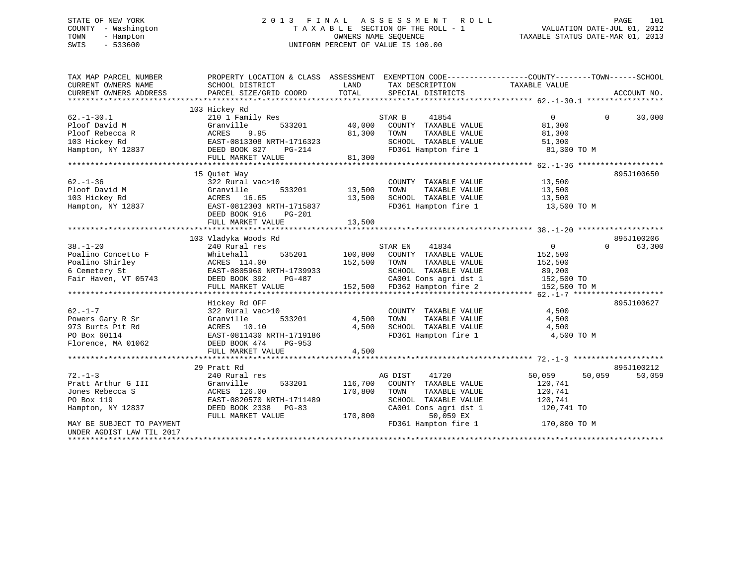STATE OF NEW YORK
COUNTY - Washington
TOWN - Hampton
SWIS - 533600

# 2013 FINAL ASSESSMENT ROLL

TAXABLE SECTION OF THE ROLL - 1
OWNERS NAME SEQUENCE
UNIFORM PERCENT OF VALUE IS 100.00

VALUATION DATE-JUL 01, 2012
TAXABLE STATUS DATE-MAR 01, 2013

| TAX MAP PARCEL NUMBER / CURRENT OWNERS NAME / CURRENT OWNERS ADDRESS | PROPERTY LOCATION & CLASS / SCHOOL DISTRICT / PARCEL SIZE/GRID COORD | ASSESSMENT LAND | TOTAL | EXEMPTION CODE / TAX DESCRIPTION / SPECIAL DISTRICTS | COUNTY TAXABLE VALUE | TOWN | SCHOOL | ACCOUNT NO. |
|---|---|---|---|---|---|---|---|---|
| 62.-1-30.1 | 103 Hickey Rd | | | | | | | |
| Ploof David M | 210 1 Family Res | | | STAR B 41854 | 0 | 0 | 30,000 | |
| Ploof Rebecca R | Granville 533201 | 40,000 | | COUNTY TAXABLE VALUE | 81,300 | | | |
| 103 Hickey Rd | ACRES 9.95 | | 81,300 | TOWN TAXABLE VALUE | 81,300 | | | |
| Hampton, NY 12837 | EAST-0813308 NRTH-1716323 | | | SCHOOL TAXABLE VALUE | 51,300 | | | |
| | DEED BOOK 827 PG-214 | | | FD361 Hampton fire 1 | 81,300 TO M | | | |
| | FULL MARKET VALUE | | 81,300 | | | | | |
| 62.-1-36 | 15 Quiet Way | | | | | | | 895J100650 |
| Ploof David M | 322 Rural vac>10 | | | COUNTY TAXABLE VALUE | 13,500 | | | |
| 103 Hickey Rd | Granville 533201 | 13,500 | | TOWN TAXABLE VALUE | 13,500 | | | |
| Hampton, NY 12837 | ACRES 16.65 | | 13,500 | SCHOOL TAXABLE VALUE | 13,500 | | | |
| | EAST-0812303 NRTH-1715837 | | | FD361 Hampton fire 1 | 13,500 TO M | | | |
| | DEED BOOK 916 PG-201 | | | | | | | |
| | FULL MARKET VALUE | | 13,500 | | | | | |
| 38.-1-20 | 103 Vladyka Woods Rd | | | | | | | 895J100206 |
| Poalino Concetto F | 240 Rural res | | | STAR EN 41834 | 0 | 0 | 63,300 | |
| Poalino Shirley | Whitehall 535201 | 100,800 | | COUNTY TAXABLE VALUE | 152,500 | | | |
| 6 Cemetery St | ACRES 114.00 | | 152,500 | TOWN TAXABLE VALUE | 152,500 | | | |
| Fair Haven, VT 05743 | EAST-0805960 NRTH-1739933 | | | SCHOOL TAXABLE VALUE | 89,200 | | | |
| | DEED BOOK 392 PG-487 | | | CA001 Cons agri dst 1 | 152,500 TO | | | |
| | FULL MARKET VALUE | | 152,500 | FD362 Hampton fire 2 | 152,500 TO M | | | |
| 62.-1-7 | Hickey Rd OFF | | | | | | | 895J100627 |
| Powers Gary R Sr | 322 Rural vac>10 | | | COUNTY TAXABLE VALUE | 4,500 | | | |
| 973 Burts Pit Rd | Granville 533201 | 4,500 | | TOWN TAXABLE VALUE | 4,500 | | | |
| PO Box 60114 | ACRES 10.10 | | 4,500 | SCHOOL TAXABLE VALUE | 4,500 | | | |
| Florence, MA 01062 | EAST-0811430 NRTH-1719186 | | | FD361 Hampton fire 1 | 4,500 TO M | | | |
| | DEED BOOK 474 PG-953 | | | | | | | |
| | FULL MARKET VALUE | | 4,500 | | | | | |
| 72.-1-3 | 29 Pratt Rd | | | | | | | 895J100212 |
| Pratt Arthur G III | 240 Rural res | | | AG DIST 41720 | 50,059 | 50,059 | 50,059 | |
| Jones Rebecca S | Granville 533201 | 116,700 | | COUNTY TAXABLE VALUE | 120,741 | | | |
| PO Box 119 | ACRES 126.00 | | 170,800 | TOWN TAXABLE VALUE | 120,741 | | | |
| Hampton, NY 12837 | EAST-0820570 NRTH-1711489 | | | SCHOOL TAXABLE VALUE | 120,741 | | | |
| | DEED BOOK 2338 PG-83 | | | CA001 Cons agri dst 1 | 120,741 TO | | | |
| | FULL MARKET VALUE | | 170,800 | 50,059 EX | | | | |
| MAY BE SUBJECT TO PAYMENT UNDER AGDIST LAW TIL 2017 | | | | FD361 Hampton fire 1 | 170,800 TO M | | | |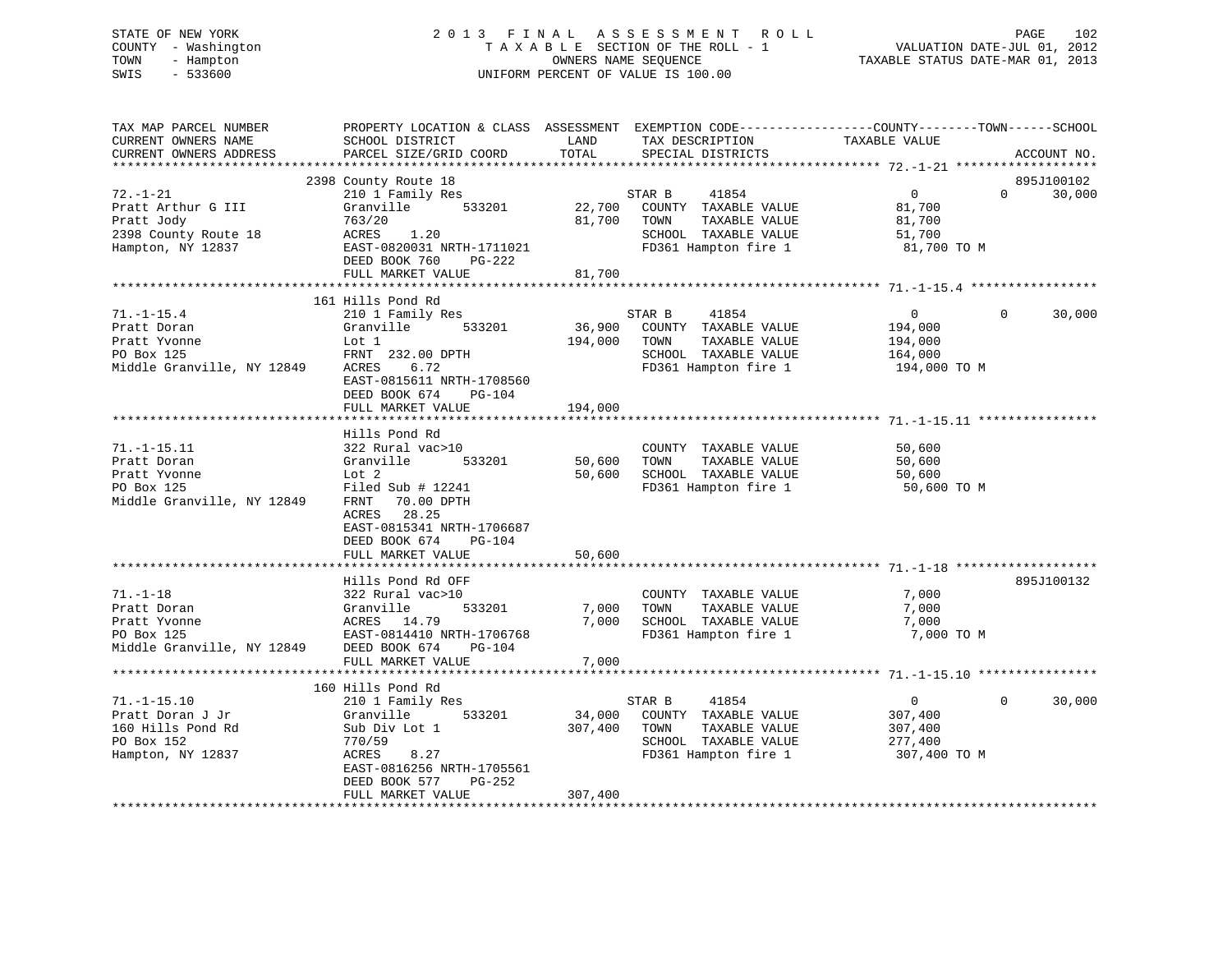STATE OF NEW YORK
COUNTY - Washington
TOWN - Hampton
SWIS - 533600

2 0 1 3 F I N A L A S S E S S M E N T R O L L
T A X A B L E SECTION OF THE ROLL - 1
OWNERS NAME SEQUENCE
UNIFORM PERCENT OF VALUE IS 100.00

VALUATION DATE-JUL 01, 2012
TAXABLE STATUS DATE-MAR 01, 2013

```
TAX MAP PARCEL NUMBER          PROPERTY LOCATION & CLASS  ASSESSMENT  EXEMPTION CODE------------------COUNTY--------TOWN------SCHOOL
CURRENT OWNERS NAME            SCHOOL DISTRICT              LAND      TAX DESCRIPTION            TAXABLE VALUE
CURRENT OWNERS ADDRESS         PARCEL SIZE/GRID COORD       TOTAL     SPECIAL DISTRICTS                                     ACCOUNT NO.
******************************************************************************************************* 72.-1-21 *******************
                               2398 County Route 18                                                                         895J100102
72.-1-21                       210 1 Family Res                       STAR B    41854                0          0     30,000
Pratt Arthur G III             Granville      533201        22,700    COUNTY  TAXABLE VALUE         81,700
Pratt Jody                     763/20                       81,700    TOWN    TAXABLE VALUE         81,700
2398 County Route 18           ACRES    1.20                          SCHOOL  TAXABLE VALUE         51,700
Hampton, NY 12837              EAST-0820031 NRTH-1711021              FD361 Hampton fire 1          81,700 TO M
                               DEED BOOK 760    PG-222
                               FULL MARKET VALUE            81,700
******************************************************************************************************* 71.-1-15.4 *****************
                               161 Hills Pond Rd
71.-1-15.4                     210 1 Family Res                       STAR B    41854                0          0     30,000
Pratt Doran                    Granville      533201        36,900    COUNTY  TAXABLE VALUE        194,000
Pratt Yvonne                   Lot 1                       194,000    TOWN    TAXABLE VALUE        194,000
PO Box 125                     FRNT  232.00 DPTH                      SCHOOL  TAXABLE VALUE        164,000
Middle Granville, NY 12849     ACRES    6.72                          FD361 Hampton fire 1         194,000 TO M
                               EAST-0815611 NRTH-1708560
                               DEED BOOK 674    PG-104
                               FULL MARKET VALUE           194,000
******************************************************************************************************* 71.-1-15.11 ****************
                               Hills Pond Rd
71.-1-15.11                    322 Rural vac>10                       COUNTY  TAXABLE VALUE         50,600
Pratt Doran                    Granville      533201        50,600    TOWN    TAXABLE VALUE         50,600
Pratt Yvonne                   Lot 2                        50,600    SCHOOL  TAXABLE VALUE         50,600
PO Box 125                     Filed Sub # 12241                      FD361 Hampton fire 1          50,600 TO M
Middle Granville, NY 12849     FRNT   70.00 DPTH
                               ACRES   28.25
                               EAST-0815341 NRTH-1706687
                               DEED BOOK 674    PG-104
                               FULL MARKET VALUE            50,600
******************************************************************************************************* 71.-1-18 *******************
                               Hills Pond Rd OFF                                                                            895J100132
71.-1-18                       322 Rural vac>10                       COUNTY  TAXABLE VALUE          7,000
Pratt Doran                    Granville      533201         7,000    TOWN    TAXABLE VALUE          7,000
Pratt Yvonne                   ACRES   14.79                 7,000    SCHOOL  TAXABLE VALUE          7,000
PO Box 125                     EAST-0814410 NRTH-1706768              FD361 Hampton fire 1           7,000 TO M
Middle Granville, NY 12849     DEED BOOK 674    PG-104
                               FULL MARKET VALUE             7,000
******************************************************************************************************* 71.-1-15.10 ****************
                               160 Hills Pond Rd
71.-1-15.10                    210 1 Family Res                       STAR B    41854                0          0     30,000
Pratt Doran J Jr               Granville      533201        34,000    COUNTY  TAXABLE VALUE        307,400
160 Hills Pond Rd              Sub Div Lot 1               307,400    TOWN    TAXABLE VALUE        307,400
PO Box 152                     770/59                                 SCHOOL  TAXABLE VALUE        277,400
Hampton, NY 12837              ACRES    8.27                          FD361 Hampton fire 1         307,400 TO M
                               EAST-0816256 NRTH-1705561
                               DEED BOOK 577    PG-252
                               FULL MARKET VALUE           307,400
************************************************************************************************************************************
```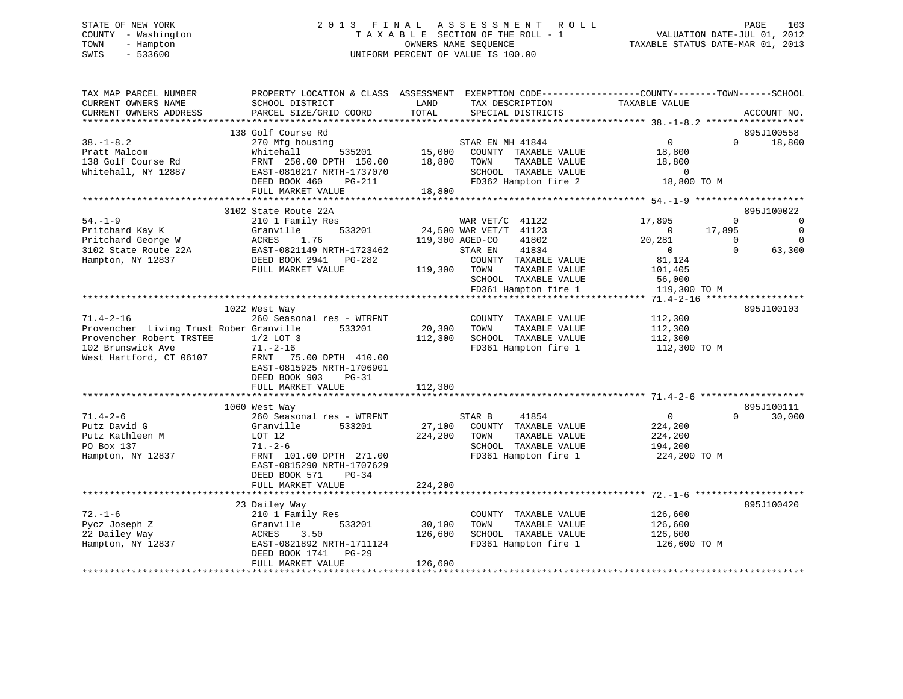STATE OF NEW YORK
COUNTY - Washington
TOWN - Hampton
SWIS - 533600

# 2013 FINAL ASSESSMENT ROLL

TAXABLE SECTION OF THE ROLL - 1
OWNERS NAME SEQUENCE
UNIFORM PERCENT OF VALUE IS 100.00

VALUATION DATE-JUL 01, 2012
TAXABLE STATUS DATE-MAR 01, 2013

| TAX MAP PARCEL NUMBER / CURRENT OWNERS NAME / CURRENT OWNERS ADDRESS | PROPERTY LOCATION & CLASS / SCHOOL DISTRICT / PARCEL SIZE/GRID COORD | ASSESSMENT LAND / TOTAL | EXEMPTION CODE / TAX DESCRIPTION / SPECIAL DISTRICTS | COUNTY TAXABLE VALUE | TOWN | SCHOOL | ACCOUNT NO. |
|---|---|---|---|---|---|---|---|
| **38.-1-8.2** | 138 Golf Course Rd | | | | | | 895J100558 |
| Pratt Malcom | 270 Mfg housing | | STAR EN MH 41844 | 0 | 0 | 18,800 | |
| 138 Golf Course Rd | Whitehall 535201 | 15,000 | COUNTY TAXABLE VALUE | 18,800 | | | |
| Whitehall, NY 12887 | FRNT 250.00 DPTH 150.00 | 18,800 | TOWN TAXABLE VALUE | 18,800 | | | |
| | EAST-0810217 NRTH-1737070 | | SCHOOL TAXABLE VALUE | 0 | | | |
| | DEED BOOK 460 PG-211 | | FD362 Hampton fire 2 | 18,800 TO M | | | |
| | FULL MARKET VALUE | 18,800 | | | | | |
| **54.-1-9** | 3102 State Route 22A | | | | | | 895J100022 |
| Pritchard Kay K | 210 1 Family Res | | WAR VET/C 41122 | 17,895 | 0 | 0 | |
| Pritchard George W | Granville 533201 | 24,500 | WAR VET/T 41123 | 0 | 17,895 | 0 | |
| 3102 State Route 22A | ACRES 1.76 | 119,300 | AGED-CO 41802 | 20,281 | 0 | 0 | |
| Hampton, NY 12837 | EAST-0821149 NRTH-1723462 | | STAR EN 41834 | 0 | 0 | 63,300 | |
| | DEED BOOK 2941 PG-282 | | COUNTY TAXABLE VALUE | 81,124 | | | |
| | FULL MARKET VALUE | 119,300 | TOWN TAXABLE VALUE | 101,405 | | | |
| | | | SCHOOL TAXABLE VALUE | 56,000 | | | |
| | | | FD361 Hampton fire 1 | 119,300 TO M | | | |
| **71.4-2-16** | 1022 West Way | | | | | | 895J100103 |
| Provencher Living Trust Rober | 260 Seasonal res - WTRFNT | | COUNTY TAXABLE VALUE | 112,300 | | | |
| Provencher Robert TRSTEE | Granville 533201 | 20,300 | TOWN TAXABLE VALUE | 112,300 | | | |
| 102 Brunswick Ave | 1/2 LOT 3 | 112,300 | SCHOOL TAXABLE VALUE | 112,300 | | | |
| West Hartford, CT 06107 | 71.-2-16 | | FD361 Hampton fire 1 | 112,300 TO M | | | |
| | FRNT 75.00 DPTH 410.00 | | | | | | |
| | EAST-0815925 NRTH-1706901 | | | | | | |
| | DEED BOOK 903 PG-31 | | | | | | |
| | FULL MARKET VALUE | 112,300 | | | | | |
| **71.4-2-6** | 1060 West Way | | | | | | 895J100111 |
| Putz David G | 260 Seasonal res - WTRFNT | | STAR B 41854 | 0 | 0 | 30,000 | |
| Putz Kathleen M | Granville 533201 | 27,100 | COUNTY TAXABLE VALUE | 224,200 | | | |
| PO Box 137 | LOT 12 | 224,200 | TOWN TAXABLE VALUE | 224,200 | | | |
| Hampton, NY 12837 | 71.-2-6 | | SCHOOL TAXABLE VALUE | 194,200 | | | |
| | FRNT 101.00 DPTH 271.00 | | FD361 Hampton fire 1 | 224,200 TO M | | | |
| | EAST-0815290 NRTH-1707629 | | | | | | |
| | DEED BOOK 571 PG-34 | | | | | | |
| | FULL MARKET VALUE | 224,200 | | | | | |
| **72.-1-6** | 23 Dailey Way | | | | | | 895J100420 |
| Pycz Joseph Z | 210 1 Family Res | | COUNTY TAXABLE VALUE | 126,600 | | | |
| 22 Dailey Way | Granville 533201 | 30,100 | TOWN TAXABLE VALUE | 126,600 | | | |
| Hampton, NY 12837 | ACRES 3.50 | 126,600 | SCHOOL TAXABLE VALUE | 126,600 | | | |
| | EAST-0821892 NRTH-1711124 | | FD361 Hampton fire 1 | 126,600 TO M | | | |
| | DEED BOOK 1741 PG-29 | | | | | | |
| | FULL MARKET VALUE | 126,600 | | | | | |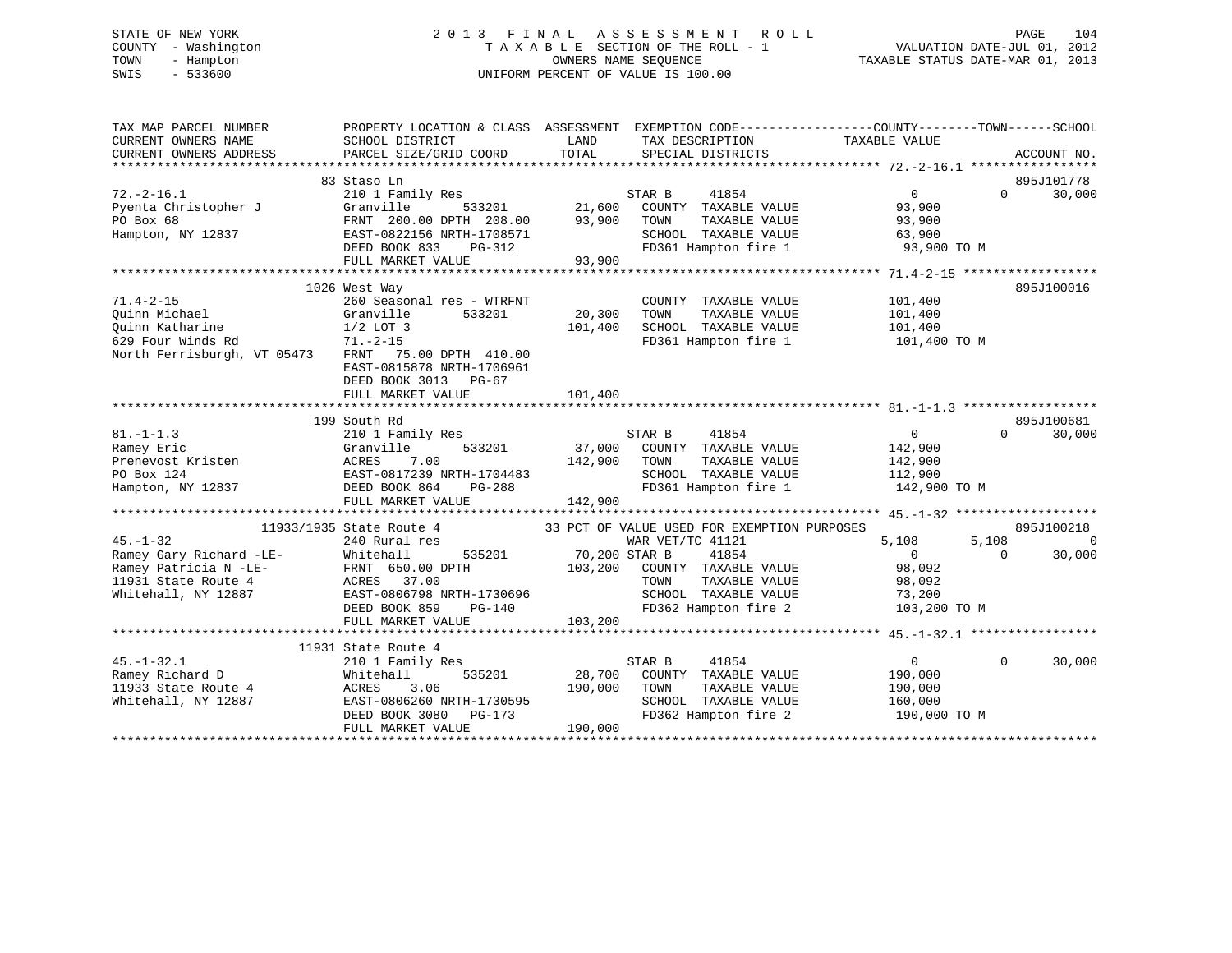STATE OF NEW YORK
COUNTY - Washington
TOWN - Hampton
SWIS - 533600

2013 FINAL ASSESSMENT ROLL
TAXABLE SECTION OF THE ROLL - 1
OWNERS NAME SEQUENCE
UNIFORM PERCENT OF VALUE IS 100.00

VALUATION DATE-JUL 01, 2012
TAXABLE STATUS DATE-MAR 01, 2013

```
TAX MAP PARCEL NUMBER          PROPERTY LOCATION & CLASS  ASSESSMENT  EXEMPTION CODE------------------COUNTY--------TOWN------SCHOOL
CURRENT OWNERS NAME            SCHOOL DISTRICT               LAND      TAX DESCRIPTION            TAXABLE VALUE
CURRENT OWNERS ADDRESS         PARCEL SIZE/GRID COORD        TOTAL     SPECIAL DISTRICTS                                    ACCOUNT NO.
*********************************************************************************************** 72.-2-16.1 *****************
                    83 Staso Ln                                                                                    895J101778
72.-2-16.1                     210 1 Family Res                  STAR B     41854                0          0      30,000
Pyenta Christopher J           Granville      533201      21,600   COUNTY  TAXABLE VALUE          93,900
PO Box 68                      FRNT 200.00 DPTH 208.00    93,900   TOWN    TAXABLE VALUE          93,900
Hampton, NY 12837              EAST-0822156 NRTH-1708571           SCHOOL  TAXABLE VALUE          63,900
                               DEED BOOK 833    PG-312             FD361 Hampton fire 1            93,900 TO M
                               FULL MARKET VALUE          93,900
*********************************************************************************************** 71.4-2-15 ******************
                    1026 West Way                                                                                  895J100016
71.4-2-15                      260 Seasonal res - WTRFNT           COUNTY  TAXABLE VALUE         101,400
Quinn Michael                  Granville      533201      20,300   TOWN    TAXABLE VALUE         101,400
Quinn Katharine                1/2 LOT 3                 101,400   SCHOOL  TAXABLE VALUE         101,400
629 Four Winds Rd              71.-2-15                            FD361 Hampton fire 1           101,400 TO M
North Ferrisburgh, VT 05473    FRNT  75.00 DPTH 410.00
                               EAST-0815878 NRTH-1706961
                               DEED BOOK 3013   PG-67
                               FULL MARKET VALUE         101,400
*********************************************************************************************** 81.-1-1.3 ******************
                    199 South Rd                                                                                   895J100681
81.-1-1.3                      210 1 Family Res                  STAR B     41854                0          0      30,000
Ramey Eric                     Granville      533201      37,000   COUNTY  TAXABLE VALUE         142,900
Prenevost Kristen              ACRES    7.00             142,900   TOWN    TAXABLE VALUE         142,900
PO Box 124                     EAST-0817239 NRTH-1704483           SCHOOL  TAXABLE VALUE         112,900
Hampton, NY 12837              DEED BOOK 864    PG-288             FD361 Hampton fire 1           142,900 TO M
                               FULL MARKET VALUE         142,900
*********************************************************************************************** 45.-1-32 *******************
              11933/1935 State Route 4            33 PCT OF VALUE USED FOR EXEMPTION PURPOSES                      895J100218
45.-1-32                       240 Rural res                     WAR VET/TC 41121             5,108      5,108           0
Ramey Gary Richard -LE-        Whitehall      535201      70,200 STAR B     41854                0          0      30,000
Ramey Patricia N -LE-          FRNT 650.00 DPTH          103,200   COUNTY  TAXABLE VALUE          98,092
11931 State Route 4            ACRES   37.00                       TOWN    TAXABLE VALUE          98,092
Whitehall, NY 12887            EAST-0806798 NRTH-1730696           SCHOOL  TAXABLE VALUE          73,200
                               DEED BOOK 859    PG-140             FD362 Hampton fire 2           103,200 TO M
                               FULL MARKET VALUE         103,200
*********************************************************************************************** 45.-1-32.1 *****************
                    11931 State Route 4
45.-1-32.1                     210 1 Family Res                  STAR B     41854                0          0      30,000
Ramey Richard D                Whitehall      535201      28,700   COUNTY  TAXABLE VALUE         190,000
11933 State Route 4            ACRES    3.06             190,000   TOWN    TAXABLE VALUE         190,000
Whitehall, NY 12887            EAST-0806260 NRTH-1730595           SCHOOL  TAXABLE VALUE         160,000
                               DEED BOOK 3080   PG-173             FD362 Hampton fire 2           190,000 TO M
                               FULL MARKET VALUE         190,000
****************************************************************************************************************************
```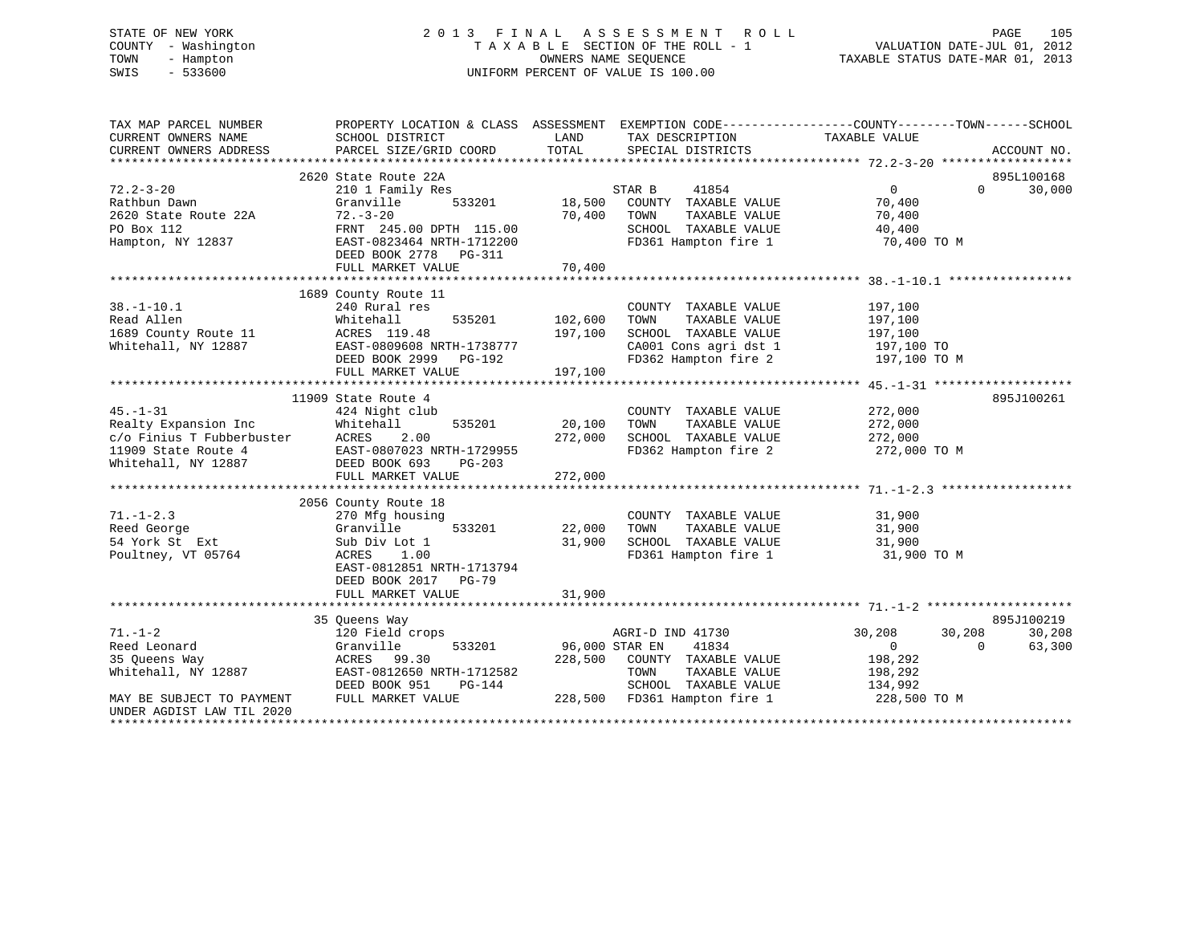STATE OF NEW YORK
COUNTY - Washington
TOWN - Hampton
SWIS - 533600

# 2013 FINAL ASSESSMENT ROLL

TAXABLE SECTION OF THE ROLL - 1
OWNERS NAME SEQUENCE
UNIFORM PERCENT OF VALUE IS 100.00

VALUATION DATE-JUL 01, 2012
TAXABLE STATUS DATE-MAR 01, 2013

```
TAX MAP PARCEL NUMBER          PROPERTY LOCATION & CLASS  ASSESSMENT  EXEMPTION CODE------------------COUNTY--------TOWN------SCHOOL
CURRENT OWNERS NAME            SCHOOL DISTRICT              LAND      TAX DESCRIPTION              TAXABLE VALUE
CURRENT OWNERS ADDRESS         PARCEL SIZE/GRID COORD       TOTAL     SPECIAL DISTRICTS                                     ACCOUNT NO.
******************************************************************************************************* 72.2-3-20 ******************
                               2620 State Route 22A                                                                           895L100168
72.2-3-20                      210 1 Family Res                       STAR B     41854                  0            0       30,000
Rathbun Dawn                   Granville        533201       18,500   COUNTY  TAXABLE VALUE          70,400
2620 State Route 22A           72.-3-20                      70,400   TOWN    TAXABLE VALUE          70,400
PO Box 112                     FRNT 245.00 DPTH 115.00                SCHOOL  TAXABLE VALUE          40,400
Hampton, NY 12837              EAST-0823464 NRTH-1712200              FD361 Hampton fire 1            70,400 TO M
                               DEED BOOK 2778   PG-311
                               FULL MARKET VALUE             70,400
******************************************************************************************************* 38.-1-10.1 *****************
                               1689 County Route 11
38.-1-10.1                     240 Rural res                          COUNTY  TAXABLE VALUE         197,100
Read Allen                     Whitehall        535201      102,600   TOWN    TAXABLE VALUE         197,100
1689 County Route 11           ACRES 119.48                 197,100   SCHOOL  TAXABLE VALUE         197,100
Whitehall, NY 12887            EAST-0809608 NRTH-1738777              CA001 Cons agri dst 1          197,100 TO
                               DEED BOOK 2999   PG-192                FD362 Hampton fire 2           197,100 TO M
                               FULL MARKET VALUE            197,100
******************************************************************************************************* 45.-1-31 *******************
                               11909 State Route 4                                                                            895J100261
45.-1-31                       424 Night club                         COUNTY  TAXABLE VALUE         272,000
Realty Expansion Inc           Whitehall        535201       20,100   TOWN    TAXABLE VALUE         272,000
c/o Finius T Fubberbuster      ACRES    2.00                272,000   SCHOOL  TAXABLE VALUE         272,000
11909 State Route 4            EAST-0807023 NRTH-1729955              FD362 Hampton fire 2           272,000 TO M
Whitehall, NY 12887            DEED BOOK 693    PG-203
                               FULL MARKET VALUE            272,000
******************************************************************************************************* 71.-1-2.3 ******************
                               2056 County Route 18
71.-1-2.3                      270 Mfg housing                        COUNTY  TAXABLE VALUE          31,900
Reed George                    Granville        533201       22,000   TOWN    TAXABLE VALUE          31,900
54 York St  Ext                Sub Div Lot 1                 31,900   SCHOOL  TAXABLE VALUE          31,900
Poultney, VT 05764             ACRES    1.00                          FD361 Hampton fire 1            31,900 TO M
                               EAST-0812851 NRTH-1713794
                               DEED BOOK 2017   PG-79
                               FULL MARKET VALUE             31,900
******************************************************************************************************* 71.-1-2 ********************
                               35 Queens Way                                                                                  895J100219
71.-1-2                        120 Field crops                        AGRI-D IND 41730              30,208       30,208       30,208
Reed Leonard                   Granville        533201       96,000 STAR EN    41834                  0            0       63,300
35 Queens Way                  ACRES   99.30                228,500   COUNTY  TAXABLE VALUE         198,292
Whitehall, NY 12887            EAST-0812650 NRTH-1712582              TOWN    TAXABLE VALUE         198,292
                               DEED BOOK 951    PG-144                SCHOOL  TAXABLE VALUE         134,992
MAY BE SUBJECT TO PAYMENT      FULL MARKET VALUE            228,500   FD361 Hampton fire 1           228,500 TO M
UNDER AGDIST LAW TIL 2020
************************************************************************************************************************************
```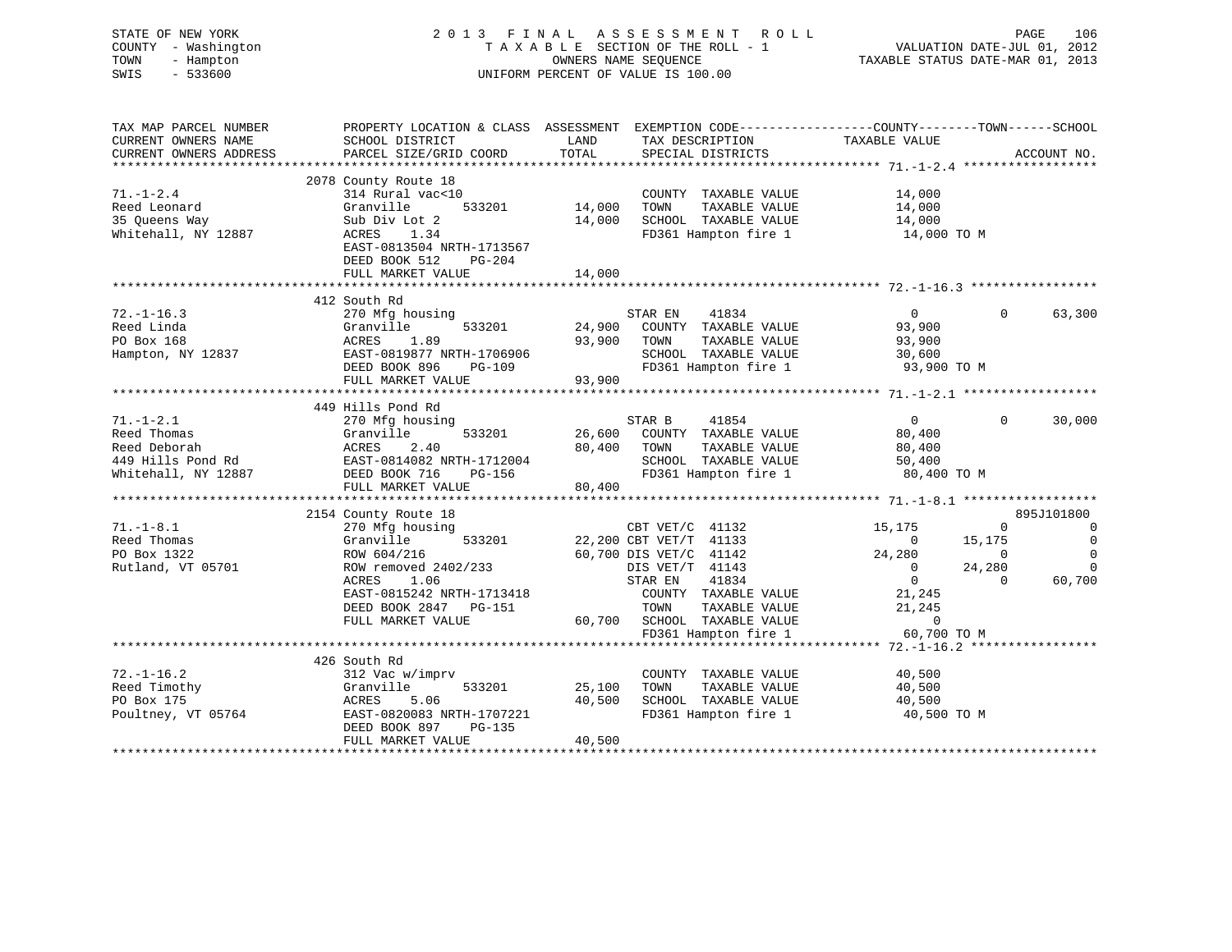STATE OF NEW YORK
COUNTY - Washington
TOWN - Hampton
SWIS - 533600

2 0 1 3 F I N A L A S S E S S M E N T R O L L
T A X A B L E SECTION OF THE ROLL - 1
OWNERS NAME SEQUENCE
UNIFORM PERCENT OF VALUE IS 100.00

VALUATION DATE-JUL 01, 2012
TAXABLE STATUS DATE-MAR 01, 2013

| TAX MAP PARCEL NUMBER / CURRENT OWNERS NAME / CURRENT OWNERS ADDRESS | PROPERTY LOCATION & CLASS / SCHOOL DISTRICT / PARCEL SIZE/GRID COORD | ASSESSMENT LAND / TOTAL | EXEMPTION CODE / TAX DESCRIPTION / SPECIAL DISTRICTS | COUNTY TAXABLE VALUE | TOWN | SCHOOL / ACCOUNT NO. |
|---|---|---|---|---|---|---|
| **71.-1-2.4** | 2078 County Route 18 | | | | | |
| 71.-1-2.4 | 314 Rural vac<10 | | COUNTY TAXABLE VALUE | 14,000 | | |
| Reed Leonard | Granville 533201 | 14,000 | TOWN TAXABLE VALUE | 14,000 | | |
| 35 Queens Way | Sub Div Lot 2 | 14,000 | SCHOOL TAXABLE VALUE | 14,000 | | |
| Whitehall, NY 12887 | ACRES 1.34 | | FD361 Hampton fire 1 | 14,000 TO M | | |
| | EAST-0813504 NRTH-1713567 | | | | | |
| | DEED BOOK 512 PG-204 | | | | | |
| | FULL MARKET VALUE | 14,000 | | | | |
| **72.-1-16.3** | 412 South Rd | | | | | |
| 72.-1-16.3 | 270 Mfg housing | | STAR EN 41834 | 0 | 0 | 63,300 |
| Reed Linda | Granville 533201 | 24,900 | COUNTY TAXABLE VALUE | 93,900 | | |
| PO Box 168 | ACRES 1.89 | 93,900 | TOWN TAXABLE VALUE | 93,900 | | |
| Hampton, NY 12837 | EAST-0819877 NRTH-1706906 | | SCHOOL TAXABLE VALUE | 30,600 | | |
| | DEED BOOK 896 PG-109 | | FD361 Hampton fire 1 | 93,900 TO M | | |
| | FULL MARKET VALUE | 93,900 | | | | |
| **71.-1-2.1** | 449 Hills Pond Rd | | | | | |
| 71.-1-2.1 | 270 Mfg housing | | STAR B 41854 | 0 | 0 | 30,000 |
| Reed Thomas | Granville 533201 | 26,600 | COUNTY TAXABLE VALUE | 80,400 | | |
| Reed Deborah | ACRES 2.40 | 80,400 | TOWN TAXABLE VALUE | 80,400 | | |
| 449 Hills Pond Rd | EAST-0814082 NRTH-1712004 | | SCHOOL TAXABLE VALUE | 50,400 | | |
| Whitehall, NY 12887 | DEED BOOK 716 PG-156 | | FD361 Hampton fire 1 | 80,400 TO M | | |
| | FULL MARKET VALUE | 80,400 | | | | |
| **71.-1-8.1** | 2154 County Route 18 | | | | | 895J101800 |
| 71.-1-8.1 | 270 Mfg housing | | CBT VET/C 41132 | 15,175 | 0 | 0 |
| Reed Thomas | Granville 533201 | 22,200 | CBT VET/T 41133 | 0 | 15,175 | 0 |
| PO Box 1322 | ROW 604/216 | 60,700 | DIS VET/C 41142 | 24,280 | 0 | 0 |
| Rutland, VT 05701 | ROW removed 2402/233 | | DIS VET/T 41143 | 0 | 24,280 | 0 |
| | ACRES 1.06 | | STAR EN 41834 | 0 | 0 | 60,700 |
| | EAST-0815242 NRTH-1713418 | | COUNTY TAXABLE VALUE | 21,245 | | |
| | DEED BOOK 2847 PG-151 | | TOWN TAXABLE VALUE | 21,245 | | |
| | FULL MARKET VALUE | 60,700 | SCHOOL TAXABLE VALUE | 0 | | |
| | | | FD361 Hampton fire 1 | 60,700 TO M | | |
| **72.-1-16.2** | 426 South Rd | | | | | |
| 72.-1-16.2 | 312 Vac w/imprv | | COUNTY TAXABLE VALUE | 40,500 | | |
| Reed Timothy | Granville 533201 | 25,100 | TOWN TAXABLE VALUE | 40,500 | | |
| PO Box 175 | ACRES 5.06 | 40,500 | SCHOOL TAXABLE VALUE | 40,500 | | |
| Poultney, VT 05764 | EAST-0820083 NRTH-1707221 | | FD361 Hampton fire 1 | 40,500 TO M | | |
| | DEED BOOK 897 PG-135 | | | | | |
| | FULL MARKET VALUE | 40,500 | | | | |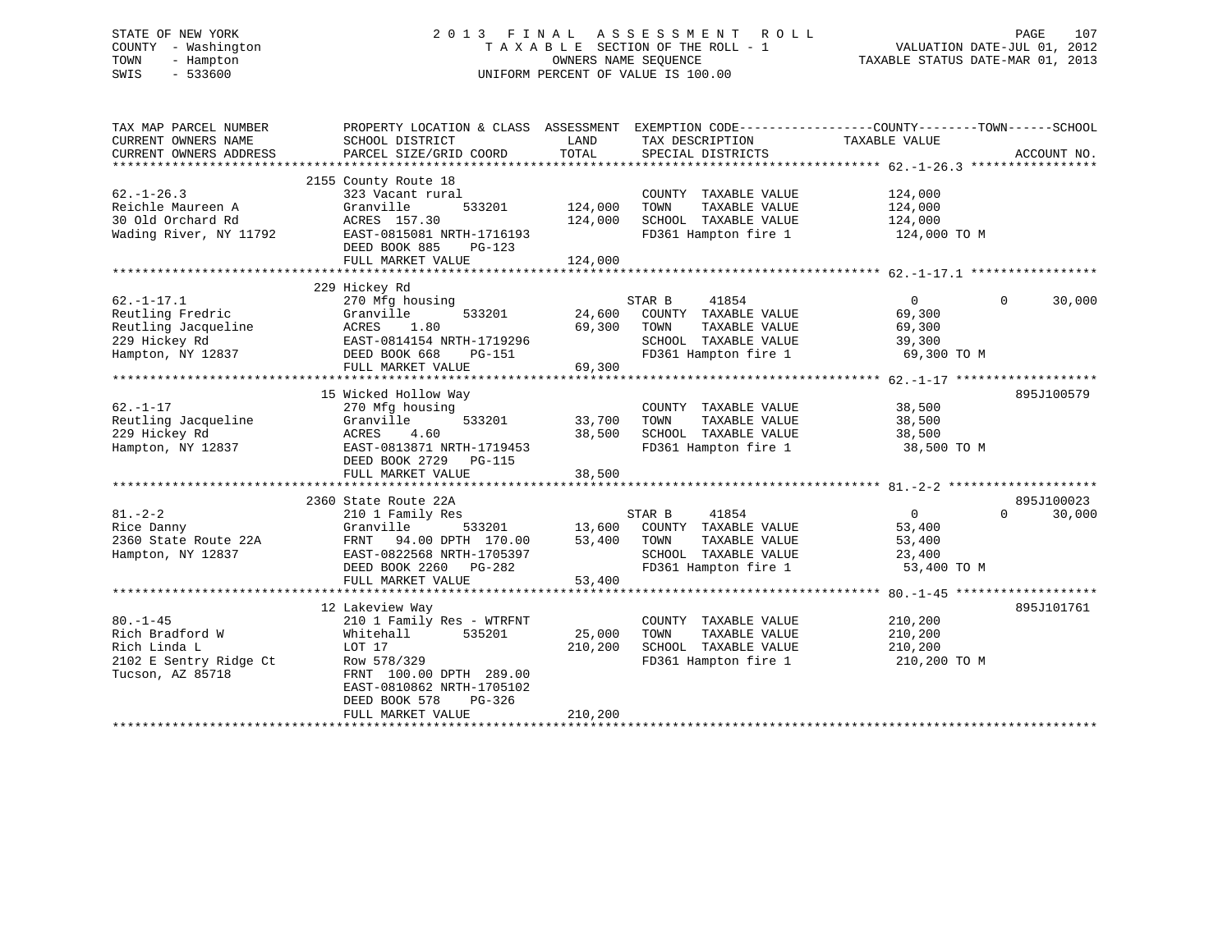STATE OF NEW YORK | 2013 FINAL ASSESSMENT ROLL | PAGE 107
COUNTY - Washington | TAXABLE SECTION OF THE ROLL - 1 | VALUATION DATE-JUL 01, 2012
TOWN - Hampton | OWNERS NAME SEQUENCE | TAXABLE STATUS DATE-MAR 01, 2013
SWIS - 533600 | UNIFORM PERCENT OF VALUE IS 100.00

```
TAX MAP PARCEL NUMBER          PROPERTY LOCATION & CLASS  ASSESSMENT  EXEMPTION CODE-----------------COUNTY--------TOWN------SCHOOL
CURRENT OWNERS NAME            SCHOOL DISTRICT              LAND      TAX DESCRIPTION              TAXABLE VALUE
CURRENT OWNERS ADDRESS         PARCEL SIZE/GRID COORD       TOTAL     SPECIAL DISTRICTS                                    ACCOUNT NO.
****************************************************************************************************** 62.-1-26.3 *****************
                        2155 County Route 18
62.-1-26.3              323 Vacant rural                     COUNTY  TAXABLE VALUE          124,000
Reichle Maureen A       Granville        533201   124,000   TOWN    TAXABLE VALUE          124,000
30 Old Orchard Rd       ACRES  157.30             124,000   SCHOOL  TAXABLE VALUE          124,000
Wading River, NY 11792  EAST-0815081 NRTH-1716193            FD361 Hampton fire 1           124,000 TO M
                        DEED BOOK 885    PG-123
                        FULL MARKET VALUE         124,000
****************************************************************************************************** 62.-1-17.1 *****************
                        229 Hickey Rd
62.-1-17.1              270 Mfg housing                      STAR B     41854                  0           0       30,000
Reutling Fredric        Granville        533201    24,600   COUNTY  TAXABLE VALUE           69,300
Reutling Jacqueline     ACRES    1.80               69,300   TOWN    TAXABLE VALUE           69,300
229 Hickey Rd           EAST-0814154 NRTH-1719296            SCHOOL  TAXABLE VALUE           39,300
Hampton, NY 12837       DEED BOOK 668    PG-151              FD361 Hampton fire 1            69,300 TO M
                        FULL MARKET VALUE          69,300
****************************************************************************************************** 62.-1-17 *******************
                        15 Wicked Hollow Way                                                                   895J100579
62.-1-17                270 Mfg housing                      COUNTY  TAXABLE VALUE           38,500
Reutling Jacqueline     Granville        533201    33,700   TOWN    TAXABLE VALUE           38,500
229 Hickey Rd           ACRES    4.60               38,500   SCHOOL  TAXABLE VALUE           38,500
Hampton, NY 12837       EAST-0813871 NRTH-1719453            FD361 Hampton fire 1            38,500 TO M
                        DEED BOOK 2729   PG-115
                        FULL MARKET VALUE          38,500
****************************************************************************************************** 81.-2-2 ********************
                        2360 State Route 22A                                                                   895J100023
81.-2-2                 210 1 Family Res                     STAR B     41854                  0           0       30,000
Rice Danny              Granville        533201    13,600   COUNTY  TAXABLE VALUE           53,400
2360 State Route 22A    FRNT   94.00 DPTH 170.00    53,400   TOWN    TAXABLE VALUE           53,400
Hampton, NY 12837       EAST-0822568 NRTH-1705397            SCHOOL  TAXABLE VALUE           23,400
                        DEED BOOK 2260   PG-282              FD361 Hampton fire 1            53,400 TO M
                        FULL MARKET VALUE          53,400
****************************************************************************************************** 80.-1-45 *******************
                        12 Lakeview Way                                                                        895J101761
80.-1-45                210 1 Family Res - WTRFNT            COUNTY  TAXABLE VALUE          210,200
Rich Bradford W         Whitehall        535201    25,000   TOWN    TAXABLE VALUE          210,200
Rich Linda L            LOT 17                     210,200   SCHOOL  TAXABLE VALUE          210,200
2102 E Sentry Ridge Ct  Row 578/329                          FD361 Hampton fire 1           210,200 TO M
Tucson, AZ 85718        FRNT  100.00 DPTH 289.00
                        EAST-0810862 NRTH-1705102
                        DEED BOOK 578    PG-326
                        FULL MARKET VALUE         210,200
************************************************************************************************************************************
```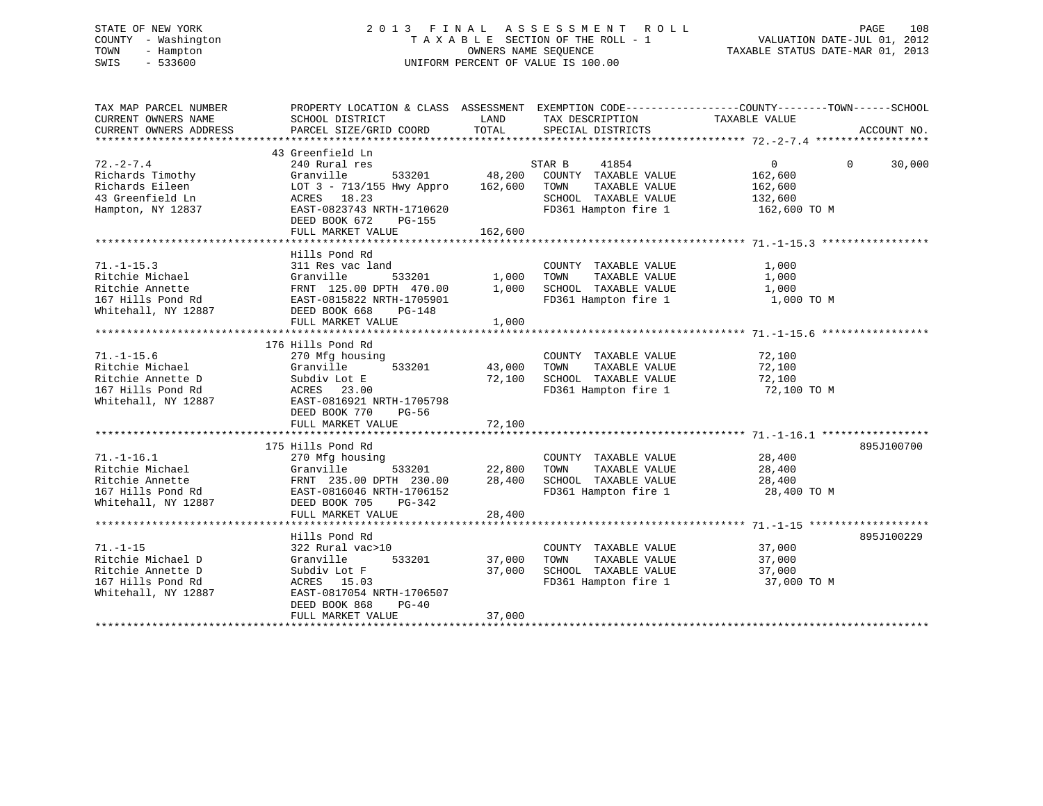STATE OF NEW YORK
COUNTY - Washington
TOWN - Hampton
SWIS - 533600

2 0 1 3 F I N A L A S S E S S M E N T R O L L
T A X A B L E SECTION OF THE ROLL - 1
OWNERS NAME SEQUENCE
UNIFORM PERCENT OF VALUE IS 100.00

VALUATION DATE-JUL 01, 2012
TAXABLE STATUS DATE-MAR 01, 2013

```
TAX MAP PARCEL NUMBER          PROPERTY LOCATION & CLASS  ASSESSMENT  EXEMPTION CODE------------------COUNTY--------TOWN------SCHOOL
CURRENT OWNERS NAME            SCHOOL DISTRICT              LAND      TAX DESCRIPTION              TAXABLE VALUE
CURRENT OWNERS ADDRESS         PARCEL SIZE/GRID COORD       TOTAL     SPECIAL DISTRICTS                                      ACCOUNT NO.
******************************************************************************************************* 72.-2-7.4 ******************
                               43 Greenfield Ln
72.-2-7.4                      240 Rural res                          STAR B     41854                  0          0      30,000
Richards Timothy               Granville       533201       48,200    COUNTY  TAXABLE VALUE          162,600
Richards Eileen                LOT 3 - 713/155 Hwy Appro   162,600    TOWN    TAXABLE VALUE          162,600
43 Greenfield Ln               ACRES   18.23                          SCHOOL  TAXABLE VALUE          132,600
Hampton, NY 12837              EAST-0823743 NRTH-1710620              FD361 Hampton fire 1             162,600 TO M
                               DEED BOOK 672    PG-155
                               FULL MARKET VALUE           162,600
******************************************************************************************************* 71.-1-15.3 *****************
                               Hills Pond Rd
71.-1-15.3                     311 Res vac land                       COUNTY  TAXABLE VALUE            1,000
Ritchie Michael                Granville       533201        1,000    TOWN    TAXABLE VALUE            1,000
Ritchie Annette                FRNT 125.00 DPTH 470.00       1,000    SCHOOL  TAXABLE VALUE            1,000
167 Hills Pond Rd              EAST-0815822 NRTH-1705901              FD361 Hampton fire 1               1,000 TO M
Whitehall, NY 12887            DEED BOOK 668    PG-148
                               FULL MARKET VALUE             1,000
******************************************************************************************************* 71.-1-15.6 *****************
                               176 Hills Pond Rd
71.-1-15.6                     270 Mfg housing                        COUNTY  TAXABLE VALUE           72,100
Ritchie Michael                Granville       533201       43,000    TOWN    TAXABLE VALUE           72,100
Ritchie Annette D              Subdiv Lot E                 72,100    SCHOOL  TAXABLE VALUE           72,100
167 Hills Pond Rd              ACRES   23.00                          FD361 Hampton fire 1              72,100 TO M
Whitehall, NY 12887            EAST-0816921 NRTH-1705798
                               DEED BOOK 770    PG-56
                               FULL MARKET VALUE            72,100
******************************************************************************************************* 71.-1-16.1 *****************
                               175 Hills Pond Rd                                                                     895J100700
71.-1-16.1                     270 Mfg housing                        COUNTY  TAXABLE VALUE           28,400
Ritchie Michael                Granville       533201       22,800    TOWN    TAXABLE VALUE           28,400
Ritchie Annette                FRNT 235.00 DPTH 230.00      28,400    SCHOOL  TAXABLE VALUE           28,400
167 Hills Pond Rd              EAST-0816046 NRTH-1706152              FD361 Hampton fire 1              28,400 TO M
Whitehall, NY 12887            DEED BOOK 705    PG-342
                               FULL MARKET VALUE            28,400
******************************************************************************************************* 71.-1-15 *******************
                               Hills Pond Rd                                                                         895J100229
71.-1-15                       322 Rural vac>10                       COUNTY  TAXABLE VALUE           37,000
Ritchie Michael D              Granville       533201       37,000    TOWN    TAXABLE VALUE           37,000
Ritchie Annette D              Subdiv Lot F                 37,000    SCHOOL  TAXABLE VALUE           37,000
167 Hills Pond Rd              ACRES   15.03                          FD361 Hampton fire 1              37,000 TO M
Whitehall, NY 12887            EAST-0817054 NRTH-1706507
                               DEED BOOK 868    PG-40
                               FULL MARKET VALUE            37,000
************************************************************************************************************************************
```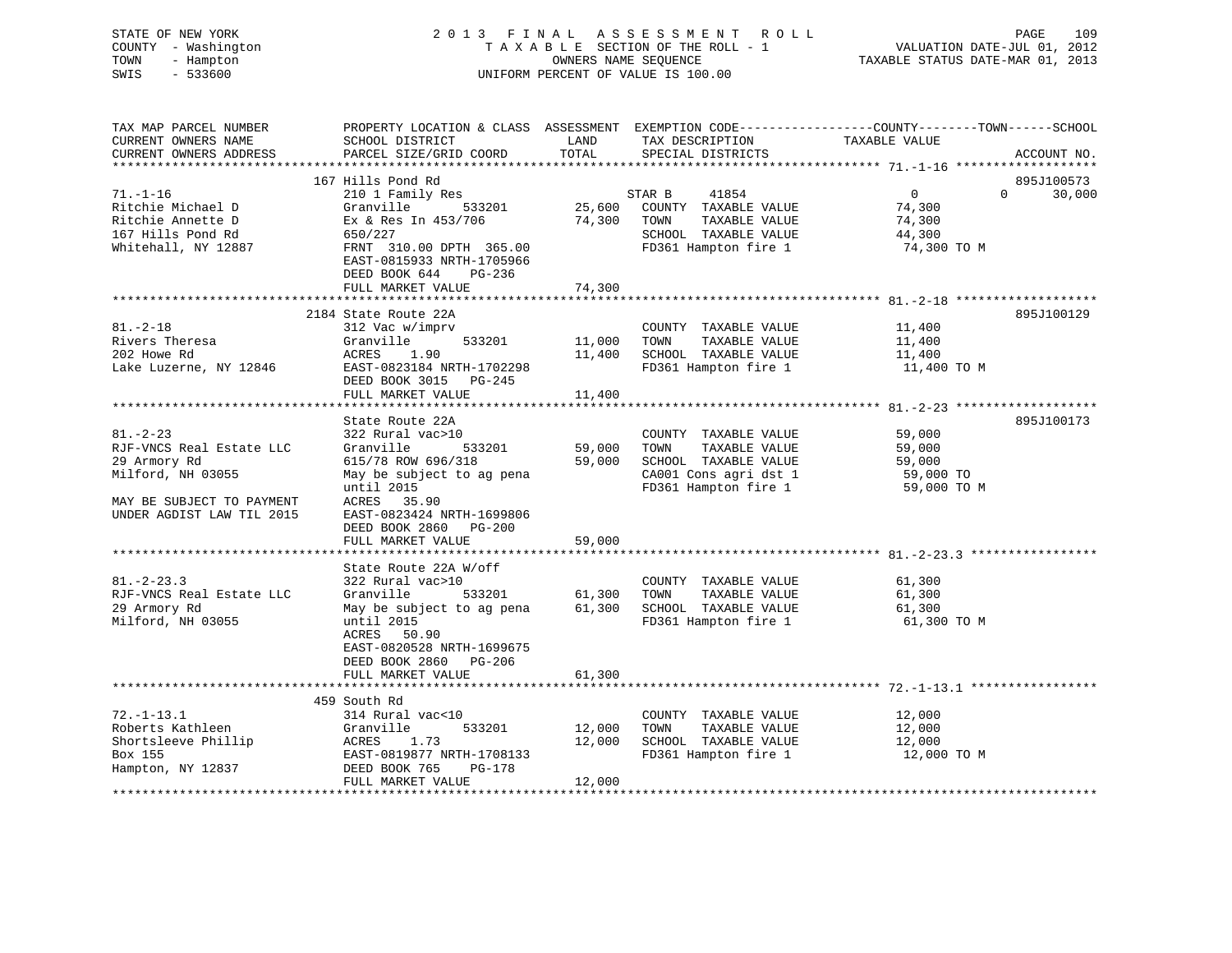STATE OF NEW YORK — 2013 FINAL ASSESSMENT ROLL — TAXABLE SECTION OF THE ROLL - 1
COUNTY - Washington — OWNERS NAME SEQUENCE — VALUATION DATE-JUL 01, 2012
TOWN - Hampton — UNIFORM PERCENT OF VALUE IS 100.00 — TAXABLE STATUS DATE-MAR 01, 2013
SWIS - 533600

| TAX MAP PARCEL NUMBER / CURRENT OWNERS NAME / CURRENT OWNERS ADDRESS | PROPERTY LOCATION & CLASS / SCHOOL DISTRICT / PARCEL SIZE/GRID COORD | ASSESSMENT LAND | TOTAL | EXEMPTION CODE / TAX DESCRIPTION / SPECIAL DISTRICTS | COUNTY / TOWN TAXABLE VALUE | SCHOOL | ACCOUNT NO. |
|---|---|---|---|---|---|---|---|
| 71.-1-16 | 167 Hills Pond Rd | | | | | | 895J100573 |
| Ritchie Michael D | 210 1 Family Res | | | STAR B 41854 | 0 | 0 30,000 | |
| Ritchie Annette D | Granville 533201 | 25,600 | | COUNTY TAXABLE VALUE | 74,300 | | |
| 167 Hills Pond Rd | Ex & Res In 453/706 | | 74,300 | TOWN TAXABLE VALUE | 74,300 | | |
| Whitehall, NY 12887 | 650/227 | | | SCHOOL TAXABLE VALUE | 44,300 | | |
| | FRNT 310.00 DPTH 365.00 | | | FD361 Hampton fire 1 | 74,300 TO M | | |
| | EAST-0815933 NRTH-1705966 | | | | | | |
| | DEED BOOK 644 PG-236 | | | | | | |
| | FULL MARKET VALUE | | 74,300 | | | | |
| 81.-2-18 | 2184 State Route 22A | | | | | | 895J100129 |
| Rivers Theresa | 312 Vac w/imprv | | | COUNTY TAXABLE VALUE | 11,400 | | |
| 202 Howe Rd | Granville 533201 | 11,000 | | TOWN TAXABLE VALUE | 11,400 | | |
| Lake Luzerne, NY 12846 | ACRES 1.90 | | 11,400 | SCHOOL TAXABLE VALUE | 11,400 | | |
| | EAST-0823184 NRTH-1702298 | | | FD361 Hampton fire 1 | 11,400 TO M | | |
| | DEED BOOK 3015 PG-245 | | | | | | |
| | FULL MARKET VALUE | | 11,400 | | | | |
| 81.-2-23 | State Route 22A | | | | | | 895J100173 |
| RJF-VNCS Real Estate LLC | 322 Rural vac>10 | | | COUNTY TAXABLE VALUE | 59,000 | | |
| 29 Armory Rd | Granville 533201 | 59,000 | | TOWN TAXABLE VALUE | 59,000 | | |
| Milford, NH 03055 | 615/78 ROW 696/318 | | 59,000 | SCHOOL TAXABLE VALUE | 59,000 | | |
| | May be subject to ag pena | | | CA001 Cons agri dst 1 | 59,000 TO | | |
| MAY BE SUBJECT TO PAYMENT | until 2015 | | | FD361 Hampton fire 1 | 59,000 TO M | | |
| UNDER AGDIST LAW TIL 2015 | ACRES 35.90 | | | | | | |
| | EAST-0823424 NRTH-1699806 | | | | | | |
| | DEED BOOK 2860 PG-200 | | | | | | |
| | FULL MARKET VALUE | | 59,000 | | | | |
| 81.-2-23.3 | State Route 22A W/off | | | | | | |
| RJF-VNCS Real Estate LLC | 322 Rural vac>10 | | | COUNTY TAXABLE VALUE | 61,300 | | |
| 29 Armory Rd | Granville 533201 | 61,300 | | TOWN TAXABLE VALUE | 61,300 | | |
| Milford, NH 03055 | May be subject to ag pena | | 61,300 | SCHOOL TAXABLE VALUE | 61,300 | | |
| | until 2015 | | | FD361 Hampton fire 1 | 61,300 TO M | | |
| | ACRES 50.90 | | | | | | |
| | EAST-0820528 NRTH-1699675 | | | | | | |
| | DEED BOOK 2860 PG-206 | | | | | | |
| | FULL MARKET VALUE | | 61,300 | | | | |
| 72.-1-13.1 | 459 South Rd | | | | | | |
| Roberts Kathleen | 314 Rural vac<10 | | | COUNTY TAXABLE VALUE | 12,000 | | |
| Shortsleeve Phillip | Granville 533201 | 12,000 | | TOWN TAXABLE VALUE | 12,000 | | |
| Box 155 | ACRES 1.73 | | 12,000 | SCHOOL TAXABLE VALUE | 12,000 | | |
| Hampton, NY 12837 | EAST-0819877 NRTH-1708133 | | | FD361 Hampton fire 1 | 12,000 TO M | | |
| | DEED BOOK 765 PG-178 | | | | | | |
| | FULL MARKET VALUE | | 12,000 | | | | |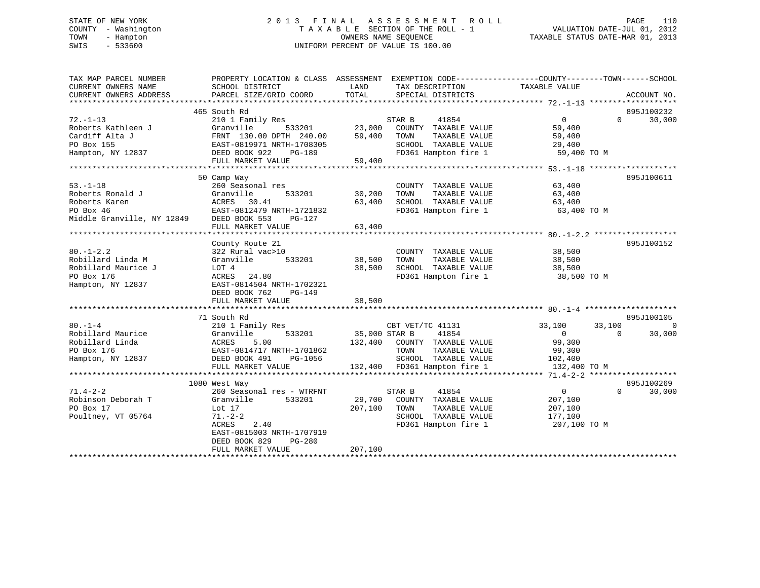STATE OF NEW YORK
COUNTY - Washington
TOWN - Hampton
SWIS - 533600

# 2013 FINAL ASSESSMENT ROLL
TAXABLE SECTION OF THE ROLL - 1
OWNERS NAME SEQUENCE
UNIFORM PERCENT OF VALUE IS 100.00

VALUATION DATE-JUL 01, 2012
TAXABLE STATUS DATE-MAR 01, 2013

| TAX MAP PARCEL NUMBER / CURRENT OWNERS NAME / CURRENT OWNERS ADDRESS | PROPERTY LOCATION & CLASS / SCHOOL DISTRICT / PARCEL SIZE/GRID COORD | ASSESSMENT LAND / TOTAL | EXEMPTION CODE / TAX DESCRIPTION / SPECIAL DISTRICTS | COUNTY TAXABLE VALUE | TOWN | SCHOOL | ACCOUNT NO. |
|---|---|---|---|---|---|---|---|
| **72.-1-13** | 465 South Rd | | | | | | 895J100232 |
| 72.-1-13 | 210 1 Family Res | | STAR B 41854 | 0 | 0 | 30,000 | |
| Roberts Kathleen J | Granville 533201 | 23,000 | COUNTY TAXABLE VALUE | 59,400 | | | |
| Cardiff Alta J | FRNT 130.00 DPTH 240.00 | 59,400 | TOWN TAXABLE VALUE | 59,400 | | | |
| PO Box 155 | EAST-0819971 NRTH-1708305 | | SCHOOL TAXABLE VALUE | 29,400 | | | |
| Hampton, NY 12837 | DEED BOOK 922 PG-189 | | FD361 Hampton fire 1 | 59,400 TO M | | | |
| | FULL MARKET VALUE | 59,400 | | | | | |
| **53.-1-18** | 50 Camp Way | | | | | | 895J100611 |
| 53.-1-18 | 260 Seasonal res | | COUNTY TAXABLE VALUE | 63,400 | | | |
| Roberts Ronald J | Granville 533201 | 30,200 | TOWN TAXABLE VALUE | 63,400 | | | |
| Roberts Karen | ACRES 30.41 | 63,400 | SCHOOL TAXABLE VALUE | 63,400 | | | |
| PO Box 46 | EAST-0812479 NRTH-1721832 | | FD361 Hampton fire 1 | 63,400 TO M | | | |
| Middle Granville, NY 12849 | DEED BOOK 553 PG-127 | | | | | | |
| | FULL MARKET VALUE | 63,400 | | | | | |
| **80.-1-2.2** | County Route 21 | | | | | | 895J100152 |
| 80.-1-2.2 | 322 Rural vac>10 | | COUNTY TAXABLE VALUE | 38,500 | | | |
| Robillard Linda M | Granville 533201 | 38,500 | TOWN TAXABLE VALUE | 38,500 | | | |
| Robillard Maurice J | LOT 4 | 38,500 | SCHOOL TAXABLE VALUE | 38,500 | | | |
| PO Box 176 | ACRES 24.80 | | FD361 Hampton fire 1 | 38,500 TO M | | | |
| Hampton, NY 12837 | EAST-0814504 NRTH-1702321 | | | | | | |
| | DEED BOOK 762 PG-149 | | | | | | |
| | FULL MARKET VALUE | 38,500 | | | | | |
| **80.-1-4** | 71 South Rd | | | | | | 895J100105 |
| 80.-1-4 | 210 1 Family Res | | CBT VET/TC 41131 | 33,100 | 33,100 | 0 | |
| Robillard Maurice | Granville 533201 | 35,000 | STAR B 41854 | 0 | 0 | 30,000 | |
| Robillard Linda | ACRES 5.00 | 132,400 | COUNTY TAXABLE VALUE | 99,300 | | | |
| PO Box 176 | EAST-0814717 NRTH-1701862 | | TOWN TAXABLE VALUE | 99,300 | | | |
| Hampton, NY 12837 | DEED BOOK 491 PG-1056 | | SCHOOL TAXABLE VALUE | 102,400 | | | |
| | FULL MARKET VALUE | 132,400 | FD361 Hampton fire 1 | 132,400 TO M | | | |
| **71.4-2-2** | 1080 West Way | | | | | | 895J100269 |
| 71.4-2-2 | 260 Seasonal res - WTRFNT | | STAR B 41854 | 0 | 0 | 30,000 | |
| Robinson Deborah T | Granville 533201 | 29,700 | COUNTY TAXABLE VALUE | 207,100 | | | |
| PO Box 17 | Lot 17 | 207,100 | TOWN TAXABLE VALUE | 207,100 | | | |
| Poultney, VT 05764 | 71.-2-2 | | SCHOOL TAXABLE VALUE | 177,100 | | | |
| | ACRES 2.40 | | FD361 Hampton fire 1 | 207,100 TO M | | | |
| | EAST-0815003 NRTH-1707919 | | | | | | |
| | DEED BOOK 829 PG-280 | | | | | | |
| | FULL MARKET VALUE | 207,100 | | | | | |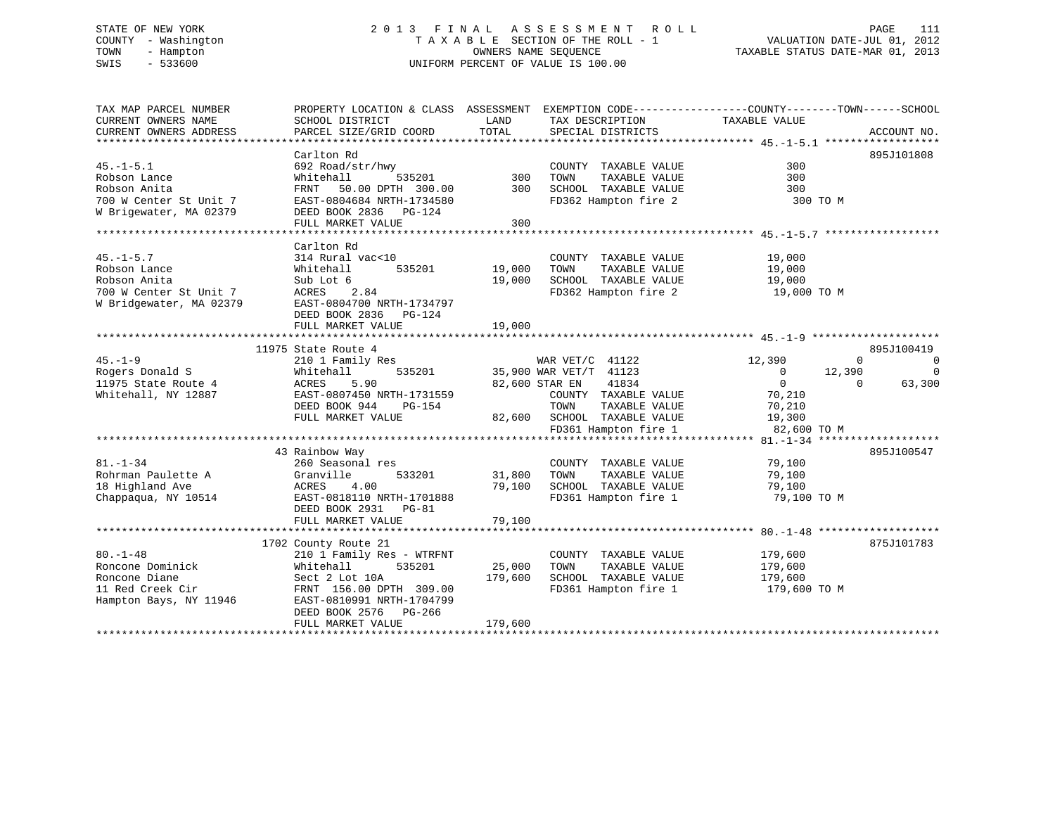STATE OF NEW YORK
COUNTY - Washington
TOWN - Hampton
SWIS - 533600

2013 FINAL ASSESSMENT ROLL
TAXABLE SECTION OF THE ROLL - 1
OWNERS NAME SEQUENCE
UNIFORM PERCENT OF VALUE IS 100.00

VALUATION DATE-JUL 01, 2012
TAXABLE STATUS DATE-MAR 01, 2013

```
TAX MAP PARCEL NUMBER          PROPERTY LOCATION & CLASS  ASSESSMENT  EXEMPTION CODE------------------COUNTY--------TOWN------SCHOOL
CURRENT OWNERS NAME            SCHOOL DISTRICT               LAND      TAX DESCRIPTION            TAXABLE VALUE
CURRENT OWNERS ADDRESS         PARCEL SIZE/GRID COORD        TOTAL     SPECIAL DISTRICTS                                    ACCOUNT NO.
*********************************************************************************************** 45.-1-5.1 ******************
                               Carlton Rd                                                                             895J101808
45.-1-5.1                      692 Road/str/hwy                        COUNTY  TAXABLE VALUE               300
Robson Lance                   Whitehall         535201        300     TOWN    TAXABLE VALUE               300
Robson Anita                   FRNT   50.00 DPTH 300.00        300     SCHOOL  TAXABLE VALUE               300
700 W Center St Unit 7         EAST-0804684 NRTH-1734580               FD362 Hampton fire 2                  300 TO M
W Brigewater, MA 02379         DEED BOOK 2836   PG-124
                               FULL MARKET VALUE               300
*********************************************************************************************** 45.-1-5.7 ******************
                               Carlton Rd
45.-1-5.7                      314 Rural vac<10                        COUNTY  TAXABLE VALUE            19,000
Robson Lance                   Whitehall         535201     19,000     TOWN    TAXABLE VALUE            19,000
Robson Anita                   Sub Lot 6                    19,000     SCHOOL  TAXABLE VALUE            19,000
700 W Center St Unit 7         ACRES    2.84                           FD362 Hampton fire 2               19,000 TO M
W Bridgewater, MA 02379        EAST-0804700 NRTH-1734797
                               DEED BOOK 2836   PG-124
                               FULL MARKET VALUE            19,000
*********************************************************************************************** 45.-1-9 ********************
                         11975 State Route 4                                                                          895J100419
45.-1-9                        210 1 Family Res                   WAR VET/C  41122            12,390          0            0
Rogers Donald S                Whitehall         535201     35,900 WAR VET/T  41123                 0     12,390            0
11975 State Route 4            ACRES    5.90                82,600 STAR EN    41834                 0          0       63,300
Whitehall, NY 12887            EAST-0807450 NRTH-1731559               COUNTY  TAXABLE VALUE            70,210
                               DEED BOOK 944    PG-154                 TOWN    TAXABLE VALUE            70,210
                               FULL MARKET VALUE            82,600     SCHOOL  TAXABLE VALUE            19,300
                                                                       FD361 Hampton fire 1               82,600 TO M
*********************************************************************************************** 81.-1-34 *******************
                            43 Rainbow Way                                                                            895J100547
81.-1-34                       260 Seasonal res                        COUNTY  TAXABLE VALUE            79,100
Rohrman Paulette A             Granville         533201     31,800     TOWN    TAXABLE VALUE            79,100
18 Highland Ave                ACRES    4.00                79,100     SCHOOL  TAXABLE VALUE            79,100
Chappaqua, NY 10514            EAST-0818110 NRTH-1701888               FD361 Hampton fire 1               79,100 TO M
                               DEED BOOK 2931   PG-81
                               FULL MARKET VALUE            79,100
*********************************************************************************************** 80.-1-48 *******************
                          1702 County Route 21                                                                        875J101783
80.-1-48                       210 1 Family Res - WTRFNT               COUNTY  TAXABLE VALUE           179,600
Roncone Dominick               Whitehall         535201     25,000     TOWN    TAXABLE VALUE           179,600
Roncone Diane                  Sect 2 Lot 10A              179,600     SCHOOL  TAXABLE VALUE           179,600
11 Red Creek Cir               FRNT  156.00 DPTH 309.00                FD361 Hampton fire 1              179,600 TO M
Hampton Bays, NY 11946         EAST-0810991 NRTH-1704799
                               DEED BOOK 2576   PG-266
                               FULL MARKET VALUE           179,600
******************************************************************************************************************************
```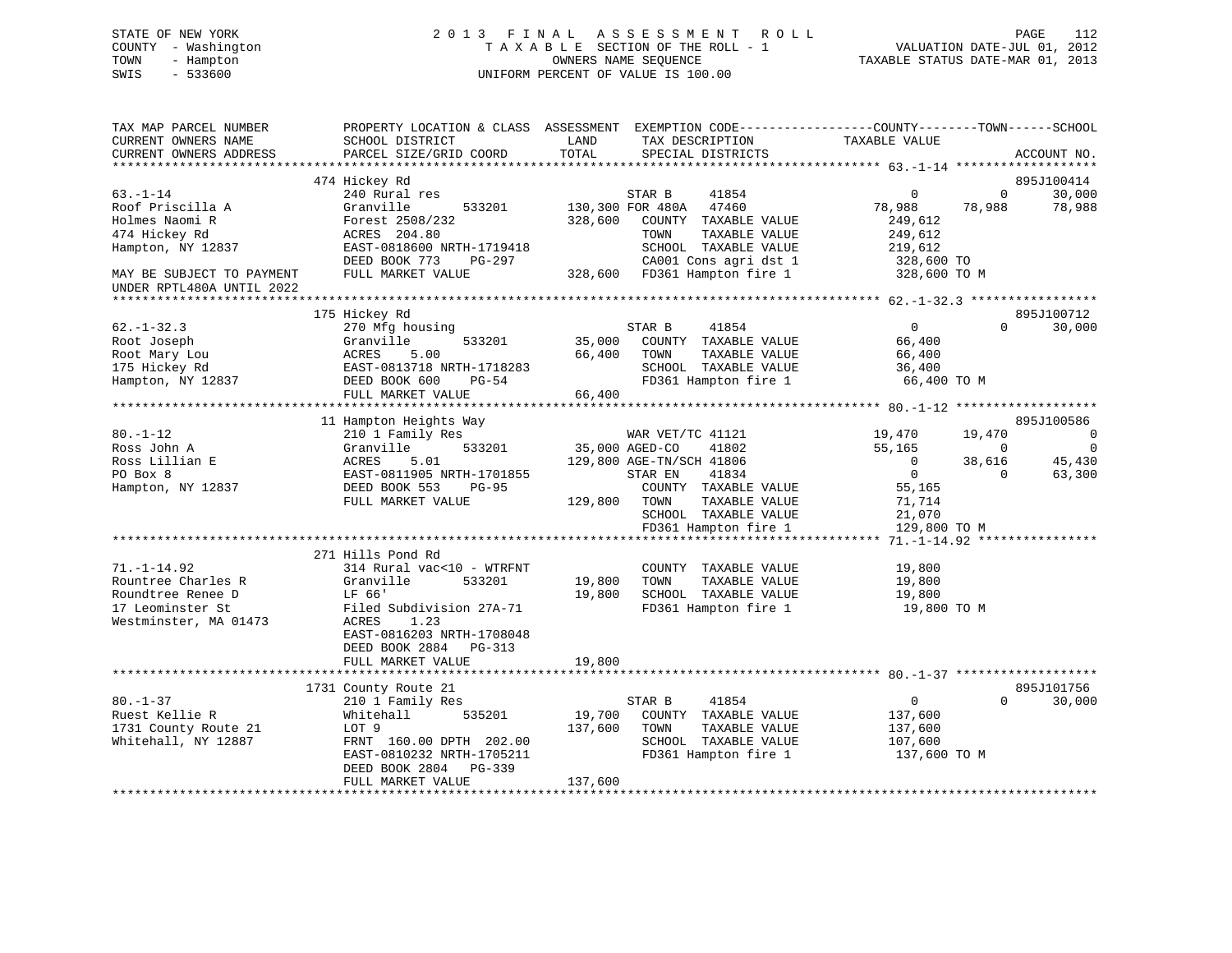STATE OF NEW YORK                                   2 0 1 3   F I N A L   A S S E S S M E N T   R O L L
COUNTY - Washington                                     T A X A B L E SECTION OF THE ROLL - 1                    VALUATION DATE-JUL 01, 2012
TOWN   - Hampton                                              OWNERS NAME SEQUENCE                         TAXABLE STATUS DATE-MAR 01, 2013
SWIS   - 533600                                         UNIFORM PERCENT OF VALUE IS 100.00

```
TAX MAP PARCEL NUMBER          PROPERTY LOCATION & CLASS  ASSESSMENT  EXEMPTION CODE------------------COUNTY--------TOWN------SCHOOL
CURRENT OWNERS NAME            SCHOOL DISTRICT               LAND      TAX DESCRIPTION            TAXABLE VALUE
CURRENT OWNERS ADDRESS         PARCEL SIZE/GRID COORD        TOTAL     SPECIAL DISTRICTS                                    ACCOUNT NO.
******************************************************************************************************* 63.-1-14 *******************
                               474 Hickey Rd                                                                                895J100414
63.-1-14                       240 Rural res                            STAR B      41854               0             0      30,000
Roof Priscilla A               Granville         533201      130,300 FOR 480A   47460          78,988        78,988      78,988
Holmes Naomi R                 Forest 2508/232              328,600   COUNTY  TAXABLE VALUE          249,612
474 Hickey Rd                  ACRES  204.80                           TOWN    TAXABLE VALUE          249,612
Hampton, NY 12837              EAST-0818600 NRTH-1719418               SCHOOL  TAXABLE VALUE          219,612
                               DEED BOOK 773     PG-297                CA001 Cons agri dst 1           328,600 TO
MAY BE SUBJECT TO PAYMENT      FULL MARKET VALUE            328,600   FD361 Hampton fire 1            328,600 TO M
UNDER RPTL480A UNTIL 2022
******************************************************************************************************* 62.-1-32.3 *****************
                               175 Hickey Rd                                                                                895J100712
62.-1-32.3                     270 Mfg housing                          STAR B      41854               0             0      30,000
Root Joseph                    Granville         533201       35,000   COUNTY  TAXABLE VALUE           66,400
Root Mary Lou                  ACRES    5.00                  66,400   TOWN    TAXABLE VALUE           66,400
175 Hickey Rd                  EAST-0813718 NRTH-1718283               SCHOOL  TAXABLE VALUE           36,400
Hampton, NY 12837              DEED BOOK 600     PG-54                 FD361 Hampton fire 1             66,400 TO M
                               FULL MARKET VALUE             66,400
******************************************************************************************************* 80.-1-12 *******************
                               11 Hampton Heights Way                                                                       895J100586
80.-1-12                       210 1 Family Res                         WAR VET/TC 41121           19,470        19,470           0
Ross John A                    Granville         533201       35,000 AGED-CO    41802           55,165             0           0
Ross Lillian E                 ACRES    5.01                 129,800 AGE-TN/SCH 41806                0        38,616      45,430
PO Box 8                       EAST-0811905 NRTH-1701855               STAR EN     41834                0             0      63,300
Hampton, NY 12837              DEED BOOK 553     PG-95                 COUNTY  TAXABLE VALUE           55,165
                               FULL MARKET VALUE            129,800   TOWN    TAXABLE VALUE           71,714
                                                                       SCHOOL  TAXABLE VALUE           21,070
                                                                       FD361 Hampton fire 1            129,800 TO M
******************************************************************************************************* 71.-1-14.92 ****************
                               271 Hills Pond Rd
71.-1-14.92                    314 Rural vac<10 - WTRFNT                COUNTY  TAXABLE VALUE           19,800
Rountree Charles R             Granville         533201       19,800   TOWN    TAXABLE VALUE           19,800
Roundtree Renee D              LF 66'                         19,800   SCHOOL  TAXABLE VALUE           19,800
17 Leominster St               Filed Subdivision 27A-71                FD361 Hampton fire 1             19,800 TO M
Westminster, MA 01473          ACRES    1.23
                               EAST-0816203 NRTH-1708048
                               DEED BOOK 2884    PG-313
                               FULL MARKET VALUE             19,800
******************************************************************************************************* 80.-1-37 *******************
                               1731 County Route 21                                                                         895J101756
80.-1-37                       210 1 Family Res                         STAR B      41854               0             0      30,000
Ruest Kellie R                 Whitehall         535201       19,700   COUNTY  TAXABLE VALUE          137,600
1731 County Route 21           LOT 9                         137,600   TOWN    TAXABLE VALUE          137,600
Whitehall, NY 12887            FRNT 160.00 DPTH 202.00                 SCHOOL  TAXABLE VALUE          107,600
                               EAST-0810232 NRTH-1705211               FD361 Hampton fire 1            137,600 TO M
                               DEED BOOK 2804    PG-339
                               FULL MARKET VALUE            137,600
************************************************************************************************************************************
```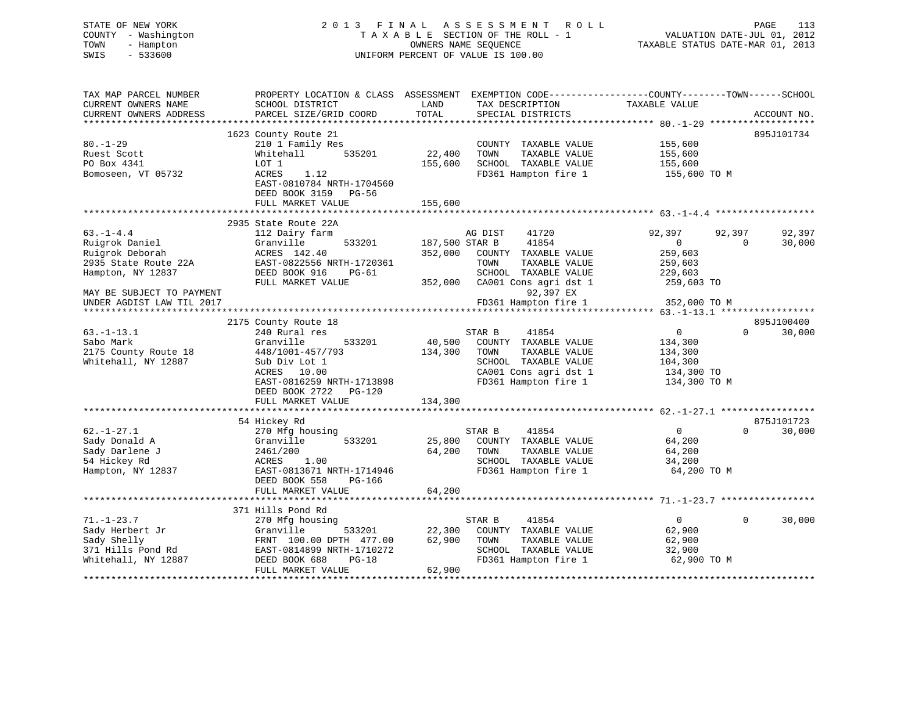STATE OF NEW YORK  
COUNTY - Washington  
TOWN - Hampton  
SWIS - 533600

2 0 1 3 F I N A L A S S E S S M E N T R O L L  
T A X A B L E SECTION OF THE ROLL - 1  
OWNERS NAME SEQUENCE  
UNIFORM PERCENT OF VALUE IS 100.00

VALUATION DATE-JUL 01, 2012  
TAXABLE STATUS DATE-MAR 01, 2013

```
TAX MAP PARCEL NUMBER          PROPERTY LOCATION & CLASS  ASSESSMENT  EXEMPTION CODE------------------COUNTY--------TOWN------SCHOOL
CURRENT OWNERS NAME            SCHOOL DISTRICT              LAND      TAX DESCRIPTION              TAXABLE VALUE
CURRENT OWNERS ADDRESS         PARCEL SIZE/GRID COORD       TOTAL     SPECIAL DISTRICTS                                      ACCOUNT NO.
******************************************************************************************************* 80.-1-29 *******************
                            1623 County Route 21                                                                         895J101734
80.-1-29                     210 1 Family Res                          COUNTY  TAXABLE VALUE          155,600
Ruest Scott                  Whitehall        535201        22,400     TOWN    TAXABLE VALUE          155,600
PO Box 4341                  LOT 1                          155,600    SCHOOL  TAXABLE VALUE          155,600
Bomoseen, VT 05732           ACRES    1.12                             FD361 Hampton fire 1            155,600 TO M
                             EAST-0810784 NRTH-1704560
                             DEED BOOK 3159   PG-56
                             FULL MARKET VALUE              155,600
******************************************************************************************************* 63.-1-4.4 ******************
                            2935 State Route 22A
63.-1-4.4                    112 Dairy farm                            AG DIST    41720           92,397      92,397      92,397
Ruigrok Daniel               Granville        533201       187,500 STAR B     41854                0           0      30,000
Ruigrok Deborah              ACRES  142.40                  352,000    COUNTY  TAXABLE VALUE          259,603
2935 State Route 22A         EAST-0822556 NRTH-1720361                 TOWN    TAXABLE VALUE          259,603
Hampton, NY 12837            DEED BOOK 916    PG-61                    SCHOOL  TAXABLE VALUE          229,603
                             FULL MARKET VALUE              352,000    CA001 Cons agri dst 1           259,603 TO
MAY BE SUBJECT TO PAYMENT                                                   92,397 EX
UNDER AGDIST LAW TIL 2017                                              FD361 Hampton fire 1            352,000 TO M
******************************************************************************************************* 63.-1-13.1 *****************
                            2175 County Route 18                                                                         895J100400
63.-1-13.1                   240 Rural res                             STAR B     41854                0           0      30,000
Sabo Mark                    Granville        533201        40,500     COUNTY  TAXABLE VALUE          134,300
2175 County Route 18         448/1001-457/793               134,300    TOWN    TAXABLE VALUE          134,300
Whitehall, NY 12887          Sub Div Lot 1                             SCHOOL  TAXABLE VALUE          104,300
                             ACRES   10.00                             CA001 Cons agri dst 1           134,300 TO
                             EAST-0816259 NRTH-1713898                 FD361 Hampton fire 1            134,300 TO M
                             DEED BOOK 2722   PG-120
                             FULL MARKET VALUE              134,300
******************************************************************************************************* 62.-1-27.1 *****************
                            54 Hickey Rd                                                                                 875J101723
62.-1-27.1                   270 Mfg housing                           STAR B     41854                0           0      30,000
Sady Donald A                Granville        533201        25,800     COUNTY  TAXABLE VALUE           64,200
Sady Darlene J               2461/200                        64,200    TOWN    TAXABLE VALUE           64,200
54 Hickey Rd                 ACRES    1.00                             SCHOOL  TAXABLE VALUE           34,200
Hampton, NY 12837            EAST-0813671 NRTH-1714946                 FD361 Hampton fire 1             64,200 TO M
                             DEED BOOK 558    PG-166
                             FULL MARKET VALUE               64,200
******************************************************************************************************* 71.-1-23.7 *****************
                            371 Hills Pond Rd
71.-1-23.7                   270 Mfg housing                           STAR B     41854                0           0      30,000
Sady Herbert Jr              Granville        533201        22,300     COUNTY  TAXABLE VALUE           62,900
Sady Shelly                  FRNT 100.00 DPTH 477.00         62,900    TOWN    TAXABLE VALUE           62,900
371 Hills Pond Rd            EAST-0814899 NRTH-1710272                 SCHOOL  TAXABLE VALUE           32,900
Whitehall, NY 12887          DEED BOOK 688    PG-18                    FD361 Hampton fire 1             62,900 TO M
                             FULL MARKET VALUE               62,900
************************************************************************************************************************************
```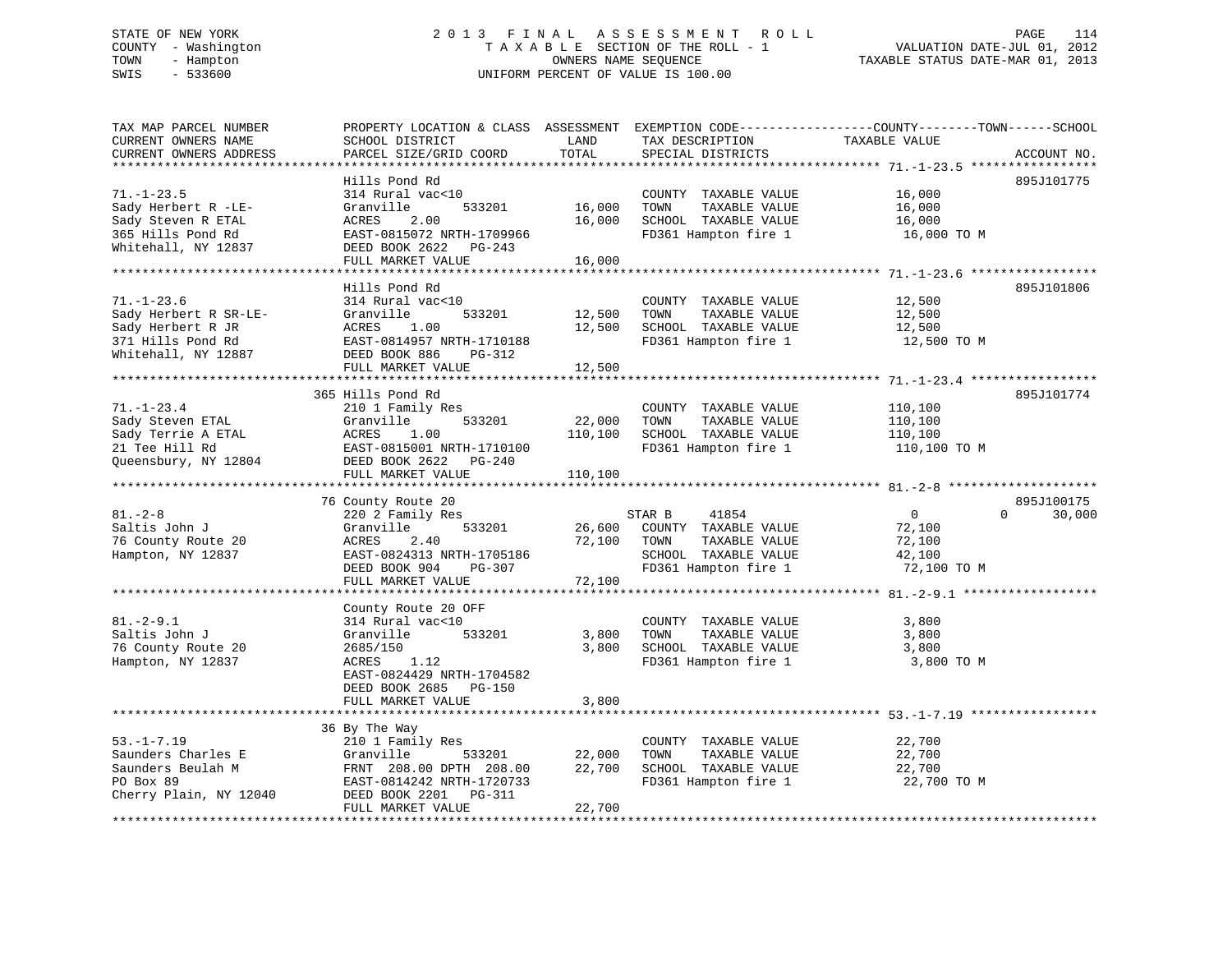STATE OF NEW YORK
COUNTY - Washington
TOWN - Hampton
SWIS - 533600

# 2013 FINAL ASSESSMENT ROLL

TAXABLE SECTION OF THE ROLL - 1
OWNERS NAME SEQUENCE
UNIFORM PERCENT OF VALUE IS 100.00

VALUATION DATE-JUL 01, 2012
TAXABLE STATUS DATE-MAR 01, 2013

| TAX MAP PARCEL NUMBER / CURRENT OWNERS NAME / CURRENT OWNERS ADDRESS | PROPERTY LOCATION & CLASS / SCHOOL DISTRICT / PARCEL SIZE/GRID COORD | ASSESSMENT LAND | TOTAL | EXEMPTION CODE / TAX DESCRIPTION / SPECIAL DISTRICTS | COUNTY / TOWN TAXABLE VALUE | SCHOOL | ACCOUNT NO. |
|---|---|---|---|---|---|---|---|
| **71.-1-23.5** | Hills Pond Rd | | | | | | 895J101775 |
| Sady Herbert R -LE- | 314 Rural vac<10 | | | COUNTY TAXABLE VALUE | 16,000 | | |
| Sady Steven R ETAL | Granville 533201 | 16,000 | | TOWN TAXABLE VALUE | 16,000 | | |
| 365 Hills Pond Rd | ACRES 2.00 | | 16,000 | SCHOOL TAXABLE VALUE | 16,000 | | |
| Whitehall, NY 12837 | EAST-0815072 NRTH-1709966 | | | FD361 Hampton fire 1 | 16,000 TO M | | |
| | DEED BOOK 2622 PG-243 | | | | | | |
| | FULL MARKET VALUE | | 16,000 | | | | |
| **71.-1-23.6** | Hills Pond Rd | | | | | | 895J101806 |
| Sady Herbert R SR-LE- | 314 Rural vac<10 | | | COUNTY TAXABLE VALUE | 12,500 | | |
| Sady Herbert R JR | Granville 533201 | 12,500 | | TOWN TAXABLE VALUE | 12,500 | | |
| 371 Hills Pond Rd | ACRES 1.00 | | 12,500 | SCHOOL TAXABLE VALUE | 12,500 | | |
| Whitehall, NY 12887 | EAST-0814957 NRTH-1710188 | | | FD361 Hampton fire 1 | 12,500 TO M | | |
| | DEED BOOK 886 PG-312 | | | | | | |
| | FULL MARKET VALUE | | 12,500 | | | | |
| **71.-1-23.4** | 365 Hills Pond Rd | | | | | | 895J101774 |
| Sady Steven ETAL | 210 1 Family Res | | | COUNTY TAXABLE VALUE | 110,100 | | |
| Sady Terrie A ETAL | Granville 533201 | 22,000 | | TOWN TAXABLE VALUE | 110,100 | | |
| 21 Tee Hill Rd | ACRES 1.00 | | 110,100 | SCHOOL TAXABLE VALUE | 110,100 | | |
| Queensbury, NY 12804 | EAST-0815001 NRTH-1710100 | | | FD361 Hampton fire 1 | 110,100 TO M | | |
| | DEED BOOK 2622 PG-240 | | | | | | |
| | FULL MARKET VALUE | | 110,100 | | | | |
| **81.-2-8** | 76 County Route 20 | | | | | | 895J100175 |
| Saltis John J | 220 2 Family Res | | | STAR B 41854 | 0 | 0 | 30,000 |
| 76 County Route 20 | Granville 533201 | 26,600 | | COUNTY TAXABLE VALUE | 72,100 | | |
| Hampton, NY 12837 | ACRES 2.40 | | 72,100 | TOWN TAXABLE VALUE | 72,100 | | |
| | EAST-0824313 NRTH-1705186 | | | SCHOOL TAXABLE VALUE | | 42,100 | |
| | DEED BOOK 904 PG-307 | | | FD361 Hampton fire 1 | 72,100 TO M | | |
| | FULL MARKET VALUE | | 72,100 | | | | |
| **81.-2-9.1** | County Route 20 OFF | | | | | | |
| Saltis John J | 314 Rural vac<10 | | | COUNTY TAXABLE VALUE | 3,800 | | |
| 76 County Route 20 | Granville 533201 | 3,800 | | TOWN TAXABLE VALUE | 3,800 | | |
| Hampton, NY 12837 | 2685/150 | | 3,800 | SCHOOL TAXABLE VALUE | 3,800 | | |
| | ACRES 1.12 | | | FD361 Hampton fire 1 | 3,800 TO M | | |
| | EAST-0824429 NRTH-1704582 | | | | | | |
| | DEED BOOK 2685 PG-150 | | | | | | |
| | FULL MARKET VALUE | | 3,800 | | | | |
| **53.-1-7.19** | 36 By The Way | | | | | | |
| Saunders Charles E | 210 1 Family Res | | | COUNTY TAXABLE VALUE | 22,700 | | |
| Saunders Beulah M | Granville 533201 | 22,000 | | TOWN TAXABLE VALUE | 22,700 | | |
| PO Box 89 | FRNT 208.00 DPTH 208.00 | | 22,700 | SCHOOL TAXABLE VALUE | 22,700 | | |
| Cherry Plain, NY 12040 | EAST-0814242 NRTH-1720733 | | | FD361 Hampton fire 1 | 22,700 TO M | | |
| | DEED BOOK 2201 PG-311 | | | | | | |
| | FULL MARKET VALUE | | 22,700 | | | | |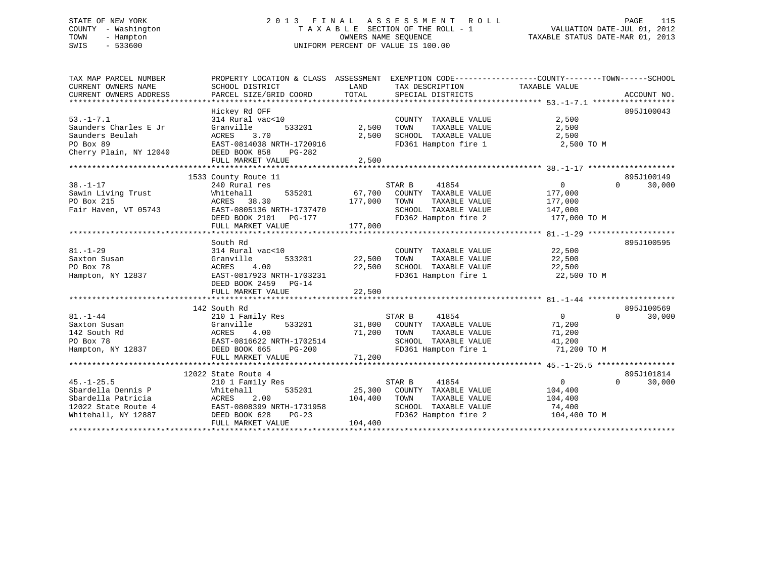STATE OF NEW YORK
COUNTY - Washington
TOWN - Hampton
SWIS - 533600

# 2013 FINAL ASSESSMENT ROLL

TAXABLE SECTION OF THE ROLL - 1
OWNERS NAME SEQUENCE
UNIFORM PERCENT OF VALUE IS 100.00

VALUATION DATE-JUL 01, 2012
TAXABLE STATUS DATE-MAR 01, 2013

```
TAX MAP PARCEL NUMBER          PROPERTY LOCATION & CLASS  ASSESSMENT  EXEMPTION CODE------------------COUNTY--------TOWN------SCHOOL
CURRENT OWNERS NAME            SCHOOL DISTRICT               LAND      TAX DESCRIPTION             TAXABLE VALUE
CURRENT OWNERS ADDRESS         PARCEL SIZE/GRID COORD        TOTAL     SPECIAL DISTRICTS                                     ACCOUNT NO.
******************************************************************************************************* 53.-1-7.1 ******************
                               Hickey Rd OFF                                                                               895J100043
53.-1-7.1                      314 Rural vac<10                          COUNTY  TAXABLE VALUE              2,500
Saunders Charles E Jr          Granville      533201         2,500      TOWN    TAXABLE VALUE              2,500
Saunders Beulah                ACRES    3.70                 2,500      SCHOOL  TAXABLE VALUE              2,500
PO Box 89                      EAST-0814038 NRTH-1720916                FD361 Hampton fire 1                2,500 TO M
Cherry Plain, NY 12040         DEED BOOK 858    PG-282
                               FULL MARKET VALUE             2,500
******************************************************************************************************* 38.-1-17 *******************
                             1533 County Route 11                                                                          895J100149
38.-1-17                       240 Rural res                            STAR B      41854                   0            0      30,000
Sawin Living Trust             Whitehall      535201        67,700      COUNTY  TAXABLE VALUE            177,000
PO Box 215                     ACRES   38.30               177,000      TOWN    TAXABLE VALUE            177,000
Fair Haven, VT 05743           EAST-0805136 NRTH-1737470                SCHOOL  TAXABLE VALUE            147,000
                               DEED BOOK 2101   PG-177                  FD362 Hampton fire 2              177,000 TO M
                               FULL MARKET VALUE           177,000
******************************************************************************************************* 81.-1-29 *******************
                               South Rd                                                                                    895J100595
81.-1-29                       314 Rural vac<10                          COUNTY  TAXABLE VALUE             22,500
Saxton Susan                   Granville      533201        22,500      TOWN    TAXABLE VALUE             22,500
PO Box 78                      ACRES    4.00                22,500      SCHOOL  TAXABLE VALUE             22,500
Hampton, NY 12837              EAST-0817923 NRTH-1703231                FD361 Hampton fire 1               22,500 TO M
                               DEED BOOK 2459   PG-14
                               FULL MARKET VALUE            22,500
******************************************************************************************************* 81.-1-44 *******************
                              142 South Rd                                                                                 895J100569
81.-1-44                       210 1 Family Res                         STAR B      41854                   0            0      30,000
Saxton Susan                   Granville      533201        31,800      COUNTY  TAXABLE VALUE             71,200
142 South Rd                   ACRES    4.00                71,200      TOWN    TAXABLE VALUE             71,200
PO Box 78                      EAST-0816622 NRTH-1702514                SCHOOL  TAXABLE VALUE             41,200
Hampton, NY 12837              DEED BOOK 665    PG-200                  FD361 Hampton fire 1               71,200 TO M
                               FULL MARKET VALUE            71,200
******************************************************************************************************* 45.-1-25.5 *****************
                            12022 State Route 4                                                                            895J101814
45.-1-25.5                     210 1 Family Res                         STAR B      41854                   0            0      30,000
Sbardella Dennis P             Whitehall      535201        25,300      COUNTY  TAXABLE VALUE            104,400
Sbardella Patricia             ACRES    2.00               104,400      TOWN    TAXABLE VALUE            104,400
12022 State Route 4            EAST-0808399 NRTH-1731958                SCHOOL  TAXABLE VALUE             74,400
Whitehall, NY 12887            DEED BOOK 628    PG-23                   FD362 Hampton fire 2              104,400 TO M
                               FULL MARKET VALUE           104,400
************************************************************************************************************************************
```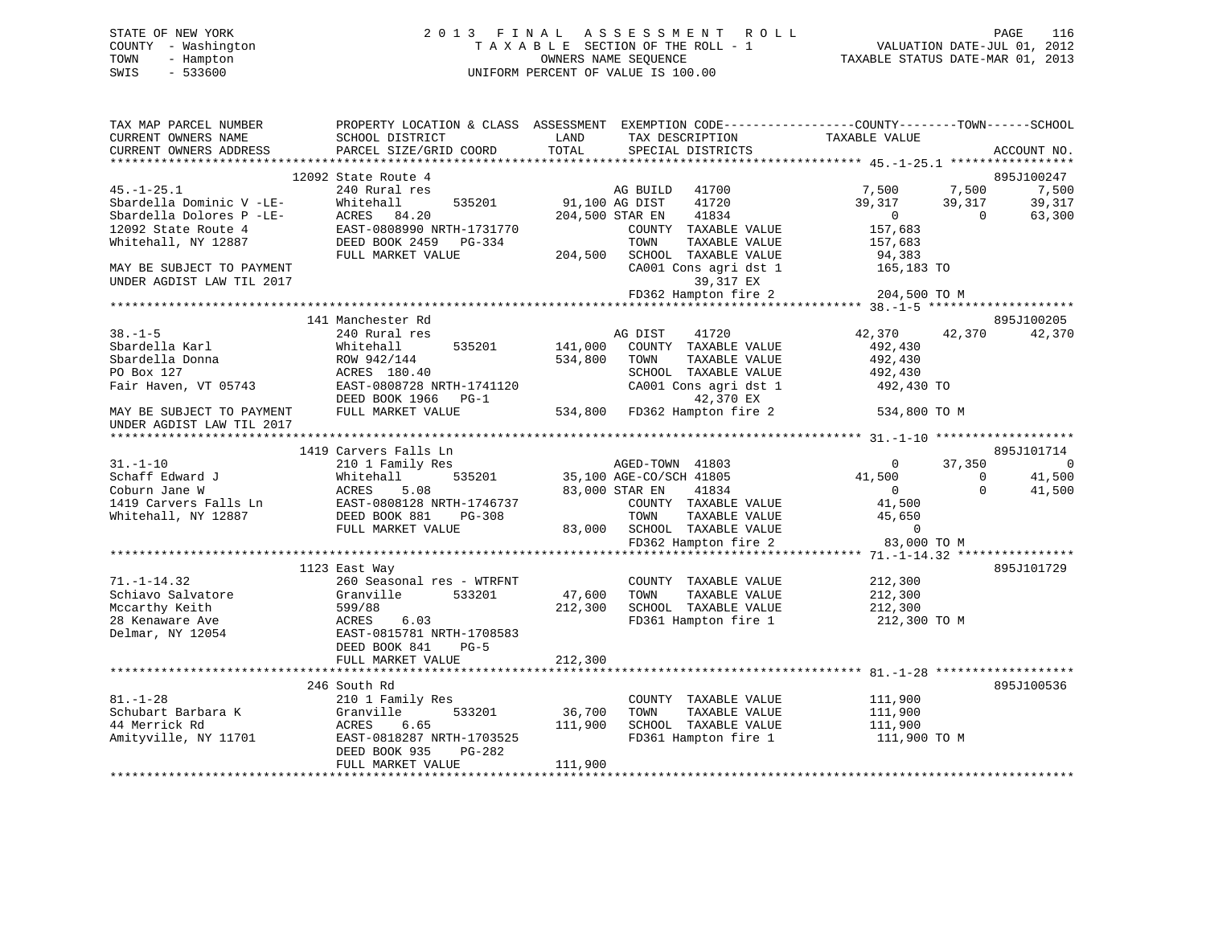STATE OF NEW YORK — 2013 FINAL ASSESSMENT ROLL — PAGE 116
COUNTY - Washington — TAXABLE SECTION OF THE ROLL - 1 — VALUATION DATE-JUL 01, 2012
TOWN - Hampton — OWNERS NAME SEQUENCE — TAXABLE STATUS DATE-MAR 01, 2013
SWIS - 533600 — UNIFORM PERCENT OF VALUE IS 100.00

```
TAX MAP PARCEL NUMBER          PROPERTY LOCATION & CLASS  ASSESSMENT  EXEMPTION CODE-----------------COUNTY--------TOWN------SCHOOL
CURRENT OWNERS NAME            SCHOOL DISTRICT               LAND      TAX DESCRIPTION              TAXABLE VALUE
CURRENT OWNERS ADDRESS         PARCEL SIZE/GRID COORD        TOTAL     SPECIAL DISTRICTS                                     ACCOUNT NO.
******************************************************************************************************* 45.-1-25.1 *****************
                               12092 State Route 4                                                                         895J100247
45.-1-25.1                     240 Rural res                        AG BUILD   41700               7,500       7,500       7,500
Sbardella Dominic V -LE-       Whitehall       535201       91,100 AG DIST    41720              39,317      39,317      39,317
Sbardella Dolores P -LE-       ACRES   84.20               204,500 STAR EN    41834                   0           0      63,300
12092 State Route 4            EAST-0808990 NRTH-1731770           COUNTY  TAXABLE VALUE          157,683
Whitehall, NY 12887            DEED BOOK 2459   PG-334             TOWN    TAXABLE VALUE          157,683
                               FULL MARKET VALUE           204,500 SCHOOL  TAXABLE VALUE           94,383
MAY BE SUBJECT TO PAYMENT                                          CA001 Cons agri dst 1          165,183 TO
UNDER AGDIST LAW TIL 2017                                                39,317 EX
                                                                   FD362 Hampton fire 2           204,500 TO M
******************************************************************************************************* 38.-1-5 ********************
                               141 Manchester Rd                                                                           895J100205
38.-1-5                        240 Rural res                        AG DIST    41720              42,370      42,370      42,370
Sbardella Karl                 Whitehall       535201      141,000  COUNTY  TAXABLE VALUE         492,430
Sbardella Donna                ROW 942/144                 534,800  TOWN    TAXABLE VALUE         492,430
PO Box 127                     ACRES  180.40                        SCHOOL  TAXABLE VALUE         492,430
Fair Haven, VT 05743           EAST-0808728 NRTH-1741120            CA001 Cons agri dst 1         492,430 TO
                               DEED BOOK 1966   PG-1                      42,370 EX
MAY BE SUBJECT TO PAYMENT      FULL MARKET VALUE           534,800  FD362 Hampton fire 2          534,800 TO M
UNDER AGDIST LAW TIL 2017
******************************************************************************************************* 31.-1-10 *******************
                               1419 Carvers Falls Ln                                                                       895J101714
31.-1-10                       210 1 Family Res                     AGED-TOWN  41803                   0      37,350           0
Schaff Edward J                Whitehall       535201       35,100 AGE-CO/SCH 41805              41,500           0      41,500
Coburn Jane W                  ACRES    5.08                83,000 STAR EN    41834                   0           0      41,500
1419 Carvers Falls Ln          EAST-0808128 NRTH-1746737           COUNTY  TAXABLE VALUE           41,500
Whitehall, NY 12887            DEED BOOK 881    PG-308             TOWN    TAXABLE VALUE           45,650
                               FULL MARKET VALUE            83,000 SCHOOL  TAXABLE VALUE                0
                                                                   FD362 Hampton fire 2            83,000 TO M
******************************************************************************************************* 71.-1-14.32 ****************
                               1123 East Way                                                                               895J101729
71.-1-14.32                    260 Seasonal res - WTRFNT            COUNTY  TAXABLE VALUE         212,300
Schiavo Salvatore              Granville       533201       47,600  TOWN    TAXABLE VALUE         212,300
Mccarthy Keith                 599/88                      212,300  SCHOOL  TAXABLE VALUE         212,300
28 Kenaware Ave                ACRES    6.03                        FD361 Hampton fire 1          212,300 TO M
Delmar, NY 12054               EAST-0815781 NRTH-1708583
                               DEED BOOK 841    PG-5
                               FULL MARKET VALUE           212,300
******************************************************************************************************* 81.-1-28 *******************
                               246 South Rd                                                                                895J100536
81.-1-28                       210 1 Family Res                     COUNTY  TAXABLE VALUE         111,900
Schubart Barbara K             Granville       533201       36,700  TOWN    TAXABLE VALUE         111,900
44 Merrick Rd                  ACRES    6.65               111,900  SCHOOL  TAXABLE VALUE         111,900
Amityville, NY 11701           EAST-0818287 NRTH-1703525            FD361 Hampton fire 1          111,900 TO M
                               DEED BOOK 935    PG-282
                               FULL MARKET VALUE           111,900
************************************************************************************************************************************
```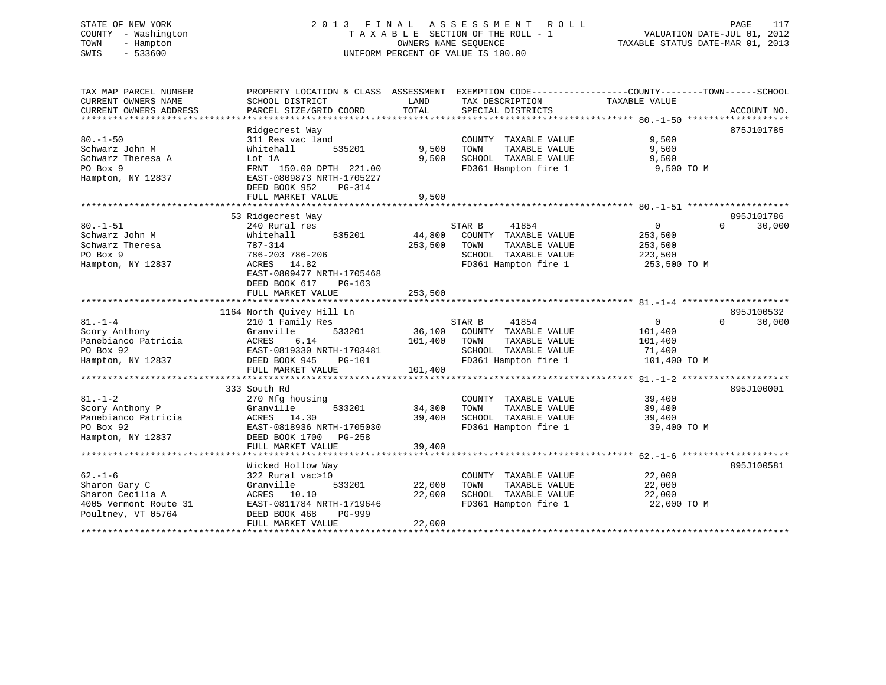STATE OF NEW YORK
COUNTY - Washington
TOWN - Hampton
SWIS - 533600

2013 FINAL ASSESSMENT ROLL
TAXABLE SECTION OF THE ROLL - 1
OWNERS NAME SEQUENCE
UNIFORM PERCENT OF VALUE IS 100.00

VALUATION DATE-JUL 01, 2012
TAXABLE STATUS DATE-MAR 01, 2013

| TAX MAP PARCEL NUMBER / CURRENT OWNERS NAME / CURRENT OWNERS ADDRESS | PROPERTY LOCATION & CLASS / SCHOOL DISTRICT / PARCEL SIZE/GRID COORD | ASSESSMENT LAND / TOTAL | EXEMPTION CODE / TAX DESCRIPTION / SPECIAL DISTRICTS | COUNTY | TOWN | SCHOOL | ACCOUNT NO. |
|---|---|---|---|---|---|---|---|
| **80.-1-50** | Ridgecrest Way | | | | | | 875J101785 |
| Schwarz John M | 311 Res vac land | | COUNTY TAXABLE VALUE | 9,500 | | | |
| Schwarz Theresa A | Whitehall 535201 | 9,500 | TOWN TAXABLE VALUE | | 9,500 | | |
| PO Box 9 | Lot 1A | 9,500 | SCHOOL TAXABLE VALUE | | | 9,500 | |
| Hampton, NY 12837 | FRNT 150.00 DPTH 221.00 | | FD361 Hampton fire 1 | 9,500 TO M | | | |
| | EAST-0809873 NRTH-1705227 | | | | | | |
| | DEED BOOK 952 PG-314 | | | | | | |
| | FULL MARKET VALUE | 9,500 | | | | | |
| **80.-1-51** | 53 Ridgecrest Way | | | | | | 895J101786 |
| Schwarz John M | 240 Rural res | | STAR B 41854 | 0 | 0 | 30,000 | |
| Schwarz Theresa | Whitehall 535201 | 44,800 | COUNTY TAXABLE VALUE | 253,500 | | | |
| PO Box 9 | 787-314 | 253,500 | TOWN TAXABLE VALUE | | 253,500 | | |
| Hampton, NY 12837 | 786-203 786-206 | | SCHOOL TAXABLE VALUE | | | 223,500 | |
| | ACRES 14.82 | | FD361 Hampton fire 1 | 253,500 TO M | | | |
| | EAST-0809477 NRTH-1705468 | | | | | | |
| | DEED BOOK 617 PG-163 | | | | | | |
| | FULL MARKET VALUE | 253,500 | | | | | |
| **81.-1-4** | 1164 North Quivey Hill Ln | | | | | | 895J100532 |
| Scory Anthony | 210 1 Family Res | | STAR B 41854 | 0 | 0 | 30,000 | |
| Panebianco Patricia | Granville 533201 | 36,100 | COUNTY TAXABLE VALUE | 101,400 | | | |
| PO Box 92 | ACRES 6.14 | 101,400 | TOWN TAXABLE VALUE | | 101,400 | | |
| Hampton, NY 12837 | EAST-0819330 NRTH-1703481 | | SCHOOL TAXABLE VALUE | | | 71,400 | |
| | DEED BOOK 945 PG-101 | | FD361 Hampton fire 1 | 101,400 TO M | | | |
| | FULL MARKET VALUE | 101,400 | | | | | |
| **81.-1-2** | 333 South Rd | | | | | | 895J100001 |
| Scory Anthony P | 270 Mfg housing | | COUNTY TAXABLE VALUE | 39,400 | | | |
| Panebianco Patricia | Granville 533201 | 34,300 | TOWN TAXABLE VALUE | | 39,400 | | |
| PO Box 92 | ACRES 14.30 | 39,400 | SCHOOL TAXABLE VALUE | | | 39,400 | |
| Hampton, NY 12837 | EAST-0818936 NRTH-1705030 | | FD361 Hampton fire 1 | 39,400 TO M | | | |
| | DEED BOOK 1700 PG-258 | | | | | | |
| | FULL MARKET VALUE | 39,400 | | | | | |
| **62.-1-6** | Wicked Hollow Way | | | | | | 895J100581 |
| Sharon Gary C | 322 Rural vac>10 | | COUNTY TAXABLE VALUE | 22,000 | | | |
| Sharon Cecilia A | Granville 533201 | 22,000 | TOWN TAXABLE VALUE | | 22,000 | | |
| 4005 Vermont Route 31 | ACRES 10.10 | 22,000 | SCHOOL TAXABLE VALUE | | | 22,000 | |
| Poultney, VT 05764 | EAST-0811784 NRTH-1719646 | | FD361 Hampton fire 1 | 22,000 TO M | | | |
| | DEED BOOK 468 PG-999 | | | | | | |
| | FULL MARKET VALUE | 22,000 | | | | | |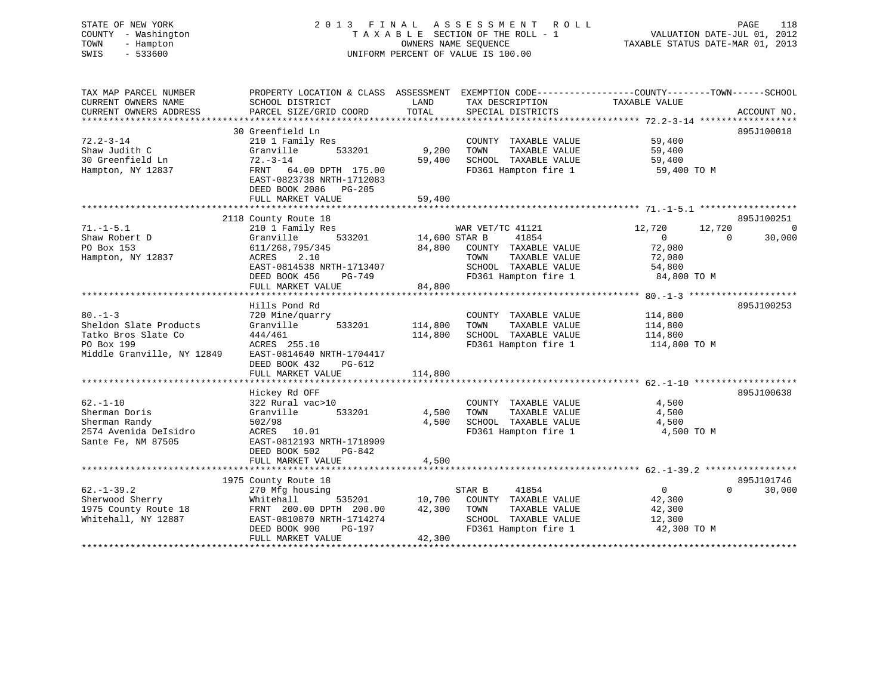STATE OF NEW YORK
COUNTY - Washington
TOWN - Hampton
SWIS - 533600

2013 FINAL ASSESSMENT ROLL
TAXABLE SECTION OF THE ROLL - 1
OWNERS NAME SEQUENCE
UNIFORM PERCENT OF VALUE IS 100.00

VALUATION DATE-JUL 01, 2012
TAXABLE STATUS DATE-MAR 01, 2013

```
TAX MAP PARCEL NUMBER          PROPERTY LOCATION & CLASS  ASSESSMENT  EXEMPTION CODE------------------COUNTY--------TOWN------SCHOOL
CURRENT OWNERS NAME            SCHOOL DISTRICT               LAND      TAX DESCRIPTION              TAXABLE VALUE
CURRENT OWNERS ADDRESS         PARCEL SIZE/GRID COORD        TOTAL     SPECIAL DISTRICTS                                         ACCOUNT NO.
******************************************************************************************************* 72.2-3-14 ******************
                               30 Greenfield Ln                                                                                  895J100018
72.2-3-14                      210 1 Family Res                         COUNTY  TAXABLE VALUE            59,400
Shaw Judith C                  Granville         533201       9,200     TOWN    TAXABLE VALUE            59,400
30 Greenfield Ln               72.-3-14                      59,400     SCHOOL  TAXABLE VALUE            59,400
Hampton, NY 12837              FRNT   64.00 DPTH 175.00                 FD361 Hampton fire 1              59,400 TO M
                               EAST-0823738 NRTH-1712083
                               DEED BOOK 2086   PG-205
                               FULL MARKET VALUE             59,400
******************************************************************************************************* 71.-1-5.1 ******************
                               2118 County Route 18                                                                              895J100251
71.-1-5.1                      210 1 Family Res                         WAR VET/TC 41121         12,720        12,720             0
Shaw Robert D                  Granville         533201      14,600 STAR B      41854                 0             0        30,000
PO Box 153                     611/268,795/345               84,800     COUNTY  TAXABLE VALUE            72,080
Hampton, NY 12837              ACRES    2.10                            TOWN    TAXABLE VALUE            72,080
                               EAST-0814538 NRTH-1713407                SCHOOL  TAXABLE VALUE            54,800
                               DEED BOOK 456    PG-749                  FD361 Hampton fire 1              84,800 TO M
                               FULL MARKET VALUE             84,800
******************************************************************************************************* 80.-1-3 ********************
                               Hills Pond Rd                                                                                     895J100253
80.-1-3                        720 Mine/quarry                          COUNTY  TAXABLE VALUE           114,800
Sheldon Slate Products         Granville         533201     114,800     TOWN    TAXABLE VALUE           114,800
Tatko Bros Slate Co            444/461                      114,800     SCHOOL  TAXABLE VALUE           114,800
PO Box 199                     ACRES  255.10                            FD361 Hampton fire 1             114,800 TO M
Middle Granville, NY 12849     EAST-0814640 NRTH-1704417
                               DEED BOOK 432    PG-612
                               FULL MARKET VALUE            114,800
******************************************************************************************************* 62.-1-10 *******************
                               Hickey Rd OFF                                                                                     895J100638
62.-1-10                       322 Rural vac>10                         COUNTY  TAXABLE VALUE             4,500
Sherman Doris                  Granville         533201       4,500     TOWN    TAXABLE VALUE             4,500
Sherman Randy                  502/98                         4,500     SCHOOL  TAXABLE VALUE             4,500
2574 Avenida DeIsidro          ACRES   10.01                            FD361 Hampton fire 1               4,500 TO M
Sante Fe, NM 87505             EAST-0812193 NRTH-1718909
                               DEED BOOK 502    PG-842
                               FULL MARKET VALUE              4,500
******************************************************************************************************* 62.-1-39.2 *****************
                               1975 County Route 18                                                                              895J101746
62.-1-39.2                     270 Mfg housing                          STAR B      41854                 0             0        30,000
Sherwood Sherry                Whitehall         535201      10,700     COUNTY  TAXABLE VALUE            42,300
1975 County Route 18           FRNT  200.00 DPTH 200.00      42,300     TOWN    TAXABLE VALUE            42,300
Whitehall, NY 12887            EAST-0810870 NRTH-1714274                SCHOOL  TAXABLE VALUE            12,300
                               DEED BOOK 900    PG-197                  FD361 Hampton fire 1              42,300 TO M
                               FULL MARKET VALUE             42,300
************************************************************************************************************************************
```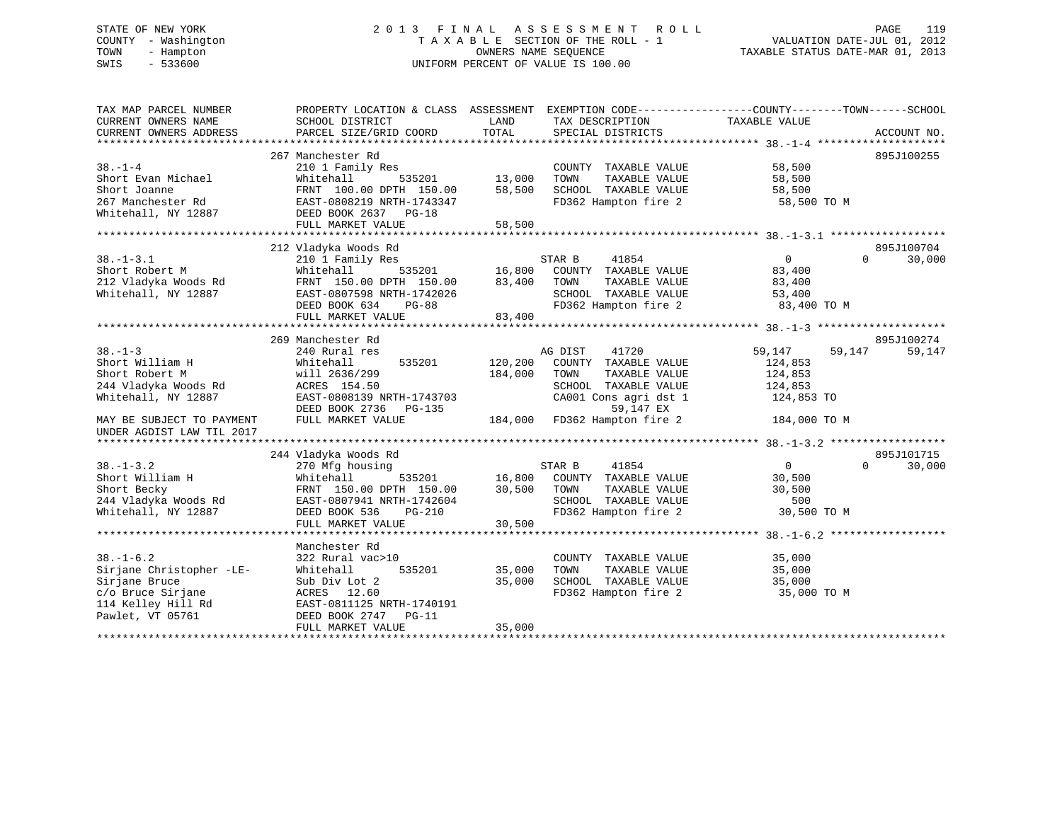STATE OF NEW YORK | 2013 FINAL ASSESSMENT ROLL
COUNTY - Washington | TAXABLE SECTION OF THE ROLL - 1 | VALUATION DATE-JUL 01, 2012
TOWN - Hampton | OWNERS NAME SEQUENCE | TAXABLE STATUS DATE-MAR 01, 2013
SWIS - 533600 | UNIFORM PERCENT OF VALUE IS 100.00

| TAX MAP PARCEL NUMBER / CURRENT OWNERS NAME / CURRENT OWNERS ADDRESS | PROPERTY LOCATION & CLASS / SCHOOL DISTRICT / PARCEL SIZE/GRID COORD | ASSESSMENT LAND | TOTAL | EXEMPTION CODE / TAX DESCRIPTION / SPECIAL DISTRICTS | COUNTY TAXABLE VALUE | TOWN | SCHOOL | ACCOUNT NO. |
|---|---|---|---|---|---|---|---|---|
| **38.-1-4** | 267 Manchester Rd | | | | | | | 895J100255 |
| Short Evan Michael | 210 1 Family Res | | | COUNTY TAXABLE VALUE | 58,500 | | | |
| Short Joanne | Whitehall 535201 | 13,000 | | TOWN TAXABLE VALUE | 58,500 | | | |
| 267 Manchester Rd | FRNT 100.00 DPTH 150.00 | | 58,500 | SCHOOL TAXABLE VALUE | 58,500 | | | |
| Whitehall, NY 12887 | EAST-0808219 NRTH-1743347 | | | FD362 Hampton fire 2 | 58,500 TO M | | | |
| | DEED BOOK 2637 PG-18 | | | | | | | |
| | FULL MARKET VALUE | | 58,500 | | | | | |
| **38.-1-3.1** | 212 Vladyka Woods Rd | | | | | | | 895J100704 |
| Short Robert M | 210 1 Family Res | | | STAR B 41854 | 0 | 0 | 30,000 | |
| 212 Vladyka Woods Rd | Whitehall 535201 | 16,800 | | COUNTY TAXABLE VALUE | 83,400 | | | |
| Whitehall, NY 12887 | FRNT 150.00 DPTH 150.00 | | 83,400 | TOWN TAXABLE VALUE | 83,400 | | | |
| | EAST-0807598 NRTH-1742026 | | | SCHOOL TAXABLE VALUE | 53,400 | | | |
| | DEED BOOK 634 PG-88 | | | FD362 Hampton fire 2 | 83,400 TO M | | | |
| | FULL MARKET VALUE | | 83,400 | | | | | |
| **38.-1-3** | 269 Manchester Rd | | | | | | | 895J100274 |
| Short William H | 240 Rural res | | | AG DIST 41720 | 59,147 | 59,147 | 59,147 | |
| Short Robert M | Whitehall 535201 | 120,200 | | COUNTY TAXABLE VALUE | 124,853 | | | |
| 244 Vladyka Woods Rd | will 2636/299 | | 184,000 | TOWN TAXABLE VALUE | 124,853 | | | |
| Whitehall, NY 12887 | ACRES 154.50 | | | SCHOOL TAXABLE VALUE | 124,853 | | | |
| | EAST-0808139 NRTH-1743703 | | | CA001 Cons agri dst 1 | 124,853 TO | | | |
| | DEED BOOK 2736 PG-135 | | | 59,147 EX | | | | |
| MAY BE SUBJECT TO PAYMENT UNDER AGDIST LAW TIL 2017 | FULL MARKET VALUE | | 184,000 | FD362 Hampton fire 2 | 184,000 TO M | | | |
| **38.-1-3.2** | 244 Vladyka Woods Rd | | | | | | | 895J101715 |
| Short William H | 270 Mfg housing | | | STAR B 41854 | 0 | 0 | 30,000 | |
| Short Becky | Whitehall 535201 | 16,800 | | COUNTY TAXABLE VALUE | 30,500 | | | |
| 244 Vladyka Woods Rd | FRNT 150.00 DPTH 150.00 | | 30,500 | TOWN TAXABLE VALUE | 30,500 | | | |
| Whitehall, NY 12887 | EAST-0807941 NRTH-1742604 | | | SCHOOL TAXABLE VALUE | 500 | | | |
| | DEED BOOK 536 PG-210 | | | FD362 Hampton fire 2 | 30,500 TO M | | | |
| | FULL MARKET VALUE | | 30,500 | | | | | |
| **38.-1-6.2** | Manchester Rd | | | | | | | |
| Sirjane Christopher -LE- | 322 Rural vac>10 | | | COUNTY TAXABLE VALUE | 35,000 | | | |
| Sirjane Bruce | Whitehall 535201 | 35,000 | | TOWN TAXABLE VALUE | 35,000 | | | |
| c/o Bruce Sirjane | Sub Div Lot 2 | | 35,000 | SCHOOL TAXABLE VALUE | 35,000 | | | |
| 114 Kelley Hill Rd | ACRES 12.60 | | | FD362 Hampton fire 2 | 35,000 TO M | | | |
| Pawlet, VT 05761 | EAST-0811125 NRTH-1740191 | | | | | | | |
| | DEED BOOK 2747 PG-11 | | | | | | | |
| | FULL MARKET VALUE | | 35,000 | | | | | |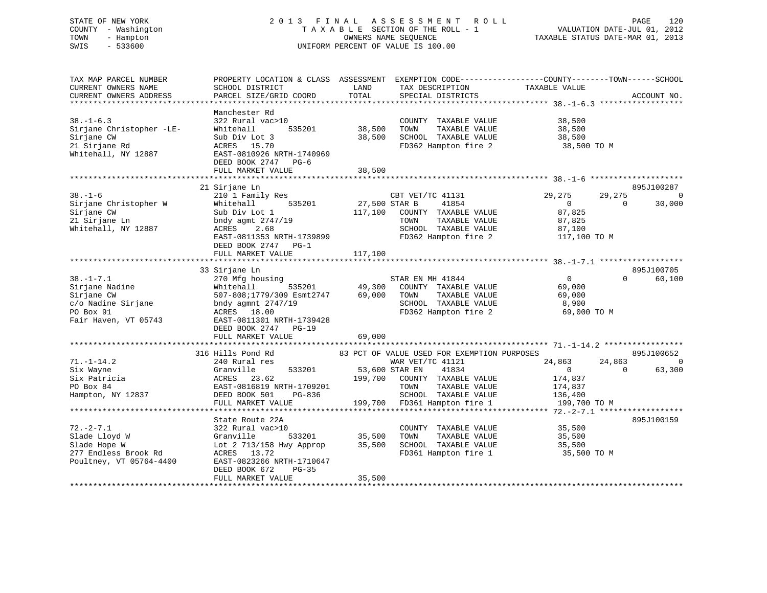STATE OF NEW YORK
COUNTY - Washington
TOWN - Hampton
SWIS - 533600

2 0 1 3 F I N A L A S S E S S M E N T R O L L
T A X A B L E SECTION OF THE ROLL - 1
OWNERS NAME SEQUENCE
UNIFORM PERCENT OF VALUE IS 100.00

VALUATION DATE-JUL 01, 2012
TAXABLE STATUS DATE-MAR 01, 2013

```
TAX MAP PARCEL NUMBER          PROPERTY LOCATION & CLASS  ASSESSMENT  EXEMPTION CODE------------------COUNTY--------TOWN------SCHOOL
CURRENT OWNERS NAME            SCHOOL DISTRICT               LAND      TAX DESCRIPTION              TAXABLE VALUE
CURRENT OWNERS ADDRESS         PARCEL SIZE/GRID COORD        TOTAL     SPECIAL DISTRICTS                                    ACCOUNT NO.
******************************************************************************************************* 38.-1-6.3 ******************
                               Manchester Rd
38.-1-6.3                      322 Rural vac>10                         COUNTY  TAXABLE VALUE           38,500
Sirjane Christopher -LE-       Whitehall        535201      38,500     TOWN    TAXABLE VALUE           38,500
Sirjane CW                     Sub Div Lot 3                 38,500     SCHOOL  TAXABLE VALUE           38,500
21 Sirjane Rd                  ACRES  15.70                             FD362 Hampton fire 2             38,500 TO M
Whitehall, NY 12887            EAST-0810926 NRTH-1740969
                               DEED BOOK 2747   PG-6
                               FULL MARKET VALUE             38,500
******************************************************************************************************* 38.-1-6 ********************
                               21 Sirjane Ln                                                                            895J100287
38.-1-6                        210 1 Family Res                    CBT VET/TC 41131              29,275      29,275           0
Sirjane Christopher W          Whitehall        535201      27,500 STAR B     41854                   0           0      30,000
Sirjane CW                     Sub Div Lot 1                117,100    COUNTY  TAXABLE VALUE           87,825
21 Sirjane Ln                  bndy agmt 2747/19                       TOWN    TAXABLE VALUE           87,825
Whitehall, NY 12887            ACRES   2.68                            SCHOOL  TAXABLE VALUE           87,100
                               EAST-0811353 NRTH-1739899               FD362 Hampton fire 2            117,100 TO M
                               DEED BOOK 2747   PG-1
                               FULL MARKET VALUE            117,100
******************************************************************************************************* 38.-1-7.1 ******************
                               33 Sirjane Ln                                                                            895J100705
38.-1-7.1                      270 Mfg housing                     STAR EN MH 41844                       0           0      60,100
Sirjane Nadine                 Whitehall        535201      49,300    COUNTY  TAXABLE VALUE           69,000
Sirjane CW                     507-808;1779/309 Esmt2747    69,000    TOWN    TAXABLE VALUE           69,000
c/o Nadine Sirjane             bndy agmnt 2747/19                      SCHOOL  TAXABLE VALUE            8,900
PO Box 91                      ACRES  18.00                            FD362 Hampton fire 2             69,000 TO M
Fair Haven, VT 05743           EAST-0811301 NRTH-1739428
                               DEED BOOK 2747   PG-19
                               FULL MARKET VALUE             69,000
******************************************************************************************************* 71.-1-14.2 *****************
                               316 Hills Pond Rd               83 PCT OF VALUE USED FOR EXEMPTION PURPOSES              895J100652
71.-1-14.2                     240 Rural res                       WAR VET/TC 41121              24,863      24,863           0
Six Wayne                      Granville        533201      53,600 STAR EN    41834                   0           0      63,300
Six Patricia                   ACRES  23.62                 199,700    COUNTY  TAXABLE VALUE          174,837
PO Box 84                      EAST-0816819 NRTH-1709201               TOWN    TAXABLE VALUE          174,837
Hampton, NY 12837              DEED BOOK 501    PG-836                 SCHOOL  TAXABLE VALUE          136,400
                               FULL MARKET VALUE            199,700    FD361 Hampton fire 1           199,700 TO M
******************************************************************************************************* 72.-2-7.1 ******************
                               State Route 22A                                                                          895J100159
72.-2-7.1                      322 Rural vac>10                         COUNTY  TAXABLE VALUE           35,500
Slade Lloyd W                  Granville        533201      35,500     TOWN    TAXABLE VALUE           35,500
Slade Hope W                   Lot 2 713/158 Hwy Approp     35,500     SCHOOL  TAXABLE VALUE           35,500
277 Endless Brook Rd           ACRES  13.72                             FD361 Hampton fire 1             35,500 TO M
Poultney, VT 05764-4400        EAST-0823266 NRTH-1710647
                               DEED BOOK 672    PG-35
                               FULL MARKET VALUE             35,500
************************************************************************************************************************************
```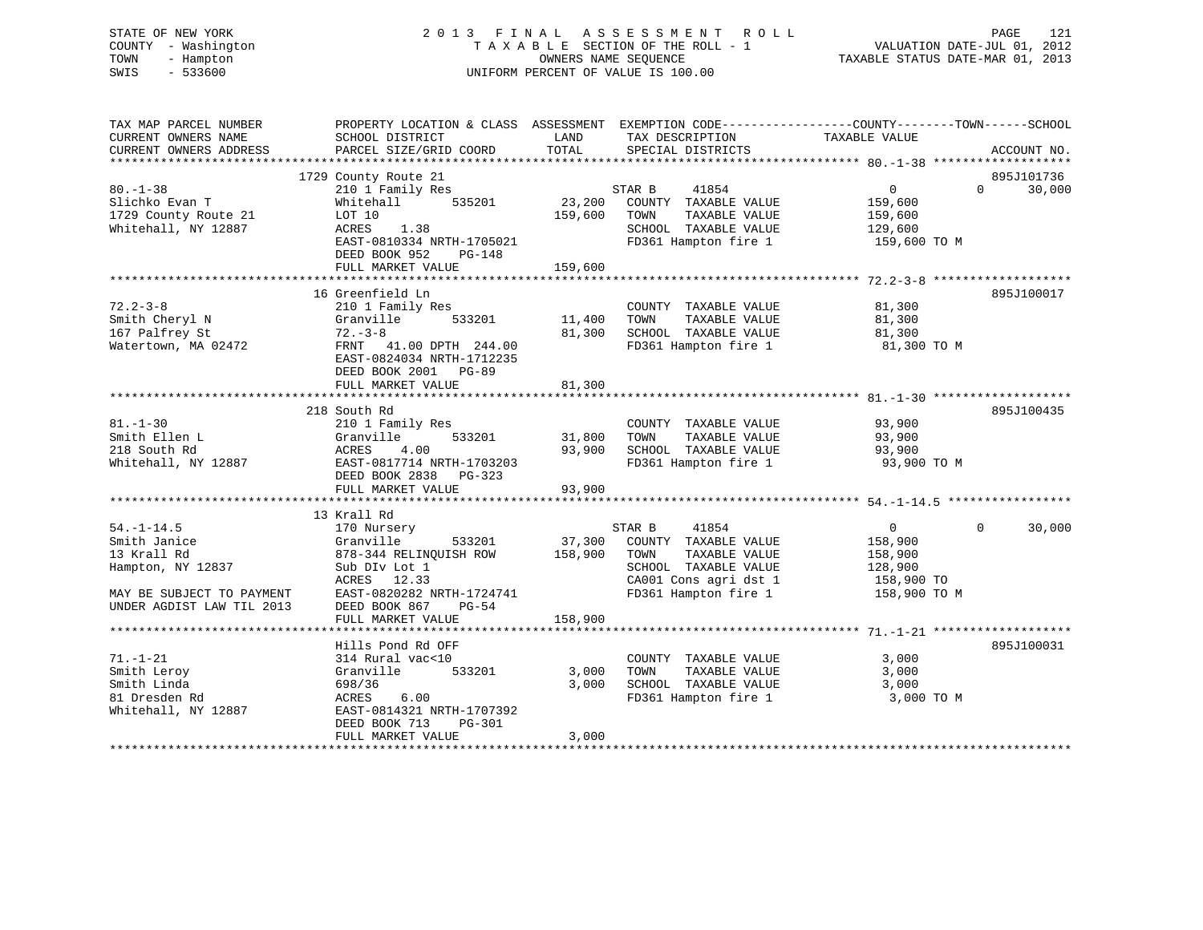STATE OF NEW YORK
COUNTY - Washington
TOWN - Hampton
SWIS - 533600

# 2013 FINAL ASSESSMENT ROLL

TAXABLE SECTION OF THE ROLL - 1
OWNERS NAME SEQUENCE
UNIFORM PERCENT OF VALUE IS 100.00

VALUATION DATE-JUL 01, 2012
TAXABLE STATUS DATE-MAR 01, 2013

| TAX MAP PARCEL NUMBER / CURRENT OWNERS NAME / CURRENT OWNERS ADDRESS | PROPERTY LOCATION & CLASS / SCHOOL DISTRICT / PARCEL SIZE/GRID COORD | ASSESSMENT LAND | ASSESSMENT TOTAL | EXEMPTION CODE / TAX DESCRIPTION / SPECIAL DISTRICTS | COUNTY TAXABLE VALUE | TOWN | SCHOOL | ACCOUNT NO. |
|---|---|---|---|---|---|---|---|---|
| 80.-1-38 | 1729 County Route 21 | | | | | | | 895J101736 |
| Slichko Evan T | 210 1 Family Res | | | STAR B 41854 | 0 | 0 | 30,000 | |
| 1729 County Route 21 | Whitehall 535201 | 23,200 | | COUNTY TAXABLE VALUE | 159,600 | | | |
| Whitehall, NY 12887 | LOT 10 | | 159,600 | TOWN TAXABLE VALUE | 159,600 | | | |
| | ACRES 1.38 | | | SCHOOL TAXABLE VALUE | 129,600 | | | |
| | EAST-0810334 NRTH-1705021 | | | FD361 Hampton fire 1 | 159,600 TO M | | | |
| | DEED BOOK 952 PG-148 | | | | | | | |
| | FULL MARKET VALUE | | 159,600 | | | | | |
| 72.2-3-8 | 16 Greenfield Ln | | | | | | | 895J100017 |
| Smith Cheryl N | 210 1 Family Res | | | COUNTY TAXABLE VALUE | 81,300 | | | |
| 167 Palfrey St | Granville 533201 | 11,400 | | TOWN TAXABLE VALUE | 81,300 | | | |
| Watertown, MA 02472 | 72.-3-8 | | 81,300 | SCHOOL TAXABLE VALUE | 81,300 | | | |
| | FRNT 41.00 DPTH 244.00 | | | FD361 Hampton fire 1 | 81,300 TO M | | | |
| | EAST-0824034 NRTH-1712235 | | | | | | | |
| | DEED BOOK 2001 PG-89 | | | | | | | |
| | FULL MARKET VALUE | | 81,300 | | | | | |
| 81.-1-30 | 218 South Rd | | | | | | | 895J100435 |
| Smith Ellen L | 210 1 Family Res | | | COUNTY TAXABLE VALUE | 93,900 | | | |
| 218 South Rd | Granville 533201 | 31,800 | | TOWN TAXABLE VALUE | 93,900 | | | |
| Whitehall, NY 12887 | ACRES 4.00 | | 93,900 | SCHOOL TAXABLE VALUE | 93,900 | | | |
| | EAST-0817714 NRTH-1703203 | | | FD361 Hampton fire 1 | 93,900 TO M | | | |
| | DEED BOOK 2838 PG-323 | | | | | | | |
| | FULL MARKET VALUE | | 93,900 | | | | | |
| 54.-1-14.5 | 13 Krall Rd | | | | | | | |
| Smith Janice | 170 Nursery | | | STAR B 41854 | 0 | 0 | 30,000 | |
| 13 Krall Rd | Granville 533201 | 37,300 | | COUNTY TAXABLE VALUE | 158,900 | | | |
| Hampton, NY 12837 | 878-344 RELINQUISH ROW | | 158,900 | TOWN TAXABLE VALUE | 158,900 | | | |
| | Sub DIv Lot 1 | | | SCHOOL TAXABLE VALUE | 128,900 | | | |
| | ACRES 12.33 | | | CA001 Cons agri dst 1 | 158,900 TO | | | |
| MAY BE SUBJECT TO PAYMENT | EAST-0820282 NRTH-1724741 | | | FD361 Hampton fire 1 | 158,900 TO M | | | |
| UNDER AGDIST LAW TIL 2013 | DEED BOOK 867 PG-54 | | | | | | | |
| | FULL MARKET VALUE | | 158,900 | | | | | |
| 71.-1-21 | Hills Pond Rd OFF | | | | | | | 895J100031 |
| Smith Leroy | 314 Rural vac<10 | | | COUNTY TAXABLE VALUE | 3,000 | | | |
| Smith Linda | Granville 533201 | 3,000 | | TOWN TAXABLE VALUE | 3,000 | | | |
| 81 Dresden Rd | 698/36 | | 3,000 | SCHOOL TAXABLE VALUE | 3,000 | | | |
| Whitehall, NY 12887 | ACRES 6.00 | | | FD361 Hampton fire 1 | 3,000 TO M | | | |
| | EAST-0814321 NRTH-1707392 | | | | | | | |
| | DEED BOOK 713 PG-301 | | | | | | | |
| | FULL MARKET VALUE | | 3,000 | | | | | |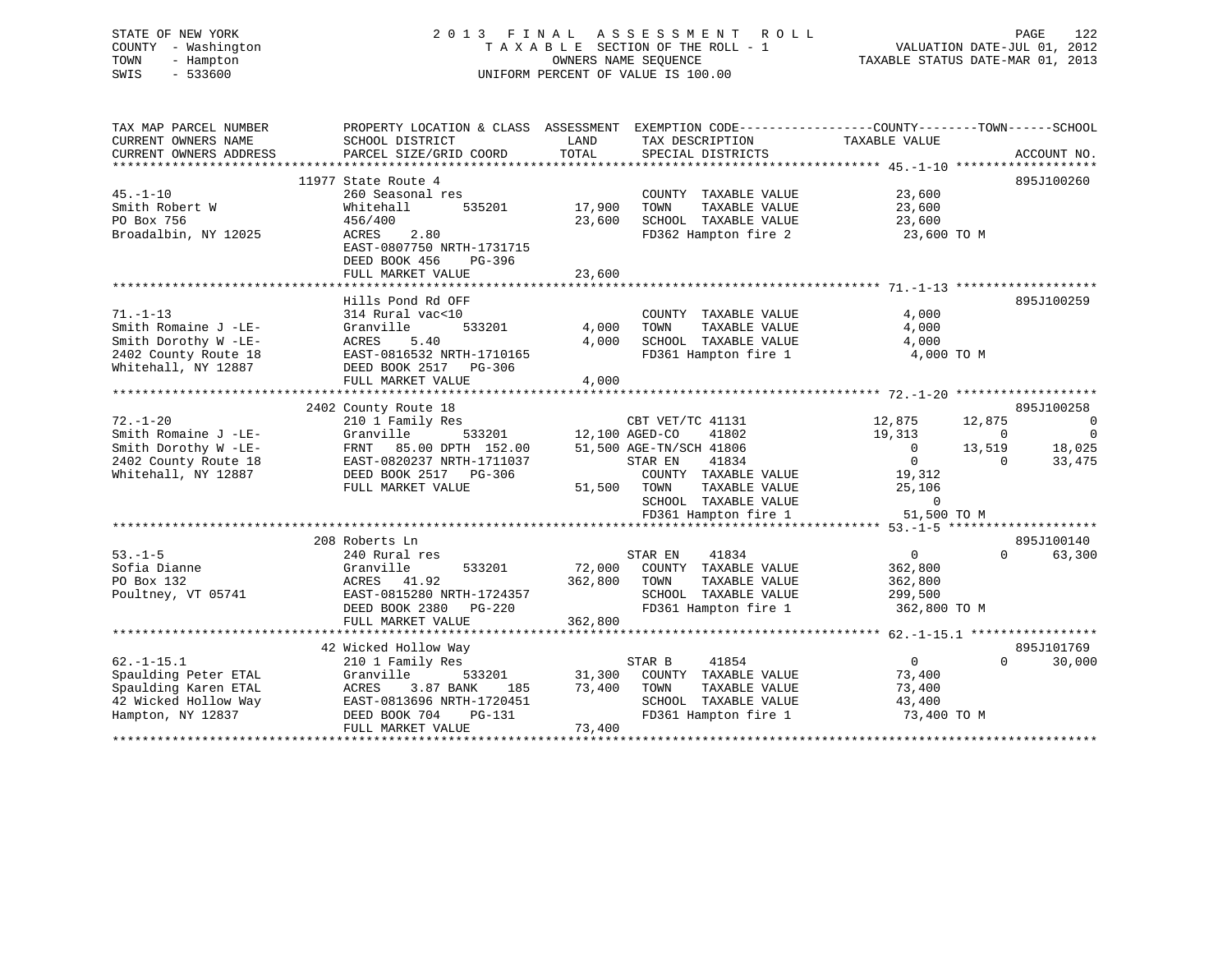STATE OF NEW YORK
COUNTY - Washington
TOWN - Hampton
SWIS - 533600

# 2013 FINAL ASSESSMENT ROLL

TAXABLE SECTION OF THE ROLL - 1
OWNERS NAME SEQUENCE
UNIFORM PERCENT OF VALUE IS 100.00

VALUATION DATE-JUL 01, 2012
TAXABLE STATUS DATE-MAR 01, 2013

```
TAX MAP PARCEL NUMBER          PROPERTY LOCATION & CLASS  ASSESSMENT  EXEMPTION CODE------------------COUNTY--------TOWN------SCHOOL
CURRENT OWNERS NAME            SCHOOL DISTRICT              LAND      TAX DESCRIPTION              TAXABLE VALUE
CURRENT OWNERS ADDRESS         PARCEL SIZE/GRID COORD       TOTAL     SPECIAL DISTRICTS                                        ACCOUNT NO.
*********************************************************************************************************** 45.-1-10 *******************
                       11977 State Route 4                                                                                  895J100260
45.-1-10               260 Seasonal res                          COUNTY  TAXABLE VALUE              23,600
Smith Robert W         Whitehall        535201      17,900      TOWN    TAXABLE VALUE              23,600
PO Box 756             456/400                      23,600      SCHOOL  TAXABLE VALUE              23,600
Broadalbin, NY 12025   ACRES    2.80                            FD362 Hampton fire 2                 23,600 TO M
                       EAST-0807750 NRTH-1731715
                       DEED BOOK 456    PG-396
                       FULL MARKET VALUE            23,600
*********************************************************************************************************** 71.-1-13 *******************
                       Hills Pond Rd OFF                                                                                    895J100259
71.-1-13               314 Rural vac<10                          COUNTY  TAXABLE VALUE               4,000
Smith Romaine J -LE-   Granville        533201       4,000      TOWN    TAXABLE VALUE               4,000
Smith Dorothy W -LE-   ACRES    5.40                 4,000      SCHOOL  TAXABLE VALUE               4,000
2402 County Route 18   EAST-0816532 NRTH-1710165                FD361 Hampton fire 1                  4,000 TO M
Whitehall, NY 12887    DEED BOOK 2517   PG-306
                       FULL MARKET VALUE             4,000
*********************************************************************************************************** 72.-1-20 *******************
                       2402 County Route 18                                                                                 895J100258
72.-1-20               210 1 Family Res                  CBT VET/TC 41131              12,875      12,875           0
Smith Romaine J -LE-   Granville        533201      12,100 AGED-CO    41802                19,313           0           0
Smith Dorothy W -LE-   FRNT   85.00 DPTH 152.00     51,500 AGE-TN/SCH 41806                     0      13,519      18,025
2402 County Route 18   EAST-0820237 NRTH-1711037          STAR EN    41834                     0           0      33,475
Whitehall, NY 12887    DEED BOOK 2517   PG-306             COUNTY  TAXABLE VALUE              19,312
                       FULL MARKET VALUE            51,500  TOWN    TAXABLE VALUE              25,106
                                                           SCHOOL  TAXABLE VALUE                   0
                                                           FD361 Hampton fire 1                 51,500 TO M
*********************************************************************************************************** 53.-1-5 ********************
                       208 Roberts Ln                                                                                       895J100140
53.-1-5                240 Rural res                     STAR EN    41834                     0           0      63,300
Sofia Dianne           Granville        533201      72,000  COUNTY  TAXABLE VALUE             362,800
PO Box 132             ACRES   41.92               362,800  TOWN    TAXABLE VALUE             362,800
Poultney, VT 05741     EAST-0815280 NRTH-1724357           SCHOOL  TAXABLE VALUE             299,500
                       DEED BOOK 2380   PG-220             FD361 Hampton fire 1                362,800 TO M
                       FULL MARKET VALUE           362,800
*********************************************************************************************************** 62.-1-15.1 *****************
                       42 Wicked Hollow Way                                                                                 895J101769
62.-1-15.1             210 1 Family Res                  STAR B     41854                     0           0      30,000
Spaulding Peter ETAL   Granville        533201      31,300  COUNTY  TAXABLE VALUE              73,400
Spaulding Karen ETAL   ACRES    3.87 BANK    185    73,400  TOWN    TAXABLE VALUE              73,400
42 Wicked Hollow Way   EAST-0813696 NRTH-1720451           SCHOOL  TAXABLE VALUE              43,400
Hampton, NY 12837      DEED BOOK 704    PG-131             FD361 Hampton fire 1                 73,400 TO M
                       FULL MARKET VALUE            73,400
************************************************************************************************************************************
```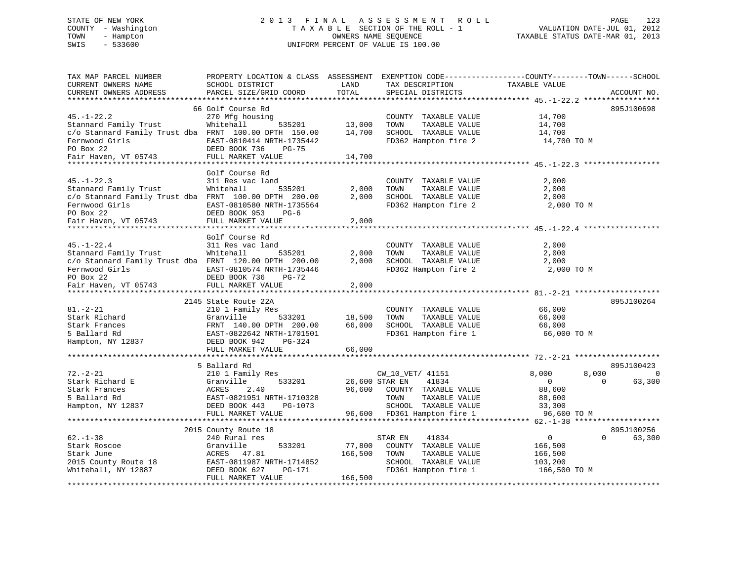STATE OF NEW YORK
COUNTY - Washington
TOWN - Hampton
SWIS - 533600

2 0 1 3 F I N A L A S S E S S M E N T R O L L
T A X A B L E SECTION OF THE ROLL - 1
OWNERS NAME SEQUENCE
UNIFORM PERCENT OF VALUE IS 100.00

VALUATION DATE-JUL 01, 2012
TAXABLE STATUS DATE-MAR 01, 2013

| TAX MAP PARCEL NUMBER<br>CURRENT OWNERS NAME<br>CURRENT OWNERS ADDRESS | PROPERTY LOCATION & CLASS<br>SCHOOL DISTRICT<br>PARCEL SIZE/GRID COORD | ASSESSMENT<br>LAND<br>TOTAL | EXEMPTION CODE<br>TAX DESCRIPTION<br>SPECIAL DISTRICTS | COUNTY<br>TAXABLE VALUE | TOWN | SCHOOL<br>ACCOUNT NO. |
|---|---|---|---|---|---|---|
| 45.-1-22.2 | 66 Golf Course Rd | | | | | 895J100698 |
| 45.-1-22.2 | 270 Mfg housing | | COUNTY TAXABLE VALUE | 14,700 | | |
| Stannard Family Trust | Whitehall 535201 | 13,000 | TOWN TAXABLE VALUE | 14,700 | | |
| c/o Stannard Family Trust dba | FRNT 100.00 DPTH 150.00 | 14,700 | SCHOOL TAXABLE VALUE | 14,700 | | |
| Fernwood Girls | EAST-0810414 NRTH-1735442 | | FD362 Hampton fire 2 | 14,700 TO M | | |
| PO Box 22 | DEED BOOK 736 PG-75 | | | | | |
| Fair Haven, VT 05743 | FULL MARKET VALUE | 14,700 | | | | |
| 45.-1-22.3 | Golf Course Rd | | | | | |
| 45.-1-22.3 | 311 Res vac land | | COUNTY TAXABLE VALUE | 2,000 | | |
| Stannard Family Trust | Whitehall 535201 | 2,000 | TOWN TAXABLE VALUE | 2,000 | | |
| c/o Stannard Family Trust dba | FRNT 100.00 DPTH 200.00 | 2,000 | SCHOOL TAXABLE VALUE | 2,000 | | |
| Fernwood Girls | EAST-0810580 NRTH-1735564 | | FD362 Hampton fire 2 | 2,000 TO M | | |
| PO Box 22 | DEED BOOK 953 PG-6 | | | | | |
| Fair Haven, VT 05743 | FULL MARKET VALUE | 2,000 | | | | |
| 45.-1-22.4 | Golf Course Rd | | | | | |
| 45.-1-22.4 | 311 Res vac land | | COUNTY TAXABLE VALUE | 2,000 | | |
| Stannard Family Trust | Whitehall 535201 | 2,000 | TOWN TAXABLE VALUE | 2,000 | | |
| c/o Stannard Family Trust dba | FRNT 120.00 DPTH 200.00 | 2,000 | SCHOOL TAXABLE VALUE | 2,000 | | |
| Fernwood Girls | EAST-0810574 NRTH-1735446 | | FD362 Hampton fire 2 | 2,000 TO M | | |
| PO Box 22 | DEED BOOK 736 PG-72 | | | | | |
| Fair Haven, VT 05743 | FULL MARKET VALUE | 2,000 | | | | |
| 81.-2-21 | 2145 State Route 22A | | | | | 895J100264 |
| 81.-2-21 | 210 1 Family Res | | COUNTY TAXABLE VALUE | 66,000 | | |
| Stark Richard | Granville 533201 | 18,500 | TOWN TAXABLE VALUE | 66,000 | | |
| Stark Frances | FRNT 140.00 DPTH 200.00 | 66,000 | SCHOOL TAXABLE VALUE | 66,000 | | |
| 5 Ballard Rd | EAST-0822642 NRTH-1701501 | | FD361 Hampton fire 1 | 66,000 TO M | | |
| Hampton, NY 12837 | DEED BOOK 942 PG-324 | | | | | |
| | FULL MARKET VALUE | 66,000 | | | | |
| 72.-2-21 | 5 Ballard Rd | | | | | 895J100423 |
| 72.-2-21 | 210 1 Family Res | | CW_10_VET/ 41151 | 8,000 | 8,000 | 0 |
| Stark Richard E | Granville 533201 | 26,600 | STAR EN 41834 | 0 | 0 | 63,300 |
| Stark Frances | ACRES 2.40 | 96,600 | COUNTY TAXABLE VALUE | 88,600 | | |
| 5 Ballard Rd | EAST-0821951 NRTH-1710328 | | TOWN TAXABLE VALUE | 88,600 | | |
| Hampton, NY 12837 | DEED BOOK 443 PG-1073 | | SCHOOL TAXABLE VALUE | 33,300 | | |
| | FULL MARKET VALUE | 96,600 | FD361 Hampton fire 1 | 96,600 TO M | | |
| 62.-1-38 | 2015 County Route 18 | | | | | 895J100256 |
| 62.-1-38 | 240 Rural res | | STAR EN 41834 | 0 | 0 | 63,300 |
| Stark Roscoe | Granville 533201 | 77,800 | COUNTY TAXABLE VALUE | 166,500 | | |
| Stark June | ACRES 47.81 | 166,500 | TOWN TAXABLE VALUE | 166,500 | | |
| 2015 County Route 18 | EAST-0811987 NRTH-1714852 | | SCHOOL TAXABLE VALUE | 103,200 | | |
| Whitehall, NY 12887 | DEED BOOK 627 PG-171 | | FD361 Hampton fire 1 | 166,500 TO M | | |
| | FULL MARKET VALUE | 166,500 | | | | |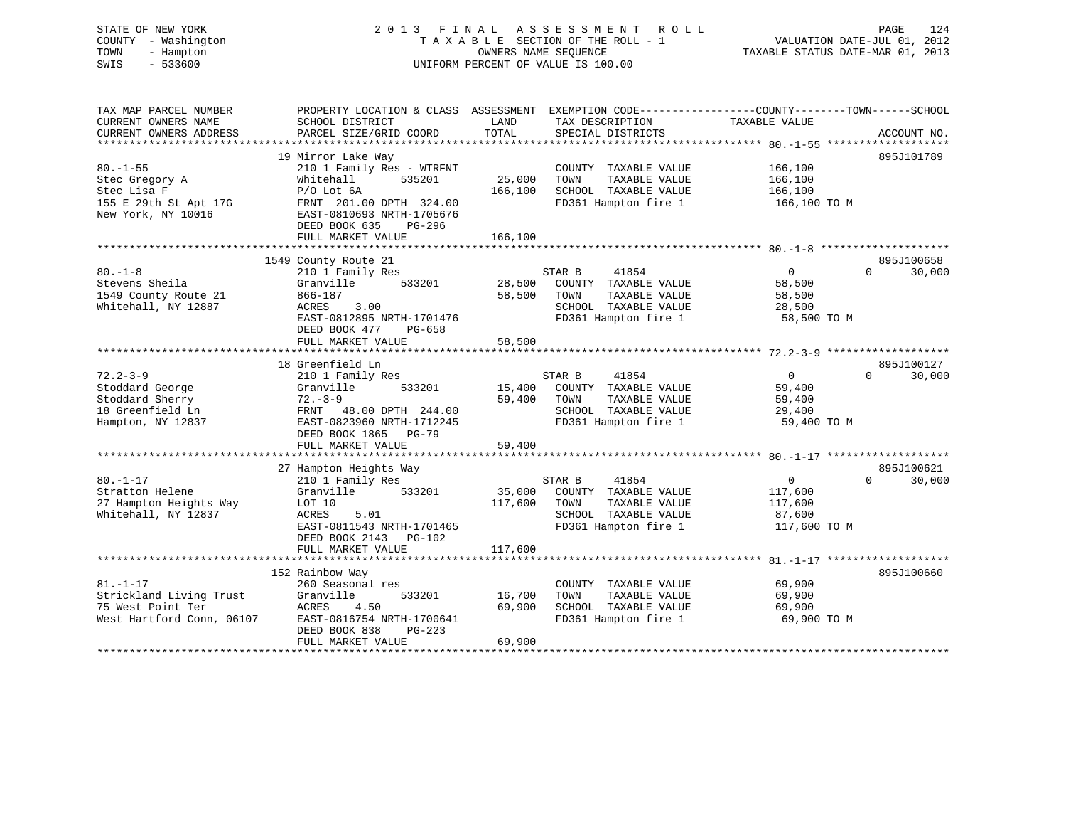STATE OF NEW YORK
COUNTY - Washington
TOWN - Hampton
SWIS - 533600

# 2013 FINAL ASSESSMENT ROLL

TAXABLE SECTION OF THE ROLL - 1
OWNERS NAME SEQUENCE
UNIFORM PERCENT OF VALUE IS 100.00

VALUATION DATE-JUL 01, 2012
TAXABLE STATUS DATE-MAR 01, 2013

```
TAX MAP PARCEL NUMBER          PROPERTY LOCATION & CLASS  ASSESSMENT  EXEMPTION CODE------------------COUNTY--------TOWN------SCHOOL
CURRENT OWNERS NAME            SCHOOL DISTRICT              LAND      TAX DESCRIPTION             TAXABLE VALUE
CURRENT OWNERS ADDRESS         PARCEL SIZE/GRID COORD       TOTAL     SPECIAL DISTRICTS                                    ACCOUNT NO.
******************************************************************************************************* 80.-1-55 *******************
                               19 Mirror Lake Way                                                                          895J101789
80.-1-55                       210 1 Family Res - WTRFNT              COUNTY  TAXABLE VALUE          166,100
Stec Gregory A                 Whitehall        535201     25,000     TOWN    TAXABLE VALUE          166,100
Stec Lisa F                    P/O Lot 6A                 166,100     SCHOOL  TAXABLE VALUE          166,100
155 E 29th St Apt 17G          FRNT 201.00 DPTH 324.00                FD361 Hampton fire 1            166,100 TO M
New York, NY 10016             EAST-0810693 NRTH-1705676
                               DEED BOOK 635    PG-296
                               FULL MARKET VALUE          166,100
******************************************************************************************************* 80.-1-8 ********************
                               1549 County Route 21                                                                        895J100658
80.-1-8                        210 1 Family Res                       STAR B      41854                  0           0      30,000
Stevens Sheila                 Granville        533201     28,500     COUNTY  TAXABLE VALUE           58,500
1549 County Route 21           866-187                     58,500     TOWN    TAXABLE VALUE           58,500
Whitehall, NY 12887            ACRES     3.00                         SCHOOL  TAXABLE VALUE           28,500
                               EAST-0812895 NRTH-1701476              FD361 Hampton fire 1             58,500 TO M
                               DEED BOOK 477    PG-658
                               FULL MARKET VALUE           58,500
******************************************************************************************************* 72.2-3-9 *******************
                               18 Greenfield Ln                                                                            895J100127
72.2-3-9                       210 1 Family Res                       STAR B      41854                  0           0      30,000
Stoddard George                Granville        533201     15,400     COUNTY  TAXABLE VALUE           59,400
Stoddard Sherry                72.-3-9                     59,400     TOWN    TAXABLE VALUE           59,400
18 Greenfield Ln               FRNT  48.00 DPTH 244.00                SCHOOL  TAXABLE VALUE           29,400
Hampton, NY 12837              EAST-0823960 NRTH-1712245              FD361 Hampton fire 1             59,400 TO M
                               DEED BOOK 1865   PG-79
                               FULL MARKET VALUE           59,400
******************************************************************************************************* 80.-1-17 *******************
                               27 Hampton Heights Way                                                                      895J100621
80.-1-17                       210 1 Family Res                       STAR B      41854                  0           0      30,000
Stratton Helene                Granville        533201     35,000     COUNTY  TAXABLE VALUE          117,600
27 Hampton Heights Way         LOT 10                     117,600     TOWN    TAXABLE VALUE          117,600
Whitehall, NY 12837            ACRES     5.01                         SCHOOL  TAXABLE VALUE           87,600
                               EAST-0811543 NRTH-1701465              FD361 Hampton fire 1            117,600 TO M
                               DEED BOOK 2143   PG-102
                               FULL MARKET VALUE          117,600
******************************************************************************************************* 81.-1-17 *******************
                               152 Rainbow Way                                                                             895J100660
81.-1-17                       260 Seasonal res                       COUNTY  TAXABLE VALUE           69,900
Strickland Living Trust        Granville        533201     16,700     TOWN    TAXABLE VALUE           69,900
75 West Point Ter              ACRES     4.50              69,900     SCHOOL  TAXABLE VALUE           69,900
West Hartford Conn, 06107      EAST-0816754 NRTH-1700641              FD361 Hampton fire 1             69,900 TO M
                               DEED BOOK 838    PG-223
                               FULL MARKET VALUE           69,900
************************************************************************************************************************************
```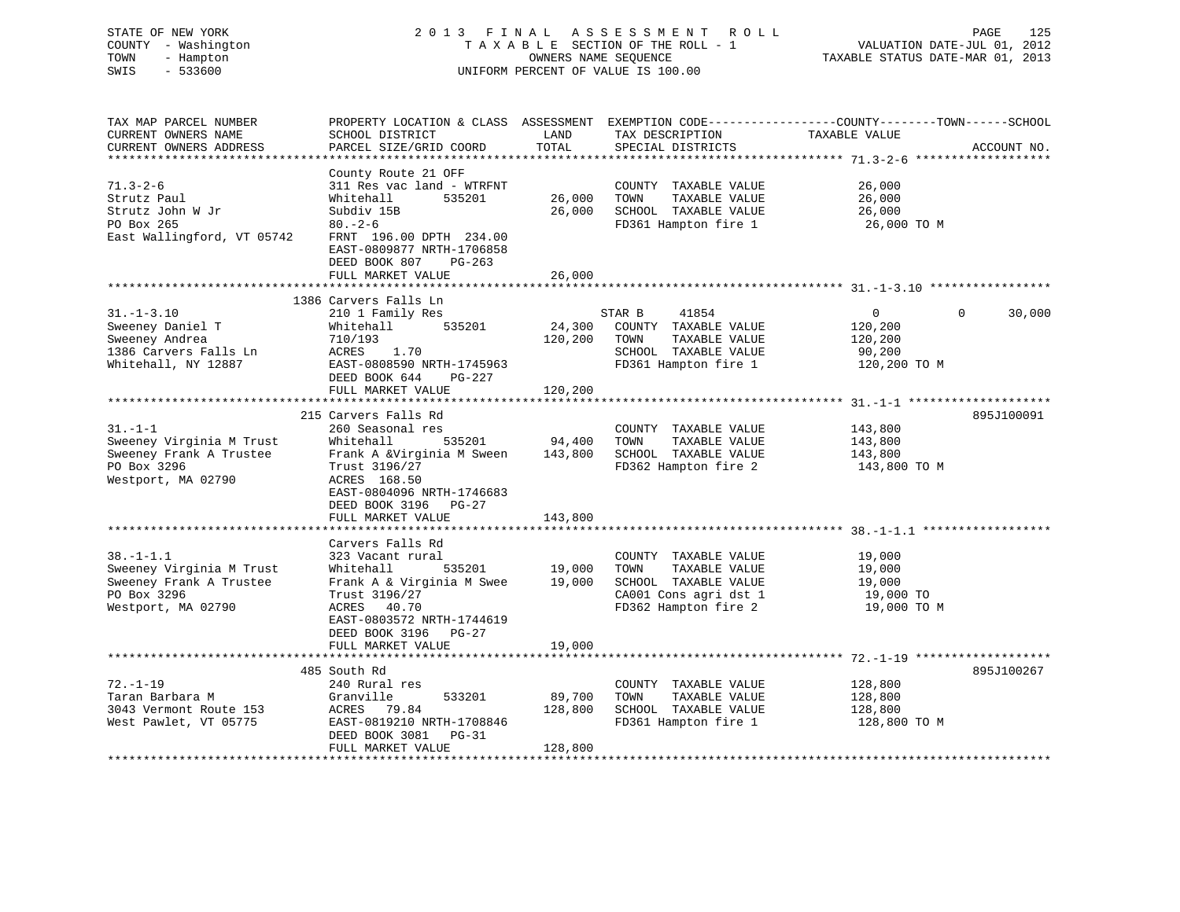STATE OF NEW YORK
COUNTY - Washington
TOWN - Hampton
SWIS - 533600

# 2013 FINAL ASSESSMENT ROLL
TAXABLE SECTION OF THE ROLL - 1
OWNERS NAME SEQUENCE
UNIFORM PERCENT OF VALUE IS 100.00

VALUATION DATE-JUL 01, 2012
TAXABLE STATUS DATE-MAR 01, 2013

| TAX MAP PARCEL NUMBER / CURRENT OWNERS NAME / CURRENT OWNERS ADDRESS | PROPERTY LOCATION & CLASS / SCHOOL DISTRICT / PARCEL SIZE/GRID COORD | ASSESSMENT LAND | TOTAL | EXEMPTION CODE / TAX DESCRIPTION / SPECIAL DISTRICTS | COUNTY | TOWN | SCHOOL / TAXABLE VALUE | ACCOUNT NO. |
|---|---|---|---|---|---|---|---|---|
| **71.3-2-6** | County Route 21 OFF | | | | | | | |
| 71.3-2-6 | 311 Res vac land - WTRFNT | | | COUNTY TAXABLE VALUE | 26,000 | | | |
| Strutz Paul | Whitehall 535201 | 26,000 | | TOWN TAXABLE VALUE | 26,000 | | | |
| Strutz John W Jr | Subdiv 15B | | 26,000 | SCHOOL TAXABLE VALUE | 26,000 | | | |
| PO Box 265 | 80.-2-6 | | | FD361 Hampton fire 1 | 26,000 TO M | | | |
| East Wallingford, VT 05742 | FRNT 196.00 DPTH 234.00 | | | | | | | |
| | EAST-0809877 NRTH-1706858 | | | | | | | |
| | DEED BOOK 807 PG-263 | | | | | | | |
| | FULL MARKET VALUE | | 26,000 | | | | | |
| **31.-1-3.10** | 1386 Carvers Falls Ln | | | | | | | |
| 31.-1-3.10 | 210 1 Family Res | | | STAR B 41854 | 0 | 0 | 30,000 | |
| Sweeney Daniel T | Whitehall 535201 | 24,300 | | COUNTY TAXABLE VALUE | 120,200 | | | |
| Sweeney Andrea | 710/193 | | 120,200 | TOWN TAXABLE VALUE | 120,200 | | | |
| 1386 Carvers Falls Ln | ACRES 1.70 | | | SCHOOL TAXABLE VALUE | 90,200 | | | |
| Whitehall, NY 12887 | EAST-0808590 NRTH-1745963 | | | FD361 Hampton fire 1 | 120,200 TO M | | | |
| | DEED BOOK 644 PG-227 | | | | | | | |
| | FULL MARKET VALUE | | 120,200 | | | | | |
| **31.-1-1** | 215 Carvers Falls Rd | | | | | | | 895J100091 |
| 31.-1-1 | 260 Seasonal res | | | COUNTY TAXABLE VALUE | 143,800 | | | |
| Sweeney Virginia M Trust | Whitehall 535201 | 94,400 | | TOWN TAXABLE VALUE | 143,800 | | | |
| Sweeney Frank A Trustee | Frank A &Virginia M Sween | | 143,800 | SCHOOL TAXABLE VALUE | 143,800 | | | |
| PO Box 3296 | Trust 3196/27 | | | FD362 Hampton fire 2 | 143,800 TO M | | | |
| Westport, MA 02790 | ACRES 168.50 | | | | | | | |
| | EAST-0804096 NRTH-1746683 | | | | | | | |
| | DEED BOOK 3196 PG-27 | | | | | | | |
| | FULL MARKET VALUE | | 143,800 | | | | | |
| **38.-1-1.1** | Carvers Falls Rd | | | | | | | |
| 38.-1-1.1 | 323 Vacant rural | | | COUNTY TAXABLE VALUE | 19,000 | | | |
| Sweeney Virginia M Trust | Whitehall 535201 | 19,000 | | TOWN TAXABLE VALUE | 19,000 | | | |
| Sweeney Frank A Trustee | Frank A & Virginia M Swee | | 19,000 | SCHOOL TAXABLE VALUE | 19,000 | | | |
| PO Box 3296 | Trust 3196/27 | | | CA001 Cons agri dst 1 | 19,000 TO | | | |
| Westport, MA 02790 | ACRES 40.70 | | | FD362 Hampton fire 2 | 19,000 TO M | | | |
| | EAST-0803572 NRTH-1744619 | | | | | | | |
| | DEED BOOK 3196 PG-27 | | | | | | | |
| | FULL MARKET VALUE | | 19,000 | | | | | |
| **72.-1-19** | 485 South Rd | | | | | | | 895J100267 |
| 72.-1-19 | 240 Rural res | | | COUNTY TAXABLE VALUE | 128,800 | | | |
| Taran Barbara M | Granville 533201 | 89,700 | | TOWN TAXABLE VALUE | 128,800 | | | |
| 3043 Vermont Route 153 | ACRES 79.84 | | 128,800 | SCHOOL TAXABLE VALUE | 128,800 | | | |
| West Pawlet, VT 05775 | EAST-0819210 NRTH-1708846 | | | FD361 Hampton fire 1 | 128,800 TO M | | | |
| | DEED BOOK 3081 PG-31 | | | | | | | |
| | FULL MARKET VALUE | | 128,800 | | | | | |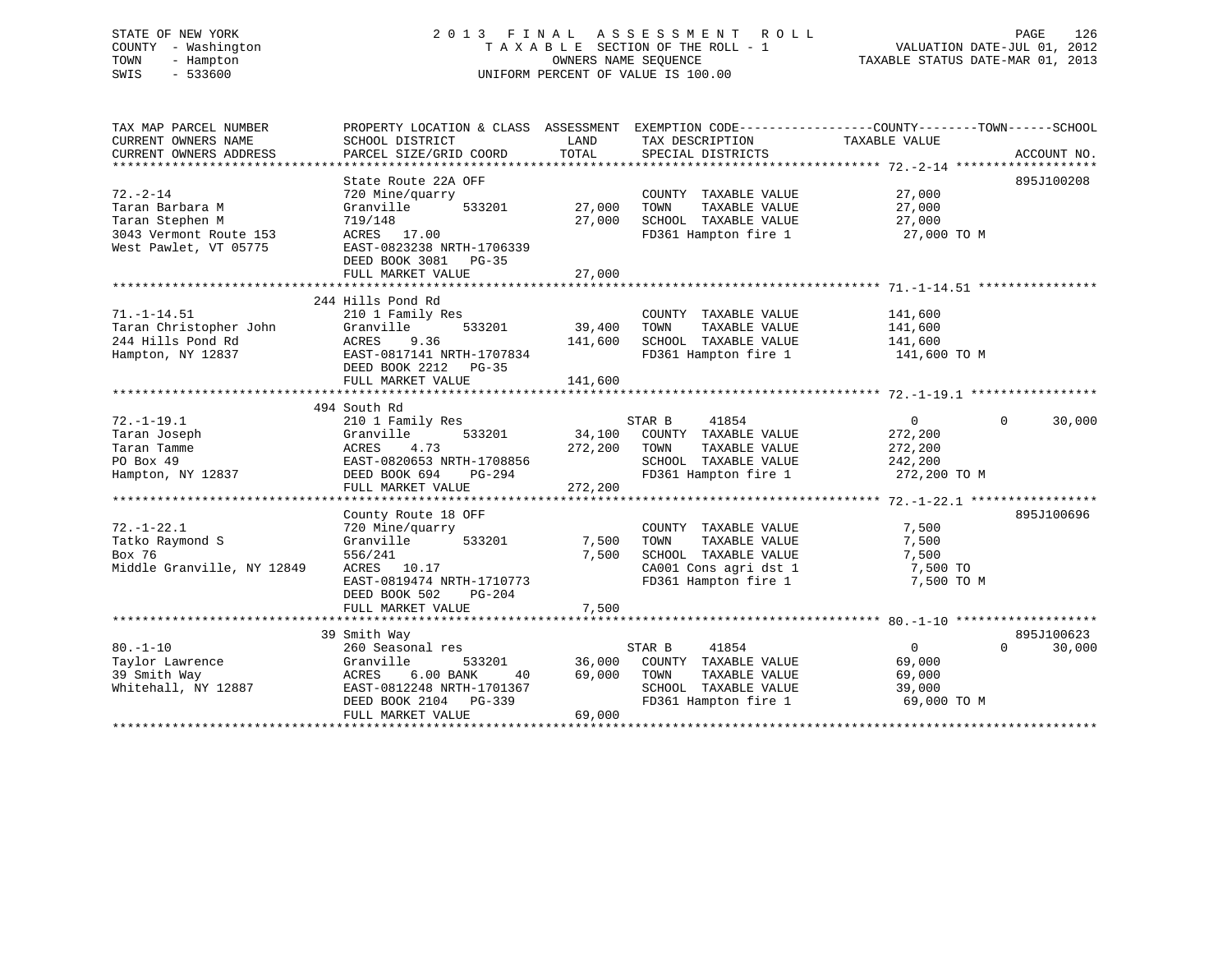STATE OF NEW YORK
COUNTY - Washington
TOWN - Hampton
SWIS - 533600

2013 FINAL ASSESSMENT ROLL
TAXABLE SECTION OF THE ROLL - 1
OWNERS NAME SEQUENCE
UNIFORM PERCENT OF VALUE IS 100.00

VALUATION DATE-JUL 01, 2012
TAXABLE STATUS DATE-MAR 01, 2013

```
TAX MAP PARCEL NUMBER          PROPERTY LOCATION & CLASS  ASSESSMENT  EXEMPTION CODE-----------------COUNTY--------TOWN------SCHOOL
CURRENT OWNERS NAME            SCHOOL DISTRICT              LAND      TAX DESCRIPTION            TAXABLE VALUE
CURRENT OWNERS ADDRESS         PARCEL SIZE/GRID COORD       TOTAL     SPECIAL DISTRICTS                                 ACCOUNT NO.
******************************************************************************************************* 72.-2-14 *******************
                               State Route 22A OFF                                                                      895J100208
72.-2-14                       720 Mine/quarry                        COUNTY  TAXABLE VALUE          27,000
Taran Barbara M                Granville       533201      27,000     TOWN    TAXABLE VALUE          27,000
Taran Stephen M                719/148                     27,000     SCHOOL  TAXABLE VALUE          27,000
3043 Vermont Route 153         ACRES   17.00                          FD361 Hampton fire 1            27,000 TO M
West Pawlet, VT 05775          EAST-0823238 NRTH-1706339
                               DEED BOOK 3081   PG-35
                               FULL MARKET VALUE           27,000
******************************************************************************************************* 71.-1-14.51 ****************
                               244 Hills Pond Rd
71.-1-14.51                    210 1 Family Res                       COUNTY  TAXABLE VALUE         141,600
Taran Christopher John         Granville       533201      39,400     TOWN    TAXABLE VALUE         141,600
244 Hills Pond Rd              ACRES    9.36              141,600     SCHOOL  TAXABLE VALUE         141,600
Hampton, NY 12837              EAST-0817141 NRTH-1707834              FD361 Hampton fire 1           141,600 TO M
                               DEED BOOK 2212   PG-35
                               FULL MARKET VALUE          141,600
******************************************************************************************************* 72.-1-19.1 *****************
                               494 South Rd
72.-1-19.1                     210 1 Family Res                   STAR B     41854                    0            0       30,000
Taran Joseph                   Granville       533201      34,100     COUNTY  TAXABLE VALUE         272,200
Taran Tamme                    ACRES    4.73              272,200     TOWN    TAXABLE VALUE         272,200
PO Box 49                      EAST-0820653 NRTH-1708856              SCHOOL  TAXABLE VALUE         242,200
Hampton, NY 12837              DEED BOOK 694    PG-294                FD361 Hampton fire 1           272,200 TO M
                               FULL MARKET VALUE          272,200
******************************************************************************************************* 72.-1-22.1 *****************
                               County Route 18 OFF                                                                      895J100696
72.-1-22.1                     720 Mine/quarry                        COUNTY  TAXABLE VALUE           7,500
Tatko Raymond S                Granville       533201       7,500     TOWN    TAXABLE VALUE           7,500
Box 76                         556/241                      7,500     SCHOOL  TAXABLE VALUE           7,500
Middle Granville, NY 12849     ACRES   10.17                          CA001 Cons agri dst 1             7,500 TO
                               EAST-0819474 NRTH-1710773              FD361 Hampton fire 1              7,500 TO M
                               DEED BOOK 502    PG-204
                               FULL MARKET VALUE            7,500
******************************************************************************************************* 80.-1-10 *******************
                               39 Smith Way                                                                             895J100623
80.-1-10                       260 Seasonal res                   STAR B     41854                    0            0       30,000
Taylor Lawrence                Granville       533201      36,000     COUNTY  TAXABLE VALUE          69,000
39 Smith Way                   ACRES    6.00 BANK     40   69,000     TOWN    TAXABLE VALUE          69,000
Whitehall, NY 12887            EAST-0812248 NRTH-1701367              SCHOOL  TAXABLE VALUE          39,000
                               DEED BOOK 2104   PG-339                FD361 Hampton fire 1            69,000 TO M
                               FULL MARKET VALUE           69,000
************************************************************************************************************************************
```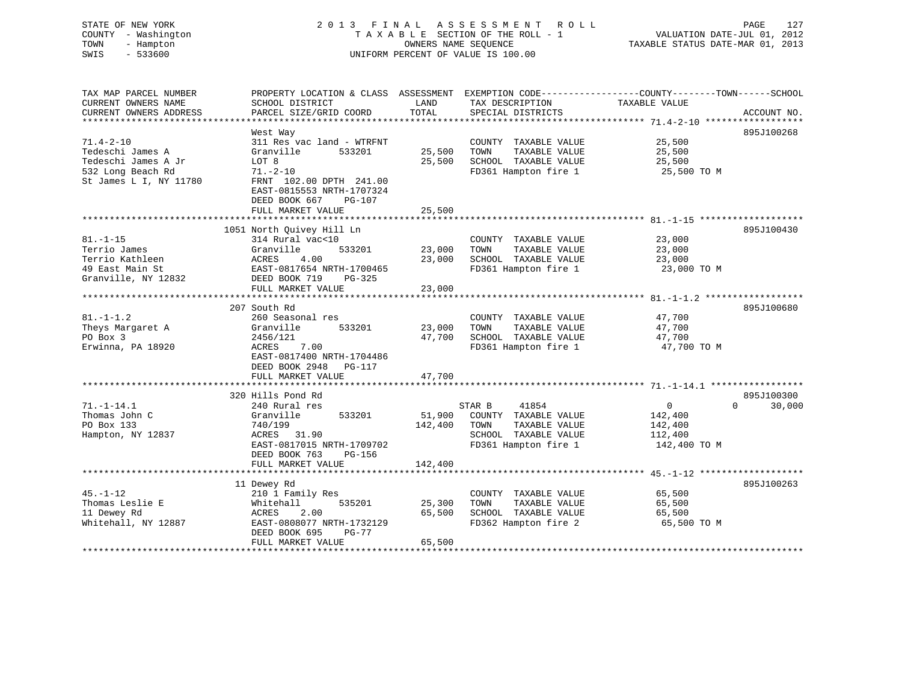STATE OF NEW YORK
COUNTY - Washington
TOWN - Hampton
SWIS - 533600

# 2013 FINAL ASSESSMENT ROLL
TAXABLE SECTION OF THE ROLL - 1
OWNERS NAME SEQUENCE
UNIFORM PERCENT OF VALUE IS 100.00

VALUATION DATE-JUL 01, 2012
TAXABLE STATUS DATE-MAR 01, 2013

| TAX MAP PARCEL NUMBER / CURRENT OWNERS NAME / CURRENT OWNERS ADDRESS | PROPERTY LOCATION & CLASS / SCHOOL DISTRICT / PARCEL SIZE/GRID COORD | ASSESSMENT LAND | TOTAL | EXEMPTION CODE / TAX DESCRIPTION / SPECIAL DISTRICTS | COUNTY / TOWN / SCHOOL TAXABLE VALUE | ACCOUNT NO. |
|---|---|---|---|---|---|---|
| 71.4-2-10 | West Way | | | | | 895J100268 |
| 71.4-2-10 | 311 Res vac land - WTRFNT | | | COUNTY TAXABLE VALUE | 25,500 | |
| Tedeschi James A | Granville 533201 | 25,500 | | TOWN TAXABLE VALUE | 25,500 | |
| Tedeschi James A Jr | LOT 8 | | 25,500 | SCHOOL TAXABLE VALUE | 25,500 | |
| 532 Long Beach Rd | 71.-2-10 | | | FD361 Hampton fire 1 | 25,500 TO M | |
| St James L I, NY 11780 | FRNT 102.00 DPTH 241.00 | | | | | |
| | EAST-0815553 NRTH-1707324 | | | | | |
| | DEED BOOK 667 PG-107 | | | | | |
| | FULL MARKET VALUE | | 25,500 | | | |
| 81.-1-15 | 1051 North Quivey Hill Ln | | | | | 895J100430 |
| 81.-1-15 | 314 Rural vac<10 | | | COUNTY TAXABLE VALUE | 23,000 | |
| Terrio James | Granville 533201 | 23,000 | | TOWN TAXABLE VALUE | 23,000 | |
| Terrio Kathleen | ACRES 4.00 | | 23,000 | SCHOOL TAXABLE VALUE | 23,000 | |
| 49 East Main St | EAST-0817654 NRTH-1700465 | | | FD361 Hampton fire 1 | 23,000 TO M | |
| Granville, NY 12832 | DEED BOOK 719 PG-325 | | | | | |
| | FULL MARKET VALUE | | 23,000 | | | |
| 81.-1-1.2 | 207 South Rd | | | | | 895J100680 |
| 81.-1-1.2 | 260 Seasonal res | | | COUNTY TAXABLE VALUE | 47,700 | |
| Theys Margaret A | Granville 533201 | 23,000 | | TOWN TAXABLE VALUE | 47,700 | |
| PO Box 3 | 2456/121 | | 47,700 | SCHOOL TAXABLE VALUE | 47,700 | |
| Erwinna, PA 18920 | ACRES 7.00 | | | FD361 Hampton fire 1 | 47,700 TO M | |
| | EAST-0817400 NRTH-1704486 | | | | | |
| | DEED BOOK 2948 PG-117 | | | | | |
| | FULL MARKET VALUE | | 47,700 | | | |
| 71.-1-14.1 | 320 Hills Pond Rd | | | | | 895J100300 |
| 71.-1-14.1 | 240 Rural res | | | STAR B 41854 | 0 / 0 / 30,000 | |
| Thomas John C | Granville 533201 | 51,900 | | COUNTY TAXABLE VALUE | 142,400 | |
| PO Box 133 | 740/199 | | 142,400 | TOWN TAXABLE VALUE | 142,400 | |
| Hampton, NY 12837 | ACRES 31.90 | | | SCHOOL TAXABLE VALUE | 112,400 | |
| | EAST-0817015 NRTH-1709702 | | | FD361 Hampton fire 1 | 142,400 TO M | |
| | DEED BOOK 763 PG-156 | | | | | |
| | FULL MARKET VALUE | | 142,400 | | | |
| 45.-1-12 | 11 Dewey Rd | | | | | 895J100263 |
| 45.-1-12 | 210 1 Family Res | | | COUNTY TAXABLE VALUE | 65,500 | |
| Thomas Leslie E | Whitehall 535201 | 25,300 | | TOWN TAXABLE VALUE | 65,500 | |
| 11 Dewey Rd | ACRES 2.00 | | 65,500 | SCHOOL TAXABLE VALUE | 65,500 | |
| Whitehall, NY 12887 | EAST-0808077 NRTH-1732129 | | | FD362 Hampton fire 2 | 65,500 TO M | |
| | DEED BOOK 695 PG-77 | | | | | |
| | FULL MARKET VALUE | | 65,500 | | | |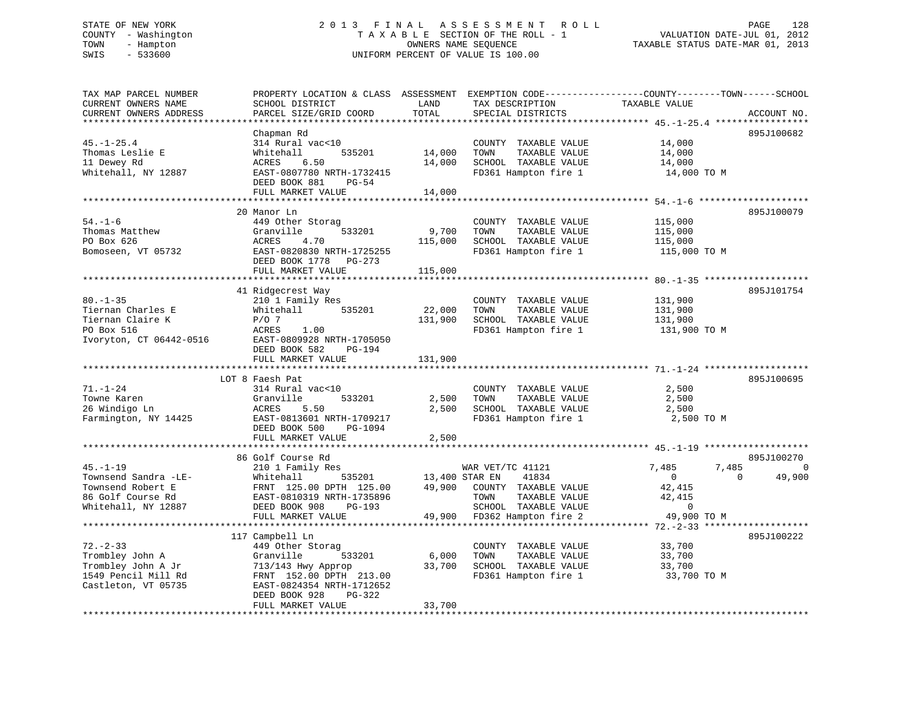STATE OF NEW YORK — COUNTY - Washington — TOWN - Hampton — SWIS - 533600

# 2013 FINAL ASSESSMENT ROLL

TAXABLE SECTION OF THE ROLL - 1 — OWNERS NAME SEQUENCE — UNIFORM PERCENT OF VALUE IS 100.00

VALUATION DATE-JUL 01, 2012 — TAXABLE STATUS DATE-MAR 01, 2013

```
TAX MAP PARCEL NUMBER          PROPERTY LOCATION & CLASS  ASSESSMENT  EXEMPTION CODE-----------------COUNTY--------TOWN------SCHOOL
CURRENT OWNERS NAME            SCHOOL DISTRICT               LAND      TAX DESCRIPTION             TAXABLE VALUE
CURRENT OWNERS ADDRESS         PARCEL SIZE/GRID COORD        TOTAL     SPECIAL DISTRICTS                                       ACCOUNT NO.
******************************************************************************************************* 45.-1-25.4 *****************
                               Chapman Rd                                                                                  895J100682
45.-1-25.4                     314 Rural vac<10                        COUNTY  TAXABLE VALUE             14,000
Thomas Leslie E                Whitehall        535201       14,000    TOWN    TAXABLE VALUE             14,000
11 Dewey Rd                    ACRES    6.50                 14,000    SCHOOL  TAXABLE VALUE             14,000
Whitehall, NY 12887            EAST-0807780 NRTH-1732415               FD361 Hampton fire 1              14,000 TO M
                               DEED BOOK 881    PG-54
                               FULL MARKET VALUE             14,000
******************************************************************************************************* 54.-1-6 ********************
                               20 Manor Ln                                                                                 895J100079
54.-1-6                        449 Other Storag                        COUNTY  TAXABLE VALUE            115,000
Thomas Matthew                 Granville        533201        9,700    TOWN    TAXABLE VALUE            115,000
PO Box 626                     ACRES    4.70                115,000    SCHOOL  TAXABLE VALUE            115,000
Bomoseen, VT 05732             EAST-0820830 NRTH-1725255               FD361 Hampton fire 1             115,000 TO M
                               DEED BOOK 1778   PG-273
                               FULL MARKET VALUE            115,000
******************************************************************************************************* 80.-1-35 *******************
                               41 Ridgecrest Way                                                                           895J101754
80.-1-35                       210 1 Family Res                        COUNTY  TAXABLE VALUE            131,900
Tiernan Charles E              Whitehall        535201       22,000    TOWN    TAXABLE VALUE            131,900
Tiernan Claire K               P/O 7                        131,900    SCHOOL  TAXABLE VALUE            131,900
PO Box 516                     ACRES    1.00                           FD361 Hampton fire 1             131,900 TO M
Ivoryton, CT 06442-0516        EAST-0809928 NRTH-1705050
                               DEED BOOK 582    PG-194
                               FULL MARKET VALUE            131,900
******************************************************************************************************* 71.-1-24 *******************
                               LOT 8 Faesh Pat                                                                             895J100695
71.-1-24                       314 Rural vac<10                        COUNTY  TAXABLE VALUE              2,500
Towne Karen                    Granville        533201        2,500    TOWN    TAXABLE VALUE              2,500
26 Windigo Ln                  ACRES    5.50                  2,500    SCHOOL  TAXABLE VALUE              2,500
Farmington, NY 14425           EAST-0813601 NRTH-1709217               FD361 Hampton fire 1               2,500 TO M
                               DEED BOOK 500    PG-1094
                               FULL MARKET VALUE              2,500
******************************************************************************************************* 45.-1-19 *******************
                               86 Golf Course Rd                                                                           895J100270
45.-1-19                       210 1 Family Res                        WAR VET/TC 41121                   7,485       7,485          0
Townsend Sandra -LE-           Whitehall        535201    13,400 STAR EN      41834                           0           0     49,900
Townsend Robert E              FRNT 125.00 DPTH 125.00       49,900    COUNTY  TAXABLE VALUE             42,415
86 Golf Course Rd              EAST-0810319 NRTH-1735896               TOWN    TAXABLE VALUE             42,415
Whitehall, NY 12887            DEED BOOK 908    PG-193                 SCHOOL  TAXABLE VALUE                  0
                               FULL MARKET VALUE             49,900    FD362 Hampton fire 2              49,900 TO M
******************************************************************************************************* 72.-2-33 *******************
                               117 Campbell Ln                                                                             895J100222
72.-2-33                       449 Other Storag                        COUNTY  TAXABLE VALUE             33,700
Trombley John A                Granville        533201        6,000    TOWN    TAXABLE VALUE             33,700
Trombley John A Jr             713/143 Hwy Approp            33,700    SCHOOL  TAXABLE VALUE             33,700
1549 Pencil Mill Rd            FRNT 152.00 DPTH 213.00                 FD361 Hampton fire 1              33,700 TO M
Castleton, VT 05735            EAST-0824354 NRTH-1712652
                               DEED BOOK 928    PG-322
                               FULL MARKET VALUE             33,700
************************************************************************************************************************************
```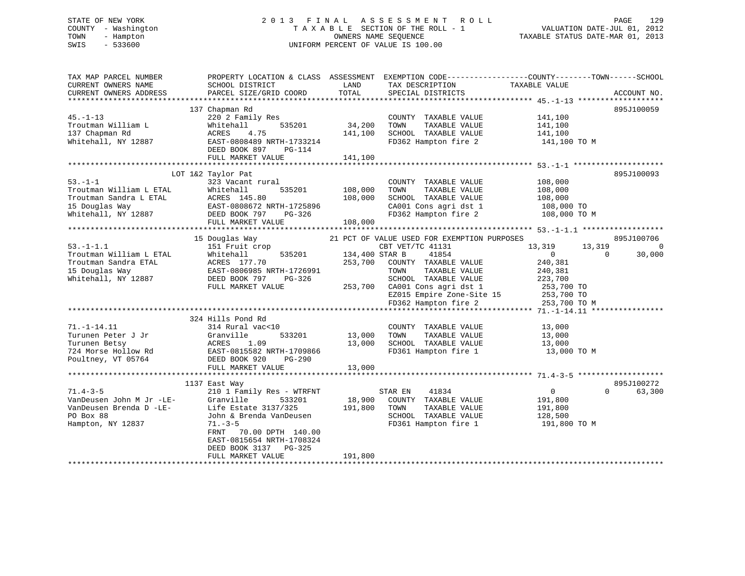STATE OF NEW YORK
COUNTY - Washington
TOWN - Hampton
SWIS - 533600

2 0 1 3 F I N A L A S S E S S M E N T R O L L
T A X A B L E SECTION OF THE ROLL - 1
OWNERS NAME SEQUENCE
UNIFORM PERCENT OF VALUE IS 100.00

VALUATION DATE-JUL 01, 2012
TAXABLE STATUS DATE-MAR 01, 2013

```
TAX MAP PARCEL NUMBER          PROPERTY LOCATION & CLASS  ASSESSMENT  EXEMPTION CODE------------------COUNTY--------TOWN------SCHOOL
CURRENT OWNERS NAME            SCHOOL DISTRICT               LAND      TAX DESCRIPTION            TAXABLE VALUE
CURRENT OWNERS ADDRESS         PARCEL SIZE/GRID COORD        TOTAL     SPECIAL DISTRICTS                                      ACCOUNT NO.
******************************************************************************************************* 45.-1-13 *******************
                         137 Chapman Rd                                                                                 895J100059
45.-1-13                       220 2 Family Res                        COUNTY  TAXABLE VALUE             141,100
Troutman William L             Whitehall       535201       34,200     TOWN    TAXABLE VALUE             141,100
137 Chapman Rd                 ACRES    4.75               141,100     SCHOOL  TAXABLE VALUE             141,100
Whitehall, NY 12887            EAST-0808489 NRTH-1733214               FD362 Hampton fire 2               141,100 TO M
                               DEED BOOK 897    PG-114
                               FULL MARKET VALUE           141,100
******************************************************************************************************* 53.-1-1 ********************
                         LOT 1&2 Taylor Pat                                                                             895J100093
53.-1-1                        323 Vacant rural                        COUNTY  TAXABLE VALUE             108,000
Troutman William L ETAL        Whitehall       535201      108,000     TOWN    TAXABLE VALUE             108,000
Troutman Sandra L ETAL         ACRES  145.80               108,000     SCHOOL  TAXABLE VALUE             108,000
15 Douglas Way                 EAST-0808672 NRTH-1725896               CA001 Cons agri dst 1              108,000 TO
Whitehall, NY 12887            DEED BOOK 797    PG-326                 FD362 Hampton fire 2               108,000 TO M
                               FULL MARKET VALUE           108,000
******************************************************************************************************* 53.-1-1.1 ******************
                         15 Douglas Way                  21 PCT OF VALUE USED FOR EXEMPTION PURPOSES                    895J100706
53.-1-1.1                      151 Fruit crop                          CBT VET/TC 41131            13,319      13,319            0
Troutman William L ETAL        Whitehall       535201      134,400 STAR B      41854                    0           0       30,000
Troutman Sandra ETAL           ACRES  177.70               253,700     COUNTY  TAXABLE VALUE             240,381
15 Douglas Way                 EAST-0806985 NRTH-1726991               TOWN    TAXABLE VALUE             240,381
Whitehall, NY 12887            DEED BOOK 797    PG-326                 SCHOOL  TAXABLE VALUE             223,700
                               FULL MARKET VALUE           253,700     CA001 Cons agri dst 1              253,700 TO
                                                                       EZ015 Empire Zone-Site 15          253,700 TO
                                                                       FD362 Hampton fire 2               253,700 TO M
******************************************************************************************************* 71.-1-14.11 ****************
                         324 Hills Pond Rd
71.-1-14.11                    314 Rural vac<10                        COUNTY  TAXABLE VALUE              13,000
Turunen Peter J Jr             Granville       533201       13,000     TOWN    TAXABLE VALUE              13,000
Turunen Betsy                  ACRES    1.09                13,000     SCHOOL  TAXABLE VALUE              13,000
724 Morse Hollow Rd            EAST-0815582 NRTH-1709866               FD361 Hampton fire 1                13,000 TO M
Poultney, VT 05764             DEED BOOK 920    PG-290
                               FULL MARKET VALUE            13,000
******************************************************************************************************* 71.4-3-5 *******************
                         1137 East Way                                                                                  895J100272
71.4-3-5                       210 1 Family Res - WTRFNT               STAR EN     41834                    0           0       63,300
VanDeusen John M Jr -LE-       Granville       533201       18,900     COUNTY  TAXABLE VALUE             191,800
VanDeusen Brenda D -LE-        Life Estate 3137/325        191,800     TOWN    TAXABLE VALUE             191,800
PO Box 88                      John & Brenda VanDeusen                 SCHOOL  TAXABLE VALUE             128,500
Hampton, NY 12837              71.-3-5                                 FD361 Hampton fire 1               191,800 TO M
                               FRNT   70.00 DPTH 140.00
                               EAST-0815654 NRTH-1708324
                               DEED BOOK 3137   PG-325
                               FULL MARKET VALUE           191,800
************************************************************************************************************************************
```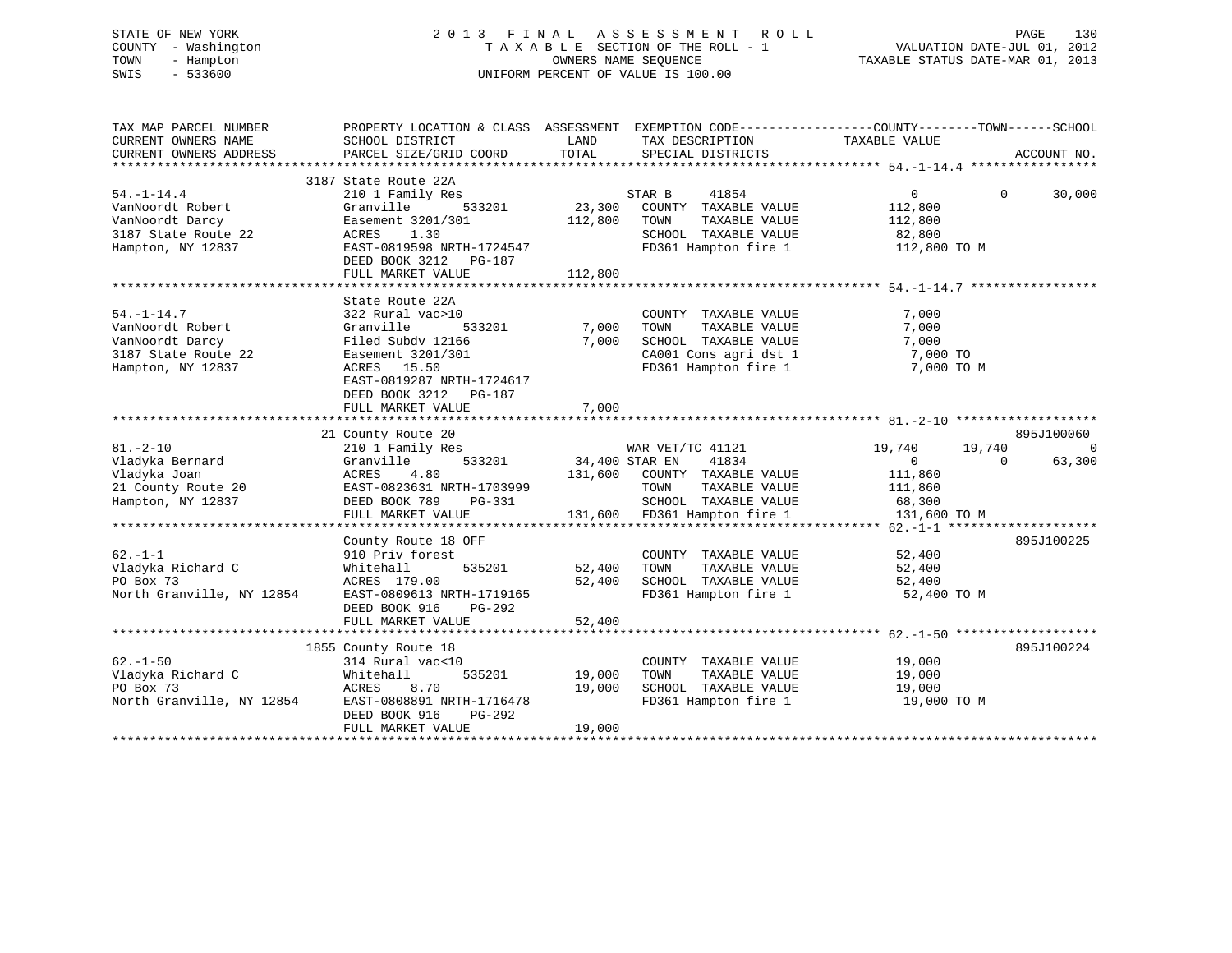STATE OF NEW YORK
COUNTY - Washington
TOWN - Hampton
SWIS - 533600

# 2013 FINAL ASSESSMENT ROLL

TAXABLE SECTION OF THE ROLL - 1
OWNERS NAME SEQUENCE
UNIFORM PERCENT OF VALUE IS 100.00

VALUATION DATE-JUL 01, 2012
TAXABLE STATUS DATE-MAR 01, 2013

```
TAX MAP PARCEL NUMBER          PROPERTY LOCATION & CLASS  ASSESSMENT  EXEMPTION CODE------------------COUNTY--------TOWN------SCHOOL
CURRENT OWNERS NAME            SCHOOL DISTRICT               LAND      TAX DESCRIPTION            TAXABLE VALUE
CURRENT OWNERS ADDRESS         PARCEL SIZE/GRID COORD        TOTAL     SPECIAL DISTRICTS                                      ACCOUNT NO.
******************************************************************************************************* 54.-1-14.4 *****************
                               3187 State Route 22A
54.-1-14.4                     210 1 Family Res                    STAR B      41854                 0            0       30,000
VanNoordt Robert               Granville         533201      23,300   COUNTY  TAXABLE VALUE          112,800
VanNoordt Darcy                Easement 3201/301            112,800   TOWN    TAXABLE VALUE          112,800
3187 State Route 22            ACRES    1.30                          SCHOOL  TAXABLE VALUE           82,800
Hampton, NY 12837              EAST-0819598 NRTH-1724547              FD361 Hampton fire 1           112,800 TO M
                               DEED BOOK 3212   PG-187
                               FULL MARKET VALUE            112,800
******************************************************************************************************* 54.-1-14.7 *****************
                               State Route 22A
54.-1-14.7                     322 Rural vac>10                       COUNTY  TAXABLE VALUE            7,000
VanNoordt Robert               Granville         533201       7,000   TOWN    TAXABLE VALUE            7,000
VanNoordt Darcy                Filed Subdv 12166              7,000   SCHOOL  TAXABLE VALUE            7,000
3187 State Route 22            Easement 3201/301                      CA001 Cons agri dst 1            7,000 TO
Hampton, NY 12837              ACRES   15.50                          FD361 Hampton fire 1             7,000 TO M
                               EAST-0819287 NRTH-1724617
                               DEED BOOK 3212   PG-187
                               FULL MARKET VALUE              7,000
******************************************************************************************************* 81.-2-10 *******************
                               21 County Route 20                                                                     895J100060
81.-2-10                       210 1 Family Res                    WAR VET/TC 41121              19,740       19,740            0
Vladyka Bernard                Granville         533201      34,400 STAR EN     41834                 0            0       63,300
Vladyka Joan                   ACRES    4.80                131,600   COUNTY  TAXABLE VALUE          111,860
21 County Route 20             EAST-0823631 NRTH-1703999              TOWN    TAXABLE VALUE          111,860
Hampton, NY 12837              DEED BOOK 789    PG-331                SCHOOL  TAXABLE VALUE           68,300
                               FULL MARKET VALUE            131,600   FD361 Hampton fire 1           131,600 TO M
******************************************************************************************************* 62.-1-1 ********************
                               County Route 18 OFF                                                                    895J100225
62.-1-1                        910 Priv forest                        COUNTY  TAXABLE VALUE           52,400
Vladyka Richard C              Whitehall         535201      52,400   TOWN    TAXABLE VALUE           52,400
PO Box 73                      ACRES  179.00                 52,400   SCHOOL  TAXABLE VALUE           52,400
North Granville, NY 12854      EAST-0809613 NRTH-1719165              FD361 Hampton fire 1            52,400 TO M
                               DEED BOOK 916    PG-292
                               FULL MARKET VALUE             52,400
******************************************************************************************************* 62.-1-50 *******************
                               1855 County Route 18                                                                   895J100224
62.-1-50                       314 Rural vac<10                       COUNTY  TAXABLE VALUE           19,000
Vladyka Richard C              Whitehall         535201      19,000   TOWN    TAXABLE VALUE           19,000
PO Box 73                      ACRES    8.70                 19,000   SCHOOL  TAXABLE VALUE           19,000
North Granville, NY 12854      EAST-0808891 NRTH-1716478              FD361 Hampton fire 1            19,000 TO M
                               DEED BOOK 916    PG-292
                               FULL MARKET VALUE             19,000
************************************************************************************************************************************
```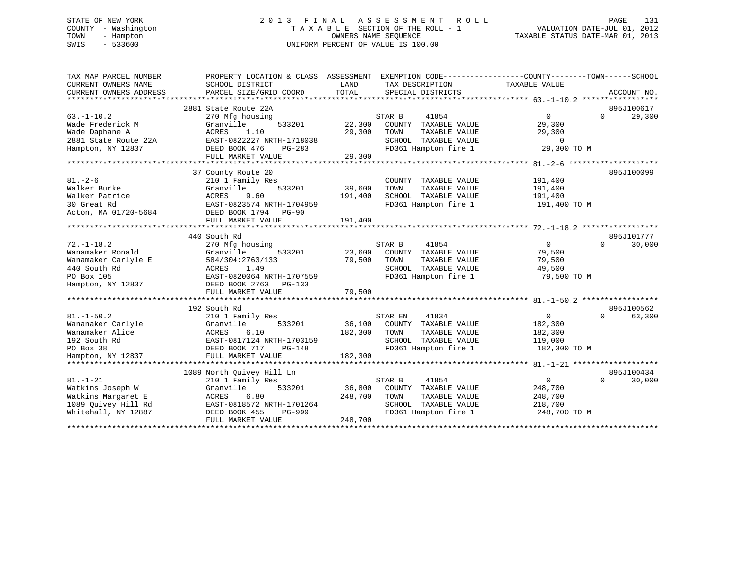STATE OF NEW YORK
COUNTY - Washington
TOWN - Hampton
SWIS - 533600

2 0 1 3 F I N A L A S S E S S M E N T R O L L
T A X A B L E SECTION OF THE ROLL - 1
OWNERS NAME SEQUENCE
UNIFORM PERCENT OF VALUE IS 100.00

VALUATION DATE-JUL 01, 2012
TAXABLE STATUS DATE-MAR 01, 2013

| TAX MAP PARCEL NUMBER / CURRENT OWNERS NAME / CURRENT OWNERS ADDRESS | PROPERTY LOCATION & CLASS / SCHOOL DISTRICT / PARCEL SIZE/GRID COORD | ASSESSMENT LAND | TOTAL | EXEMPTION CODE / TAX DESCRIPTION / SPECIAL DISTRICTS | COUNTY TAXABLE VALUE | TOWN | SCHOOL | ACCOUNT NO. |
|---|---|---|---|---|---|---|---|---|
| 63.-1-10.2 | 2881 State Route 22A | | | | | | | 895J100617 |
| Wade Frederick M | 270 Mfg housing | | | STAR B 41854 | 0 | 0 | 29,300 | |
| Wade Daphane A | Granville 533201 | 22,300 | | COUNTY TAXABLE VALUE | 29,300 | | | |
| 2881 State Route 22A | ACRES 1.10 | | 29,300 | TOWN TAXABLE VALUE | 29,300 | | | |
| Hampton, NY 12837 | EAST-0822227 NRTH-1718038 | | | SCHOOL TAXABLE VALUE | 0 | | | |
| | DEED BOOK 476 PG-283 | | | FD361 Hampton fire 1 | 29,300 TO M | | | |
| | FULL MARKET VALUE | | 29,300 | | | | | |
| 81.-2-6 | 37 County Route 20 | | | | | | | 895J100099 |
| Walker Burke | 210 1 Family Res | | | COUNTY TAXABLE VALUE | 191,400 | | | |
| Walker Patrice | Granville 533201 | 39,600 | | TOWN TAXABLE VALUE | 191,400 | | | |
| 30 Great Rd | ACRES 9.60 | | 191,400 | SCHOOL TAXABLE VALUE | 191,400 | | | |
| Acton, MA 01720-5684 | EAST-0823574 NRTH-1704959 | | | FD361 Hampton fire 1 | 191,400 TO M | | | |
| | DEED BOOK 1794 PG-90 | | | | | | | |
| | FULL MARKET VALUE | | 191,400 | | | | | |
| 72.-1-18.2 | 440 South Rd | | | | | | | 895J101777 |
| Wanamaker Ronald | 270 Mfg housing | | | STAR B 41854 | 0 | 0 | 30,000 | |
| Wanamaker Carlyle E | Granville 533201 | 23,600 | | COUNTY TAXABLE VALUE | 79,500 | | | |
| 440 South Rd | 584/304:2763/133 | | 79,500 | TOWN TAXABLE VALUE | 79,500 | | | |
| PO Box 105 | ACRES 1.49 | | | SCHOOL TAXABLE VALUE | 49,500 | | | |
| Hampton, NY 12837 | EAST-0820064 NRTH-1707559 | | | FD361 Hampton fire 1 | 79,500 TO M | | | |
| | DEED BOOK 2763 PG-133 | | | | | | | |
| | FULL MARKET VALUE | | 79,500 | | | | | |
| 81.-1-50.2 | 192 South Rd | | | | | | | 895J100562 |
| Wananaker Carlyle | 210 1 Family Res | | | STAR EN 41834 | 0 | 0 | 63,300 | |
| Wanamaker Alice | Granville 533201 | 36,100 | | COUNTY TAXABLE VALUE | 182,300 | | | |
| 192 South Rd | ACRES 6.10 | | 182,300 | TOWN TAXABLE VALUE | 182,300 | | | |
| PO Box 38 | EAST-0817124 NRTH-1703159 | | | SCHOOL TAXABLE VALUE | 119,000 | | | |
| Hampton, NY 12837 | DEED BOOK 717 PG-148 | | | FD361 Hampton fire 1 | 182,300 TO M | | | |
| | FULL MARKET VALUE | | 182,300 | | | | | |
| 81.-1-21 | 1089 North Quivey Hill Ln | | | | | | | 895J100434 |
| Watkins Joseph W | 210 1 Family Res | | | STAR B 41854 | 0 | 0 | 30,000 | |
| Watkins Margaret E | Granville 533201 | 36,800 | | COUNTY TAXABLE VALUE | 248,700 | | | |
| 1089 Quivey Hill Rd | ACRES 6.80 | | 248,700 | TOWN TAXABLE VALUE | 248,700 | | | |
| Whitehall, NY 12887 | EAST-0818572 NRTH-1701264 | | | SCHOOL TAXABLE VALUE | 218,700 | | | |
| | DEED BOOK 455 PG-999 | | | FD361 Hampton fire 1 | 248,700 TO M | | | |
| | FULL MARKET VALUE | | 248,700 | | | | | |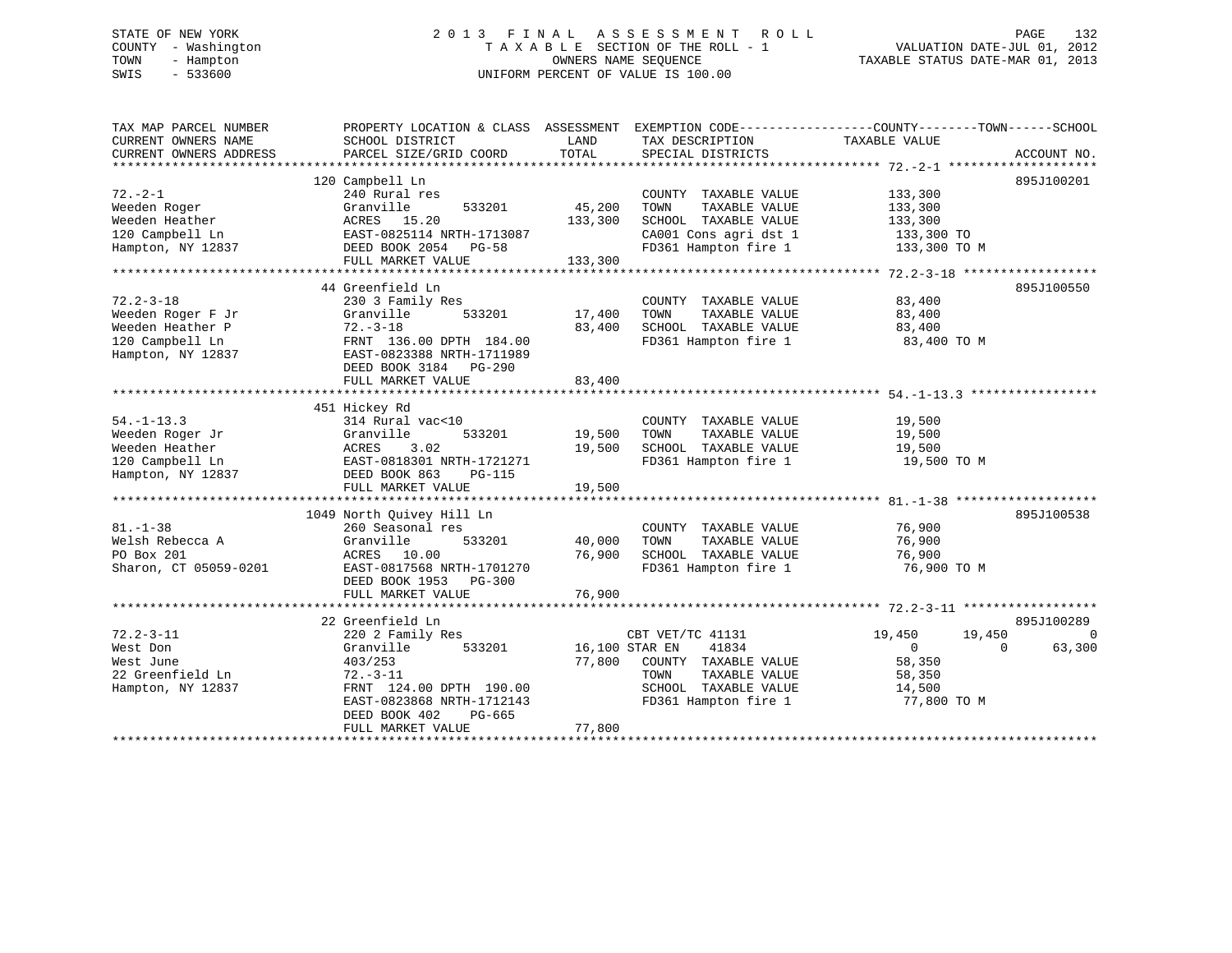STATE OF NEW YORK
COUNTY - Washington
TOWN - Hampton
SWIS - 533600

2 0 1 3 F I N A L A S S E S S M E N T R O L L
T A X A B L E SECTION OF THE ROLL - 1
OWNERS NAME SEQUENCE
UNIFORM PERCENT OF VALUE IS 100.00

VALUATION DATE-JUL 01, 2012
TAXABLE STATUS DATE-MAR 01, 2013

| TAX MAP PARCEL NUMBER / CURRENT OWNERS NAME / CURRENT OWNERS ADDRESS | PROPERTY LOCATION & CLASS / SCHOOL DISTRICT / PARCEL SIZE/GRID COORD | ASSESSMENT LAND | TOTAL | EXEMPTION CODE / TAX DESCRIPTION / SPECIAL DISTRICTS | COUNTY TAXABLE VALUE | TOWN | SCHOOL | ACCOUNT NO. |
|---|---|---|---|---|---|---|---|---|
| **72.-2-1** | 120 Campbell Ln | | | | | | | 895J100201 |
| 72.-2-1 | 240 Rural res | | | COUNTY TAXABLE VALUE | 133,300 | | | |
| Weeden Roger | Granville 533201 | 45,200 | | TOWN TAXABLE VALUE | 133,300 | | | |
| Weeden Heather | ACRES 15.20 | | 133,300 | SCHOOL TAXABLE VALUE | 133,300 | | | |
| 120 Campbell Ln | EAST-0825114 NRTH-1713087 | | | CA001 Cons agri dst 1 | 133,300 TO | | | |
| Hampton, NY 12837 | DEED BOOK 2054 PG-58 | | | FD361 Hampton fire 1 | 133,300 TO M | | | |
| | FULL MARKET VALUE | | 133,300 | | | | | |
| **72.2-3-18** | 44 Greenfield Ln | | | | | | | 895J100550 |
| 72.2-3-18 | 230 3 Family Res | | | COUNTY TAXABLE VALUE | 83,400 | | | |
| Weeden Roger F Jr | Granville 533201 | 17,400 | | TOWN TAXABLE VALUE | 83,400 | | | |
| Weeden Heather P | 72.-3-18 | | 83,400 | SCHOOL TAXABLE VALUE | 83,400 | | | |
| 120 Campbell Ln | FRNT 136.00 DPTH 184.00 | | | FD361 Hampton fire 1 | 83,400 TO M | | | |
| Hampton, NY 12837 | EAST-0823388 NRTH-1711989 | | | | | | | |
| | DEED BOOK 3184 PG-290 | | | | | | | |
| | FULL MARKET VALUE | | 83,400 | | | | | |
| **54.-1-13.3** | 451 Hickey Rd | | | | | | | |
| 54.-1-13.3 | 314 Rural vac<10 | | | COUNTY TAXABLE VALUE | 19,500 | | | |
| Weeden Roger Jr | Granville 533201 | 19,500 | | TOWN TAXABLE VALUE | 19,500 | | | |
| Weeden Heather | ACRES 3.02 | | 19,500 | SCHOOL TAXABLE VALUE | 19,500 | | | |
| 120 Campbell Ln | EAST-0818301 NRTH-1721271 | | | FD361 Hampton fire 1 | 19,500 TO M | | | |
| Hampton, NY 12837 | DEED BOOK 863 PG-115 | | | | | | | |
| | FULL MARKET VALUE | | 19,500 | | | | | |
| **81.-1-38** | 1049 North Quivey Hill Ln | | | | | | | 895J100538 |
| 81.-1-38 | 260 Seasonal res | | | COUNTY TAXABLE VALUE | 76,900 | | | |
| Welsh Rebecca A | Granville 533201 | 40,000 | | TOWN TAXABLE VALUE | 76,900 | | | |
| PO Box 201 | ACRES 10.00 | | 76,900 | SCHOOL TAXABLE VALUE | 76,900 | | | |
| Sharon, CT 05059-0201 | EAST-0817568 NRTH-1701270 | | | FD361 Hampton fire 1 | 76,900 TO M | | | |
| | DEED BOOK 1953 PG-300 | | | | | | | |
| | FULL MARKET VALUE | | 76,900 | | | | | |
| **72.2-3-11** | 22 Greenfield Ln | | | | | | | 895J100289 |
| 72.2-3-11 | 220 2 Family Res | | | CBT VET/TC 41131 | 19,450 | 19,450 | 0 | |
| West Don | Granville 533201 | 16,100 | | STAR EN 41834 | 0 | 0 | 63,300 | |
| West June | 403/253 | | 77,800 | COUNTY TAXABLE VALUE | 58,350 | | | |
| 22 Greenfield Ln | 72.-3-11 | | | TOWN TAXABLE VALUE | 58,350 | | | |
| Hampton, NY 12837 | FRNT 124.00 DPTH 190.00 | | | SCHOOL TAXABLE VALUE | 14,500 | | | |
| | EAST-0823868 NRTH-1712143 | | | FD361 Hampton fire 1 | 77,800 TO M | | | |
| | DEED BOOK 402 PG-665 | | | | | | | |
| | FULL MARKET VALUE | | 77,800 | | | | | |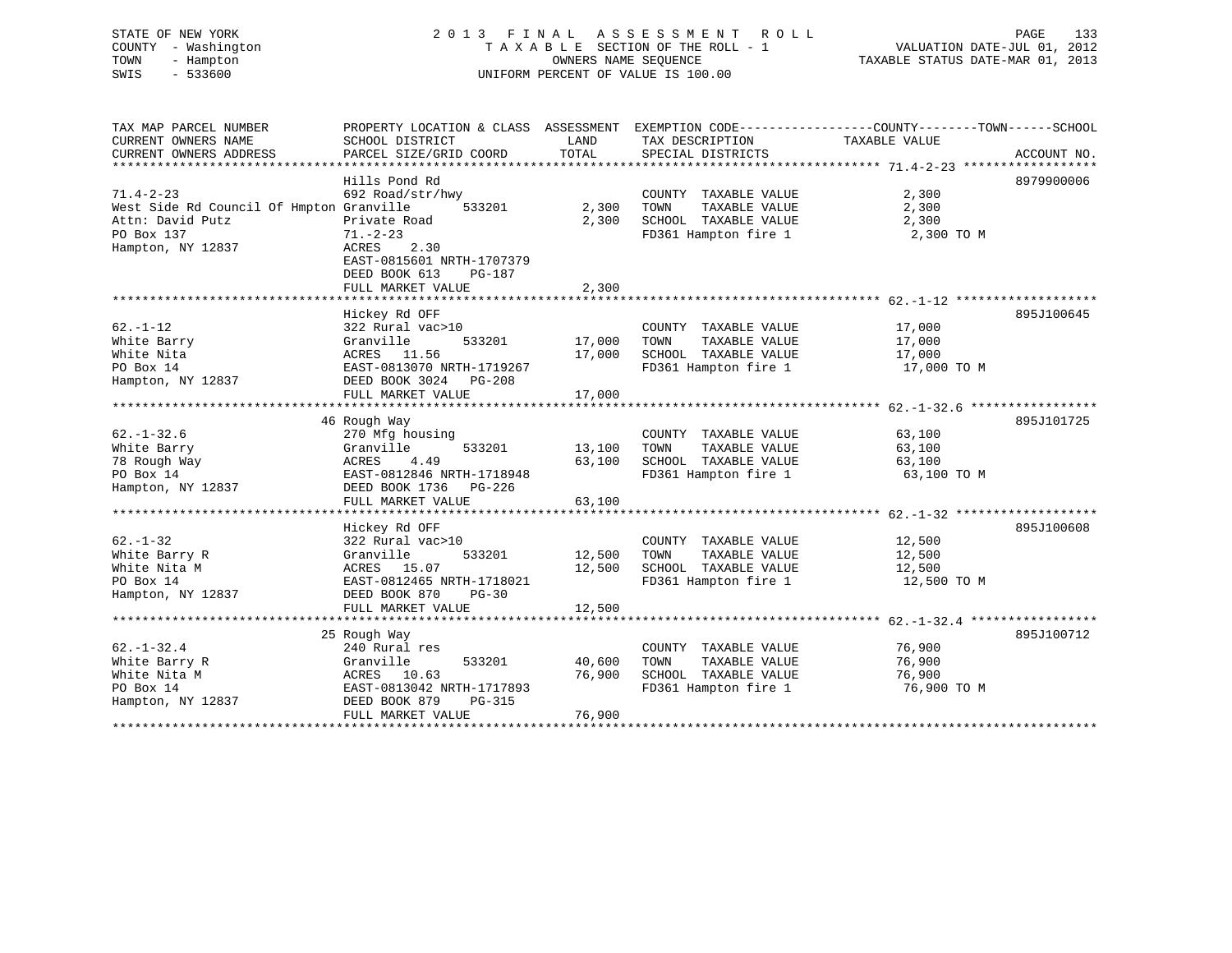STATE OF NEW YORK
COUNTY - Washington
TOWN - Hampton
SWIS - 533600

2013 FINAL ASSESSMENT ROLL
TAXABLE SECTION OF THE ROLL - 1
OWNERS NAME SEQUENCE
UNIFORM PERCENT OF VALUE IS 100.00

VALUATION DATE-JUL 01, 2012
TAXABLE STATUS DATE-MAR 01, 2013

| TAX MAP PARCEL NUMBER / CURRENT OWNERS NAME / CURRENT OWNERS ADDRESS | PROPERTY LOCATION & CLASS / SCHOOL DISTRICT / PARCEL SIZE/GRID COORD | ASSESSMENT LAND / TOTAL | EXEMPTION CODE / TAX DESCRIPTION / SPECIAL DISTRICTS | COUNTY--------TOWN------SCHOOL TAXABLE VALUE | ACCOUNT NO. |
|---|---|---|---|---|---|
| 71.4-2-23 | Hills Pond Rd | | | | 8979900006 |
| West Side Rd Council Of Hmpton | 692 Road/str/hwy | | COUNTY TAXABLE VALUE | 2,300 | |
| Attn: David Putz | Granville 533201 | 2,300 | TOWN TAXABLE VALUE | 2,300 | |
| PO Box 137 | Private Road | 2,300 | SCHOOL TAXABLE VALUE | 2,300 | |
| Hampton, NY 12837 | 71.-2-23 | | FD361 Hampton fire 1 | 2,300 TO M | |
| | ACRES 2.30 | | | | |
| | EAST-0815601 NRTH-1707379 | | | | |
| | DEED BOOK 613 PG-187 | | | | |
| | FULL MARKET VALUE | 2,300 | | | |
| 62.-1-12 | Hickey Rd OFF | | | | 895J100645 |
| White Barry | 322 Rural vac>10 | | COUNTY TAXABLE VALUE | 17,000 | |
| White Nita | Granville 533201 | 17,000 | TOWN TAXABLE VALUE | 17,000 | |
| PO Box 14 | ACRES 11.56 | 17,000 | SCHOOL TAXABLE VALUE | 17,000 | |
| Hampton, NY 12837 | EAST-0813070 NRTH-1719267 | | FD361 Hampton fire 1 | 17,000 TO M | |
| | DEED BOOK 3024 PG-208 | | | | |
| | FULL MARKET VALUE | 17,000 | | | |
| 62.-1-32.6 | 46 Rough Way | | | | 895J101725 |
| White Barry | 270 Mfg housing | | COUNTY TAXABLE VALUE | 63,100 | |
| 78 Rough Way | Granville 533201 | 13,100 | TOWN TAXABLE VALUE | 63,100 | |
| PO Box 14 | ACRES 4.49 | 63,100 | SCHOOL TAXABLE VALUE | 63,100 | |
| Hampton, NY 12837 | EAST-0812846 NRTH-1718948 | | FD361 Hampton fire 1 | 63,100 TO M | |
| | DEED BOOK 1736 PG-226 | | | | |
| | FULL MARKET VALUE | 63,100 | | | |
| 62.-1-32 | Hickey Rd OFF | | | | 895J100608 |
| White Barry R | 322 Rural vac>10 | | COUNTY TAXABLE VALUE | 12,500 | |
| White Nita M | Granville 533201 | 12,500 | TOWN TAXABLE VALUE | 12,500 | |
| PO Box 14 | ACRES 15.07 | 12,500 | SCHOOL TAXABLE VALUE | 12,500 | |
| Hampton, NY 12837 | EAST-0812465 NRTH-1718021 | | FD361 Hampton fire 1 | 12,500 TO M | |
| | DEED BOOK 870 PG-30 | | | | |
| | FULL MARKET VALUE | 12,500 | | | |
| 62.-1-32.4 | 25 Rough Way | | | | 895J100712 |
| White Barry R | 240 Rural res | | COUNTY TAXABLE VALUE | 76,900 | |
| White Nita M | Granville 533201 | 40,600 | TOWN TAXABLE VALUE | 76,900 | |
| PO Box 14 | ACRES 10.63 | 76,900 | SCHOOL TAXABLE VALUE | 76,900 | |
| Hampton, NY 12837 | EAST-0813042 NRTH-1717893 | | FD361 Hampton fire 1 | 76,900 TO M | |
| | DEED BOOK 879 PG-315 | | | | |
| | FULL MARKET VALUE | 76,900 | | | |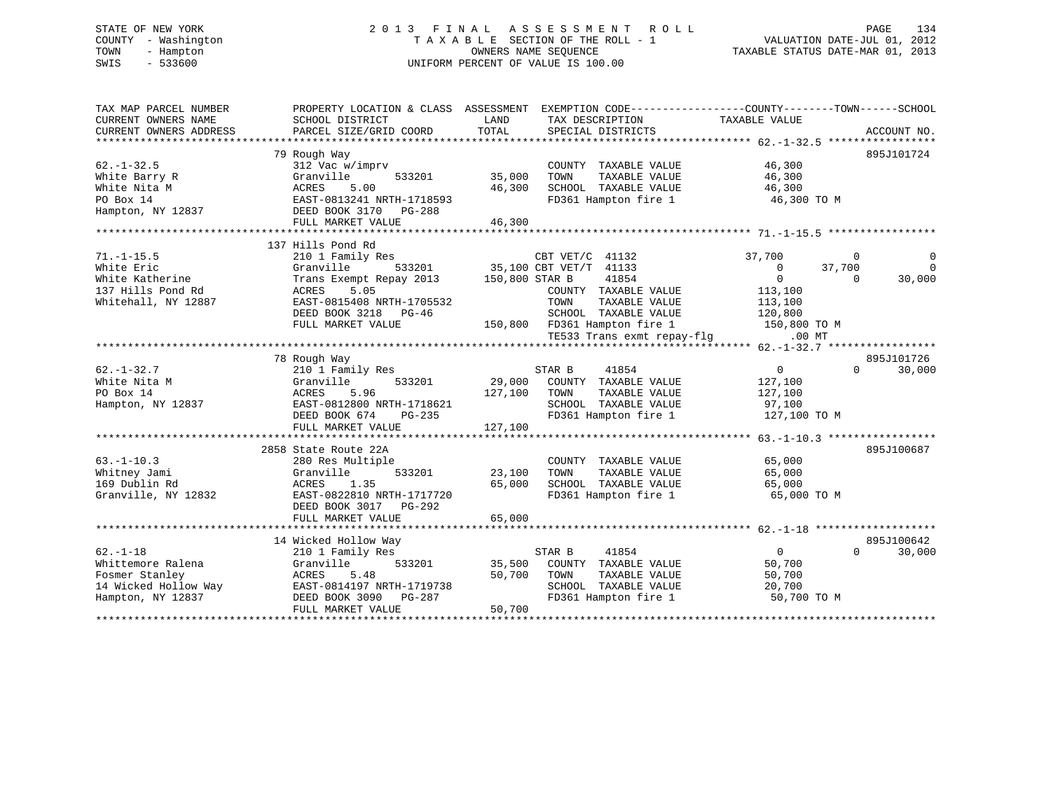STATE OF NEW YORK
COUNTY - Washington
TOWN - Hampton
SWIS - 533600

2 0 1 3 F I N A L A S S E S S M E N T R O L L
T A X A B L E SECTION OF THE ROLL - 1
OWNERS NAME SEQUENCE
UNIFORM PERCENT OF VALUE IS 100.00

VALUATION DATE-JUL 01, 2012
TAXABLE STATUS DATE-MAR 01, 2013

```
TAX MAP PARCEL NUMBER         PROPERTY LOCATION & CLASS  ASSESSMENT  EXEMPTION CODE------------------COUNTY--------TOWN------SCHOOL
CURRENT OWNERS NAME           SCHOOL DISTRICT               LAND      TAX DESCRIPTION             TAXABLE VALUE
CURRENT OWNERS ADDRESS        PARCEL SIZE/GRID COORD        TOTAL     SPECIAL DISTRICTS                                    ACCOUNT NO.
****************************************************************************************************** 62.-1-32.5 *****************
                              79 Rough Way                                                                                895J101724
62.-1-32.5                    312 Vac w/imprv                          COUNTY  TAXABLE VALUE          46,300
White Barry R                 Granville        533201      35,000      TOWN    TAXABLE VALUE          46,300
White Nita M                  ACRES    5.00                46,300      SCHOOL  TAXABLE VALUE          46,300
PO Box 14                     EAST-0813241 NRTH-1718593                FD361 Hampton fire 1            46,300 TO M
Hampton, NY 12837             DEED BOOK 3170   PG-288
                              FULL MARKET VALUE            46,300
****************************************************************************************************** 71.-1-15.5 *****************
                              137 Hills Pond Rd
71.-1-15.5                    210 1 Family Res                   CBT VET/C  41132              37,700           0            0
White Eric                    Granville        533201      35,100 CBT VET/T  41133                   0      37,700            0
White Katherine               Trans Exempt Repay 2013     150,800 STAR B     41854                   0           0       30,000
137 Hills Pond Rd             ACRES    5.05                          COUNTY  TAXABLE VALUE         113,100
Whitehall, NY 12887           EAST-0815408 NRTH-1705532              TOWN    TAXABLE VALUE         113,100
                              DEED BOOK 3218   PG-46                 SCHOOL  TAXABLE VALUE         120,800
                              FULL MARKET VALUE           150,800    FD361 Hampton fire 1           150,800 TO M
                                                                     TE533 Trans exmt repay-flg          .00 MT
****************************************************************************************************** 62.-1-32.7 *****************
                              78 Rough Way                                                                                895J101726
62.-1-32.7                    210 1 Family Res                   STAR B     41854                   0           0       30,000
White Nita M                  Granville        533201      29,000  COUNTY  TAXABLE VALUE         127,100
PO Box 14                     ACRES    5.96               127,100  TOWN    TAXABLE VALUE         127,100
Hampton, NY 12837             EAST-0812800 NRTH-1718621             SCHOOL  TAXABLE VALUE          97,100
                              DEED BOOK 674    PG-235               FD361 Hampton fire 1           127,100 TO M
                              FULL MARKET VALUE           127,100
****************************************************************************************************** 63.-1-10.3 *****************
                              2858 State Route 22A                                                                        895J100687
63.-1-10.3                    280 Res Multiple                         COUNTY  TAXABLE VALUE          65,000
Whitney Jami                  Granville        533201      23,100      TOWN    TAXABLE VALUE          65,000
169 Dublin Rd                 ACRES    1.35                65,000      SCHOOL  TAXABLE VALUE          65,000
Granville, NY 12832           EAST-0822810 NRTH-1717720                FD361 Hampton fire 1            65,000 TO M
                              DEED BOOK 3017   PG-292
                              FULL MARKET VALUE            65,000
****************************************************************************************************** 62.-1-18 *******************
                              14 Wicked Hollow Way                                                                        895J100642
62.-1-18                      210 1 Family Res                   STAR B     41854                   0           0       30,000
Whittemore Ralena             Granville        533201      35,500  COUNTY  TAXABLE VALUE          50,700
Fosmer Stanley                ACRES    5.48                50,700  TOWN    TAXABLE VALUE          50,700
14 Wicked Hollow Way          EAST-0814197 NRTH-1719738             SCHOOL  TAXABLE VALUE          20,700
Hampton, NY 12837             DEED BOOK 3090   PG-287               FD361 Hampton fire 1            50,700 TO M
                              FULL MARKET VALUE            50,700
************************************************************************************************************************************
```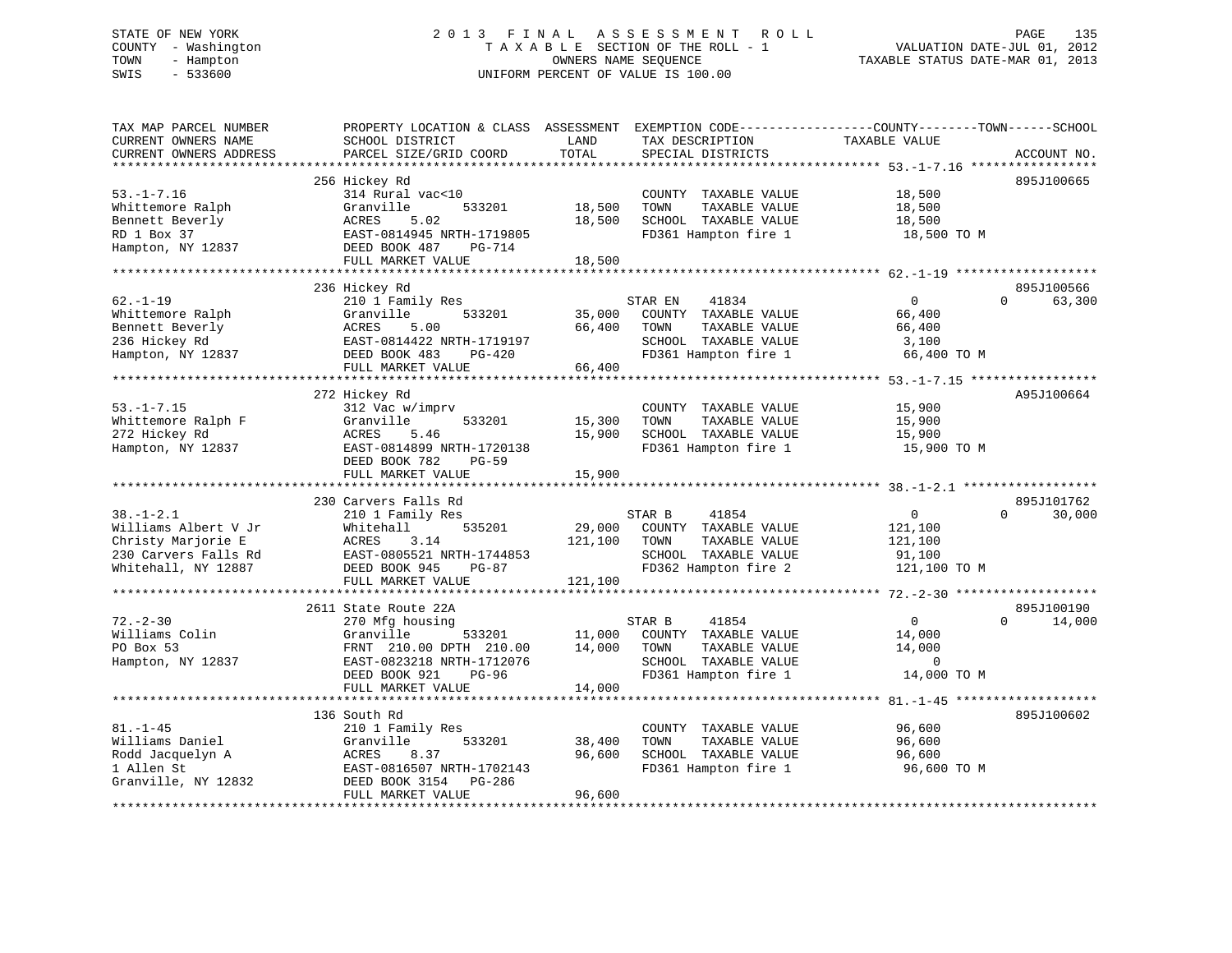STATE OF NEW YORK
COUNTY - Washington
TOWN - Hampton
SWIS - 533600

# 2013 FINAL ASSESSMENT ROLL

TAXABLE SECTION OF THE ROLL - 1
OWNERS NAME SEQUENCE
UNIFORM PERCENT OF VALUE IS 100.00

VALUATION DATE-JUL 01, 2012
TAXABLE STATUS DATE-MAR 01, 2013

| TAX MAP PARCEL NUMBER / CURRENT OWNERS NAME / CURRENT OWNERS ADDRESS | PROPERTY LOCATION & CLASS / SCHOOL DISTRICT / PARCEL SIZE/GRID COORD | ASSESSMENT LAND | TOTAL | EXEMPTION CODE / TAX DESCRIPTION / SPECIAL DISTRICTS | COUNTY TAXABLE VALUE | TOWN | SCHOOL | ACCOUNT NO. |
|---|---|---|---|---|---|---|---|---|
| 53.-1-7.16 | 256 Hickey Rd | | | | | | | 895J100665 |
| Whittemore Ralph | 314 Rural vac<10 | | | COUNTY TAXABLE VALUE | 18,500 | | | |
| Bennett Beverly | Granville 533201 | 18,500 | | TOWN TAXABLE VALUE | 18,500 | | | |
| RD 1 Box 37 | ACRES 5.02 | | 18,500 | SCHOOL TAXABLE VALUE | 18,500 | | | |
| Hampton, NY 12837 | EAST-0814945 NRTH-1719805 | | | FD361 Hampton fire 1 | 18,500 TO M | | | |
| | DEED BOOK 487 PG-714 | | | | | | | |
| | FULL MARKET VALUE | | 18,500 | | | | | |
| 62.-1-19 | 236 Hickey Rd | | | | | | | 895J100566 |
| Whittemore Ralph | 210 1 Family Res | | | STAR EN 41834 | 0 | 0 | 63,300 | |
| Bennett Beverly | Granville 533201 | 35,000 | | COUNTY TAXABLE VALUE | 66,400 | | | |
| 236 Hickey Rd | ACRES 5.00 | | 66,400 | TOWN TAXABLE VALUE | 66,400 | | | |
| Hampton, NY 12837 | EAST-0814422 NRTH-1719197 | | | SCHOOL TAXABLE VALUE | 3,100 | | | |
| | DEED BOOK 483 PG-420 | | | FD361 Hampton fire 1 | 66,400 TO M | | | |
| | FULL MARKET VALUE | | 66,400 | | | | | |
| 53.-1-7.15 | 272 Hickey Rd | | | | | | | A95J100664 |
| Whittemore Ralph F | 312 Vac w/imprv | | | COUNTY TAXABLE VALUE | 15,900 | | | |
| 272 Hickey Rd | Granville 533201 | 15,300 | | TOWN TAXABLE VALUE | 15,900 | | | |
| Hampton, NY 12837 | ACRES 5.46 | | 15,900 | SCHOOL TAXABLE VALUE | 15,900 | | | |
| | EAST-0814899 NRTH-1720138 | | | FD361 Hampton fire 1 | 15,900 TO M | | | |
| | DEED BOOK 782 PG-59 | | | | | | | |
| | FULL MARKET VALUE | | 15,900 | | | | | |
| 38.-1-2.1 | 230 Carvers Falls Rd | | | | | | | 895J101762 |
| Williams Albert V Jr | 210 1 Family Res | | | STAR B 41854 | 0 | 0 | 30,000 | |
| Christy Marjorie E | Whitehall 535201 | 29,000 | | COUNTY TAXABLE VALUE | 121,100 | | | |
| 230 Carvers Falls Rd | ACRES 3.14 | | 121,100 | TOWN TAXABLE VALUE | 121,100 | | | |
| Whitehall, NY 12887 | EAST-0805521 NRTH-1744853 | | | SCHOOL TAXABLE VALUE | 91,100 | | | |
| | DEED BOOK 945 PG-87 | | | FD362 Hampton fire 2 | 121,100 TO M | | | |
| | FULL MARKET VALUE | | 121,100 | | | | | |
| 72.-2-30 | 2611 State Route 22A | | | | | | | 895J100190 |
| Williams Colin | 270 Mfg housing | | | STAR B 41854 | 0 | 0 | 14,000 | |
| PO Box 53 | Granville 533201 | 11,000 | | COUNTY TAXABLE VALUE | 14,000 | | | |
| Hampton, NY 12837 | FRNT 210.00 DPTH 210.00 | | 14,000 | TOWN TAXABLE VALUE | 14,000 | | | |
| | EAST-0823218 NRTH-1712076 | | | SCHOOL TAXABLE VALUE | 0 | | | |
| | DEED BOOK 921 PG-96 | | | FD361 Hampton fire 1 | 14,000 TO M | | | |
| | FULL MARKET VALUE | | 14,000 | | | | | |
| 81.-1-45 | 136 South Rd | | | | | | | 895J100602 |
| Williams Daniel | 210 1 Family Res | | | COUNTY TAXABLE VALUE | 96,600 | | | |
| Rodd Jacquelyn A | Granville 533201 | 38,400 | | TOWN TAXABLE VALUE | 96,600 | | | |
| 1 Allen St | ACRES 8.37 | | 96,600 | SCHOOL TAXABLE VALUE | 96,600 | | | |
| Granville, NY 12832 | EAST-0816507 NRTH-1702143 | | | FD361 Hampton fire 1 | 96,600 TO M | | | |
| | DEED BOOK 3154 PG-286 | | | | | | | |
| | FULL MARKET VALUE | | 96,600 | | | | | |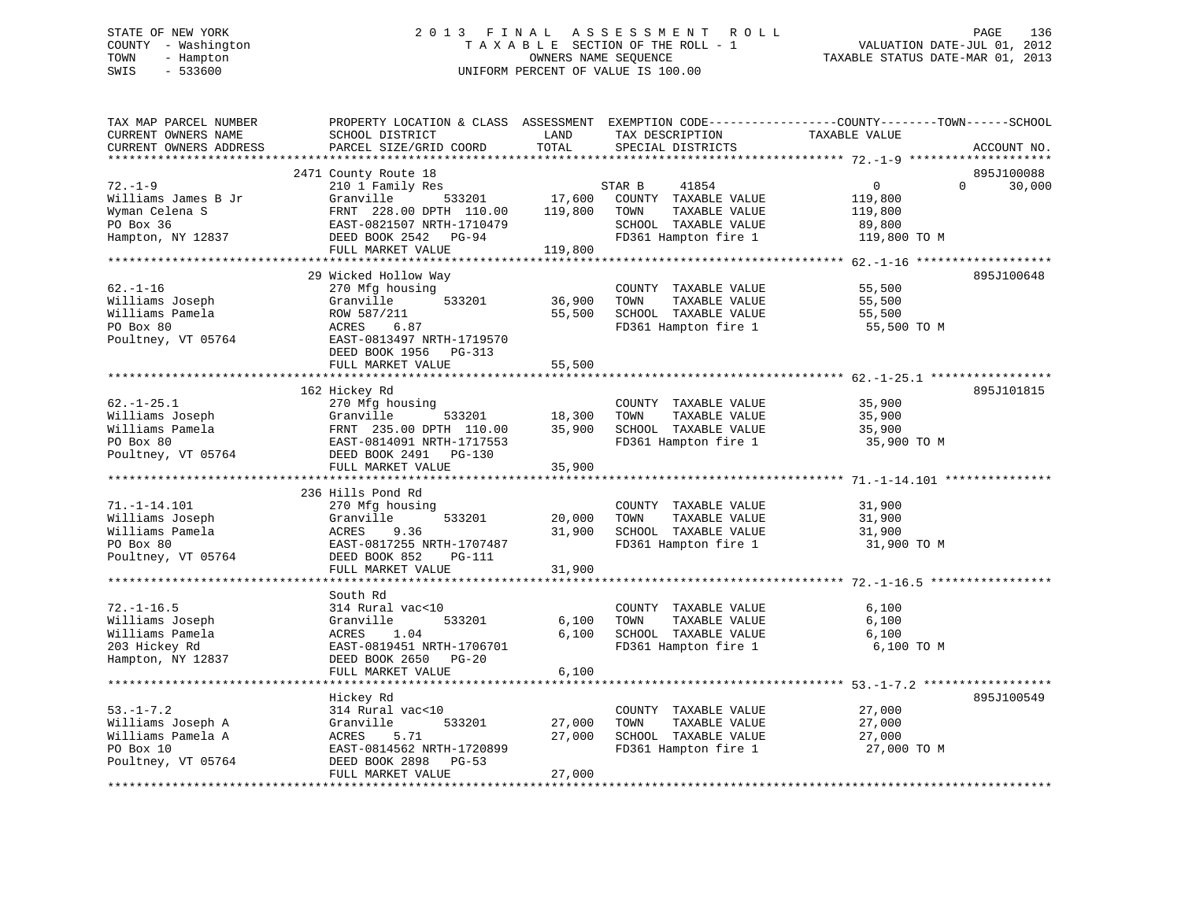STATE OF NEW YORK
COUNTY - Washington
TOWN - Hampton
SWIS - 533600

2 0 1 3 F I N A L A S S E S S M E N T R O L L
T A X A B L E SECTION OF THE ROLL - 1
OWNERS NAME SEQUENCE
UNIFORM PERCENT OF VALUE IS 100.00

VALUATION DATE-JUL 01, 2012
TAXABLE STATUS DATE-MAR 01, 2013

| TAX MAP PARCEL NUMBER / CURRENT OWNERS NAME / CURRENT OWNERS ADDRESS | PROPERTY LOCATION & CLASS / SCHOOL DISTRICT / PARCEL SIZE/GRID COORD | ASSESSMENT LAND | TOTAL | EXEMPTION CODE / TAX DESCRIPTION / SPECIAL DISTRICTS | COUNTY | TOWN | SCHOOL TAXABLE VALUE | ACCOUNT NO. |
|---|---|---|---|---|---|---|---|---|
| 72.-1-9 | 2471 County Route 18 | | | | | | | 895J100088 |
| | 210 1 Family Res | | | STAR B 41854 | 0 | 0 | 30,000 | |
| Williams James B Jr | Granville 533201 | 17,600 | | COUNTY TAXABLE VALUE | 119,800 | | | |
| Wyman Celena S | FRNT 228.00 DPTH 110.00 | | 119,800 | TOWN TAXABLE VALUE | | 119,800 | | |
| PO Box 36 | EAST-0821507 NRTH-1710479 | | | SCHOOL TAXABLE VALUE | | | 89,800 | |
| Hampton, NY 12837 | DEED BOOK 2542 PG-94 | | | FD361 Hampton fire 1 | 119,800 TO M | | | |
| | FULL MARKET VALUE | | 119,800 | | | | | |
| 62.-1-16 | 29 Wicked Hollow Way | | | | | | | 895J100648 |
| | 270 Mfg housing | | | COUNTY TAXABLE VALUE | 55,500 | | | |
| Williams Joseph | Granville 533201 | 36,900 | | TOWN TAXABLE VALUE | | 55,500 | | |
| Williams Pamela | ROW 587/211 | | 55,500 | SCHOOL TAXABLE VALUE | | | 55,500 | |
| PO Box 80 | ACRES 6.87 | | | FD361 Hampton fire 1 | 55,500 TO M | | | |
| Poultney, VT 05764 | EAST-0813497 NRTH-1719570 | | | | | | | |
| | DEED BOOK 1956 PG-313 | | | | | | | |
| | FULL MARKET VALUE | | 55,500 | | | | | |
| 62.-1-25.1 | 162 Hickey Rd | | | | | | | 895J101815 |
| | 270 Mfg housing | | | COUNTY TAXABLE VALUE | 35,900 | | | |
| Williams Joseph | Granville 533201 | 18,300 | | TOWN TAXABLE VALUE | | 35,900 | | |
| Williams Pamela | FRNT 235.00 DPTH 110.00 | | 35,900 | SCHOOL TAXABLE VALUE | | | 35,900 | |
| PO Box 80 | EAST-0814091 NRTH-1717553 | | | FD361 Hampton fire 1 | 35,900 TO M | | | |
| Poultney, VT 05764 | DEED BOOK 2491 PG-130 | | | | | | | |
| | FULL MARKET VALUE | | 35,900 | | | | | |
| 71.-1-14.101 | 236 Hills Pond Rd | | | | | | | |
| | 270 Mfg housing | | | COUNTY TAXABLE VALUE | 31,900 | | | |
| Williams Joseph | Granville 533201 | 20,000 | | TOWN TAXABLE VALUE | | 31,900 | | |
| Williams Pamela | ACRES 9.36 | | 31,900 | SCHOOL TAXABLE VALUE | | | 31,900 | |
| PO Box 80 | EAST-0817255 NRTH-1707487 | | | FD361 Hampton fire 1 | 31,900 TO M | | | |
| Poultney, VT 05764 | DEED BOOK 852 PG-111 | | | | | | | |
| | FULL MARKET VALUE | | 31,900 | | | | | |
| 72.-1-16.5 | South Rd | | | | | | | |
| | 314 Rural vac<10 | | | COUNTY TAXABLE VALUE | 6,100 | | | |
| Williams Joseph | Granville 533201 | 6,100 | | TOWN TAXABLE VALUE | | 6,100 | | |
| Williams Pamela | ACRES 1.04 | | 6,100 | SCHOOL TAXABLE VALUE | | | 6,100 | |
| 203 Hickey Rd | EAST-0819451 NRTH-1706701 | | | FD361 Hampton fire 1 | 6,100 TO M | | | |
| Hampton, NY 12837 | DEED BOOK 2650 PG-20 | | | | | | | |
| | FULL MARKET VALUE | | 6,100 | | | | | |
| 53.-1-7.2 | Hickey Rd | | | | | | | 895J100549 |
| | 314 Rural vac<10 | | | COUNTY TAXABLE VALUE | 27,000 | | | |
| Williams Joseph A | Granville 533201 | 27,000 | | TOWN TAXABLE VALUE | | 27,000 | | |
| Williams Pamela A | ACRES 5.71 | | 27,000 | SCHOOL TAXABLE VALUE | | | 27,000 | |
| PO Box 10 | EAST-0814562 NRTH-1720899 | | | FD361 Hampton fire 1 | 27,000 TO M | | | |
| Poultney, VT 05764 | DEED BOOK 2898 PG-53 | | | | | | | |
| | FULL MARKET VALUE | | 27,000 | | | | | |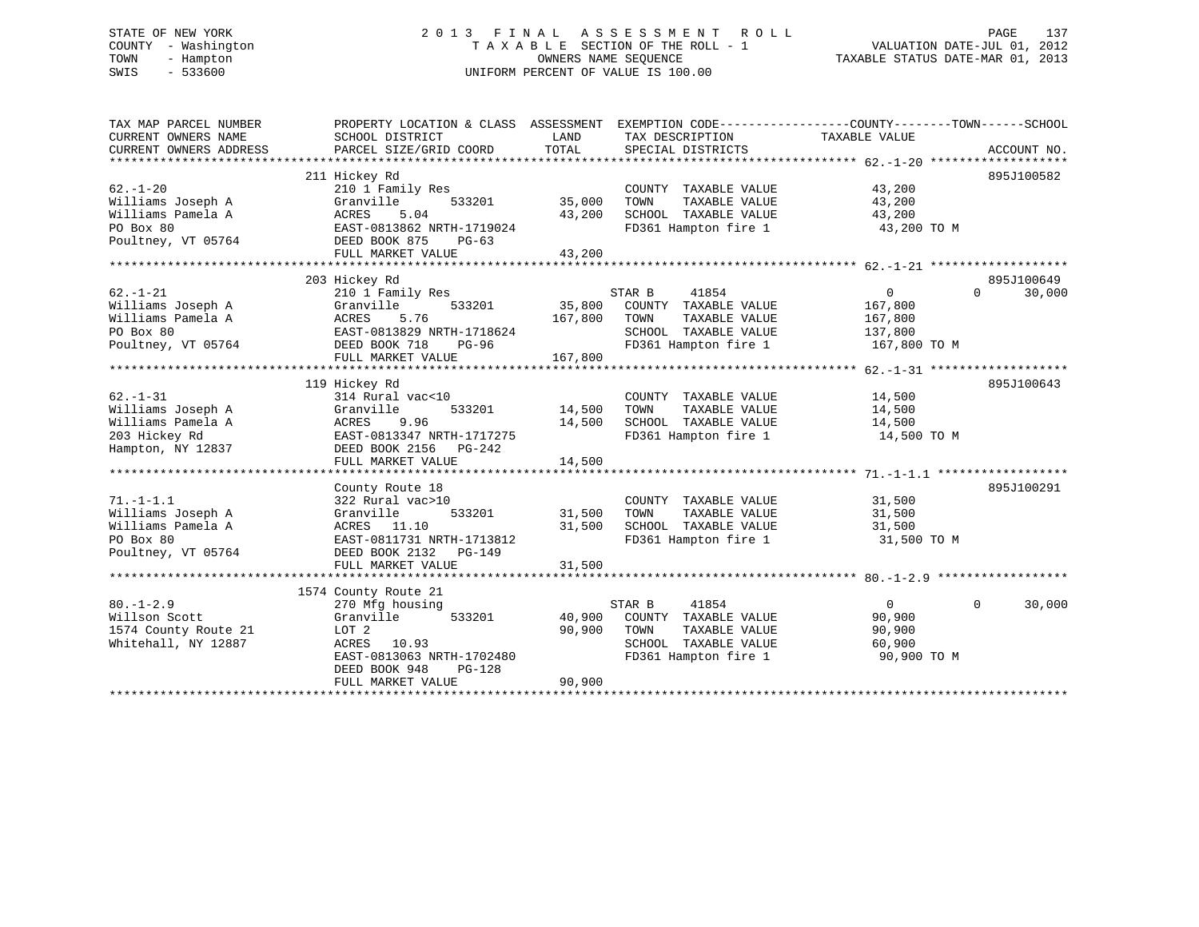STATE OF NEW YORK
COUNTY - Washington
TOWN - Hampton
SWIS - 533600

# 2013 FINAL ASSESSMENT ROLL

TAXABLE SECTION OF THE ROLL - 1
OWNERS NAME SEQUENCE
UNIFORM PERCENT OF VALUE IS 100.00

VALUATION DATE-JUL 01, 2012
TAXABLE STATUS DATE-MAR 01, 2013

| TAX MAP PARCEL NUMBER / CURRENT OWNERS NAME / CURRENT OWNERS ADDRESS | PROPERTY LOCATION & CLASS / SCHOOL DISTRICT / PARCEL SIZE/GRID COORD | ASSESSMENT LAND | TOTAL | EXEMPTION CODE / TAX DESCRIPTION / SPECIAL DISTRICTS | COUNTY TAXABLE VALUE | TOWN | SCHOOL | ACCOUNT NO. |
|---|---|---|---|---|---|---|---|---|
| **62.-1-20** | 211 Hickey Rd | | | | | | | 895J100582 |
| Williams Joseph A | 210 1 Family Res | | | COUNTY TAXABLE VALUE | 43,200 | | | |
| Williams Pamela A | Granville 533201 | 35,000 | | TOWN TAXABLE VALUE | 43,200 | | | |
| PO Box 80 | ACRES 5.04 | | 43,200 | SCHOOL TAXABLE VALUE | 43,200 | | | |
| Poultney, VT 05764 | EAST-0813862 NRTH-1719024 | | | FD361 Hampton fire 1 | 43,200 TO M | | | |
| | DEED BOOK 875 PG-63 | | | | | | | |
| | FULL MARKET VALUE | | 43,200 | | | | | |
| **62.-1-21** | 203 Hickey Rd | | | | | | | 895J100649 |
| Williams Joseph A | 210 1 Family Res | | | STAR B 41854 | 0 | 0 | 30,000 | |
| Williams Pamela A | Granville 533201 | 35,800 | | COUNTY TAXABLE VALUE | 167,800 | | | |
| PO Box 80 | ACRES 5.76 | | 167,800 | TOWN TAXABLE VALUE | 167,800 | | | |
| Poultney, VT 05764 | EAST-0813829 NRTH-1718624 | | | SCHOOL TAXABLE VALUE | 137,800 | | | |
| | DEED BOOK 718 PG-96 | | | FD361 Hampton fire 1 | 167,800 TO M | | | |
| | FULL MARKET VALUE | | 167,800 | | | | | |
| **62.-1-31** | 119 Hickey Rd | | | | | | | 895J100643 |
| Williams Joseph A | 314 Rural vac<10 | | | COUNTY TAXABLE VALUE | 14,500 | | | |
| Williams Pamela A | Granville 533201 | 14,500 | | TOWN TAXABLE VALUE | 14,500 | | | |
| 203 Hickey Rd | ACRES 9.96 | | 14,500 | SCHOOL TAXABLE VALUE | 14,500 | | | |
| Hampton, NY 12837 | EAST-0813347 NRTH-1717275 | | | FD361 Hampton fire 1 | 14,500 TO M | | | |
| | DEED BOOK 2156 PG-242 | | | | | | | |
| | FULL MARKET VALUE | | 14,500 | | | | | |
| **71.-1-1.1** | County Route 18 | | | | | | | 895J100291 |
| Williams Joseph A | 322 Rural vac>10 | | | COUNTY TAXABLE VALUE | 31,500 | | | |
| Williams Pamela A | Granville 533201 | 31,500 | | TOWN TAXABLE VALUE | 31,500 | | | |
| PO Box 80 | ACRES 11.10 | | 31,500 | SCHOOL TAXABLE VALUE | 31,500 | | | |
| Poultney, VT 05764 | EAST-0811731 NRTH-1713812 | | | FD361 Hampton fire 1 | 31,500 TO M | | | |
| | DEED BOOK 2132 PG-149 | | | | | | | |
| | FULL MARKET VALUE | | 31,500 | | | | | |
| **80.-1-2.9** | 1574 County Route 21 | | | | | | | |
| Willson Scott | 270 Mfg housing | | | STAR B 41854 | 0 | 0 | 30,000 | |
| 1574 County Route 21 | Granville 533201 | 40,900 | | COUNTY TAXABLE VALUE | 90,900 | | | |
| Whitehall, NY 12887 | LOT 2 | | 90,900 | TOWN TAXABLE VALUE | 90,900 | | | |
| | ACRES 10.93 | | | SCHOOL TAXABLE VALUE | 60,900 | | | |
| | EAST-0813063 NRTH-1702480 | | | FD361 Hampton fire 1 | 90,900 TO M | | | |
| | DEED BOOK 948 PG-128 | | | | | | | |
| | FULL MARKET VALUE | | 90,900 | | | | | |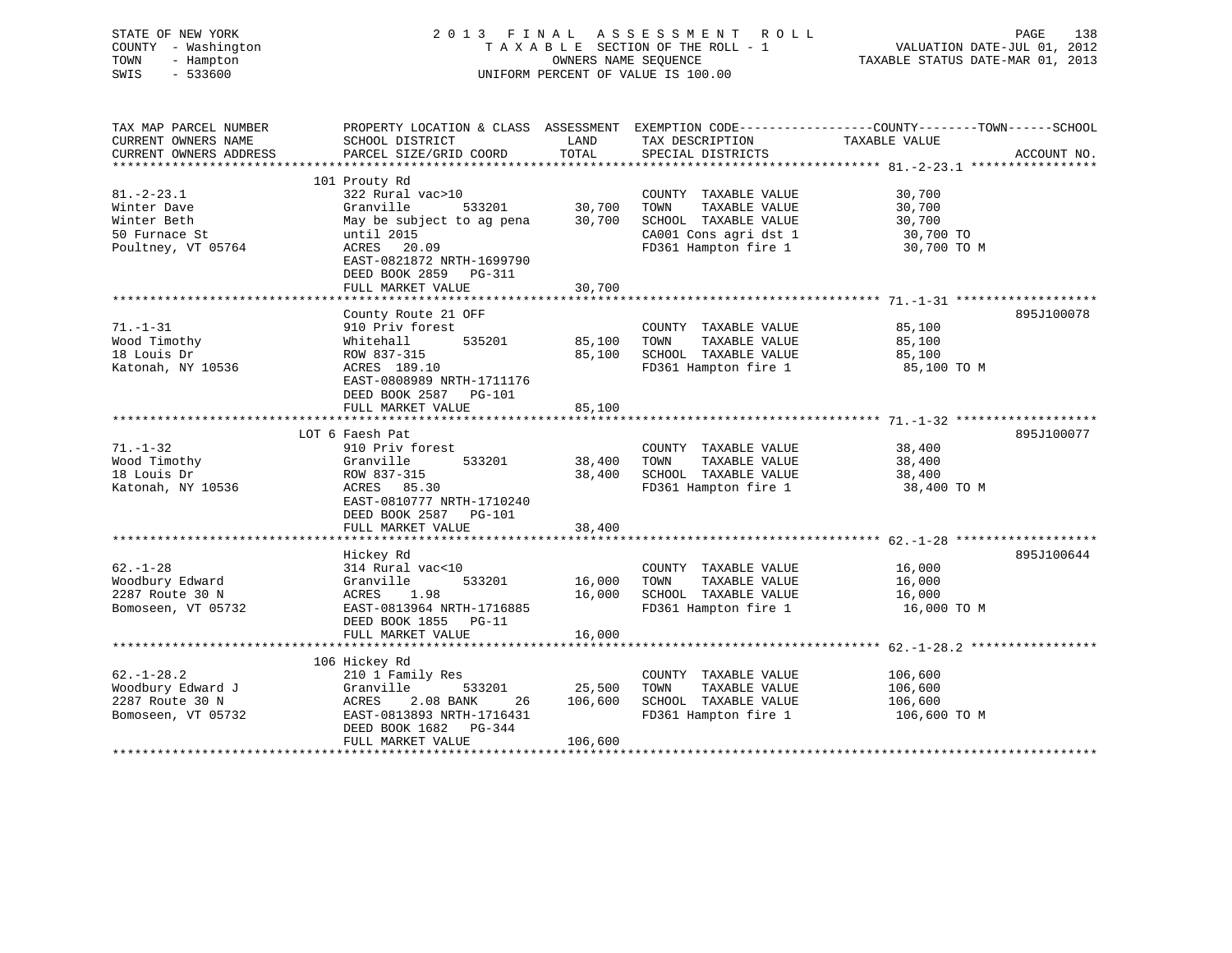STATE OF NEW YORK
COUNTY - Washington
TOWN - Hampton
SWIS - 533600

# 2013 FINAL ASSESSMENT ROLL
TAXABLE SECTION OF THE ROLL - 1
OWNERS NAME SEQUENCE
UNIFORM PERCENT OF VALUE IS 100.00

VALUATION DATE-JUL 01, 2012
TAXABLE STATUS DATE-MAR 01, 2013

| TAX MAP PARCEL NUMBER / CURRENT OWNERS NAME / CURRENT OWNERS ADDRESS | PROPERTY LOCATION & CLASS / SCHOOL DISTRICT / PARCEL SIZE/GRID COORD | ASSESSMENT LAND / TOTAL | EXEMPTION CODE / TAX DESCRIPTION / SPECIAL DISTRICTS | COUNTY--------TOWN------SCHOOL TAXABLE VALUE | ACCOUNT NO. |
|---|---|---|---|---|---|
| 81.-2-23.1 | 101 Prouty Rd | | | | |
| | 322 Rural vac>10 | | COUNTY TAXABLE VALUE | 30,700 | |
| Winter Dave | Granville 533201 | 30,700 | TOWN TAXABLE VALUE | 30,700 | |
| Winter Beth | May be subject to ag pena | 30,700 | SCHOOL TAXABLE VALUE | 30,700 | |
| 50 Furnace St | until 2015 | | CA001 Cons agri dst 1 | 30,700 TO | |
| Poultney, VT 05764 | ACRES 20.09 | | FD361 Hampton fire 1 | 30,700 TO M | |
| | EAST-0821872 NRTH-1699790 | | | | |
| | DEED BOOK 2859 PG-311 | | | | |
| | FULL MARKET VALUE | 30,700 | | | |
| 71.-1-31 | County Route 21 OFF | | | | 895J100078 |
| | 910 Priv forest | | COUNTY TAXABLE VALUE | 85,100 | |
| Wood Timothy | Whitehall 535201 | 85,100 | TOWN TAXABLE VALUE | 85,100 | |
| 18 Louis Dr | ROW 837-315 | 85,100 | SCHOOL TAXABLE VALUE | 85,100 | |
| Katonah, NY 10536 | ACRES 189.10 | | FD361 Hampton fire 1 | 85,100 TO M | |
| | EAST-0808989 NRTH-1711176 | | | | |
| | DEED BOOK 2587 PG-101 | | | | |
| | FULL MARKET VALUE | 85,100 | | | |
| 71.-1-32 | LOT 6 Faesh Pat | | | | 895J100077 |
| | 910 Priv forest | | COUNTY TAXABLE VALUE | 38,400 | |
| Wood Timothy | Granville 533201 | 38,400 | TOWN TAXABLE VALUE | 38,400 | |
| 18 Louis Dr | ROW 837-315 | 38,400 | SCHOOL TAXABLE VALUE | 38,400 | |
| Katonah, NY 10536 | ACRES 85.30 | | FD361 Hampton fire 1 | 38,400 TO M | |
| | EAST-0810777 NRTH-1710240 | | | | |
| | DEED BOOK 2587 PG-101 | | | | |
| | FULL MARKET VALUE | 38,400 | | | |
| 62.-1-28 | Hickey Rd | | | | 895J100644 |
| | 314 Rural vac<10 | | COUNTY TAXABLE VALUE | 16,000 | |
| Woodbury Edward | Granville 533201 | 16,000 | TOWN TAXABLE VALUE | 16,000 | |
| 2287 Route 30 N | ACRES 1.98 | 16,000 | SCHOOL TAXABLE VALUE | 16,000 | |
| Bomoseen, VT 05732 | EAST-0813964 NRTH-1716885 | | FD361 Hampton fire 1 | 16,000 TO M | |
| | DEED BOOK 1855 PG-11 | | | | |
| | FULL MARKET VALUE | 16,000 | | | |
| 62.-1-28.2 | 106 Hickey Rd | | | | |
| | 210 1 Family Res | | COUNTY TAXABLE VALUE | 106,600 | |
| Woodbury Edward J | Granville 533201 | 25,500 | TOWN TAXABLE VALUE | 106,600 | |
| 2287 Route 30 N | ACRES 2.08 BANK 26 | 106,600 | SCHOOL TAXABLE VALUE | 106,600 | |
| Bomoseen, VT 05732 | EAST-0813893 NRTH-1716431 | | FD361 Hampton fire 1 | 106,600 TO M | |
| | DEED BOOK 1682 PG-344 | | | | |
| | FULL MARKET VALUE | 106,600 | | | |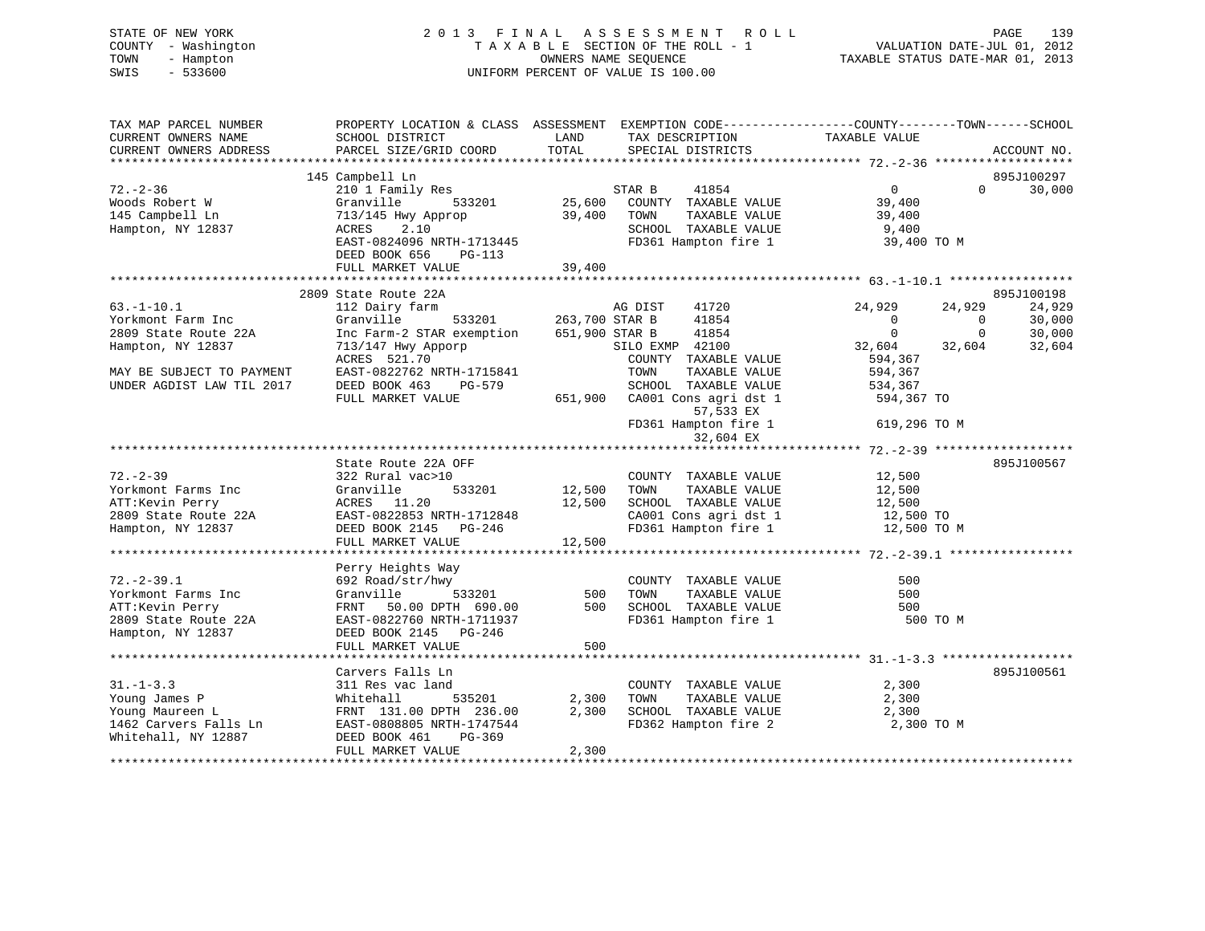STATE OF NEW YORK — 2013 FINAL ASSESSMENT ROLL
COUNTY - Washington — TAXABLE SECTION OF THE ROLL - 1 — VALUATION DATE-JUL 01, 2012
TOWN - Hampton — OWNERS NAME SEQUENCE — TAXABLE STATUS DATE-MAR 01, 2013
SWIS - 533600 — UNIFORM PERCENT OF VALUE IS 100.00

```
TAX MAP PARCEL NUMBER          PROPERTY LOCATION & CLASS  ASSESSMENT  EXEMPTION CODE------------------COUNTY--------TOWN------SCHOOL
CURRENT OWNERS NAME            SCHOOL DISTRICT               LAND      TAX DESCRIPTION              TAXABLE VALUE
CURRENT OWNERS ADDRESS         PARCEL SIZE/GRID COORD       TOTAL      SPECIAL DISTRICTS                                  ACCOUNT NO.
******************************************************************************************************* 72.-2-36 *******************
                               145 Campbell Ln                                                                            895J100297
72.-2-36                       210 1 Family Res                    STAR B     41854               0           0      30,000
Woods Robert W                 Granville      533201      25,600    COUNTY  TAXABLE VALUE        39,400
145 Campbell Ln                713/145 Hwy Approp         39,400    TOWN    TAXABLE VALUE        39,400
Hampton, NY 12837              ACRES    2.10                        SCHOOL  TAXABLE VALUE         9,400
                               EAST-0824096 NRTH-1713445            FD361 Hampton fire 1         39,400 TO M
                               DEED BOOK 656    PG-113
                               FULL MARKET VALUE          39,400
******************************************************************************************************* 63.-1-10.1 *****************
                               2809 State Route 22A                                                                       895J100198
63.-1-10.1                     112 Dairy farm                      AG DIST    41720          24,929      24,929      24,929
Yorkmont Farm Inc              Granville      533201     263,700 STAR B       41854               0           0      30,000
2809 State Route 22A           Inc Farm-2 STAR exemption 651,900 STAR B       41854               0           0      30,000
Hampton, NY 12837              713/147 Hwy Apporp                  SILO EXMP  42100          32,604      32,604      32,604
                               ACRES  521.70                        COUNTY  TAXABLE VALUE       594,367
MAY BE SUBJECT TO PAYMENT      EAST-0822762 NRTH-1715841            TOWN    TAXABLE VALUE       594,367
UNDER AGDIST LAW TIL 2017      DEED BOOK 463    PG-579              SCHOOL  TAXABLE VALUE       534,367
                               FULL MARKET VALUE         651,900    CA001 Cons agri dst 1       594,367 TO
                                                                          57,533 EX
                                                                    FD361 Hampton fire 1        619,296 TO M
                                                                          32,604 EX
******************************************************************************************************* 72.-2-39 *******************
                               State Route 22A OFF                                                                        895J100567
72.-2-39                       322 Rural vac>10                     COUNTY  TAXABLE VALUE        12,500
Yorkmont Farms Inc             Granville      533201      12,500    TOWN    TAXABLE VALUE        12,500
ATT:Kevin Perry                ACRES   11.20              12,500    SCHOOL  TAXABLE VALUE        12,500
2809 State Route 22A           EAST-0822853 NRTH-1712848            CA001 Cons agri dst 1        12,500 TO
Hampton, NY 12837              DEED BOOK 2145   PG-246              FD361 Hampton fire 1         12,500 TO M
                               FULL MARKET VALUE          12,500
******************************************************************************************************* 72.-2-39.1 *****************
                               Perry Heights Way
72.-2-39.1                     692 Road/str/hwy                     COUNTY  TAXABLE VALUE           500
Yorkmont Farms Inc             Granville      533201         500    TOWN    TAXABLE VALUE           500
ATT:Kevin Perry                FRNT   50.00 DPTH 690.00       500    SCHOOL  TAXABLE VALUE           500
2809 State Route 22A           EAST-0822760 NRTH-1711937            FD361 Hampton fire 1            500 TO M
Hampton, NY 12837              DEED BOOK 2145   PG-246
                               FULL MARKET VALUE             500
******************************************************************************************************* 31.-1-3.3 ******************
                               Carvers Falls Ln                                                                           895J100561
31.-1-3.3                      311 Res vac land                     COUNTY  TAXABLE VALUE         2,300
Young James P                  Whitehall      535201       2,300    TOWN    TAXABLE VALUE         2,300
Young Maureen L                FRNT  131.00 DPTH 236.00    2,300    SCHOOL  TAXABLE VALUE         2,300
1462 Carvers Falls Ln          EAST-0808805 NRTH-1747544            FD362 Hampton fire 2          2,300 TO M
Whitehall, NY 12887            DEED BOOK 461    PG-369
                               FULL MARKET VALUE           2,300
************************************************************************************************************************************
```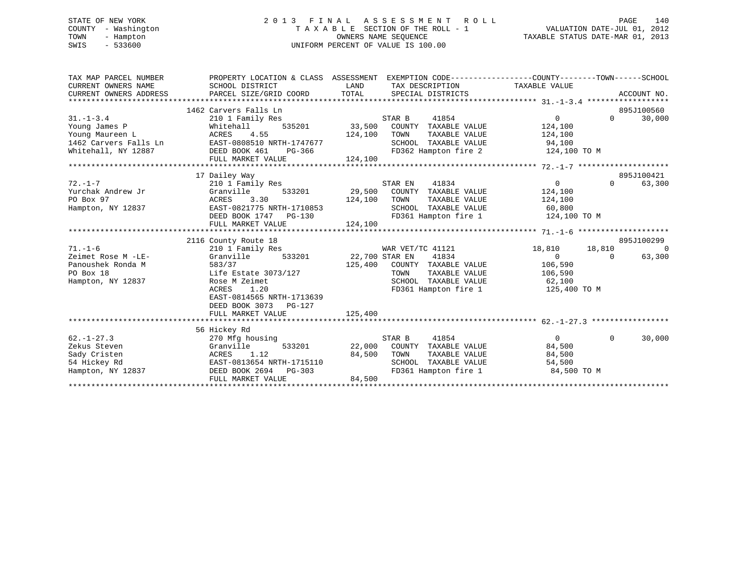STATE OF NEW YORK
COUNTY - Washington
TOWN - Hampton
SWIS - 533600

2 0 1 3 F I N A L A S S E S S M E N T R O L L
T A X A B L E SECTION OF THE ROLL - 1
OWNERS NAME SEQUENCE
UNIFORM PERCENT OF VALUE IS 100.00

VALUATION DATE-JUL 01, 2012
TAXABLE STATUS DATE-MAR 01, 2013

```
TAX MAP PARCEL NUMBER          PROPERTY LOCATION & CLASS  ASSESSMENT  EXEMPTION CODE------------------COUNTY--------TOWN------SCHOOL
CURRENT OWNERS NAME            SCHOOL DISTRICT             LAND       TAX DESCRIPTION            TAXABLE VALUE
CURRENT OWNERS ADDRESS         PARCEL SIZE/GRID COORD      TOTAL      SPECIAL DISTRICTS                                      ACCOUNT NO.
******************************************************************************************************* 31.-1-3.4 ******************
                          1462 Carvers Falls Ln                                                                        895J100560
31.-1-3.4                      210 1 Family Res                   STAR B     41854                     0            0     30,000
Young James P                  Whitehall       535201     33,500   COUNTY  TAXABLE VALUE          124,100
Young Maureen L                ACRES    4.55             124,100   TOWN    TAXABLE VALUE          124,100
1462 Carvers Falls Ln          EAST-0808510 NRTH-1747677           SCHOOL  TAXABLE VALUE           94,100
Whitehall, NY 12887            DEED BOOK 461    PG-366             FD362 Hampton fire 2            124,100 TO M
                               FULL MARKET VALUE         124,100
******************************************************************************************************* 72.-1-7 ********************
                            17 Dailey Way                                                                              895J100421
72.-1-7                        210 1 Family Res                   STAR EN    41834                     0            0     63,300
Yurchak Andrew Jr              Granville       533201     29,500   COUNTY  TAXABLE VALUE          124,100
PO Box 97                      ACRES    3.30             124,100   TOWN    TAXABLE VALUE          124,100
Hampton, NY 12837              EAST-0821775 NRTH-1710853           SCHOOL  TAXABLE VALUE           60,800
                               DEED BOOK 1747   PG-130             FD361 Hampton fire 1            124,100 TO M
                               FULL MARKET VALUE         124,100
******************************************************************************************************* 71.-1-6 ********************
                          2116 County Route 18                                                                         895J100299
71.-1-6                        210 1 Family Res                   WAR VET/TC 41121                18,810       18,810          0
Zeimet Rose M -LE-             Granville       533201     22,700 STAR EN    41834                     0            0     63,300
Panoushek Ronda M              583/37                    125,400   COUNTY  TAXABLE VALUE          106,590
PO Box 18                      Life Estate 3073/127                TOWN    TAXABLE VALUE          106,590
Hampton, NY 12837              Rose M Zeimet                       SCHOOL  TAXABLE VALUE           62,100
                               ACRES    1.20                       FD361 Hampton fire 1            125,400 TO M
                               EAST-0814565 NRTH-1713639
                               DEED BOOK 3073   PG-127
                               FULL MARKET VALUE         125,400
******************************************************************************************************* 62.-1-27.3 *****************
                            56 Hickey Rd
62.-1-27.3                     270 Mfg housing                    STAR B     41854                     0            0     30,000
Zekus Steven                   Granville       533201     22,000   COUNTY  TAXABLE VALUE           84,500
Sady Cristen                   ACRES    1.12              84,500   TOWN    TAXABLE VALUE           84,500
54 Hickey Rd                   EAST-0813654 NRTH-1715110           SCHOOL  TAXABLE VALUE           54,500
Hampton, NY 12837              DEED BOOK 2694   PG-303             FD361 Hampton fire 1             84,500 TO M
                               FULL MARKET VALUE          84,500
************************************************************************************************************************************
```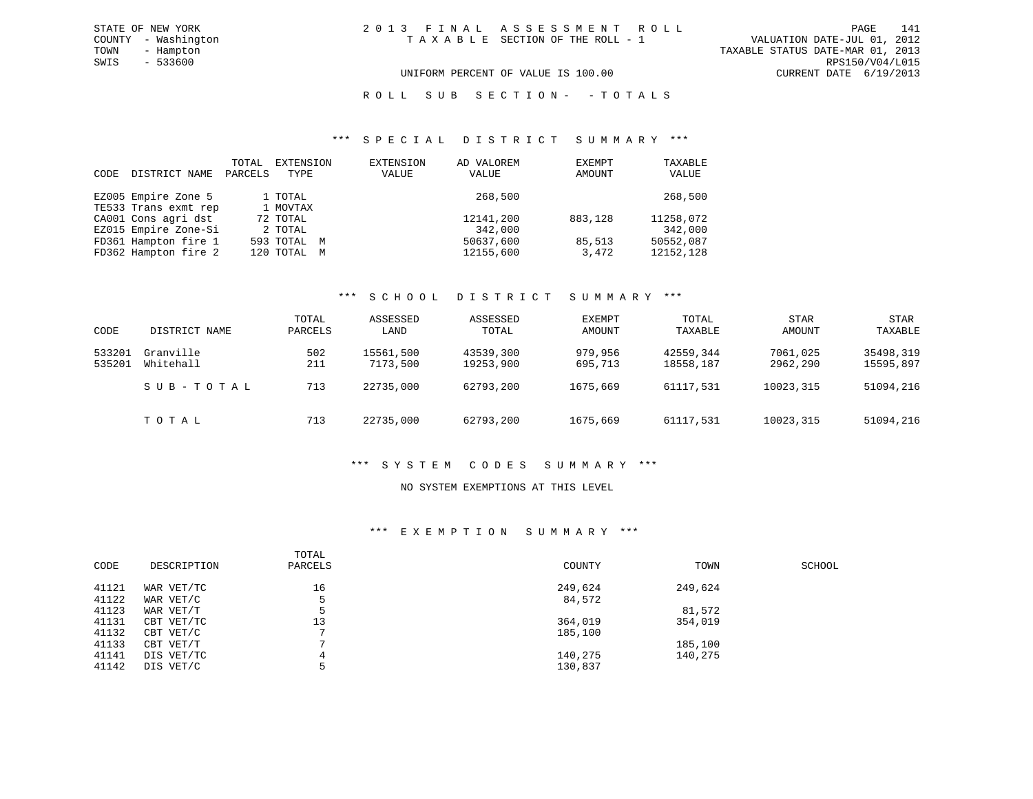STATE OF NEW YORK
COUNTY - Washington
TOWN - Hampton
SWIS - 533600

2 0 1 3 F I N A L A S S E S S M E N T R O L L
T A X A B L E SECTION OF THE ROLL - 1

VALUATION DATE-JUL 01, 2012
TAXABLE STATUS DATE-MAR 01, 2013
RPS150/V04/L015
CURRENT DATE 6/19/2013

UNIFORM PERCENT OF VALUE IS 100.00

R O L L S U B S E C T I O N - - T O T A L S

### *** S P E C I A L D I S T R I C T S U M M A R Y ***

| CODE | DISTRICT NAME | TOTAL PARCELS | EXTENSION TYPE | EXTENSION VALUE | AD VALOREM VALUE | EXEMPT AMOUNT | TAXABLE VALUE |
|---|---|---|---|---|---|---|---|
| EZ005 | Empire Zone 5 | 1 | TOTAL | | 268,500 | | 268,500 |
| TE533 | Trans exmt rep | 1 | MOVTAX | | | | |
| CA001 | Cons agri dst | 72 | TOTAL | | 12141,200 | 883,128 | 11258,072 |
| EZ015 | Empire Zone-Si | 2 | TOTAL | | 342,000 | | 342,000 |
| FD361 | Hampton fire 1 | 593 | TOTAL M | | 50637,600 | 85,513 | 50552,087 |
| FD362 | Hampton fire 2 | 120 | TOTAL M | | 12155,600 | 3,472 | 12152,128 |

### *** S C H O O L D I S T R I C T S U M M A R Y ***

| CODE | DISTRICT NAME | TOTAL PARCELS | ASSESSED LAND | ASSESSED TOTAL | EXEMPT AMOUNT | TOTAL TAXABLE | STAR AMOUNT | STAR TAXABLE |
|---|---|---|---|---|---|---|---|---|
| 533201 | Granville | 502 | 15561,500 | 43539,300 | 979,956 | 42559,344 | 7061,025 | 35498,319 |
| 535201 | Whitehall | 211 | 7173,500 | 19253,900 | 695,713 | 18558,187 | 2962,290 | 15595,897 |
| | S U B - T O T A L | 713 | 22735,000 | 62793,200 | 1675,669 | 61117,531 | 10023,315 | 51094,216 |
| | T O T A L | 713 | 22735,000 | 62793,200 | 1675,669 | 61117,531 | 10023,315 | 51094,216 |

### *** S Y S T E M C O D E S S U M M A R Y ***

NO SYSTEM EXEMPTIONS AT THIS LEVEL

### *** E X E M P T I O N S U M M A R Y ***

| CODE | DESCRIPTION | TOTAL PARCELS | COUNTY | TOWN | SCHOOL |
|---|---|---|---|---|---|
| 41121 | WAR VET/TC | 16 | 249,624 | 249,624 | |
| 41122 | WAR VET/C | 5 | 84,572 | | |
| 41123 | WAR VET/T | 5 | | 81,572 | |
| 41131 | CBT VET/TC | 13 | 364,019 | 354,019 | |
| 41132 | CBT VET/C | 7 | 185,100 | | |
| 41133 | CBT VET/T | 7 | | 185,100 | |
| 41141 | DIS VET/TC | 4 | 140,275 | 140,275 | |
| 41142 | DIS VET/C | 5 | 130,837 | | |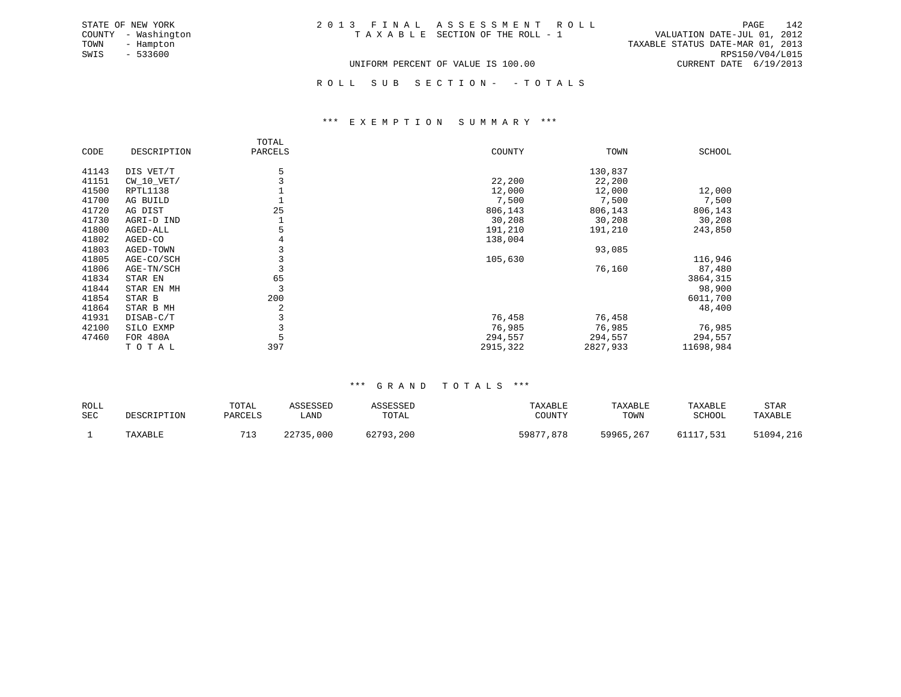STATE OF NEW YORK
COUNTY - Washington
TOWN - Hampton
SWIS - 533600

2 0 1 3 F I N A L A S S E S S M E N T R O L L
T A X A B L E SECTION OF THE ROLL - 1

VALUATION DATE-JUL 01, 2012
TAXABLE STATUS DATE-MAR 01, 2013
RPS150/V04/L015
CURRENT DATE 6/19/2013

UNIFORM PERCENT OF VALUE IS 100.00

R O L L S U B S E C T I O N - - T O T A L S

### *** E X E M P T I O N S U M M A R Y ***

| CODE | DESCRIPTION | TOTAL PARCELS | COUNTY | TOWN | SCHOOL |
|---|---|---|---|---|---|
| 41143 | DIS VET/T | 5 | | 130,837 | |
| 41151 | CW_10_VET/ | 3 | 22,200 | 22,200 | |
| 41500 | RPTL1138 | 1 | 12,000 | 12,000 | 12,000 |
| 41700 | AG BUILD | 1 | 7,500 | 7,500 | 7,500 |
| 41720 | AG DIST | 25 | 806,143 | 806,143 | 806,143 |
| 41730 | AGRI-D IND | 1 | 30,208 | 30,208 | 30,208 |
| 41800 | AGED-ALL | 5 | 191,210 | 191,210 | 243,850 |
| 41802 | AGED-CO | 4 | 138,004 | | |
| 41803 | AGED-TOWN | 3 | | 93,085 | |
| 41805 | AGE-CO/SCH | 3 | 105,630 | | 116,946 |
| 41806 | AGE-TN/SCH | 3 | | 76,160 | 87,480 |
| 41834 | STAR EN | 65 | | | 3864,315 |
| 41844 | STAR EN MH | 3 | | | 98,900 |
| 41854 | STAR B | 200 | | | 6011,700 |
| 41864 | STAR B MH | 2 | | | 48,400 |
| 41931 | DISAB-C/T | 3 | 76,458 | 76,458 | |
| 42100 | SILO EXMP | 3 | 76,985 | 76,985 | 76,985 |
| 47460 | FOR 480A | 5 | 294,557 | 294,557 | 294,557 |
| | T O T A L | 397 | 2915,322 | 2827,933 | 11698,984 |

### *** G R A N D T O T A L S ***

| ROLL SEC | DESCRIPTION | TOTAL PARCELS | ASSESSED LAND | ASSESSED TOTAL | TAXABLE COUNTY | TAXABLE TOWN | TAXABLE SCHOOL | STAR TAXABLE |
|---|---|---|---|---|---|---|---|---|
| 1 | TAXABLE | 713 | 22735,000 | 62793,200 | 59877,878 | 59965,267 | 61117,531 | 51094,216 |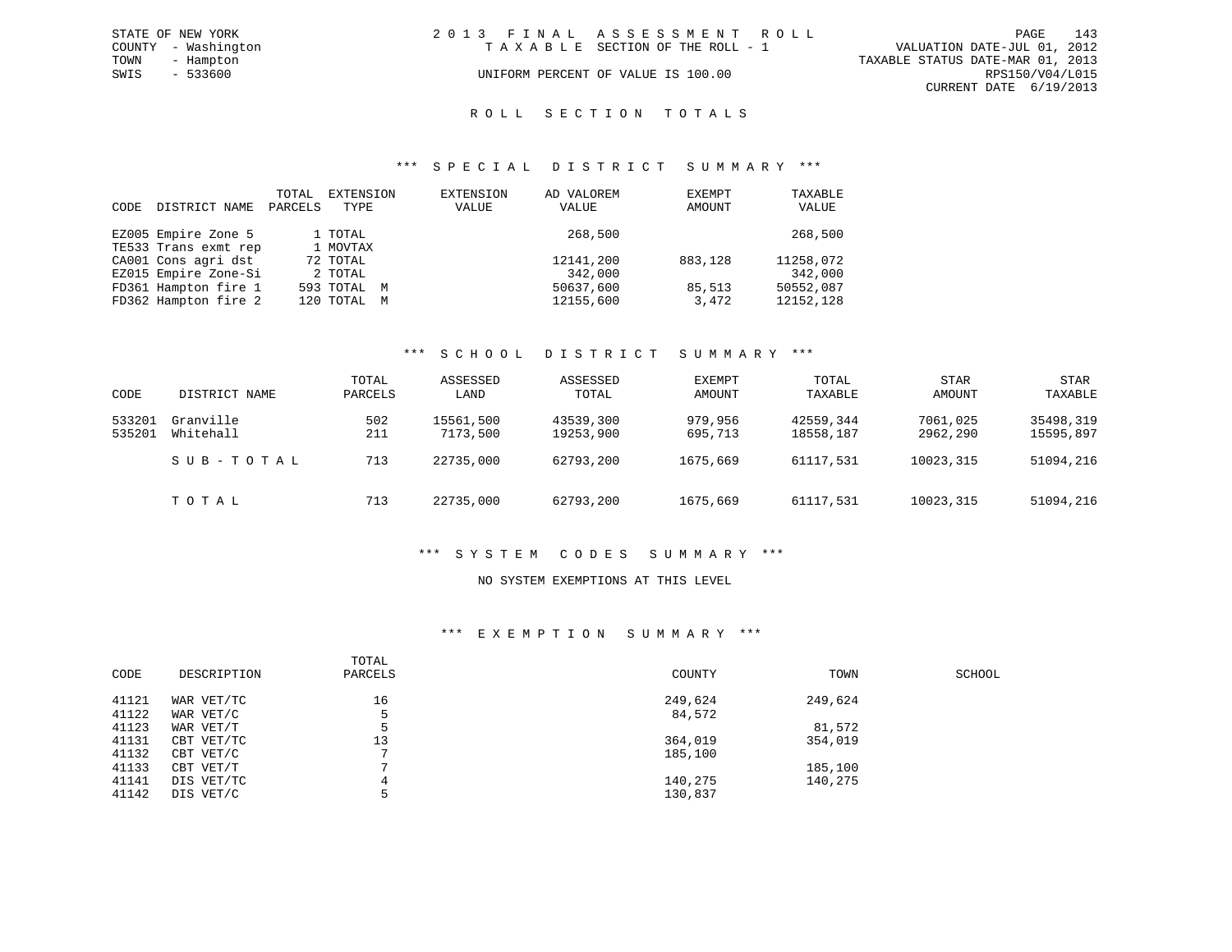STATE OF NEW YORK
COUNTY - Washington
TOWN - Hampton
SWIS - 533600

2 0 1 3 F I N A L A S S E S S M E N T R O L L
T A X A B L E SECTION OF THE ROLL - 1
UNIFORM PERCENT OF VALUE IS 100.00

VALUATION DATE-JUL 01, 2012
TAXABLE STATUS DATE-MAR 01, 2013
RPS150/V04/L015
CURRENT DATE 6/19/2013

## R O L L S E C T I O N T O T A L S

### *** S P E C I A L D I S T R I C T S U M M A R Y ***

| CODE | DISTRICT NAME | TOTAL PARCELS | EXTENSION TYPE | EXTENSION VALUE | AD VALOREM VALUE | EXEMPT AMOUNT | TAXABLE VALUE |
|---|---|---|---|---|---|---|---|
| EZ005 | Empire Zone 5 | 1 | TOTAL | | 268,500 | | 268,500 |
| TE533 | Trans exmt rep | 1 | MOVTAX | | | | |
| CA001 | Cons agri dst | 72 | TOTAL | | 12141,200 | 883,128 | 11258,072 |
| EZ015 | Empire Zone-Si | 2 | TOTAL | | 342,000 | | 342,000 |
| FD361 | Hampton fire 1 | 593 | TOTAL M | | 50637,600 | 85,513 | 50552,087 |
| FD362 | Hampton fire 2 | 120 | TOTAL M | | 12155,600 | 3,472 | 12152,128 |

### *** S C H O O L D I S T R I C T S U M M A R Y ***

| CODE | DISTRICT NAME | TOTAL PARCELS | ASSESSED LAND | ASSESSED TOTAL | EXEMPT AMOUNT | TOTAL TAXABLE | STAR AMOUNT | STAR TAXABLE |
|---|---|---|---|---|---|---|---|---|
| 533201 | Granville | 502 | 15561,500 | 43539,300 | 979,956 | 42559,344 | 7061,025 | 35498,319 |
| 535201 | Whitehall | 211 | 7173,500 | 19253,900 | 695,713 | 18558,187 | 2962,290 | 15595,897 |
| | S U B - T O T A L | 713 | 22735,000 | 62793,200 | 1675,669 | 61117,531 | 10023,315 | 51094,216 |
| | T O T A L | 713 | 22735,000 | 62793,200 | 1675,669 | 61117,531 | 10023,315 | 51094,216 |

### *** S Y S T E M C O D E S S U M M A R Y ***

NO SYSTEM EXEMPTIONS AT THIS LEVEL

### *** E X E M P T I O N S U M M A R Y ***

| CODE | DESCRIPTION | TOTAL PARCELS | COUNTY | TOWN | SCHOOL |
|---|---|---|---|---|---|
| 41121 | WAR VET/TC | 16 | 249,624 | 249,624 | |
| 41122 | WAR VET/C | 5 | 84,572 | | |
| 41123 | WAR VET/T | 5 | | 81,572 | |
| 41131 | CBT VET/TC | 13 | 364,019 | 354,019 | |
| 41132 | CBT VET/C | 7 | 185,100 | | |
| 41133 | CBT VET/T | 7 | | 185,100 | |
| 41141 | DIS VET/TC | 4 | 140,275 | 140,275 | |
| 41142 | DIS VET/C | 5 | 130,837 | | |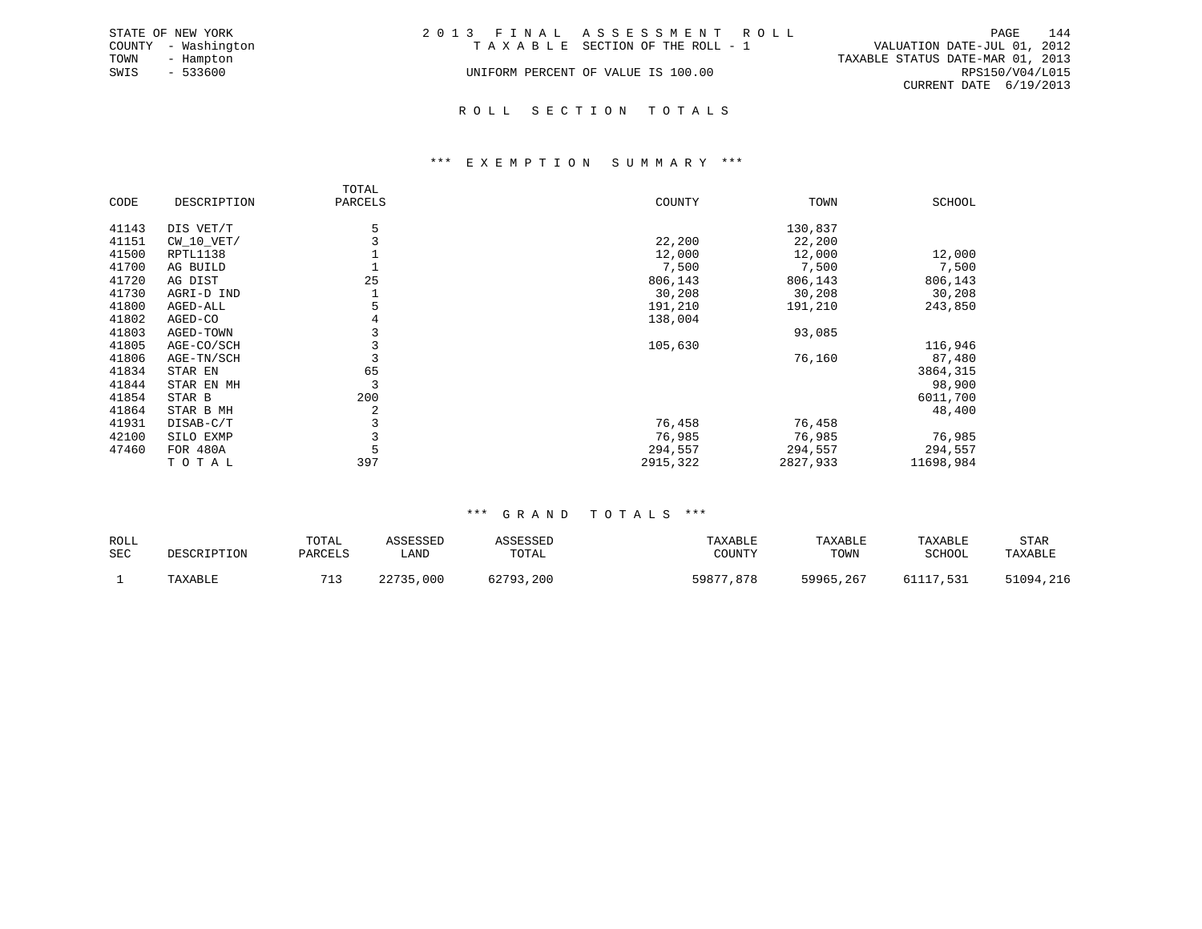STATE OF NEW YORK
COUNTY - Washington
TOWN - Hampton
SWIS - 533600

# 2013 FINAL ASSESSMENT ROLL

TAXABLE SECTION OF THE ROLL - 1

UNIFORM PERCENT OF VALUE IS 100.00

VALUATION DATE-JUL 01, 2012
TAXABLE STATUS DATE-MAR 01, 2013
RPS150/V04/L015
CURRENT DATE 6/19/2013

## ROLL SECTION TOTALS

### *** EXEMPTION SUMMARY ***

| CODE | DESCRIPTION | TOTAL PARCELS | COUNTY | TOWN | SCHOOL |
|---|---|---|---|---|---|
| 41143 | DIS VET/T | 5 | | 130,837 | |
| 41151 | CW_10_VET/ | 3 | 22,200 | 22,200 | |
| 41500 | RPTL1138 | 1 | 12,000 | 12,000 | 12,000 |
| 41700 | AG BUILD | 1 | 7,500 | 7,500 | 7,500 |
| 41720 | AG DIST | 25 | 806,143 | 806,143 | 806,143 |
| 41730 | AGRI-D IND | 1 | 30,208 | 30,208 | 30,208 |
| 41800 | AGED-ALL | 5 | 191,210 | 191,210 | 243,850 |
| 41802 | AGED-CO | 4 | 138,004 | | |
| 41803 | AGED-TOWN | 3 | | 93,085 | |
| 41805 | AGE-CO/SCH | 3 | 105,630 | | 116,946 |
| 41806 | AGE-TN/SCH | 3 | | 76,160 | 87,480 |
| 41834 | STAR EN | 65 | | | 3864,315 |
| 41844 | STAR EN MH | 3 | | | 98,900 |
| 41854 | STAR B | 200 | | | 6011,700 |
| 41864 | STAR B MH | 2 | | | 48,400 |
| 41931 | DISAB-C/T | 3 | 76,458 | 76,458 | |
| 42100 | SILO EXMP | 3 | 76,985 | 76,985 | 76,985 |
| 47460 | FOR 480A | 5 | 294,557 | 294,557 | 294,557 |
| | TOTAL | 397 | 2915,322 | 2827,933 | 11698,984 |

### *** GRAND TOTALS ***

| ROLL SEC | DESCRIPTION | TOTAL PARCELS | ASSESSED LAND | ASSESSED TOTAL | TAXABLE COUNTY | TAXABLE TOWN | TAXABLE SCHOOL | STAR TAXABLE |
|---|---|---|---|---|---|---|---|---|
| 1 | TAXABLE | 713 | 22735,000 | 62793,200 | 59877,878 | 59965,267 | 61117,531 | 51094,216 |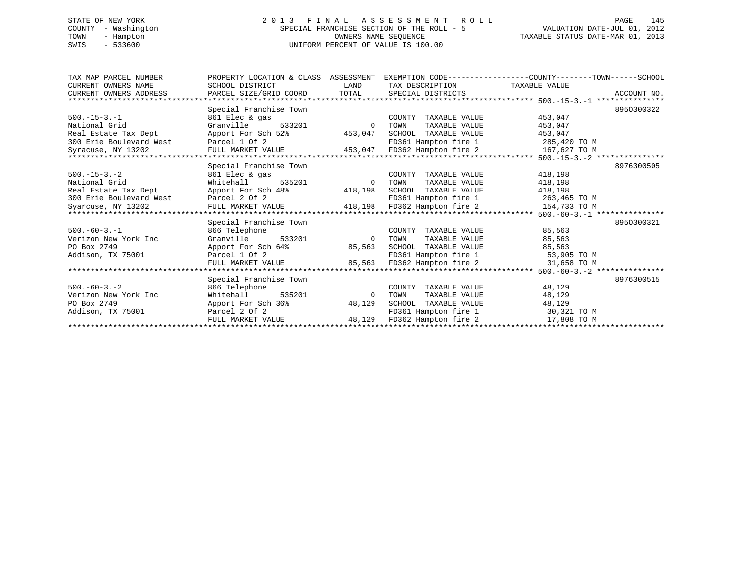STATE OF NEW YORK
COUNTY - Washington
TOWN - Hampton
SWIS - 533600

2013 FINAL ASSESSMENT ROLL
SPECIAL FRANCHISE SECTION OF THE ROLL - 5
OWNERS NAME SEQUENCE
UNIFORM PERCENT OF VALUE IS 100.00

VALUATION DATE-JUL 01, 2012
TAXABLE STATUS DATE-MAR 01, 2013

| TAX MAP PARCEL NUMBER / CURRENT OWNERS NAME / CURRENT OWNERS ADDRESS | PROPERTY LOCATION & CLASS / SCHOOL DISTRICT / PARCEL SIZE/GRID COORD | ASSESSMENT LAND / TOTAL | EXEMPTION CODE / TAX DESCRIPTION / SPECIAL DISTRICTS | TAXABLE VALUE (COUNTY--TOWN--SCHOOL) | ACCOUNT NO. |
|---|---|---|---|---|---|
| **500.-15-3.-1** | Special Franchise Town | | | | 8950300322 |
| 500.-15-3.-1 | 861 Elec & gas | | COUNTY TAXABLE VALUE | 453,047 | |
| National Grid | Granville 533201 | 0 | TOWN TAXABLE VALUE | 453,047 | |
| Real Estate Tax Dept | Apport For Sch 52% | 453,047 | SCHOOL TAXABLE VALUE | 453,047 | |
| 300 Erie Boulevard West | Parcel 1 Of 2 | | FD361 Hampton fire 1 | 285,420 TO M | |
| Syracuse, NY 13202 | FULL MARKET VALUE | 453,047 | FD362 Hampton fire 2 | 167,627 TO M | |
| **500.-15-3.-2** | Special Franchise Town | | | | 8976300505 |
| 500.-15-3.-2 | 861 Elec & gas | | COUNTY TAXABLE VALUE | 418,198 | |
| National Grid | Whitehall 535201 | 0 | TOWN TAXABLE VALUE | 418,198 | |
| Real Estate Tax Dept | Apport For Sch 48% | 418,198 | SCHOOL TAXABLE VALUE | 418,198 | |
| 300 Erie Boulevard West | Parcel 2 Of 2 | | FD361 Hampton fire 1 | 263,465 TO M | |
| Syarcuse, NY 13202 | FULL MARKET VALUE | 418,198 | FD362 Hampton fire 2 | 154,733 TO M | |
| **500.-60-3.-1** | Special Franchise Town | | | | 8950300321 |
| 500.-60-3.-1 | 866 Telephone | | COUNTY TAXABLE VALUE | 85,563 | |
| Verizon New York Inc | Granville 533201 | 0 | TOWN TAXABLE VALUE | 85,563 | |
| PO Box 2749 | Apport For Sch 64% | 85,563 | SCHOOL TAXABLE VALUE | 85,563 | |
| Addison, TX 75001 | Parcel 1 Of 2 | | FD361 Hampton fire 1 | 53,905 TO M | |
| | FULL MARKET VALUE | 85,563 | FD362 Hampton fire 2 | 31,658 TO M | |
| **500.-60-3.-2** | Special Franchise Town | | | | 8976300515 |
| 500.-60-3.-2 | 866 Telephone | | COUNTY TAXABLE VALUE | 48,129 | |
| Verizon New York Inc | Whitehall 535201 | 0 | TOWN TAXABLE VALUE | 48,129 | |
| PO Box 2749 | Apport For Sch 36% | 48,129 | SCHOOL TAXABLE VALUE | 48,129 | |
| Addison, TX 75001 | Parcel 2 Of 2 | | FD361 Hampton fire 1 | 30,321 TO M | |
| | FULL MARKET VALUE | 48,129 | FD362 Hampton fire 2 | 17,808 TO M | |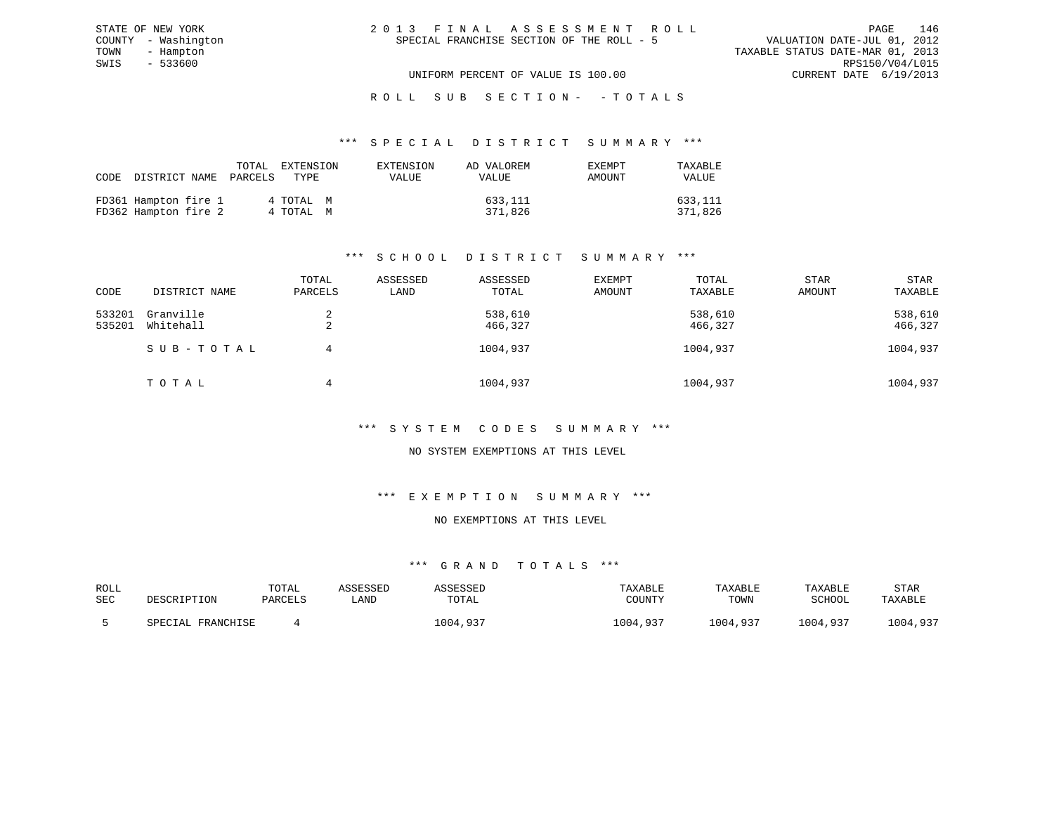STATE OF NEW YORK
COUNTY - Washington
TOWN - Hampton
SWIS - 533600

# 2013 FINAL ASSESSMENT ROLL
SPECIAL FRANCHISE SECTION OF THE ROLL - 5

VALUATION DATE-JUL 01, 2012
TAXABLE STATUS DATE-MAR 01, 2013
RPS150/V04/L015
CURRENT DATE 6/19/2013

UNIFORM PERCENT OF VALUE IS 100.00

## ROLL SUB SECTION - - TOTALS

### *** SPECIAL DISTRICT SUMMARY ***

| CODE | DISTRICT NAME | TOTAL PARCELS | EXTENSION TYPE | EXTENSION VALUE | AD VALOREM VALUE | EXEMPT AMOUNT | TAXABLE VALUE |
|---|---|---|---|---|---|---|---|
| FD361 | Hampton fire 1 | 4 | TOTAL M | | 633,111 | | 633,111 |
| FD362 | Hampton fire 2 | 4 | TOTAL M | | 371,826 | | 371,826 |

### *** SCHOOL DISTRICT SUMMARY ***

| CODE | DISTRICT NAME | TOTAL PARCELS | ASSESSED LAND | ASSESSED TOTAL | EXEMPT AMOUNT | TOTAL TAXABLE | STAR AMOUNT | STAR TAXABLE |
|---|---|---|---|---|---|---|---|---|
| 533201 | Granville | 2 | | 538,610 | | 538,610 | | 538,610 |
| 535201 | Whitehall | 2 | | 466,327 | | 466,327 | | 466,327 |
| | SUB-TOTAL | 4 | | 1004,937 | | 1004,937 | | 1004,937 |
| | TOTAL | 4 | | 1004,937 | | 1004,937 | | 1004,937 |

### *** SYSTEM CODES SUMMARY ***

NO SYSTEM EXEMPTIONS AT THIS LEVEL

### *** EXEMPTION SUMMARY ***

NO EXEMPTIONS AT THIS LEVEL

### *** GRAND TOTALS ***

| ROLL SEC | DESCRIPTION | TOTAL PARCELS | ASSESSED LAND | ASSESSED TOTAL | TAXABLE COUNTY | TAXABLE TOWN | TAXABLE SCHOOL | STAR TAXABLE |
|---|---|---|---|---|---|---|---|---|
| 5 | SPECIAL FRANCHISE | 4 | | 1004,937 | 1004,937 | 1004,937 | 1004,937 | 1004,937 |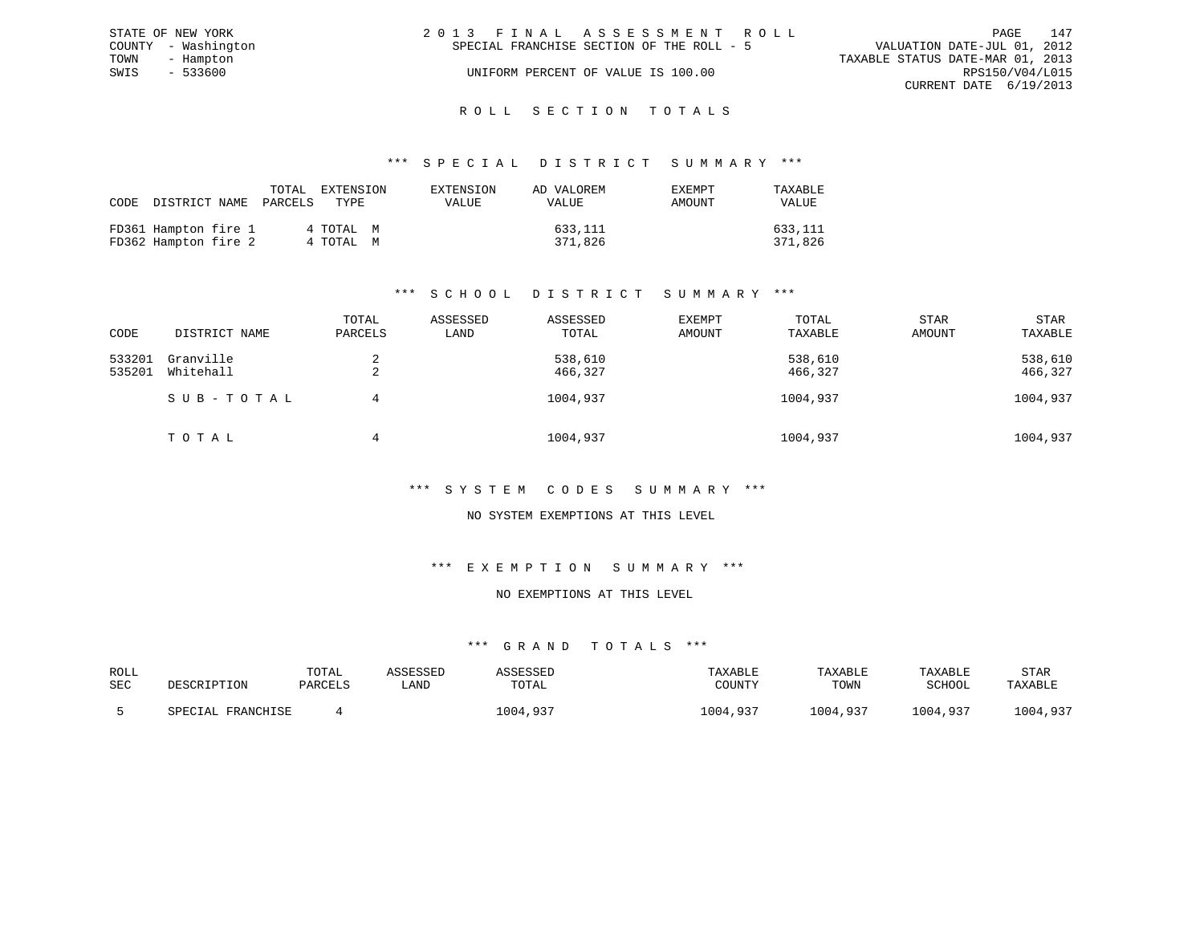STATE OF NEW YORK
COUNTY - Washington
TOWN - Hampton
SWIS - 533600

# 2013 FINAL ASSESSMENT ROLL

SPECIAL FRANCHISE SECTION OF THE ROLL - 5

UNIFORM PERCENT OF VALUE IS 100.00

VALUATION DATE-JUL 01, 2012
TAXABLE STATUS DATE-MAR 01, 2013
RPS150/V04/L015
CURRENT DATE 6/19/2013

## ROLL SECTION TOTALS

### *** SPECIAL DISTRICT SUMMARY ***

| CODE | DISTRICT NAME | TOTAL PARCELS | EXTENSION TYPE | EXTENSION VALUE | AD VALOREM VALUE | EXEMPT AMOUNT | TAXABLE VALUE |
|---|---|---|---|---|---|---|---|
| FD361 | Hampton fire 1 | 4 | TOTAL M | | 633,111 | | 633,111 |
| FD362 | Hampton fire 2 | 4 | TOTAL M | | 371,826 | | 371,826 |

### *** SCHOOL DISTRICT SUMMARY ***

| CODE | DISTRICT NAME | TOTAL PARCELS | ASSESSED LAND | ASSESSED TOTAL | EXEMPT AMOUNT | TOTAL TAXABLE | STAR AMOUNT | STAR TAXABLE |
|---|---|---|---|---|---|---|---|---|
| 533201 | Granville | 2 | | 538,610 | | 538,610 | | 538,610 |
| 535201 | Whitehall | 2 | | 466,327 | | 466,327 | | 466,327 |
| | SUB-TOTAL | 4 | | 1004,937 | | 1004,937 | | 1004,937 |
| | TOTAL | 4 | | 1004,937 | | 1004,937 | | 1004,937 |

### *** SYSTEM CODES SUMMARY ***

NO SYSTEM EXEMPTIONS AT THIS LEVEL

### *** EXEMPTION SUMMARY ***

NO EXEMPTIONS AT THIS LEVEL

### *** GRAND TOTALS ***

| ROLL SEC | DESCRIPTION | TOTAL PARCELS | ASSESSED LAND | ASSESSED TOTAL | TAXABLE COUNTY | TAXABLE TOWN | TAXABLE SCHOOL | STAR TAXABLE |
|---|---|---|---|---|---|---|---|---|
| 5 | SPECIAL FRANCHISE | 4 | | 1004,937 | 1004,937 | 1004,937 | 1004,937 | 1004,937 |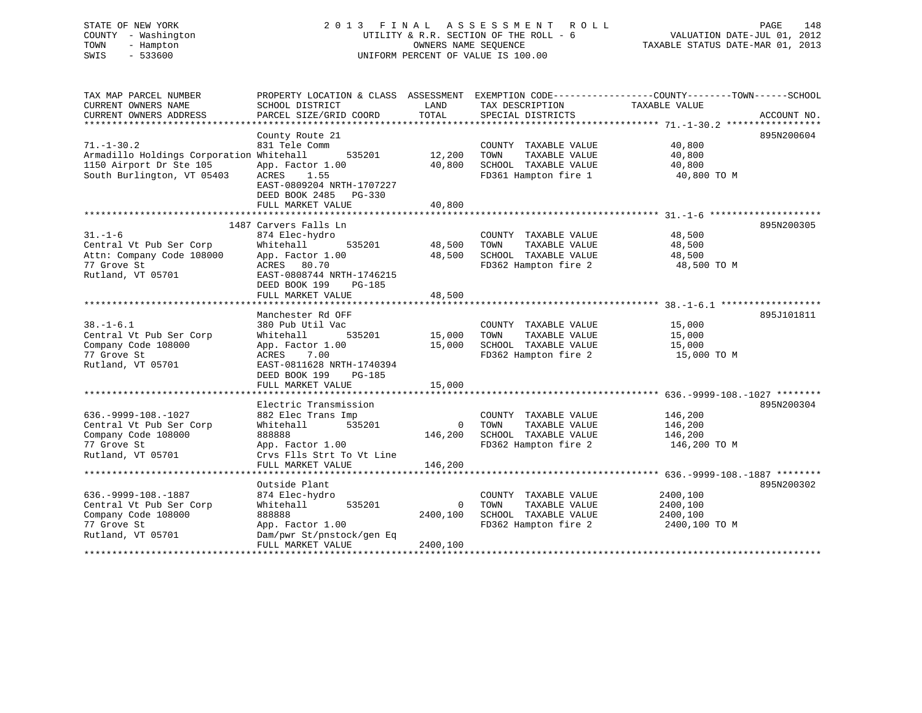STATE OF NEW YORK
COUNTY - Washington
TOWN - Hampton
SWIS - 533600

# 2013 FINAL ASSESSMENT ROLL
UTILITY & R.R. SECTION OF THE ROLL - 6
OWNERS NAME SEQUENCE
UNIFORM PERCENT OF VALUE IS 100.00

VALUATION DATE-JUL 01, 2012
TAXABLE STATUS DATE-MAR 01, 2013

| TAX MAP PARCEL NUMBER / CURRENT OWNERS NAME / CURRENT OWNERS ADDRESS | PROPERTY LOCATION & CLASS / SCHOOL DISTRICT / PARCEL SIZE/GRID COORD | ASSESSMENT LAND / TOTAL | EXEMPTION CODE / TAX DESCRIPTION / SPECIAL DISTRICTS | TAXABLE VALUE (COUNTY / TOWN / SCHOOL) | ACCOUNT NO. |
|---|---|---|---|---|---|
| 71.-1-30.2 | County Route 21 | | | | 895N200604 |
| | 831 Tele Comm | | COUNTY TAXABLE VALUE | 40,800 | |
| Armadillo Holdings Corporation | Whitehall 535201 | 12,200 | TOWN TAXABLE VALUE | 40,800 | |
| 1150 Airport Dr Ste 105 | App. Factor 1.00 | 40,800 | SCHOOL TAXABLE VALUE | 40,800 | |
| South Burlington, VT 05403 | ACRES 1.55 | | FD361 Hampton fire 1 | 40,800 TO M | |
| | EAST-0809204 NRTH-1707227 | | | | |
| | DEED BOOK 2485 PG-330 | | | | |
| | FULL MARKET VALUE | 40,800 | | | |
| 31.-1-6 | 1487 Carvers Falls Ln | | | | 895N200305 |
| | 874 Elec-hydro | | COUNTY TAXABLE VALUE | 48,500 | |
| Central Vt Pub Ser Corp | Whitehall 535201 | 48,500 | TOWN TAXABLE VALUE | 48,500 | |
| Attn: Company Code 108000 | App. Factor 1.00 | 48,500 | SCHOOL TAXABLE VALUE | 48,500 | |
| 77 Grove St | ACRES 80.70 | | FD362 Hampton fire 2 | 48,500 TO M | |
| Rutland, VT 05701 | EAST-0808744 NRTH-1746215 | | | | |
| | DEED BOOK 199 PG-185 | | | | |
| | FULL MARKET VALUE | 48,500 | | | |
| 38.-1-6.1 | Manchester Rd OFF | | | | 895J101811 |
| | 380 Pub Util Vac | | COUNTY TAXABLE VALUE | 15,000 | |
| Central Vt Pub Ser Corp | Whitehall 535201 | 15,000 | TOWN TAXABLE VALUE | 15,000 | |
| Company Code 108000 | App. Factor 1.00 | 15,000 | SCHOOL TAXABLE VALUE | 15,000 | |
| 77 Grove St | ACRES 7.00 | | FD362 Hampton fire 2 | 15,000 TO M | |
| Rutland, VT 05701 | EAST-0811628 NRTH-1740394 | | | | |
| | DEED BOOK 199 PG-185 | | | | |
| | FULL MARKET VALUE | 15,000 | | | |
| 636.-9999-108.-1027 | Electric Transmission | | | | 895N200304 |
| | 882 Elec Trans Imp | | COUNTY TAXABLE VALUE | 146,200 | |
| Central Vt Pub Ser Corp | Whitehall 535201 | 0 | TOWN TAXABLE VALUE | 146,200 | |
| Company Code 108000 | 888888 | 146,200 | SCHOOL TAXABLE VALUE | 146,200 | |
| 77 Grove St | App. Factor 1.00 | | FD362 Hampton fire 2 | 146,200 TO M | |
| Rutland, VT 05701 | Crvs Flls Strt To Vt Line | | | | |
| | FULL MARKET VALUE | 146,200 | | | |
| 636.-9999-108.-1887 | Outside Plant | | | | 895N200302 |
| | 874 Elec-hydro | | COUNTY TAXABLE VALUE | 2400,100 | |
| Central Vt Pub Ser Corp | Whitehall 535201 | 0 | TOWN TAXABLE VALUE | 2400,100 | |
| Company Code 108000 | 888888 | 2400,100 | SCHOOL TAXABLE VALUE | 2400,100 | |
| 77 Grove St | App. Factor 1.00 | | FD362 Hampton fire 2 | 2400,100 TO M | |
| Rutland, VT 05701 | Dam/pwr St/pnstock/gen Eq | | | | |
| | FULL MARKET VALUE | 2400,100 | | | |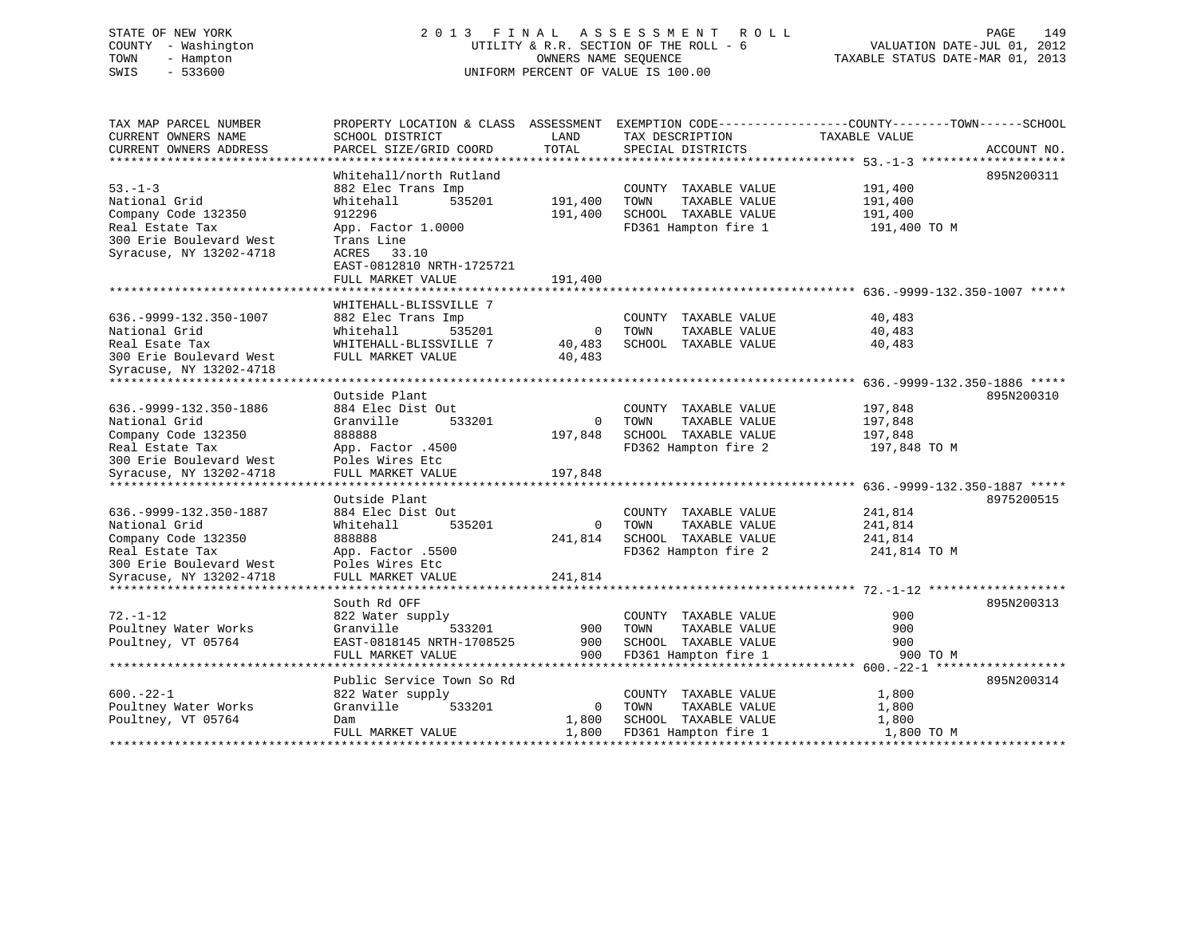STATE OF NEW YORK
COUNTY - Washington
TOWN - Hampton
SWIS - 533600

2 0 1 3 F I N A L A S S E S S M E N T R O L L
UTILITY & R.R. SECTION OF THE ROLL - 6
OWNERS NAME SEQUENCE
UNIFORM PERCENT OF VALUE IS 100.00

VALUATION DATE-JUL 01, 2012
TAXABLE STATUS DATE-MAR 01, 2013

| TAX MAP PARCEL NUMBER / CURRENT OWNERS NAME / CURRENT OWNERS ADDRESS | PROPERTY LOCATION & CLASS / SCHOOL DISTRICT / PARCEL SIZE/GRID COORD | ASSESSMENT LAND | TOTAL | EXEMPTION CODE / TAX DESCRIPTION / SPECIAL DISTRICTS | COUNTY--------TOWN------SCHOOL TAXABLE VALUE | ACCOUNT NO. |
|---|---|---|---|---|---|---|
| **53.-1-3** | Whitehall/north Rutland | | | | | 895N200311 |
| 53.-1-3 | 882 Elec Trans Imp | | | COUNTY TAXABLE VALUE | 191,400 | |
| National Grid | Whitehall 535201 | 191,400 | | TOWN TAXABLE VALUE | 191,400 | |
| Company Code 132350 | 912296 | | 191,400 | SCHOOL TAXABLE VALUE | 191,400 | |
| Real Estate Tax | App. Factor 1.0000 | | | FD361 Hampton fire 1 | 191,400 TO M | |
| 300 Erie Boulevard West | Trans Line | | | | | |
| Syracuse, NY 13202-4718 | ACRES 33.10 | | | | | |
| | EAST-0812810 NRTH-1725721 | | | | | |
| | FULL MARKET VALUE | | 191,400 | | | |
| **636.-9999-132.350-1007** | WHITEHALL-BLISSVILLE 7 | | | | | |
| 636.-9999-132.350-1007 | 882 Elec Trans Imp | | | COUNTY TAXABLE VALUE | 40,483 | |
| National Grid | Whitehall 535201 | 0 | | TOWN TAXABLE VALUE | 40,483 | |
| Real Esate Tax | WHITEHALL-BLISSVILLE 7 | | 40,483 | SCHOOL TAXABLE VALUE | 40,483 | |
| 300 Erie Boulevard West | FULL MARKET VALUE | | 40,483 | | | |
| Syracuse, NY 13202-4718 | | | | | | |
| **636.-9999-132.350-1886** | Outside Plant | | | | | 895N200310 |
| 636.-9999-132.350-1886 | 884 Elec Dist Out | | | COUNTY TAXABLE VALUE | 197,848 | |
| National Grid | Granville 533201 | 0 | | TOWN TAXABLE VALUE | 197,848 | |
| Company Code 132350 | 888888 | | 197,848 | SCHOOL TAXABLE VALUE | 197,848 | |
| Real Estate Tax | App. Factor .4500 | | | FD362 Hampton fire 2 | 197,848 TO M | |
| 300 Erie Boulevard West | Poles Wires Etc | | | | | |
| Syracuse, NY 13202-4718 | FULL MARKET VALUE | | 197,848 | | | |
| **636.-9999-132.350-1887** | Outside Plant | | | | | 8975200515 |
| 636.-9999-132.350-1887 | 884 Elec Dist Out | | | COUNTY TAXABLE VALUE | 241,814 | |
| National Grid | Whitehall 535201 | 0 | | TOWN TAXABLE VALUE | 241,814 | |
| Company Code 132350 | 888888 | | 241,814 | SCHOOL TAXABLE VALUE | 241,814 | |
| Real Estate Tax | App. Factor .5500 | | | FD362 Hampton fire 2 | 241,814 TO M | |
| 300 Erie Boulevard West | Poles Wires Etc | | | | | |
| Syracuse, NY 13202-4718 | FULL MARKET VALUE | | 241,814 | | | |
| **72.-1-12** | South Rd OFF | | | | | 895N200313 |
| 72.-1-12 | 822 Water supply | | | COUNTY TAXABLE VALUE | 900 | |
| Poultney Water Works | Granville 533201 | 900 | | TOWN TAXABLE VALUE | 900 | |
| Poultney, VT 05764 | EAST-0818145 NRTH-1708525 | | 900 | SCHOOL TAXABLE VALUE | 900 | |
| | FULL MARKET VALUE | | 900 | FD361 Hampton fire 1 | 900 TO M | |
| **600.-22-1** | Public Service Town So Rd | | | | | 895N200314 |
| 600.-22-1 | 822 Water supply | | | COUNTY TAXABLE VALUE | 1,800 | |
| Poultney Water Works | Granville 533201 | 0 | | TOWN TAXABLE VALUE | 1,800 | |
| Poultney, VT 05764 | Dam | | 1,800 | SCHOOL TAXABLE VALUE | 1,800 | |
| | FULL MARKET VALUE | | 1,800 | FD361 Hampton fire 1 | 1,800 TO M | |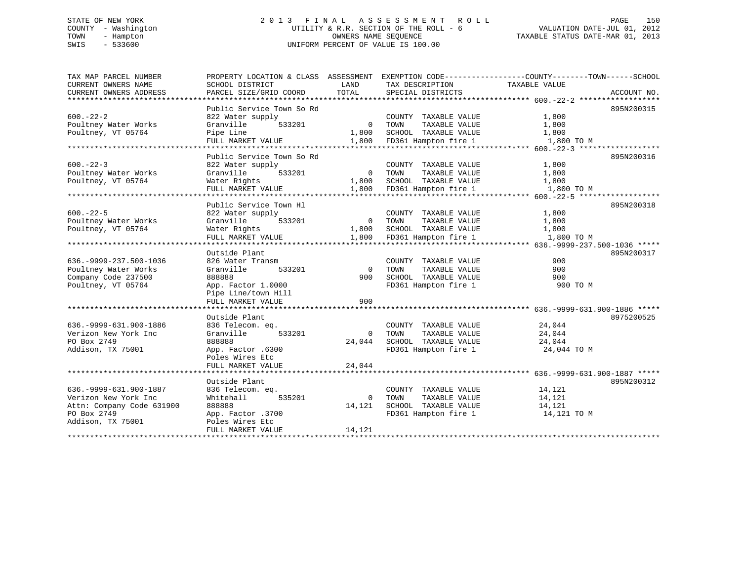STATE OF NEW YORK
COUNTY - Washington
TOWN - Hampton
SWIS - 533600

# 2013 FINAL ASSESSMENT ROLL
UTILITY & R.R. SECTION OF THE ROLL - 6
OWNERS NAME SEQUENCE
UNIFORM PERCENT OF VALUE IS 100.00

VALUATION DATE-JUL 01, 2012
TAXABLE STATUS DATE-MAR 01, 2013

| TAX MAP PARCEL NUMBER / CURRENT OWNERS NAME / CURRENT OWNERS ADDRESS | PROPERTY LOCATION & CLASS / SCHOOL DISTRICT / PARCEL SIZE/GRID COORD | ASSESSMENT LAND | TOTAL | EXEMPTION CODE / TAX DESCRIPTION / SPECIAL DISTRICTS | TAXABLE VALUE | ACCOUNT NO. |
|---|---|---|---|---|---|---|
| **600.-22-2** | Public Service Town So Rd | | | | | 895N200315 |
| 600.-22-2 | 822 Water supply | | | COUNTY TAXABLE VALUE | 1,800 | |
| Poultney Water Works | Granville 533201 | 0 | | TOWN TAXABLE VALUE | 1,800 | |
| Poultney, VT 05764 | Pipe Line | | 1,800 | SCHOOL TAXABLE VALUE | 1,800 | |
| | FULL MARKET VALUE | | 1,800 | FD361 Hampton fire 1 | 1,800 TO M | |
| **600.-22-3** | Public Service Town So Rd | | | | | 895N200316 |
| 600.-22-3 | 822 Water supply | | | COUNTY TAXABLE VALUE | 1,800 | |
| Poultney Water Works | Granville 533201 | 0 | | TOWN TAXABLE VALUE | 1,800 | |
| Poultney, VT 05764 | Water Rights | | 1,800 | SCHOOL TAXABLE VALUE | 1,800 | |
| | FULL MARKET VALUE | | 1,800 | FD361 Hampton fire 1 | 1,800 TO M | |
| **600.-22-5** | Public Service Town Hl | | | | | 895N200318 |
| 600.-22-5 | 822 Water supply | | | COUNTY TAXABLE VALUE | 1,800 | |
| Poultney Water Works | Granville 533201 | 0 | | TOWN TAXABLE VALUE | 1,800 | |
| Poultney, VT 05764 | Water Rights | | 1,800 | SCHOOL TAXABLE VALUE | 1,800 | |
| | FULL MARKET VALUE | | 1,800 | FD361 Hampton fire 1 | 1,800 TO M | |
| **636.-9999-237.500-1036** | Outside Plant | | | | | 895N200317 |
| 636.-9999-237.500-1036 | 826 Water Transm | | | COUNTY TAXABLE VALUE | 900 | |
| Poultney Water Works | Granville 533201 | 0 | | TOWN TAXABLE VALUE | 900 | |
| Company Code 237500 | 888888 | | 900 | SCHOOL TAXABLE VALUE | 900 | |
| Poultney, VT 05764 | App. Factor 1.0000 | | | FD361 Hampton fire 1 | 900 TO M | |
| | Pipe Line/town Hill | | | | | |
| | FULL MARKET VALUE | | 900 | | | |
| **636.-9999-631.900-1886** | Outside Plant | | | | | 8975200525 |
| 636.-9999-631.900-1886 | 836 Telecom. eq. | | | COUNTY TAXABLE VALUE | 24,044 | |
| Verizon New York Inc | Granville 533201 | 0 | | TOWN TAXABLE VALUE | 24,044 | |
| PO Box 2749 | 888888 | | 24,044 | SCHOOL TAXABLE VALUE | 24,044 | |
| Addison, TX 75001 | App. Factor .6300 | | | FD361 Hampton fire 1 | 24,044 TO M | |
| | Poles Wires Etc | | | | | |
| | FULL MARKET VALUE | | 24,044 | | | |
| **636.-9999-631.900-1887** | Outside Plant | | | | | 895N200312 |
| 636.-9999-631.900-1887 | 836 Telecom. eq. | | | COUNTY TAXABLE VALUE | 14,121 | |
| Verizon New York Inc | Whitehall 535201 | 0 | | TOWN TAXABLE VALUE | 14,121 | |
| Attn: Company Code 631900 | 888888 | | 14,121 | SCHOOL TAXABLE VALUE | 14,121 | |
| PO Box 2749 | App. Factor .3700 | | | FD361 Hampton fire 1 | 14,121 TO M | |
| Addison, TX 75001 | Poles Wires Etc | | | | | |
| | FULL MARKET VALUE | | 14,121 | | | |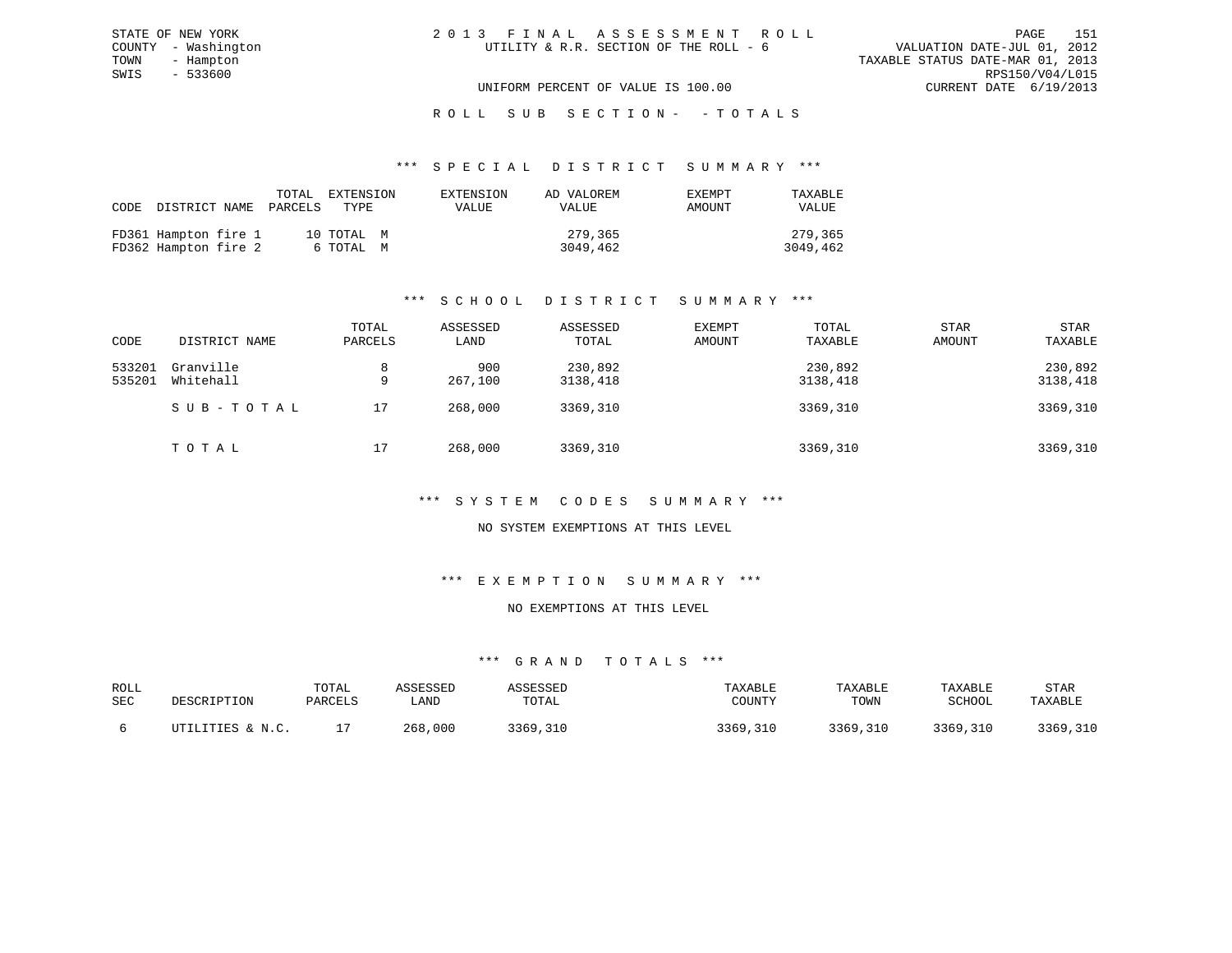STATE OF NEW YORK
COUNTY - Washington
TOWN - Hampton
SWIS - 533600

# 2013 FINAL ASSESSMENT ROLL

UTILITY & R.R. SECTION OF THE ROLL - 6

VALUATION DATE-JUL 01, 2012
TAXABLE STATUS DATE-MAR 01, 2013
RPS150/V04/L015
CURRENT DATE 6/19/2013

UNIFORM PERCENT OF VALUE IS 100.00

## ROLL SUB SECTION- - TOTALS

### *** SPECIAL DISTRICT SUMMARY ***

| CODE | DISTRICT NAME | TOTAL PARCELS | EXTENSION TYPE | EXTENSION VALUE | AD VALOREM VALUE | EXEMPT AMOUNT | TAXABLE VALUE |
|---|---|---|---|---|---|---|---|
| FD361 | Hampton fire 1 | 10 | TOTAL M | | 279,365 | | 279,365 |
| FD362 | Hampton fire 2 | 6 | TOTAL M | | 3049,462 | | 3049,462 |

### *** SCHOOL DISTRICT SUMMARY ***

| CODE | DISTRICT NAME | TOTAL PARCELS | ASSESSED LAND | ASSESSED TOTAL | EXEMPT AMOUNT | TOTAL TAXABLE | STAR AMOUNT | STAR TAXABLE |
|---|---|---|---|---|---|---|---|---|
| 533201 | Granville | 8 | 900 | 230,892 | | 230,892 | | 230,892 |
| 535201 | Whitehall | 9 | 267,100 | 3138,418 | | 3138,418 | | 3138,418 |
| | SUB-TOTAL | 17 | 268,000 | 3369,310 | | 3369,310 | | 3369,310 |
| | TOTAL | 17 | 268,000 | 3369,310 | | 3369,310 | | 3369,310 |

### *** SYSTEM CODES SUMMARY ***

NO SYSTEM EXEMPTIONS AT THIS LEVEL

### *** EXEMPTION SUMMARY ***

NO EXEMPTIONS AT THIS LEVEL

### *** GRAND TOTALS ***

| ROLL SEC | DESCRIPTION | TOTAL PARCELS | ASSESSED LAND | ASSESSED TOTAL | TAXABLE COUNTY | TAXABLE TOWN | TAXABLE SCHOOL | STAR TAXABLE |
|---|---|---|---|---|---|---|---|---|
| 6 | UTILITIES & N.C. | 17 | 268,000 | 3369,310 | 3369,310 | 3369,310 | 3369,310 | 3369,310 |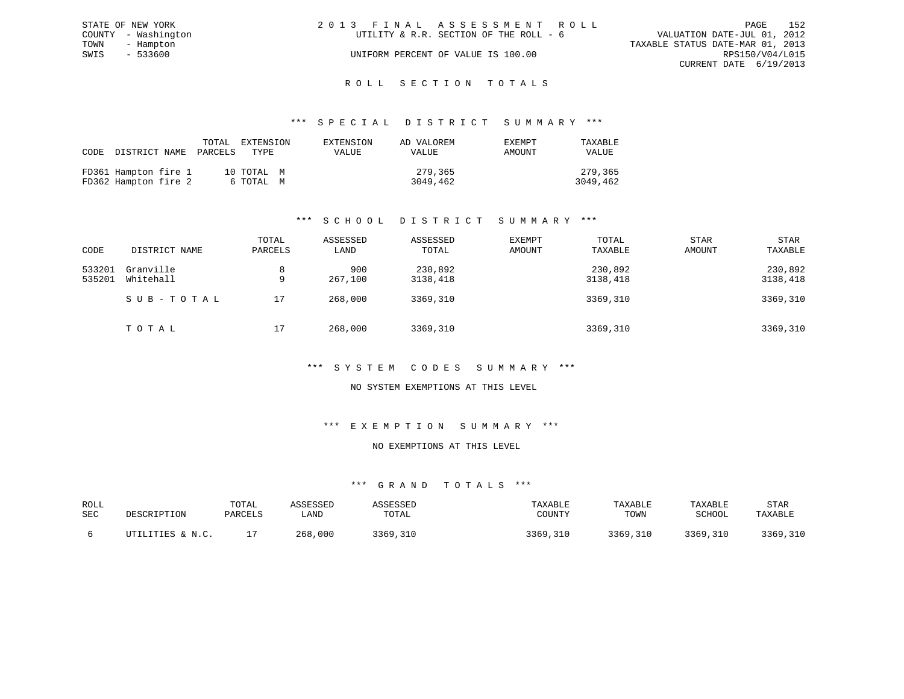STATE OF NEW YORK
COUNTY - Washington
TOWN - Hampton
SWIS - 533600

# 2013 FINAL ASSESSMENT ROLL

UTILITY & R.R. SECTION OF THE ROLL - 6

UNIFORM PERCENT OF VALUE IS 100.00

VALUATION DATE-JUL 01, 2012
TAXABLE STATUS DATE-MAR 01, 2013
RPS150/V04/L015
CURRENT DATE 6/19/2013

## ROLL SECTION TOTALS

### *** SPECIAL DISTRICT SUMMARY ***

| CODE | DISTRICT NAME | TOTAL PARCELS | EXTENSION TYPE | EXTENSION VALUE | AD VALOREM VALUE | EXEMPT AMOUNT | TAXABLE VALUE |
|---|---|---|---|---|---|---|---|
| FD361 | Hampton fire 1 | 10 | TOTAL M | | 279,365 | | 279,365 |
| FD362 | Hampton fire 2 | 6 | TOTAL M | | 3049,462 | | 3049,462 |

### *** SCHOOL DISTRICT SUMMARY ***

| CODE | DISTRICT NAME | TOTAL PARCELS | ASSESSED LAND | ASSESSED TOTAL | EXEMPT AMOUNT | TOTAL TAXABLE | STAR AMOUNT | STAR TAXABLE |
|---|---|---|---|---|---|---|---|---|
| 533201 | Granville | 8 | 900 | 230,892 | | 230,892 | | 230,892 |
| 535201 | Whitehall | 9 | 267,100 | 3138,418 | | 3138,418 | | 3138,418 |
| | SUB-TOTAL | 17 | 268,000 | 3369,310 | | 3369,310 | | 3369,310 |
| | TOTAL | 17 | 268,000 | 3369,310 | | 3369,310 | | 3369,310 |

### *** SYSTEM CODES SUMMARY ***

NO SYSTEM EXEMPTIONS AT THIS LEVEL

### *** EXEMPTION SUMMARY ***

NO EXEMPTIONS AT THIS LEVEL

### *** GRAND TOTALS ***

| ROLL SEC | DESCRIPTION | TOTAL PARCELS | ASSESSED LAND | ASSESSED TOTAL | TAXABLE COUNTY | TAXABLE TOWN | TAXABLE SCHOOL | STAR TAXABLE |
|---|---|---|---|---|---|---|---|---|
| 6 | UTILITIES & N.C. | 17 | 268,000 | 3369,310 | 3369,310 | 3369,310 | 3369,310 | 3369,310 |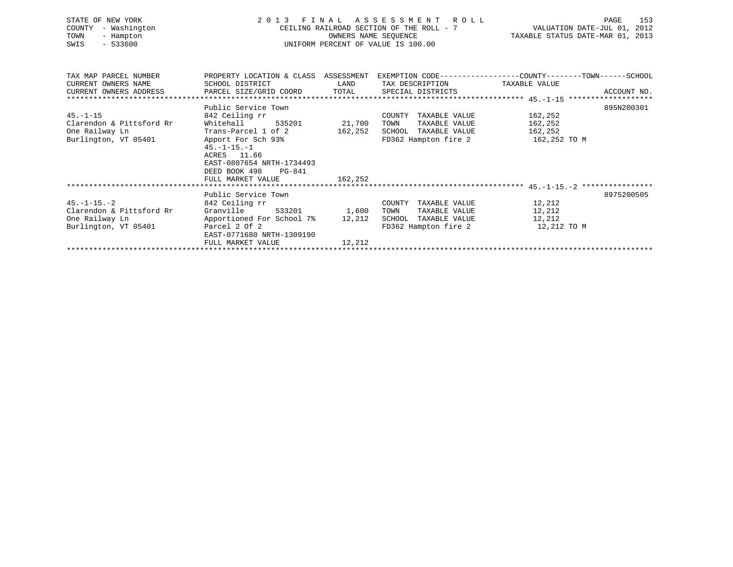STATE OF NEW YORK
COUNTY - Washington
TOWN - Hampton
SWIS - 533600

# 2013 FINAL ASSESSMENT ROLL

CEILING RAILROAD SECTION OF THE ROLL - 7
OWNERS NAME SEQUENCE
UNIFORM PERCENT OF VALUE IS 100.00

VALUATION DATE-JUL 01, 2012
TAXABLE STATUS DATE-MAR 01, 2013

| TAX MAP PARCEL NUMBER / CURRENT OWNERS NAME / CURRENT OWNERS ADDRESS | PROPERTY LOCATION & CLASS / SCHOOL DISTRICT / PARCEL SIZE/GRID COORD | ASSESSMENT LAND / TOTAL | EXEMPTION CODE / TAX DESCRIPTION / SPECIAL DISTRICTS | TAXABLE VALUE (COUNTY--TOWN--SCHOOL) | ACCOUNT NO. |
|---|---|---|---|---|---|
| | Public Service Town | | | | 895N200301 |
| 45.-1-15 | 842 Ceiling rr | | COUNTY TAXABLE VALUE | 162,252 | |
| Clarendon & Pittsford Rr | Whitehall 535201 | 21,700 | TOWN TAXABLE VALUE | 162,252 | |
| One Railway Ln | Trans-Parcel 1 of 2 | 162,252 | SCHOOL TAXABLE VALUE | 162,252 | |
| Burlington, VT 05401 | Apport For Sch 93% | | FD362 Hampton fire 2 | 162,252 TO M | |
| | 45.-1-15.-1 | | | | |
| | ACRES 11.66 | | | | |
| | EAST-0807654 NRTH-1734493 | | | | |
| | DEED BOOK 498 PG-841 | | | | |
| | FULL MARKET VALUE | 162,252 | | | |
| | Public Service Town | | | | 8975200505 |
| 45.-1-15.-2 | 842 Ceiling rr | | COUNTY TAXABLE VALUE | 12,212 | |
| Clarendon & Pittsford Rr | Granville 533201 | 1,600 | TOWN TAXABLE VALUE | 12,212 | |
| One Railway Ln | Apportioned For School 7% | 12,212 | SCHOOL TAXABLE VALUE | 12,212 | |
| Burlington, VT 05401 | Parcel 2 Of 2 | | FD362 Hampton fire 2 | 12,212 TO M | |
| | EAST-0771680 NRTH-1309190 | | | | |
| | FULL MARKET VALUE | 12,212 | | | |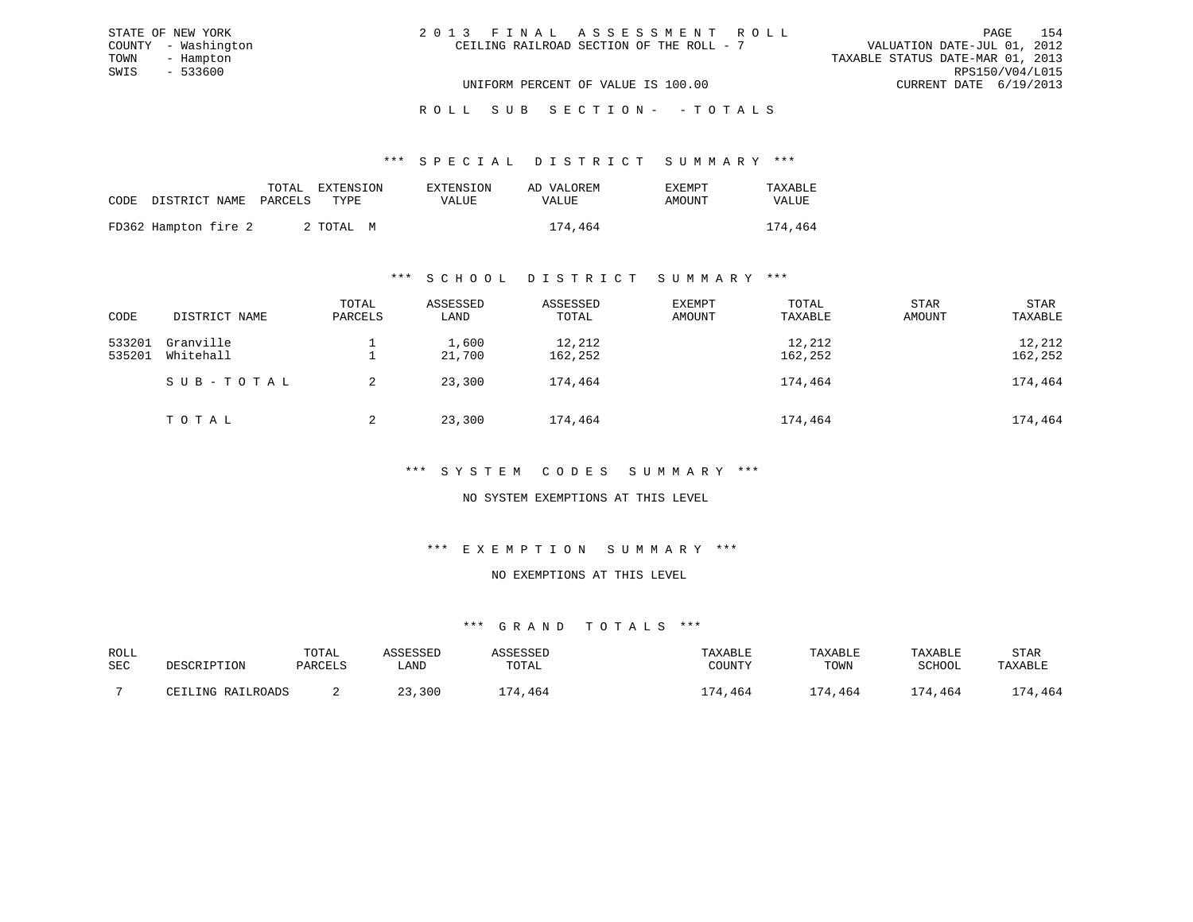STATE OF NEW YORK
COUNTY - Washington
TOWN - Hampton
SWIS - 533600

# 2013 FINAL ASSESSMENT ROLL
CEILING RAILROAD SECTION OF THE ROLL - 7

UNIFORM PERCENT OF VALUE IS 100.00

VALUATION DATE-JUL 01, 2012
TAXABLE STATUS DATE-MAR 01, 2013
RPS150/V04/L015
CURRENT DATE 6/19/2013

## ROLL SUB SECTION- - TOTALS

### *** SPECIAL DISTRICT SUMMARY ***

| CODE | DISTRICT NAME | TOTAL PARCELS | EXTENSION TYPE | EXTENSION VALUE | AD VALOREM VALUE | EXEMPT AMOUNT | TAXABLE VALUE |
|---|---|---|---|---|---|---|---|
| FD362 | Hampton fire 2 | 2 | TOTAL M | | 174,464 | | 174,464 |

### *** SCHOOL DISTRICT SUMMARY ***

| CODE | DISTRICT NAME | TOTAL PARCELS | ASSESSED LAND | ASSESSED TOTAL | EXEMPT AMOUNT | TOTAL TAXABLE | STAR AMOUNT | STAR TAXABLE |
|---|---|---|---|---|---|---|---|---|
| 533201 | Granville | 1 | 1,600 | 12,212 | | 12,212 | | 12,212 |
| 535201 | Whitehall | 1 | 21,700 | 162,252 | | 162,252 | | 162,252 |
| | SUB-TOTAL | 2 | 23,300 | 174,464 | | 174,464 | | 174,464 |
| | TOTAL | 2 | 23,300 | 174,464 | | 174,464 | | 174,464 |

### *** SYSTEM CODES SUMMARY ***

NO SYSTEM EXEMPTIONS AT THIS LEVEL

### *** EXEMPTION SUMMARY ***

NO EXEMPTIONS AT THIS LEVEL

### *** GRAND TOTALS ***

| ROLL SEC | DESCRIPTION | TOTAL PARCELS | ASSESSED LAND | ASSESSED TOTAL | TAXABLE COUNTY | TAXABLE TOWN | TAXABLE SCHOOL | STAR TAXABLE |
|---|---|---|---|---|---|---|---|---|
| 7 | CEILING RAILROADS | 2 | 23,300 | 174,464 | 174,464 | 174,464 | 174,464 | 174,464 |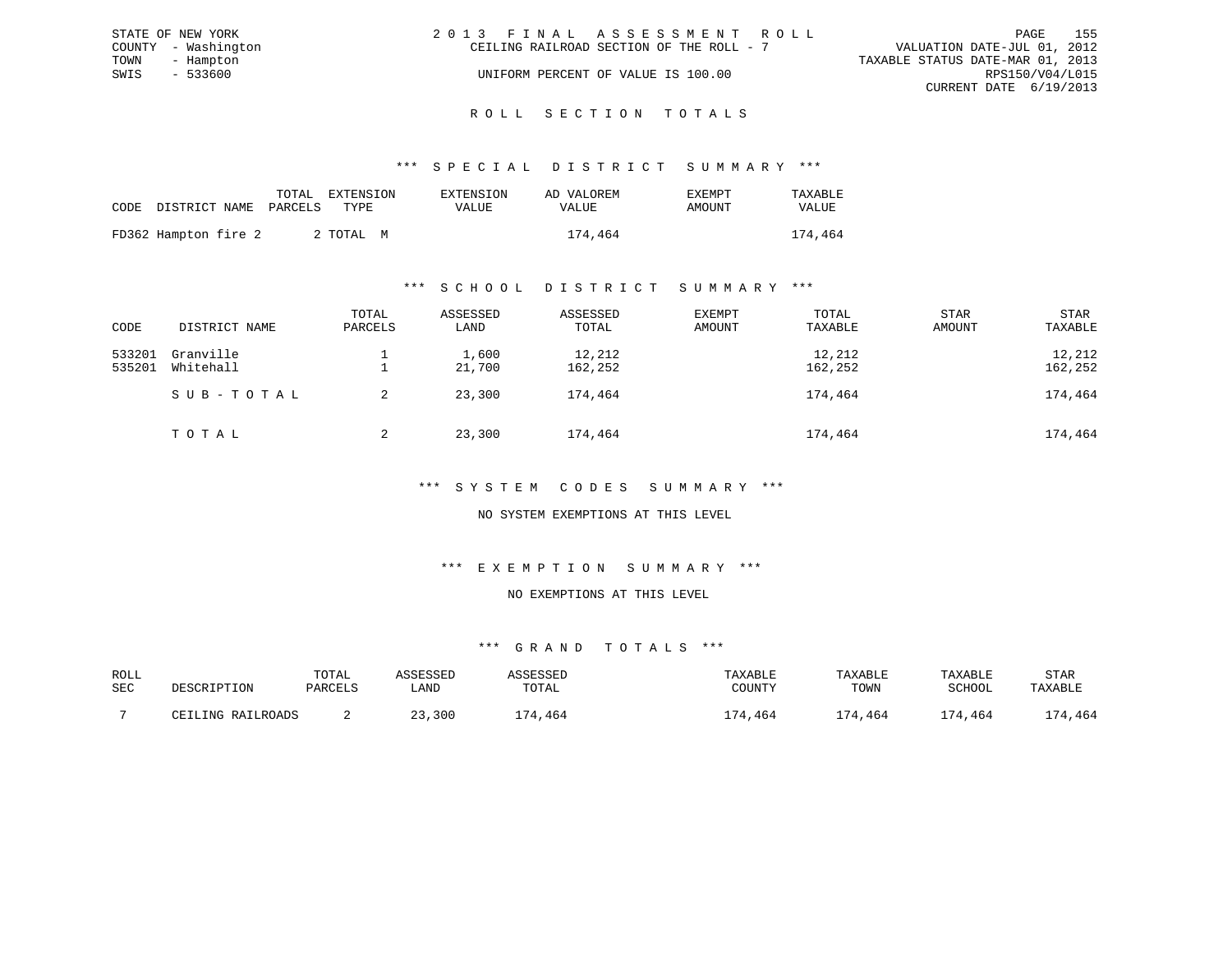STATE OF NEW YORK
COUNTY - Washington
TOWN - Hampton
SWIS - 533600

# 2013 FINAL ASSESSMENT ROLL

CEILING RAILROAD SECTION OF THE ROLL - 7

UNIFORM PERCENT OF VALUE IS 100.00

VALUATION DATE-JUL 01, 2012
TAXABLE STATUS DATE-MAR 01, 2013
RPS150/V04/L015
CURRENT DATE 6/19/2013

## ROLL SECTION TOTALS

### *** SPECIAL DISTRICT SUMMARY ***

| CODE | DISTRICT NAME | TOTAL PARCELS | EXTENSION TYPE | EXTENSION VALUE | AD VALOREM VALUE | EXEMPT AMOUNT | TAXABLE VALUE |
|---|---|---|---|---|---|---|---|
| FD362 | Hampton fire 2 | 2 | TOTAL M | | 174,464 | | 174,464 |

### *** SCHOOL DISTRICT SUMMARY ***

| CODE | DISTRICT NAME | TOTAL PARCELS | ASSESSED LAND | ASSESSED TOTAL | EXEMPT AMOUNT | TOTAL TAXABLE | STAR AMOUNT | STAR TAXABLE |
|---|---|---|---|---|---|---|---|---|
| 533201 | Granville | 1 | 1,600 | 12,212 | | 12,212 | | 12,212 |
| 535201 | Whitehall | 1 | 21,700 | 162,252 | | 162,252 | | 162,252 |
| | SUB-TOTAL | 2 | 23,300 | 174,464 | | 174,464 | | 174,464 |
| | TOTAL | 2 | 23,300 | 174,464 | | 174,464 | | 174,464 |

### *** SYSTEM CODES SUMMARY ***

NO SYSTEM EXEMPTIONS AT THIS LEVEL

### *** EXEMPTION SUMMARY ***

NO EXEMPTIONS AT THIS LEVEL

### *** GRAND TOTALS ***

| ROLL SEC | DESCRIPTION | TOTAL PARCELS | ASSESSED LAND | ASSESSED TOTAL | TAXABLE COUNTY | TAXABLE TOWN | TAXABLE SCHOOL | STAR TAXABLE |
|---|---|---|---|---|---|---|---|---|
| 7 | CEILING RAILROADS | 2 | 23,300 | 174,464 | 174,464 | 174,464 | 174,464 | 174,464 |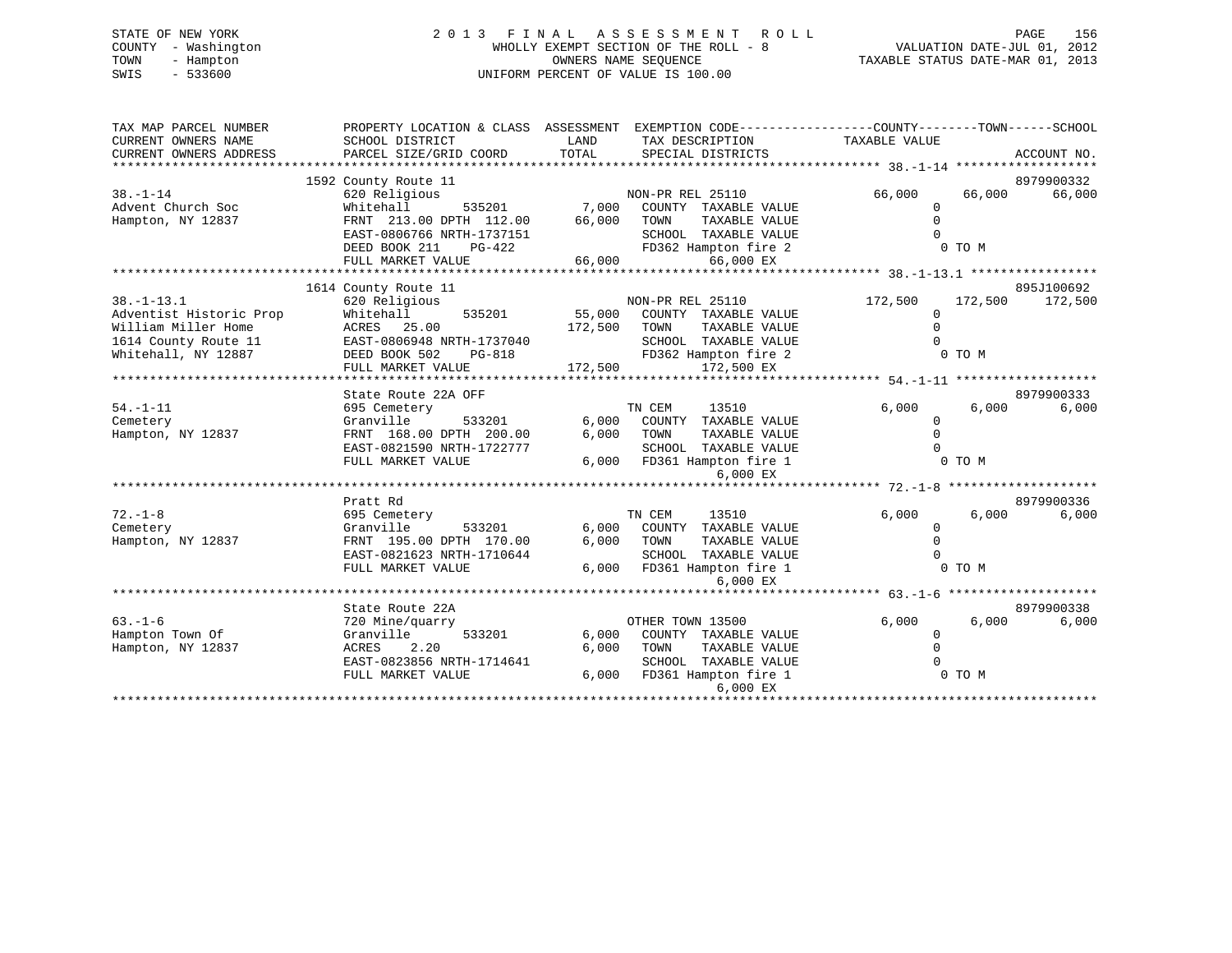STATE OF NEW YORK
COUNTY - Washington
TOWN - Hampton
SWIS - 533600

2 0 1 3 F I N A L A S S E S S M E N T R O L L
WHOLLY EXEMPT SECTION OF THE ROLL - 8
OWNERS NAME SEQUENCE
UNIFORM PERCENT OF VALUE IS 100.00

VALUATION DATE-JUL 01, 2012
TAXABLE STATUS DATE-MAR 01, 2013

```
TAX MAP PARCEL NUMBER      PROPERTY LOCATION & CLASS  ASSESSMENT  EXEMPTION CODE------------------COUNTY--------TOWN------SCHOOL
CURRENT OWNERS NAME        SCHOOL DISTRICT              LAND      TAX DESCRIPTION           TAXABLE VALUE
CURRENT OWNERS ADDRESS     PARCEL SIZE/GRID COORD       TOTAL     SPECIAL DISTRICTS                                  ACCOUNT NO.
******************************************************************************************************* 38.-1-14 ******************
                           1592 County Route 11                                                                      8979900332
38.-1-14                   620 Religious                          NON-PR REL 25110            66,000      66,000      66,000
Advent Church Soc          Whitehall       535201        7,000    COUNTY  TAXABLE VALUE            0
Hampton, NY 12837          FRNT 213.00 DPTH 112.00      66,000    TOWN    TAXABLE VALUE            0
                           EAST-0806766 NRTH-1737151              SCHOOL  TAXABLE VALUE            0
                           DEED BOOK 211    PG-422                FD362 Hampton fire 2              0 TO M
                           FULL MARKET VALUE            66,000          66,000 EX
******************************************************************************************************* 38.-1-13.1 ****************
                           1614 County Route 11                                                                      895J100692
38.-1-13.1                 620 Religious                          NON-PR REL 25110           172,500     172,500     172,500
Adventist Historic Prop    Whitehall       535201       55,000    COUNTY  TAXABLE VALUE            0
William Miller Home        ACRES  25.00                172,500    TOWN    TAXABLE VALUE            0
1614 County Route 11       EAST-0806948 NRTH-1737040              SCHOOL  TAXABLE VALUE            0
Whitehall, NY 12887        DEED BOOK 502    PG-818                FD362 Hampton fire 2              0 TO M
                           FULL MARKET VALUE           172,500         172,500 EX
******************************************************************************************************* 54.-1-11 ******************
                           State Route 22A OFF                                                                       8979900333
54.-1-11                   695 Cemetery                           TN CEM     13510             6,000       6,000       6,000
Cemetery                   Granville       533201        6,000    COUNTY  TAXABLE VALUE            0
Hampton, NY 12837          FRNT 168.00 DPTH 200.00       6,000    TOWN    TAXABLE VALUE            0
                           EAST-0821590 NRTH-1722777              SCHOOL  TAXABLE VALUE            0
                           FULL MARKET VALUE             6,000    FD361 Hampton fire 1              0 TO M
                                                                         6,000 EX
******************************************************************************************************* 72.-1-8 *******************
                           Pratt Rd                                                                                  8979900336
72.-1-8                    695 Cemetery                           TN CEM     13510             6,000       6,000       6,000
Cemetery                   Granville       533201        6,000    COUNTY  TAXABLE VALUE            0
Hampton, NY 12837          FRNT 195.00 DPTH 170.00       6,000    TOWN    TAXABLE VALUE            0
                           EAST-0821623 NRTH-1710644              SCHOOL  TAXABLE VALUE            0
                           FULL MARKET VALUE             6,000    FD361 Hampton fire 1              0 TO M
                                                                         6,000 EX
******************************************************************************************************* 63.-1-6 *******************
                           State Route 22A                                                                           8979900338
63.-1-6                    720 Mine/quarry                        OTHER TOWN 13500             6,000       6,000       6,000
Hampton Town Of            Granville       533201        6,000    COUNTY  TAXABLE VALUE            0
Hampton, NY 12837          ACRES   2.20                  6,000    TOWN    TAXABLE VALUE            0
                           EAST-0823856 NRTH-1714641              SCHOOL  TAXABLE VALUE            0
                           FULL MARKET VALUE             6,000    FD361 Hampton fire 1              0 TO M
                                                                         6,000 EX
************************************************************************************************************************************
```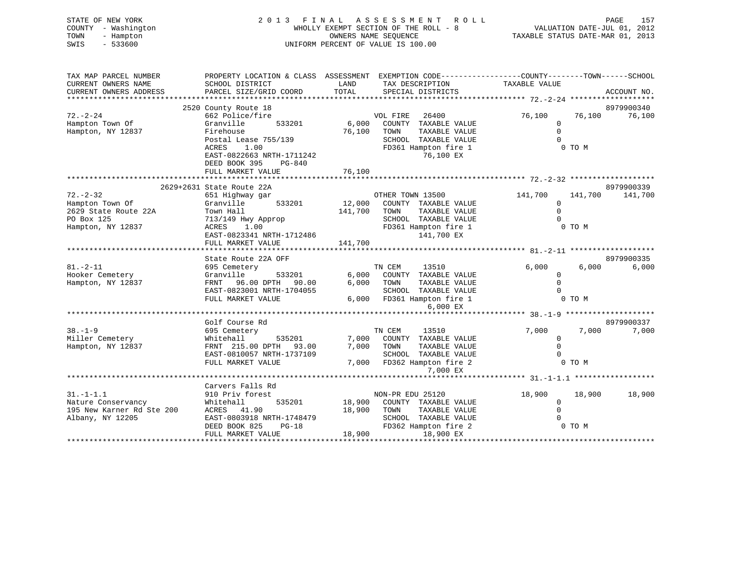STATE OF NEW YORK
COUNTY - Washington
TOWN - Hampton
SWIS - 533600

# 2013 FINAL ASSESSMENT ROLL

WHOLLY EXEMPT SECTION OF THE ROLL - 8
OWNERS NAME SEQUENCE
UNIFORM PERCENT OF VALUE IS 100.00

VALUATION DATE-JUL 01, 2012
TAXABLE STATUS DATE-MAR 01, 2013

| TAX MAP PARCEL NUMBER / CURRENT OWNERS NAME / CURRENT OWNERS ADDRESS | PROPERTY LOCATION & CLASS / SCHOOL DISTRICT / PARCEL SIZE/GRID COORD | ASSESSMENT LAND | TOTAL | EXEMPTION CODE / TAX DESCRIPTION / SPECIAL DISTRICTS | COUNTY TAXABLE VALUE | TOWN | SCHOOL | ACCOUNT NO. |
|---|---|---|---|---|---|---|---|---|
| 72.-2-24 | 2520 County Route 18 | | | | | | | 8979900340 |
| Hampton Town Of | 662 Police/fire | | | VOL FIRE 26400 | 76,100 | 76,100 | 76,100 | |
| Hampton, NY 12837 | Granville 533201 | 6,000 | | COUNTY TAXABLE VALUE | 0 | | | |
| | Firehouse | | 76,100 | TOWN TAXABLE VALUE | 0 | | | |
| | Postal Lease 755/139 | | | SCHOOL TAXABLE VALUE | 0 | | | |
| | ACRES 1.00 | | | FD361 Hampton fire 1 | 0 TO M | | | |
| | EAST-0822663 NRTH-1711242 | | | 76,100 EX | | | | |
| | DEED BOOK 395 PG-840 | | | | | | | |
| | FULL MARKET VALUE | | 76,100 | | | | | |
| 72.-2-32 | 2629+2631 State Route 22A | | | | | | | 8979900339 |
| Hampton Town Of | 651 Highway gar | | | OTHER TOWN 13500 | 141,700 | 141,700 | 141,700 | |
| 2629 State Route 22A | Granville 533201 | 12,000 | | COUNTY TAXABLE VALUE | 0 | | | |
| PO Box 125 | Town Hall | | 141,700 | TOWN TAXABLE VALUE | 0 | | | |
| Hampton, NY 12837 | 713/149 Hwy Approp | | | SCHOOL TAXABLE VALUE | 0 | | | |
| | ACRES 1.00 | | | FD361 Hampton fire 1 | 0 TO M | | | |
| | EAST-0823341 NRTH-1712486 | | | 141,700 EX | | | | |
| | FULL MARKET VALUE | | 141,700 | | | | | |
| 81.-2-11 | State Route 22A OFF | | | | | | | 8979900335 |
| Hooker Cemetery | 695 Cemetery | | | TN CEM 13510 | 6,000 | 6,000 | 6,000 | |
| Hampton, NY 12837 | Granville 533201 | 6,000 | | COUNTY TAXABLE VALUE | 0 | | | |
| | FRNT 96.00 DPTH 90.00 | | 6,000 | TOWN TAXABLE VALUE | 0 | | | |
| | EAST-0823001 NRTH-1704055 | | | SCHOOL TAXABLE VALUE | 0 | | | |
| | FULL MARKET VALUE | | 6,000 | FD361 Hampton fire 1 | 0 TO M | | | |
| | | | | 6,000 EX | | | | |
| 38.-1-9 | Golf Course Rd | | | | | | | 8979900337 |
| Miller Cemetery | 695 Cemetery | | | TN CEM 13510 | 7,000 | 7,000 | 7,000 | |
| Hampton, NY 12837 | Whitehall 535201 | 7,000 | | COUNTY TAXABLE VALUE | 0 | | | |
| | FRNT 215.00 DPTH 93.00 | | 7,000 | TOWN TAXABLE VALUE | 0 | | | |
| | EAST-0810057 NRTH-1737109 | | | SCHOOL TAXABLE VALUE | 0 | | | |
| | FULL MARKET VALUE | | 7,000 | FD362 Hampton fire 2 | 0 TO M | | | |
| | | | | 7,000 EX | | | | |
| 31.-1-1.1 | Carvers Falls Rd | | | | | | | |
| Nature Conservancy | 910 Priv forest | | | NON-PR EDU 25120 | 18,900 | 18,900 | 18,900 | |
| 195 New Karner Rd Ste 200 | Whitehall 535201 | 18,900 | | COUNTY TAXABLE VALUE | 0 | | | |
| Albany, NY 12205 | ACRES 41.90 | | 18,900 | TOWN TAXABLE VALUE | 0 | | | |
| | EAST-0803918 NRTH-1748479 | | | SCHOOL TAXABLE VALUE | 0 | | | |
| | DEED BOOK 825 PG-18 | | | FD362 Hampton fire 2 | 0 TO M | | | |
| | FULL MARKET VALUE | | 18,900 | 18,900 EX | | | | |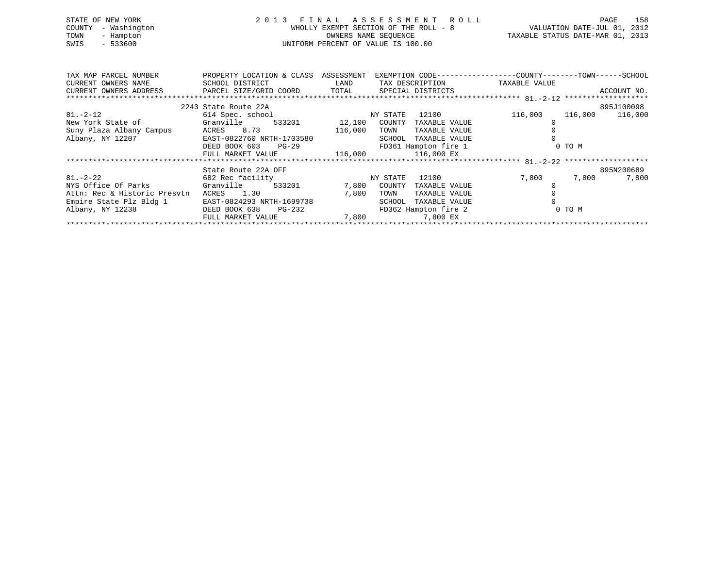STATE OF NEW YORK
COUNTY - Washington
TOWN - Hampton
SWIS - 533600

2 0 1 3 F I N A L A S S E S S M E N T R O L L
WHOLLY EXEMPT SECTION OF THE ROLL - 8
OWNERS NAME SEQUENCE
UNIFORM PERCENT OF VALUE IS 100.00

VALUATION DATE-JUL 01, 2012
TAXABLE STATUS DATE-MAR 01, 2013

| TAX MAP PARCEL NUMBER / CURRENT OWNERS NAME / CURRENT OWNERS ADDRESS | PROPERTY LOCATION & CLASS / SCHOOL DISTRICT / PARCEL SIZE/GRID COORD | ASSESSMENT LAND / TOTAL | EXEMPTION CODE / TAX DESCRIPTION / SPECIAL DISTRICTS | COUNTY TAXABLE VALUE | TOWN | SCHOOL / ACCOUNT NO. |
|---|---|---|---|---|---|---|
| **81.-2-12** | 2243 State Route 22A | | | | | 895J100098 |
| 81.-2-12 | 614 Spec. school | | NY STATE 12100 | 116,000 | 116,000 | 116,000 |
| New York State of | Granville 533201 | 12,100 | COUNTY TAXABLE VALUE | 0 | | |
| Suny Plaza Albany Campus | ACRES 8.73 | 116,000 | TOWN TAXABLE VALUE | 0 | | |
| Albany, NY 12207 | EAST-0822760 NRTH-1703580 | | SCHOOL TAXABLE VALUE | 0 | | |
| | DEED BOOK 603 PG-29 | | FD361 Hampton fire 1 | 0 TO M | | |
| | FULL MARKET VALUE | 116,000 | 116,000 EX | | | |
| **81.-2-22** | State Route 22A OFF | | | | | 895N200689 |
| 81.-2-22 | 682 Rec facility | | NY STATE 12100 | 7,800 | 7,800 | 7,800 |
| NYS Office Of Parks | Granville 533201 | 7,800 | COUNTY TAXABLE VALUE | 0 | | |
| Attn: Rec & Historic Presvtn | ACRES 1.30 | 7,800 | TOWN TAXABLE VALUE | 0 | | |
| Empire State Plz Bldg 1 | EAST-0824293 NRTH-1699738 | | SCHOOL TAXABLE VALUE | 0 | | |
| Albany, NY 12238 | DEED BOOK 638 PG-232 | | FD362 Hampton fire 2 | 0 TO M | | |
| | FULL MARKET VALUE | 7,800 | 7,800 EX | | | |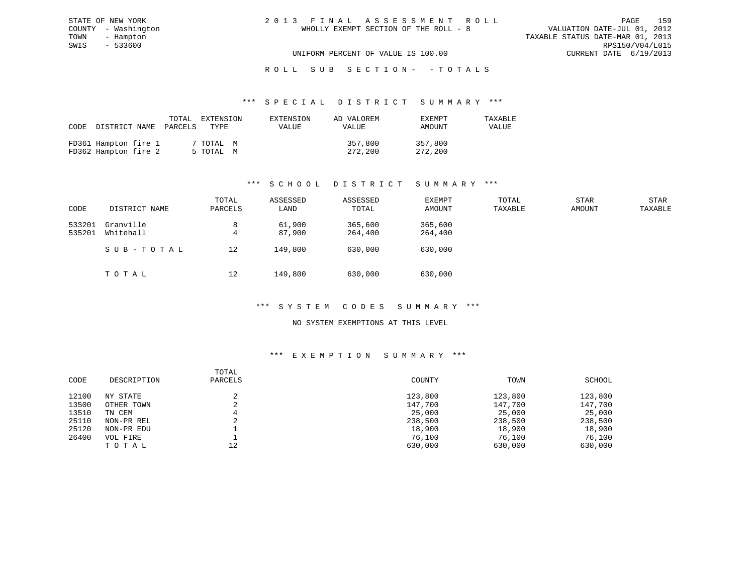STATE OF NEW YORK
COUNTY - Washington
TOWN - Hampton
SWIS - 533600

2 0 1 3 F I N A L A S S E S S M E N T R O L L
WHOLLY EXEMPT SECTION OF THE ROLL - 8

VALUATION DATE-JUL 01, 2012
TAXABLE STATUS DATE-MAR 01, 2013
RPS150/V04/L015
CURRENT DATE 6/19/2013

UNIFORM PERCENT OF VALUE IS 100.00

R O L L S U B S E C T I O N - - T O T A L S

### *** S P E C I A L D I S T R I C T S U M M A R Y ***

| CODE | DISTRICT NAME | TOTAL PARCELS | EXTENSION TYPE | EXTENSION VALUE | AD VALOREM VALUE | EXEMPT AMOUNT | TAXABLE VALUE |
|---|---|---|---|---|---|---|---|
| FD361 | Hampton fire 1 | 7 | TOTAL M | | 357,800 | 357,800 | |
| FD362 | Hampton fire 2 | 5 | TOTAL M | | 272,200 | 272,200 | |

### *** S C H O O L D I S T R I C T S U M M A R Y ***

| CODE | DISTRICT NAME | TOTAL PARCELS | ASSESSED LAND | ASSESSED TOTAL | EXEMPT AMOUNT | TOTAL TAXABLE | STAR AMOUNT | STAR TAXABLE |
|---|---|---|---|---|---|---|---|---|
| 533201 | Granville | 8 | 61,900 | 365,600 | 365,600 | | | |
| 535201 | Whitehall | 4 | 87,900 | 264,400 | 264,400 | | | |
| | S U B - T O T A L | 12 | 149,800 | 630,000 | 630,000 | | | |
| | T O T A L | 12 | 149,800 | 630,000 | 630,000 | | | |

### *** S Y S T E M C O D E S S U M M A R Y ***

NO SYSTEM EXEMPTIONS AT THIS LEVEL

### *** E X E M P T I O N S U M M A R Y ***

| CODE | DESCRIPTION | TOTAL PARCELS | COUNTY | TOWN | SCHOOL |
|---|---|---|---|---|---|
| 12100 | NY STATE | 2 | 123,800 | 123,800 | 123,800 |
| 13500 | OTHER TOWN | 2 | 147,700 | 147,700 | 147,700 |
| 13510 | TN CEM | 4 | 25,000 | 25,000 | 25,000 |
| 25110 | NON-PR REL | 2 | 238,500 | 238,500 | 238,500 |
| 25120 | NON-PR EDU | 1 | 18,900 | 18,900 | 18,900 |
| 26400 | VOL FIRE | 1 | 76,100 | 76,100 | 76,100 |
| | T O T A L | 12 | 630,000 | 630,000 | 630,000 |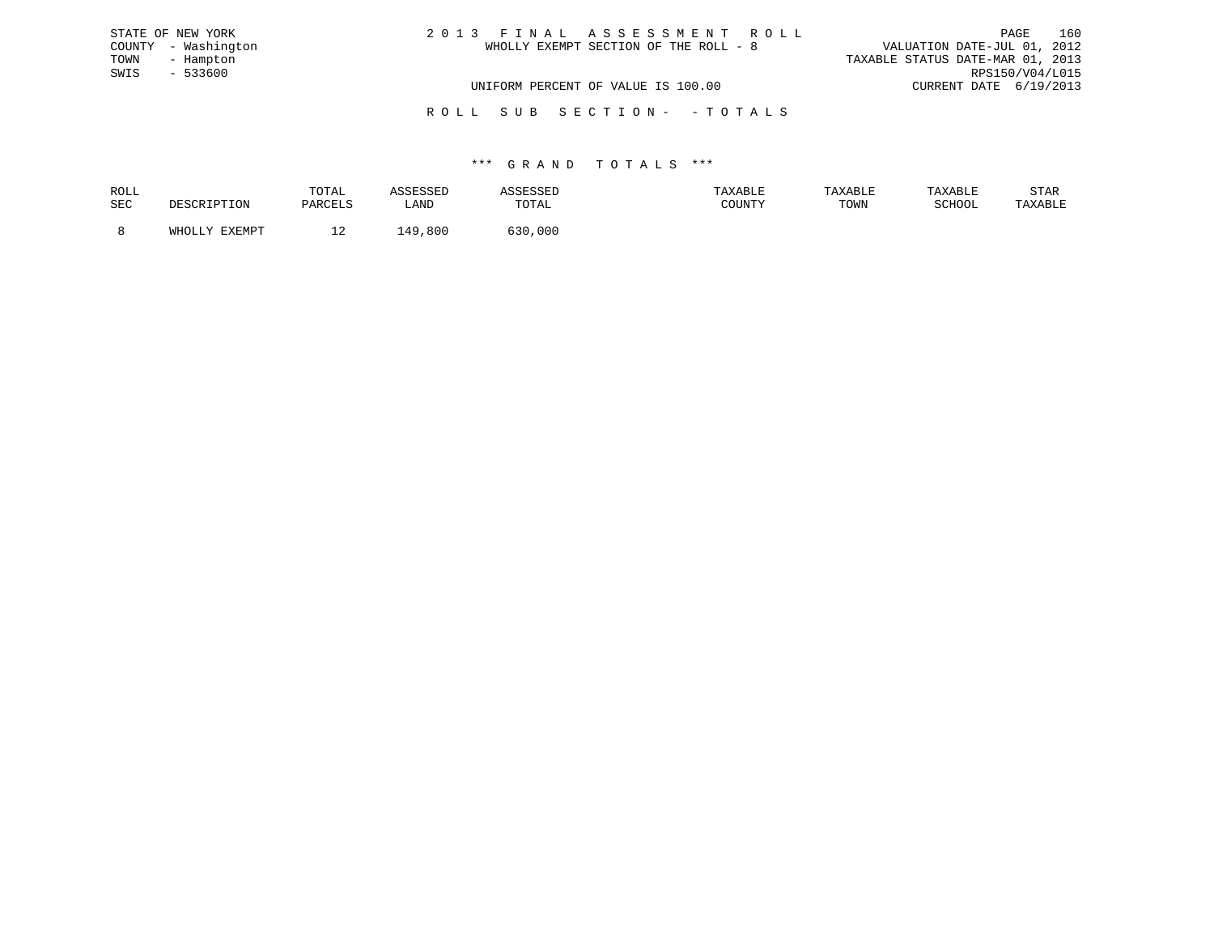STATE OF NEW YORK
COUNTY - Washington
TOWN - Hampton
SWIS - 533600

2 0 1 3 F I N A L A S S E S S M E N T R O L L
WHOLLY EXEMPT SECTION OF THE ROLL - 8

UNIFORM PERCENT OF VALUE IS 100.00

VALUATION DATE-JUL 01, 2012
TAXABLE STATUS DATE-MAR 01, 2013
RPS150/V04/L015
CURRENT DATE 6/19/2013

R O L L S U B S E C T I O N - - T O T A L S

*** G R A N D T O T A L S ***

| ROLL SEC | DESCRIPTION | TOTAL PARCELS | ASSESSED LAND | ASSESSED TOTAL | TAXABLE COUNTY | TAXABLE TOWN | TAXABLE SCHOOL | STAR TAXABLE |
|---|---|---|---|---|---|---|---|---|
| 8 | WHOLLY EXEMPT | 12 | 149,800 | 630,000 | | | | |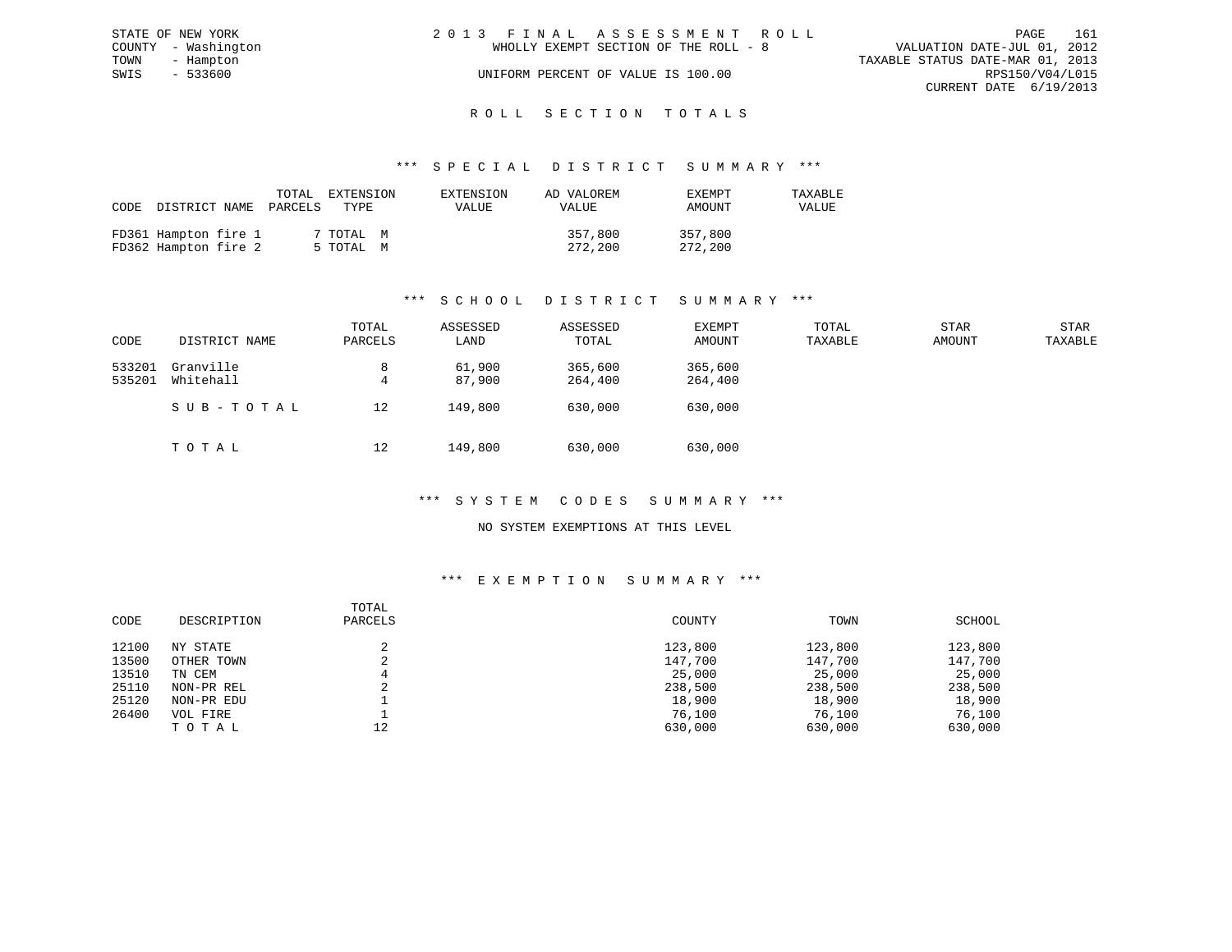STATE OF NEW YORK
COUNTY - Washington
TOWN - Hampton
SWIS - 533600

2 0 1 3 F I N A L A S S E S S M E N T R O L L
WHOLLY EXEMPT SECTION OF THE ROLL - 8
UNIFORM PERCENT OF VALUE IS 100.00

VALUATION DATE-JUL 01, 2012
TAXABLE STATUS DATE-MAR 01, 2013
RPS150/V04/L015
CURRENT DATE 6/19/2013

## R O L L S E C T I O N T O T A L S

### *** S P E C I A L D I S T R I C T S U M M A R Y ***

| CODE | DISTRICT NAME | TOTAL PARCELS | EXTENSION TYPE | EXTENSION VALUE | AD VALOREM VALUE | EXEMPT AMOUNT | TAXABLE VALUE |
|---|---|---|---|---|---|---|---|
| FD361 | Hampton fire 1 | 7 | TOTAL M | | 357,800 | 357,800 | |
| FD362 | Hampton fire 2 | 5 | TOTAL M | | 272,200 | 272,200 | |

### *** S C H O O L D I S T R I C T S U M M A R Y ***

| CODE | DISTRICT NAME | TOTAL PARCELS | ASSESSED LAND | ASSESSED TOTAL | EXEMPT AMOUNT | TOTAL TAXABLE | STAR AMOUNT | STAR TAXABLE |
|---|---|---|---|---|---|---|---|---|
| 533201 | Granville | 8 | 61,900 | 365,600 | 365,600 | | | |
| 535201 | Whitehall | 4 | 87,900 | 264,400 | 264,400 | | | |
| | S U B - T O T A L | 12 | 149,800 | 630,000 | 630,000 | | | |
| | T O T A L | 12 | 149,800 | 630,000 | 630,000 | | | |

### *** S Y S T E M C O D E S S U M M A R Y ***

NO SYSTEM EXEMPTIONS AT THIS LEVEL

### *** E X E M P T I O N S U M M A R Y ***

| CODE | DESCRIPTION | TOTAL PARCELS | COUNTY | TOWN | SCHOOL |
|---|---|---|---|---|---|
| 12100 | NY STATE | 2 | 123,800 | 123,800 | 123,800 |
| 13500 | OTHER TOWN | 2 | 147,700 | 147,700 | 147,700 |
| 13510 | TN CEM | 4 | 25,000 | 25,000 | 25,000 |
| 25110 | NON-PR REL | 2 | 238,500 | 238,500 | 238,500 |
| 25120 | NON-PR EDU | 1 | 18,900 | 18,900 | 18,900 |
| 26400 | VOL FIRE | 1 | 76,100 | 76,100 | 76,100 |
| | T O T A L | 12 | 630,000 | 630,000 | 630,000 |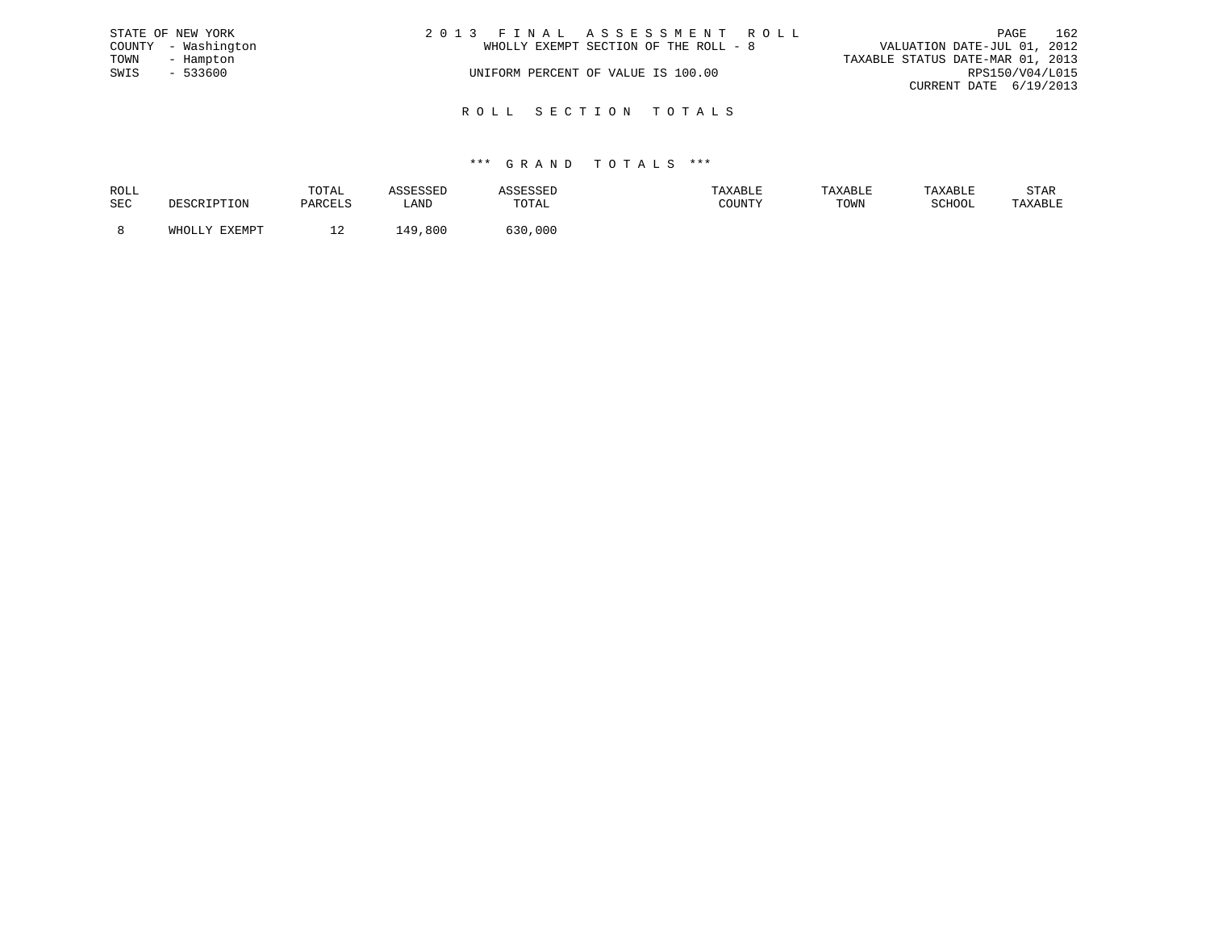STATE OF NEW YORK
COUNTY - Washington
TOWN - Hampton
SWIS - 533600

2 0 1 3 F I N A L A S S E S S M E N T R O L L
WHOLLY EXEMPT SECTION OF THE ROLL - 8

UNIFORM PERCENT OF VALUE IS 100.00

VALUATION DATE-JUL 01, 2012
TAXABLE STATUS DATE-MAR 01, 2013
RPS150/V04/L015
CURRENT DATE 6/19/2013

## R O L L S E C T I O N T O T A L S

### *** G R A N D T O T A L S ***

| ROLL SEC | DESCRIPTION | TOTAL PARCELS | ASSESSED LAND | ASSESSED TOTAL | TAXABLE COUNTY | TAXABLE TOWN | TAXABLE SCHOOL | STAR TAXABLE |
|---|---|---|---|---|---|---|---|---|
| 8 | WHOLLY EXEMPT | 12 | 149,800 | 630,000 | | | | |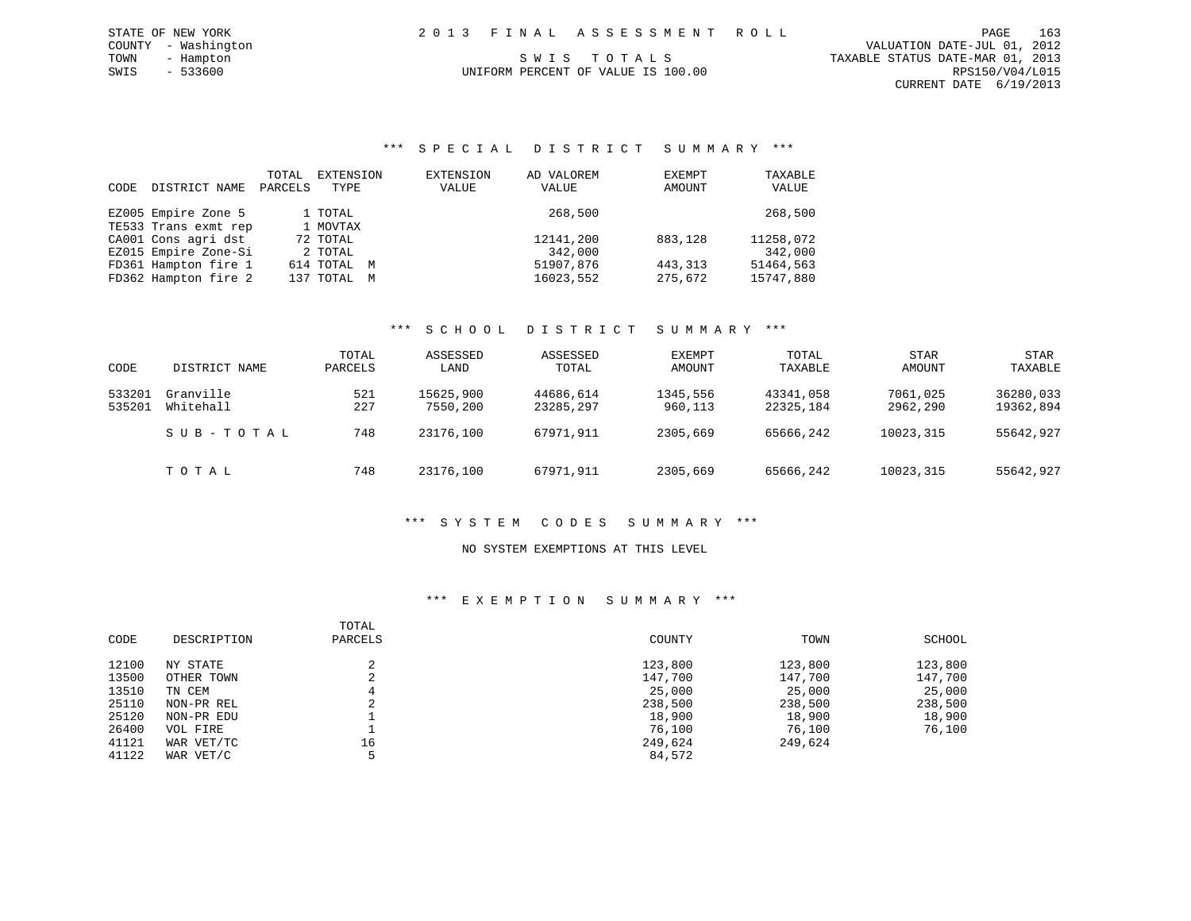STATE OF NEW YORK
COUNTY - Washington
TOWN - Hampton
SWIS - 533600

2013 FINAL ASSESSMENT ROLL

SWIS TOTALS

UNIFORM PERCENT OF VALUE IS 100.00

VALUATION DATE-JUL 01, 2012
TAXABLE STATUS DATE-MAR 01, 2013
RPS150/V04/L015
CURRENT DATE 6/19/2013

## *** SPECIAL DISTRICT SUMMARY ***

| CODE | DISTRICT NAME | TOTAL PARCELS | EXTENSION TYPE | EXTENSION VALUE | AD VALOREM VALUE | EXEMPT AMOUNT | TAXABLE VALUE |
|---|---|---|---|---|---|---|---|
| EZ005 | Empire Zone 5 | 1 | TOTAL | | 268,500 | | 268,500 |
| TE533 | Trans exmt rep | 1 | MOVTAX | | | | |
| CA001 | Cons agri dst | 72 | TOTAL | | 12141,200 | 883,128 | 11258,072 |
| EZ015 | Empire Zone-Si | 2 | TOTAL | | 342,000 | | 342,000 |
| FD361 | Hampton fire 1 | 614 | TOTAL M | | 51907,876 | 443,313 | 51464,563 |
| FD362 | Hampton fire 2 | 137 | TOTAL M | | 16023,552 | 275,672 | 15747,880 |

## *** SCHOOL DISTRICT SUMMARY ***

| CODE | DISTRICT NAME | TOTAL PARCELS | ASSESSED LAND | ASSESSED TOTAL | EXEMPT AMOUNT | TOTAL TAXABLE | STAR AMOUNT | STAR TAXABLE |
|---|---|---|---|---|---|---|---|---|
| 533201 | Granville | 521 | 15625,900 | 44686,614 | 1345,556 | 43341,058 | 7061,025 | 36280,033 |
| 535201 | Whitehall | 227 | 7550,200 | 23285,297 | 960,113 | 22325,184 | 2962,290 | 19362,894 |
| | SUB-TOTAL | 748 | 23176,100 | 67971,911 | 2305,669 | 65666,242 | 10023,315 | 55642,927 |
| | TOTAL | 748 | 23176,100 | 67971,911 | 2305,669 | 65666,242 | 10023,315 | 55642,927 |

## *** SYSTEM CODES SUMMARY ***

NO SYSTEM EXEMPTIONS AT THIS LEVEL

## *** EXEMPTION SUMMARY ***

| CODE | DESCRIPTION | TOTAL PARCELS | COUNTY | TOWN | SCHOOL |
|---|---|---|---|---|---|
| 12100 | NY STATE | 2 | 123,800 | 123,800 | 123,800 |
| 13500 | OTHER TOWN | 2 | 147,700 | 147,700 | 147,700 |
| 13510 | TN CEM | 4 | 25,000 | 25,000 | 25,000 |
| 25110 | NON-PR REL | 2 | 238,500 | 238,500 | 238,500 |
| 25120 | NON-PR EDU | 1 | 18,900 | 18,900 | 18,900 |
| 26400 | VOL FIRE | 1 | 76,100 | 76,100 | 76,100 |
| 41121 | WAR VET/TC | 16 | 249,624 | 249,624 | |
| 41122 | WAR VET/C | 5 | 84,572 | | |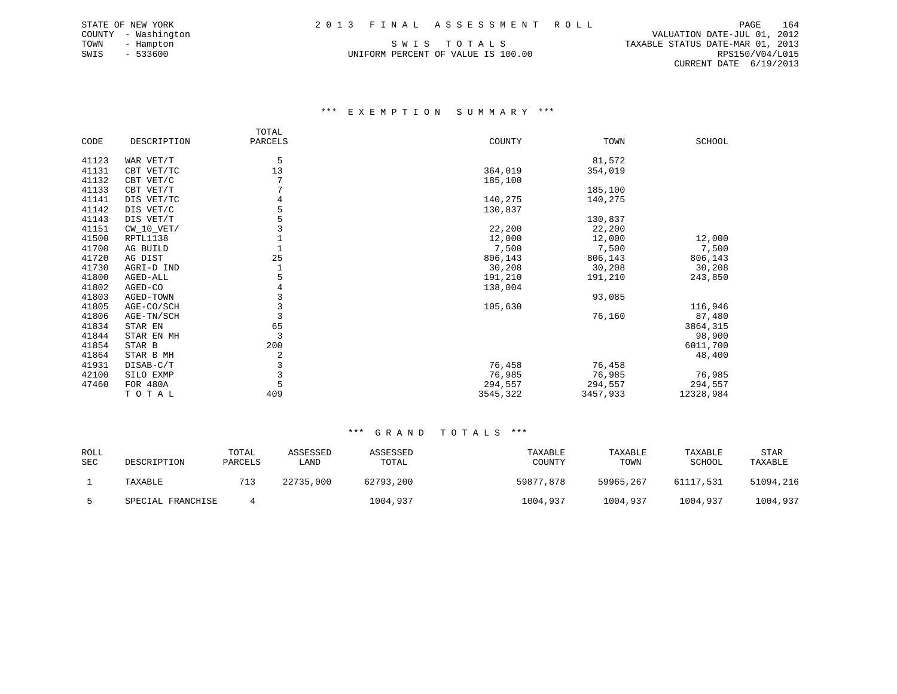STATE OF NEW YORK
COUNTY - Washington
TOWN - Hampton
SWIS - 533600

2 0 1 3 F I N A L A S S E S S M E N T R O L L

S W I S T O T A L S

UNIFORM PERCENT OF VALUE IS 100.00

VALUATION DATE-JUL 01, 2012
TAXABLE STATUS DATE-MAR 01, 2013
RPS150/V04/L015
CURRENT DATE 6/19/2013

### *** E X E M P T I O N S U M M A R Y ***

| CODE | DESCRIPTION | TOTAL PARCELS | COUNTY | TOWN | SCHOOL |
|---|---|---|---|---|---|
| 41123 | WAR VET/T | 5 | | 81,572 | |
| 41131 | CBT VET/TC | 13 | 364,019 | 354,019 | |
| 41132 | CBT VET/C | 7 | 185,100 | | |
| 41133 | CBT VET/T | 7 | | 185,100 | |
| 41141 | DIS VET/TC | 4 | 140,275 | 140,275 | |
| 41142 | DIS VET/C | 5 | 130,837 | | |
| 41143 | DIS VET/T | 5 | | 130,837 | |
| 41151 | CW_10_VET/ | 3 | 22,200 | 22,200 | |
| 41500 | RPTL1138 | 1 | 12,000 | 12,000 | 12,000 |
| 41700 | AG BUILD | 1 | 7,500 | 7,500 | 7,500 |
| 41720 | AG DIST | 25 | 806,143 | 806,143 | 806,143 |
| 41730 | AGRI-D IND | 1 | 30,208 | 30,208 | 30,208 |
| 41800 | AGED-ALL | 5 | 191,210 | 191,210 | 243,850 |
| 41802 | AGED-CO | 4 | 138,004 | | |
| 41803 | AGED-TOWN | 3 | | 93,085 | |
| 41805 | AGE-CO/SCH | 3 | 105,630 | | 116,946 |
| 41806 | AGE-TN/SCH | 3 | | 76,160 | 87,480 |
| 41834 | STAR EN | 65 | | | 3864,315 |
| 41844 | STAR EN MH | 3 | | | 98,900 |
| 41854 | STAR B | 200 | | | 6011,700 |
| 41864 | STAR B MH | 2 | | | 48,400 |
| 41931 | DISAB-C/T | 3 | 76,458 | 76,458 | |
| 42100 | SILO EXMP | 3 | 76,985 | 76,985 | 76,985 |
| 47460 | FOR 480A | 5 | 294,557 | 294,557 | 294,557 |
| | T O T A L | 409 | 3545,322 | 3457,933 | 12328,984 |

### *** G R A N D T O T A L S ***

| ROLL SEC | DESCRIPTION | TOTAL PARCELS | ASSESSED LAND | ASSESSED TOTAL | TAXABLE COUNTY | TAXABLE TOWN | TAXABLE SCHOOL | STAR TAXABLE |
|---|---|---|---|---|---|---|---|---|
| 1 | TAXABLE | 713 | 22735,000 | 62793,200 | 59877,878 | 59965,267 | 61117,531 | 51094,216 |
| 5 | SPECIAL FRANCHISE | 4 | | 1004,937 | 1004,937 | 1004,937 | 1004,937 | 1004,937 |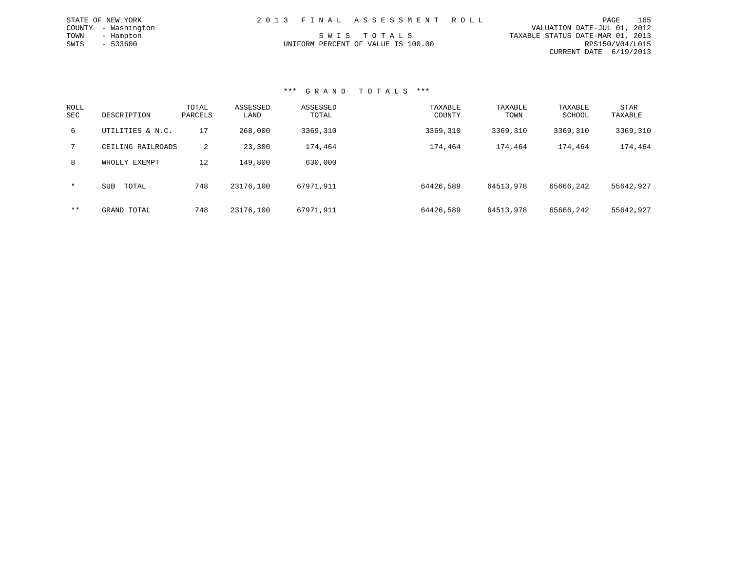STATE OF NEW YORK
COUNTY - Washington
TOWN - Hampton
SWIS - 533600

2 0 1 3 F I N A L A S S E S S M E N T R O L L

S W I S T O T A L S

UNIFORM PERCENT OF VALUE IS 100.00

VALUATION DATE-JUL 01, 2012
TAXABLE STATUS DATE-MAR 01, 2013
RPS150/V04/L015
CURRENT DATE 6/19/2013

### *** G R A N D T O T A L S ***

| ROLL SEC | DESCRIPTION | TOTAL PARCELS | ASSESSED LAND | ASSESSED TOTAL | TAXABLE COUNTY | TAXABLE TOWN | TAXABLE SCHOOL | STAR TAXABLE |
|---|---|---|---|---|---|---|---|---|
| 6 | UTILITIES & N.C. | 17 | 268,000 | 3369,310 | 3369,310 | 3369,310 | 3369,310 | 3369,310 |
| 7 | CEILING RAILROADS | 2 | 23,300 | 174,464 | 174,464 | 174,464 | 174,464 | 174,464 |
| 8 | WHOLLY EXEMPT | 12 | 149,800 | 630,000 | | | | |
| * | SUB TOTAL | 748 | 23176,100 | 67971,911 | 64426,589 | 64513,978 | 65666,242 | 55642,927 |
| ** | GRAND TOTAL | 748 | 23176,100 | 67971,911 | 64426,589 | 64513,978 | 65666,242 | 55642,927 |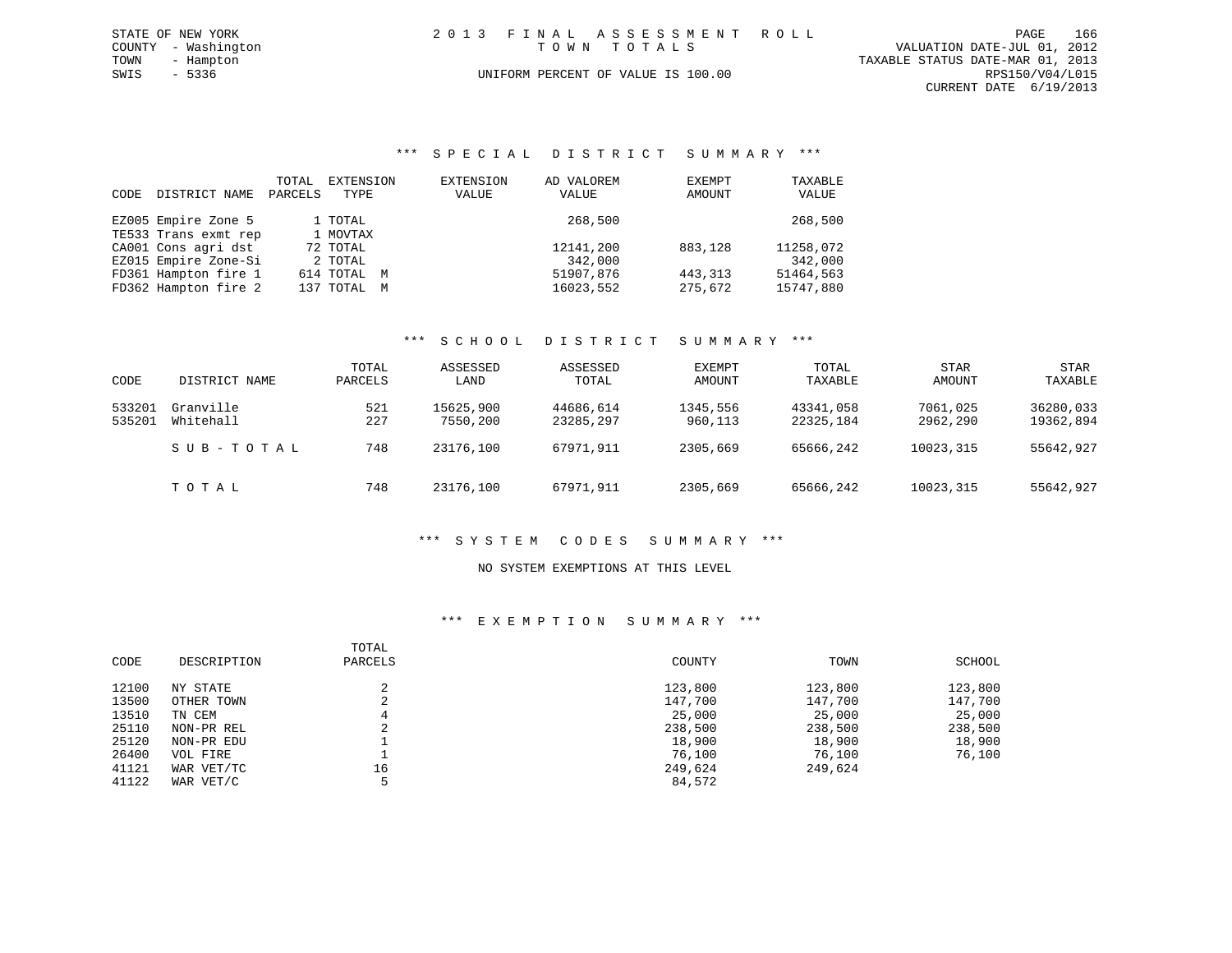STATE OF NEW YORK
COUNTY - Washington
TOWN - Hampton
SWIS - 5336

2 0 1 3 F I N A L A S S E S S M E N T R O L L
T O W N T O T A L S

UNIFORM PERCENT OF VALUE IS 100.00

VALUATION DATE-JUL 01, 2012
TAXABLE STATUS DATE-MAR 01, 2013
RPS150/V04/L015
CURRENT DATE 6/19/2013

### *** S P E C I A L D I S T R I C T S U M M A R Y ***

| CODE | DISTRICT NAME | TOTAL PARCELS | EXTENSION TYPE | EXTENSION VALUE | AD VALOREM VALUE | EXEMPT AMOUNT | TAXABLE VALUE |
|---|---|---|---|---|---|---|---|
| EZ005 | Empire Zone 5 | 1 | TOTAL | | 268,500 | | 268,500 |
| TE533 | Trans exmt rep | 1 | MOVTAX | | | | |
| CA001 | Cons agri dst | 72 | TOTAL | | 12141,200 | 883,128 | 11258,072 |
| EZ015 | Empire Zone-Si | 2 | TOTAL | | 342,000 | | 342,000 |
| FD361 | Hampton fire 1 | 614 | TOTAL M | | 51907,876 | 443,313 | 51464,563 |
| FD362 | Hampton fire 2 | 137 | TOTAL M | | 16023,552 | 275,672 | 15747,880 |

### *** S C H O O L D I S T R I C T S U M M A R Y ***

| CODE | DISTRICT NAME | TOTAL PARCELS | ASSESSED LAND | ASSESSED TOTAL | EXEMPT AMOUNT | TOTAL TAXABLE | STAR AMOUNT | STAR TAXABLE |
|---|---|---|---|---|---|---|---|---|
| 533201 | Granville | 521 | 15625,900 | 44686,614 | 1345,556 | 43341,058 | 7061,025 | 36280,033 |
| 535201 | Whitehall | 227 | 7550,200 | 23285,297 | 960,113 | 22325,184 | 2962,290 | 19362,894 |
| | S U B - T O T A L | 748 | 23176,100 | 67971,911 | 2305,669 | 65666,242 | 10023,315 | 55642,927 |
| | T O T A L | 748 | 23176,100 | 67971,911 | 2305,669 | 65666,242 | 10023,315 | 55642,927 |

### *** S Y S T E M C O D E S S U M M A R Y ***

NO SYSTEM EXEMPTIONS AT THIS LEVEL

### *** E X E M P T I O N S U M M A R Y ***

| CODE | DESCRIPTION | TOTAL PARCELS | COUNTY | TOWN | SCHOOL |
|---|---|---|---|---|---|
| 12100 | NY STATE | 2 | 123,800 | 123,800 | 123,800 |
| 13500 | OTHER TOWN | 2 | 147,700 | 147,700 | 147,700 |
| 13510 | TN CEM | 4 | 25,000 | 25,000 | 25,000 |
| 25110 | NON-PR REL | 2 | 238,500 | 238,500 | 238,500 |
| 25120 | NON-PR EDU | 1 | 18,900 | 18,900 | 18,900 |
| 26400 | VOL FIRE | 1 | 76,100 | 76,100 | 76,100 |
| 41121 | WAR VET/TC | 16 | 249,624 | 249,624 | |
| 41122 | WAR VET/C | 5 | 84,572 | | |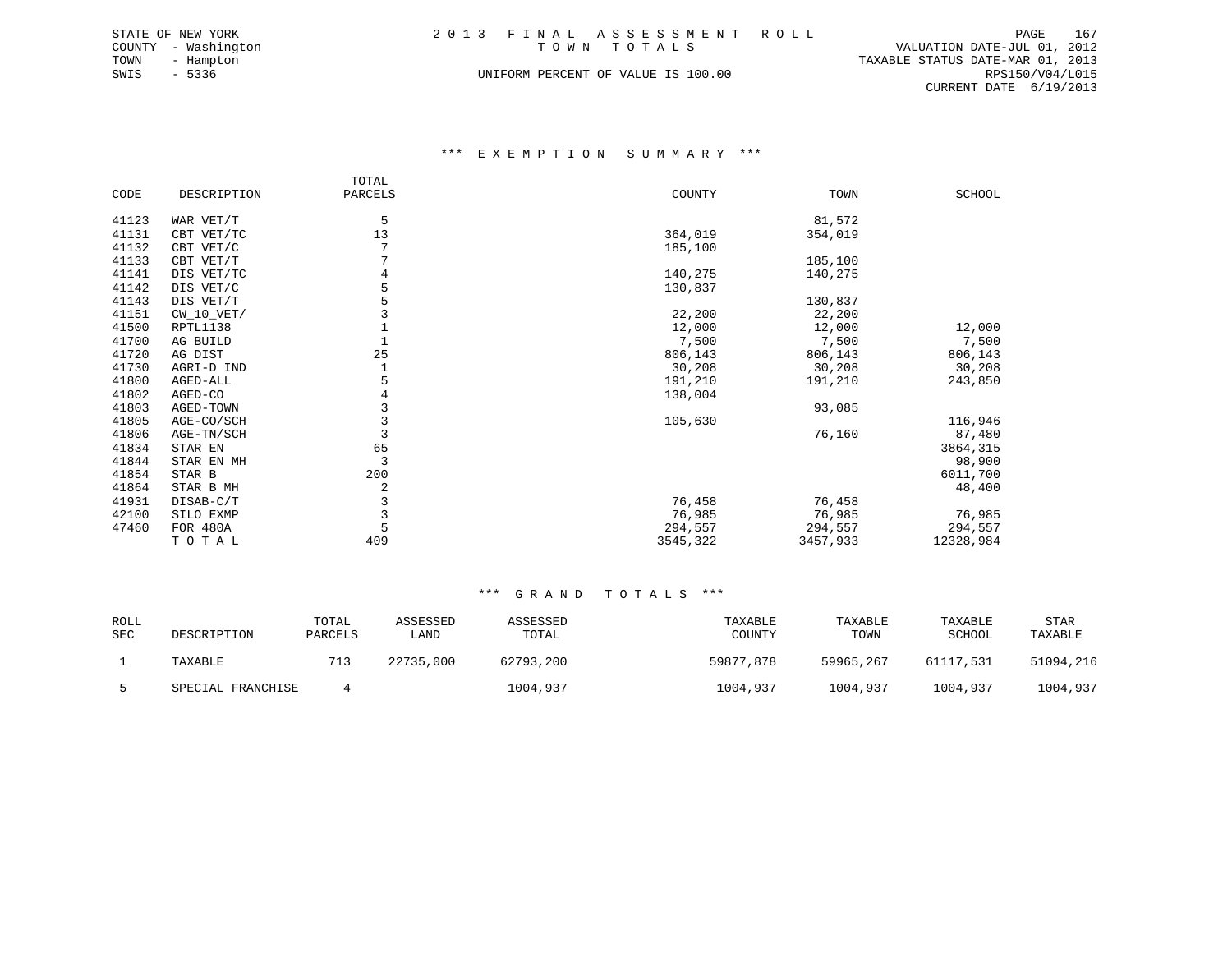STATE OF NEW YORK
COUNTY - Washington
TOWN - Hampton
SWIS - 5336

2 0 1 3 F I N A L A S S E S S M E N T R O L L
T O W N T O T A L S
UNIFORM PERCENT OF VALUE IS 100.00

VALUATION DATE-JUL 01, 2012
TAXABLE STATUS DATE-MAR 01, 2013
RPS150/V04/L015
CURRENT DATE 6/19/2013

### \*\*\* E X E M P T I O N S U M M A R Y \*\*\*

| CODE | DESCRIPTION | TOTAL PARCELS | COUNTY | TOWN | SCHOOL |
|---|---|---|---|---|---|
| 41123 | WAR VET/T | 5 | | 81,572 | |
| 41131 | CBT VET/TC | 13 | 364,019 | 354,019 | |
| 41132 | CBT VET/C | 7 | 185,100 | | |
| 41133 | CBT VET/T | 7 | | 185,100 | |
| 41141 | DIS VET/TC | 4 | 140,275 | 140,275 | |
| 41142 | DIS VET/C | 5 | 130,837 | | |
| 41143 | DIS VET/T | 5 | | 130,837 | |
| 41151 | CW_10_VET/ | 3 | 22,200 | 22,200 | |
| 41500 | RPTL1138 | 1 | 12,000 | 12,000 | 12,000 |
| 41700 | AG BUILD | 1 | 7,500 | 7,500 | 7,500 |
| 41720 | AG DIST | 25 | 806,143 | 806,143 | 806,143 |
| 41730 | AGRI-D IND | 1 | 30,208 | 30,208 | 30,208 |
| 41800 | AGED-ALL | 5 | 191,210 | 191,210 | 243,850 |
| 41802 | AGED-CO | 4 | 138,004 | | |
| 41803 | AGED-TOWN | 3 | | 93,085 | |
| 41805 | AGE-CO/SCH | 3 | 105,630 | | 116,946 |
| 41806 | AGE-TN/SCH | 3 | | 76,160 | 87,480 |
| 41834 | STAR EN | 65 | | | 3864,315 |
| 41844 | STAR EN MH | 3 | | | 98,900 |
| 41854 | STAR B | 200 | | | 6011,700 |
| 41864 | STAR B MH | 2 | | | 48,400 |
| 41931 | DISAB-C/T | 3 | 76,458 | 76,458 | |
| 42100 | SILO EXMP | 3 | 76,985 | 76,985 | 76,985 |
| 47460 | FOR 480A | 5 | 294,557 | 294,557 | 294,557 |
| | T O T A L | 409 | 3545,322 | 3457,933 | 12328,984 |

### \*\*\* G R A N D T O T A L S \*\*\*

| ROLL SEC | DESCRIPTION | TOTAL PARCELS | ASSESSED LAND | ASSESSED TOTAL | TAXABLE COUNTY | TAXABLE TOWN | TAXABLE SCHOOL | STAR TAXABLE |
|---|---|---|---|---|---|---|---|---|
| 1 | TAXABLE | 713 | 22735,000 | 62793,200 | 59877,878 | 59965,267 | 61117,531 | 51094,216 |
| 5 | SPECIAL FRANCHISE | 4 | | 1004,937 | 1004,937 | 1004,937 | 1004,937 | 1004,937 |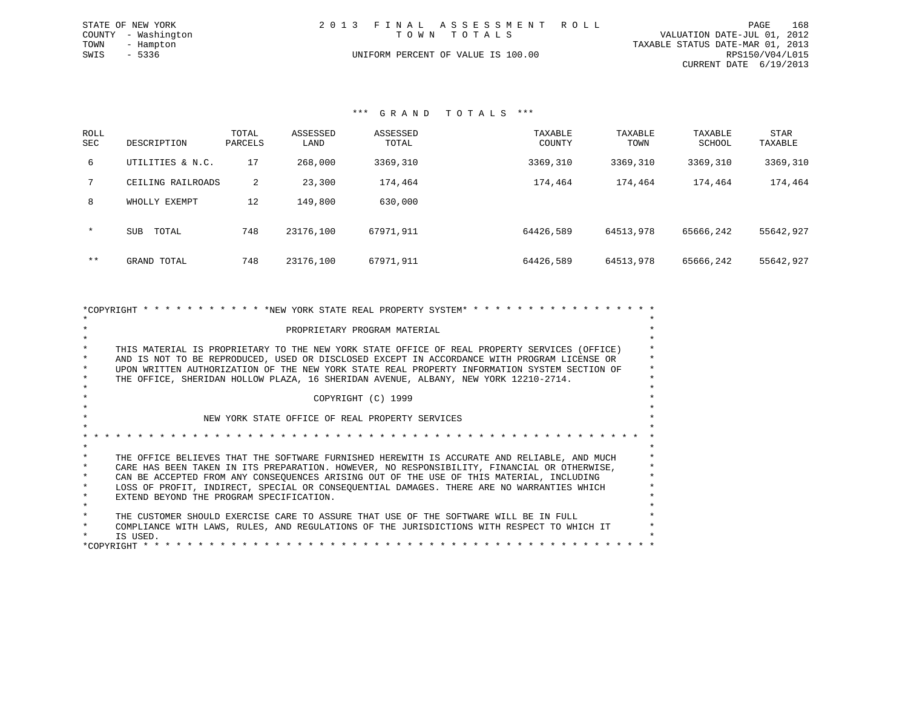STATE OF NEW YORK
COUNTY - Washington
TOWN - Hampton
SWIS - 5336

2 0 1 3 F I N A L A S S E S S M E N T R O L L
T O W N T O T A L S
UNIFORM PERCENT OF VALUE IS 100.00

VALUATION DATE-JUL 01, 2012
TAXABLE STATUS DATE-MAR 01, 2013
RPS150/V04/L015
CURRENT DATE 6/19/2013

### *** G R A N D T O T A L S ***

| ROLL SEC | DESCRIPTION | TOTAL PARCELS | ASSESSED LAND | ASSESSED TOTAL | TAXABLE COUNTY | TAXABLE TOWN | TAXABLE SCHOOL | STAR TAXABLE |
|---|---|---|---|---|---|---|---|---|
| 6 | UTILITIES & N.C. | 17 | 268,000 | 3369,310 | 3369,310 | 3369,310 | 3369,310 | 3369,310 |
| 7 | CEILING RAILROADS | 2 | 23,300 | 174,464 | 174,464 | 174,464 | 174,464 | 174,464 |
| 8 | WHOLLY EXEMPT | 12 | 149,800 | 630,000 | | | | |
| * | SUB TOTAL | 748 | 23176,100 | 67971,911 | 64426,589 | 64513,978 | 65666,242 | 55642,927 |
| ** | GRAND TOTAL | 748 | 23176,100 | 67971,911 | 64426,589 | 64513,978 | 65666,242 | 55642,927 |

*COPYRIGHT * * * * * * * * * * * *NEW YORK STATE REAL PROPERTY SYSTEM* * * * * * * * * * * * * * * * * * *

PROPRIETARY PROGRAM MATERIAL

THIS MATERIAL IS PROPRIETARY TO THE NEW YORK STATE OFFICE OF REAL PROPERTY SERVICES (OFFICE) AND IS NOT TO BE REPRODUCED, USED OR DISCLOSED EXCEPT IN ACCORDANCE WITH PROGRAM LICENSE OR UPON WRITTEN AUTHORIZATION OF THE NEW YORK STATE REAL PROPERTY INFORMATION SYSTEM SECTION OF THE OFFICE, SHERIDAN HOLLOW PLAZA, 16 SHERIDAN AVENUE, ALBANY, NEW YORK 12210-2714.

COPYRIGHT (C) 1999

NEW YORK STATE OFFICE OF REAL PROPERTY SERVICES

THE OFFICE BELIEVES THAT THE SOFTWARE FURNISHED HEREWITH IS ACCURATE AND RELIABLE, AND MUCH CARE HAS BEEN TAKEN IN ITS PREPARATION. HOWEVER, NO RESPONSIBILITY, FINANCIAL OR OTHERWISE, CAN BE ACCEPTED FROM ANY CONSEQUENCES ARISING OUT OF THE USE OF THIS MATERIAL, INCLUDING LOSS OF PROFIT, INDIRECT, SPECIAL OR CONSEQUENTIAL DAMAGES. THERE ARE NO WARRANTIES WHICH EXTEND BEYOND THE PROGRAM SPECIFICATION.

THE CUSTOMER SHOULD EXERCISE CARE TO ASSURE THAT USE OF THE SOFTWARE WILL BE IN FULL COMPLIANCE WITH LAWS, RULES, AND REGULATIONS OF THE JURISDICTIONS WITH RESPECT TO WHICH IT IS USED.

*COPYRIGHT * * * * * * * * * * * * * * * * * * * * * * * * * * * * * * * * * * * * * * * * * * * * * *